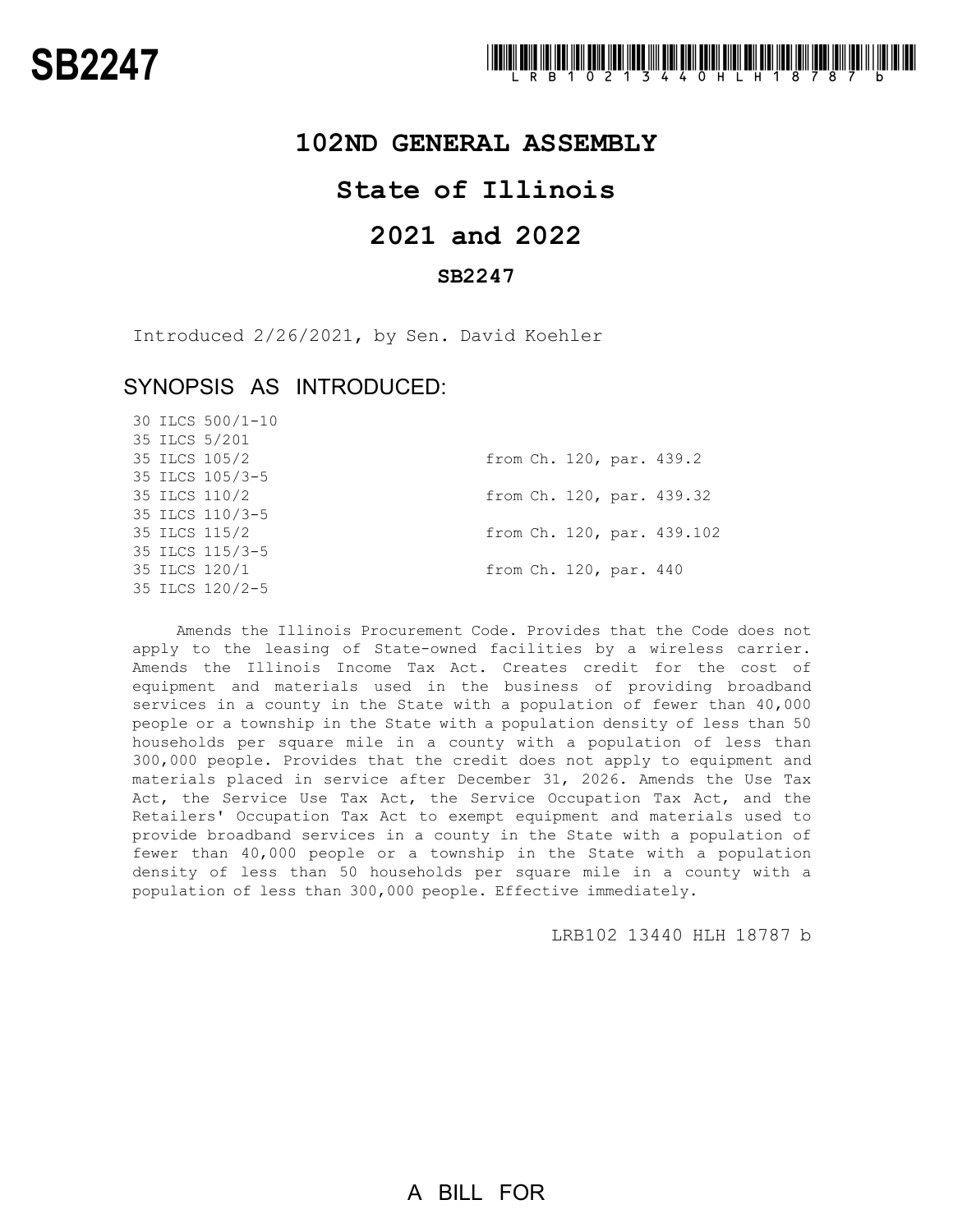# SB2247

LRB102 13440 HLH 18787 b

## 102ND GENERAL ASSEMBLY

## State of Illinois

## 2021 and 2022

### SB2247

Introduced 2/26/2021, by Sen. David Koehler

### SYNOPSIS AS INTRODUCED:

| | |
|---|---|
| 30 ILCS 500/1-10 | |
| 35 ILCS 5/201 | |
| 35 ILCS 105/2 | from Ch. 120, par. 439.2 |
| 35 ILCS 105/3-5 | |
| 35 ILCS 110/2 | from Ch. 120, par. 439.32 |
| 35 ILCS 110/3-5 | |
| 35 ILCS 115/2 | from Ch. 120, par. 439.102 |
| 35 ILCS 115/3-5 | |
| 35 ILCS 120/1 | from Ch. 120, par. 440 |
| 35 ILCS 120/2-5 | |

Amends the Illinois Procurement Code. Provides that the Code does not apply to the leasing of State-owned facilities by a wireless carrier. Amends the Illinois Income Tax Act. Creates credit for the cost of equipment and materials used in the business of providing broadband services in a county in the State with a population of fewer than 40,000 people or a township in the State with a population density of less than 50 households per square mile in a county with a population of less than 300,000 people. Provides that the credit does not apply to equipment and materials placed in service after December 31, 2026. Amends the Use Tax Act, the Service Use Tax Act, the Service Occupation Tax Act, and the Retailers' Occupation Tax Act to exempt equipment and materials used to provide broadband services in a county in the State with a population of fewer than 40,000 people or a township in the State with a population density of less than 50 households per square mile in a county with a population of less than 300,000 people. Effective immediately.

LRB102 13440 HLH 18787 b

A BILL FOR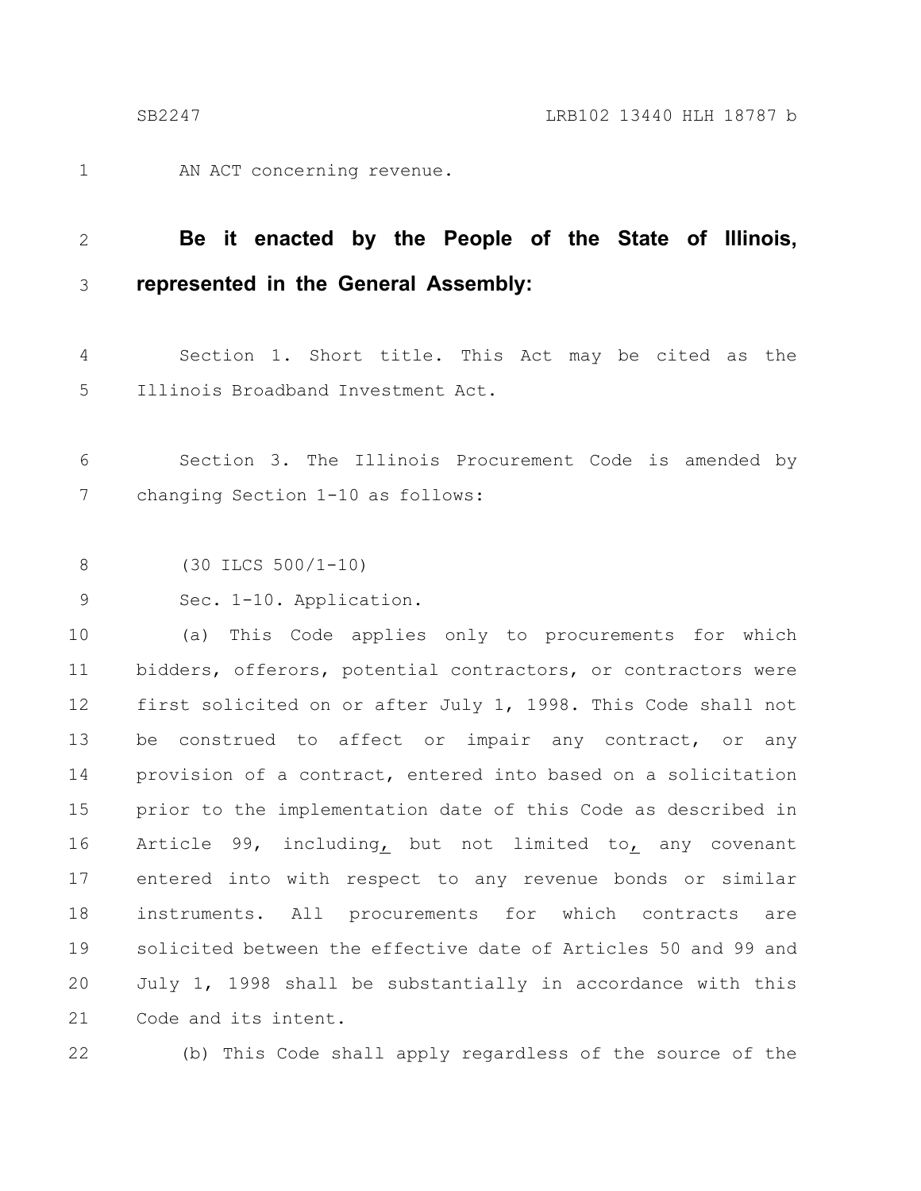AN ACT concerning revenue.

**Be it enacted by the People of the State of Illinois, represented in the General Assembly:**

Section 1. Short title. This Act may be cited as the Illinois Broadband Investment Act.

Section 3. The Illinois Procurement Code is amended by changing Section 1-10 as follows:

(30 ILCS 500/1-10)

Sec. 1-10. Application.

(a) This Code applies only to procurements for which bidders, offerors, potential contractors, or contractors were first solicited on or after July 1, 1998. This Code shall not be construed to affect or impair any contract, or any provision of a contract, entered into based on a solicitation prior to the implementation date of this Code as described in Article 99, including, but not limited to, any covenant entered into with respect to any revenue bonds or similar instruments. All procurements for which contracts are solicited between the effective date of Articles 50 and 99 and July 1, 1998 shall be substantially in accordance with this Code and its intent.

(b) This Code shall apply regardless of the source of the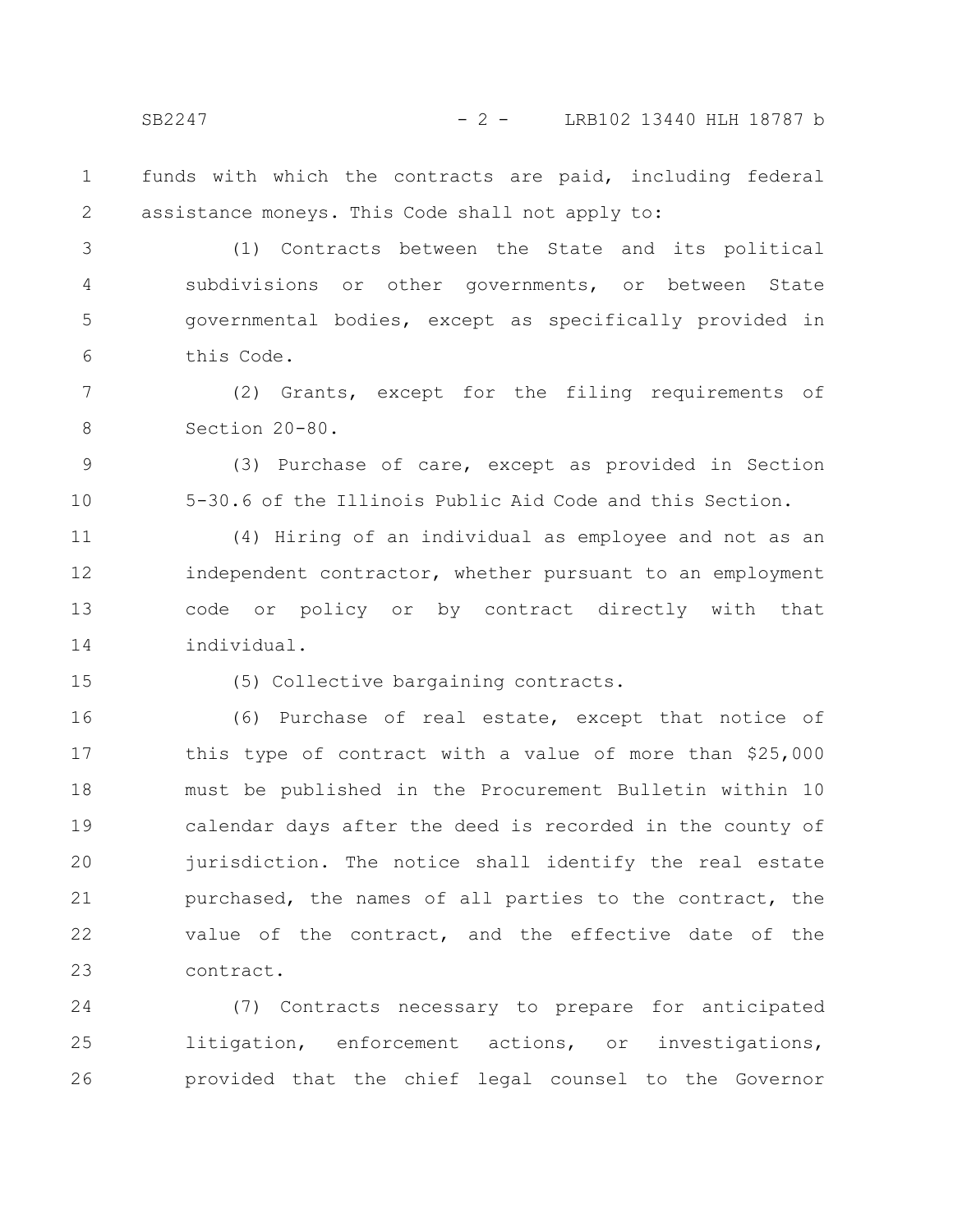funds with which the contracts are paid, including federal assistance moneys. This Code shall not apply to:

(1) Contracts between the State and its political subdivisions or other governments, or between State governmental bodies, except as specifically provided in this Code.

(2) Grants, except for the filing requirements of Section 20-80.

(3) Purchase of care, except as provided in Section 5-30.6 of the Illinois Public Aid Code and this Section.

(4) Hiring of an individual as employee and not as an independent contractor, whether pursuant to an employment code or policy or by contract directly with that individual.

(5) Collective bargaining contracts.

(6) Purchase of real estate, except that notice of this type of contract with a value of more than $25,000 must be published in the Procurement Bulletin within 10 calendar days after the deed is recorded in the county of jurisdiction. The notice shall identify the real estate purchased, the names of all parties to the contract, the value of the contract, and the effective date of the contract.

(7) Contracts necessary to prepare for anticipated litigation, enforcement actions, or investigations, provided that the chief legal counsel to the Governor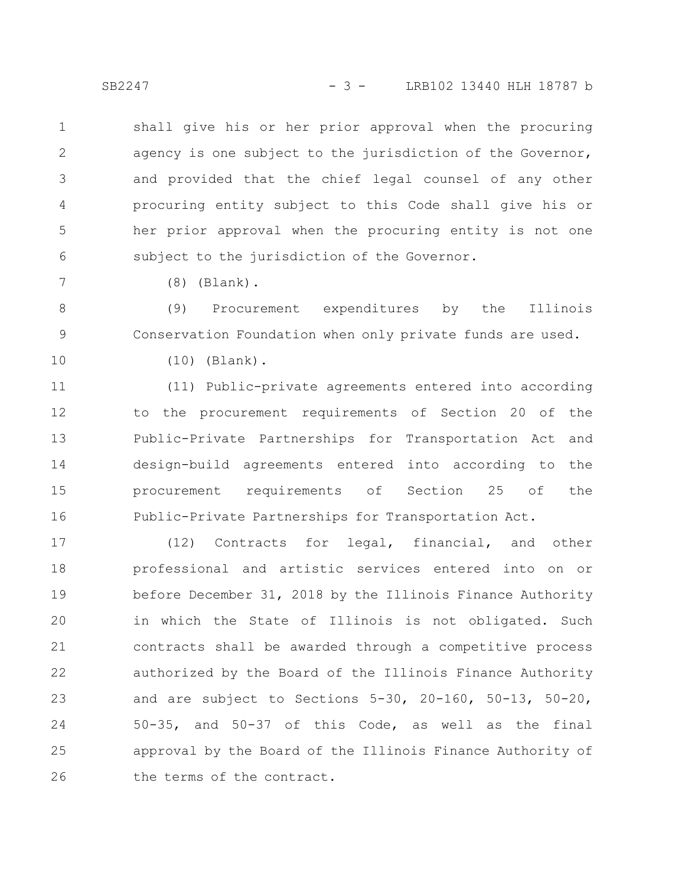shall give his or her prior approval when the procuring agency is one subject to the jurisdiction of the Governor, and provided that the chief legal counsel of any other procuring entity subject to this Code shall give his or her prior approval when the procuring entity is not one subject to the jurisdiction of the Governor.

(8) (Blank).

(9) Procurement expenditures by the Illinois Conservation Foundation when only private funds are used.

(10) (Blank).

(11) Public-private agreements entered into according to the procurement requirements of Section 20 of the Public-Private Partnerships for Transportation Act and design-build agreements entered into according to the procurement requirements of Section 25 of the Public-Private Partnerships for Transportation Act.

(12) Contracts for legal, financial, and other professional and artistic services entered into on or before December 31, 2018 by the Illinois Finance Authority in which the State of Illinois is not obligated. Such contracts shall be awarded through a competitive process authorized by the Board of the Illinois Finance Authority and are subject to Sections 5-30, 20-160, 50-13, 50-20, 50-35, and 50-37 of this Code, as well as the final approval by the Board of the Illinois Finance Authority of the terms of the contract.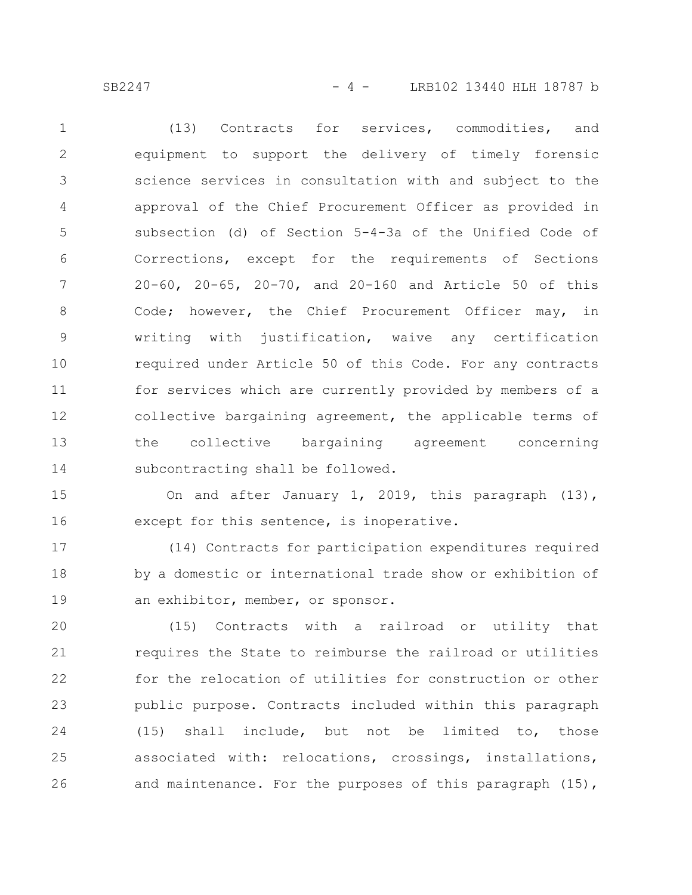(13) Contracts for services, commodities, and equipment to support the delivery of timely forensic science services in consultation with and subject to the approval of the Chief Procurement Officer as provided in subsection (d) of Section 5-4-3a of the Unified Code of Corrections, except for the requirements of Sections 20-60, 20-65, 20-70, and 20-160 and Article 50 of this Code; however, the Chief Procurement Officer may, in writing with justification, waive any certification required under Article 50 of this Code. For any contracts for services which are currently provided by members of a collective bargaining agreement, the applicable terms of the collective bargaining agreement concerning subcontracting shall be followed.

On and after January 1, 2019, this paragraph (13), except for this sentence, is inoperative.

(14) Contracts for participation expenditures required by a domestic or international trade show or exhibition of an exhibitor, member, or sponsor.

(15) Contracts with a railroad or utility that requires the State to reimburse the railroad or utilities for the relocation of utilities for construction or other public purpose. Contracts included within this paragraph (15) shall include, but not be limited to, those associated with: relocations, crossings, installations, and maintenance. For the purposes of this paragraph (15),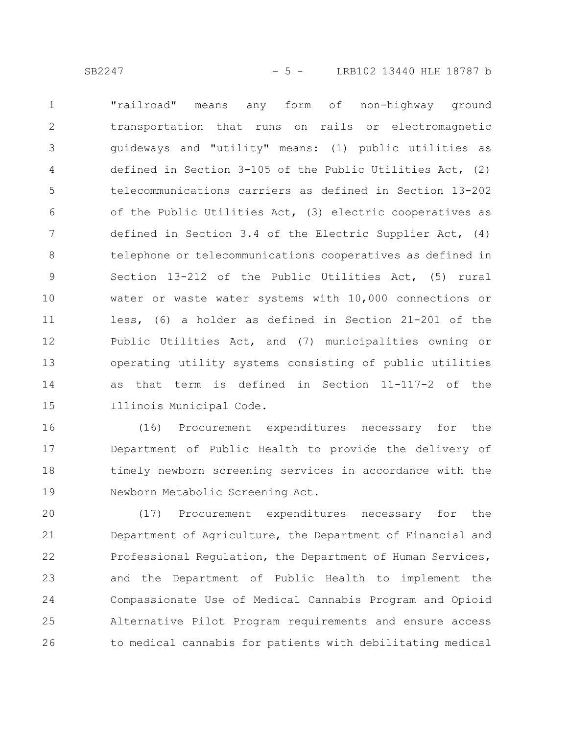"railroad" means any form of non-highway ground transportation that runs on rails or electromagnetic guideways and "utility" means: (1) public utilities as defined in Section 3-105 of the Public Utilities Act, (2) telecommunications carriers as defined in Section 13-202 of the Public Utilities Act, (3) electric cooperatives as defined in Section 3.4 of the Electric Supplier Act, (4) telephone or telecommunications cooperatives as defined in Section 13-212 of the Public Utilities Act, (5) rural water or waste water systems with 10,000 connections or less, (6) a holder as defined in Section 21-201 of the Public Utilities Act, and (7) municipalities owning or operating utility systems consisting of public utilities as that term is defined in Section 11-117-2 of the Illinois Municipal Code.

(16) Procurement expenditures necessary for the Department of Public Health to provide the delivery of timely newborn screening services in accordance with the Newborn Metabolic Screening Act.

(17) Procurement expenditures necessary for the Department of Agriculture, the Department of Financial and Professional Regulation, the Department of Human Services, and the Department of Public Health to implement the Compassionate Use of Medical Cannabis Program and Opioid Alternative Pilot Program requirements and ensure access to medical cannabis for patients with debilitating medical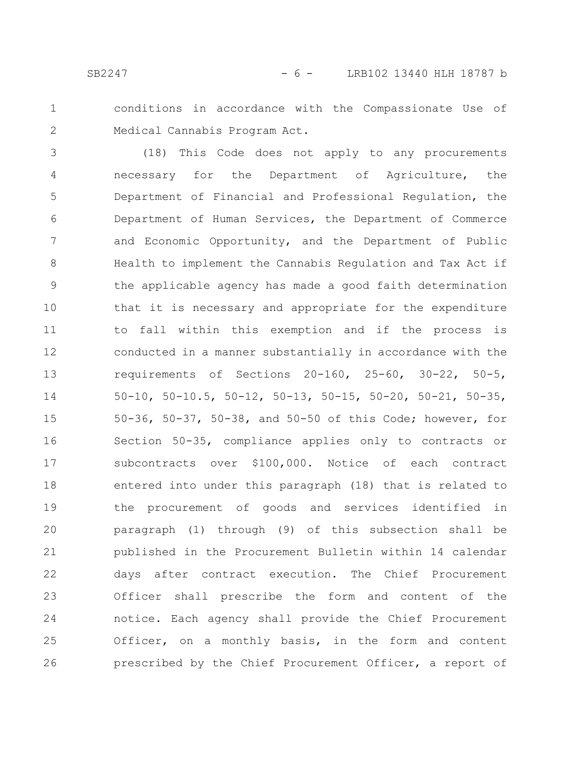conditions in accordance with the Compassionate Use of Medical Cannabis Program Act.

(18) This Code does not apply to any procurements necessary for the Department of Agriculture, the Department of Financial and Professional Regulation, the Department of Human Services, the Department of Commerce and Economic Opportunity, and the Department of Public Health to implement the Cannabis Regulation and Tax Act if the applicable agency has made a good faith determination that it is necessary and appropriate for the expenditure to fall within this exemption and if the process is conducted in a manner substantially in accordance with the requirements of Sections 20-160, 25-60, 30-22, 50-5, 50-10, 50-10.5, 50-12, 50-13, 50-15, 50-20, 50-21, 50-35, 50-36, 50-37, 50-38, and 50-50 of this Code; however, for Section 50-35, compliance applies only to contracts or subcontracts over $100,000. Notice of each contract entered into under this paragraph (18) that is related to the procurement of goods and services identified in paragraph (1) through (9) of this subsection shall be published in the Procurement Bulletin within 14 calendar days after contract execution. The Chief Procurement Officer shall prescribe the form and content of the notice. Each agency shall provide the Chief Procurement Officer, on a monthly basis, in the form and content prescribed by the Chief Procurement Officer, a report of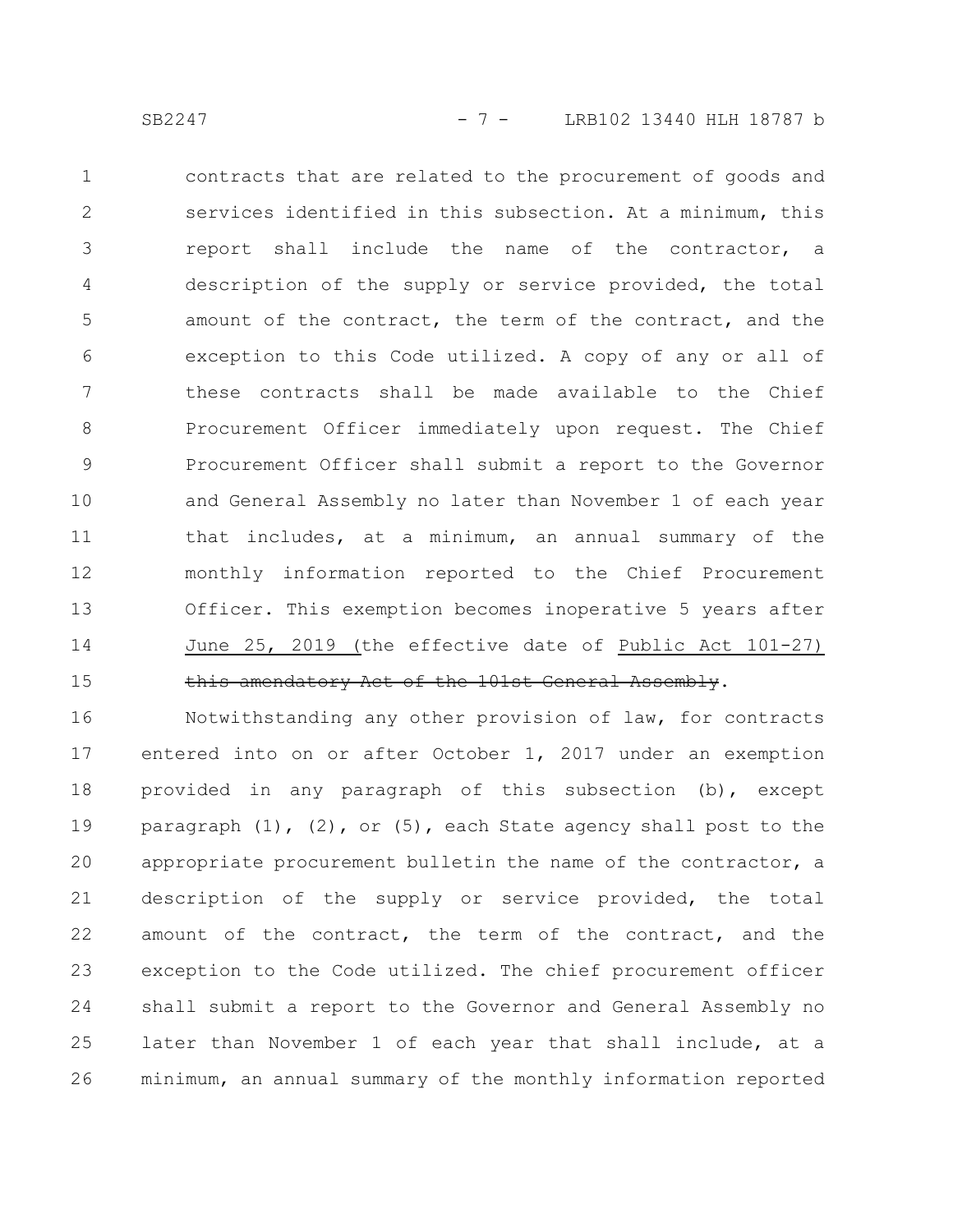contracts that are related to the procurement of goods and services identified in this subsection. At a minimum, this report shall include the name of the contractor, a description of the supply or service provided, the total amount of the contract, the term of the contract, and the exception to this Code utilized. A copy of any or all of these contracts shall be made available to the Chief Procurement Officer immediately upon request. The Chief Procurement Officer shall submit a report to the Governor and General Assembly no later than November 1 of each year that includes, at a minimum, an annual summary of the monthly information reported to the Chief Procurement Officer. This exemption becomes inoperative 5 years after June 25, 2019 (the effective date of Public Act 101-27) ~~this amendatory Act of the 101st General Assembly~~.

Notwithstanding any other provision of law, for contracts entered into on or after October 1, 2017 under an exemption provided in any paragraph of this subsection (b), except paragraph (1), (2), or (5), each State agency shall post to the appropriate procurement bulletin the name of the contractor, a description of the supply or service provided, the total amount of the contract, the term of the contract, and the exception to the Code utilized. The chief procurement officer shall submit a report to the Governor and General Assembly no later than November 1 of each year that shall include, at a minimum, an annual summary of the monthly information reported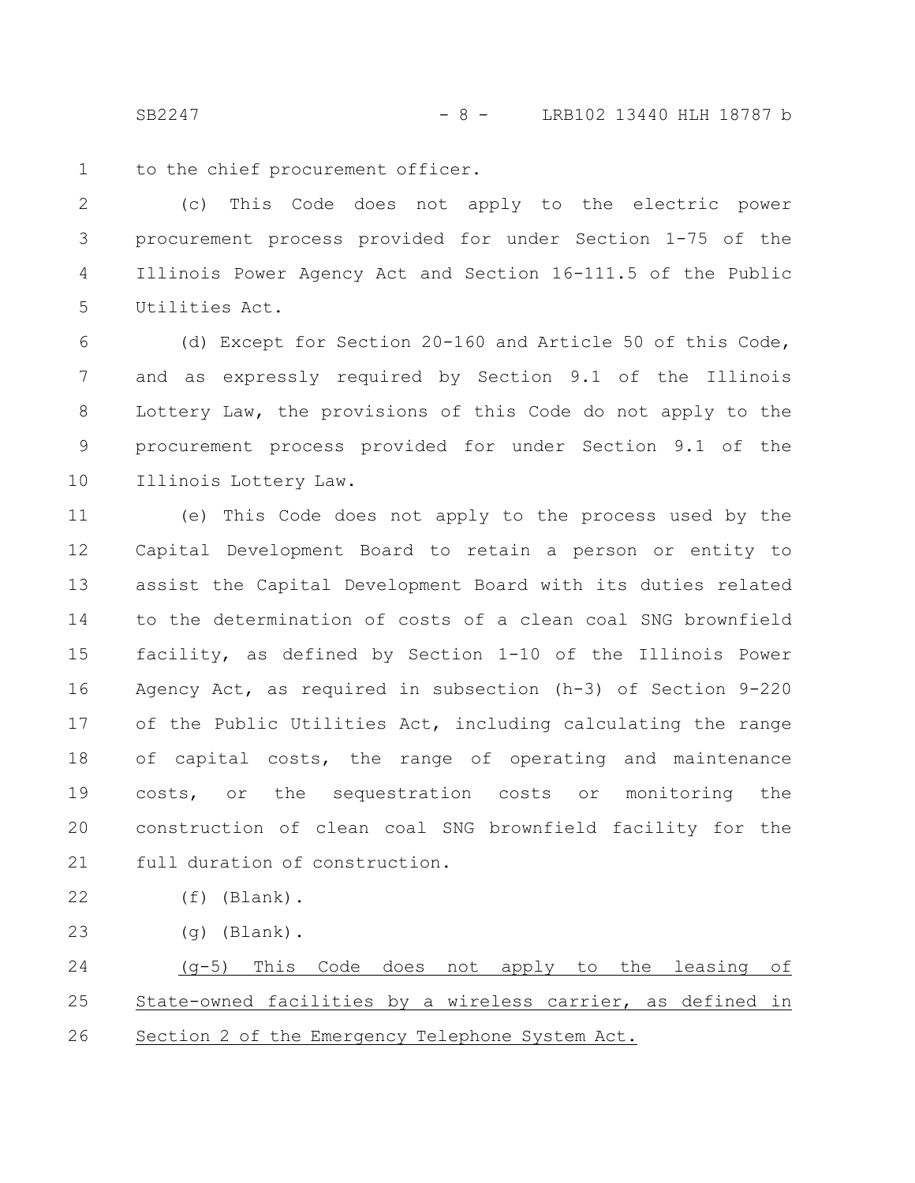to the chief procurement officer.

(c) This Code does not apply to the electric power procurement process provided for under Section 1-75 of the Illinois Power Agency Act and Section 16-111.5 of the Public Utilities Act.

(d) Except for Section 20-160 and Article 50 of this Code, and as expressly required by Section 9.1 of the Illinois Lottery Law, the provisions of this Code do not apply to the procurement process provided for under Section 9.1 of the Illinois Lottery Law.

(e) This Code does not apply to the process used by the Capital Development Board to retain a person or entity to assist the Capital Development Board with its duties related to the determination of costs of a clean coal SNG brownfield facility, as defined by Section 1-10 of the Illinois Power Agency Act, as required in subsection (h-3) of Section 9-220 of the Public Utilities Act, including calculating the range of capital costs, the range of operating and maintenance costs, or the sequestration costs or monitoring the construction of clean coal SNG brownfield facility for the full duration of construction.

(f) (Blank).

(g) (Blank).

<u>(g-5) This Code does not apply to the leasing of State-owned facilities by a wireless carrier, as defined in Section 2 of the Emergency Telephone System Act.</u>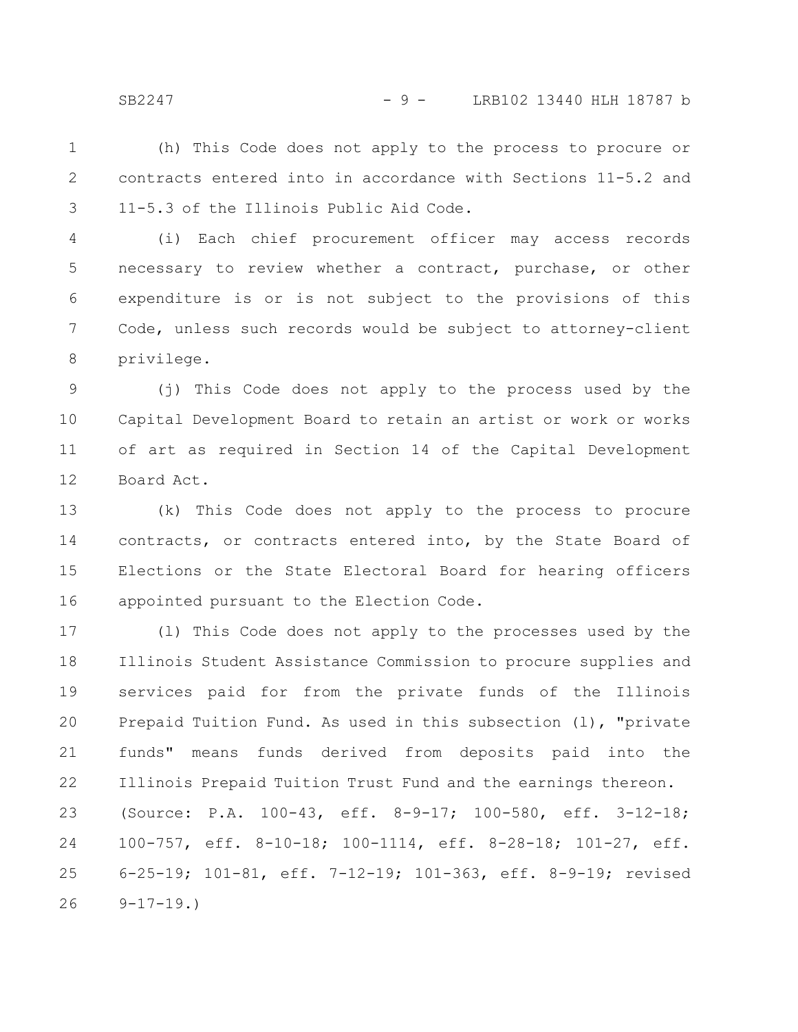(h) This Code does not apply to the process to procure or contracts entered into in accordance with Sections 11-5.2 and 11-5.3 of the Illinois Public Aid Code.

(i) Each chief procurement officer may access records necessary to review whether a contract, purchase, or other expenditure is or is not subject to the provisions of this Code, unless such records would be subject to attorney-client privilege.

(j) This Code does not apply to the process used by the Capital Development Board to retain an artist or work or works of art as required in Section 14 of the Capital Development Board Act.

(k) This Code does not apply to the process to procure contracts, or contracts entered into, by the State Board of Elections or the State Electoral Board for hearing officers appointed pursuant to the Election Code.

(l) This Code does not apply to the processes used by the Illinois Student Assistance Commission to procure supplies and services paid for from the private funds of the Illinois Prepaid Tuition Fund. As used in this subsection (l), "private funds" means funds derived from deposits paid into the Illinois Prepaid Tuition Trust Fund and the earnings thereon.

(Source: P.A. 100-43, eff. 8-9-17; 100-580, eff. 3-12-18; 100-757, eff. 8-10-18; 100-1114, eff. 8-28-18; 101-27, eff. 6-25-19; 101-81, eff. 7-12-19; 101-363, eff. 8-9-19; revised 9-17-19.)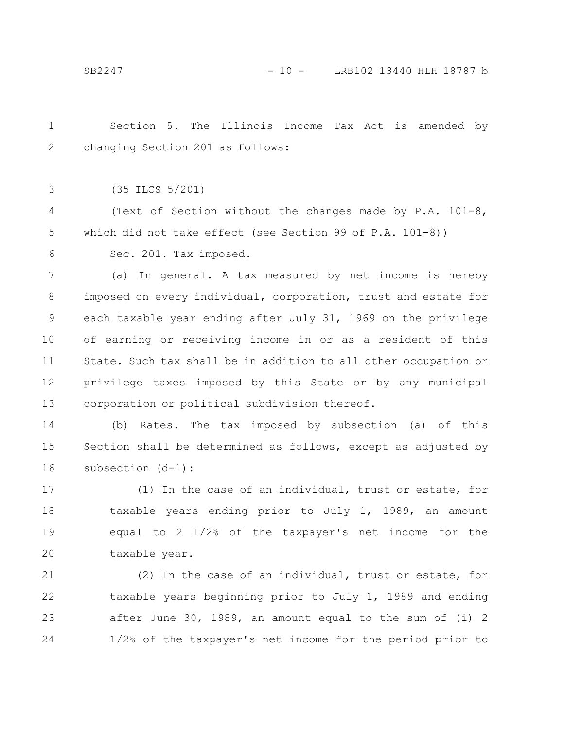Section 5. The Illinois Income Tax Act is amended by changing Section 201 as follows:

(35 ILCS 5/201)

(Text of Section without the changes made by P.A. 101-8, which did not take effect (see Section 99 of P.A. 101-8))

Sec. 201. Tax imposed.

(a) In general. A tax measured by net income is hereby imposed on every individual, corporation, trust and estate for each taxable year ending after July 31, 1969 on the privilege of earning or receiving income in or as a resident of this State. Such tax shall be in addition to all other occupation or privilege taxes imposed by this State or by any municipal corporation or political subdivision thereof.

(b) Rates. The tax imposed by subsection (a) of this Section shall be determined as follows, except as adjusted by subsection (d-1):

(1) In the case of an individual, trust or estate, for taxable years ending prior to July 1, 1989, an amount equal to 2 1/2% of the taxpayer's net income for the taxable year.

(2) In the case of an individual, trust or estate, for taxable years beginning prior to July 1, 1989 and ending after June 30, 1989, an amount equal to the sum of (i) 2 1/2% of the taxpayer's net income for the period prior to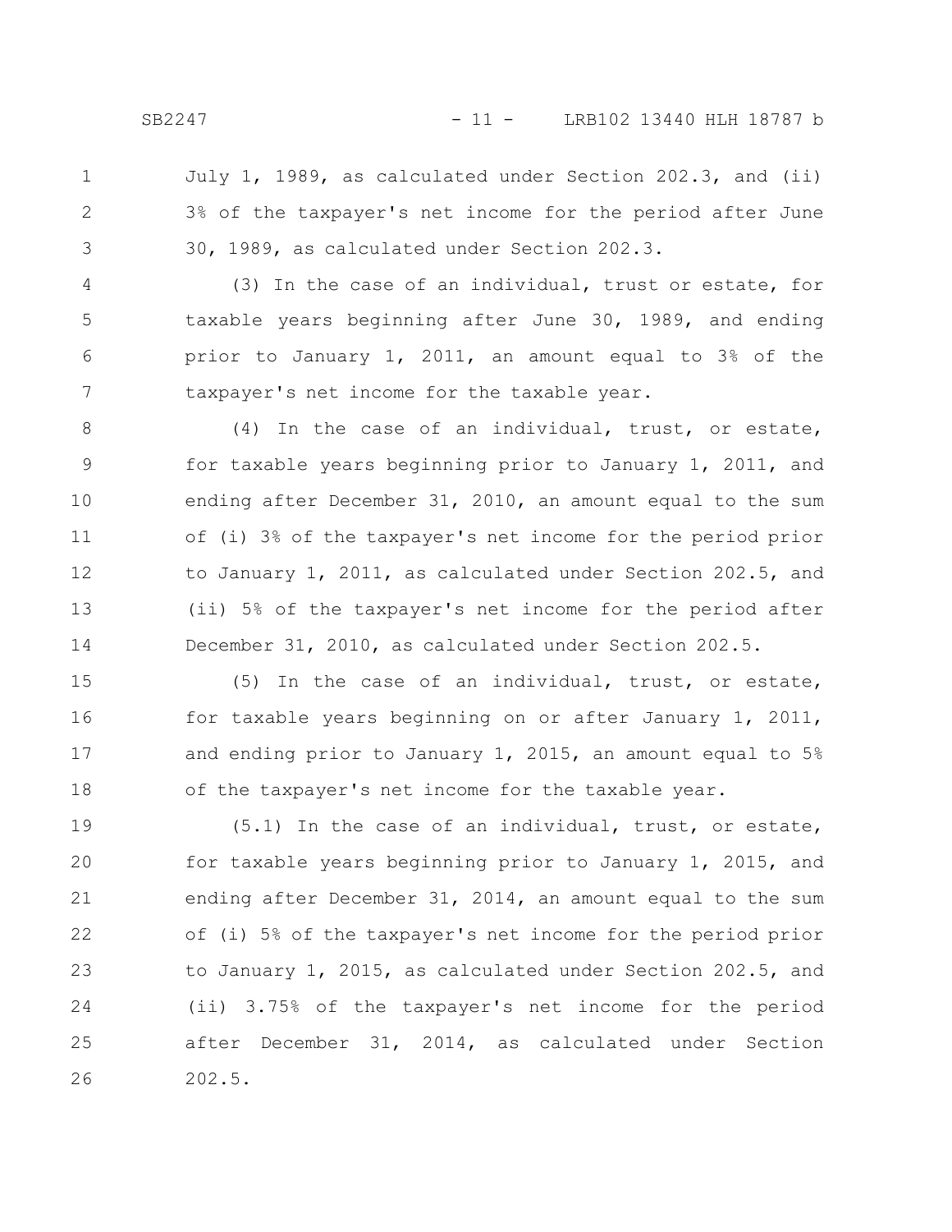July 1, 1989, as calculated under Section 202.3, and (ii) 3% of the taxpayer's net income for the period after June 30, 1989, as calculated under Section 202.3.

(3) In the case of an individual, trust or estate, for taxable years beginning after June 30, 1989, and ending prior to January 1, 2011, an amount equal to 3% of the taxpayer's net income for the taxable year.

(4) In the case of an individual, trust, or estate, for taxable years beginning prior to January 1, 2011, and ending after December 31, 2010, an amount equal to the sum of (i) 3% of the taxpayer's net income for the period prior to January 1, 2011, as calculated under Section 202.5, and (ii) 5% of the taxpayer's net income for the period after December 31, 2010, as calculated under Section 202.5.

(5) In the case of an individual, trust, or estate, for taxable years beginning on or after January 1, 2011, and ending prior to January 1, 2015, an amount equal to 5% of the taxpayer's net income for the taxable year.

(5.1) In the case of an individual, trust, or estate, for taxable years beginning prior to January 1, 2015, and ending after December 31, 2014, an amount equal to the sum of (i) 5% of the taxpayer's net income for the period prior to January 1, 2015, as calculated under Section 202.5, and (ii) 3.75% of the taxpayer's net income for the period after December 31, 2014, as calculated under Section 202.5.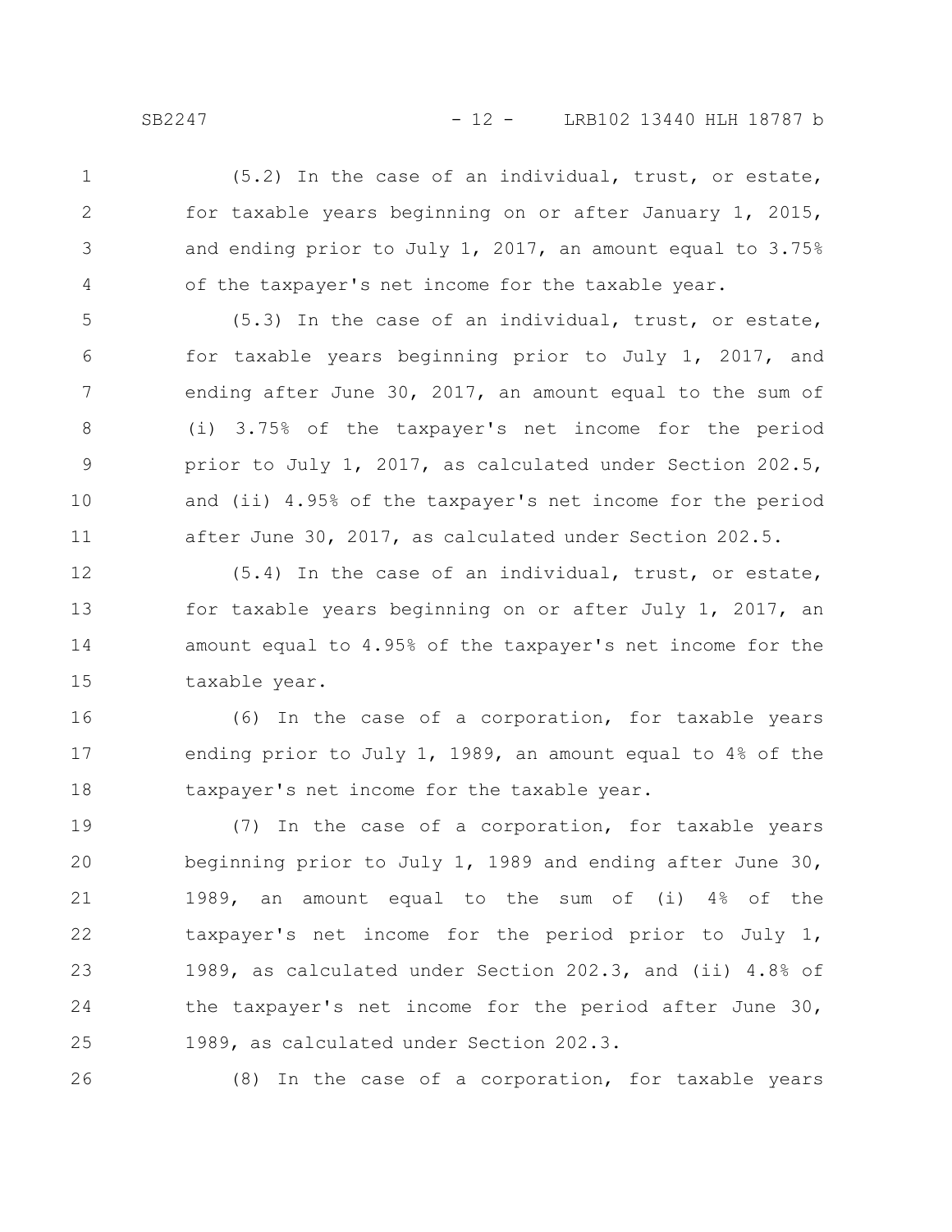(5.2) In the case of an individual, trust, or estate, for taxable years beginning on or after January 1, 2015, and ending prior to July 1, 2017, an amount equal to 3.75% of the taxpayer's net income for the taxable year.

(5.3) In the case of an individual, trust, or estate, for taxable years beginning prior to July 1, 2017, and ending after June 30, 2017, an amount equal to the sum of (i) 3.75% of the taxpayer's net income for the period prior to July 1, 2017, as calculated under Section 202.5, and (ii) 4.95% of the taxpayer's net income for the period after June 30, 2017, as calculated under Section 202.5.

(5.4) In the case of an individual, trust, or estate, for taxable years beginning on or after July 1, 2017, an amount equal to 4.95% of the taxpayer's net income for the taxable year.

(6) In the case of a corporation, for taxable years ending prior to July 1, 1989, an amount equal to 4% of the taxpayer's net income for the taxable year.

(7) In the case of a corporation, for taxable years beginning prior to July 1, 1989 and ending after June 30, 1989, an amount equal to the sum of (i) 4% of the taxpayer's net income for the period prior to July 1, 1989, as calculated under Section 202.3, and (ii) 4.8% of the taxpayer's net income for the period after June 30, 1989, as calculated under Section 202.3.

(8) In the case of a corporation, for taxable years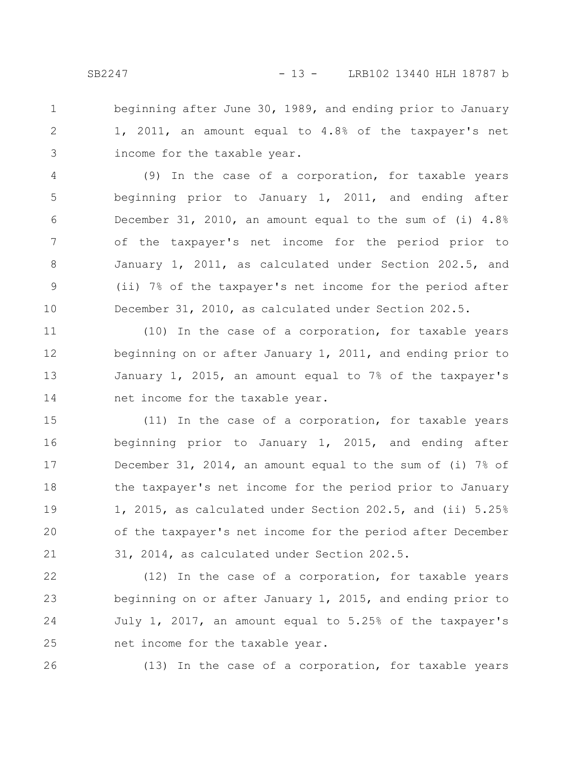beginning after June 30, 1989, and ending prior to January 1, 2011, an amount equal to 4.8% of the taxpayer's net income for the taxable year.

(9) In the case of a corporation, for taxable years beginning prior to January 1, 2011, and ending after December 31, 2010, an amount equal to the sum of (i) 4.8% of the taxpayer's net income for the period prior to January 1, 2011, as calculated under Section 202.5, and (ii) 7% of the taxpayer's net income for the period after December 31, 2010, as calculated under Section 202.5.

(10) In the case of a corporation, for taxable years beginning on or after January 1, 2011, and ending prior to January 1, 2015, an amount equal to 7% of the taxpayer's net income for the taxable year.

(11) In the case of a corporation, for taxable years beginning prior to January 1, 2015, and ending after December 31, 2014, an amount equal to the sum of (i) 7% of the taxpayer's net income for the period prior to January 1, 2015, as calculated under Section 202.5, and (ii) 5.25% of the taxpayer's net income for the period after December 31, 2014, as calculated under Section 202.5.

(12) In the case of a corporation, for taxable years beginning on or after January 1, 2015, and ending prior to July 1, 2017, an amount equal to 5.25% of the taxpayer's net income for the taxable year.

(13) In the case of a corporation, for taxable years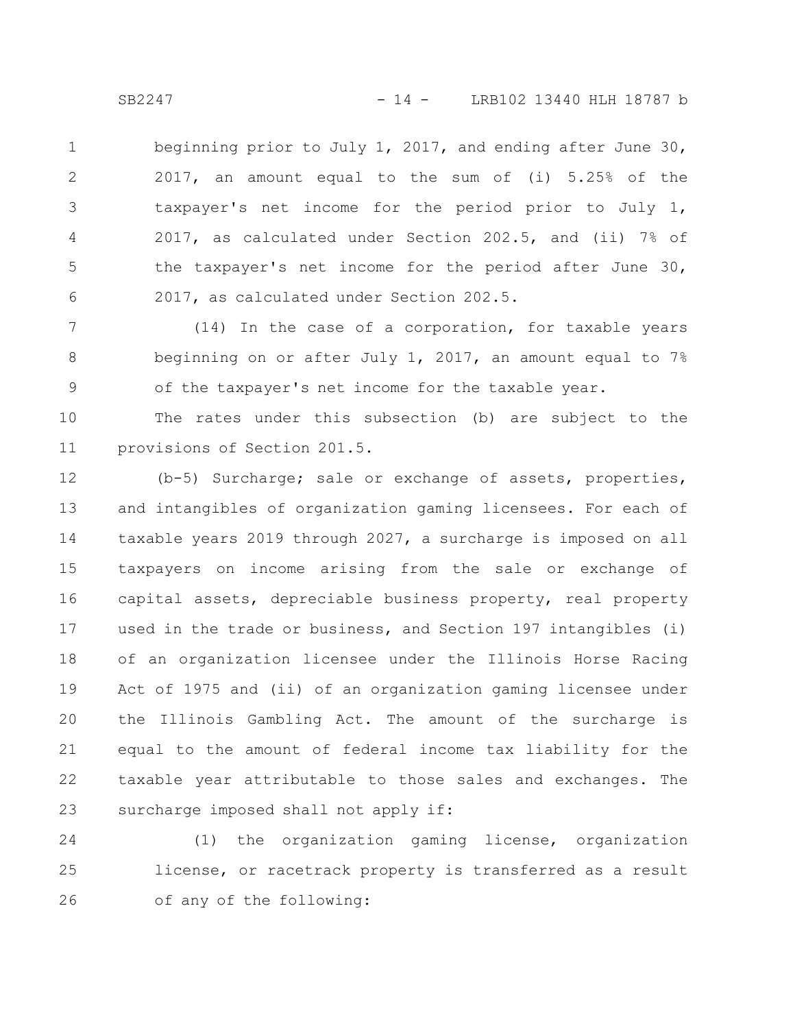beginning prior to July 1, 2017, and ending after June 30, 2017, an amount equal to the sum of (i) 5.25% of the taxpayer's net income for the period prior to July 1, 2017, as calculated under Section 202.5, and (ii) 7% of the taxpayer's net income for the period after June 30, 2017, as calculated under Section 202.5.

(14) In the case of a corporation, for taxable years beginning on or after July 1, 2017, an amount equal to 7% of the taxpayer's net income for the taxable year.

The rates under this subsection (b) are subject to the provisions of Section 201.5.

(b-5) Surcharge; sale or exchange of assets, properties, and intangibles of organization gaming licensees. For each of taxable years 2019 through 2027, a surcharge is imposed on all taxpayers on income arising from the sale or exchange of capital assets, depreciable business property, real property used in the trade or business, and Section 197 intangibles (i) of an organization licensee under the Illinois Horse Racing Act of 1975 and (ii) of an organization gaming licensee under the Illinois Gambling Act. The amount of the surcharge is equal to the amount of federal income tax liability for the taxable year attributable to those sales and exchanges. The surcharge imposed shall not apply if:

(1) the organization gaming license, organization license, or racetrack property is transferred as a result of any of the following: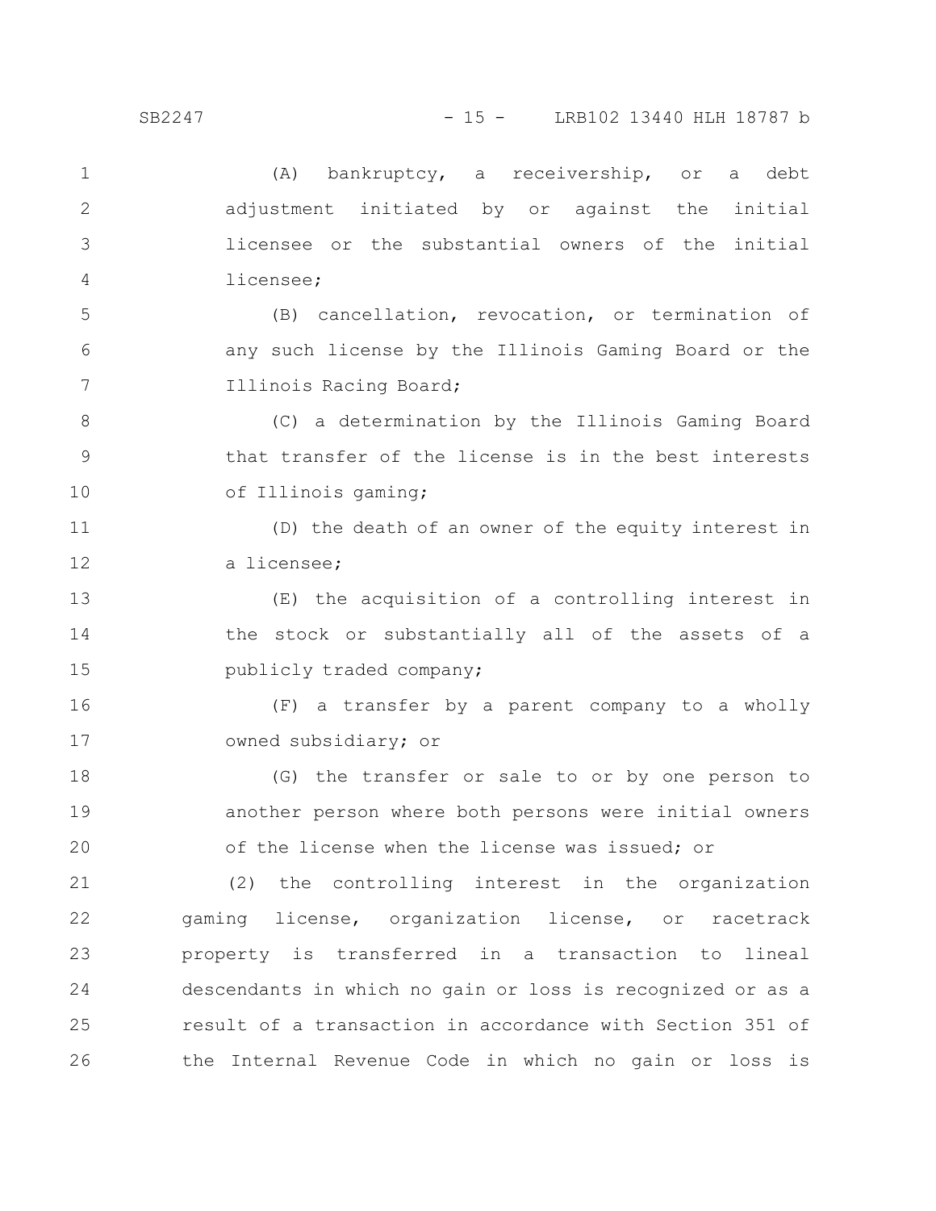(A) bankruptcy, a receivership, or a debt adjustment initiated by or against the initial licensee or the substantial owners of the initial licensee;

(B) cancellation, revocation, or termination of any such license by the Illinois Gaming Board or the Illinois Racing Board;

(C) a determination by the Illinois Gaming Board that transfer of the license is in the best interests of Illinois gaming;

(D) the death of an owner of the equity interest in a licensee;

(E) the acquisition of a controlling interest in the stock or substantially all of the assets of a publicly traded company;

(F) a transfer by a parent company to a wholly owned subsidiary; or

(G) the transfer or sale to or by one person to another person where both persons were initial owners of the license when the license was issued; or

(2) the controlling interest in the organization gaming license, organization license, or racetrack property is transferred in a transaction to lineal descendants in which no gain or loss is recognized or as a result of a transaction in accordance with Section 351 of the Internal Revenue Code in which no gain or loss is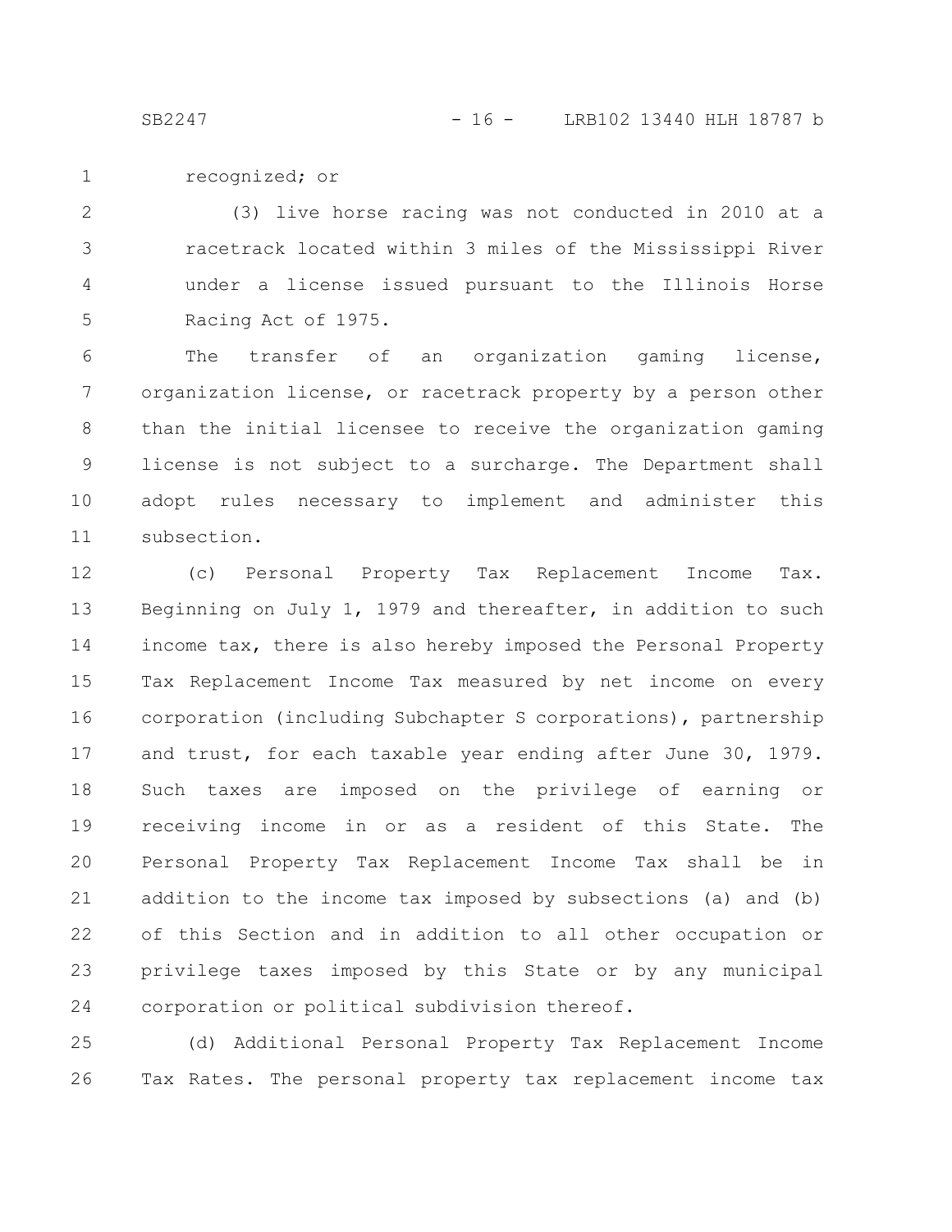recognized; or

(3) live horse racing was not conducted in 2010 at a racetrack located within 3 miles of the Mississippi River under a license issued pursuant to the Illinois Horse Racing Act of 1975.

The transfer of an organization gaming license, organization license, or racetrack property by a person other than the initial licensee to receive the organization gaming license is not subject to a surcharge. The Department shall adopt rules necessary to implement and administer this subsection.

(c) Personal Property Tax Replacement Income Tax. Beginning on July 1, 1979 and thereafter, in addition to such income tax, there is also hereby imposed the Personal Property Tax Replacement Income Tax measured by net income on every corporation (including Subchapter S corporations), partnership and trust, for each taxable year ending after June 30, 1979. Such taxes are imposed on the privilege of earning or receiving income in or as a resident of this State. The Personal Property Tax Replacement Income Tax shall be in addition to the income tax imposed by subsections (a) and (b) of this Section and in addition to all other occupation or privilege taxes imposed by this State or by any municipal corporation or political subdivision thereof.

(d) Additional Personal Property Tax Replacement Income Tax Rates. The personal property tax replacement income tax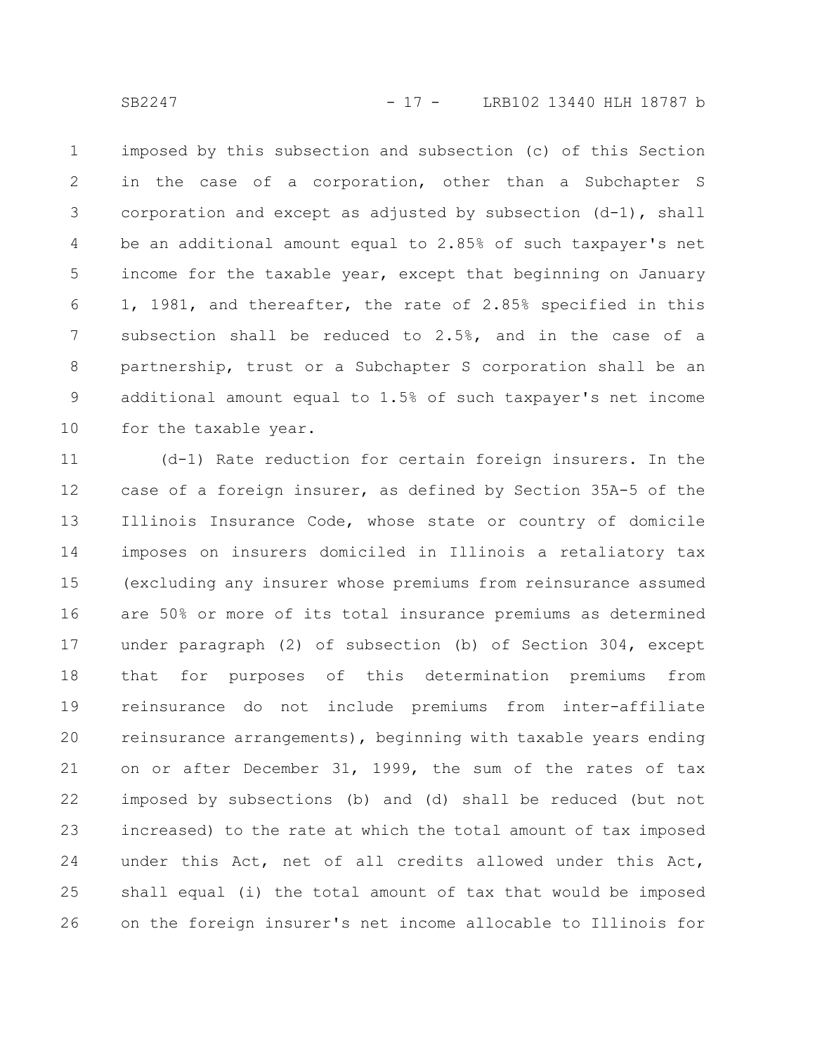imposed by this subsection and subsection (c) of this Section in the case of a corporation, other than a Subchapter S corporation and except as adjusted by subsection (d-1), shall be an additional amount equal to 2.85% of such taxpayer's net income for the taxable year, except that beginning on January 1, 1981, and thereafter, the rate of 2.85% specified in this subsection shall be reduced to 2.5%, and in the case of a partnership, trust or a Subchapter S corporation shall be an additional amount equal to 1.5% of such taxpayer's net income for the taxable year.

(d-1) Rate reduction for certain foreign insurers. In the case of a foreign insurer, as defined by Section 35A-5 of the Illinois Insurance Code, whose state or country of domicile imposes on insurers domiciled in Illinois a retaliatory tax (excluding any insurer whose premiums from reinsurance assumed are 50% or more of its total insurance premiums as determined under paragraph (2) of subsection (b) of Section 304, except that for purposes of this determination premiums from reinsurance do not include premiums from inter-affiliate reinsurance arrangements), beginning with taxable years ending on or after December 31, 1999, the sum of the rates of tax imposed by subsections (b) and (d) shall be reduced (but not increased) to the rate at which the total amount of tax imposed under this Act, net of all credits allowed under this Act, shall equal (i) the total amount of tax that would be imposed on the foreign insurer's net income allocable to Illinois for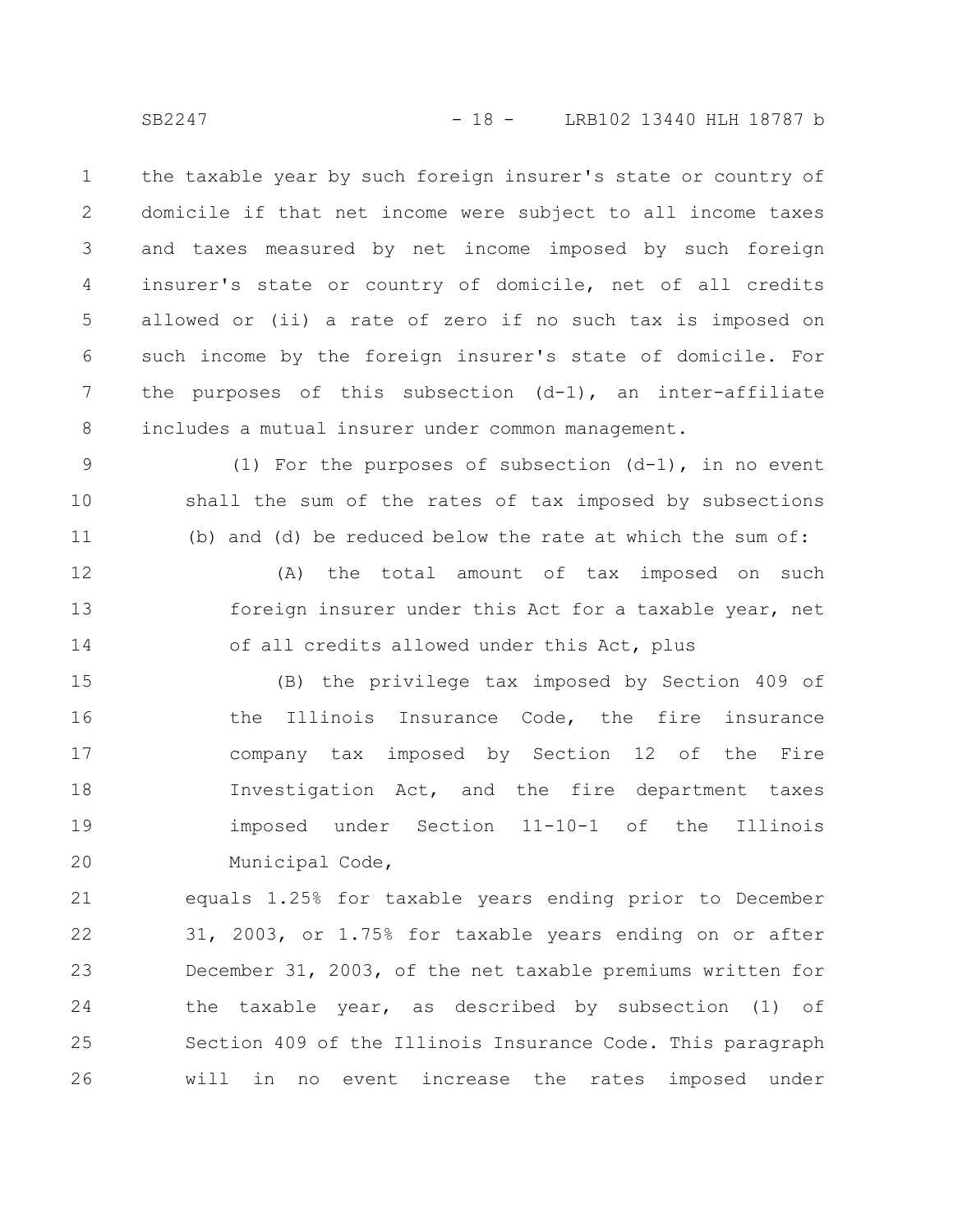the taxable year by such foreign insurer's state or country of domicile if that net income were subject to all income taxes and taxes measured by net income imposed by such foreign insurer's state or country of domicile, net of all credits allowed or (ii) a rate of zero if no such tax is imposed on such income by the foreign insurer's state of domicile. For the purposes of this subsection (d-1), an inter-affiliate includes a mutual insurer under common management.

(1) For the purposes of subsection (d-1), in no event shall the sum of the rates of tax imposed by subsections (b) and (d) be reduced below the rate at which the sum of:

(A) the total amount of tax imposed on such foreign insurer under this Act for a taxable year, net of all credits allowed under this Act, plus

(B) the privilege tax imposed by Section 409 of the Illinois Insurance Code, the fire insurance company tax imposed by Section 12 of the Fire Investigation Act, and the fire department taxes imposed under Section 11-10-1 of the Illinois Municipal Code,

equals 1.25% for taxable years ending prior to December 31, 2003, or 1.75% for taxable years ending on or after December 31, 2003, of the net taxable premiums written for the taxable year, as described by subsection (1) of Section 409 of the Illinois Insurance Code. This paragraph will in no event increase the rates imposed under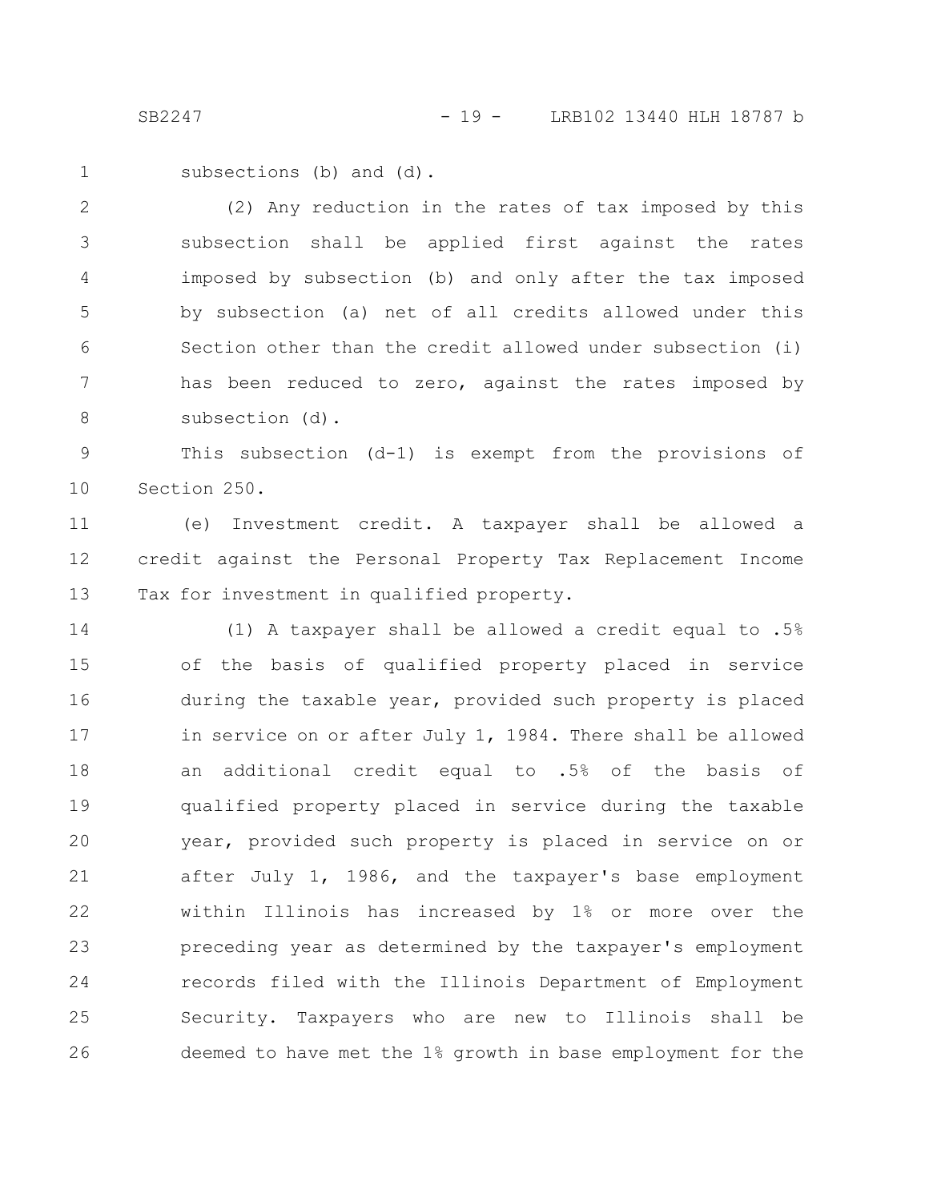subsections (b) and (d).

(2) Any reduction in the rates of tax imposed by this subsection shall be applied first against the rates imposed by subsection (b) and only after the tax imposed by subsection (a) net of all credits allowed under this Section other than the credit allowed under subsection (i) has been reduced to zero, against the rates imposed by subsection (d).

This subsection (d-1) is exempt from the provisions of Section 250.

(e) Investment credit. A taxpayer shall be allowed a credit against the Personal Property Tax Replacement Income Tax for investment in qualified property.

(1) A taxpayer shall be allowed a credit equal to .5% of the basis of qualified property placed in service during the taxable year, provided such property is placed in service on or after July 1, 1984. There shall be allowed an additional credit equal to .5% of the basis of qualified property placed in service during the taxable year, provided such property is placed in service on or after July 1, 1986, and the taxpayer's base employment within Illinois has increased by 1% or more over the preceding year as determined by the taxpayer's employment records filed with the Illinois Department of Employment Security. Taxpayers who are new to Illinois shall be deemed to have met the 1% growth in base employment for the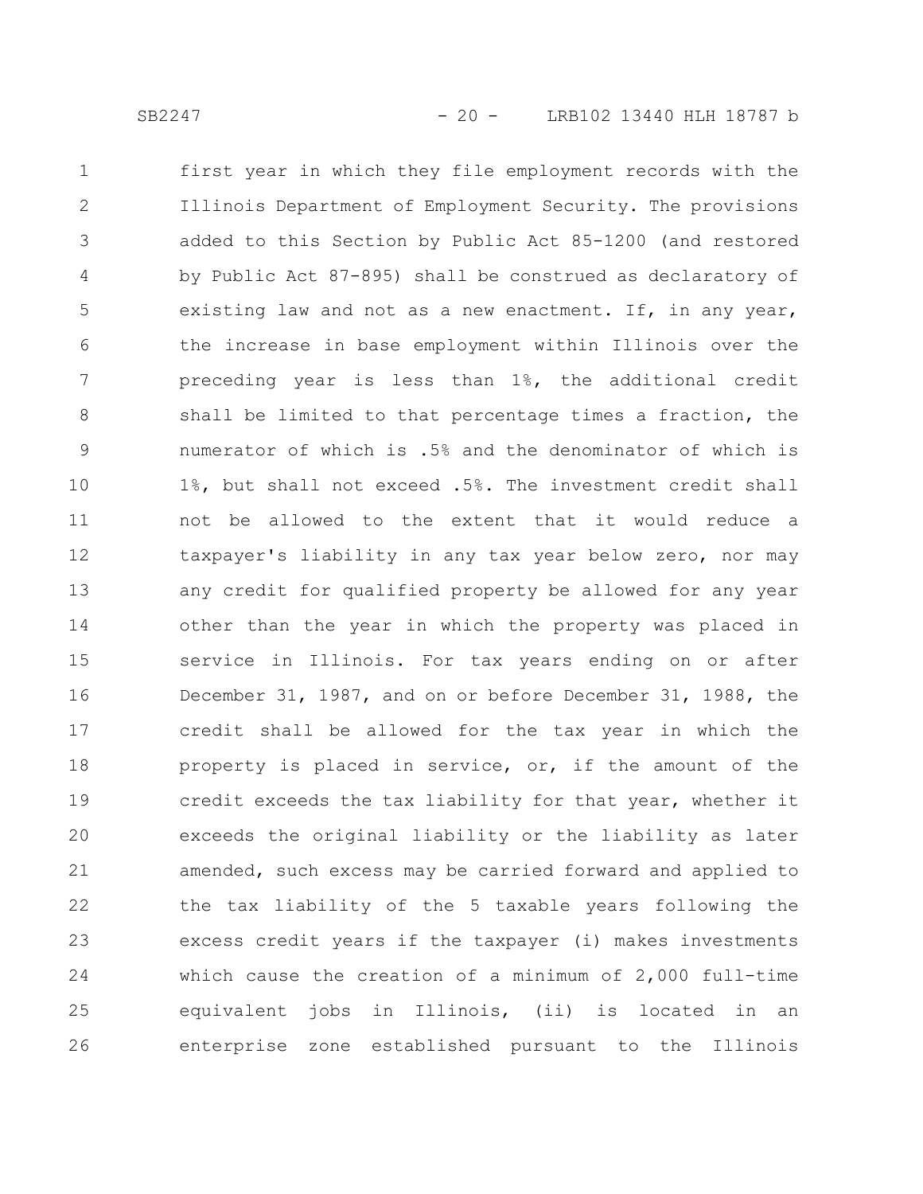first year in which they file employment records with the Illinois Department of Employment Security. The provisions added to this Section by Public Act 85-1200 (and restored by Public Act 87-895) shall be construed as declaratory of existing law and not as a new enactment. If, in any year, the increase in base employment within Illinois over the preceding year is less than 1%, the additional credit shall be limited to that percentage times a fraction, the numerator of which is .5% and the denominator of which is 1%, but shall not exceed .5%. The investment credit shall not be allowed to the extent that it would reduce a taxpayer's liability in any tax year below zero, nor may any credit for qualified property be allowed for any year other than the year in which the property was placed in service in Illinois. For tax years ending on or after December 31, 1987, and on or before December 31, 1988, the credit shall be allowed for the tax year in which the property is placed in service, or, if the amount of the credit exceeds the tax liability for that year, whether it exceeds the original liability or the liability as later amended, such excess may be carried forward and applied to the tax liability of the 5 taxable years following the excess credit years if the taxpayer (i) makes investments which cause the creation of a minimum of 2,000 full-time equivalent jobs in Illinois, (ii) is located in an enterprise zone established pursuant to the Illinois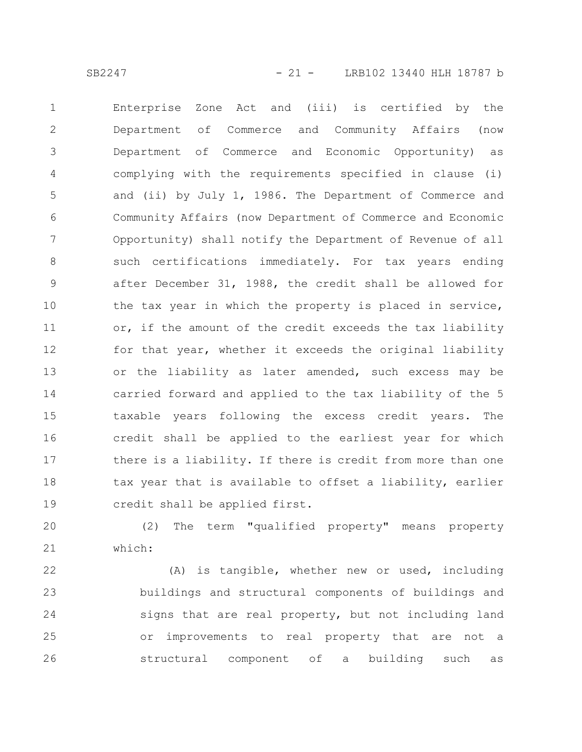Enterprise Zone Act and (iii) is certified by the Department of Commerce and Community Affairs (now Department of Commerce and Economic Opportunity) as complying with the requirements specified in clause (i) and (ii) by July 1, 1986. The Department of Commerce and Community Affairs (now Department of Commerce and Economic Opportunity) shall notify the Department of Revenue of all such certifications immediately. For tax years ending after December 31, 1988, the credit shall be allowed for the tax year in which the property is placed in service, or, if the amount of the credit exceeds the tax liability for that year, whether it exceeds the original liability or the liability as later amended, such excess may be carried forward and applied to the tax liability of the 5 taxable years following the excess credit years. The credit shall be applied to the earliest year for which there is a liability. If there is credit from more than one tax year that is available to offset a liability, earlier credit shall be applied first.

(2) The term "qualified property" means property which:

(A) is tangible, whether new or used, including buildings and structural components of buildings and signs that are real property, but not including land or improvements to real property that are not a structural component of a building such as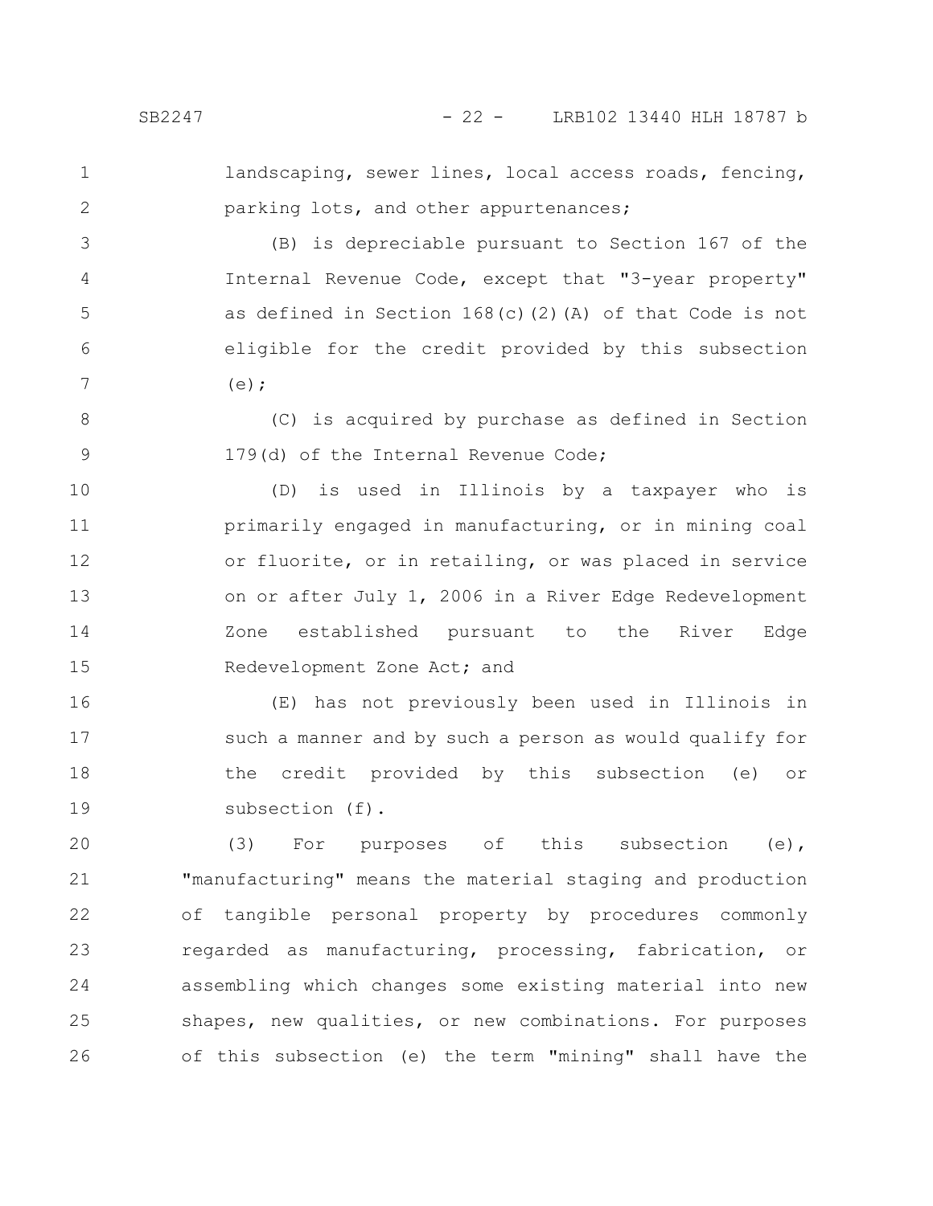landscaping, sewer lines, local access roads, fencing, parking lots, and other appurtenances;

(B) is depreciable pursuant to Section 167 of the Internal Revenue Code, except that "3-year property" as defined in Section 168(c)(2)(A) of that Code is not eligible for the credit provided by this subsection (e);

(C) is acquired by purchase as defined in Section 179(d) of the Internal Revenue Code;

(D) is used in Illinois by a taxpayer who is primarily engaged in manufacturing, or in mining coal or fluorite, or in retailing, or was placed in service on or after July 1, 2006 in a River Edge Redevelopment Zone established pursuant to the River Edge Redevelopment Zone Act; and

(E) has not previously been used in Illinois in such a manner and by such a person as would qualify for the credit provided by this subsection (e) or subsection (f).

(3) For purposes of this subsection (e), "manufacturing" means the material staging and production of tangible personal property by procedures commonly regarded as manufacturing, processing, fabrication, or assembling which changes some existing material into new shapes, new qualities, or new combinations. For purposes of this subsection (e) the term "mining" shall have the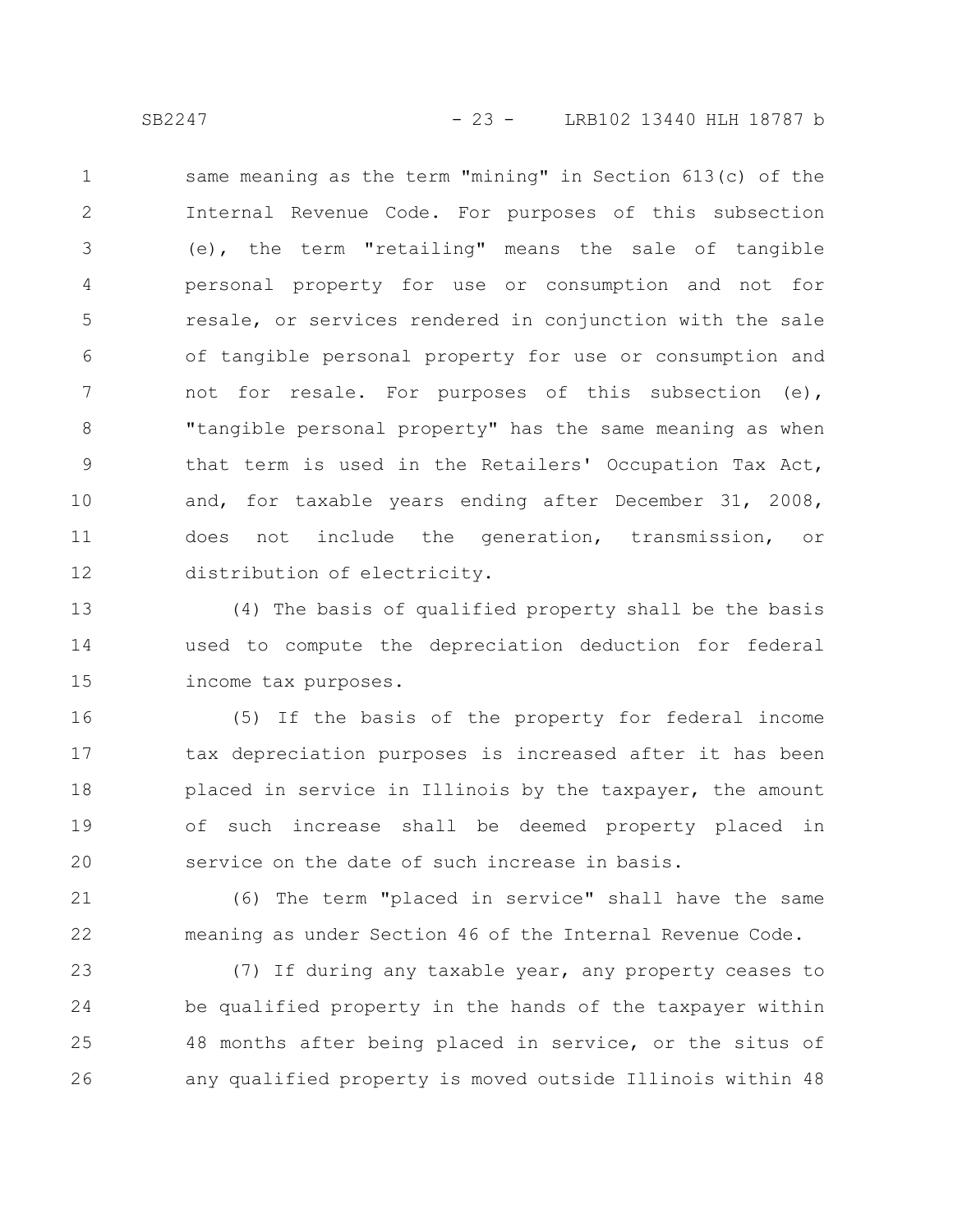same meaning as the term "mining" in Section 613(c) of the Internal Revenue Code. For purposes of this subsection (e), the term "retailing" means the sale of tangible personal property for use or consumption and not for resale, or services rendered in conjunction with the sale of tangible personal property for use or consumption and not for resale. For purposes of this subsection (e), "tangible personal property" has the same meaning as when that term is used in the Retailers' Occupation Tax Act, and, for taxable years ending after December 31, 2008, does not include the generation, transmission, or distribution of electricity.

(4) The basis of qualified property shall be the basis used to compute the depreciation deduction for federal income tax purposes.

(5) If the basis of the property for federal income tax depreciation purposes is increased after it has been placed in service in Illinois by the taxpayer, the amount of such increase shall be deemed property placed in service on the date of such increase in basis.

(6) The term "placed in service" shall have the same meaning as under Section 46 of the Internal Revenue Code.

(7) If during any taxable year, any property ceases to be qualified property in the hands of the taxpayer within 48 months after being placed in service, or the situs of any qualified property is moved outside Illinois within 48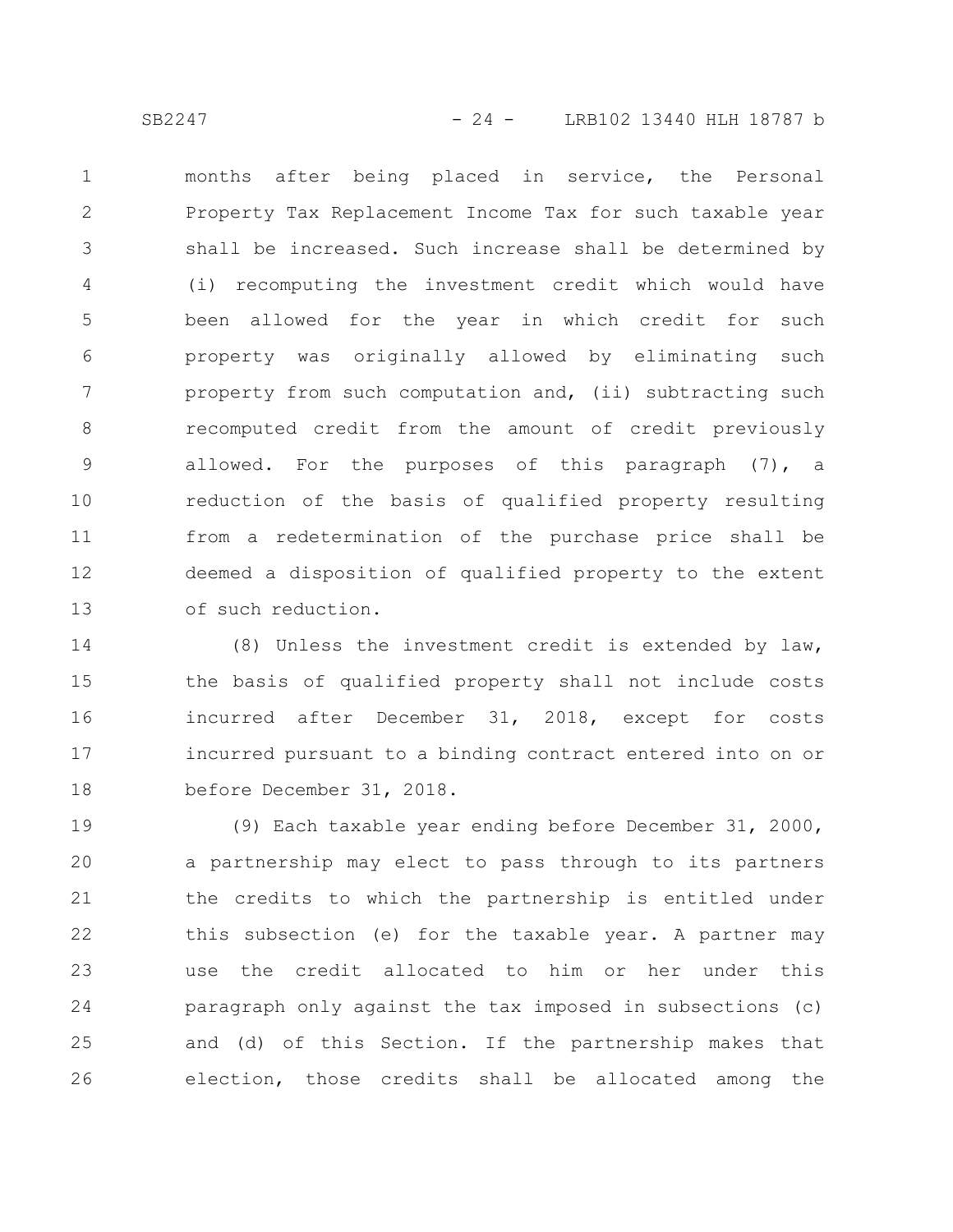months after being placed in service, the Personal Property Tax Replacement Income Tax for such taxable year shall be increased. Such increase shall be determined by (i) recomputing the investment credit which would have been allowed for the year in which credit for such property was originally allowed by eliminating such property from such computation and, (ii) subtracting such recomputed credit from the amount of credit previously allowed. For the purposes of this paragraph (7), a reduction of the basis of qualified property resulting from a redetermination of the purchase price shall be deemed a disposition of qualified property to the extent of such reduction.

(8) Unless the investment credit is extended by law, the basis of qualified property shall not include costs incurred after December 31, 2018, except for costs incurred pursuant to a binding contract entered into on or before December 31, 2018.

(9) Each taxable year ending before December 31, 2000, a partnership may elect to pass through to its partners the credits to which the partnership is entitled under this subsection (e) for the taxable year. A partner may use the credit allocated to him or her under this paragraph only against the tax imposed in subsections (c) and (d) of this Section. If the partnership makes that election, those credits shall be allocated among the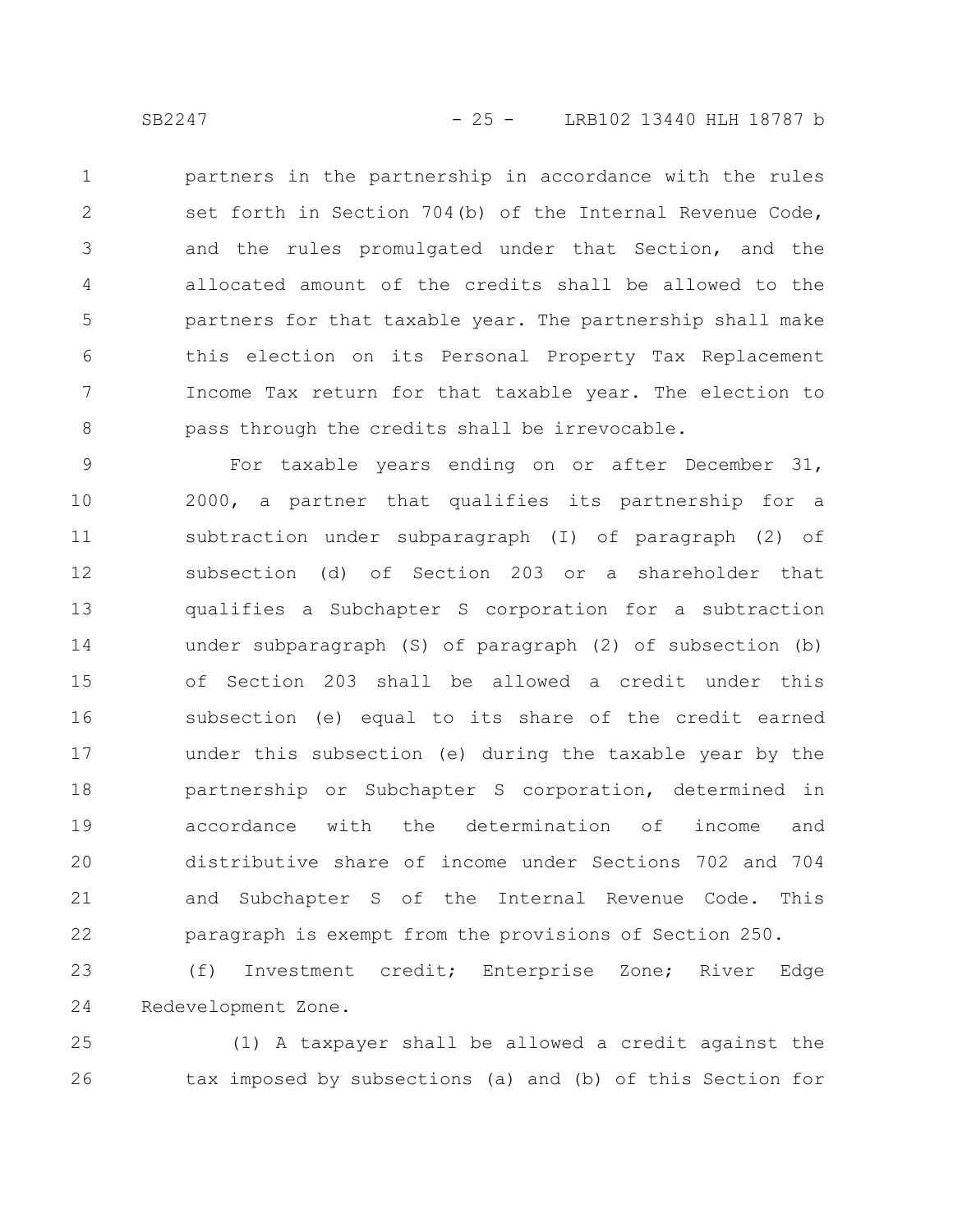partners in the partnership in accordance with the rules set forth in Section 704(b) of the Internal Revenue Code, and the rules promulgated under that Section, and the allocated amount of the credits shall be allowed to the partners for that taxable year. The partnership shall make this election on its Personal Property Tax Replacement Income Tax return for that taxable year. The election to pass through the credits shall be irrevocable.

For taxable years ending on or after December 31, 2000, a partner that qualifies its partnership for a subtraction under subparagraph (I) of paragraph (2) of subsection (d) of Section 203 or a shareholder that qualifies a Subchapter S corporation for a subtraction under subparagraph (S) of paragraph (2) of subsection (b) of Section 203 shall be allowed a credit under this subsection (e) equal to its share of the credit earned under this subsection (e) during the taxable year by the partnership or Subchapter S corporation, determined in accordance with the determination of income and distributive share of income under Sections 702 and 704 and Subchapter S of the Internal Revenue Code. This paragraph is exempt from the provisions of Section 250.

(f) Investment credit; Enterprise Zone; River Edge Redevelopment Zone.

(1) A taxpayer shall be allowed a credit against the tax imposed by subsections (a) and (b) of this Section for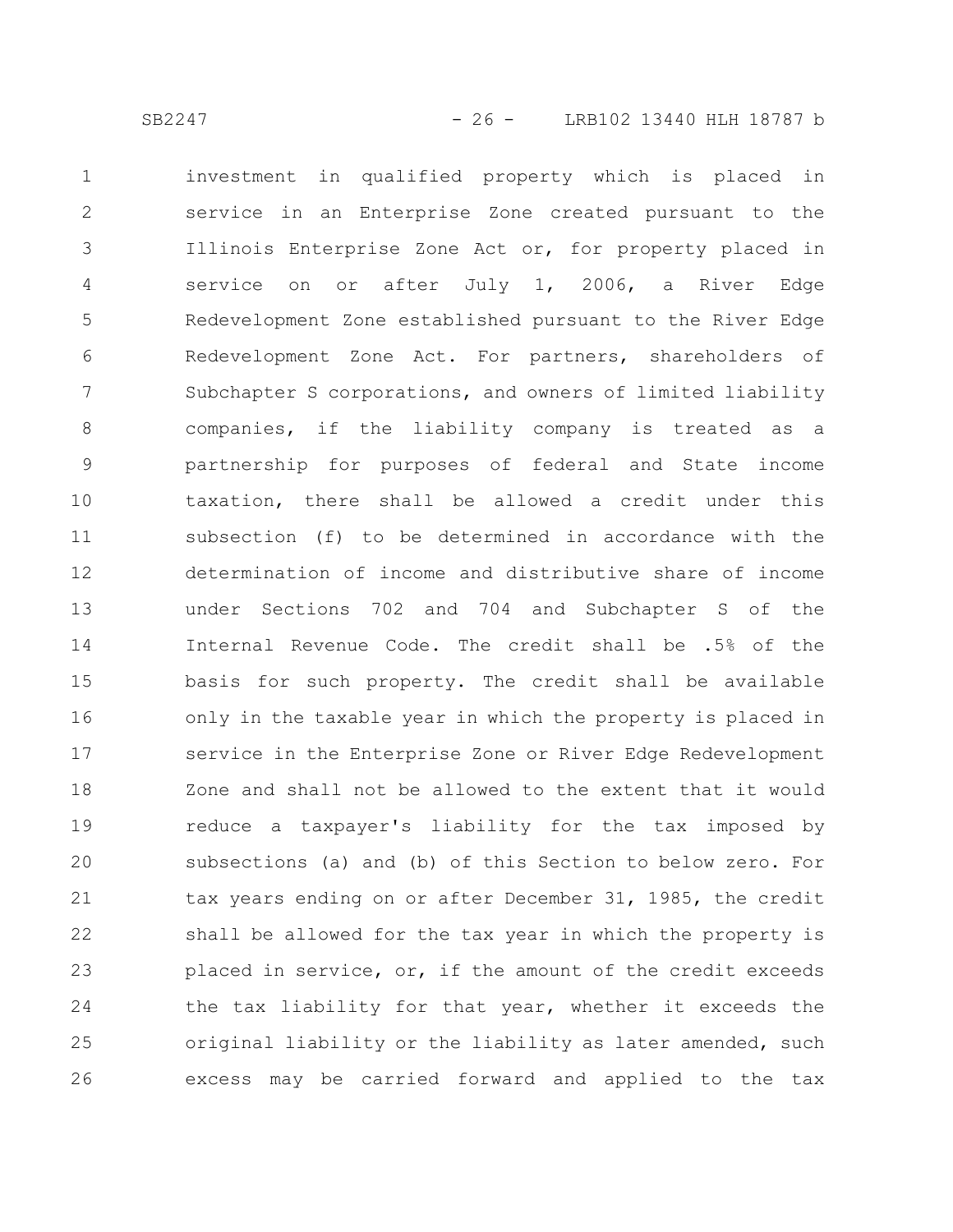investment in qualified property which is placed in service in an Enterprise Zone created pursuant to the Illinois Enterprise Zone Act or, for property placed in service on or after July 1, 2006, a River Edge Redevelopment Zone established pursuant to the River Edge Redevelopment Zone Act. For partners, shareholders of Subchapter S corporations, and owners of limited liability companies, if the liability company is treated as a partnership for purposes of federal and State income taxation, there shall be allowed a credit under this subsection (f) to be determined in accordance with the determination of income and distributive share of income under Sections 702 and 704 and Subchapter S of the Internal Revenue Code. The credit shall be .5% of the basis for such property. The credit shall be available only in the taxable year in which the property is placed in service in the Enterprise Zone or River Edge Redevelopment Zone and shall not be allowed to the extent that it would reduce a taxpayer's liability for the tax imposed by subsections (a) and (b) of this Section to below zero. For tax years ending on or after December 31, 1985, the credit shall be allowed for the tax year in which the property is placed in service, or, if the amount of the credit exceeds the tax liability for that year, whether it exceeds the original liability or the liability as later amended, such excess may be carried forward and applied to the tax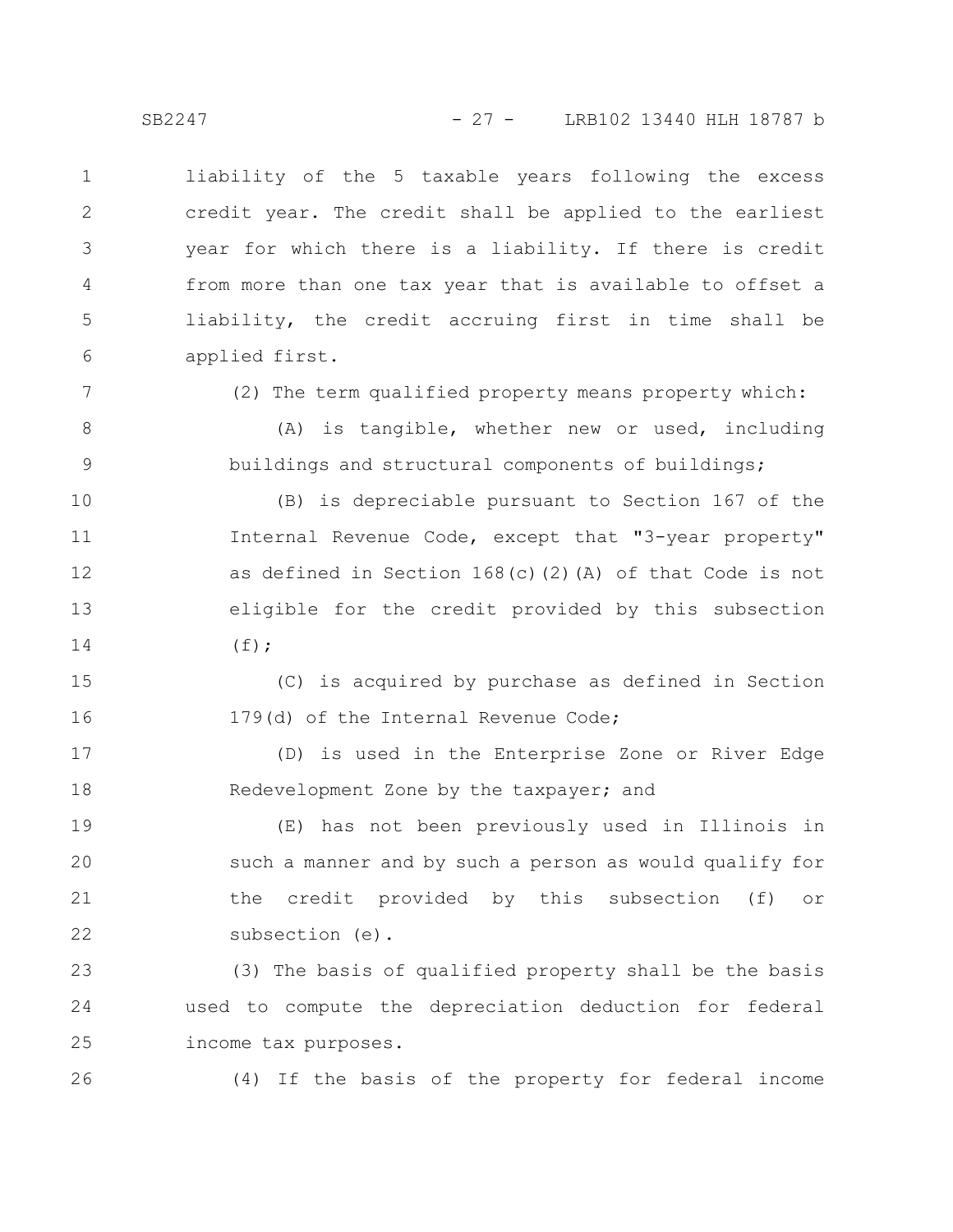liability of the 5 taxable years following the excess credit year. The credit shall be applied to the earliest year for which there is a liability. If there is credit from more than one tax year that is available to offset a liability, the credit accruing first in time shall be applied first.

(2) The term qualified property means property which:

(A) is tangible, whether new or used, including buildings and structural components of buildings;

(B) is depreciable pursuant to Section 167 of the Internal Revenue Code, except that "3-year property" as defined in Section 168(c)(2)(A) of that Code is not eligible for the credit provided by this subsection (f);

(C) is acquired by purchase as defined in Section 179(d) of the Internal Revenue Code;

(D) is used in the Enterprise Zone or River Edge Redevelopment Zone by the taxpayer; and

(E) has not been previously used in Illinois in such a manner and by such a person as would qualify for the credit provided by this subsection (f) or subsection (e).

(3) The basis of qualified property shall be the basis used to compute the depreciation deduction for federal income tax purposes.

(4) If the basis of the property for federal income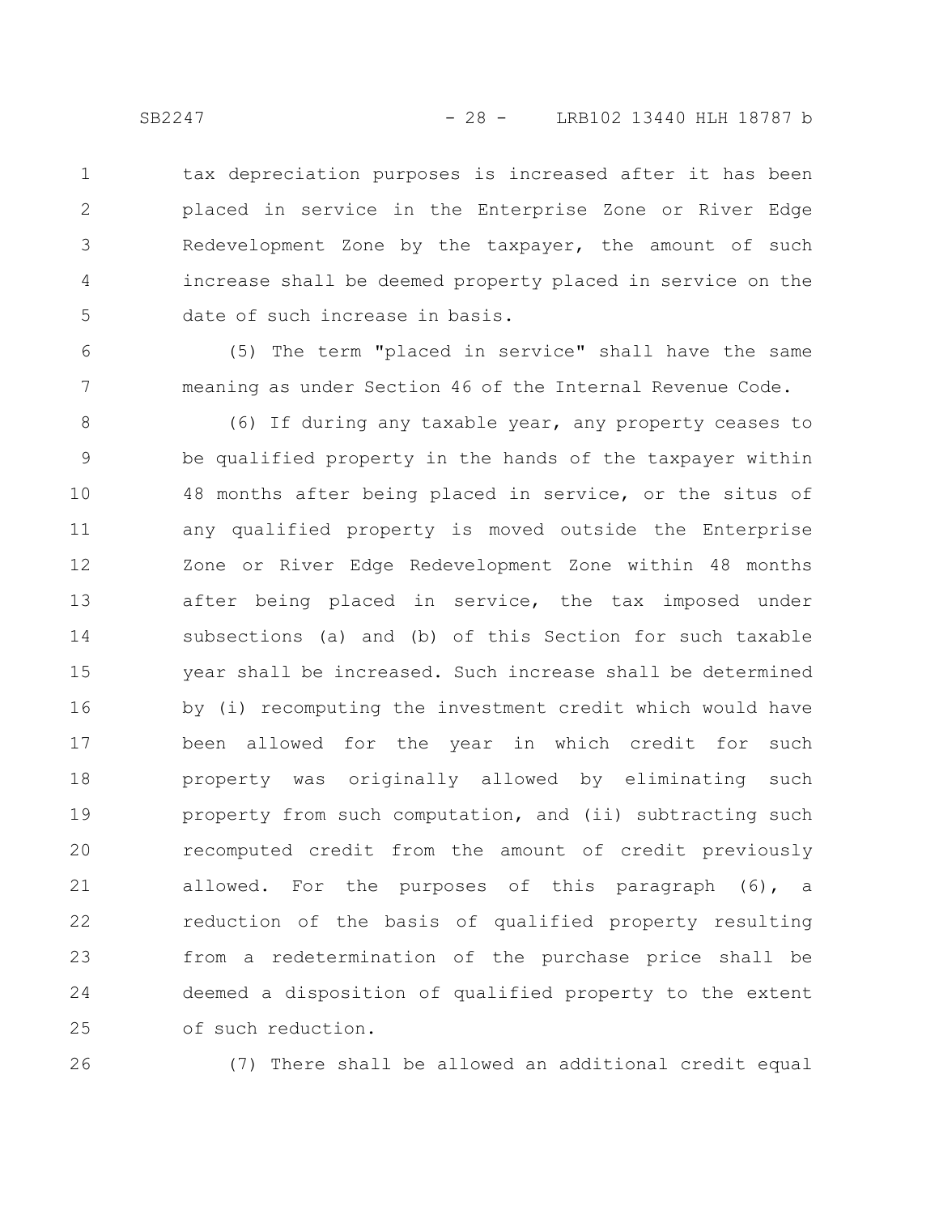tax depreciation purposes is increased after it has been placed in service in the Enterprise Zone or River Edge Redevelopment Zone by the taxpayer, the amount of such increase shall be deemed property placed in service on the date of such increase in basis.

(5) The term "placed in service" shall have the same meaning as under Section 46 of the Internal Revenue Code.

(6) If during any taxable year, any property ceases to be qualified property in the hands of the taxpayer within 48 months after being placed in service, or the situs of any qualified property is moved outside the Enterprise Zone or River Edge Redevelopment Zone within 48 months after being placed in service, the tax imposed under subsections (a) and (b) of this Section for such taxable year shall be increased. Such increase shall be determined by (i) recomputing the investment credit which would have been allowed for the year in which credit for such property was originally allowed by eliminating such property from such computation, and (ii) subtracting such recomputed credit from the amount of credit previously allowed. For the purposes of this paragraph (6), a reduction of the basis of qualified property resulting from a redetermination of the purchase price shall be deemed a disposition of qualified property to the extent of such reduction.

(7) There shall be allowed an additional credit equal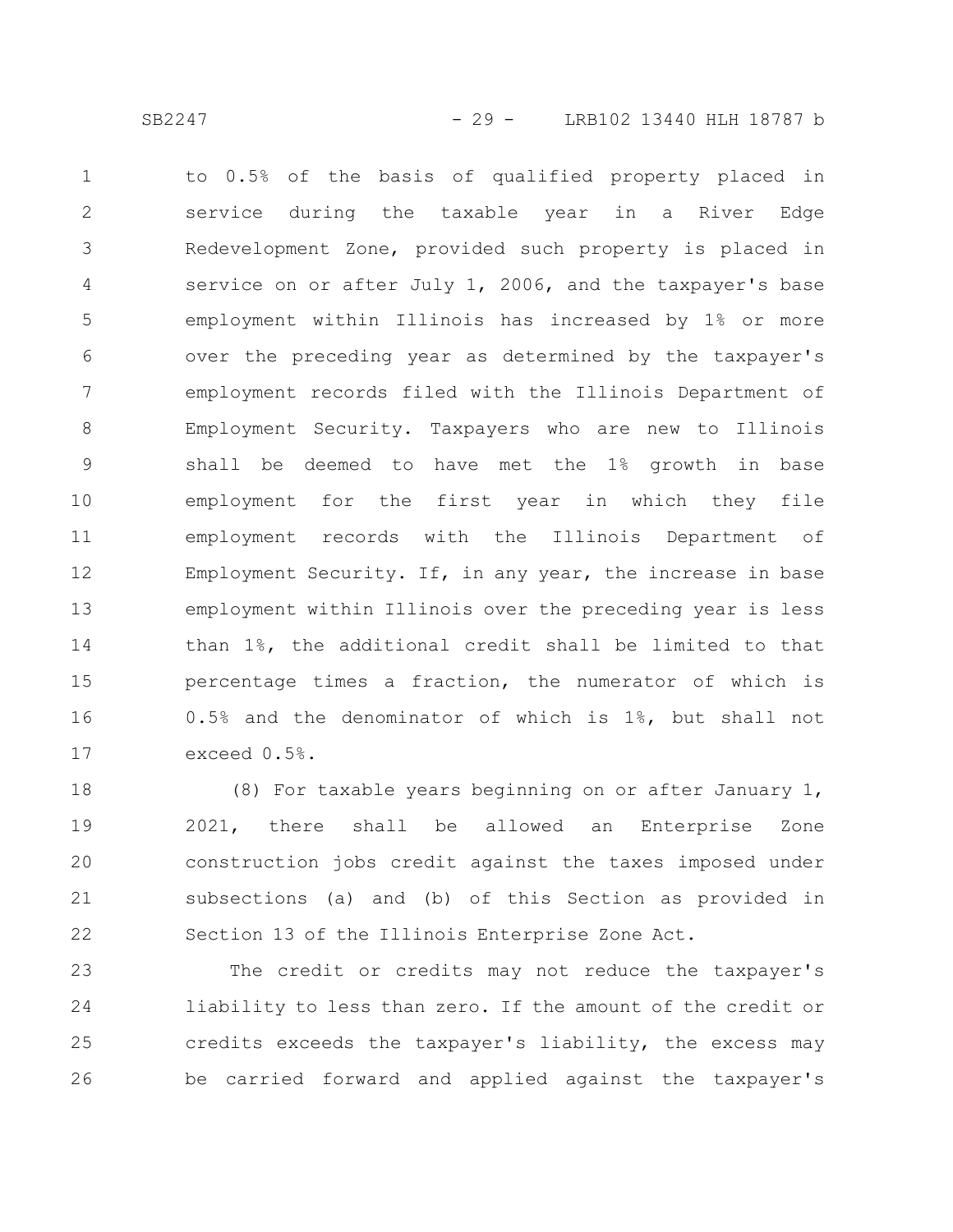to 0.5% of the basis of qualified property placed in service during the taxable year in a River Edge Redevelopment Zone, provided such property is placed in service on or after July 1, 2006, and the taxpayer's base employment within Illinois has increased by 1% or more over the preceding year as determined by the taxpayer's employment records filed with the Illinois Department of Employment Security. Taxpayers who are new to Illinois shall be deemed to have met the 1% growth in base employment for the first year in which they file employment records with the Illinois Department of Employment Security. If, in any year, the increase in base employment within Illinois over the preceding year is less than 1%, the additional credit shall be limited to that percentage times a fraction, the numerator of which is 0.5% and the denominator of which is 1%, but shall not exceed 0.5%.

(8) For taxable years beginning on or after January 1, 2021, there shall be allowed an Enterprise Zone construction jobs credit against the taxes imposed under subsections (a) and (b) of this Section as provided in Section 13 of the Illinois Enterprise Zone Act.

The credit or credits may not reduce the taxpayer's liability to less than zero. If the amount of the credit or credits exceeds the taxpayer's liability, the excess may be carried forward and applied against the taxpayer's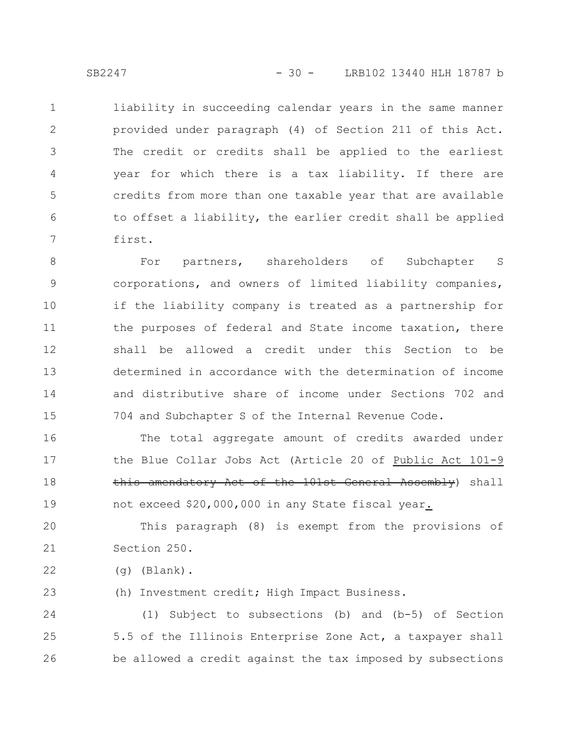liability in succeeding calendar years in the same manner provided under paragraph (4) of Section 211 of this Act. The credit or credits shall be applied to the earliest year for which there is a tax liability. If there are credits from more than one taxable year that are available to offset a liability, the earlier credit shall be applied first.

For partners, shareholders of Subchapter S corporations, and owners of limited liability companies, if the liability company is treated as a partnership for the purposes of federal and State income taxation, there shall be allowed a credit under this Section to be determined in accordance with the determination of income and distributive share of income under Sections 702 and 704 and Subchapter S of the Internal Revenue Code.

The total aggregate amount of credits awarded under the Blue Collar Jobs Act (Article 20 of Public Act 101-9 ~~this amendatory Act of the 101st General Assembly~~) shall not exceed $20,000,000 in any State fiscal year.

This paragraph (8) is exempt from the provisions of Section 250.

(g) (Blank).

(h) Investment credit; High Impact Business.

(1) Subject to subsections (b) and (b-5) of Section 5.5 of the Illinois Enterprise Zone Act, a taxpayer shall be allowed a credit against the tax imposed by subsections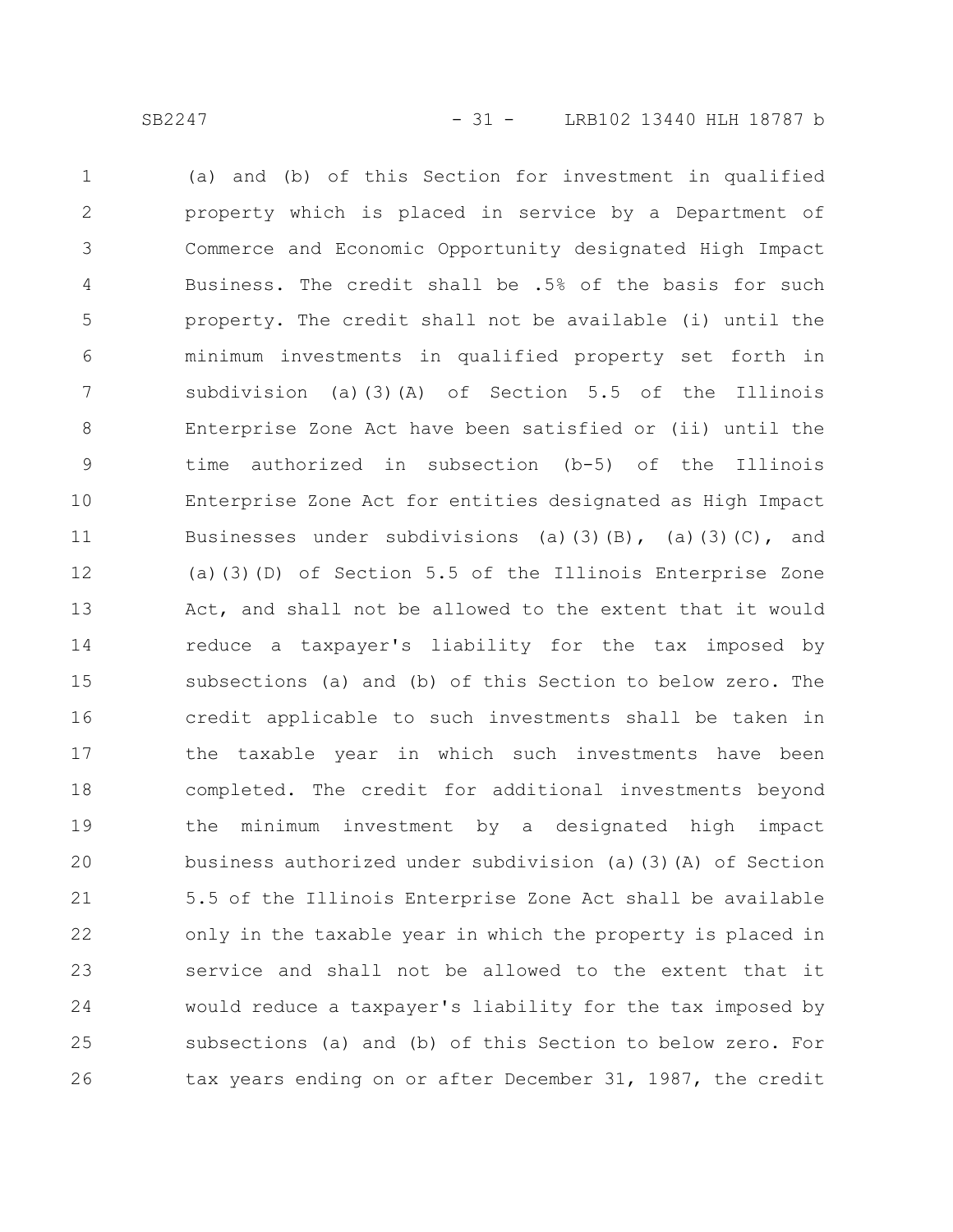(a) and (b) of this Section for investment in qualified property which is placed in service by a Department of Commerce and Economic Opportunity designated High Impact Business. The credit shall be .5% of the basis for such property. The credit shall not be available (i) until the minimum investments in qualified property set forth in subdivision (a)(3)(A) of Section 5.5 of the Illinois Enterprise Zone Act have been satisfied or (ii) until the time authorized in subsection (b-5) of the Illinois Enterprise Zone Act for entities designated as High Impact Businesses under subdivisions (a)(3)(B), (a)(3)(C), and (a)(3)(D) of Section 5.5 of the Illinois Enterprise Zone Act, and shall not be allowed to the extent that it would reduce a taxpayer's liability for the tax imposed by subsections (a) and (b) of this Section to below zero. The credit applicable to such investments shall be taken in the taxable year in which such investments have been completed. The credit for additional investments beyond the minimum investment by a designated high impact business authorized under subdivision (a)(3)(A) of Section 5.5 of the Illinois Enterprise Zone Act shall be available only in the taxable year in which the property is placed in service and shall not be allowed to the extent that it would reduce a taxpayer's liability for the tax imposed by subsections (a) and (b) of this Section to below zero. For tax years ending on or after December 31, 1987, the credit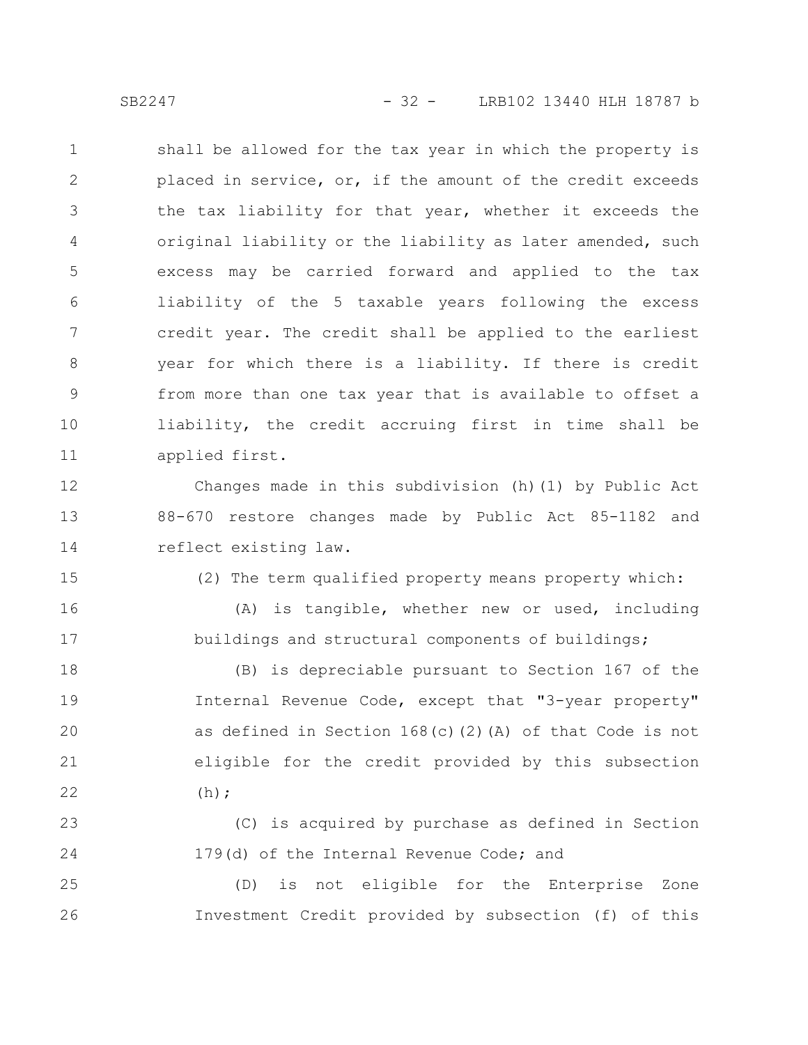shall be allowed for the tax year in which the property is placed in service, or, if the amount of the credit exceeds the tax liability for that year, whether it exceeds the original liability or the liability as later amended, such excess may be carried forward and applied to the tax liability of the 5 taxable years following the excess credit year. The credit shall be applied to the earliest year for which there is a liability. If there is credit from more than one tax year that is available to offset a liability, the credit accruing first in time shall be applied first.

Changes made in this subdivision (h)(1) by Public Act 88-670 restore changes made by Public Act 85-1182 and reflect existing law.

(2) The term qualified property means property which:

(A) is tangible, whether new or used, including buildings and structural components of buildings;

(B) is depreciable pursuant to Section 167 of the Internal Revenue Code, except that "3-year property" as defined in Section 168(c)(2)(A) of that Code is not eligible for the credit provided by this subsection (h);

(C) is acquired by purchase as defined in Section 179(d) of the Internal Revenue Code; and

(D) is not eligible for the Enterprise Zone Investment Credit provided by subsection (f) of this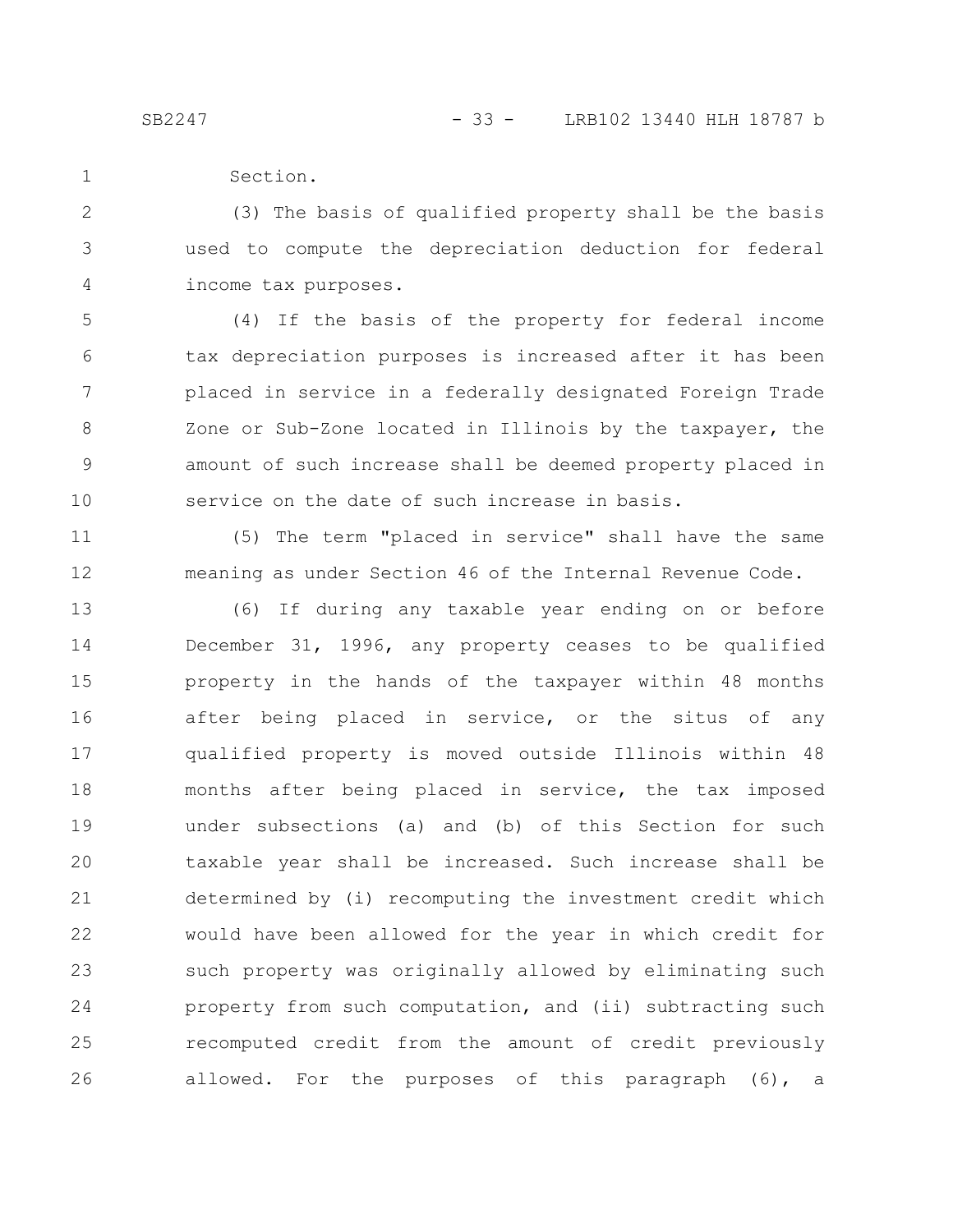Section.

(3) The basis of qualified property shall be the basis used to compute the depreciation deduction for federal income tax purposes.

(4) If the basis of the property for federal income tax depreciation purposes is increased after it has been placed in service in a federally designated Foreign Trade Zone or Sub-Zone located in Illinois by the taxpayer, the amount of such increase shall be deemed property placed in service on the date of such increase in basis.

(5) The term "placed in service" shall have the same meaning as under Section 46 of the Internal Revenue Code.

(6) If during any taxable year ending on or before December 31, 1996, any property ceases to be qualified property in the hands of the taxpayer within 48 months after being placed in service, or the situs of any qualified property is moved outside Illinois within 48 months after being placed in service, the tax imposed under subsections (a) and (b) of this Section for such taxable year shall be increased. Such increase shall be determined by (i) recomputing the investment credit which would have been allowed for the year in which credit for such property was originally allowed by eliminating such property from such computation, and (ii) subtracting such recomputed credit from the amount of credit previously allowed. For the purposes of this paragraph (6), a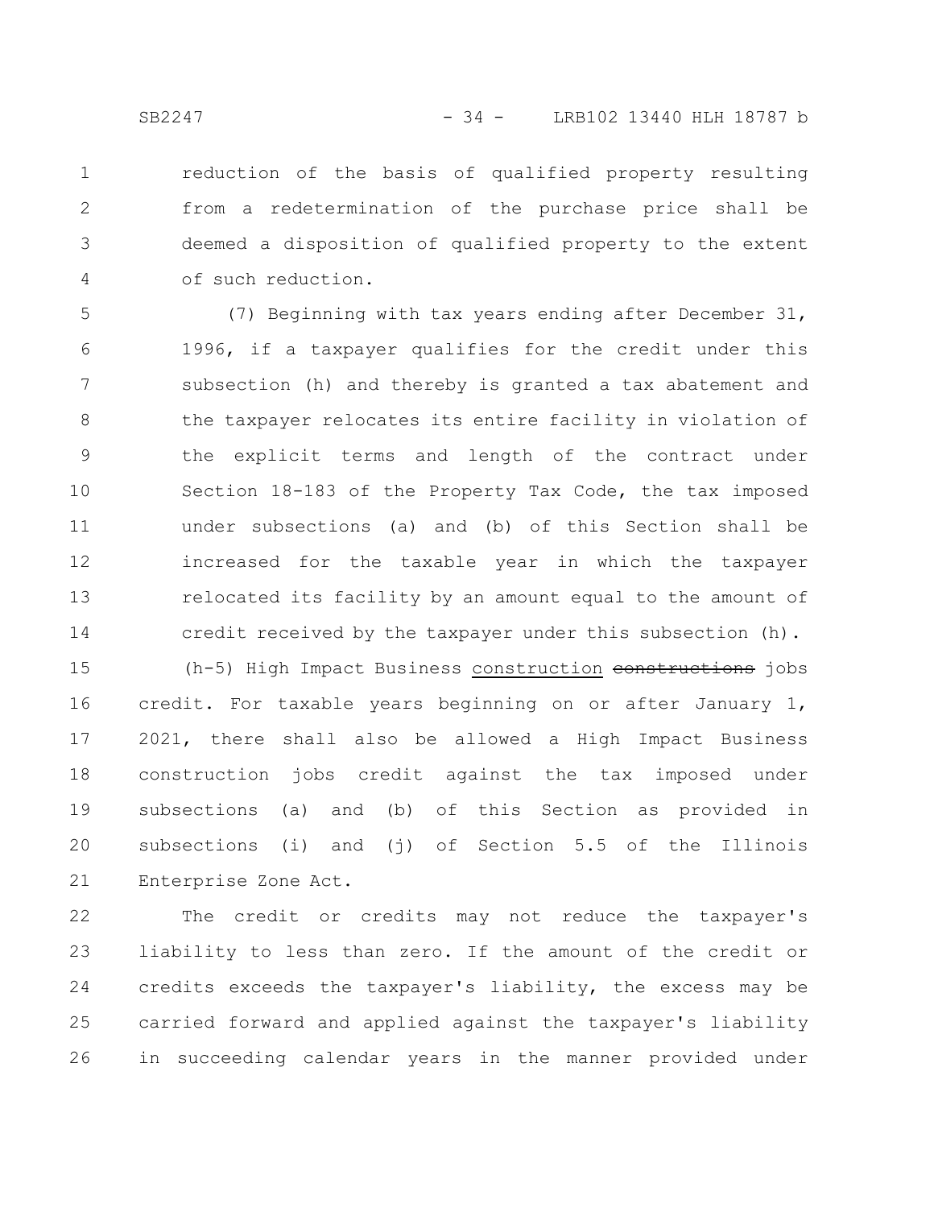reduction of the basis of qualified property resulting from a redetermination of the purchase price shall be deemed a disposition of qualified property to the extent of such reduction.

(7) Beginning with tax years ending after December 31, 1996, if a taxpayer qualifies for the credit under this subsection (h) and thereby is granted a tax abatement and the taxpayer relocates its entire facility in violation of the explicit terms and length of the contract under Section 18-183 of the Property Tax Code, the tax imposed under subsections (a) and (b) of this Section shall be increased for the taxable year in which the taxpayer relocated its facility by an amount equal to the amount of credit received by the taxpayer under this subsection (h).

(h-5) High Impact Business construction ~~constructions~~ jobs credit. For taxable years beginning on or after January 1, 2021, there shall also be allowed a High Impact Business construction jobs credit against the tax imposed under subsections (a) and (b) of this Section as provided in subsections (i) and (j) of Section 5.5 of the Illinois Enterprise Zone Act.

The credit or credits may not reduce the taxpayer's liability to less than zero. If the amount of the credit or credits exceeds the taxpayer's liability, the excess may be carried forward and applied against the taxpayer's liability in succeeding calendar years in the manner provided under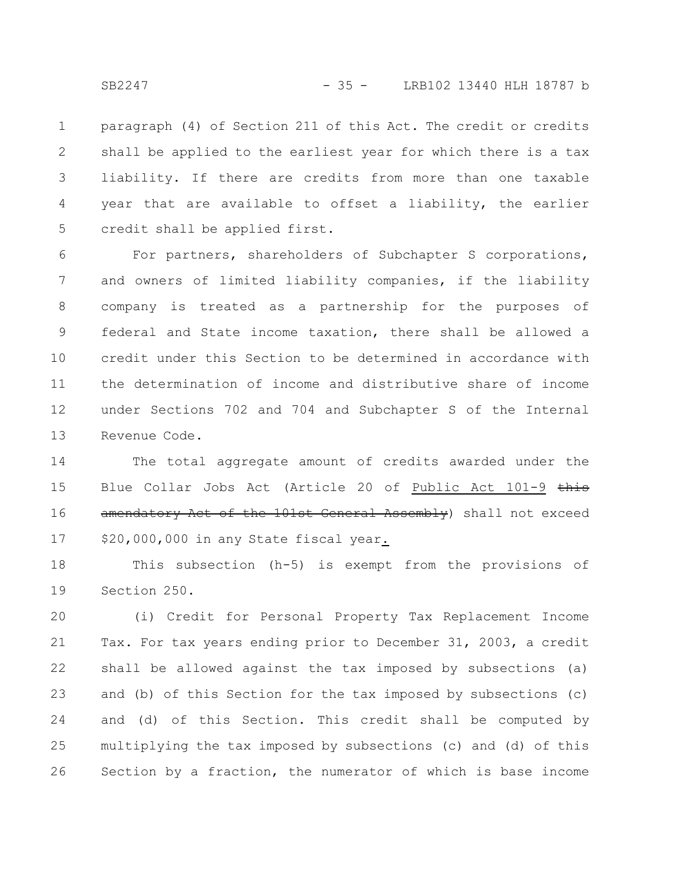paragraph (4) of Section 211 of this Act. The credit or credits shall be applied to the earliest year for which there is a tax liability. If there are credits from more than one taxable year that are available to offset a liability, the earlier credit shall be applied first.

For partners, shareholders of Subchapter S corporations, and owners of limited liability companies, if the liability company is treated as a partnership for the purposes of federal and State income taxation, there shall be allowed a credit under this Section to be determined in accordance with the determination of income and distributive share of income under Sections 702 and 704 and Subchapter S of the Internal Revenue Code.

The total aggregate amount of credits awarded under the Blue Collar Jobs Act (Article 20 of Public Act 101-9 ~~this amendatory Act of the 101st General Assembly~~) shall not exceed \$20,000,000 in any State fiscal year.

This subsection (h-5) is exempt from the provisions of Section 250.

(i) Credit for Personal Property Tax Replacement Income Tax. For tax years ending prior to December 31, 2003, a credit shall be allowed against the tax imposed by subsections (a) and (b) of this Section for the tax imposed by subsections (c) and (d) of this Section. This credit shall be computed by multiplying the tax imposed by subsections (c) and (d) of this Section by a fraction, the numerator of which is base income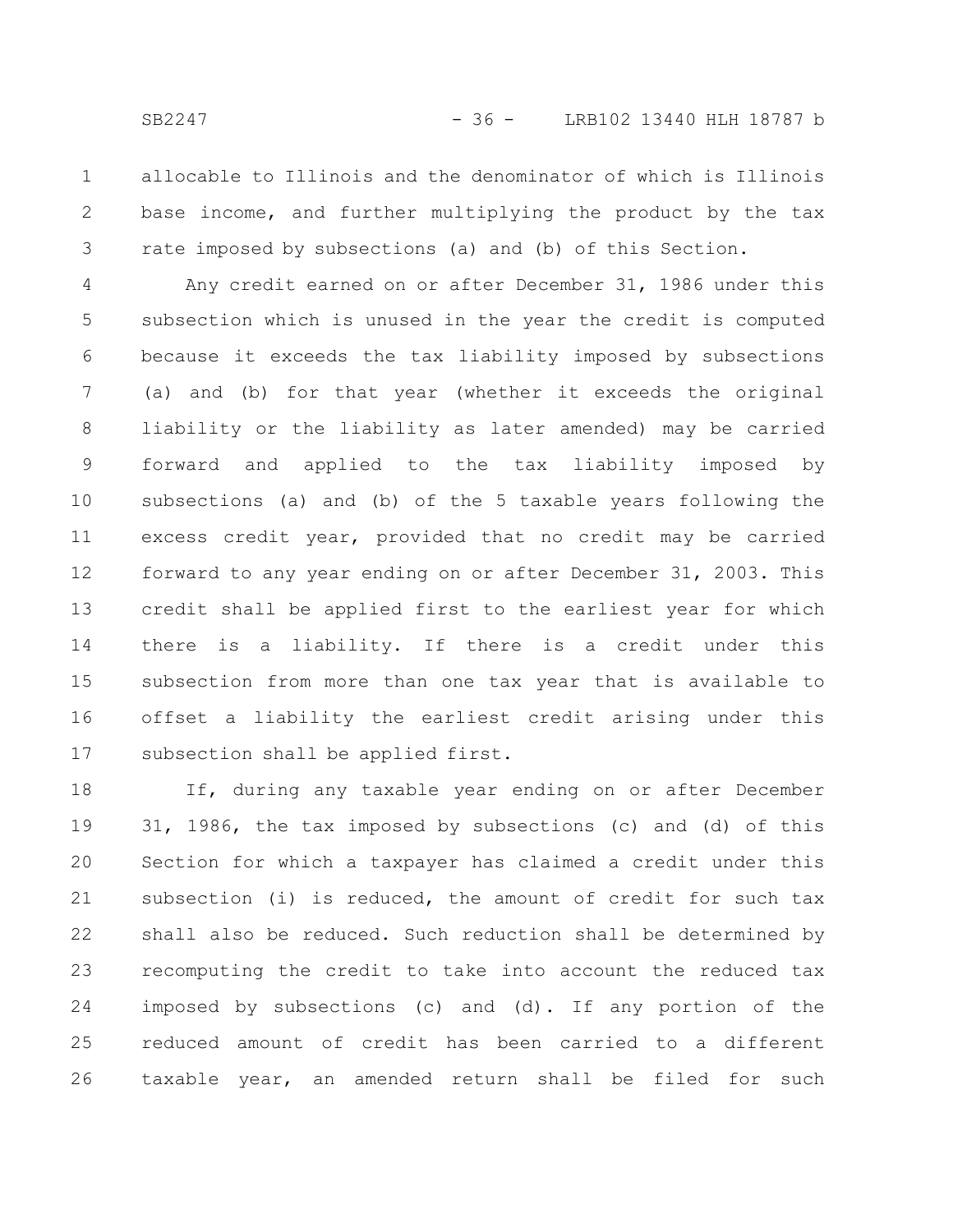allocable to Illinois and the denominator of which is Illinois base income, and further multiplying the product by the tax rate imposed by subsections (a) and (b) of this Section.

Any credit earned on or after December 31, 1986 under this subsection which is unused in the year the credit is computed because it exceeds the tax liability imposed by subsections (a) and (b) for that year (whether it exceeds the original liability or the liability as later amended) may be carried forward and applied to the tax liability imposed by subsections (a) and (b) of the 5 taxable years following the excess credit year, provided that no credit may be carried forward to any year ending on or after December 31, 2003. This credit shall be applied first to the earliest year for which there is a liability. If there is a credit under this subsection from more than one tax year that is available to offset a liability the earliest credit arising under this subsection shall be applied first.

If, during any taxable year ending on or after December 31, 1986, the tax imposed by subsections (c) and (d) of this Section for which a taxpayer has claimed a credit under this subsection (i) is reduced, the amount of credit for such tax shall also be reduced. Such reduction shall be determined by recomputing the credit to take into account the reduced tax imposed by subsections (c) and (d). If any portion of the reduced amount of credit has been carried to a different taxable year, an amended return shall be filed for such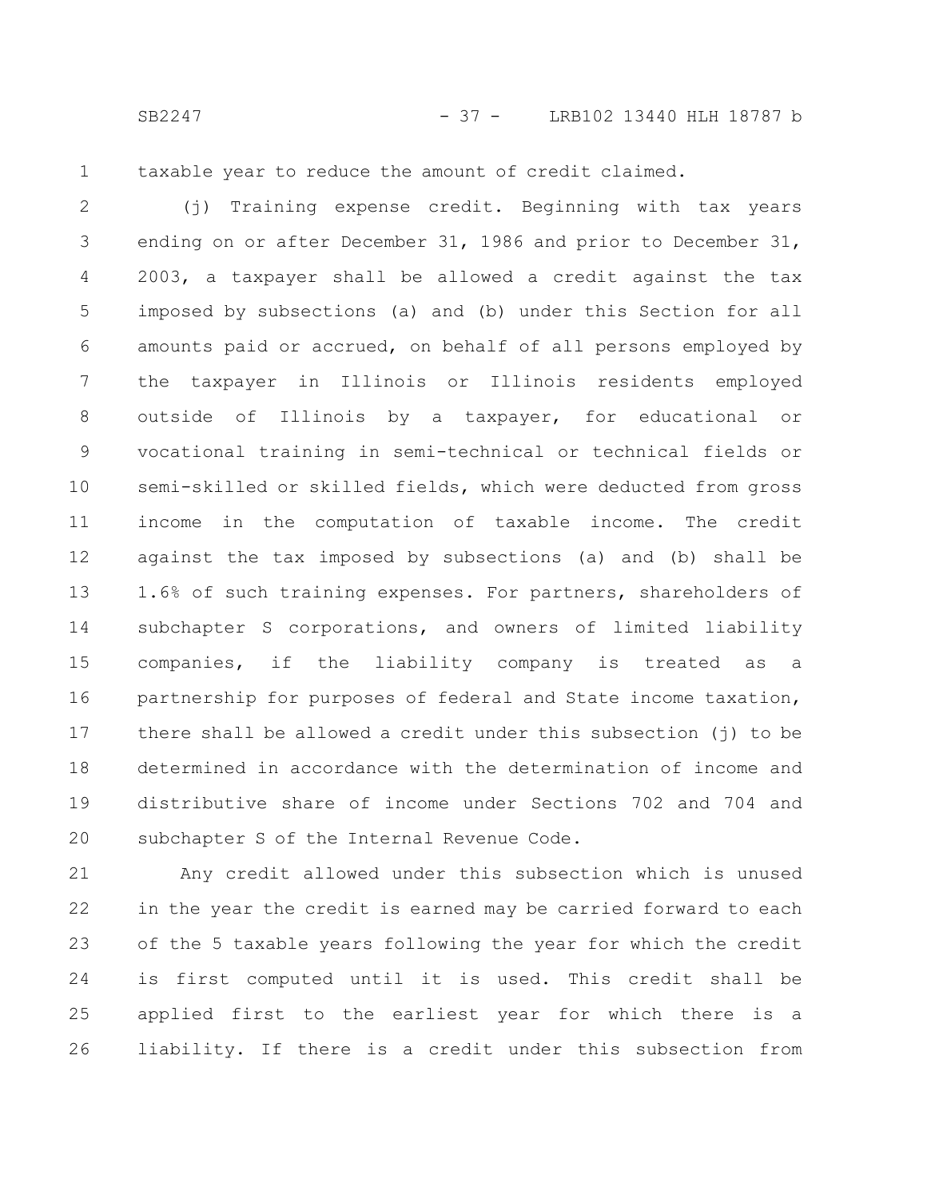taxable year to reduce the amount of credit claimed.

(j) Training expense credit. Beginning with tax years ending on or after December 31, 1986 and prior to December 31, 2003, a taxpayer shall be allowed a credit against the tax imposed by subsections (a) and (b) under this Section for all amounts paid or accrued, on behalf of all persons employed by the taxpayer in Illinois or Illinois residents employed outside of Illinois by a taxpayer, for educational or vocational training in semi-technical or technical fields or semi-skilled or skilled fields, which were deducted from gross income in the computation of taxable income. The credit against the tax imposed by subsections (a) and (b) shall be 1.6% of such training expenses. For partners, shareholders of subchapter S corporations, and owners of limited liability companies, if the liability company is treated as a partnership for purposes of federal and State income taxation, there shall be allowed a credit under this subsection (j) to be determined in accordance with the determination of income and distributive share of income under Sections 702 and 704 and subchapter S of the Internal Revenue Code.

Any credit allowed under this subsection which is unused in the year the credit is earned may be carried forward to each of the 5 taxable years following the year for which the credit is first computed until it is used. This credit shall be applied first to the earliest year for which there is a liability. If there is a credit under this subsection from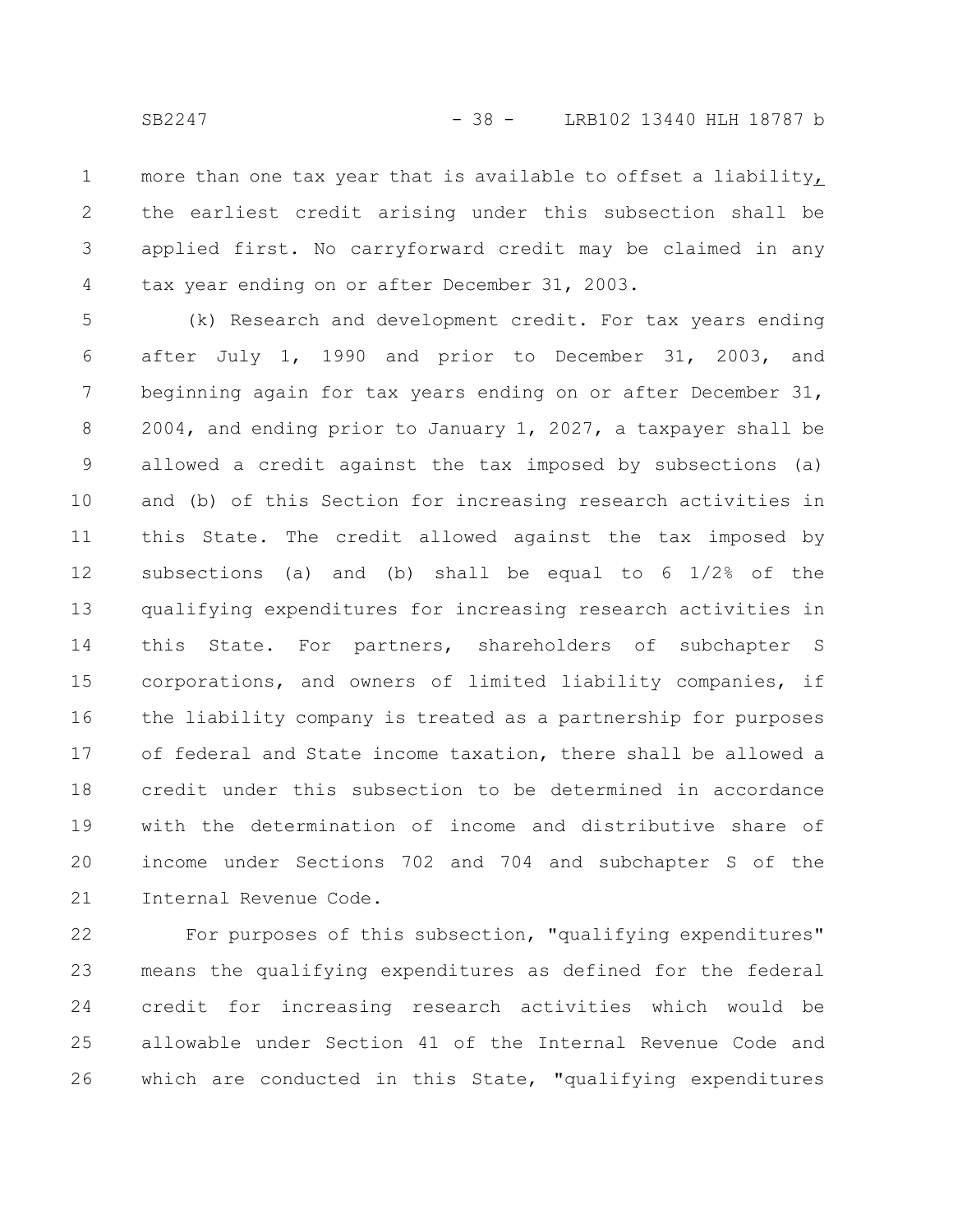more than one tax year that is available to offset a liability, the earliest credit arising under this subsection shall be applied first. No carryforward credit may be claimed in any tax year ending on or after December 31, 2003.

(k) Research and development credit. For tax years ending after July 1, 1990 and prior to December 31, 2003, and beginning again for tax years ending on or after December 31, 2004, and ending prior to January 1, 2027, a taxpayer shall be allowed a credit against the tax imposed by subsections (a) and (b) of this Section for increasing research activities in this State. The credit allowed against the tax imposed by subsections (a) and (b) shall be equal to 6 1/2% of the qualifying expenditures for increasing research activities in this State. For partners, shareholders of subchapter S corporations, and owners of limited liability companies, if the liability company is treated as a partnership for purposes of federal and State income taxation, there shall be allowed a credit under this subsection to be determined in accordance with the determination of income and distributive share of income under Sections 702 and 704 and subchapter S of the Internal Revenue Code.

For purposes of this subsection, "qualifying expenditures" means the qualifying expenditures as defined for the federal credit for increasing research activities which would be allowable under Section 41 of the Internal Revenue Code and which are conducted in this State, "qualifying expenditures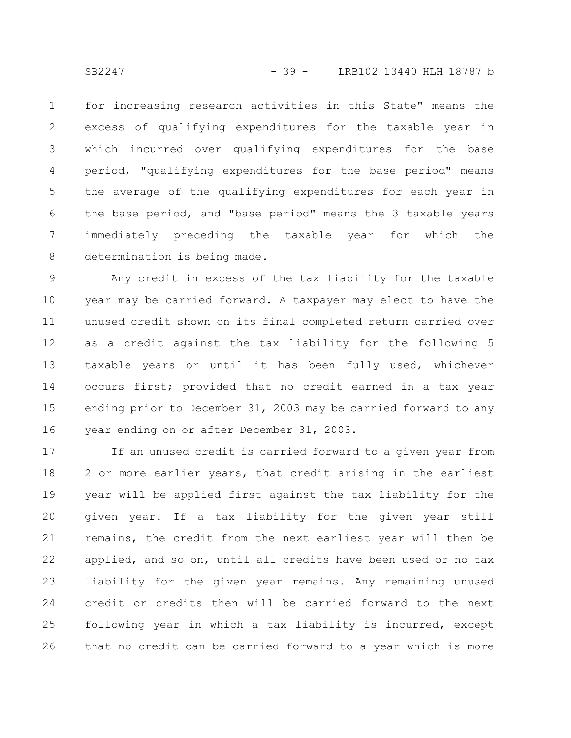for increasing research activities in this State" means the excess of qualifying expenditures for the taxable year in which incurred over qualifying expenditures for the base period, "qualifying expenditures for the base period" means the average of the qualifying expenditures for each year in the base period, and "base period" means the 3 taxable years immediately preceding the taxable year for which the determination is being made.

Any credit in excess of the tax liability for the taxable year may be carried forward. A taxpayer may elect to have the unused credit shown on its final completed return carried over as a credit against the tax liability for the following 5 taxable years or until it has been fully used, whichever occurs first; provided that no credit earned in a tax year ending prior to December 31, 2003 may be carried forward to any year ending on or after December 31, 2003.

If an unused credit is carried forward to a given year from 2 or more earlier years, that credit arising in the earliest year will be applied first against the tax liability for the given year. If a tax liability for the given year still remains, the credit from the next earliest year will then be applied, and so on, until all credits have been used or no tax liability for the given year remains. Any remaining unused credit or credits then will be carried forward to the next following year in which a tax liability is incurred, except that no credit can be carried forward to a year which is more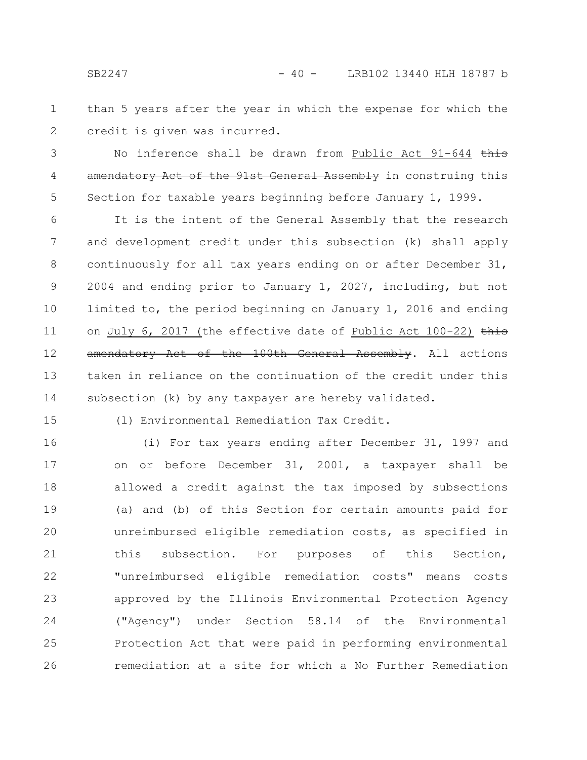than 5 years after the year in which the expense for which the credit is given was incurred.

No inference shall be drawn from Public Act 91-644 ~~this amendatory Act of the 91st General Assembly~~ in construing this Section for taxable years beginning before January 1, 1999.

It is the intent of the General Assembly that the research and development credit under this subsection (k) shall apply continuously for all tax years ending on or after December 31, 2004 and ending prior to January 1, 2027, including, but not limited to, the period beginning on January 1, 2016 and ending on July 6, 2017 (the effective date of Public Act 100-22) ~~this amendatory Act of the 100th General Assembly~~. All actions taken in reliance on the continuation of the credit under this subsection (k) by any taxpayer are hereby validated.

(l) Environmental Remediation Tax Credit.

(i) For tax years ending after December 31, 1997 and on or before December 31, 2001, a taxpayer shall be allowed a credit against the tax imposed by subsections (a) and (b) of this Section for certain amounts paid for unreimbursed eligible remediation costs, as specified in this subsection. For purposes of this Section, "unreimbursed eligible remediation costs" means costs approved by the Illinois Environmental Protection Agency ("Agency") under Section 58.14 of the Environmental Protection Act that were paid in performing environmental remediation at a site for which a No Further Remediation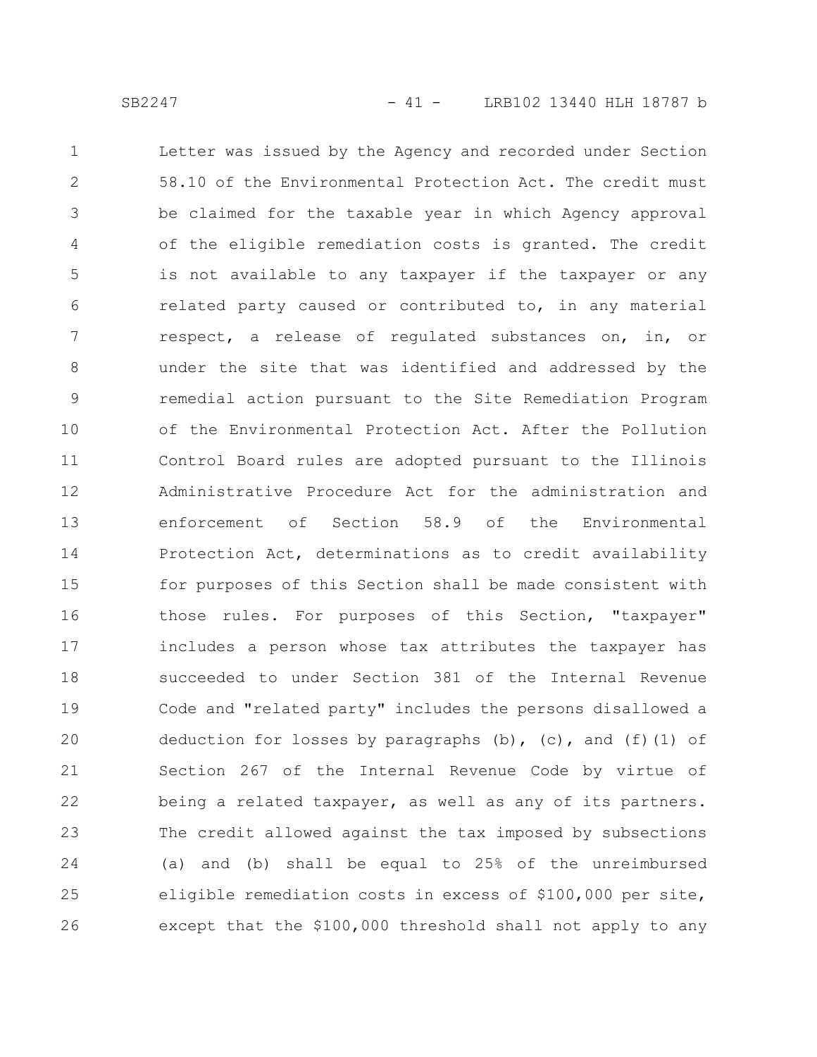Letter was issued by the Agency and recorded under Section 58.10 of the Environmental Protection Act. The credit must be claimed for the taxable year in which Agency approval of the eligible remediation costs is granted. The credit is not available to any taxpayer if the taxpayer or any related party caused or contributed to, in any material respect, a release of regulated substances on, in, or under the site that was identified and addressed by the remedial action pursuant to the Site Remediation Program of the Environmental Protection Act. After the Pollution Control Board rules are adopted pursuant to the Illinois Administrative Procedure Act for the administration and enforcement of Section 58.9 of the Environmental Protection Act, determinations as to credit availability for purposes of this Section shall be made consistent with those rules. For purposes of this Section, "taxpayer" includes a person whose tax attributes the taxpayer has succeeded to under Section 381 of the Internal Revenue Code and "related party" includes the persons disallowed a deduction for losses by paragraphs (b), (c), and (f)(1) of Section 267 of the Internal Revenue Code by virtue of being a related taxpayer, as well as any of its partners. The credit allowed against the tax imposed by subsections (a) and (b) shall be equal to 25% of the unreimbursed eligible remediation costs in excess of $100,000 per site, except that the $100,000 threshold shall not apply to any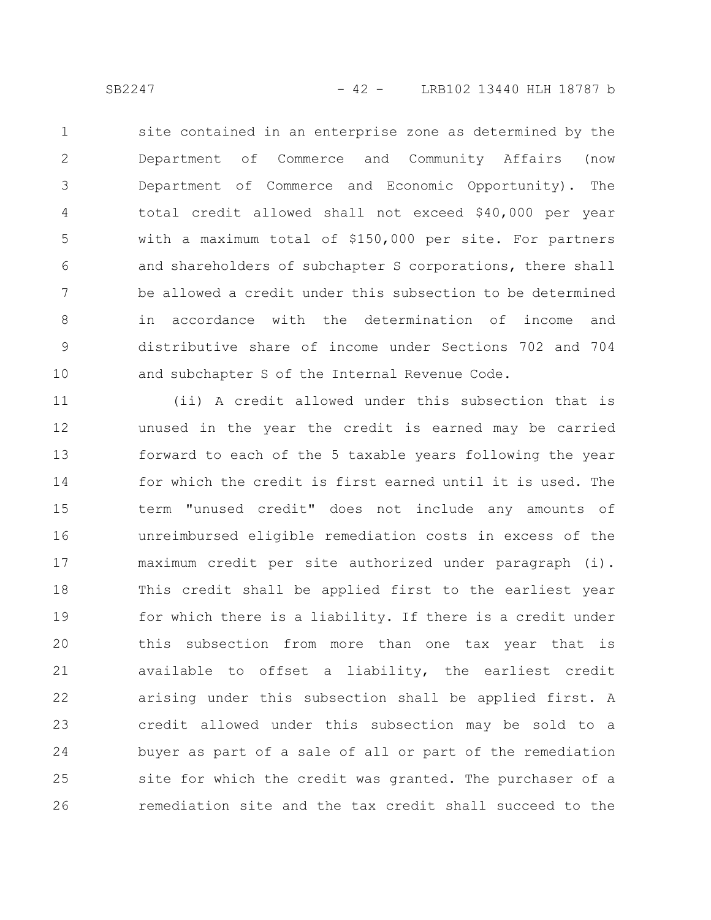site contained in an enterprise zone as determined by the Department of Commerce and Community Affairs (now Department of Commerce and Economic Opportunity). The total credit allowed shall not exceed $40,000 per year with a maximum total of $150,000 per site. For partners and shareholders of subchapter S corporations, there shall be allowed a credit under this subsection to be determined in accordance with the determination of income and distributive share of income under Sections 702 and 704 and subchapter S of the Internal Revenue Code.

(ii) A credit allowed under this subsection that is unused in the year the credit is earned may be carried forward to each of the 5 taxable years following the year for which the credit is first earned until it is used. The term "unused credit" does not include any amounts of unreimbursed eligible remediation costs in excess of the maximum credit per site authorized under paragraph (i). This credit shall be applied first to the earliest year for which there is a liability. If there is a credit under this subsection from more than one tax year that is available to offset a liability, the earliest credit arising under this subsection shall be applied first. A credit allowed under this subsection may be sold to a buyer as part of a sale of all or part of the remediation site for which the credit was granted. The purchaser of a remediation site and the tax credit shall succeed to the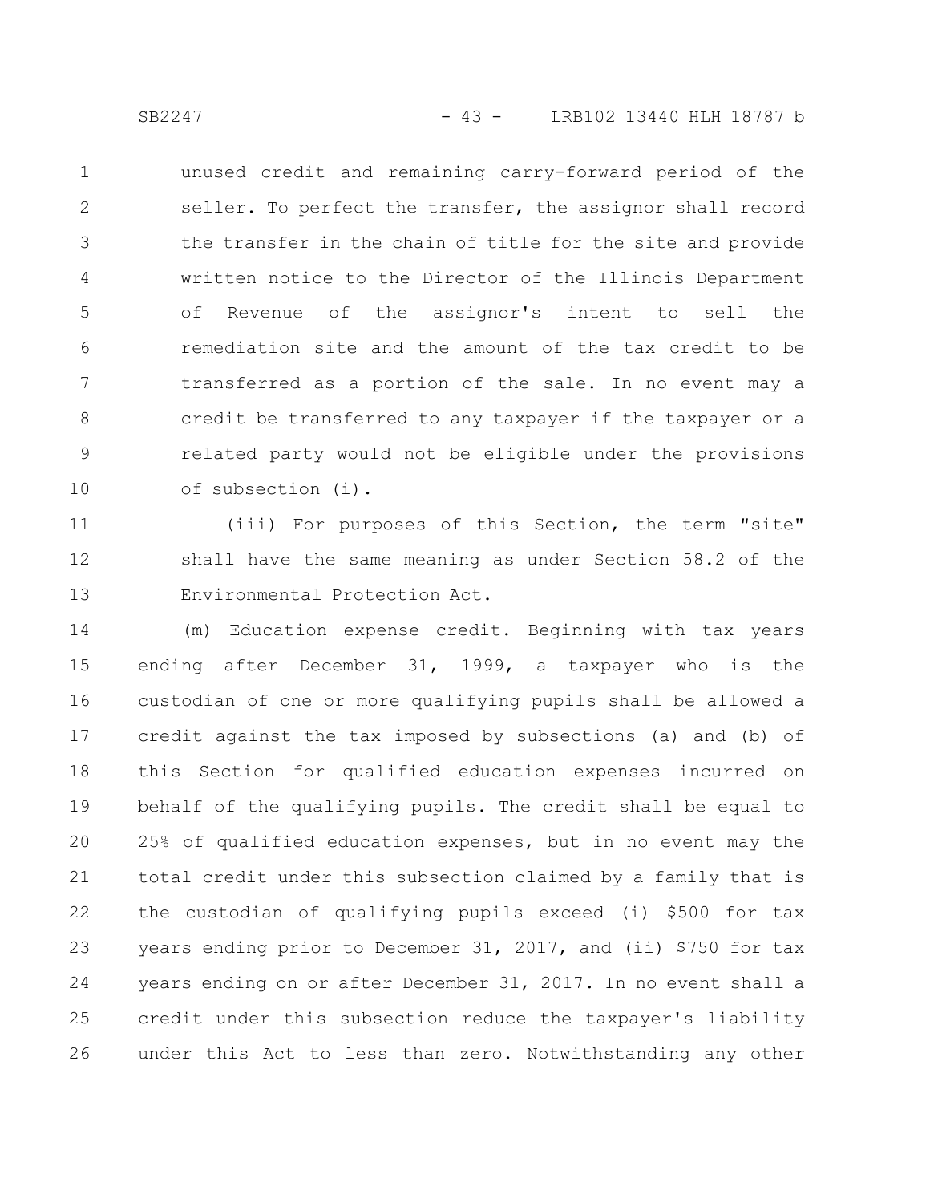unused credit and remaining carry-forward period of the seller. To perfect the transfer, the assignor shall record the transfer in the chain of title for the site and provide written notice to the Director of the Illinois Department of Revenue of the assignor's intent to sell the remediation site and the amount of the tax credit to be transferred as a portion of the sale. In no event may a credit be transferred to any taxpayer if the taxpayer or a related party would not be eligible under the provisions of subsection (i).

(iii) For purposes of this Section, the term "site" shall have the same meaning as under Section 58.2 of the Environmental Protection Act.

(m) Education expense credit. Beginning with tax years ending after December 31, 1999, a taxpayer who is the custodian of one or more qualifying pupils shall be allowed a credit against the tax imposed by subsections (a) and (b) of this Section for qualified education expenses incurred on behalf of the qualifying pupils. The credit shall be equal to 25% of qualified education expenses, but in no event may the total credit under this subsection claimed by a family that is the custodian of qualifying pupils exceed (i) $500 for tax years ending prior to December 31, 2017, and (ii) $750 for tax years ending on or after December 31, 2017. In no event shall a credit under this subsection reduce the taxpayer's liability under this Act to less than zero. Notwithstanding any other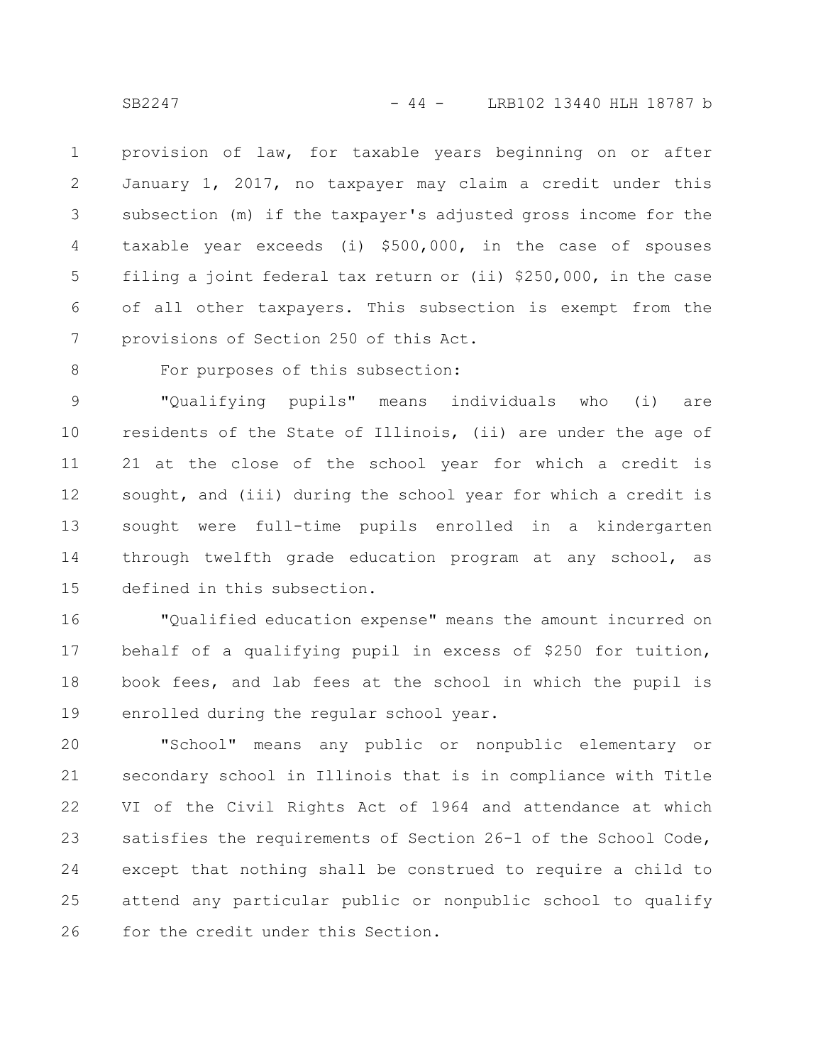provision of law, for taxable years beginning on or after January 1, 2017, no taxpayer may claim a credit under this subsection (m) if the taxpayer's adjusted gross income for the taxable year exceeds (i) $500,000, in the case of spouses filing a joint federal tax return or (ii) $250,000, in the case of all other taxpayers. This subsection is exempt from the provisions of Section 250 of this Act.

For purposes of this subsection:

"Qualifying pupils" means individuals who (i) are residents of the State of Illinois, (ii) are under the age of 21 at the close of the school year for which a credit is sought, and (iii) during the school year for which a credit is sought were full-time pupils enrolled in a kindergarten through twelfth grade education program at any school, as defined in this subsection.

"Qualified education expense" means the amount incurred on behalf of a qualifying pupil in excess of $250 for tuition, book fees, and lab fees at the school in which the pupil is enrolled during the regular school year.

"School" means any public or nonpublic elementary or secondary school in Illinois that is in compliance with Title VI of the Civil Rights Act of 1964 and attendance at which satisfies the requirements of Section 26-1 of the School Code, except that nothing shall be construed to require a child to attend any particular public or nonpublic school to qualify for the credit under this Section.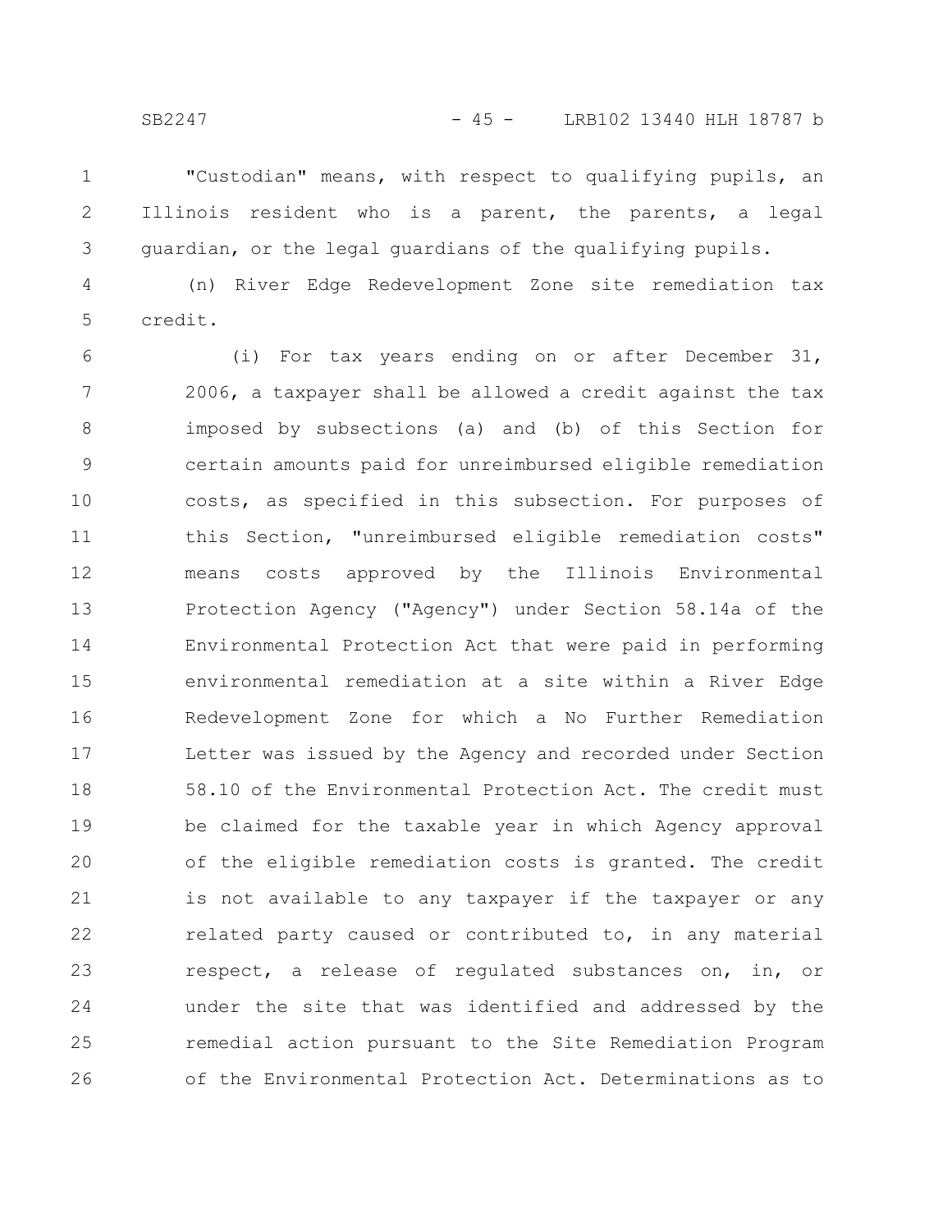"Custodian" means, with respect to qualifying pupils, an Illinois resident who is a parent, the parents, a legal guardian, or the legal guardians of the qualifying pupils.

(n) River Edge Redevelopment Zone site remediation tax credit.

(i) For tax years ending on or after December 31, 2006, a taxpayer shall be allowed a credit against the tax imposed by subsections (a) and (b) of this Section for certain amounts paid for unreimbursed eligible remediation costs, as specified in this subsection. For purposes of this Section, "unreimbursed eligible remediation costs" means costs approved by the Illinois Environmental Protection Agency ("Agency") under Section 58.14a of the Environmental Protection Act that were paid in performing environmental remediation at a site within a River Edge Redevelopment Zone for which a No Further Remediation Letter was issued by the Agency and recorded under Section 58.10 of the Environmental Protection Act. The credit must be claimed for the taxable year in which Agency approval of the eligible remediation costs is granted. The credit is not available to any taxpayer if the taxpayer or any related party caused or contributed to, in any material respect, a release of regulated substances on, in, or under the site that was identified and addressed by the remedial action pursuant to the Site Remediation Program of the Environmental Protection Act. Determinations as to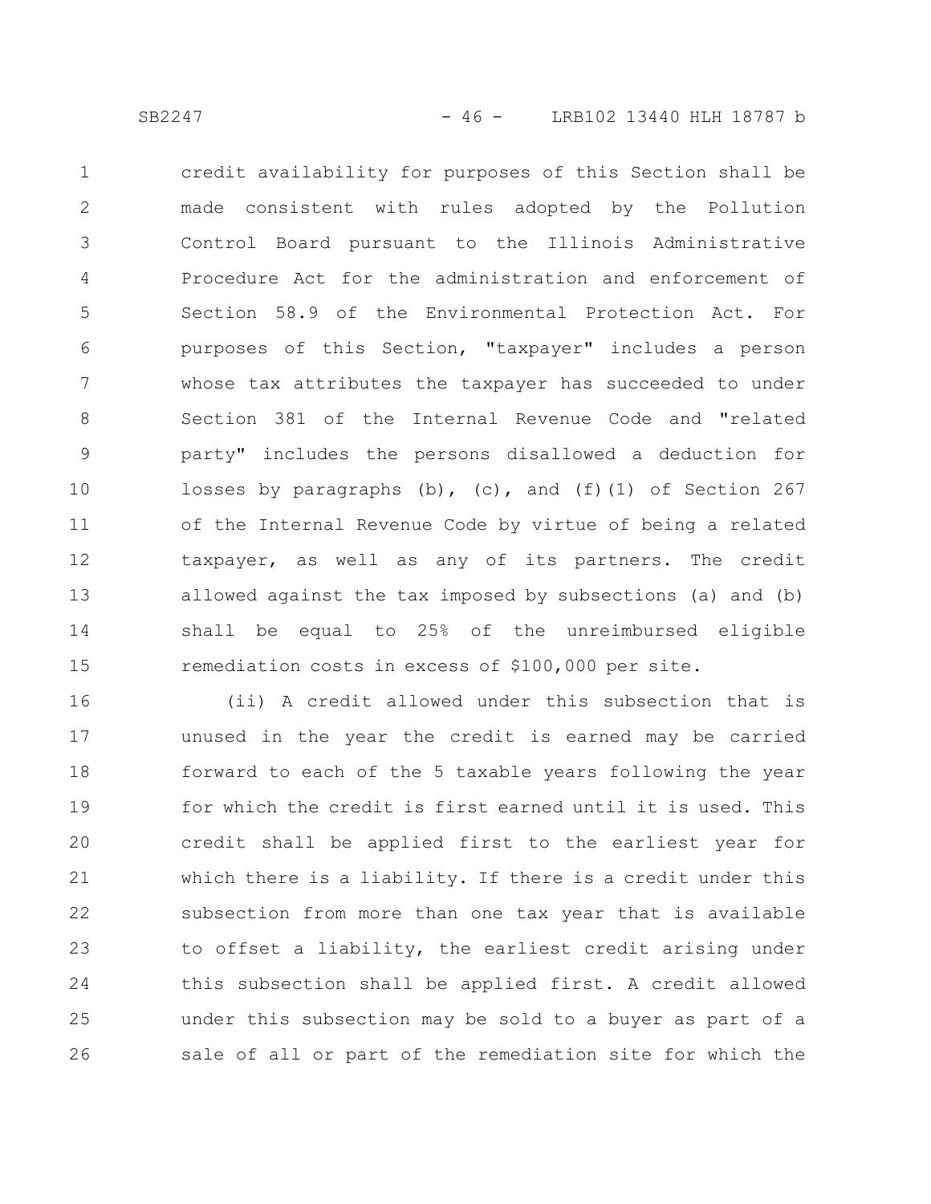credit availability for purposes of this Section shall be made consistent with rules adopted by the Pollution Control Board pursuant to the Illinois Administrative Procedure Act for the administration and enforcement of Section 58.9 of the Environmental Protection Act. For purposes of this Section, "taxpayer" includes a person whose tax attributes the taxpayer has succeeded to under Section 381 of the Internal Revenue Code and "related party" includes the persons disallowed a deduction for losses by paragraphs (b), (c), and (f)(1) of Section 267 of the Internal Revenue Code by virtue of being a related taxpayer, as well as any of its partners. The credit allowed against the tax imposed by subsections (a) and (b) shall be equal to 25% of the unreimbursed eligible remediation costs in excess of $100,000 per site.

(ii) A credit allowed under this subsection that is unused in the year the credit is earned may be carried forward to each of the 5 taxable years following the year for which the credit is first earned until it is used. This credit shall be applied first to the earliest year for which there is a liability. If there is a credit under this subsection from more than one tax year that is available to offset a liability, the earliest credit arising under this subsection shall be applied first. A credit allowed under this subsection may be sold to a buyer as part of a sale of all or part of the remediation site for which the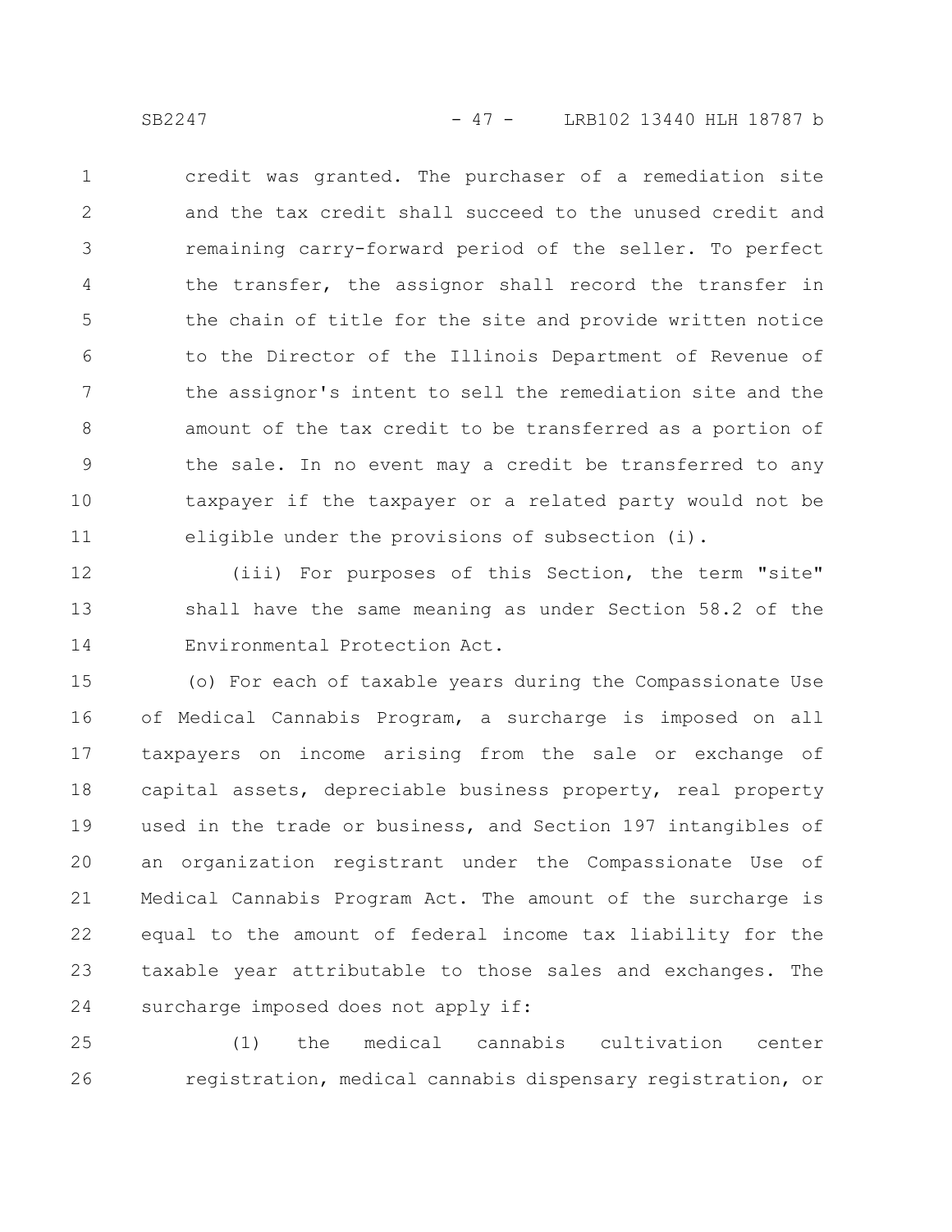credit was granted. The purchaser of a remediation site and the tax credit shall succeed to the unused credit and remaining carry-forward period of the seller. To perfect the transfer, the assignor shall record the transfer in the chain of title for the site and provide written notice to the Director of the Illinois Department of Revenue of the assignor's intent to sell the remediation site and the amount of the tax credit to be transferred as a portion of the sale. In no event may a credit be transferred to any taxpayer if the taxpayer or a related party would not be eligible under the provisions of subsection (i).

(iii) For purposes of this Section, the term "site" shall have the same meaning as under Section 58.2 of the Environmental Protection Act.

(o) For each of taxable years during the Compassionate Use of Medical Cannabis Program, a surcharge is imposed on all taxpayers on income arising from the sale or exchange of capital assets, depreciable business property, real property used in the trade or business, and Section 197 intangibles of an organization registrant under the Compassionate Use of Medical Cannabis Program Act. The amount of the surcharge is equal to the amount of federal income tax liability for the taxable year attributable to those sales and exchanges. The surcharge imposed does not apply if:

(1) the medical cannabis cultivation center registration, medical cannabis dispensary registration, or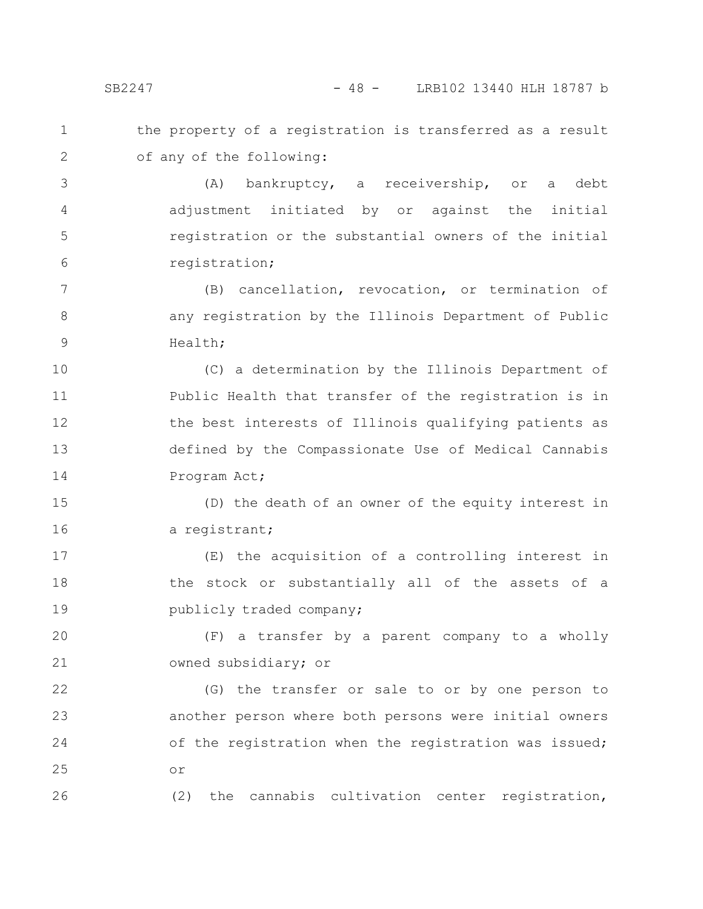the property of a registration is transferred as a result of any of the following:

(A) bankruptcy, a receivership, or a debt adjustment initiated by or against the initial registration or the substantial owners of the initial registration;

(B) cancellation, revocation, or termination of any registration by the Illinois Department of Public Health;

(C) a determination by the Illinois Department of Public Health that transfer of the registration is in the best interests of Illinois qualifying patients as defined by the Compassionate Use of Medical Cannabis Program Act;

(D) the death of an owner of the equity interest in a registrant;

(E) the acquisition of a controlling interest in the stock or substantially all of the assets of a publicly traded company;

(F) a transfer by a parent company to a wholly owned subsidiary; or

(G) the transfer or sale to or by one person to another person where both persons were initial owners of the registration when the registration was issued; or

(2) the cannabis cultivation center registration,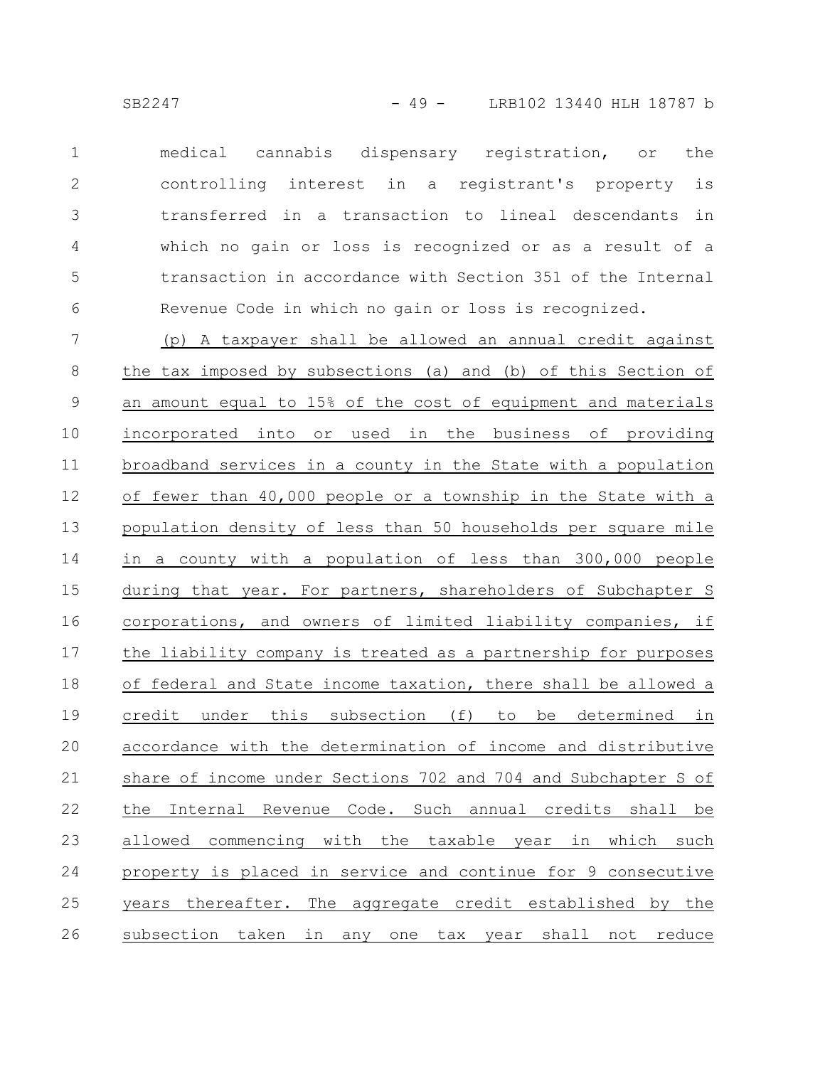medical cannabis dispensary registration, or the controlling interest in a registrant's property is transferred in a transaction to lineal descendants in which no gain or loss is recognized or as a result of a transaction in accordance with Section 351 of the Internal Revenue Code in which no gain or loss is recognized.

(p) A taxpayer shall be allowed an annual credit against the tax imposed by subsections (a) and (b) of this Section of an amount equal to 15% of the cost of equipment and materials incorporated into or used in the business of providing broadband services in a county in the State with a population of fewer than 40,000 people or a township in the State with a population density of less than 50 households per square mile in a county with a population of less than 300,000 people during that year. For partners, shareholders of Subchapter S corporations, and owners of limited liability companies, if the liability company is treated as a partnership for purposes of federal and State income taxation, there shall be allowed a credit under this subsection (f) to be determined in accordance with the determination of income and distributive share of income under Sections 702 and 704 and Subchapter S of the Internal Revenue Code. Such annual credits shall be allowed commencing with the taxable year in which such property is placed in service and continue for 9 consecutive years thereafter. The aggregate credit established by the subsection taken in any one tax year shall not reduce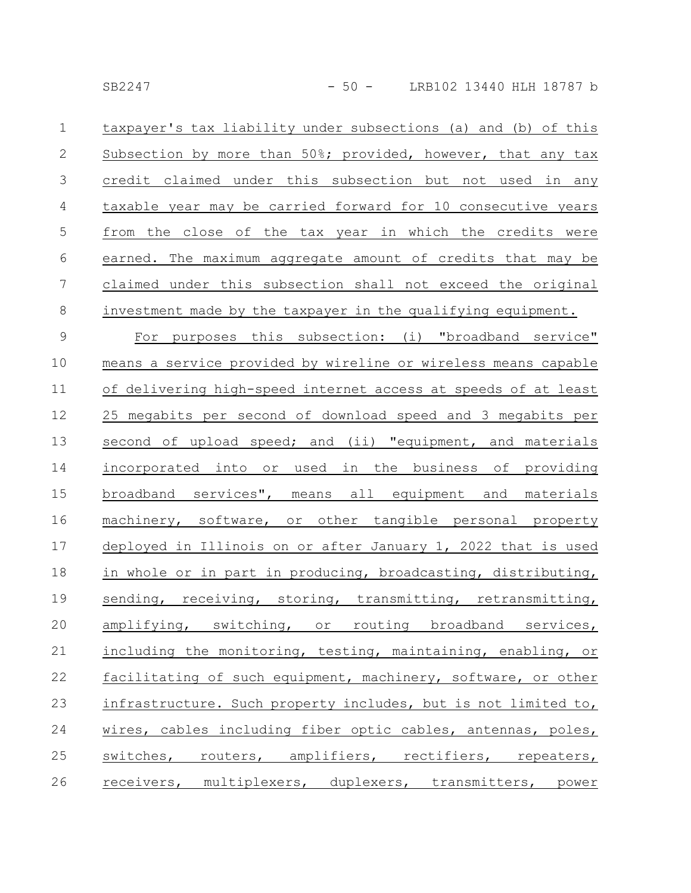taxpayer's tax liability under subsections (a) and (b) of this Subsection by more than 50%; provided, however, that any tax credit claimed under this subsection but not used in any taxable year may be carried forward for 10 consecutive years from the close of the tax year in which the credits were earned. The maximum aggregate amount of credits that may be claimed under this subsection shall not exceed the original investment made by the taxpayer in the qualifying equipment.

For purposes this subsection: (i) "broadband service" means a service provided by wireline or wireless means capable of delivering high-speed internet access at speeds of at least 25 megabits per second of download speed and 3 megabits per second of upload speed; and (ii) "equipment, and materials incorporated into or used in the business of providing broadband services", means all equipment and materials machinery, software, or other tangible personal property deployed in Illinois on or after January 1, 2022 that is used in whole or in part in producing, broadcasting, distributing, sending, receiving, storing, transmitting, retransmitting, amplifying, switching, or routing broadband services, including the monitoring, testing, maintaining, enabling, or facilitating of such equipment, machinery, software, or other infrastructure. Such property includes, but is not limited to, wires, cables including fiber optic cables, antennas, poles, switches, routers, amplifiers, rectifiers, repeaters, receivers, multiplexers, duplexers, transmitters, power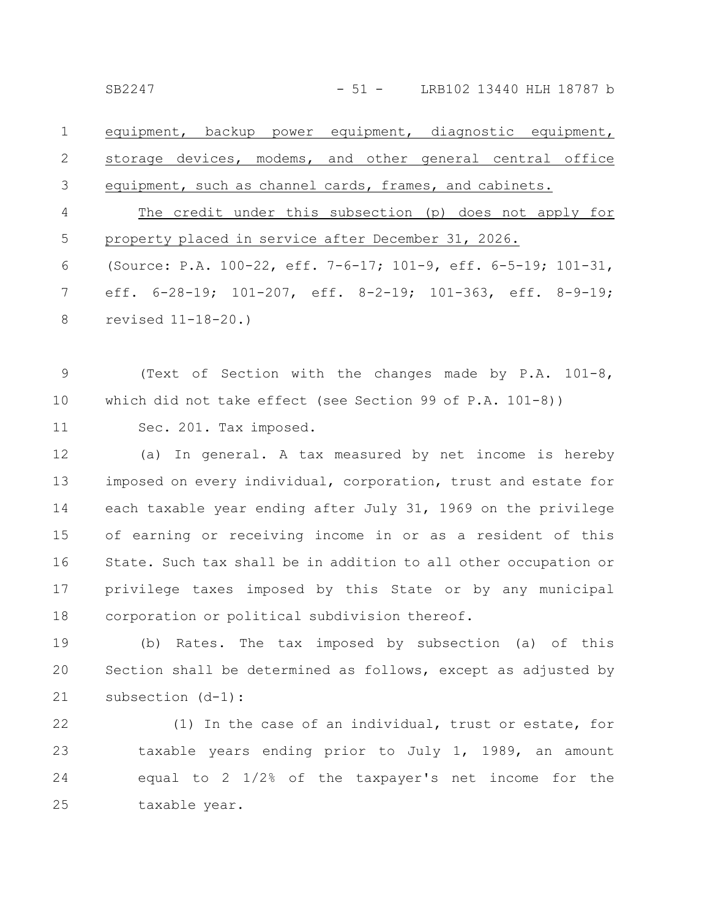equipment, backup power equipment, diagnostic equipment, storage devices, modems, and other general central office equipment, such as channel cards, frames, and cabinets.

The credit under this subsection (p) does not apply for property placed in service after December 31, 2026.

(Source: P.A. 100-22, eff. 7-6-17; 101-9, eff. 6-5-19; 101-31, eff. 6-28-19; 101-207, eff. 8-2-19; 101-363, eff. 8-9-19; revised 11-18-20.)

(Text of Section with the changes made by P.A. 101-8, which did not take effect (see Section 99 of P.A. 101-8))

Sec. 201. Tax imposed.

(a) In general. A tax measured by net income is hereby imposed on every individual, corporation, trust and estate for each taxable year ending after July 31, 1969 on the privilege of earning or receiving income in or as a resident of this State. Such tax shall be in addition to all other occupation or privilege taxes imposed by this State or by any municipal corporation or political subdivision thereof.

(b) Rates. The tax imposed by subsection (a) of this Section shall be determined as follows, except as adjusted by subsection (d-1):

(1) In the case of an individual, trust or estate, for taxable years ending prior to July 1, 1989, an amount equal to 2 1/2% of the taxpayer's net income for the taxable year.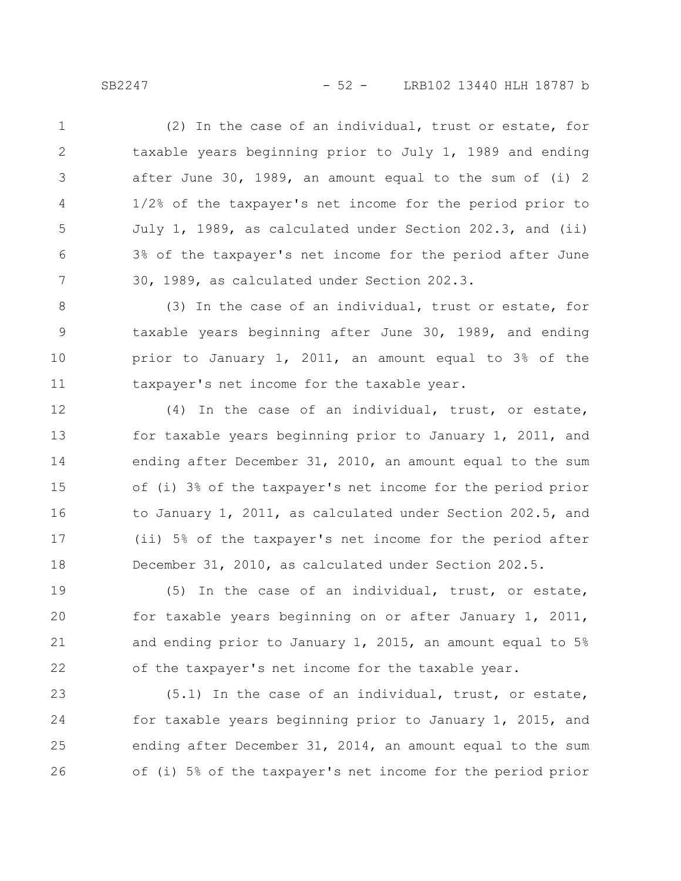(2) In the case of an individual, trust or estate, for taxable years beginning prior to July 1, 1989 and ending after June 30, 1989, an amount equal to the sum of (i) 2 1/2% of the taxpayer's net income for the period prior to July 1, 1989, as calculated under Section 202.3, and (ii) 3% of the taxpayer's net income for the period after June 30, 1989, as calculated under Section 202.3.

(3) In the case of an individual, trust or estate, for taxable years beginning after June 30, 1989, and ending prior to January 1, 2011, an amount equal to 3% of the taxpayer's net income for the taxable year.

(4) In the case of an individual, trust, or estate, for taxable years beginning prior to January 1, 2011, and ending after December 31, 2010, an amount equal to the sum of (i) 3% of the taxpayer's net income for the period prior to January 1, 2011, as calculated under Section 202.5, and (ii) 5% of the taxpayer's net income for the period after December 31, 2010, as calculated under Section 202.5.

(5) In the case of an individual, trust, or estate, for taxable years beginning on or after January 1, 2011, and ending prior to January 1, 2015, an amount equal to 5% of the taxpayer's net income for the taxable year.

(5.1) In the case of an individual, trust, or estate, for taxable years beginning prior to January 1, 2015, and ending after December 31, 2014, an amount equal to the sum of (i) 5% of the taxpayer's net income for the period prior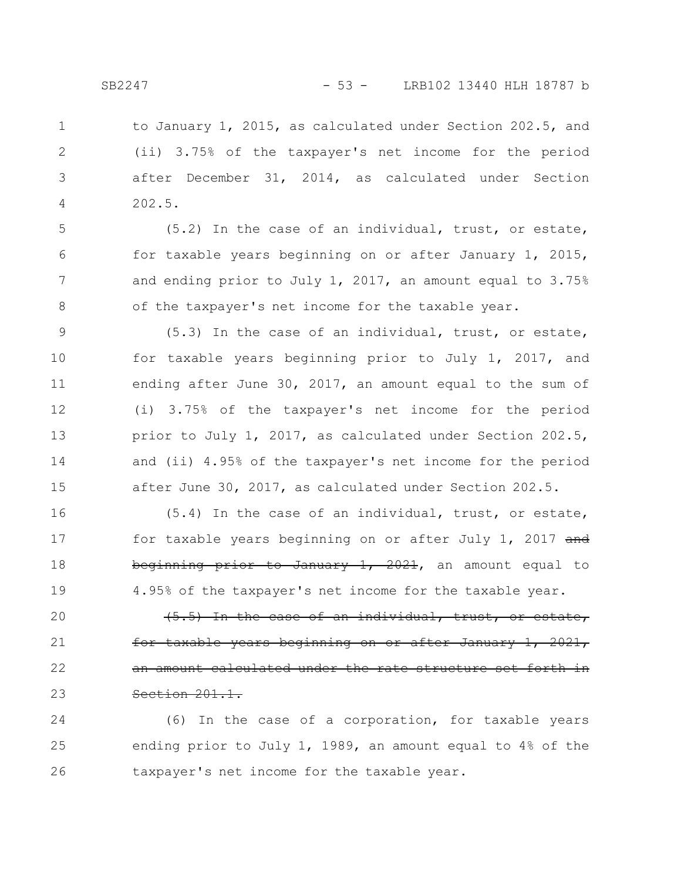to January 1, 2015, as calculated under Section 202.5, and (ii) 3.75% of the taxpayer's net income for the period after December 31, 2014, as calculated under Section 202.5.

(5.2) In the case of an individual, trust, or estate, for taxable years beginning on or after January 1, 2015, and ending prior to July 1, 2017, an amount equal to 3.75% of the taxpayer's net income for the taxable year.

(5.3) In the case of an individual, trust, or estate, for taxable years beginning prior to July 1, 2017, and ending after June 30, 2017, an amount equal to the sum of (i) 3.75% of the taxpayer's net income for the period prior to July 1, 2017, as calculated under Section 202.5, and (ii) 4.95% of the taxpayer's net income for the period after June 30, 2017, as calculated under Section 202.5.

(5.4) In the case of an individual, trust, or estate, for taxable years beginning on or after July 1, 2017 ~~and beginning prior to January 1, 2021~~, an amount equal to 4.95% of the taxpayer's net income for the taxable year.

~~(5.5) In the case of an individual, trust, or estate, for taxable years beginning on or after January 1, 2021, an amount calculated under the rate structure set forth in Section 201.1.~~

(6) In the case of a corporation, for taxable years ending prior to July 1, 1989, an amount equal to 4% of the taxpayer's net income for the taxable year.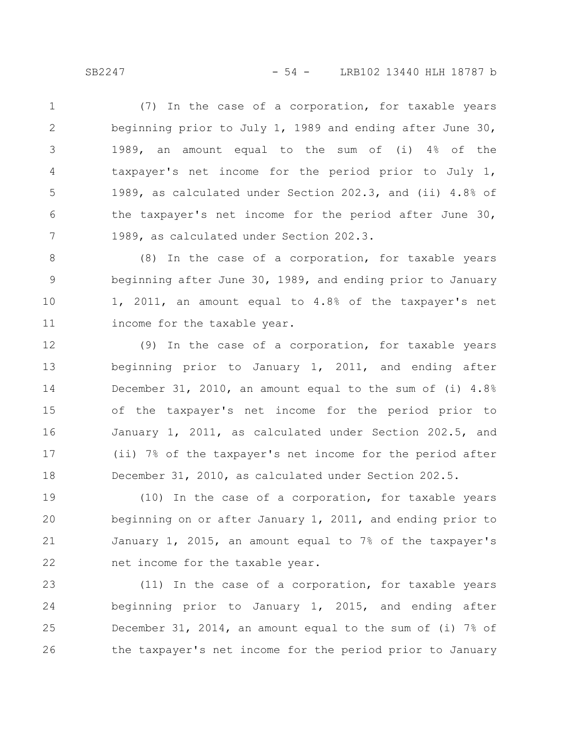(7) In the case of a corporation, for taxable years beginning prior to July 1, 1989 and ending after June 30, 1989, an amount equal to the sum of (i) 4% of the taxpayer's net income for the period prior to July 1, 1989, as calculated under Section 202.3, and (ii) 4.8% of the taxpayer's net income for the period after June 30, 1989, as calculated under Section 202.3.

(8) In the case of a corporation, for taxable years beginning after June 30, 1989, and ending prior to January 1, 2011, an amount equal to 4.8% of the taxpayer's net income for the taxable year.

(9) In the case of a corporation, for taxable years beginning prior to January 1, 2011, and ending after December 31, 2010, an amount equal to the sum of (i) 4.8% of the taxpayer's net income for the period prior to January 1, 2011, as calculated under Section 202.5, and (ii) 7% of the taxpayer's net income for the period after December 31, 2010, as calculated under Section 202.5.

(10) In the case of a corporation, for taxable years beginning on or after January 1, 2011, and ending prior to January 1, 2015, an amount equal to 7% of the taxpayer's net income for the taxable year.

(11) In the case of a corporation, for taxable years beginning prior to January 1, 2015, and ending after December 31, 2014, an amount equal to the sum of (i) 7% of the taxpayer's net income for the period prior to January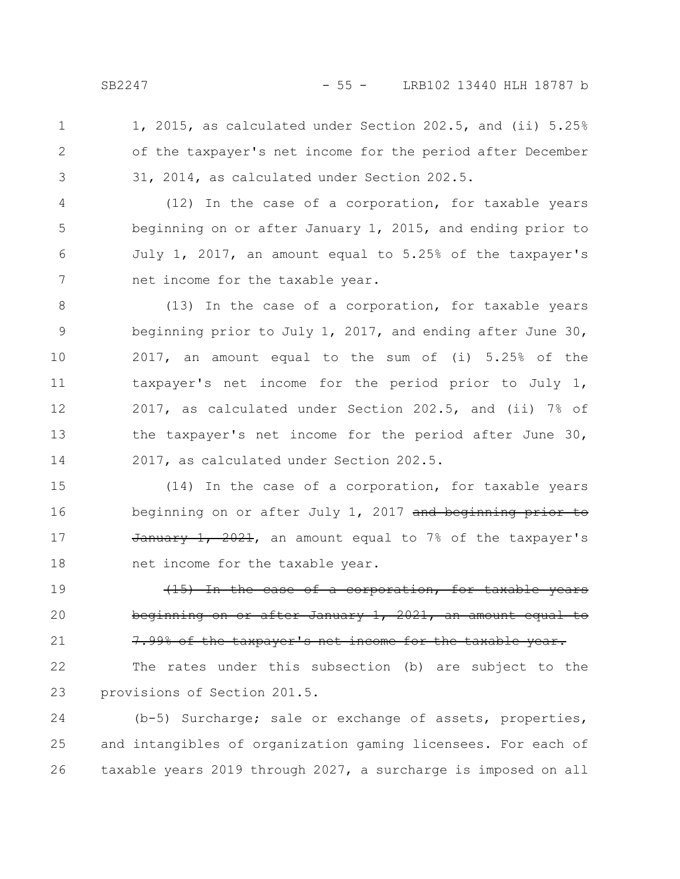1, 2015, as calculated under Section 202.5, and (ii) 5.25% of the taxpayer's net income for the period after December 31, 2014, as calculated under Section 202.5.

(12) In the case of a corporation, for taxable years beginning on or after January 1, 2015, and ending prior to July 1, 2017, an amount equal to 5.25% of the taxpayer's net income for the taxable year.

(13) In the case of a corporation, for taxable years beginning prior to July 1, 2017, and ending after June 30, 2017, an amount equal to the sum of (i) 5.25% of the taxpayer's net income for the period prior to July 1, 2017, as calculated under Section 202.5, and (ii) 7% of the taxpayer's net income for the period after June 30, 2017, as calculated under Section 202.5.

(14) In the case of a corporation, for taxable years beginning on or after July 1, 2017 ~~and beginning prior to January 1, 2021~~, an amount equal to 7% of the taxpayer's net income for the taxable year.

~~(15) In the case of a corporation, for taxable years beginning on or after January 1, 2021, an amount equal to 7.99% of the taxpayer's net income for the taxable year.~~

The rates under this subsection (b) are subject to the provisions of Section 201.5.

(b-5) Surcharge; sale or exchange of assets, properties, and intangibles of organization gaming licensees. For each of taxable years 2019 through 2027, a surcharge is imposed on all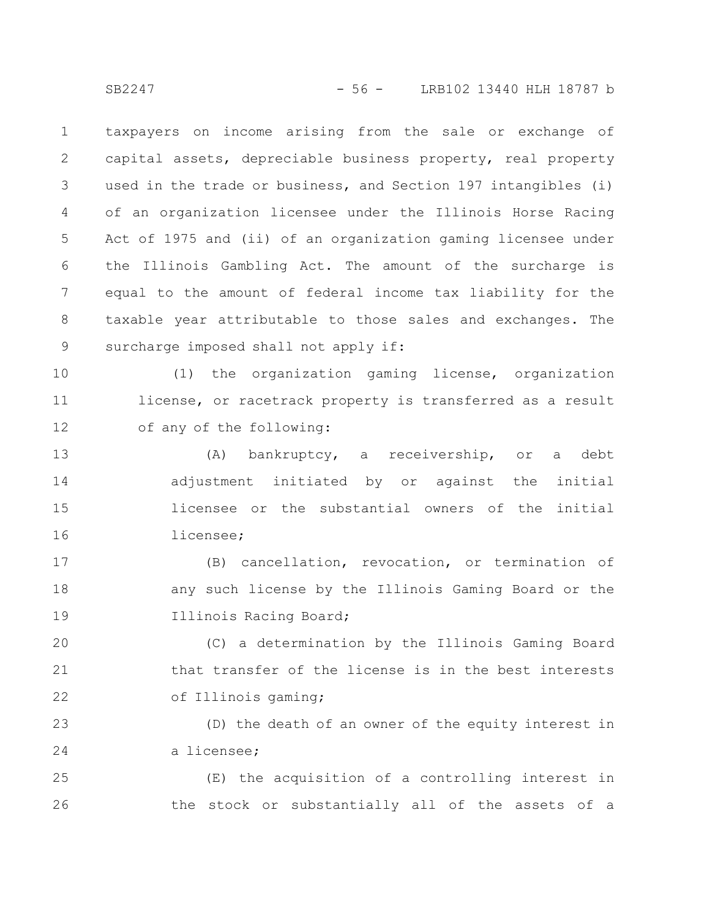taxpayers on income arising from the sale or exchange of capital assets, depreciable business property, real property used in the trade or business, and Section 197 intangibles (i) of an organization licensee under the Illinois Horse Racing Act of 1975 and (ii) of an organization gaming licensee under the Illinois Gambling Act. The amount of the surcharge is equal to the amount of federal income tax liability for the taxable year attributable to those sales and exchanges. The surcharge imposed shall not apply if:

(1) the organization gaming license, organization license, or racetrack property is transferred as a result of any of the following:

(A) bankruptcy, a receivership, or a debt adjustment initiated by or against the initial licensee or the substantial owners of the initial licensee;

(B) cancellation, revocation, or termination of any such license by the Illinois Gaming Board or the Illinois Racing Board;

(C) a determination by the Illinois Gaming Board that transfer of the license is in the best interests of Illinois gaming;

(D) the death of an owner of the equity interest in a licensee;

(E) the acquisition of a controlling interest in the stock or substantially all of the assets of a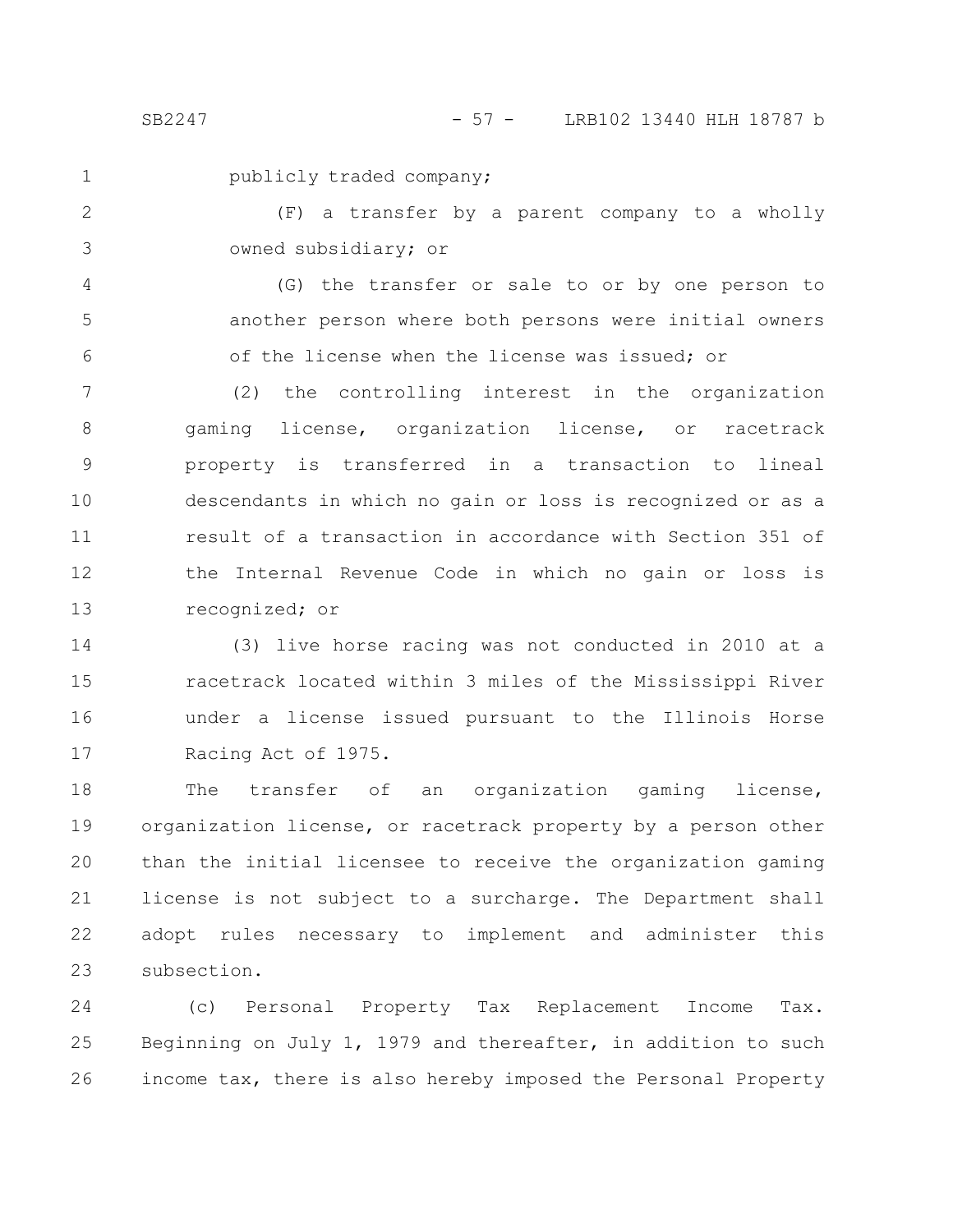publicly traded company;

(F) a transfer by a parent company to a wholly owned subsidiary; or

(G) the transfer or sale to or by one person to another person where both persons were initial owners of the license when the license was issued; or

(2) the controlling interest in the organization gaming license, organization license, or racetrack property is transferred in a transaction to lineal descendants in which no gain or loss is recognized or as a result of a transaction in accordance with Section 351 of the Internal Revenue Code in which no gain or loss is recognized; or

(3) live horse racing was not conducted in 2010 at a racetrack located within 3 miles of the Mississippi River under a license issued pursuant to the Illinois Horse Racing Act of 1975.

The transfer of an organization gaming license, organization license, or racetrack property by a person other than the initial licensee to receive the organization gaming license is not subject to a surcharge. The Department shall adopt rules necessary to implement and administer this subsection.

(c) Personal Property Tax Replacement Income Tax. Beginning on July 1, 1979 and thereafter, in addition to such income tax, there is also hereby imposed the Personal Property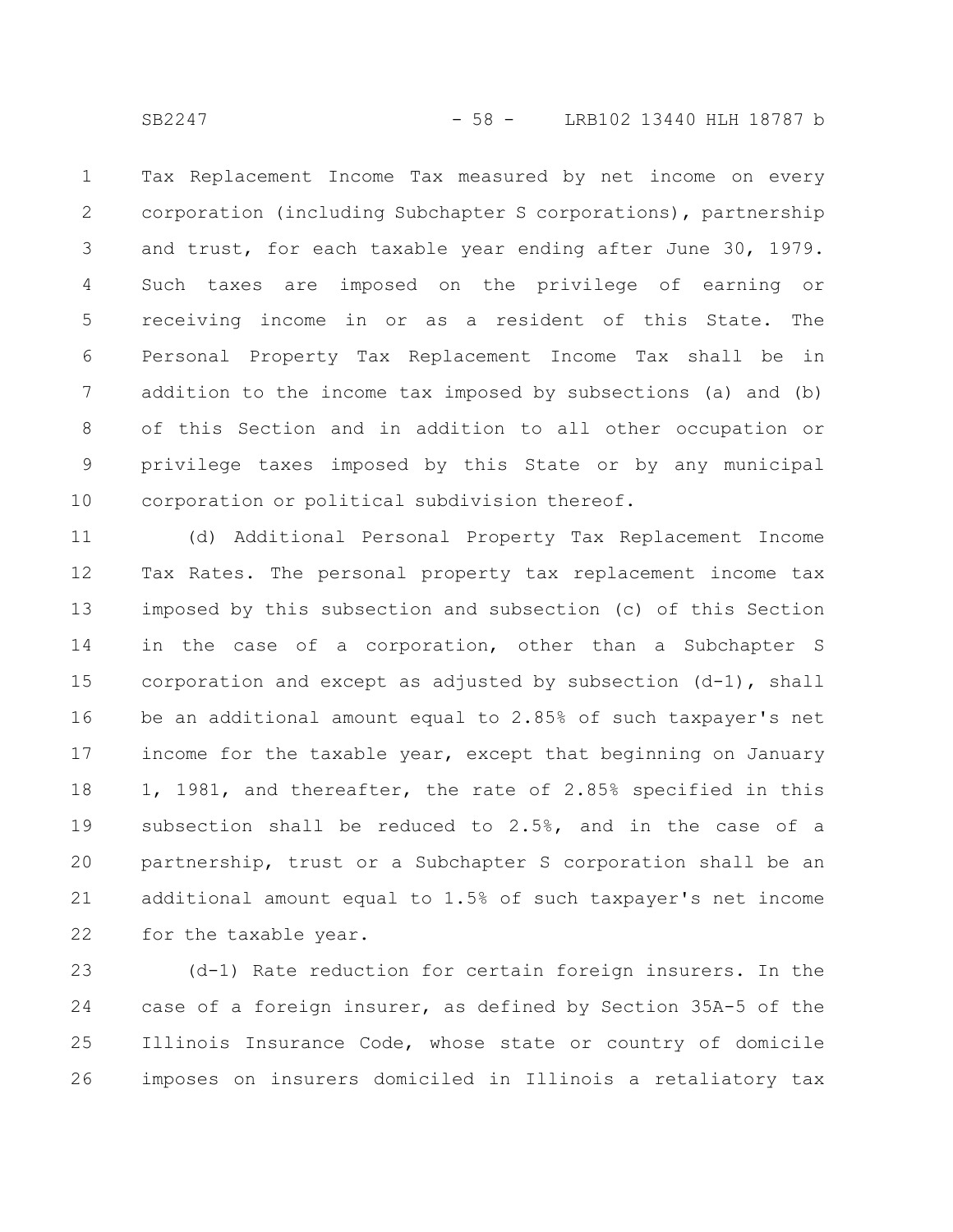Tax Replacement Income Tax measured by net income on every corporation (including Subchapter S corporations), partnership and trust, for each taxable year ending after June 30, 1979. Such taxes are imposed on the privilege of earning or receiving income in or as a resident of this State. The Personal Property Tax Replacement Income Tax shall be in addition to the income tax imposed by subsections (a) and (b) of this Section and in addition to all other occupation or privilege taxes imposed by this State or by any municipal corporation or political subdivision thereof.

(d) Additional Personal Property Tax Replacement Income Tax Rates. The personal property tax replacement income tax imposed by this subsection and subsection (c) of this Section in the case of a corporation, other than a Subchapter S corporation and except as adjusted by subsection (d-1), shall be an additional amount equal to 2.85% of such taxpayer's net income for the taxable year, except that beginning on January 1, 1981, and thereafter, the rate of 2.85% specified in this subsection shall be reduced to 2.5%, and in the case of a partnership, trust or a Subchapter S corporation shall be an additional amount equal to 1.5% of such taxpayer's net income for the taxable year.

(d-1) Rate reduction for certain foreign insurers. In the case of a foreign insurer, as defined by Section 35A-5 of the Illinois Insurance Code, whose state or country of domicile imposes on insurers domiciled in Illinois a retaliatory tax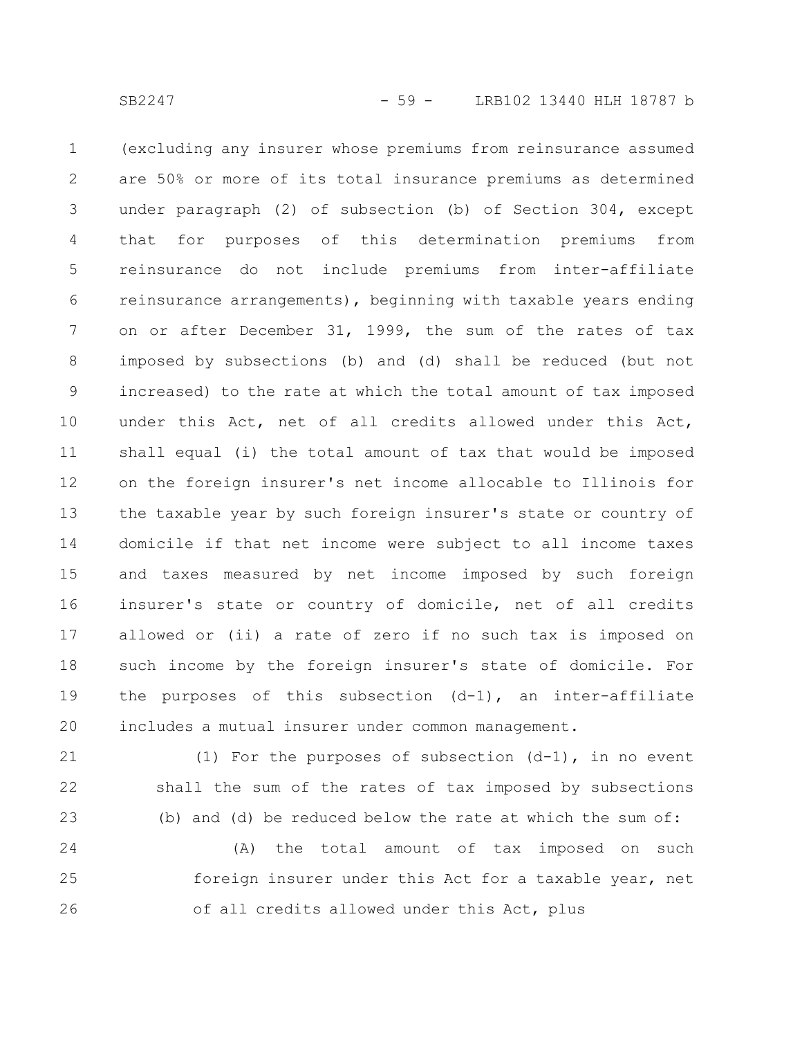(excluding any insurer whose premiums from reinsurance assumed are 50% or more of its total insurance premiums as determined under paragraph (2) of subsection (b) of Section 304, except that for purposes of this determination premiums from reinsurance do not include premiums from inter-affiliate reinsurance arrangements), beginning with taxable years ending on or after December 31, 1999, the sum of the rates of tax imposed by subsections (b) and (d) shall be reduced (but not increased) to the rate at which the total amount of tax imposed under this Act, net of all credits allowed under this Act, shall equal (i) the total amount of tax that would be imposed on the foreign insurer's net income allocable to Illinois for the taxable year by such foreign insurer's state or country of domicile if that net income were subject to all income taxes and taxes measured by net income imposed by such foreign insurer's state or country of domicile, net of all credits allowed or (ii) a rate of zero if no such tax is imposed on such income by the foreign insurer's state of domicile. For the purposes of this subsection (d-1), an inter-affiliate includes a mutual insurer under common management.

(1) For the purposes of subsection (d-1), in no event shall the sum of the rates of tax imposed by subsections (b) and (d) be reduced below the rate at which the sum of:

(A) the total amount of tax imposed on such foreign insurer under this Act for a taxable year, net of all credits allowed under this Act, plus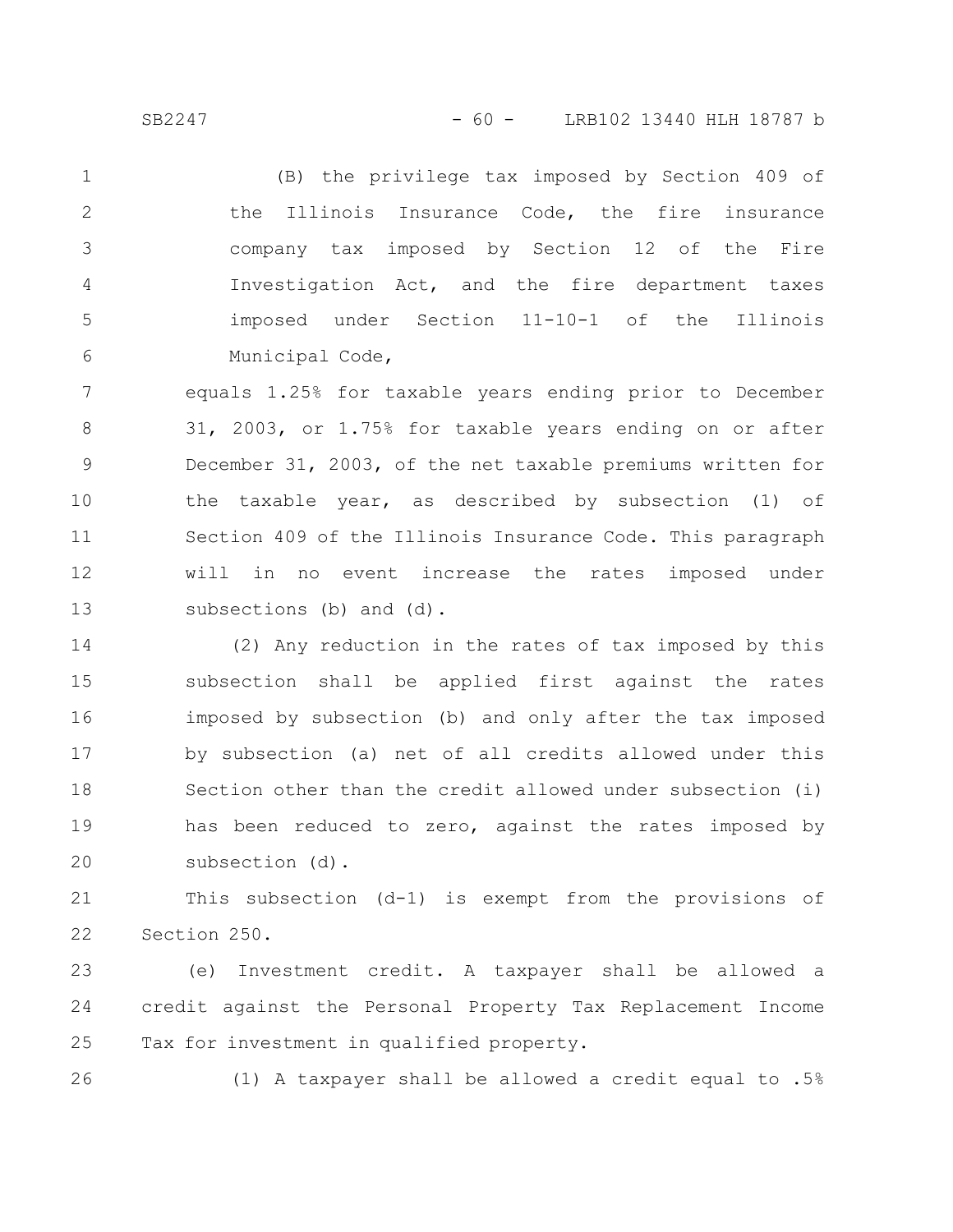(B) the privilege tax imposed by Section 409 of the Illinois Insurance Code, the fire insurance company tax imposed by Section 12 of the Fire Investigation Act, and the fire department taxes imposed under Section 11-10-1 of the Illinois Municipal Code,

equals 1.25% for taxable years ending prior to December 31, 2003, or 1.75% for taxable years ending on or after December 31, 2003, of the net taxable premiums written for the taxable year, as described by subsection (1) of Section 409 of the Illinois Insurance Code. This paragraph will in no event increase the rates imposed under subsections (b) and (d).

(2) Any reduction in the rates of tax imposed by this subsection shall be applied first against the rates imposed by subsection (b) and only after the tax imposed by subsection (a) net of all credits allowed under this Section other than the credit allowed under subsection (i) has been reduced to zero, against the rates imposed by subsection (d).

This subsection (d-1) is exempt from the provisions of Section 250.

(e) Investment credit. A taxpayer shall be allowed a credit against the Personal Property Tax Replacement Income Tax for investment in qualified property.

(1) A taxpayer shall be allowed a credit equal to .5%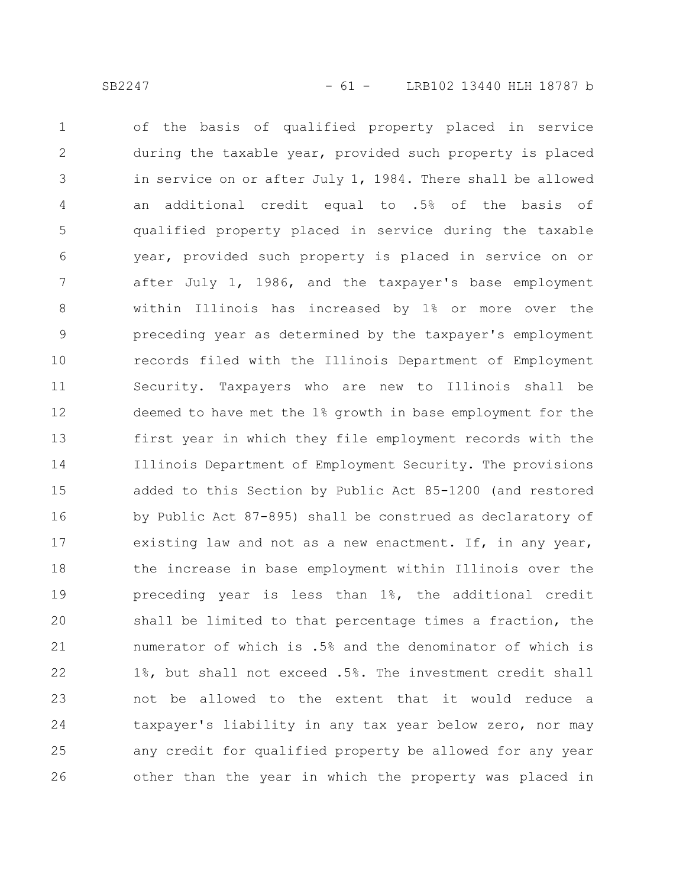of the basis of qualified property placed in service during the taxable year, provided such property is placed in service on or after July 1, 1984. There shall be allowed an additional credit equal to .5% of the basis of qualified property placed in service during the taxable year, provided such property is placed in service on or after July 1, 1986, and the taxpayer's base employment within Illinois has increased by 1% or more over the preceding year as determined by the taxpayer's employment records filed with the Illinois Department of Employment Security. Taxpayers who are new to Illinois shall be deemed to have met the 1% growth in base employment for the first year in which they file employment records with the Illinois Department of Employment Security. The provisions added to this Section by Public Act 85-1200 (and restored by Public Act 87-895) shall be construed as declaratory of existing law and not as a new enactment. If, in any year, the increase in base employment within Illinois over the preceding year is less than 1%, the additional credit shall be limited to that percentage times a fraction, the numerator of which is .5% and the denominator of which is 1%, but shall not exceed .5%. The investment credit shall not be allowed to the extent that it would reduce a taxpayer's liability in any tax year below zero, nor may any credit for qualified property be allowed for any year other than the year in which the property was placed in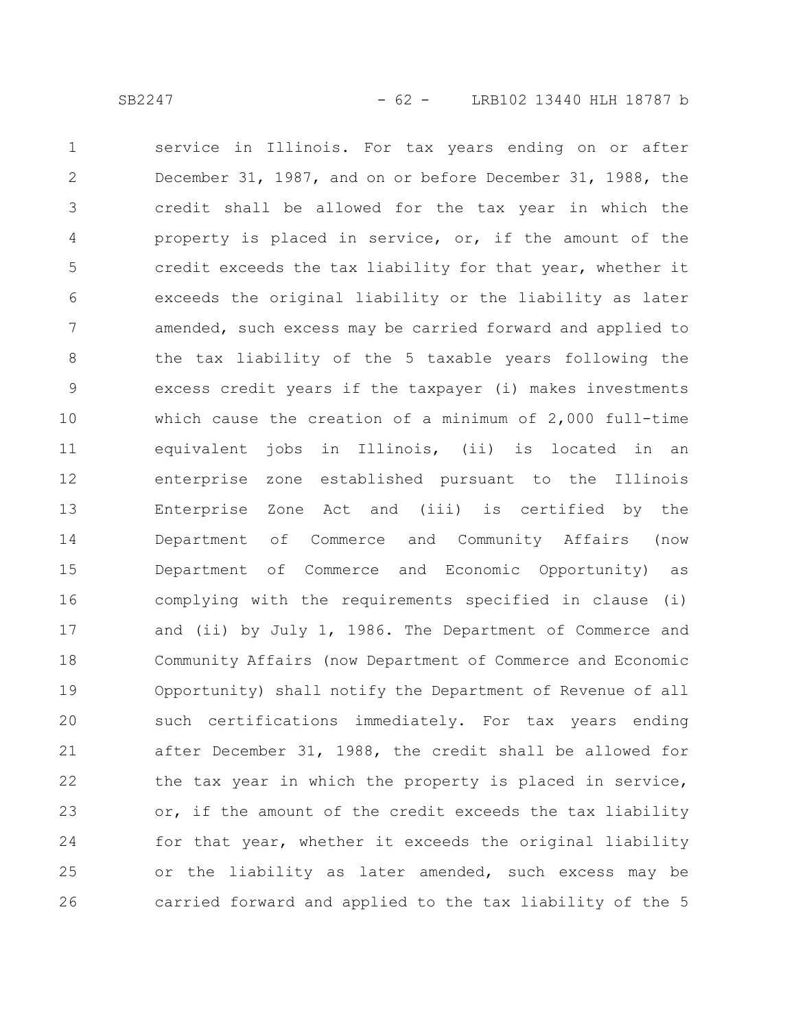service in Illinois. For tax years ending on or after December 31, 1987, and on or before December 31, 1988, the credit shall be allowed for the tax year in which the property is placed in service, or, if the amount of the credit exceeds the tax liability for that year, whether it exceeds the original liability or the liability as later amended, such excess may be carried forward and applied to the tax liability of the 5 taxable years following the excess credit years if the taxpayer (i) makes investments which cause the creation of a minimum of 2,000 full-time equivalent jobs in Illinois, (ii) is located in an enterprise zone established pursuant to the Illinois Enterprise Zone Act and (iii) is certified by the Department of Commerce and Community Affairs (now Department of Commerce and Economic Opportunity) as complying with the requirements specified in clause (i) and (ii) by July 1, 1986. The Department of Commerce and Community Affairs (now Department of Commerce and Economic Opportunity) shall notify the Department of Revenue of all such certifications immediately. For tax years ending after December 31, 1988, the credit shall be allowed for the tax year in which the property is placed in service, or, if the amount of the credit exceeds the tax liability for that year, whether it exceeds the original liability or the liability as later amended, such excess may be carried forward and applied to the tax liability of the 5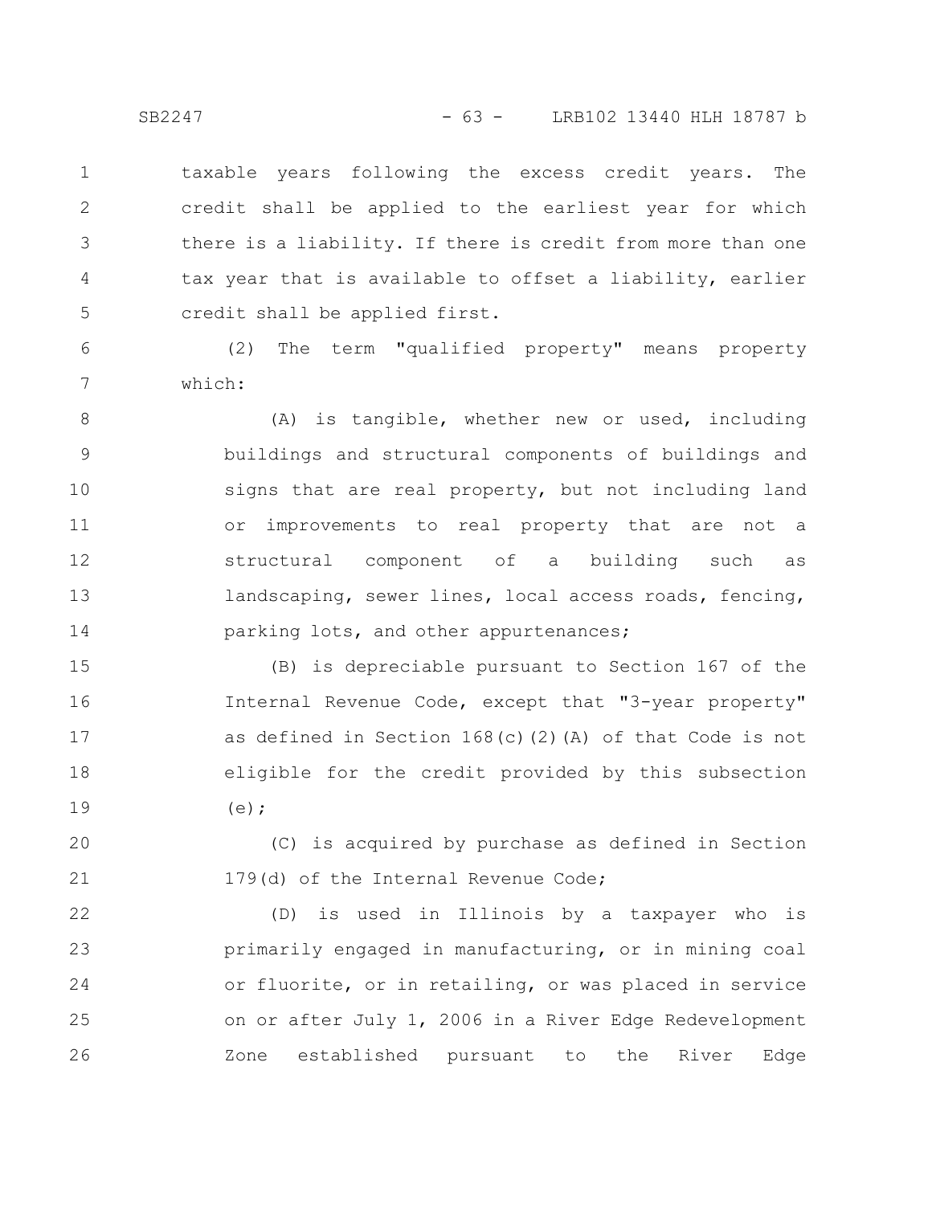taxable years following the excess credit years. The credit shall be applied to the earliest year for which there is a liability. If there is credit from more than one tax year that is available to offset a liability, earlier credit shall be applied first.

(2) The term "qualified property" means property which:

(A) is tangible, whether new or used, including buildings and structural components of buildings and signs that are real property, but not including land or improvements to real property that are not a structural component of a building such as landscaping, sewer lines, local access roads, fencing, parking lots, and other appurtenances;

(B) is depreciable pursuant to Section 167 of the Internal Revenue Code, except that "3-year property" as defined in Section 168(c)(2)(A) of that Code is not eligible for the credit provided by this subsection (e);

(C) is acquired by purchase as defined in Section 179(d) of the Internal Revenue Code;

(D) is used in Illinois by a taxpayer who is primarily engaged in manufacturing, or in mining coal or fluorite, or in retailing, or was placed in service on or after July 1, 2006 in a River Edge Redevelopment Zone established pursuant to the River Edge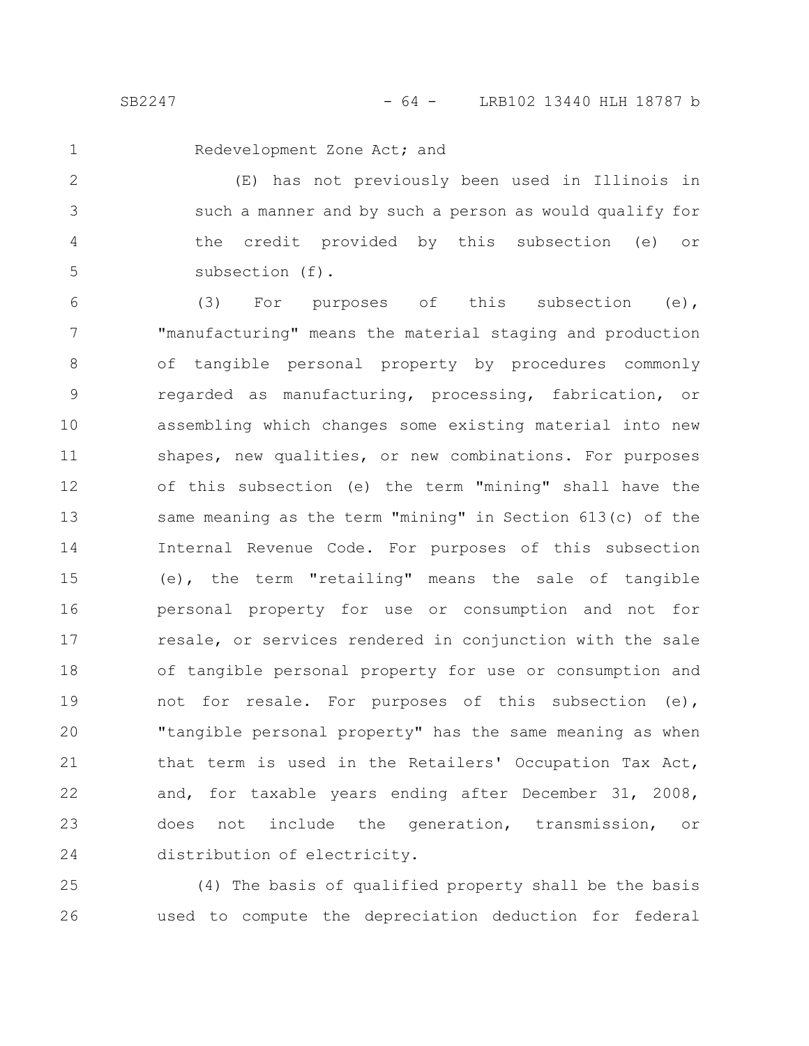Redevelopment Zone Act; and

(E) has not previously been used in Illinois in such a manner and by such a person as would qualify for the credit provided by this subsection (e) or subsection (f).

(3) For purposes of this subsection (e), "manufacturing" means the material staging and production of tangible personal property by procedures commonly regarded as manufacturing, processing, fabrication, or assembling which changes some existing material into new shapes, new qualities, or new combinations. For purposes of this subsection (e) the term "mining" shall have the same meaning as the term "mining" in Section 613(c) of the Internal Revenue Code. For purposes of this subsection (e), the term "retailing" means the sale of tangible personal property for use or consumption and not for resale, or services rendered in conjunction with the sale of tangible personal property for use or consumption and not for resale. For purposes of this subsection (e), "tangible personal property" has the same meaning as when that term is used in the Retailers' Occupation Tax Act, and, for taxable years ending after December 31, 2008, does not include the generation, transmission, or distribution of electricity.

(4) The basis of qualified property shall be the basis used to compute the depreciation deduction for federal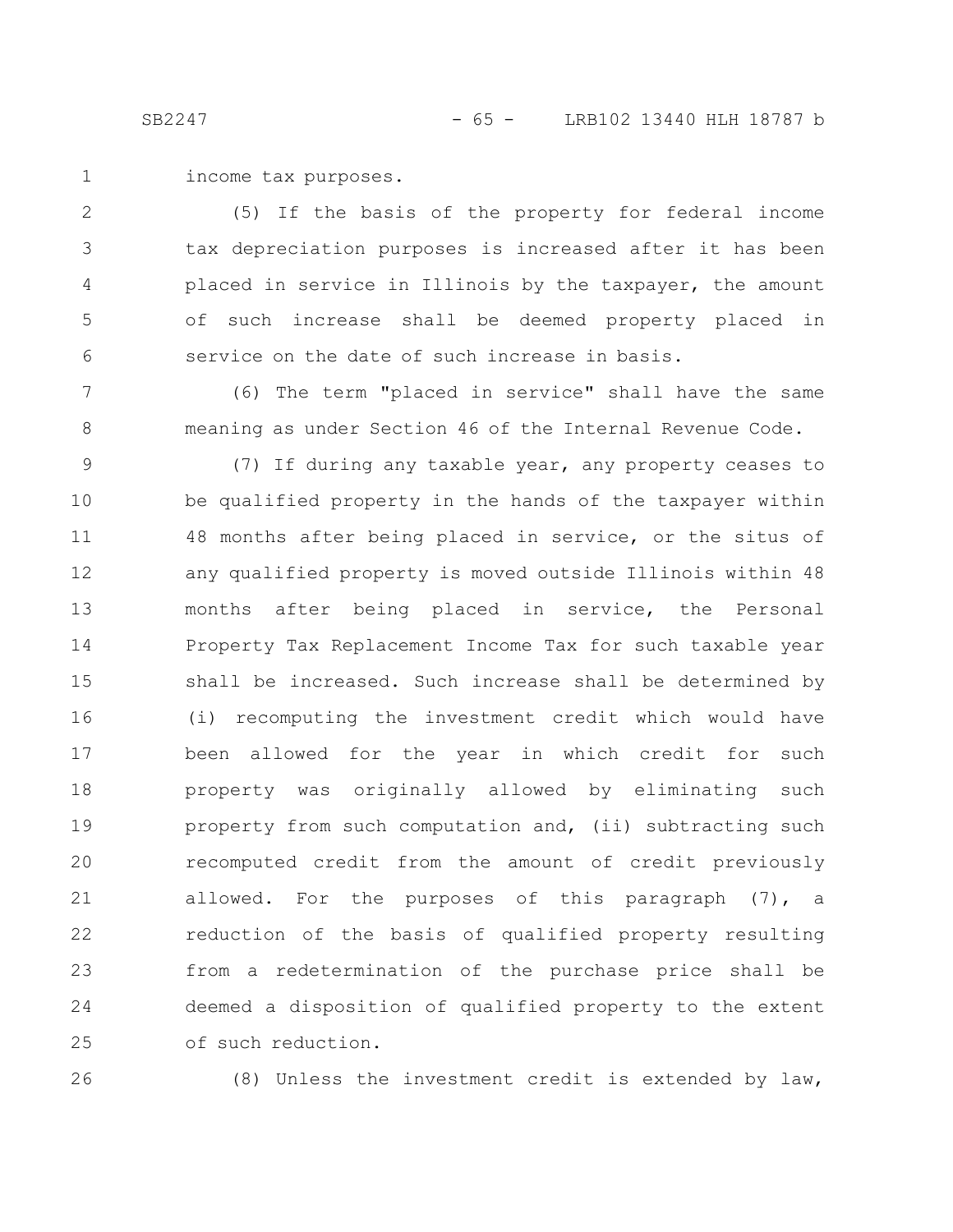income tax purposes.

(5) If the basis of the property for federal income tax depreciation purposes is increased after it has been placed in service in Illinois by the taxpayer, the amount of such increase shall be deemed property placed in service on the date of such increase in basis.

(6) The term "placed in service" shall have the same meaning as under Section 46 of the Internal Revenue Code.

(7) If during any taxable year, any property ceases to be qualified property in the hands of the taxpayer within 48 months after being placed in service, or the situs of any qualified property is moved outside Illinois within 48 months after being placed in service, the Personal Property Tax Replacement Income Tax for such taxable year shall be increased. Such increase shall be determined by (i) recomputing the investment credit which would have been allowed for the year in which credit for such property was originally allowed by eliminating such property from such computation and, (ii) subtracting such recomputed credit from the amount of credit previously allowed. For the purposes of this paragraph (7), a reduction of the basis of qualified property resulting from a redetermination of the purchase price shall be deemed a disposition of qualified property to the extent of such reduction.

(8) Unless the investment credit is extended by law,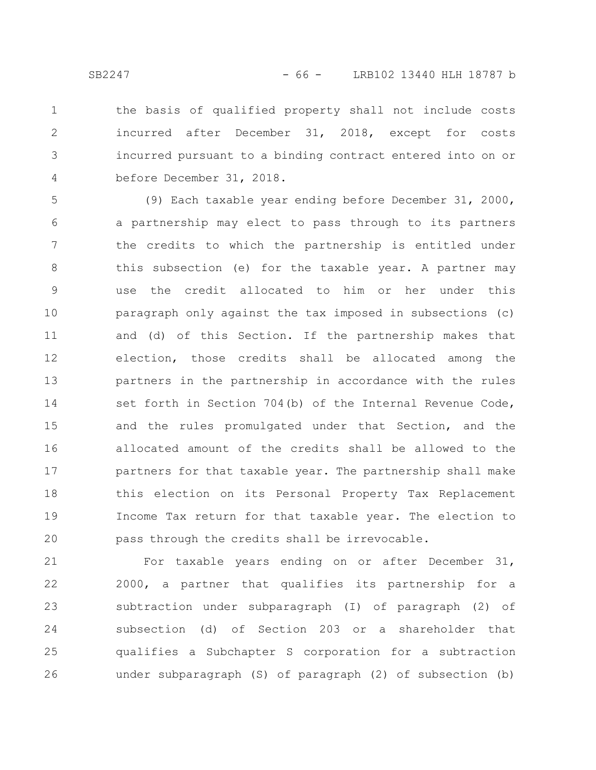the basis of qualified property shall not include costs incurred after December 31, 2018, except for costs incurred pursuant to a binding contract entered into on or before December 31, 2018.

(9) Each taxable year ending before December 31, 2000, a partnership may elect to pass through to its partners the credits to which the partnership is entitled under this subsection (e) for the taxable year. A partner may use the credit allocated to him or her under this paragraph only against the tax imposed in subsections (c) and (d) of this Section. If the partnership makes that election, those credits shall be allocated among the partners in the partnership in accordance with the rules set forth in Section 704(b) of the Internal Revenue Code, and the rules promulgated under that Section, and the allocated amount of the credits shall be allowed to the partners for that taxable year. The partnership shall make this election on its Personal Property Tax Replacement Income Tax return for that taxable year. The election to pass through the credits shall be irrevocable.

For taxable years ending on or after December 31, 2000, a partner that qualifies its partnership for a subtraction under subparagraph (I) of paragraph (2) of subsection (d) of Section 203 or a shareholder that qualifies a Subchapter S corporation for a subtraction under subparagraph (S) of paragraph (2) of subsection (b)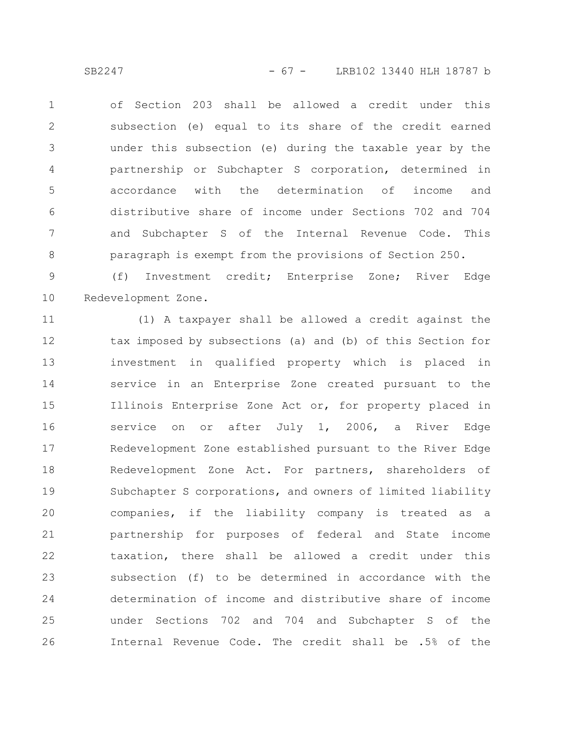of Section 203 shall be allowed a credit under this subsection (e) equal to its share of the credit earned under this subsection (e) during the taxable year by the partnership or Subchapter S corporation, determined in accordance with the determination of income and distributive share of income under Sections 702 and 704 and Subchapter S of the Internal Revenue Code. This paragraph is exempt from the provisions of Section 250.

(f) Investment credit; Enterprise Zone; River Edge Redevelopment Zone.

(1) A taxpayer shall be allowed a credit against the tax imposed by subsections (a) and (b) of this Section for investment in qualified property which is placed in service in an Enterprise Zone created pursuant to the Illinois Enterprise Zone Act or, for property placed in service on or after July 1, 2006, a River Edge Redevelopment Zone established pursuant to the River Edge Redevelopment Zone Act. For partners, shareholders of Subchapter S corporations, and owners of limited liability companies, if the liability company is treated as a partnership for purposes of federal and State income taxation, there shall be allowed a credit under this subsection (f) to be determined in accordance with the determination of income and distributive share of income under Sections 702 and 704 and Subchapter S of the Internal Revenue Code. The credit shall be .5% of the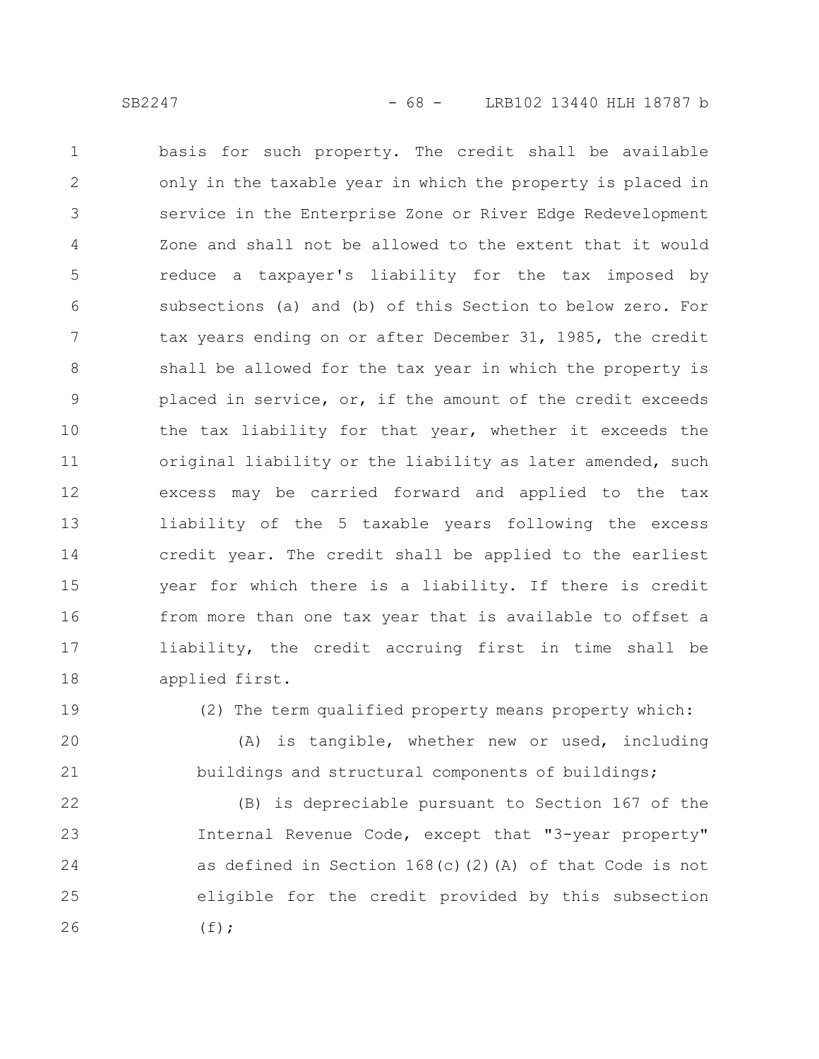basis for such property. The credit shall be available only in the taxable year in which the property is placed in service in the Enterprise Zone or River Edge Redevelopment Zone and shall not be allowed to the extent that it would reduce a taxpayer's liability for the tax imposed by subsections (a) and (b) of this Section to below zero. For tax years ending on or after December 31, 1985, the credit shall be allowed for the tax year in which the property is placed in service, or, if the amount of the credit exceeds the tax liability for that year, whether it exceeds the original liability or the liability as later amended, such excess may be carried forward and applied to the tax liability of the 5 taxable years following the excess credit year. The credit shall be applied to the earliest year for which there is a liability. If there is credit from more than one tax year that is available to offset a liability, the credit accruing first in time shall be applied first.

(2) The term qualified property means property which:

(A) is tangible, whether new or used, including buildings and structural components of buildings;

(B) is depreciable pursuant to Section 167 of the Internal Revenue Code, except that "3-year property" as defined in Section 168(c)(2)(A) of that Code is not eligible for the credit provided by this subsection (f);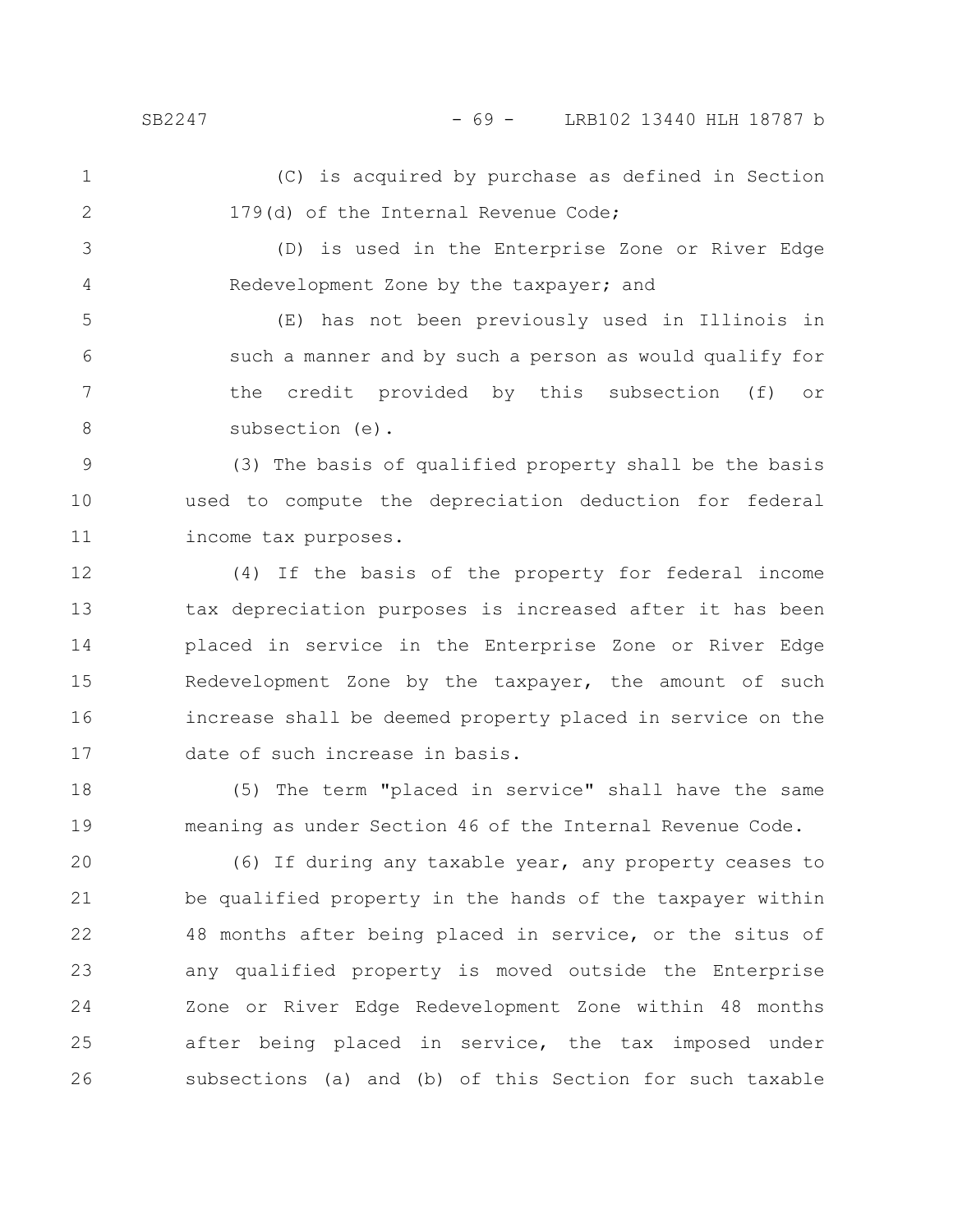(C) is acquired by purchase as defined in Section 179(d) of the Internal Revenue Code;

(D) is used in the Enterprise Zone or River Edge Redevelopment Zone by the taxpayer; and

(E) has not been previously used in Illinois in such a manner and by such a person as would qualify for the credit provided by this subsection (f) or subsection (e).

(3) The basis of qualified property shall be the basis used to compute the depreciation deduction for federal income tax purposes.

(4) If the basis of the property for federal income tax depreciation purposes is increased after it has been placed in service in the Enterprise Zone or River Edge Redevelopment Zone by the taxpayer, the amount of such increase shall be deemed property placed in service on the date of such increase in basis.

(5) The term "placed in service" shall have the same meaning as under Section 46 of the Internal Revenue Code.

(6) If during any taxable year, any property ceases to be qualified property in the hands of the taxpayer within 48 months after being placed in service, or the situs of any qualified property is moved outside the Enterprise Zone or River Edge Redevelopment Zone within 48 months after being placed in service, the tax imposed under subsections (a) and (b) of this Section for such taxable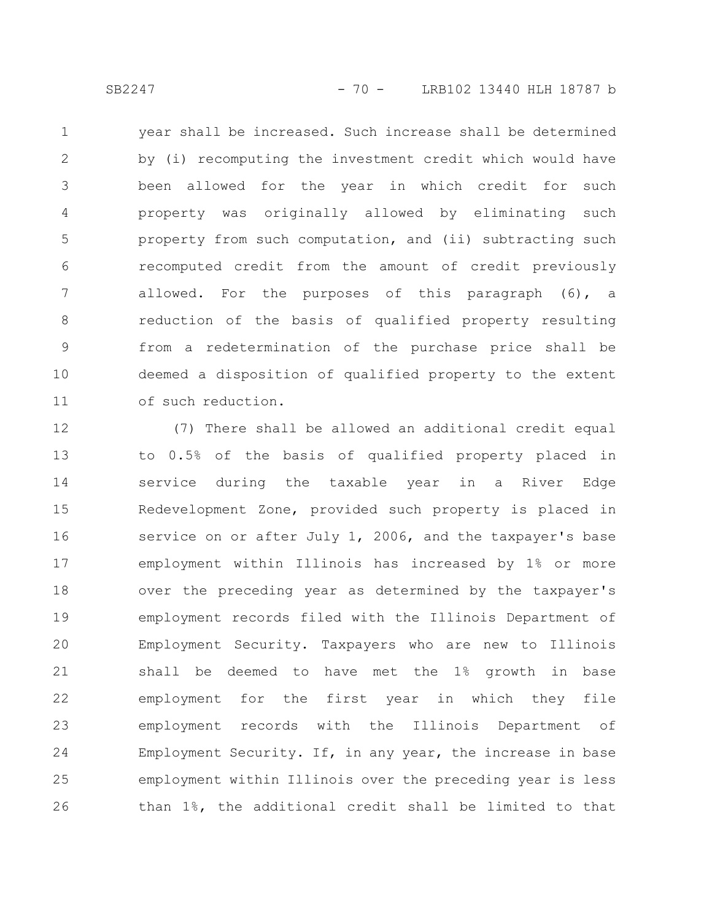year shall be increased. Such increase shall be determined by (i) recomputing the investment credit which would have been allowed for the year in which credit for such property was originally allowed by eliminating such property from such computation, and (ii) subtracting such recomputed credit from the amount of credit previously allowed. For the purposes of this paragraph (6), a reduction of the basis of qualified property resulting from a redetermination of the purchase price shall be deemed a disposition of qualified property to the extent of such reduction.

(7) There shall be allowed an additional credit equal to 0.5% of the basis of qualified property placed in service during the taxable year in a River Edge Redevelopment Zone, provided such property is placed in service on or after July 1, 2006, and the taxpayer's base employment within Illinois has increased by 1% or more over the preceding year as determined by the taxpayer's employment records filed with the Illinois Department of Employment Security. Taxpayers who are new to Illinois shall be deemed to have met the 1% growth in base employment for the first year in which they file employment records with the Illinois Department of Employment Security. If, in any year, the increase in base employment within Illinois over the preceding year is less than 1%, the additional credit shall be limited to that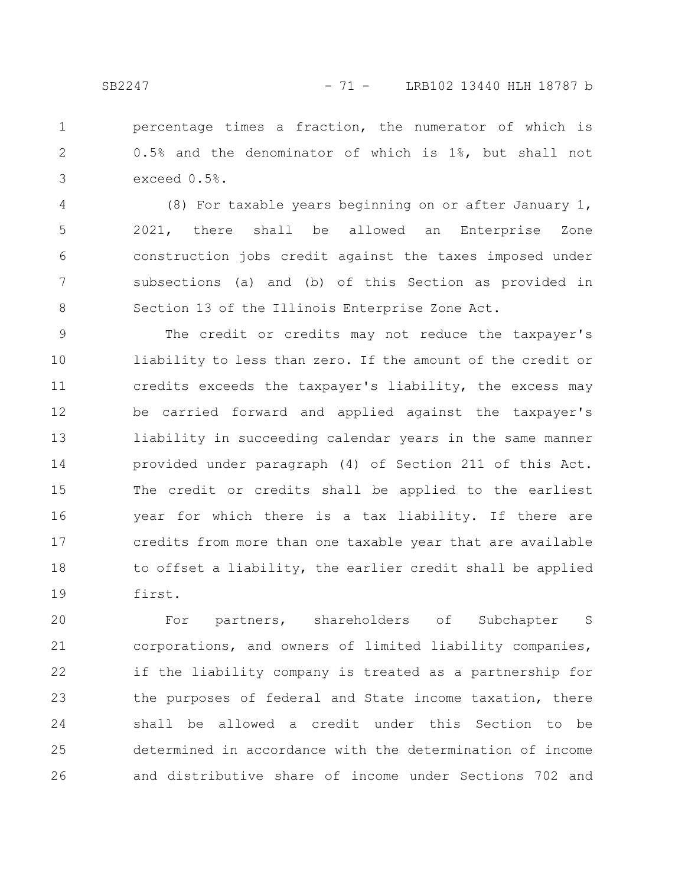percentage times a fraction, the numerator of which is 0.5% and the denominator of which is 1%, but shall not exceed 0.5%.

(8) For taxable years beginning on or after January 1, 2021, there shall be allowed an Enterprise Zone construction jobs credit against the taxes imposed under subsections (a) and (b) of this Section as provided in Section 13 of the Illinois Enterprise Zone Act.

The credit or credits may not reduce the taxpayer's liability to less than zero. If the amount of the credit or credits exceeds the taxpayer's liability, the excess may be carried forward and applied against the taxpayer's liability in succeeding calendar years in the same manner provided under paragraph (4) of Section 211 of this Act. The credit or credits shall be applied to the earliest year for which there is a tax liability. If there are credits from more than one taxable year that are available to offset a liability, the earlier credit shall be applied first.

For partners, shareholders of Subchapter S corporations, and owners of limited liability companies, if the liability company is treated as a partnership for the purposes of federal and State income taxation, there shall be allowed a credit under this Section to be determined in accordance with the determination of income and distributive share of income under Sections 702 and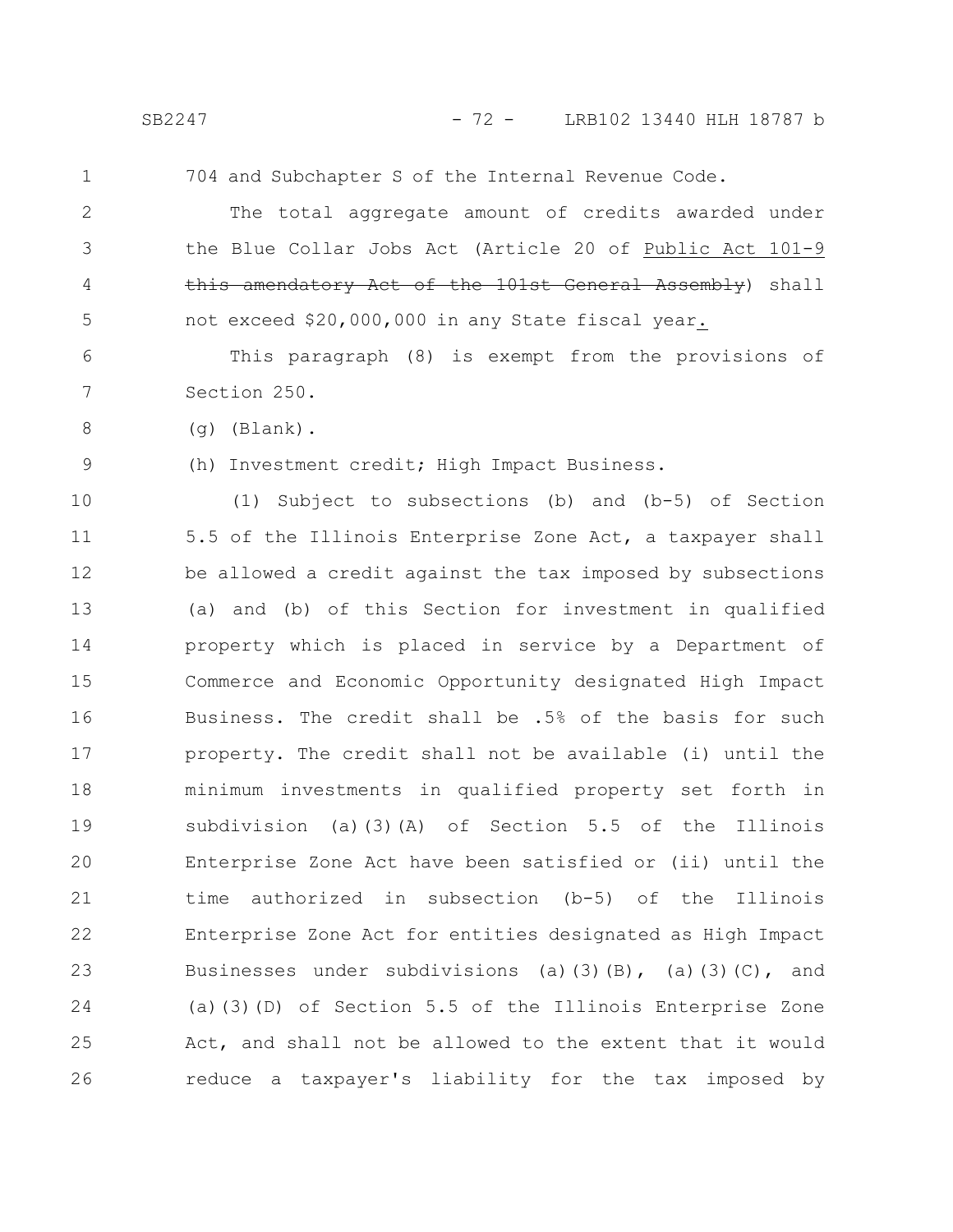704 and Subchapter S of the Internal Revenue Code.

The total aggregate amount of credits awarded under the Blue Collar Jobs Act (Article 20 of Public Act 101-9 ~~this amendatory Act of the 101st General Assembly~~) shall not exceed $20,000,000 in any State fiscal year.

This paragraph (8) is exempt from the provisions of Section 250.

(g) (Blank).

(h) Investment credit; High Impact Business.

(1) Subject to subsections (b) and (b-5) of Section 5.5 of the Illinois Enterprise Zone Act, a taxpayer shall be allowed a credit against the tax imposed by subsections (a) and (b) of this Section for investment in qualified property which is placed in service by a Department of Commerce and Economic Opportunity designated High Impact Business. The credit shall be .5% of the basis for such property. The credit shall not be available (i) until the minimum investments in qualified property set forth in subdivision (a)(3)(A) of Section 5.5 of the Illinois Enterprise Zone Act have been satisfied or (ii) until the time authorized in subsection (b-5) of the Illinois Enterprise Zone Act for entities designated as High Impact Businesses under subdivisions (a)(3)(B), (a)(3)(C), and (a)(3)(D) of Section 5.5 of the Illinois Enterprise Zone Act, and shall not be allowed to the extent that it would reduce a taxpayer's liability for the tax imposed by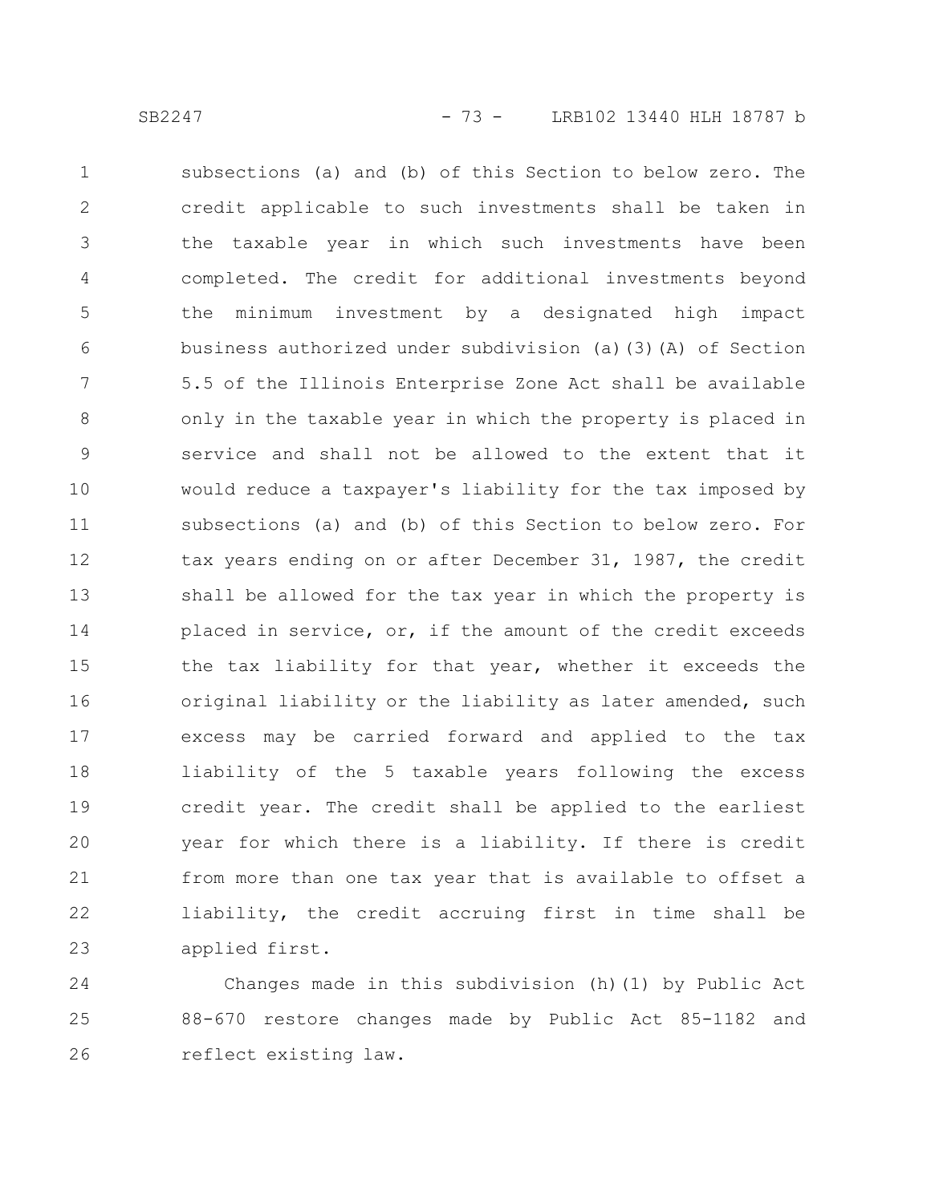subsections (a) and (b) of this Section to below zero. The credit applicable to such investments shall be taken in the taxable year in which such investments have been completed. The credit for additional investments beyond the minimum investment by a designated high impact business authorized under subdivision (a)(3)(A) of Section 5.5 of the Illinois Enterprise Zone Act shall be available only in the taxable year in which the property is placed in service and shall not be allowed to the extent that it would reduce a taxpayer's liability for the tax imposed by subsections (a) and (b) of this Section to below zero. For tax years ending on or after December 31, 1987, the credit shall be allowed for the tax year in which the property is placed in service, or, if the amount of the credit exceeds the tax liability for that year, whether it exceeds the original liability or the liability as later amended, such excess may be carried forward and applied to the tax liability of the 5 taxable years following the excess credit year. The credit shall be applied to the earliest year for which there is a liability. If there is credit from more than one tax year that is available to offset a liability, the credit accruing first in time shall be applied first.

Changes made in this subdivision (h)(1) by Public Act 88-670 restore changes made by Public Act 85-1182 and reflect existing law.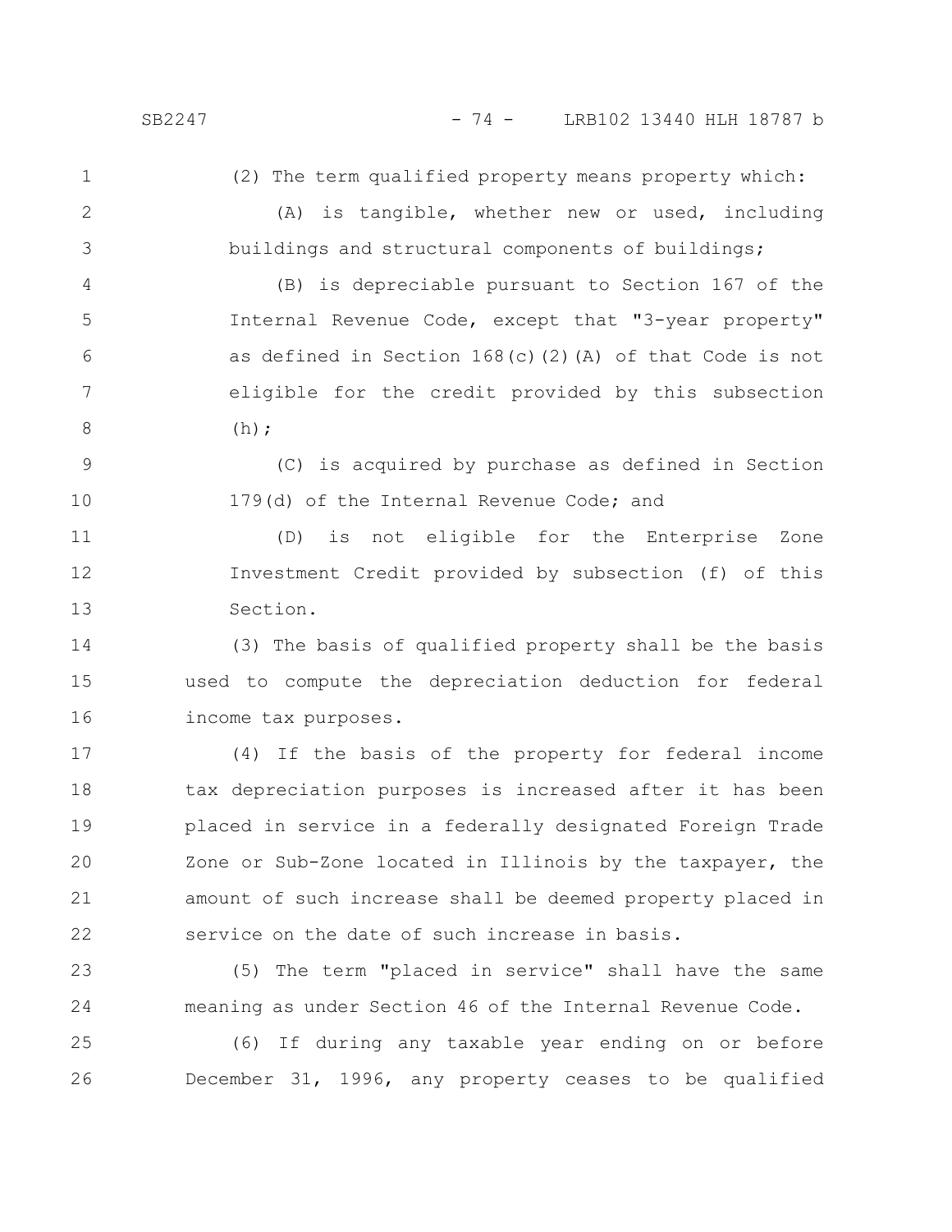(2) The term qualified property means property which:

(A) is tangible, whether new or used, including buildings and structural components of buildings;

(B) is depreciable pursuant to Section 167 of the Internal Revenue Code, except that "3-year property" as defined in Section 168(c)(2)(A) of that Code is not eligible for the credit provided by this subsection (h);

(C) is acquired by purchase as defined in Section 179(d) of the Internal Revenue Code; and

(D) is not eligible for the Enterprise Zone Investment Credit provided by subsection (f) of this Section.

(3) The basis of qualified property shall be the basis used to compute the depreciation deduction for federal income tax purposes.

(4) If the basis of the property for federal income tax depreciation purposes is increased after it has been placed in service in a federally designated Foreign Trade Zone or Sub-Zone located in Illinois by the taxpayer, the amount of such increase shall be deemed property placed in service on the date of such increase in basis.

(5) The term "placed in service" shall have the same meaning as under Section 46 of the Internal Revenue Code.

(6) If during any taxable year ending on or before December 31, 1996, any property ceases to be qualified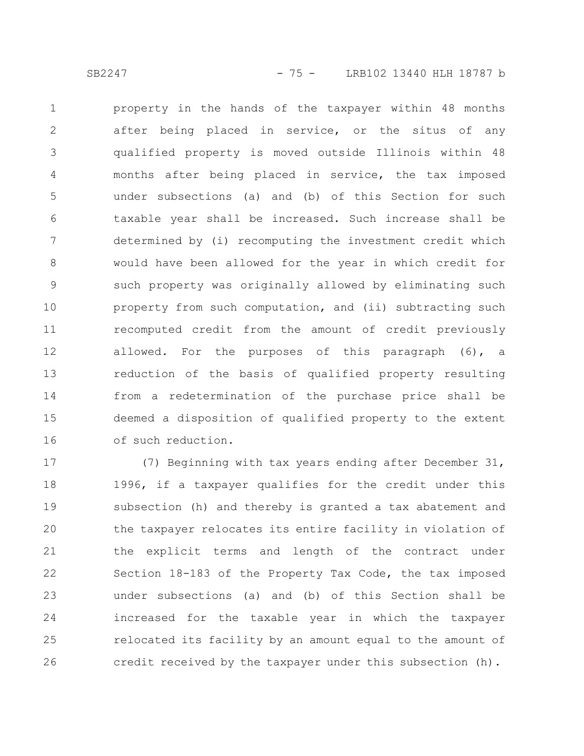property in the hands of the taxpayer within 48 months after being placed in service, or the situs of any qualified property is moved outside Illinois within 48 months after being placed in service, the tax imposed under subsections (a) and (b) of this Section for such taxable year shall be increased. Such increase shall be determined by (i) recomputing the investment credit which would have been allowed for the year in which credit for such property was originally allowed by eliminating such property from such computation, and (ii) subtracting such recomputed credit from the amount of credit previously allowed. For the purposes of this paragraph (6), a reduction of the basis of qualified property resulting from a redetermination of the purchase price shall be deemed a disposition of qualified property to the extent of such reduction.

(7) Beginning with tax years ending after December 31, 1996, if a taxpayer qualifies for the credit under this subsection (h) and thereby is granted a tax abatement and the taxpayer relocates its entire facility in violation of the explicit terms and length of the contract under Section 18-183 of the Property Tax Code, the tax imposed under subsections (a) and (b) of this Section shall be increased for the taxable year in which the taxpayer relocated its facility by an amount equal to the amount of credit received by the taxpayer under this subsection (h).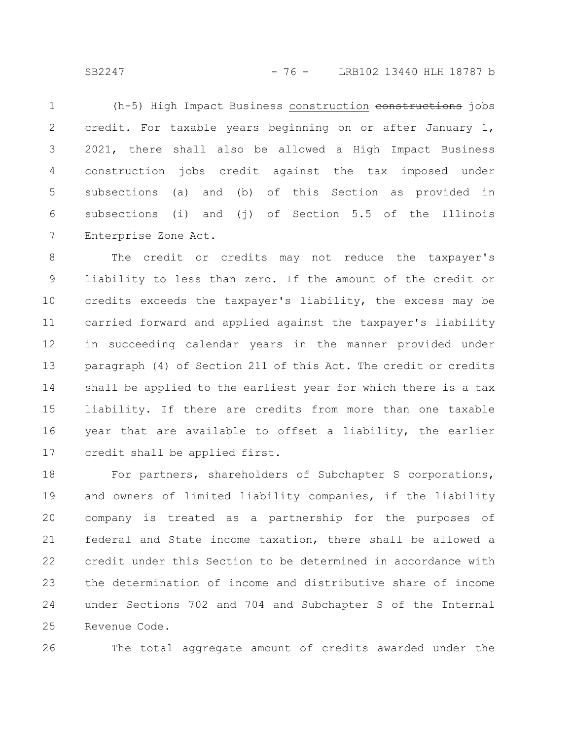(h-5) High Impact Business construction ~~constructions~~ jobs credit. For taxable years beginning on or after January 1, 2021, there shall also be allowed a High Impact Business construction jobs credit against the tax imposed under subsections (a) and (b) of this Section as provided in subsections (i) and (j) of Section 5.5 of the Illinois Enterprise Zone Act.

The credit or credits may not reduce the taxpayer's liability to less than zero. If the amount of the credit or credits exceeds the taxpayer's liability, the excess may be carried forward and applied against the taxpayer's liability in succeeding calendar years in the manner provided under paragraph (4) of Section 211 of this Act. The credit or credits shall be applied to the earliest year for which there is a tax liability. If there are credits from more than one taxable year that are available to offset a liability, the earlier credit shall be applied first.

For partners, shareholders of Subchapter S corporations, and owners of limited liability companies, if the liability company is treated as a partnership for the purposes of federal and State income taxation, there shall be allowed a credit under this Section to be determined in accordance with the determination of income and distributive share of income under Sections 702 and 704 and Subchapter S of the Internal Revenue Code.

The total aggregate amount of credits awarded under the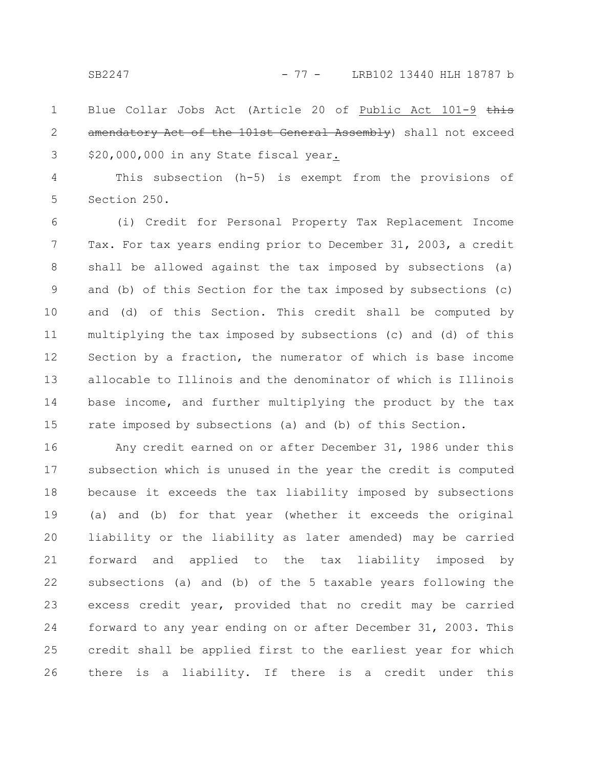Blue Collar Jobs Act (Article 20 of Public Act 101-9 ~~this amendatory Act of the 101st General Assembly~~) shall not exceed $20,000,000 in any State fiscal year.

This subsection (h-5) is exempt from the provisions of Section 250.

(i) Credit for Personal Property Tax Replacement Income Tax. For tax years ending prior to December 31, 2003, a credit shall be allowed against the tax imposed by subsections (a) and (b) of this Section for the tax imposed by subsections (c) and (d) of this Section. This credit shall be computed by multiplying the tax imposed by subsections (c) and (d) of this Section by a fraction, the numerator of which is base income allocable to Illinois and the denominator of which is Illinois base income, and further multiplying the product by the tax rate imposed by subsections (a) and (b) of this Section.

Any credit earned on or after December 31, 1986 under this subsection which is unused in the year the credit is computed because it exceeds the tax liability imposed by subsections (a) and (b) for that year (whether it exceeds the original liability or the liability as later amended) may be carried forward and applied to the tax liability imposed by subsections (a) and (b) of the 5 taxable years following the excess credit year, provided that no credit may be carried forward to any year ending on or after December 31, 2003. This credit shall be applied first to the earliest year for which there is a liability. If there is a credit under this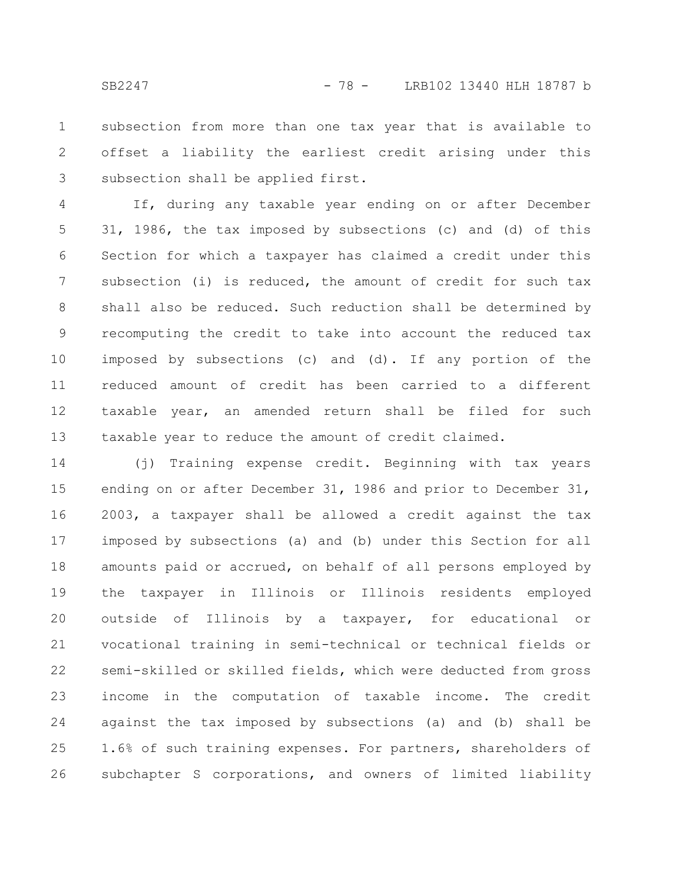subsection from more than one tax year that is available to offset a liability the earliest credit arising under this subsection shall be applied first.

If, during any taxable year ending on or after December 31, 1986, the tax imposed by subsections (c) and (d) of this Section for which a taxpayer has claimed a credit under this subsection (i) is reduced, the amount of credit for such tax shall also be reduced. Such reduction shall be determined by recomputing the credit to take into account the reduced tax imposed by subsections (c) and (d). If any portion of the reduced amount of credit has been carried to a different taxable year, an amended return shall be filed for such taxable year to reduce the amount of credit claimed.

(j) Training expense credit. Beginning with tax years ending on or after December 31, 1986 and prior to December 31, 2003, a taxpayer shall be allowed a credit against the tax imposed by subsections (a) and (b) under this Section for all amounts paid or accrued, on behalf of all persons employed by the taxpayer in Illinois or Illinois residents employed outside of Illinois by a taxpayer, for educational or vocational training in semi-technical or technical fields or semi-skilled or skilled fields, which were deducted from gross income in the computation of taxable income. The credit against the tax imposed by subsections (a) and (b) shall be 1.6% of such training expenses. For partners, shareholders of subchapter S corporations, and owners of limited liability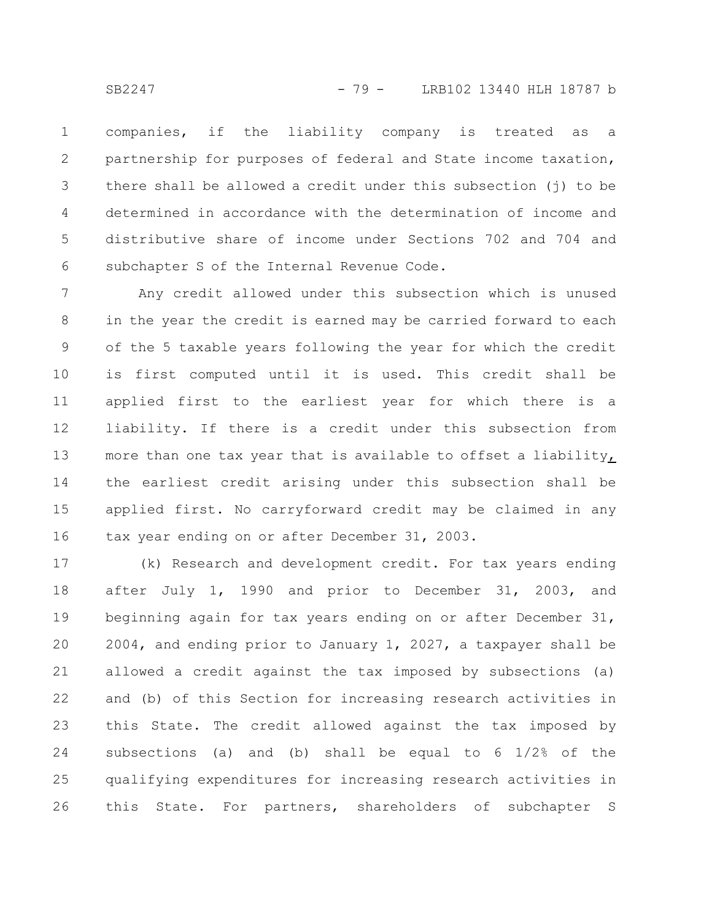companies, if the liability company is treated as a partnership for purposes of federal and State income taxation, there shall be allowed a credit under this subsection (j) to be determined in accordance with the determination of income and distributive share of income under Sections 702 and 704 and subchapter S of the Internal Revenue Code.

Any credit allowed under this subsection which is unused in the year the credit is earned may be carried forward to each of the 5 taxable years following the year for which the credit is first computed until it is used. This credit shall be applied first to the earliest year for which there is a liability. If there is a credit under this subsection from more than one tax year that is available to offset a liability, the earliest credit arising under this subsection shall be applied first. No carryforward credit may be claimed in any tax year ending on or after December 31, 2003.

(k) Research and development credit. For tax years ending after July 1, 1990 and prior to December 31, 2003, and beginning again for tax years ending on or after December 31, 2004, and ending prior to January 1, 2027, a taxpayer shall be allowed a credit against the tax imposed by subsections (a) and (b) of this Section for increasing research activities in this State. The credit allowed against the tax imposed by subsections (a) and (b) shall be equal to 6 1/2% of the qualifying expenditures for increasing research activities in this State. For partners, shareholders of subchapter S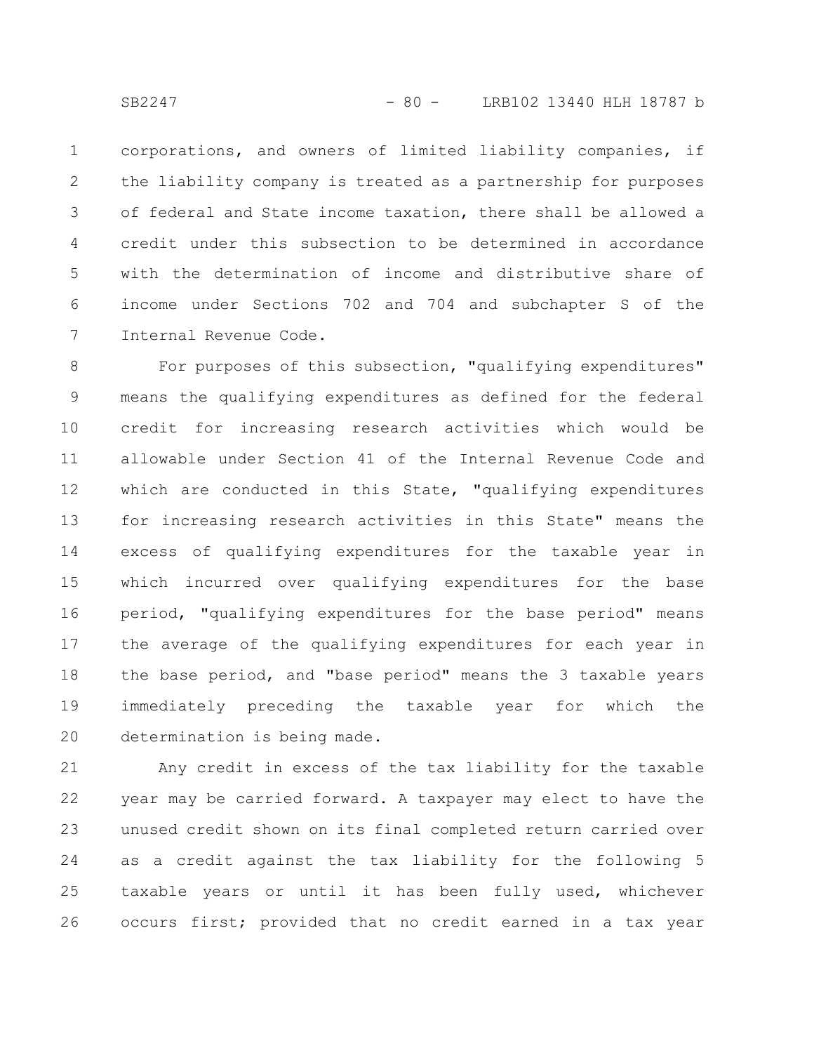corporations, and owners of limited liability companies, if the liability company is treated as a partnership for purposes of federal and State income taxation, there shall be allowed a credit under this subsection to be determined in accordance with the determination of income and distributive share of income under Sections 702 and 704 and subchapter S of the Internal Revenue Code.

For purposes of this subsection, "qualifying expenditures" means the qualifying expenditures as defined for the federal credit for increasing research activities which would be allowable under Section 41 of the Internal Revenue Code and which are conducted in this State, "qualifying expenditures for increasing research activities in this State" means the excess of qualifying expenditures for the taxable year in which incurred over qualifying expenditures for the base period, "qualifying expenditures for the base period" means the average of the qualifying expenditures for each year in the base period, and "base period" means the 3 taxable years immediately preceding the taxable year for which the determination is being made.

Any credit in excess of the tax liability for the taxable year may be carried forward. A taxpayer may elect to have the unused credit shown on its final completed return carried over as a credit against the tax liability for the following 5 taxable years or until it has been fully used, whichever occurs first; provided that no credit earned in a tax year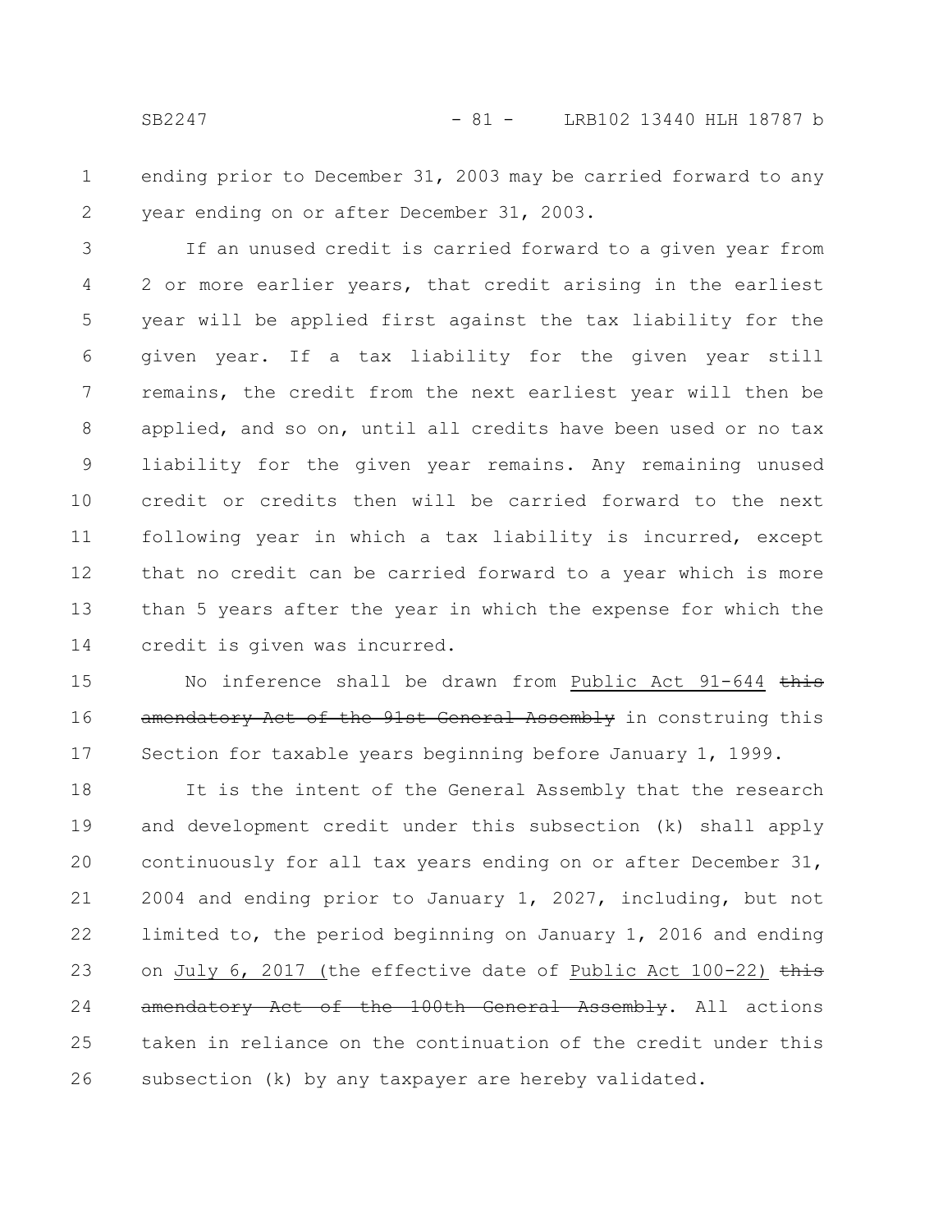ending prior to December 31, 2003 may be carried forward to any year ending on or after December 31, 2003.

If an unused credit is carried forward to a given year from 2 or more earlier years, that credit arising in the earliest year will be applied first against the tax liability for the given year. If a tax liability for the given year still remains, the credit from the next earliest year will then be applied, and so on, until all credits have been used or no tax liability for the given year remains. Any remaining unused credit or credits then will be carried forward to the next following year in which a tax liability is incurred, except that no credit can be carried forward to a year which is more than 5 years after the year in which the expense for which the credit is given was incurred.

No inference shall be drawn from Public Act 91-644 ~~this amendatory Act of the 91st General Assembly~~ in construing this Section for taxable years beginning before January 1, 1999.

It is the intent of the General Assembly that the research and development credit under this subsection (k) shall apply continuously for all tax years ending on or after December 31, 2004 and ending prior to January 1, 2027, including, but not limited to, the period beginning on January 1, 2016 and ending on July 6, 2017 (the effective date of Public Act 100-22) ~~this amendatory Act of the 100th General Assembly~~. All actions taken in reliance on the continuation of the credit under this subsection (k) by any taxpayer are hereby validated.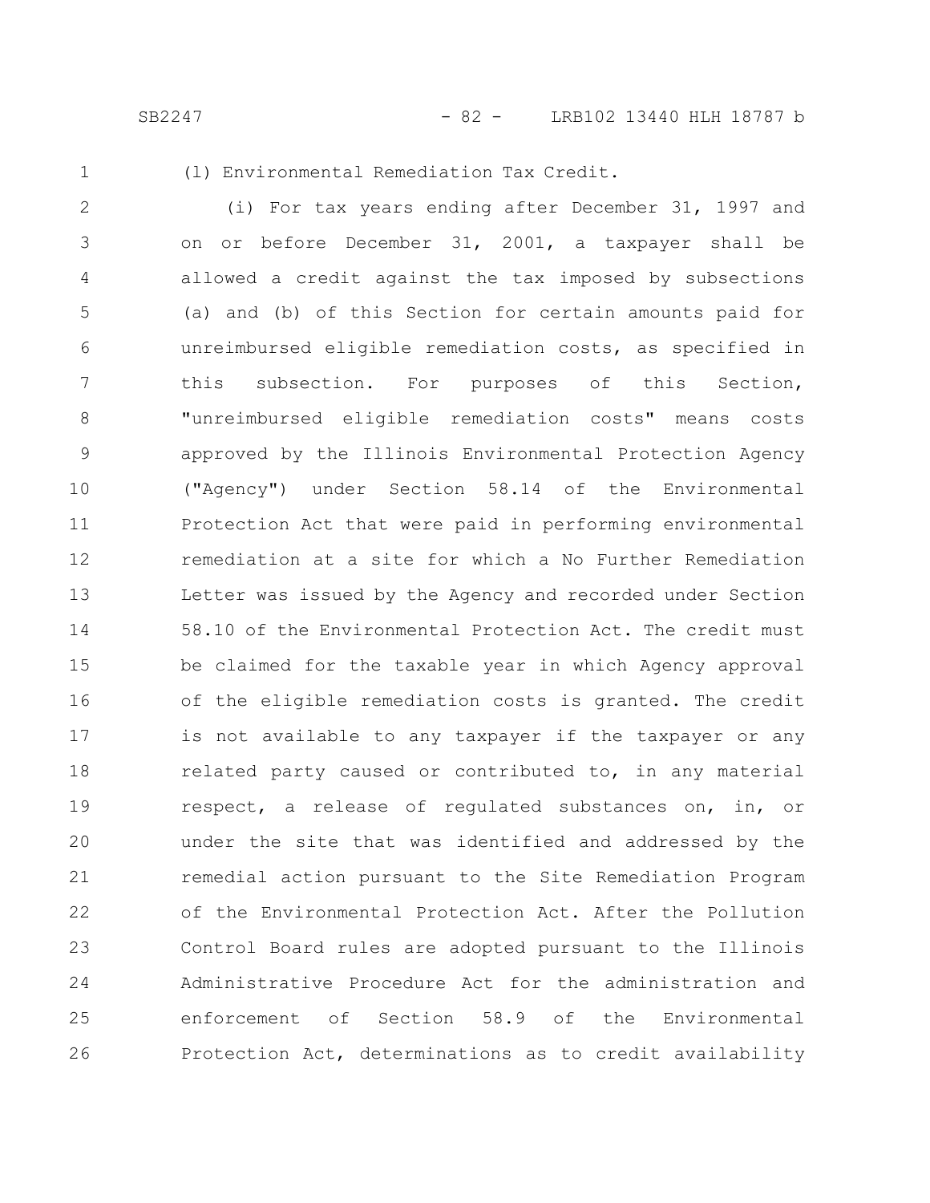(l) Environmental Remediation Tax Credit.

(i) For tax years ending after December 31, 1997 and on or before December 31, 2001, a taxpayer shall be allowed a credit against the tax imposed by subsections (a) and (b) of this Section for certain amounts paid for unreimbursed eligible remediation costs, as specified in this subsection. For purposes of this Section, "unreimbursed eligible remediation costs" means costs approved by the Illinois Environmental Protection Agency ("Agency") under Section 58.14 of the Environmental Protection Act that were paid in performing environmental remediation at a site for which a No Further Remediation Letter was issued by the Agency and recorded under Section 58.10 of the Environmental Protection Act. The credit must be claimed for the taxable year in which Agency approval of the eligible remediation costs is granted. The credit is not available to any taxpayer if the taxpayer or any related party caused or contributed to, in any material respect, a release of regulated substances on, in, or under the site that was identified and addressed by the remedial action pursuant to the Site Remediation Program of the Environmental Protection Act. After the Pollution Control Board rules are adopted pursuant to the Illinois Administrative Procedure Act for the administration and enforcement of Section 58.9 of the Environmental Protection Act, determinations as to credit availability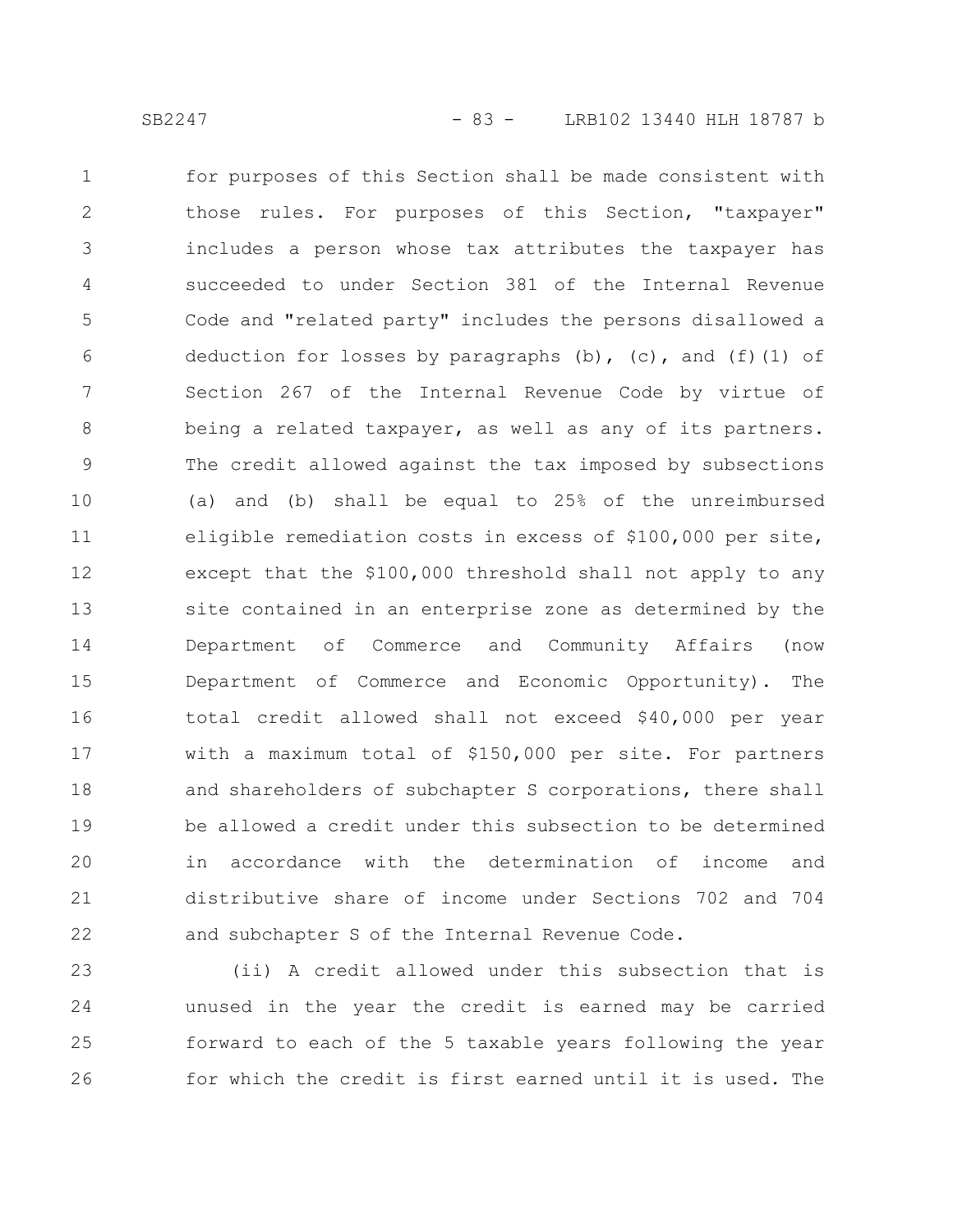for purposes of this Section shall be made consistent with those rules. For purposes of this Section, "taxpayer" includes a person whose tax attributes the taxpayer has succeeded to under Section 381 of the Internal Revenue Code and "related party" includes the persons disallowed a deduction for losses by paragraphs (b), (c), and (f)(1) of Section 267 of the Internal Revenue Code by virtue of being a related taxpayer, as well as any of its partners. The credit allowed against the tax imposed by subsections (a) and (b) shall be equal to 25% of the unreimbursed eligible remediation costs in excess of $100,000 per site, except that the $100,000 threshold shall not apply to any site contained in an enterprise zone as determined by the Department of Commerce and Community Affairs (now Department of Commerce and Economic Opportunity). The total credit allowed shall not exceed $40,000 per year with a maximum total of $150,000 per site. For partners and shareholders of subchapter S corporations, there shall be allowed a credit under this subsection to be determined in accordance with the determination of income and distributive share of income under Sections 702 and 704 and subchapter S of the Internal Revenue Code.

(ii) A credit allowed under this subsection that is unused in the year the credit is earned may be carried forward to each of the 5 taxable years following the year for which the credit is first earned until it is used. The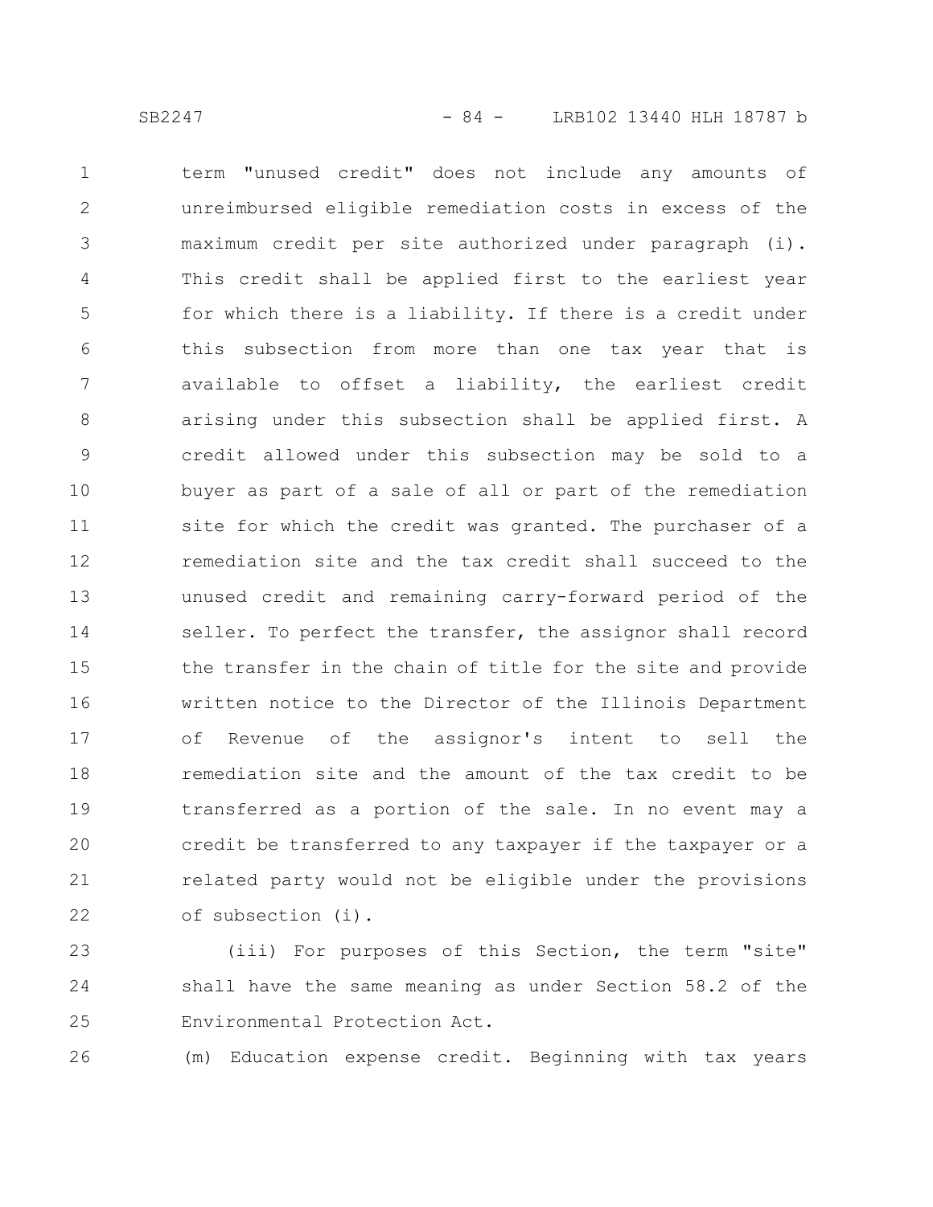term "unused credit" does not include any amounts of unreimbursed eligible remediation costs in excess of the maximum credit per site authorized under paragraph (i). This credit shall be applied first to the earliest year for which there is a liability. If there is a credit under this subsection from more than one tax year that is available to offset a liability, the earliest credit arising under this subsection shall be applied first. A credit allowed under this subsection may be sold to a buyer as part of a sale of all or part of the remediation site for which the credit was granted. The purchaser of a remediation site and the tax credit shall succeed to the unused credit and remaining carry-forward period of the seller. To perfect the transfer, the assignor shall record the transfer in the chain of title for the site and provide written notice to the Director of the Illinois Department of Revenue of the assignor's intent to sell the remediation site and the amount of the tax credit to be transferred as a portion of the sale. In no event may a credit be transferred to any taxpayer if the taxpayer or a related party would not be eligible under the provisions of subsection (i).

(iii) For purposes of this Section, the term "site" shall have the same meaning as under Section 58.2 of the Environmental Protection Act.

(m) Education expense credit. Beginning with tax years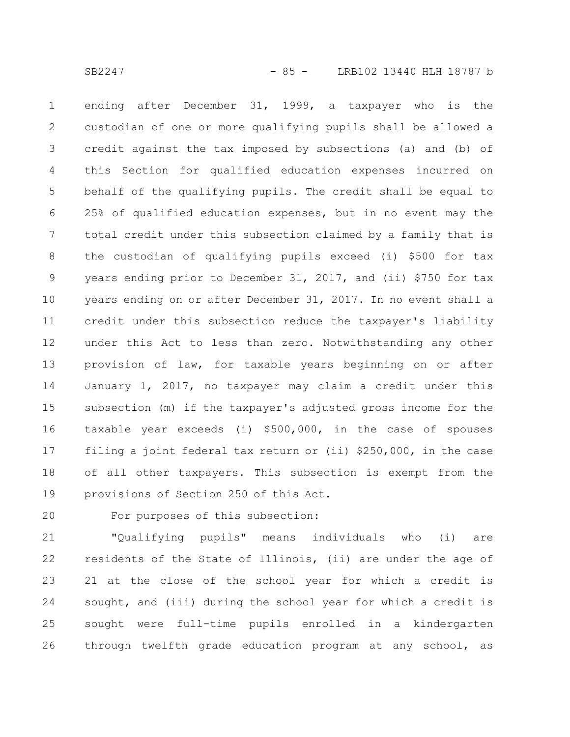ending after December 31, 1999, a taxpayer who is the custodian of one or more qualifying pupils shall be allowed a credit against the tax imposed by subsections (a) and (b) of this Section for qualified education expenses incurred on behalf of the qualifying pupils. The credit shall be equal to 25% of qualified education expenses, but in no event may the total credit under this subsection claimed by a family that is the custodian of qualifying pupils exceed (i) $500 for tax years ending prior to December 31, 2017, and (ii) $750 for tax years ending on or after December 31, 2017. In no event shall a credit under this subsection reduce the taxpayer's liability under this Act to less than zero. Notwithstanding any other provision of law, for taxable years beginning on or after January 1, 2017, no taxpayer may claim a credit under this subsection (m) if the taxpayer's adjusted gross income for the taxable year exceeds (i) $500,000, in the case of spouses filing a joint federal tax return or (ii) $250,000, in the case of all other taxpayers. This subsection is exempt from the provisions of Section 250 of this Act.

For purposes of this subsection:

"Qualifying pupils" means individuals who (i) are residents of the State of Illinois, (ii) are under the age of 21 at the close of the school year for which a credit is sought, and (iii) during the school year for which a credit is sought were full-time pupils enrolled in a kindergarten through twelfth grade education program at any school, as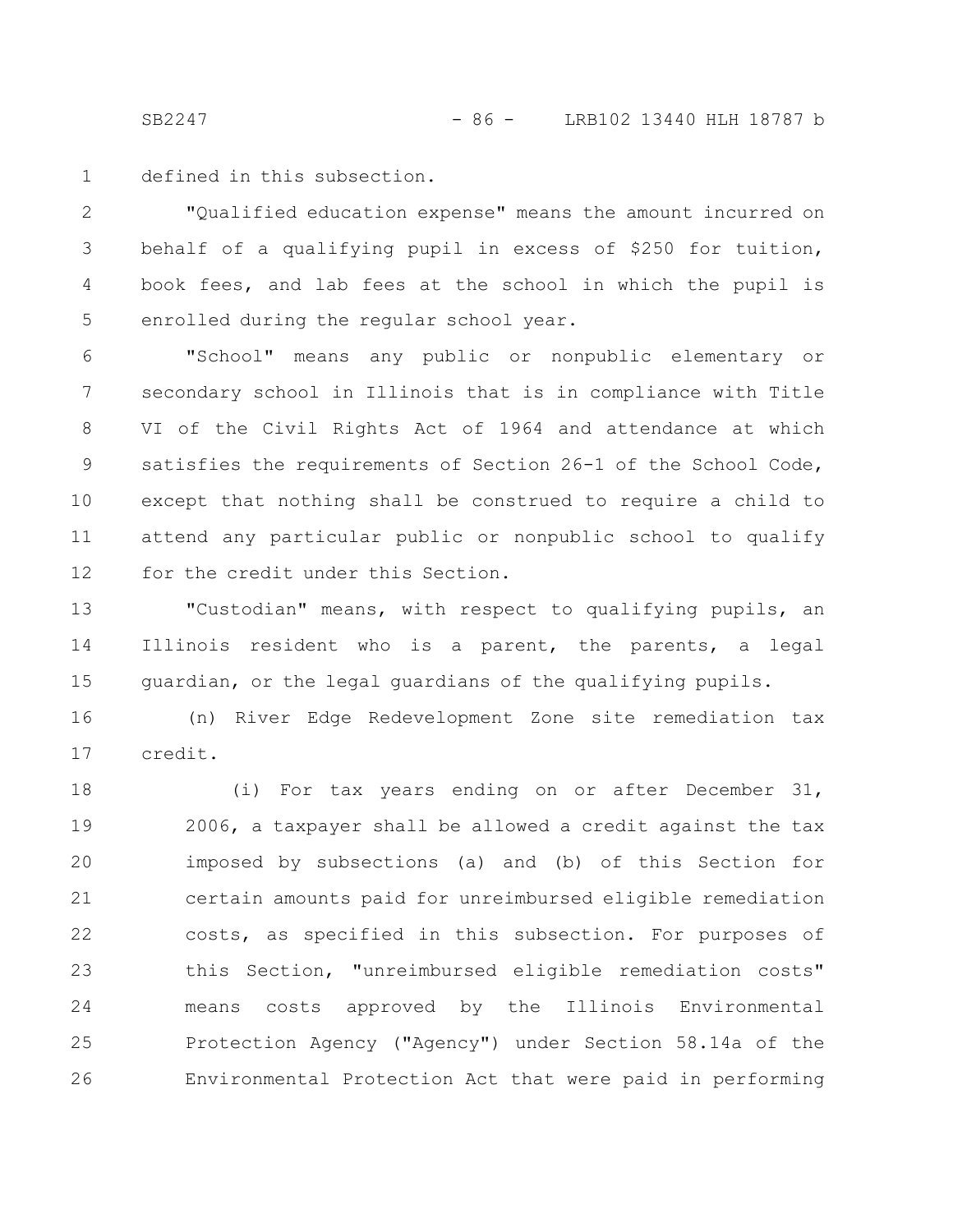defined in this subsection.

"Qualified education expense" means the amount incurred on behalf of a qualifying pupil in excess of $250 for tuition, book fees, and lab fees at the school in which the pupil is enrolled during the regular school year.

"School" means any public or nonpublic elementary or secondary school in Illinois that is in compliance with Title VI of the Civil Rights Act of 1964 and attendance at which satisfies the requirements of Section 26-1 of the School Code, except that nothing shall be construed to require a child to attend any particular public or nonpublic school to qualify for the credit under this Section.

"Custodian" means, with respect to qualifying pupils, an Illinois resident who is a parent, the parents, a legal guardian, or the legal guardians of the qualifying pupils.

(n) River Edge Redevelopment Zone site remediation tax credit.

(i) For tax years ending on or after December 31, 2006, a taxpayer shall be allowed a credit against the tax imposed by subsections (a) and (b) of this Section for certain amounts paid for unreimbursed eligible remediation costs, as specified in this subsection. For purposes of this Section, "unreimbursed eligible remediation costs" means costs approved by the Illinois Environmental Protection Agency ("Agency") under Section 58.14a of the Environmental Protection Act that were paid in performing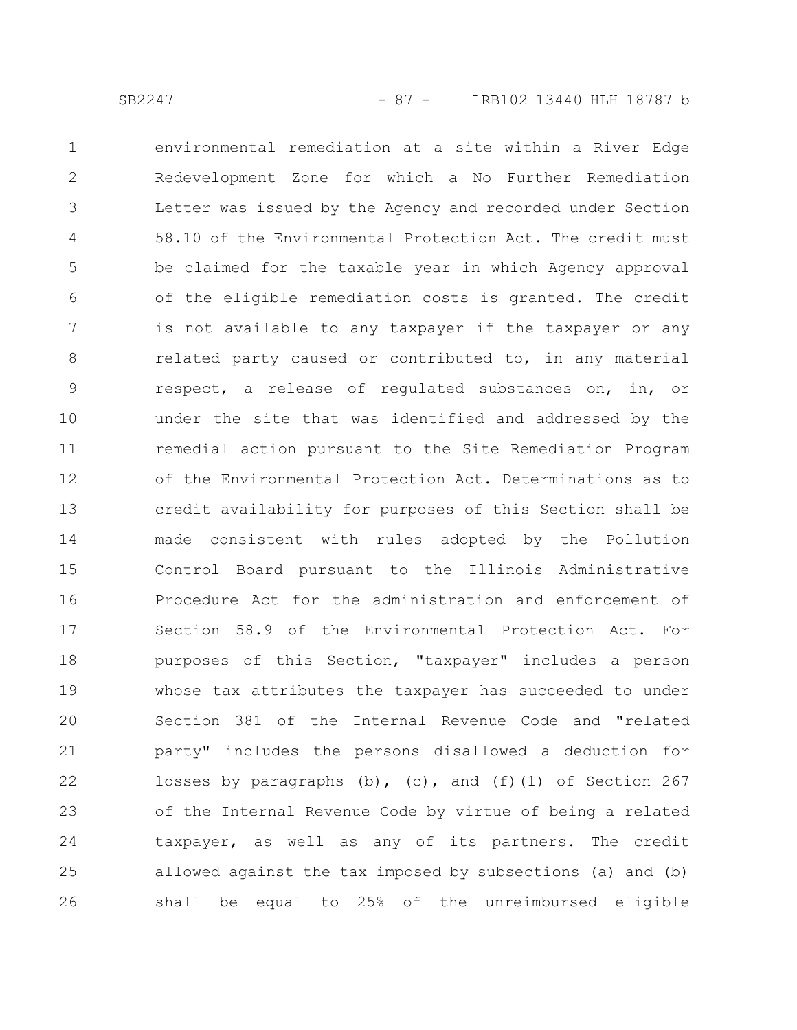environmental remediation at a site within a River Edge Redevelopment Zone for which a No Further Remediation Letter was issued by the Agency and recorded under Section 58.10 of the Environmental Protection Act. The credit must be claimed for the taxable year in which Agency approval of the eligible remediation costs is granted. The credit is not available to any taxpayer if the taxpayer or any related party caused or contributed to, in any material respect, a release of regulated substances on, in, or under the site that was identified and addressed by the remedial action pursuant to the Site Remediation Program of the Environmental Protection Act. Determinations as to credit availability for purposes of this Section shall be made consistent with rules adopted by the Pollution Control Board pursuant to the Illinois Administrative Procedure Act for the administration and enforcement of Section 58.9 of the Environmental Protection Act. For purposes of this Section, "taxpayer" includes a person whose tax attributes the taxpayer has succeeded to under Section 381 of the Internal Revenue Code and "related party" includes the persons disallowed a deduction for losses by paragraphs (b), (c), and (f)(1) of Section 267 of the Internal Revenue Code by virtue of being a related taxpayer, as well as any of its partners. The credit allowed against the tax imposed by subsections (a) and (b) shall be equal to 25% of the unreimbursed eligible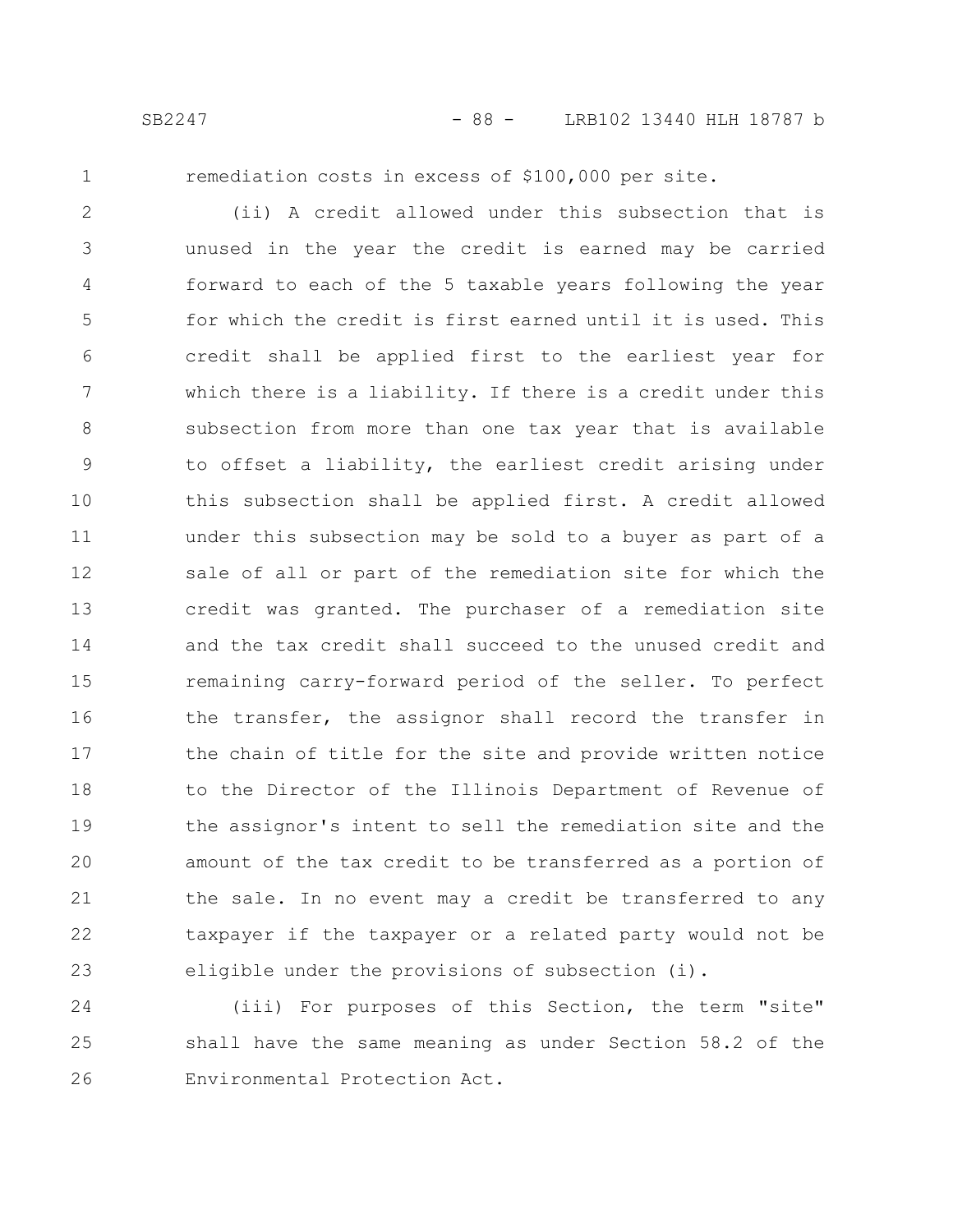remediation costs in excess of $100,000 per site.

(ii) A credit allowed under this subsection that is unused in the year the credit is earned may be carried forward to each of the 5 taxable years following the year for which the credit is first earned until it is used. This credit shall be applied first to the earliest year for which there is a liability. If there is a credit under this subsection from more than one tax year that is available to offset a liability, the earliest credit arising under this subsection shall be applied first. A credit allowed under this subsection may be sold to a buyer as part of a sale of all or part of the remediation site for which the credit was granted. The purchaser of a remediation site and the tax credit shall succeed to the unused credit and remaining carry-forward period of the seller. To perfect the transfer, the assignor shall record the transfer in the chain of title for the site and provide written notice to the Director of the Illinois Department of Revenue of the assignor's intent to sell the remediation site and the amount of the tax credit to be transferred as a portion of the sale. In no event may a credit be transferred to any taxpayer if the taxpayer or a related party would not be eligible under the provisions of subsection (i).

(iii) For purposes of this Section, the term "site" shall have the same meaning as under Section 58.2 of the Environmental Protection Act.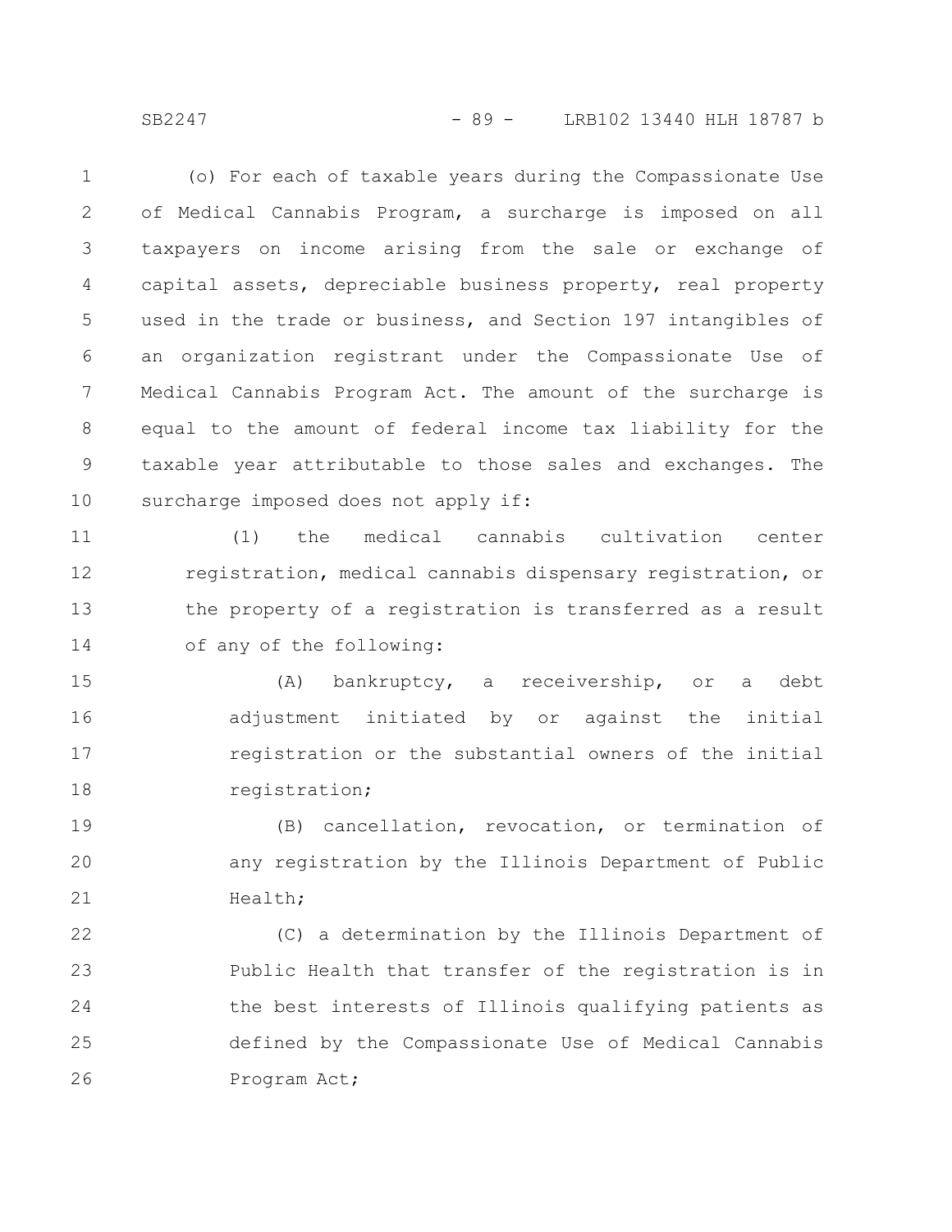(o) For each of taxable years during the Compassionate Use of Medical Cannabis Program, a surcharge is imposed on all taxpayers on income arising from the sale or exchange of capital assets, depreciable business property, real property used in the trade or business, and Section 197 intangibles of an organization registrant under the Compassionate Use of Medical Cannabis Program Act. The amount of the surcharge is equal to the amount of federal income tax liability for the taxable year attributable to those sales and exchanges. The surcharge imposed does not apply if:

(1) the medical cannabis cultivation center registration, medical cannabis dispensary registration, or the property of a registration is transferred as a result of any of the following:

(A) bankruptcy, a receivership, or a debt adjustment initiated by or against the initial registration or the substantial owners of the initial registration;

(B) cancellation, revocation, or termination of any registration by the Illinois Department of Public Health;

(C) a determination by the Illinois Department of Public Health that transfer of the registration is in the best interests of Illinois qualifying patients as defined by the Compassionate Use of Medical Cannabis Program Act;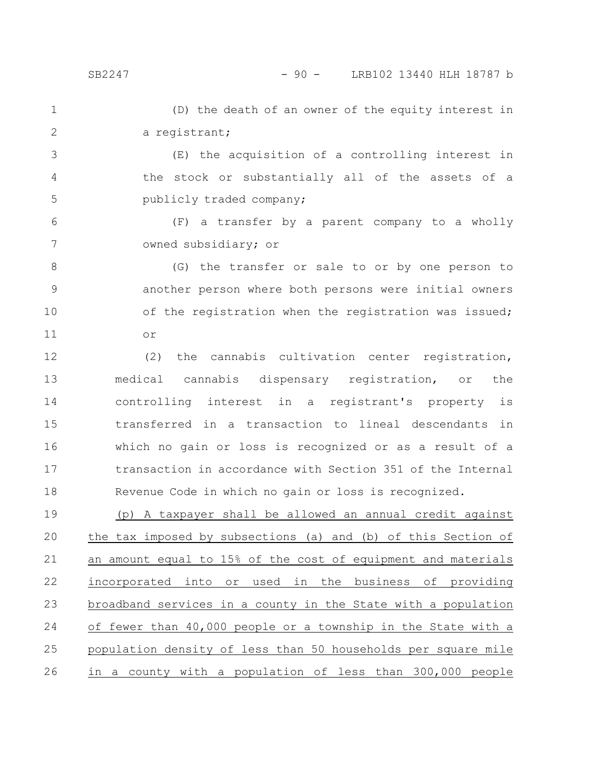(D) the death of an owner of the equity interest in a registrant;

(E) the acquisition of a controlling interest in the stock or substantially all of the assets of a publicly traded company;

(F) a transfer by a parent company to a wholly owned subsidiary; or

(G) the transfer or sale to or by one person to another person where both persons were initial owners of the registration when the registration was issued; or

(2) the cannabis cultivation center registration, medical cannabis dispensary registration, or the controlling interest in a registrant's property is transferred in a transaction to lineal descendants in which no gain or loss is recognized or as a result of a transaction in accordance with Section 351 of the Internal Revenue Code in which no gain or loss is recognized.

(p) A taxpayer shall be allowed an annual credit against the tax imposed by subsections (a) and (b) of this Section of an amount equal to 15% of the cost of equipment and materials incorporated into or used in the business of providing broadband services in a county in the State with a population of fewer than 40,000 people or a township in the State with a population density of less than 50 households per square mile in a county with a population of less than 300,000 people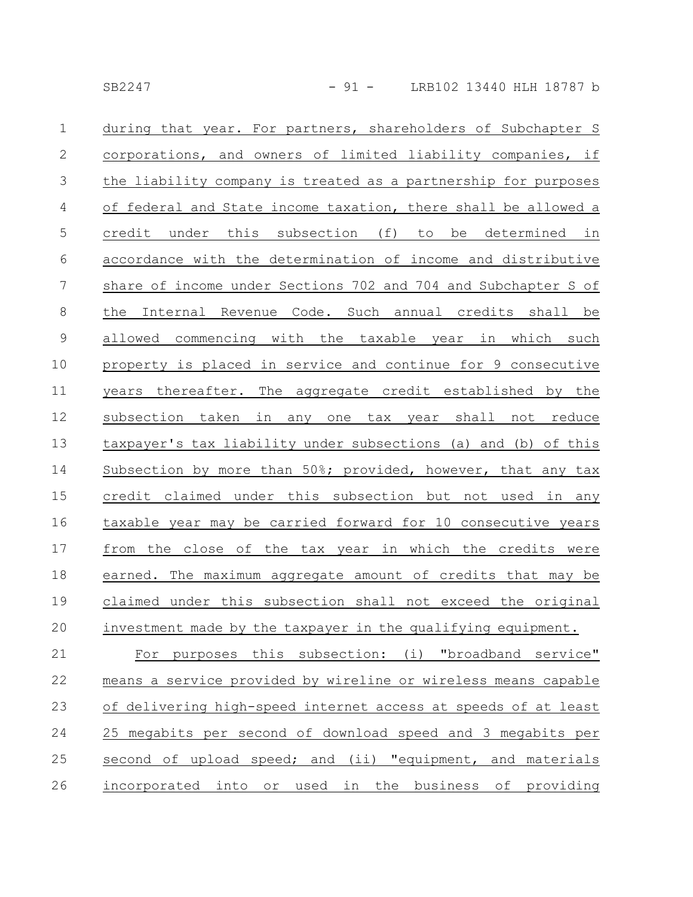during that year. For partners, shareholders of Subchapter S corporations, and owners of limited liability companies, if the liability company is treated as a partnership for purposes of federal and State income taxation, there shall be allowed a credit under this subsection (f) to be determined in accordance with the determination of income and distributive share of income under Sections 702 and 704 and Subchapter S of the Internal Revenue Code. Such annual credits shall be allowed commencing with the taxable year in which such property is placed in service and continue for 9 consecutive years thereafter. The aggregate credit established by the subsection taken in any one tax year shall not reduce taxpayer's tax liability under subsections (a) and (b) of this Subsection by more than 50%; provided, however, that any tax credit claimed under this subsection but not used in any taxable year may be carried forward for 10 consecutive years from the close of the tax year in which the credits were earned. The maximum aggregate amount of credits that may be claimed under this subsection shall not exceed the original investment made by the taxpayer in the qualifying equipment.

For purposes this subsection: (i) "broadband service" means a service provided by wireline or wireless means capable of delivering high-speed internet access at speeds of at least 25 megabits per second of download speed and 3 megabits per second of upload speed; and (ii) "equipment, and materials incorporated into or used in the business of providing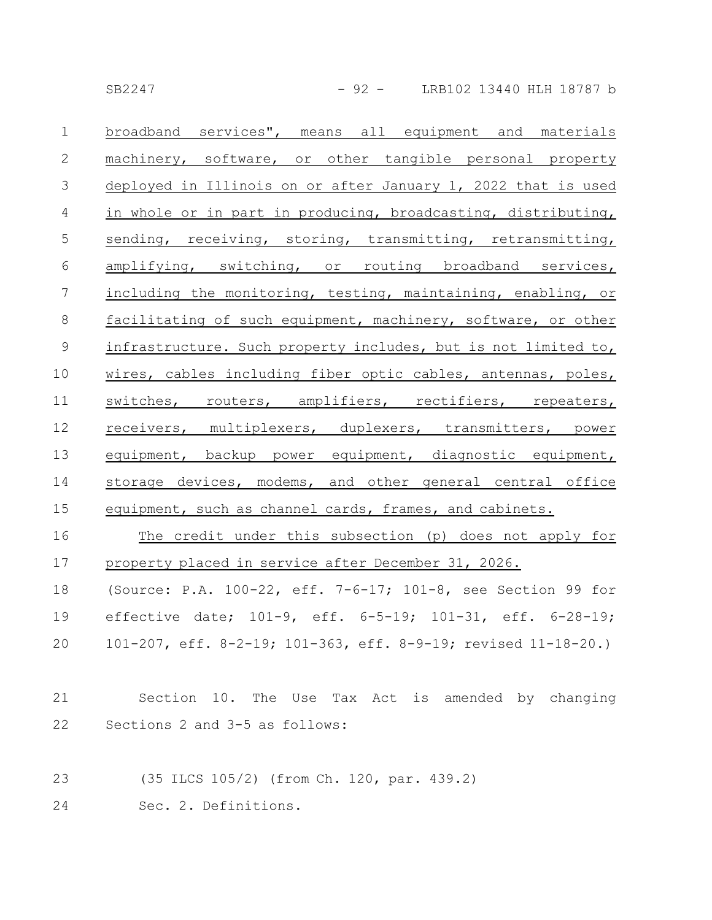broadband services", means all equipment and materials machinery, software, or other tangible personal property deployed in Illinois on or after January 1, 2022 that is used in whole or in part in producing, broadcasting, distributing, sending, receiving, storing, transmitting, retransmitting, amplifying, switching, or routing broadband services, including the monitoring, testing, maintaining, enabling, or facilitating of such equipment, machinery, software, or other infrastructure. Such property includes, but is not limited to, wires, cables including fiber optic cables, antennas, poles, switches, routers, amplifiers, rectifiers, repeaters, receivers, multiplexers, duplexers, transmitters, power equipment, backup power equipment, diagnostic equipment, storage devices, modems, and other general central office equipment, such as channel cards, frames, and cabinets.

The credit under this subsection (p) does not apply for property placed in service after December 31, 2026.

(Source: P.A. 100-22, eff. 7-6-17; 101-8, see Section 99 for effective date; 101-9, eff. 6-5-19; 101-31, eff. 6-28-19; 101-207, eff. 8-2-19; 101-363, eff. 8-9-19; revised 11-18-20.)

Section 10. The Use Tax Act is amended by changing Sections 2 and 3-5 as follows:

(35 ILCS 105/2) (from Ch. 120, par. 439.2)

Sec. 2. Definitions.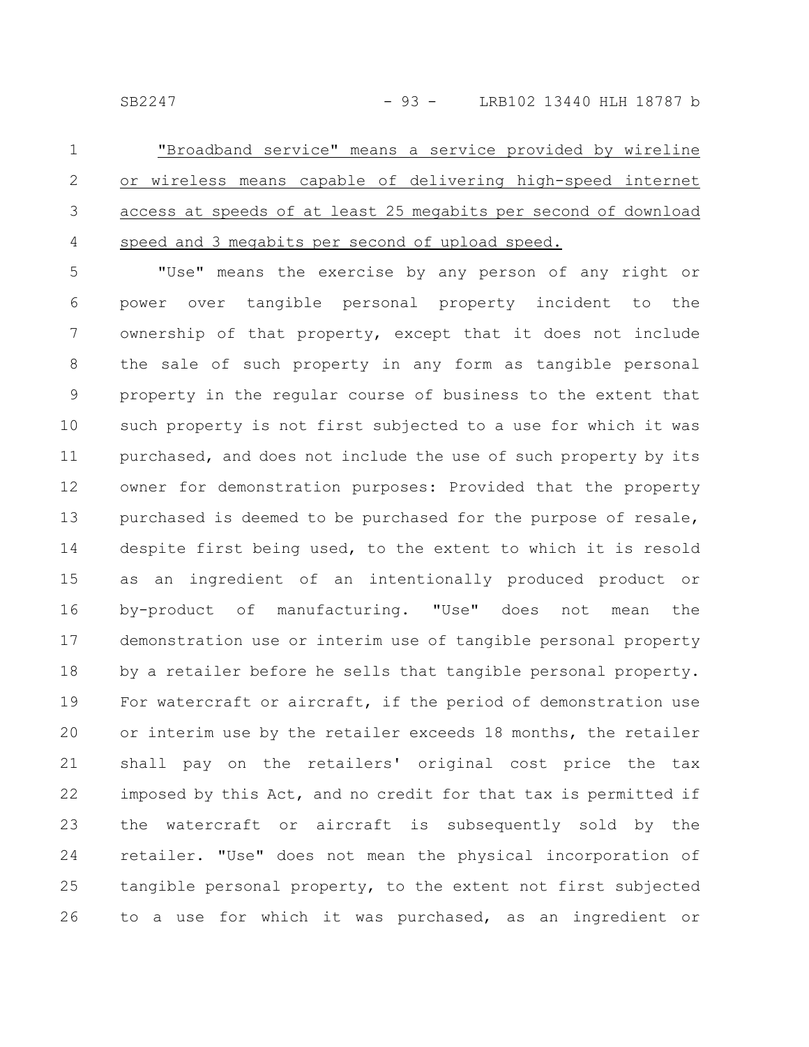<u>"Broadband service" means a service provided by wireline or wireless means capable of delivering high-speed internet access at speeds of at least 25 megabits per second of download speed and 3 megabits per second of upload speed.</u>

"Use" means the exercise by any person of any right or power over tangible personal property incident to the ownership of that property, except that it does not include the sale of such property in any form as tangible personal property in the regular course of business to the extent that such property is not first subjected to a use for which it was purchased, and does not include the use of such property by its owner for demonstration purposes: Provided that the property purchased is deemed to be purchased for the purpose of resale, despite first being used, to the extent to which it is resold as an ingredient of an intentionally produced product or by-product of manufacturing. "Use" does not mean the demonstration use or interim use of tangible personal property by a retailer before he sells that tangible personal property. For watercraft or aircraft, if the period of demonstration use or interim use by the retailer exceeds 18 months, the retailer shall pay on the retailers' original cost price the tax imposed by this Act, and no credit for that tax is permitted if the watercraft or aircraft is subsequently sold by the retailer. "Use" does not mean the physical incorporation of tangible personal property, to the extent not first subjected to a use for which it was purchased, as an ingredient or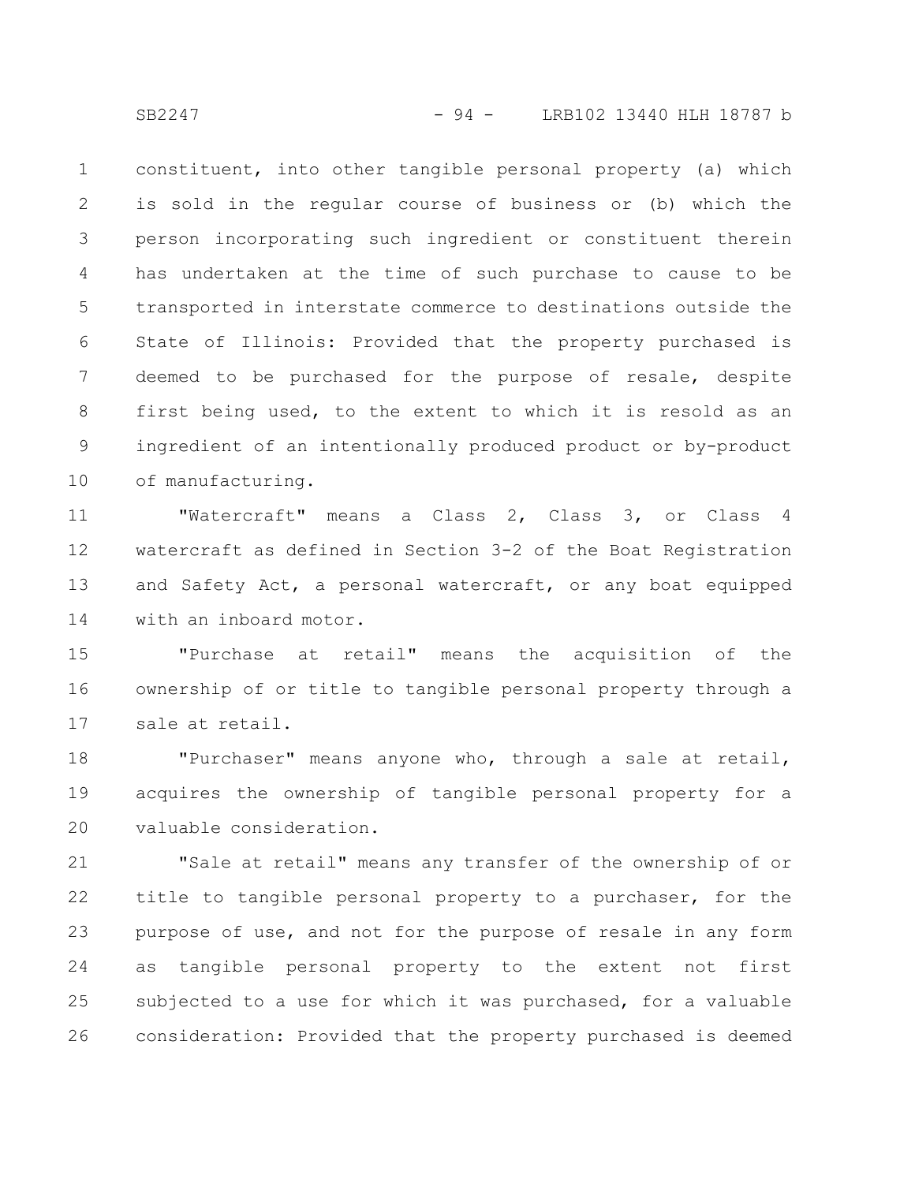constituent, into other tangible personal property (a) which is sold in the regular course of business or (b) which the person incorporating such ingredient or constituent therein has undertaken at the time of such purchase to cause to be transported in interstate commerce to destinations outside the State of Illinois: Provided that the property purchased is deemed to be purchased for the purpose of resale, despite first being used, to the extent to which it is resold as an ingredient of an intentionally produced product or by-product of manufacturing.

"Watercraft" means a Class 2, Class 3, or Class 4 watercraft as defined in Section 3-2 of the Boat Registration and Safety Act, a personal watercraft, or any boat equipped with an inboard motor.

"Purchase at retail" means the acquisition of the ownership of or title to tangible personal property through a sale at retail.

"Purchaser" means anyone who, through a sale at retail, acquires the ownership of tangible personal property for a valuable consideration.

"Sale at retail" means any transfer of the ownership of or title to tangible personal property to a purchaser, for the purpose of use, and not for the purpose of resale in any form as tangible personal property to the extent not first subjected to a use for which it was purchased, for a valuable consideration: Provided that the property purchased is deemed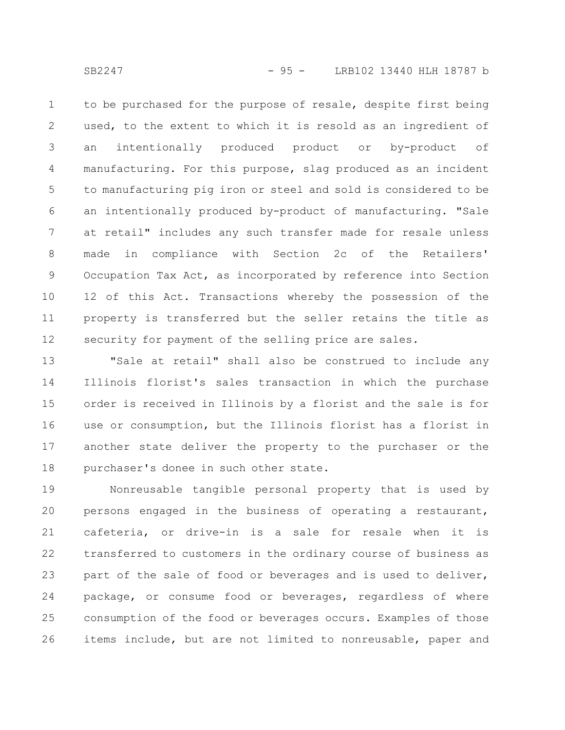to be purchased for the purpose of resale, despite first being used, to the extent to which it is resold as an ingredient of an intentionally produced product or by-product of manufacturing. For this purpose, slag produced as an incident to manufacturing pig iron or steel and sold is considered to be an intentionally produced by-product of manufacturing. "Sale at retail" includes any such transfer made for resale unless made in compliance with Section 2c of the Retailers' Occupation Tax Act, as incorporated by reference into Section 12 of this Act. Transactions whereby the possession of the property is transferred but the seller retains the title as security for payment of the selling price are sales.

"Sale at retail" shall also be construed to include any Illinois florist's sales transaction in which the purchase order is received in Illinois by a florist and the sale is for use or consumption, but the Illinois florist has a florist in another state deliver the property to the purchaser or the purchaser's donee in such other state.

Nonreusable tangible personal property that is used by persons engaged in the business of operating a restaurant, cafeteria, or drive-in is a sale for resale when it is transferred to customers in the ordinary course of business as part of the sale of food or beverages and is used to deliver, package, or consume food or beverages, regardless of where consumption of the food or beverages occurs. Examples of those items include, but are not limited to nonreusable, paper and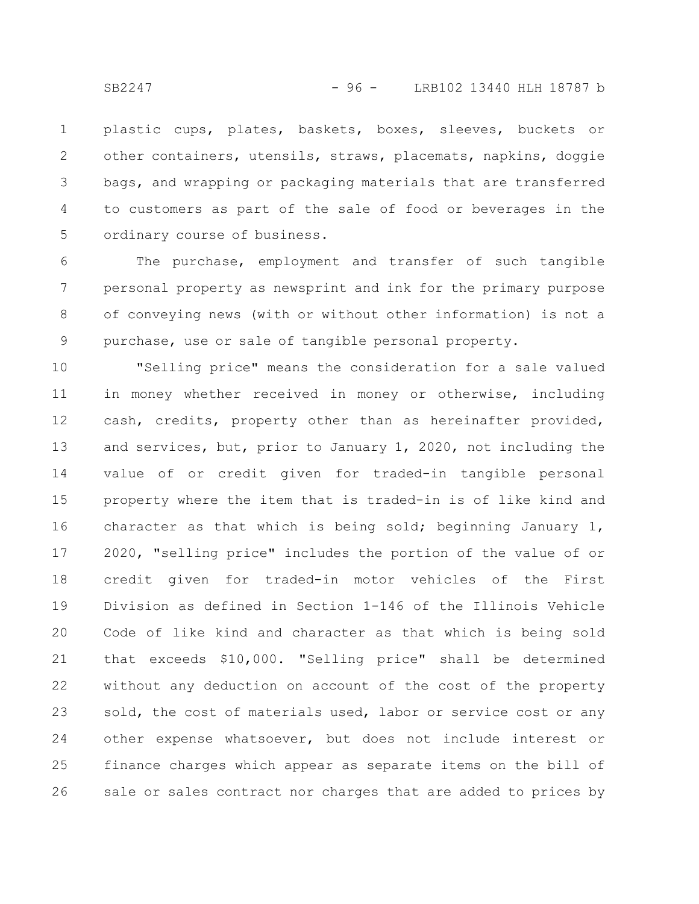plastic cups, plates, baskets, boxes, sleeves, buckets or other containers, utensils, straws, placemats, napkins, doggie bags, and wrapping or packaging materials that are transferred to customers as part of the sale of food or beverages in the ordinary course of business.

The purchase, employment and transfer of such tangible personal property as newsprint and ink for the primary purpose of conveying news (with or without other information) is not a purchase, use or sale of tangible personal property.

"Selling price" means the consideration for a sale valued in money whether received in money or otherwise, including cash, credits, property other than as hereinafter provided, and services, but, prior to January 1, 2020, not including the value of or credit given for traded-in tangible personal property where the item that is traded-in is of like kind and character as that which is being sold; beginning January 1, 2020, "selling price" includes the portion of the value of or credit given for traded-in motor vehicles of the First Division as defined in Section 1-146 of the Illinois Vehicle Code of like kind and character as that which is being sold that exceeds $10,000. "Selling price" shall be determined without any deduction on account of the cost of the property sold, the cost of materials used, labor or service cost or any other expense whatsoever, but does not include interest or finance charges which appear as separate items on the bill of sale or sales contract nor charges that are added to prices by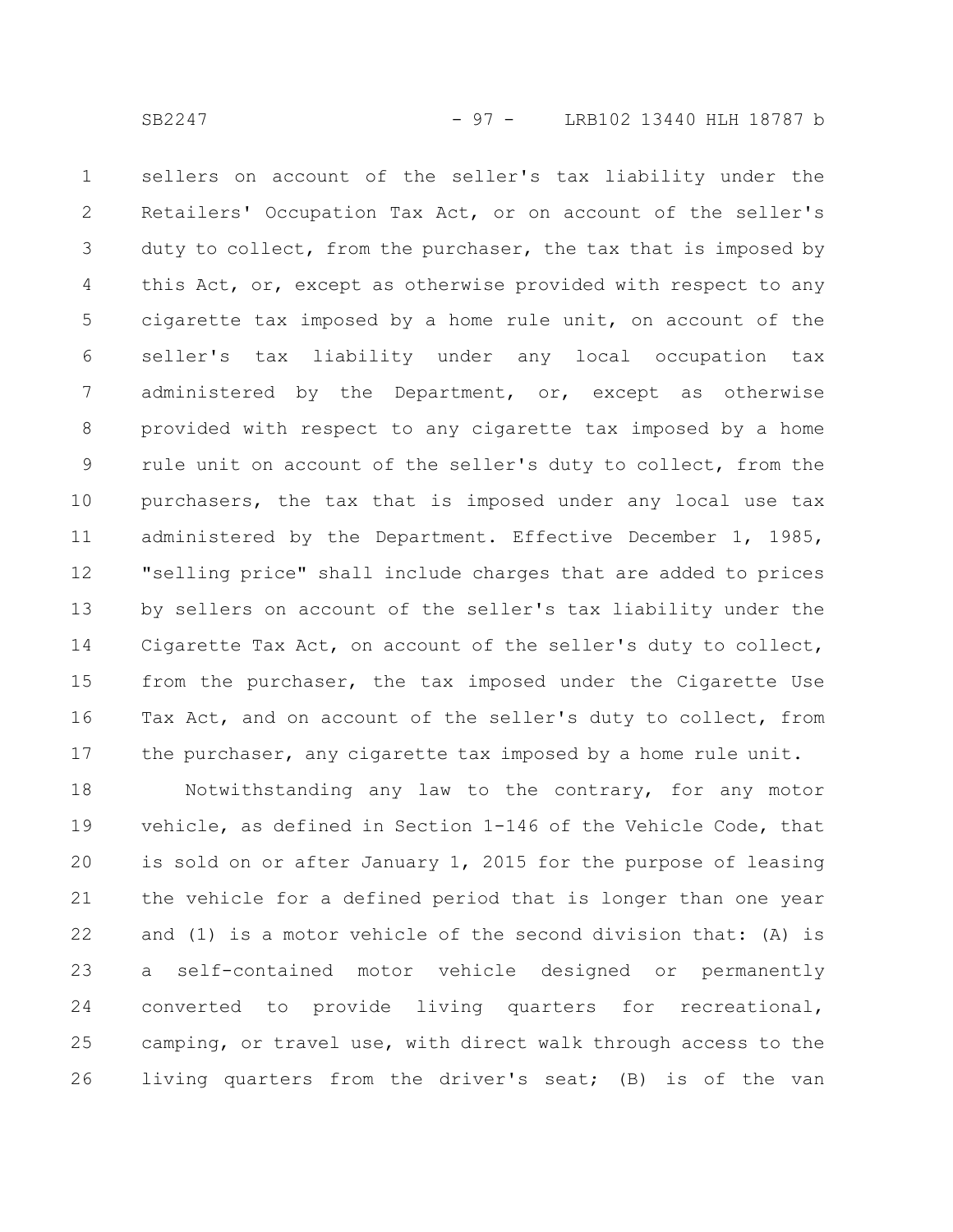sellers on account of the seller's tax liability under the Retailers' Occupation Tax Act, or on account of the seller's duty to collect, from the purchaser, the tax that is imposed by this Act, or, except as otherwise provided with respect to any cigarette tax imposed by a home rule unit, on account of the seller's tax liability under any local occupation tax administered by the Department, or, except as otherwise provided with respect to any cigarette tax imposed by a home rule unit on account of the seller's duty to collect, from the purchasers, the tax that is imposed under any local use tax administered by the Department. Effective December 1, 1985, "selling price" shall include charges that are added to prices by sellers on account of the seller's tax liability under the Cigarette Tax Act, on account of the seller's duty to collect, from the purchaser, the tax imposed under the Cigarette Use Tax Act, and on account of the seller's duty to collect, from the purchaser, any cigarette tax imposed by a home rule unit.

Notwithstanding any law to the contrary, for any motor vehicle, as defined in Section 1-146 of the Vehicle Code, that is sold on or after January 1, 2015 for the purpose of leasing the vehicle for a defined period that is longer than one year and (1) is a motor vehicle of the second division that: (A) is a self-contained motor vehicle designed or permanently converted to provide living quarters for recreational, camping, or travel use, with direct walk through access to the living quarters from the driver's seat; (B) is of the van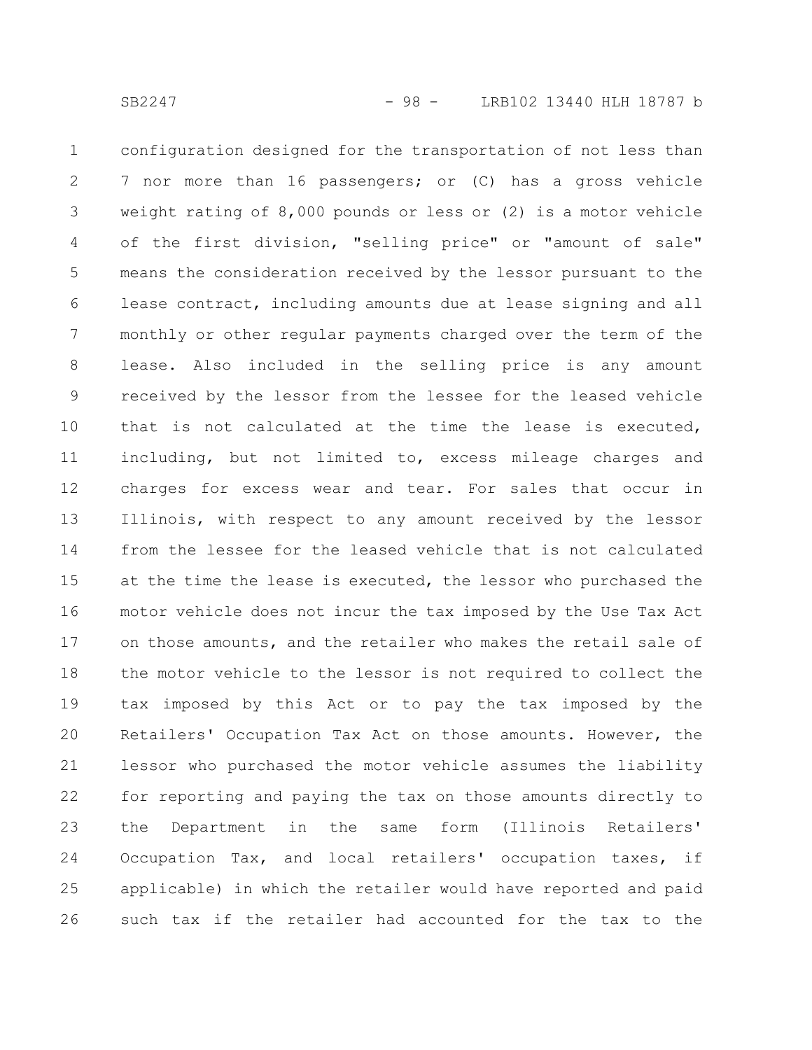configuration designed for the transportation of not less than 7 nor more than 16 passengers; or (C) has a gross vehicle weight rating of 8,000 pounds or less or (2) is a motor vehicle of the first division, "selling price" or "amount of sale" means the consideration received by the lessor pursuant to the lease contract, including amounts due at lease signing and all monthly or other regular payments charged over the term of the lease. Also included in the selling price is any amount received by the lessor from the lessee for the leased vehicle that is not calculated at the time the lease is executed, including, but not limited to, excess mileage charges and charges for excess wear and tear. For sales that occur in Illinois, with respect to any amount received by the lessor from the lessee for the leased vehicle that is not calculated at the time the lease is executed, the lessor who purchased the motor vehicle does not incur the tax imposed by the Use Tax Act on those amounts, and the retailer who makes the retail sale of the motor vehicle to the lessor is not required to collect the tax imposed by this Act or to pay the tax imposed by the Retailers' Occupation Tax Act on those amounts. However, the lessor who purchased the motor vehicle assumes the liability for reporting and paying the tax on those amounts directly to the Department in the same form (Illinois Retailers' Occupation Tax, and local retailers' occupation taxes, if applicable) in which the retailer would have reported and paid such tax if the retailer had accounted for the tax to the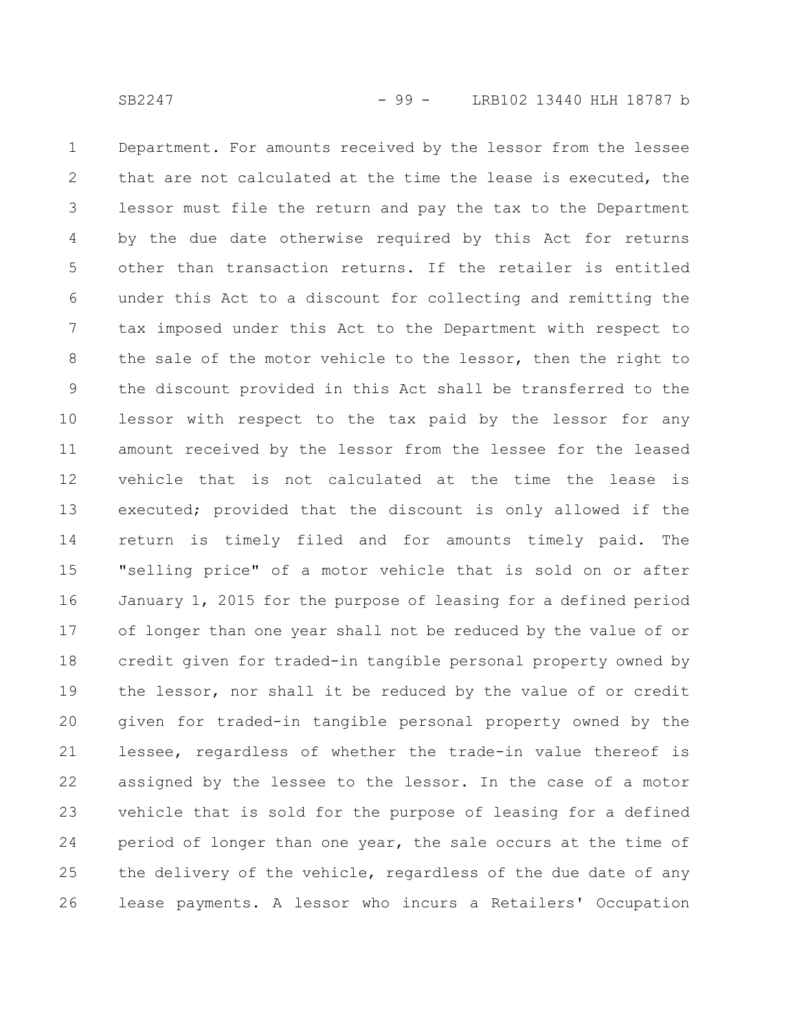Department. For amounts received by the lessor from the lessee that are not calculated at the time the lease is executed, the lessor must file the return and pay the tax to the Department by the due date otherwise required by this Act for returns other than transaction returns. If the retailer is entitled under this Act to a discount for collecting and remitting the tax imposed under this Act to the Department with respect to the sale of the motor vehicle to the lessor, then the right to the discount provided in this Act shall be transferred to the lessor with respect to the tax paid by the lessor for any amount received by the lessor from the lessee for the leased vehicle that is not calculated at the time the lease is executed; provided that the discount is only allowed if the return is timely filed and for amounts timely paid. The "selling price" of a motor vehicle that is sold on or after January 1, 2015 for the purpose of leasing for a defined period of longer than one year shall not be reduced by the value of or credit given for traded-in tangible personal property owned by the lessor, nor shall it be reduced by the value of or credit given for traded-in tangible personal property owned by the lessee, regardless of whether the trade-in value thereof is assigned by the lessee to the lessor. In the case of a motor vehicle that is sold for the purpose of leasing for a defined period of longer than one year, the sale occurs at the time of the delivery of the vehicle, regardless of the due date of any lease payments. A lessor who incurs a Retailers' Occupation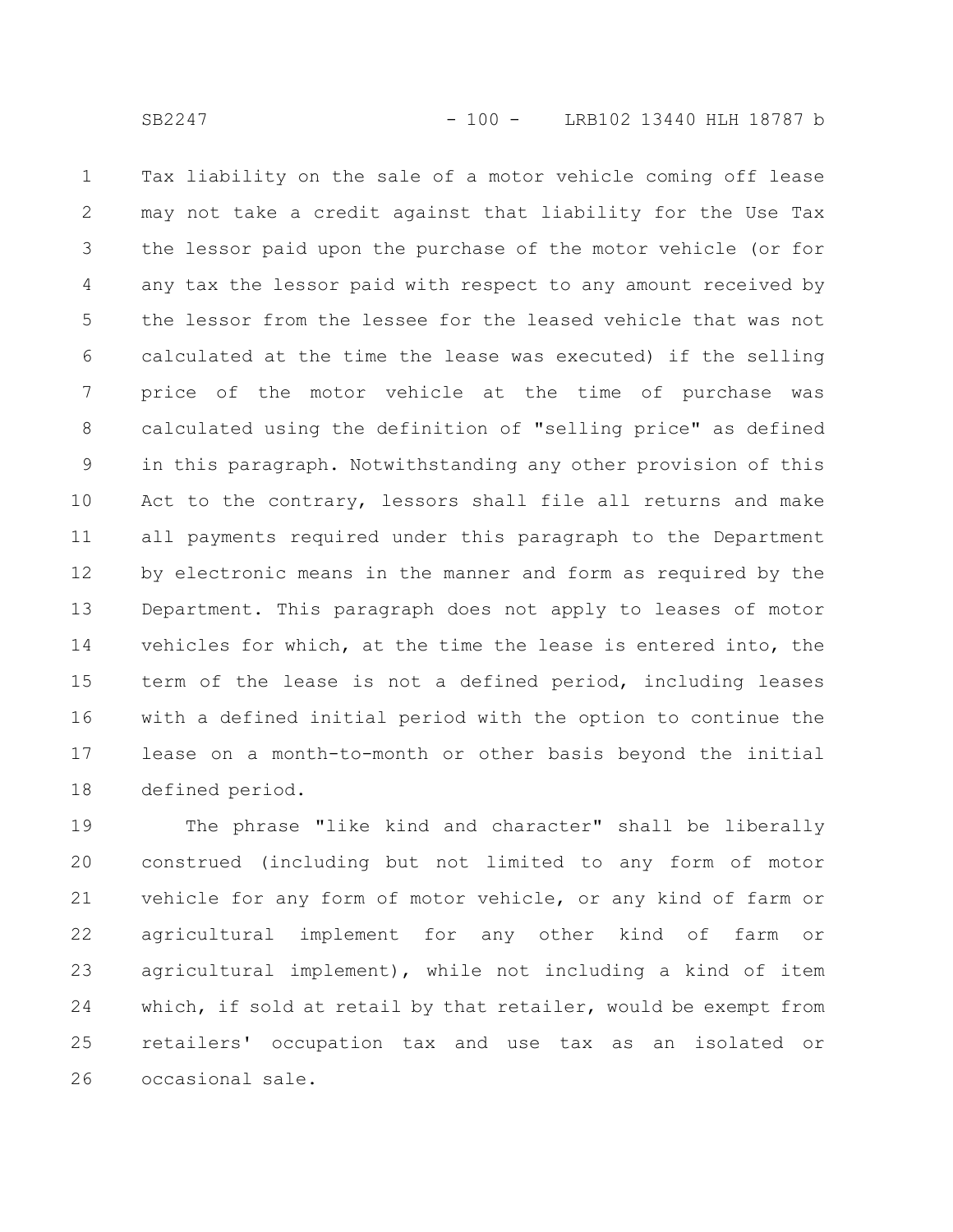Tax liability on the sale of a motor vehicle coming off lease may not take a credit against that liability for the Use Tax the lessor paid upon the purchase of the motor vehicle (or for any tax the lessor paid with respect to any amount received by the lessor from the lessee for the leased vehicle that was not calculated at the time the lease was executed) if the selling price of the motor vehicle at the time of purchase was calculated using the definition of "selling price" as defined in this paragraph. Notwithstanding any other provision of this Act to the contrary, lessors shall file all returns and make all payments required under this paragraph to the Department by electronic means in the manner and form as required by the Department. This paragraph does not apply to leases of motor vehicles for which, at the time the lease is entered into, the term of the lease is not a defined period, including leases with a defined initial period with the option to continue the lease on a month-to-month or other basis beyond the initial defined period.

The phrase "like kind and character" shall be liberally construed (including but not limited to any form of motor vehicle for any form of motor vehicle, or any kind of farm or agricultural implement for any other kind of farm or agricultural implement), while not including a kind of item which, if sold at retail by that retailer, would be exempt from retailers' occupation tax and use tax as an isolated or occasional sale.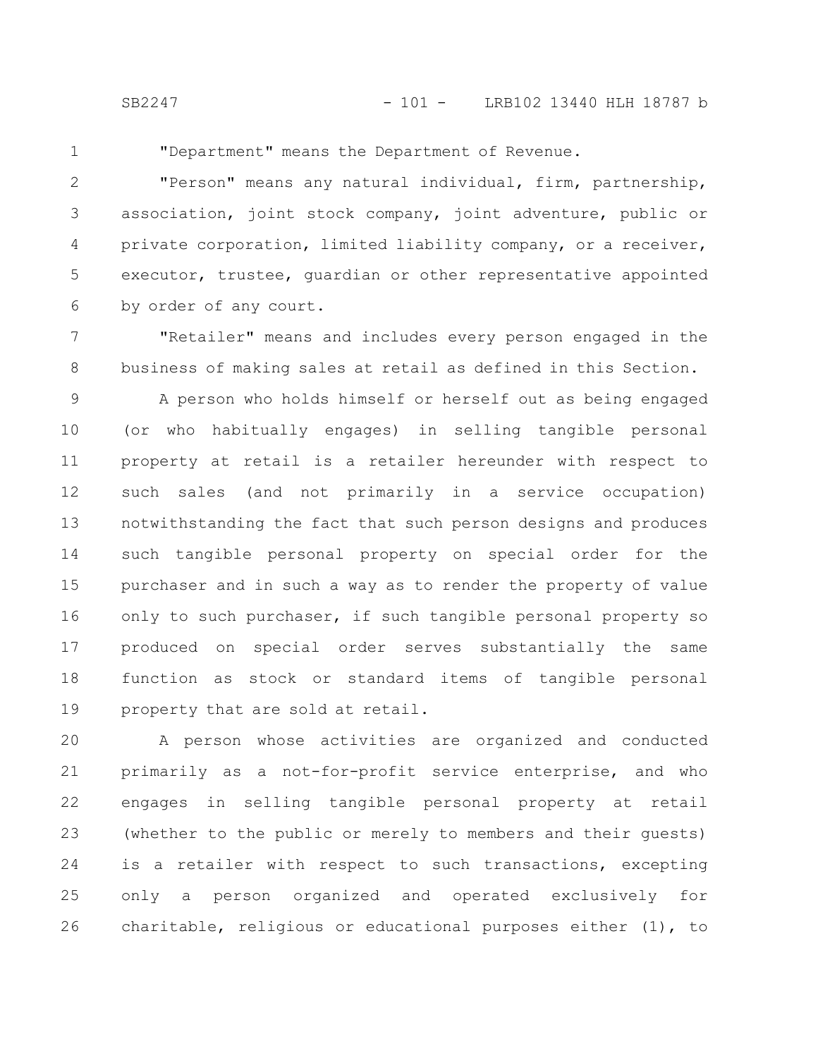"Department" means the Department of Revenue.

"Person" means any natural individual, firm, partnership, association, joint stock company, joint adventure, public or private corporation, limited liability company, or a receiver, executor, trustee, guardian or other representative appointed by order of any court.

"Retailer" means and includes every person engaged in the business of making sales at retail as defined in this Section.

A person who holds himself or herself out as being engaged (or who habitually engages) in selling tangible personal property at retail is a retailer hereunder with respect to such sales (and not primarily in a service occupation) notwithstanding the fact that such person designs and produces such tangible personal property on special order for the purchaser and in such a way as to render the property of value only to such purchaser, if such tangible personal property so produced on special order serves substantially the same function as stock or standard items of tangible personal property that are sold at retail.

A person whose activities are organized and conducted primarily as a not-for-profit service enterprise, and who engages in selling tangible personal property at retail (whether to the public or merely to members and their guests) is a retailer with respect to such transactions, excepting only a person organized and operated exclusively for charitable, religious or educational purposes either (1), to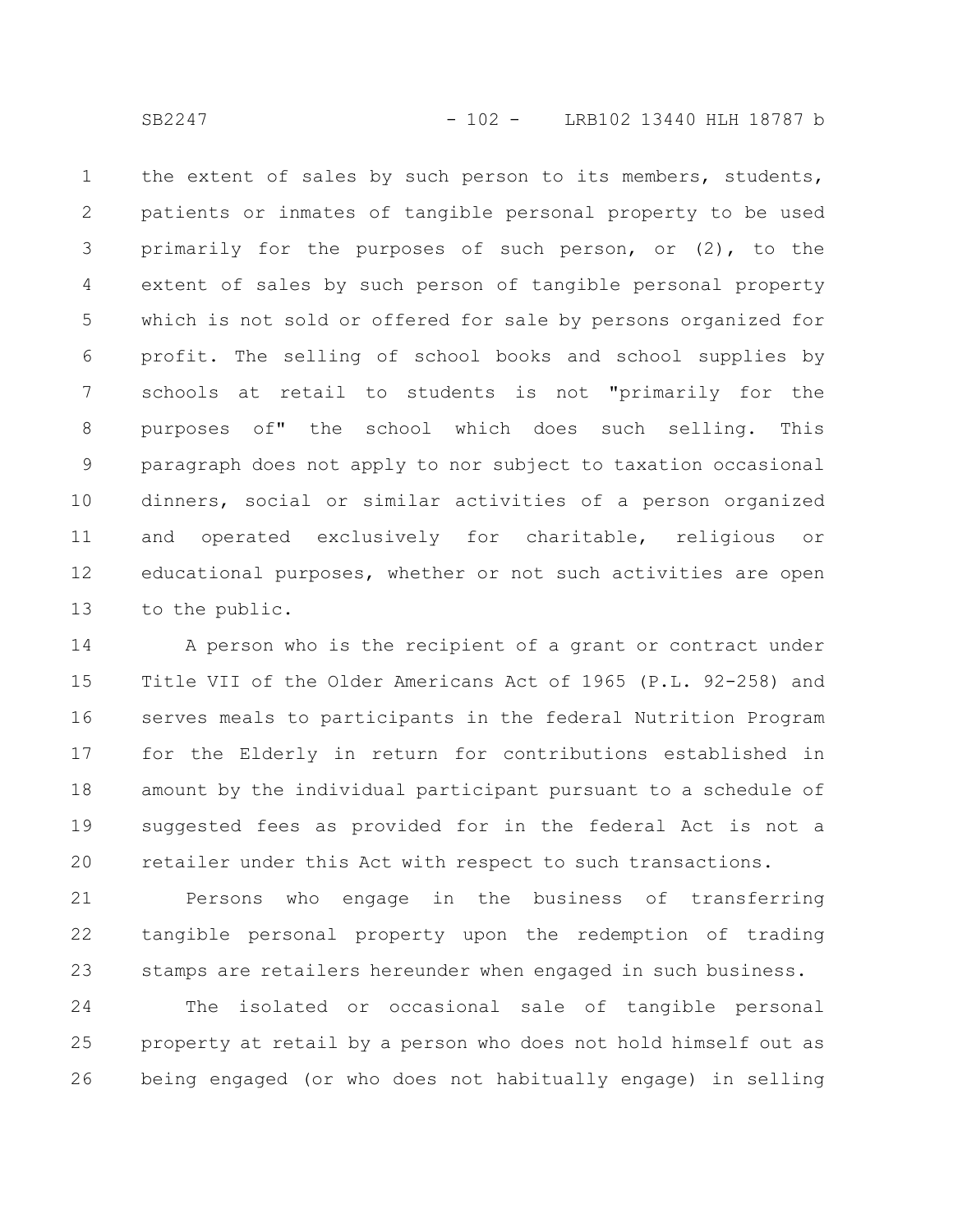the extent of sales by such person to its members, students, patients or inmates of tangible personal property to be used primarily for the purposes of such person, or (2), to the extent of sales by such person of tangible personal property which is not sold or offered for sale by persons organized for profit. The selling of school books and school supplies by schools at retail to students is not "primarily for the purposes of" the school which does such selling. This paragraph does not apply to nor subject to taxation occasional dinners, social or similar activities of a person organized and operated exclusively for charitable, religious or educational purposes, whether or not such activities are open to the public.

A person who is the recipient of a grant or contract under Title VII of the Older Americans Act of 1965 (P.L. 92-258) and serves meals to participants in the federal Nutrition Program for the Elderly in return for contributions established in amount by the individual participant pursuant to a schedule of suggested fees as provided for in the federal Act is not a retailer under this Act with respect to such transactions.

Persons who engage in the business of transferring tangible personal property upon the redemption of trading stamps are retailers hereunder when engaged in such business.

The isolated or occasional sale of tangible personal property at retail by a person who does not hold himself out as being engaged (or who does not habitually engage) in selling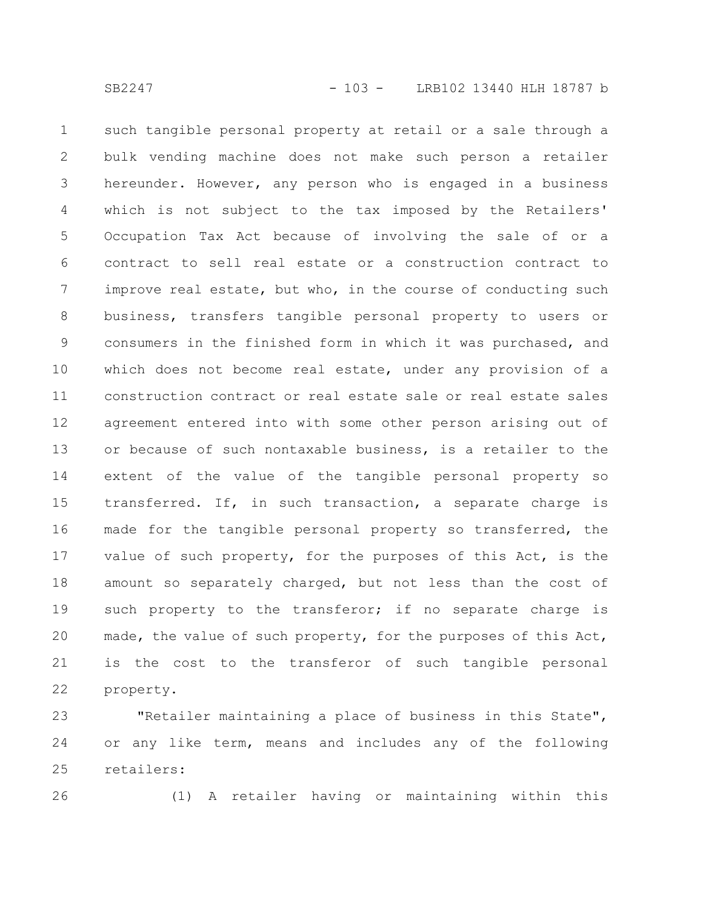such tangible personal property at retail or a sale through a bulk vending machine does not make such person a retailer hereunder. However, any person who is engaged in a business which is not subject to the tax imposed by the Retailers' Occupation Tax Act because of involving the sale of or a contract to sell real estate or a construction contract to improve real estate, but who, in the course of conducting such business, transfers tangible personal property to users or consumers in the finished form in which it was purchased, and which does not become real estate, under any provision of a construction contract or real estate sale or real estate sales agreement entered into with some other person arising out of or because of such nontaxable business, is a retailer to the extent of the value of the tangible personal property so transferred. If, in such transaction, a separate charge is made for the tangible personal property so transferred, the value of such property, for the purposes of this Act, is the amount so separately charged, but not less than the cost of such property to the transferor; if no separate charge is made, the value of such property, for the purposes of this Act, is the cost to the transferor of such tangible personal property.

"Retailer maintaining a place of business in this State", or any like term, means and includes any of the following retailers:

(1) A retailer having or maintaining within this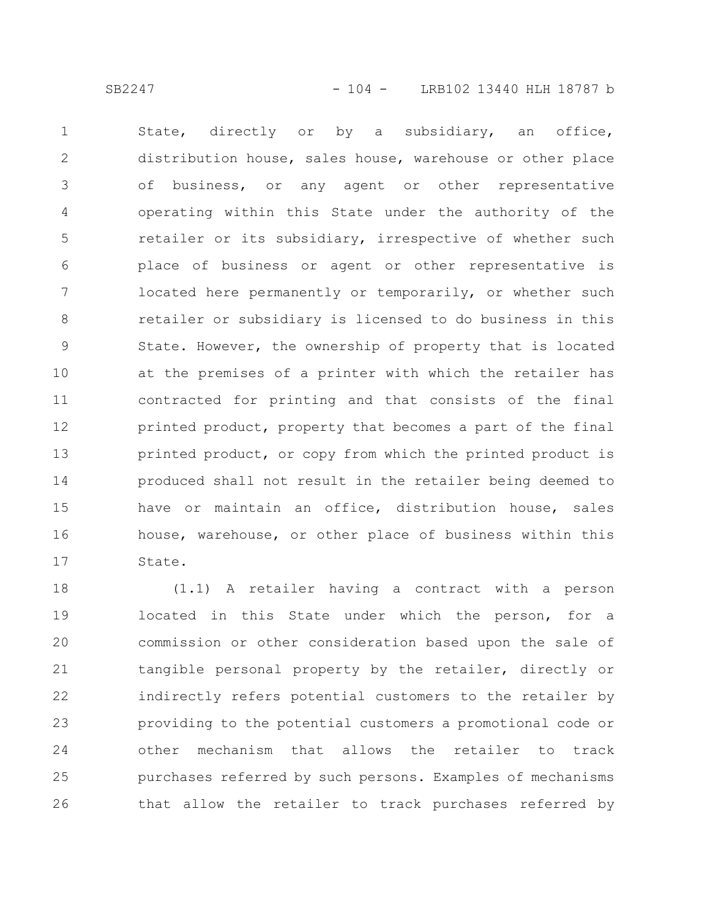State, directly or by a subsidiary, an office, distribution house, sales house, warehouse or other place of business, or any agent or other representative operating within this State under the authority of the retailer or its subsidiary, irrespective of whether such place of business or agent or other representative is located here permanently or temporarily, or whether such retailer or subsidiary is licensed to do business in this State. However, the ownership of property that is located at the premises of a printer with which the retailer has contracted for printing and that consists of the final printed product, property that becomes a part of the final printed product, or copy from which the printed product is produced shall not result in the retailer being deemed to have or maintain an office, distribution house, sales house, warehouse, or other place of business within this State.

(1.1) A retailer having a contract with a person located in this State under which the person, for a commission or other consideration based upon the sale of tangible personal property by the retailer, directly or indirectly refers potential customers to the retailer by providing to the potential customers a promotional code or other mechanism that allows the retailer to track purchases referred by such persons. Examples of mechanisms that allow the retailer to track purchases referred by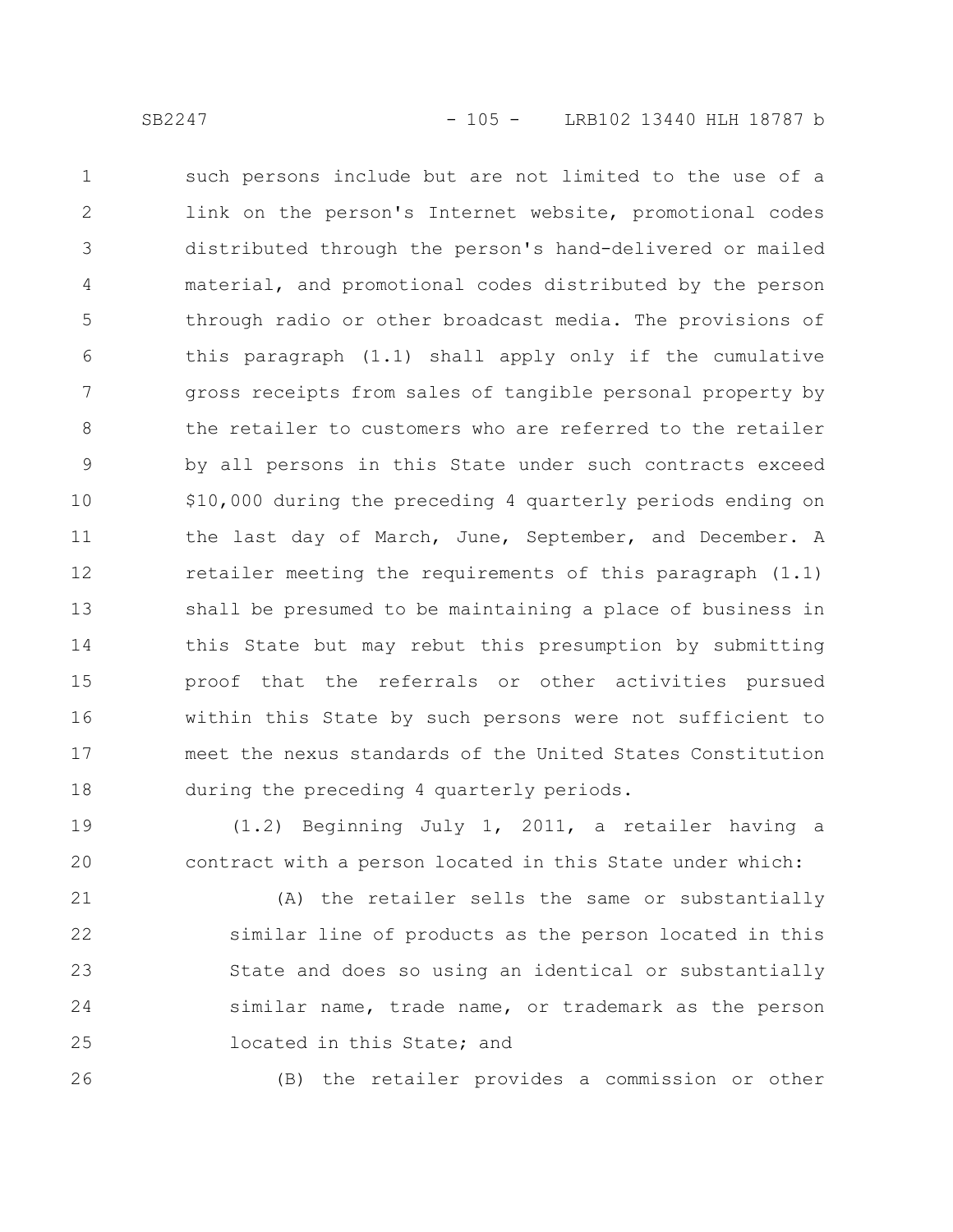such persons include but are not limited to the use of a link on the person's Internet website, promotional codes distributed through the person's hand-delivered or mailed material, and promotional codes distributed by the person through radio or other broadcast media. The provisions of this paragraph (1.1) shall apply only if the cumulative gross receipts from sales of tangible personal property by the retailer to customers who are referred to the retailer by all persons in this State under such contracts exceed $10,000 during the preceding 4 quarterly periods ending on the last day of March, June, September, and December. A retailer meeting the requirements of this paragraph (1.1) shall be presumed to be maintaining a place of business in this State but may rebut this presumption by submitting proof that the referrals or other activities pursued within this State by such persons were not sufficient to meet the nexus standards of the United States Constitution during the preceding 4 quarterly periods.

(1.2) Beginning July 1, 2011, a retailer having a contract with a person located in this State under which:

(A) the retailer sells the same or substantially similar line of products as the person located in this State and does so using an identical or substantially similar name, trade name, or trademark as the person located in this State; and

(B) the retailer provides a commission or other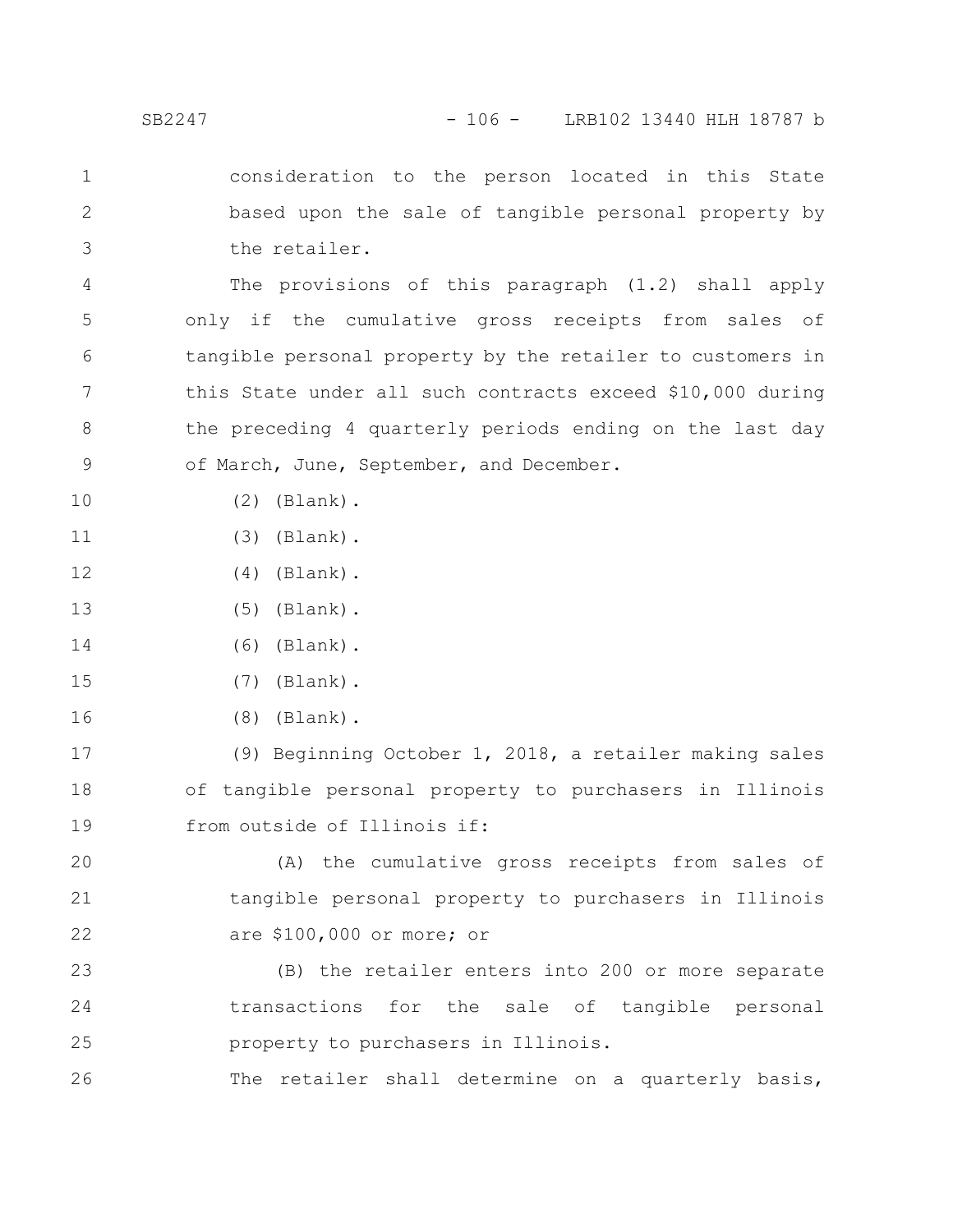consideration to the person located in this State based upon the sale of tangible personal property by the retailer.

The provisions of this paragraph (1.2) shall apply only if the cumulative gross receipts from sales of tangible personal property by the retailer to customers in this State under all such contracts exceed $10,000 during the preceding 4 quarterly periods ending on the last day of March, June, September, and December.

(2) (Blank).

(3) (Blank).

(4) (Blank).

(5) (Blank).

(6) (Blank).

(7) (Blank).

(8) (Blank).

(9) Beginning October 1, 2018, a retailer making sales of tangible personal property to purchasers in Illinois from outside of Illinois if:

(A) the cumulative gross receipts from sales of tangible personal property to purchasers in Illinois are $100,000 or more; or

(B) the retailer enters into 200 or more separate transactions for the sale of tangible personal property to purchasers in Illinois.

The retailer shall determine on a quarterly basis,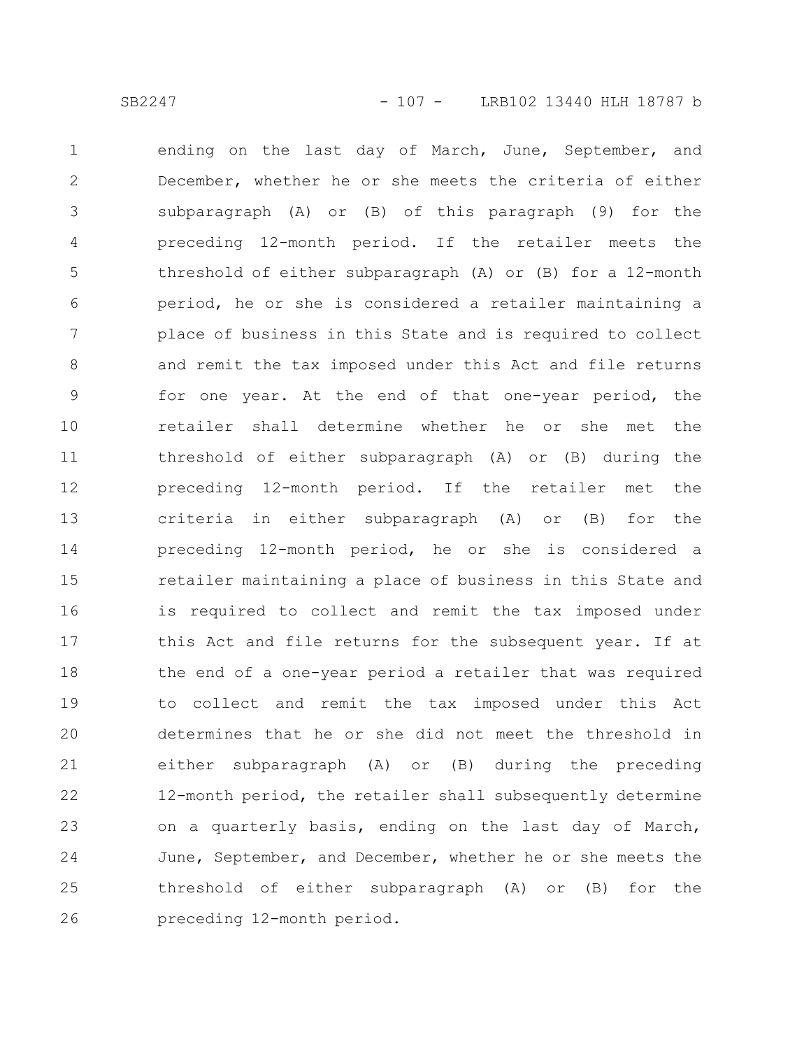ending on the last day of March, June, September, and December, whether he or she meets the criteria of either subparagraph (A) or (B) of this paragraph (9) for the preceding 12-month period. If the retailer meets the threshold of either subparagraph (A) or (B) for a 12-month period, he or she is considered a retailer maintaining a place of business in this State and is required to collect and remit the tax imposed under this Act and file returns for one year. At the end of that one-year period, the retailer shall determine whether he or she met the threshold of either subparagraph (A) or (B) during the preceding 12-month period. If the retailer met the criteria in either subparagraph (A) or (B) for the preceding 12-month period, he or she is considered a retailer maintaining a place of business in this State and is required to collect and remit the tax imposed under this Act and file returns for the subsequent year. If at the end of a one-year period a retailer that was required to collect and remit the tax imposed under this Act determines that he or she did not meet the threshold in either subparagraph (A) or (B) during the preceding 12-month period, the retailer shall subsequently determine on a quarterly basis, ending on the last day of March, June, September, and December, whether he or she meets the threshold of either subparagraph (A) or (B) for the preceding 12-month period.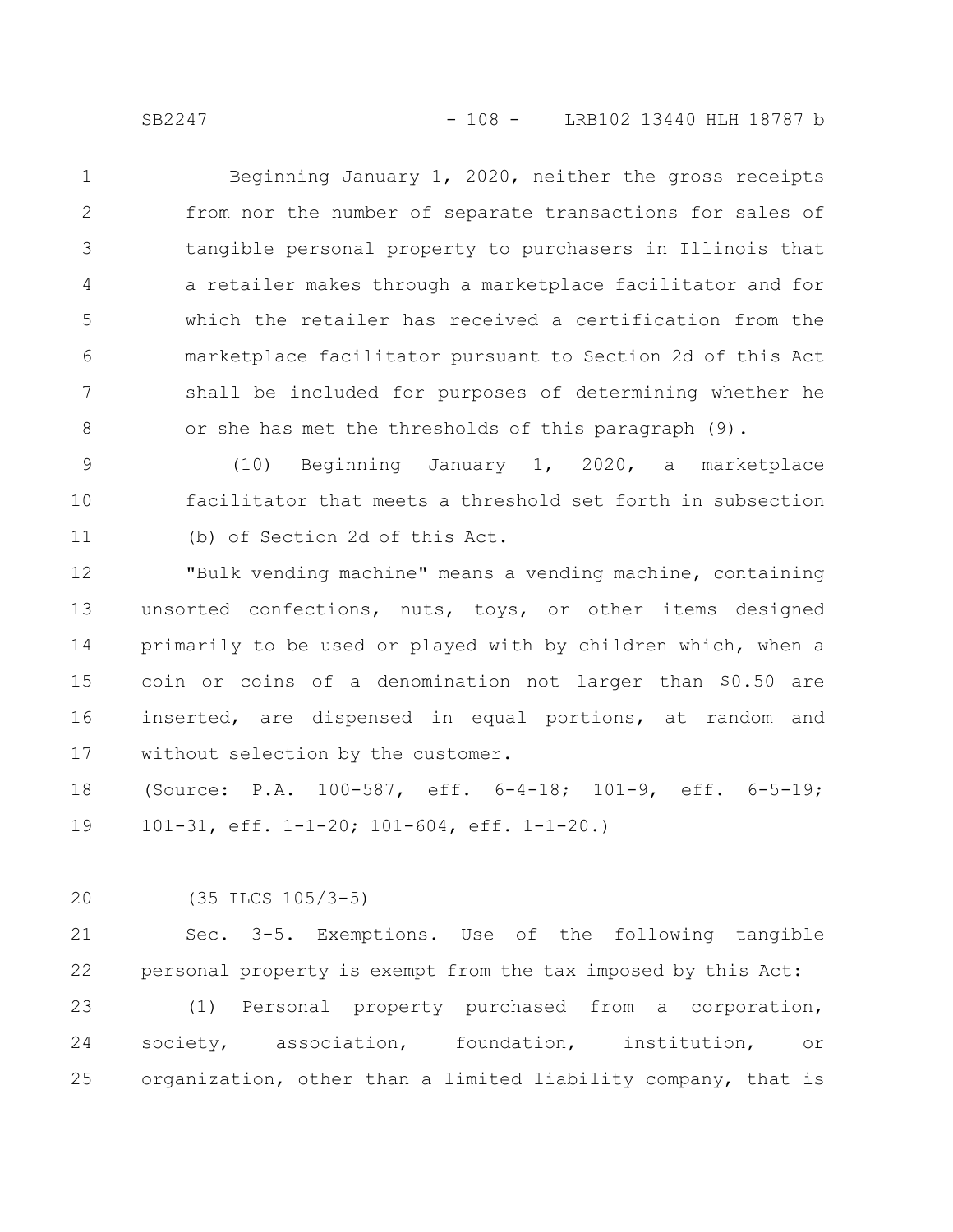Beginning January 1, 2020, neither the gross receipts from nor the number of separate transactions for sales of tangible personal property to purchasers in Illinois that a retailer makes through a marketplace facilitator and for which the retailer has received a certification from the marketplace facilitator pursuant to Section 2d of this Act shall be included for purposes of determining whether he or she has met the thresholds of this paragraph (9).

(10) Beginning January 1, 2020, a marketplace facilitator that meets a threshold set forth in subsection (b) of Section 2d of this Act.

"Bulk vending machine" means a vending machine, containing unsorted confections, nuts, toys, or other items designed primarily to be used or played with by children which, when a coin or coins of a denomination not larger than $0.50 are inserted, are dispensed in equal portions, at random and without selection by the customer.

(Source: P.A. 100-587, eff. 6-4-18; 101-9, eff. 6-5-19; 101-31, eff. 1-1-20; 101-604, eff. 1-1-20.)

(35 ILCS 105/3-5)

Sec. 3-5. Exemptions. Use of the following tangible personal property is exempt from the tax imposed by this Act:

(1) Personal property purchased from a corporation, society, association, foundation, institution, or organization, other than a limited liability company, that is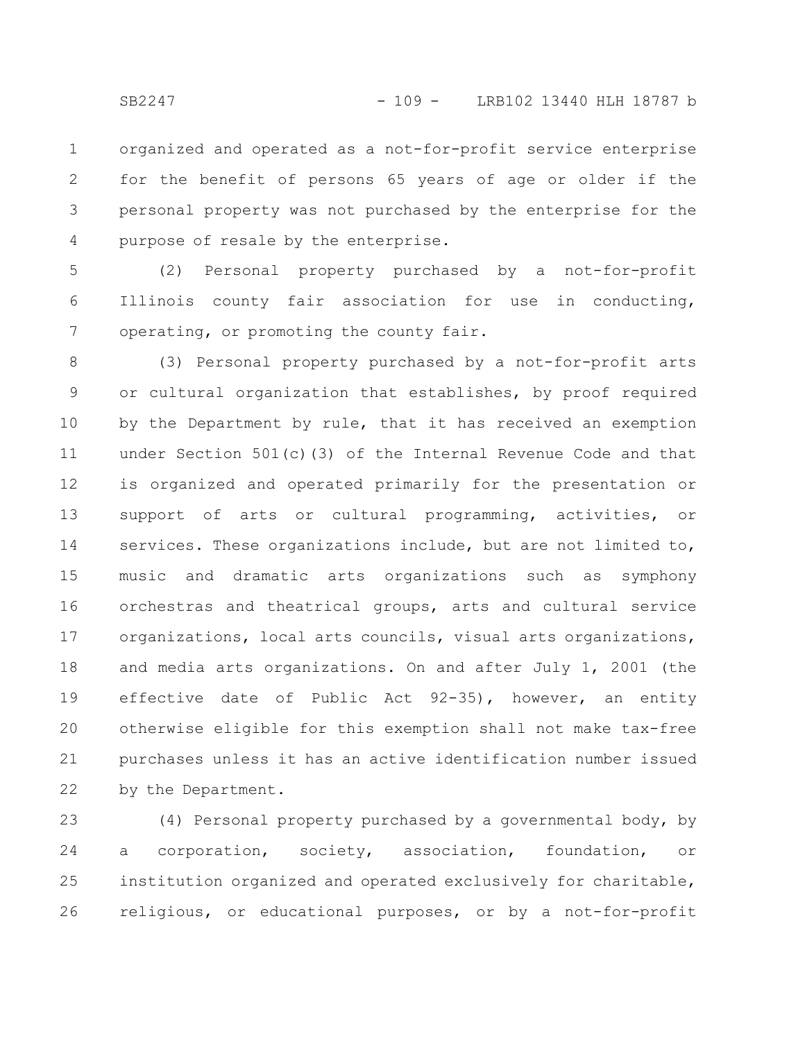organized and operated as a not-for-profit service enterprise for the benefit of persons 65 years of age or older if the personal property was not purchased by the enterprise for the purpose of resale by the enterprise.

(2) Personal property purchased by a not-for-profit Illinois county fair association for use in conducting, operating, or promoting the county fair.

(3) Personal property purchased by a not-for-profit arts or cultural organization that establishes, by proof required by the Department by rule, that it has received an exemption under Section 501(c)(3) of the Internal Revenue Code and that is organized and operated primarily for the presentation or support of arts or cultural programming, activities, or services. These organizations include, but are not limited to, music and dramatic arts organizations such as symphony orchestras and theatrical groups, arts and cultural service organizations, local arts councils, visual arts organizations, and media arts organizations. On and after July 1, 2001 (the effective date of Public Act 92-35), however, an entity otherwise eligible for this exemption shall not make tax-free purchases unless it has an active identification number issued by the Department.

(4) Personal property purchased by a governmental body, by a corporation, society, association, foundation, or institution organized and operated exclusively for charitable, religious, or educational purposes, or by a not-for-profit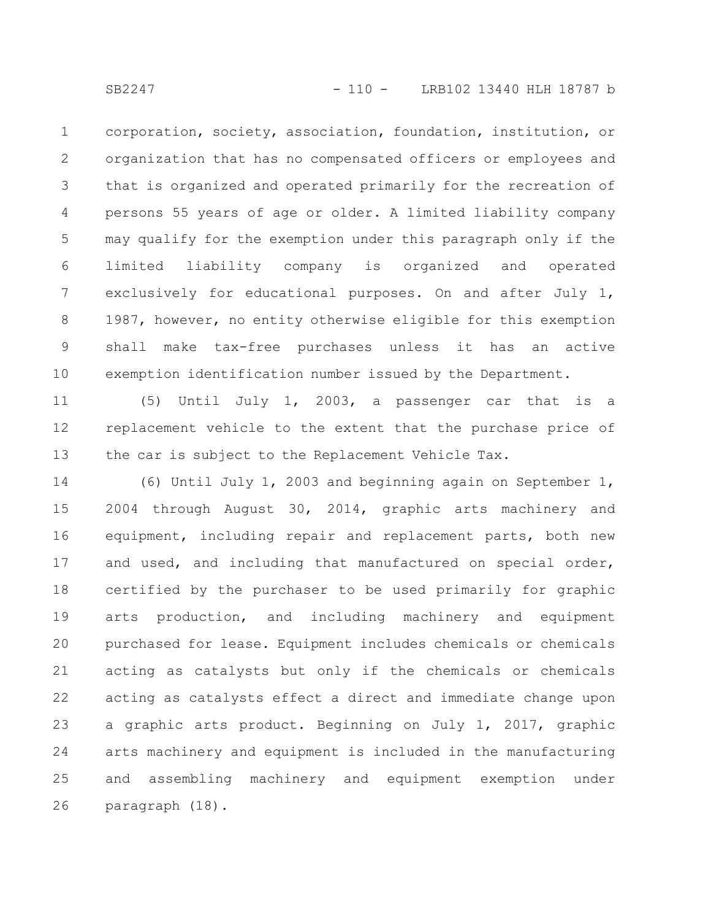corporation, society, association, foundation, institution, or organization that has no compensated officers or employees and that is organized and operated primarily for the recreation of persons 55 years of age or older. A limited liability company may qualify for the exemption under this paragraph only if the limited liability company is organized and operated exclusively for educational purposes. On and after July 1, 1987, however, no entity otherwise eligible for this exemption shall make tax-free purchases unless it has an active exemption identification number issued by the Department.

(5) Until July 1, 2003, a passenger car that is a replacement vehicle to the extent that the purchase price of the car is subject to the Replacement Vehicle Tax.

(6) Until July 1, 2003 and beginning again on September 1, 2004 through August 30, 2014, graphic arts machinery and equipment, including repair and replacement parts, both new and used, and including that manufactured on special order, certified by the purchaser to be used primarily for graphic arts production, and including machinery and equipment purchased for lease. Equipment includes chemicals or chemicals acting as catalysts but only if the chemicals or chemicals acting as catalysts effect a direct and immediate change upon a graphic arts product. Beginning on July 1, 2017, graphic arts machinery and equipment is included in the manufacturing and assembling machinery and equipment exemption under paragraph (18).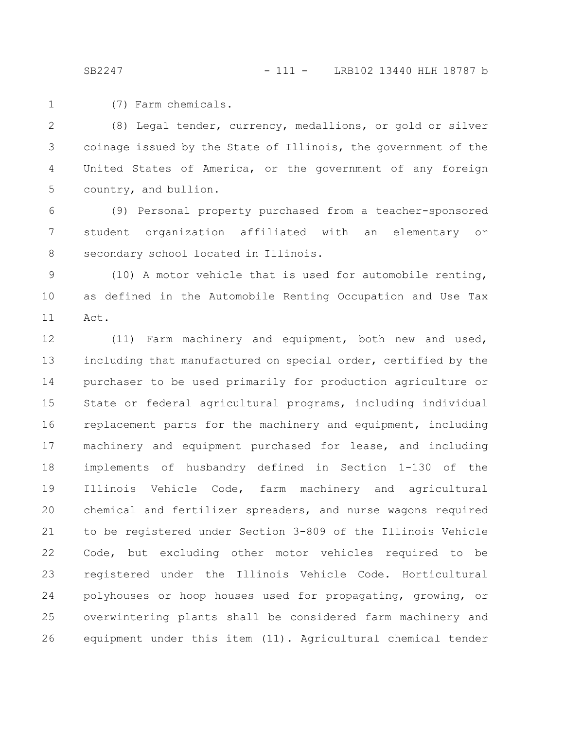(7) Farm chemicals.

(8) Legal tender, currency, medallions, or gold or silver coinage issued by the State of Illinois, the government of the United States of America, or the government of any foreign country, and bullion.

(9) Personal property purchased from a teacher-sponsored student organization affiliated with an elementary or secondary school located in Illinois.

(10) A motor vehicle that is used for automobile renting, as defined in the Automobile Renting Occupation and Use Tax Act.

(11) Farm machinery and equipment, both new and used, including that manufactured on special order, certified by the purchaser to be used primarily for production agriculture or State or federal agricultural programs, including individual replacement parts for the machinery and equipment, including machinery and equipment purchased for lease, and including implements of husbandry defined in Section 1-130 of the Illinois Vehicle Code, farm machinery and agricultural chemical and fertilizer spreaders, and nurse wagons required to be registered under Section 3-809 of the Illinois Vehicle Code, but excluding other motor vehicles required to be registered under the Illinois Vehicle Code. Horticultural polyhouses or hoop houses used for propagating, growing, or overwintering plants shall be considered farm machinery and equipment under this item (11). Agricultural chemical tender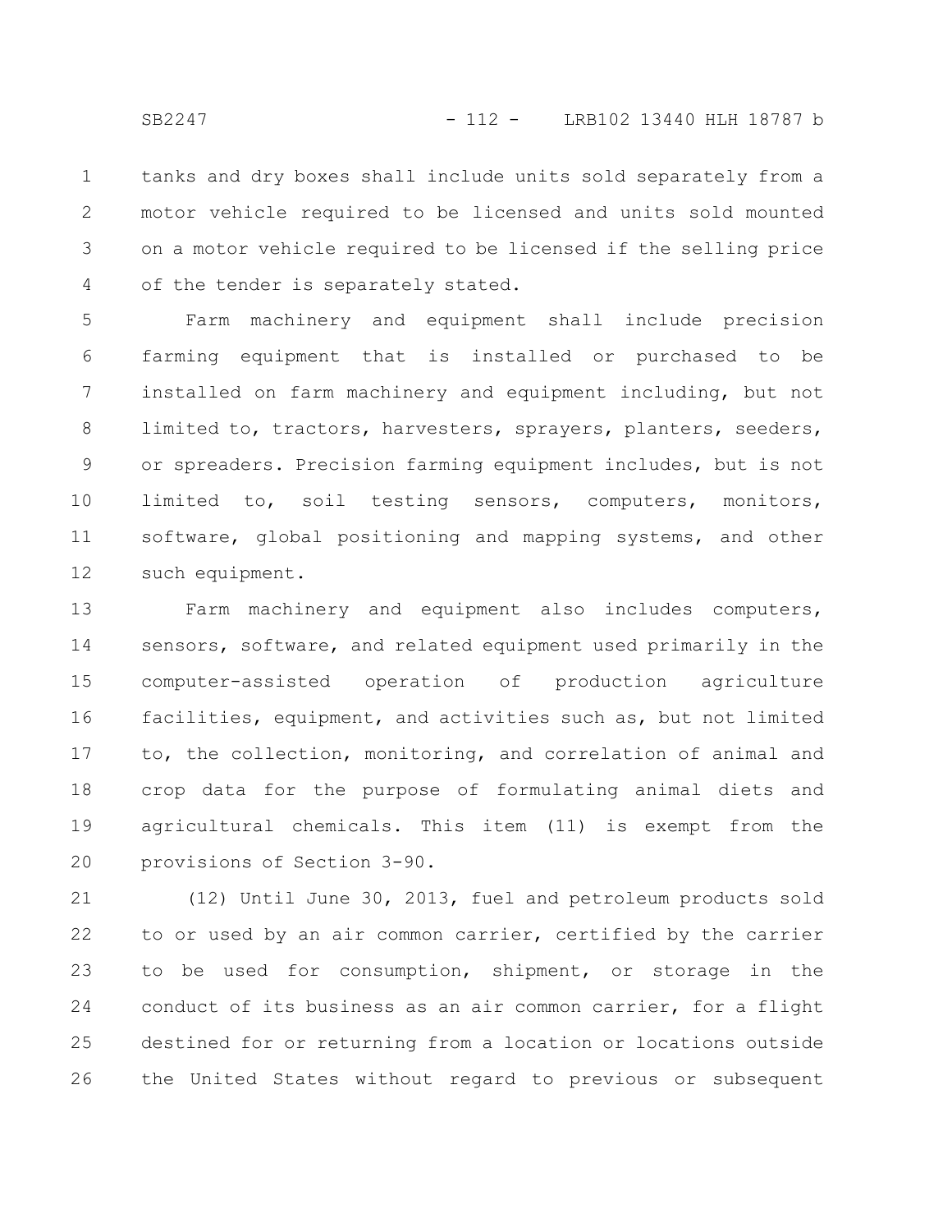tanks and dry boxes shall include units sold separately from a motor vehicle required to be licensed and units sold mounted on a motor vehicle required to be licensed if the selling price of the tender is separately stated.

Farm machinery and equipment shall include precision farming equipment that is installed or purchased to be installed on farm machinery and equipment including, but not limited to, tractors, harvesters, sprayers, planters, seeders, or spreaders. Precision farming equipment includes, but is not limited to, soil testing sensors, computers, monitors, software, global positioning and mapping systems, and other such equipment.

Farm machinery and equipment also includes computers, sensors, software, and related equipment used primarily in the computer-assisted operation of production agriculture facilities, equipment, and activities such as, but not limited to, the collection, monitoring, and correlation of animal and crop data for the purpose of formulating animal diets and agricultural chemicals. This item (11) is exempt from the provisions of Section 3-90.

(12) Until June 30, 2013, fuel and petroleum products sold to or used by an air common carrier, certified by the carrier to be used for consumption, shipment, or storage in the conduct of its business as an air common carrier, for a flight destined for or returning from a location or locations outside the United States without regard to previous or subsequent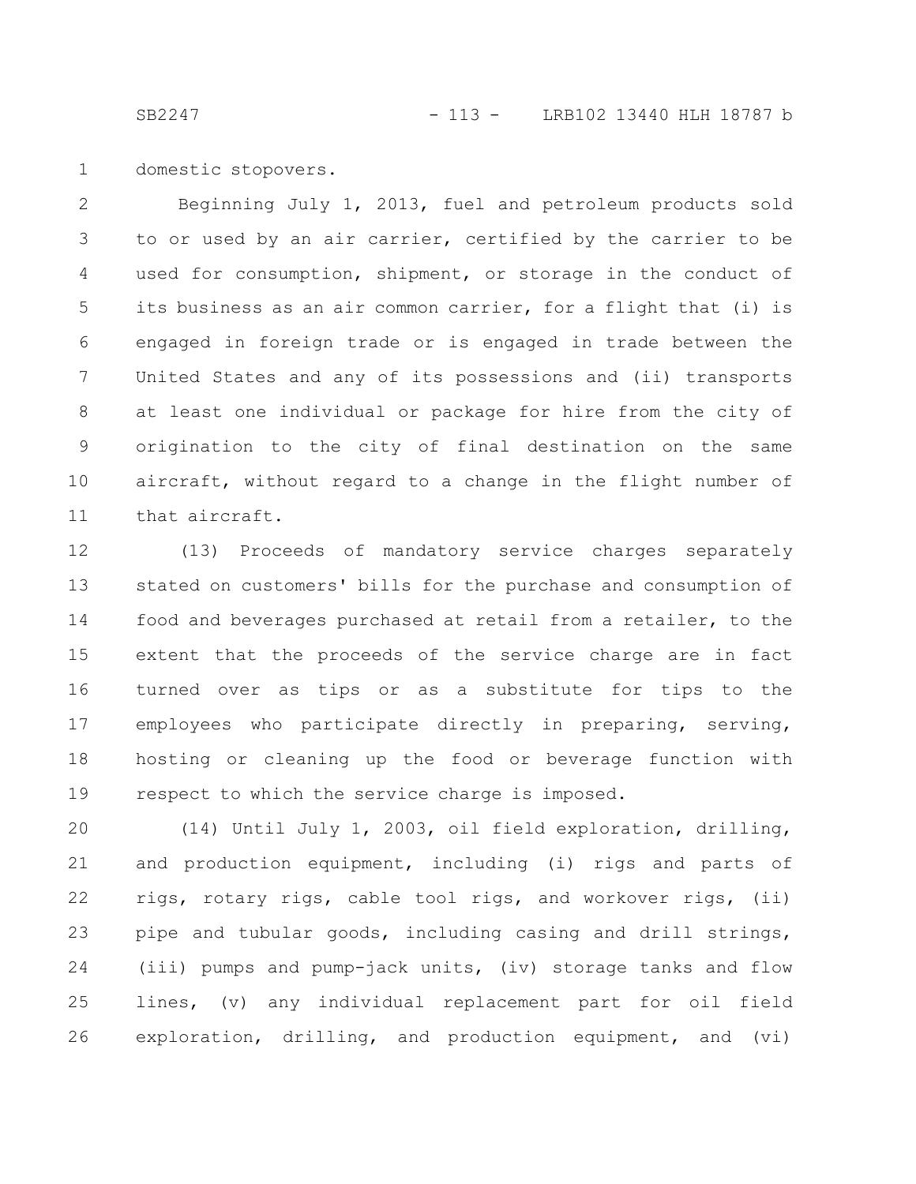domestic stopovers.

Beginning July 1, 2013, fuel and petroleum products sold to or used by an air carrier, certified by the carrier to be used for consumption, shipment, or storage in the conduct of its business as an air common carrier, for a flight that (i) is engaged in foreign trade or is engaged in trade between the United States and any of its possessions and (ii) transports at least one individual or package for hire from the city of origination to the city of final destination on the same aircraft, without regard to a change in the flight number of that aircraft.

(13) Proceeds of mandatory service charges separately stated on customers' bills for the purchase and consumption of food and beverages purchased at retail from a retailer, to the extent that the proceeds of the service charge are in fact turned over as tips or as a substitute for tips to the employees who participate directly in preparing, serving, hosting or cleaning up the food or beverage function with respect to which the service charge is imposed.

(14) Until July 1, 2003, oil field exploration, drilling, and production equipment, including (i) rigs and parts of rigs, rotary rigs, cable tool rigs, and workover rigs, (ii) pipe and tubular goods, including casing and drill strings, (iii) pumps and pump-jack units, (iv) storage tanks and flow lines, (v) any individual replacement part for oil field exploration, drilling, and production equipment, and (vi)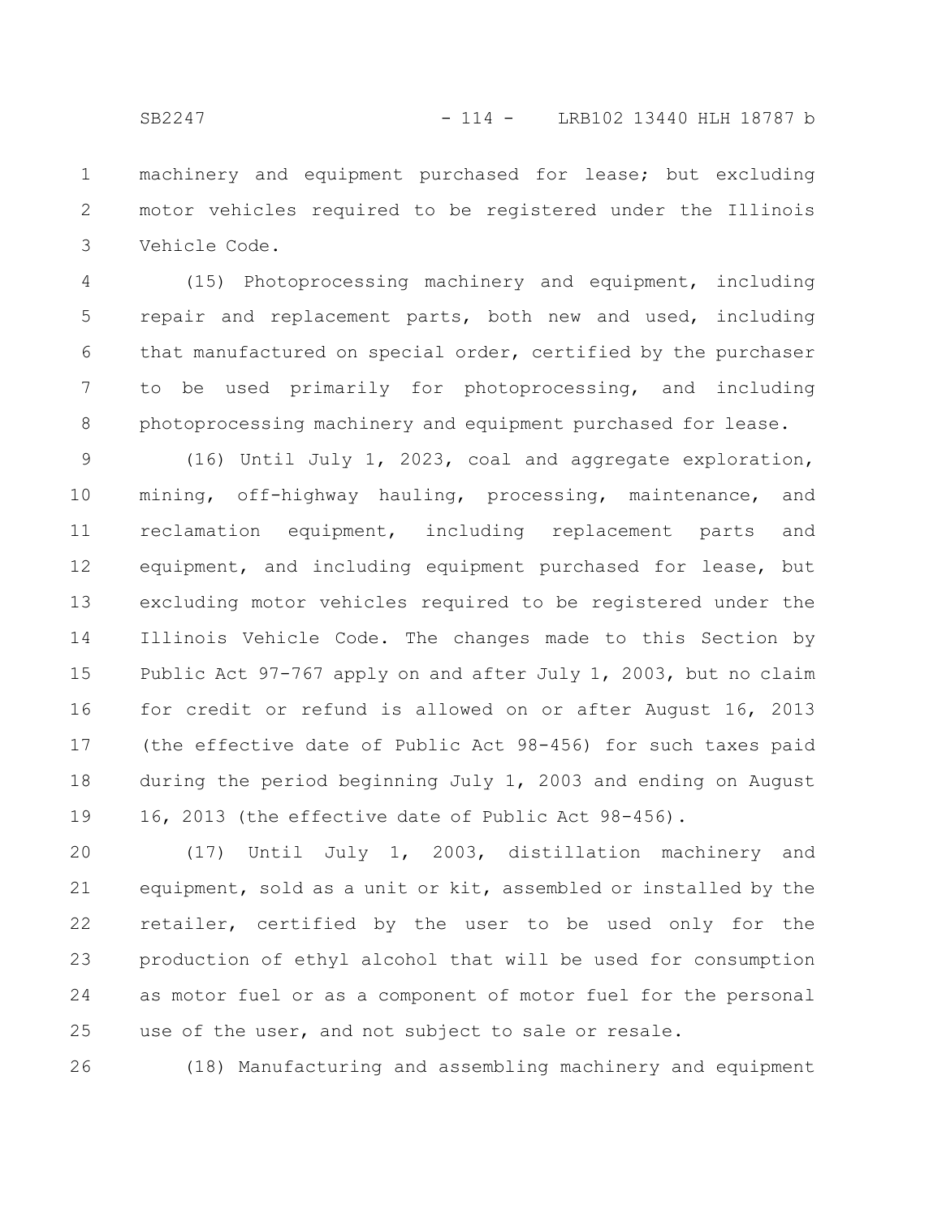machinery and equipment purchased for lease; but excluding motor vehicles required to be registered under the Illinois Vehicle Code.

(15) Photoprocessing machinery and equipment, including repair and replacement parts, both new and used, including that manufactured on special order, certified by the purchaser to be used primarily for photoprocessing, and including photoprocessing machinery and equipment purchased for lease.

(16) Until July 1, 2023, coal and aggregate exploration, mining, off-highway hauling, processing, maintenance, and reclamation equipment, including replacement parts and equipment, and including equipment purchased for lease, but excluding motor vehicles required to be registered under the Illinois Vehicle Code. The changes made to this Section by Public Act 97-767 apply on and after July 1, 2003, but no claim for credit or refund is allowed on or after August 16, 2013 (the effective date of Public Act 98-456) for such taxes paid during the period beginning July 1, 2003 and ending on August 16, 2013 (the effective date of Public Act 98-456).

(17) Until July 1, 2003, distillation machinery and equipment, sold as a unit or kit, assembled or installed by the retailer, certified by the user to be used only for the production of ethyl alcohol that will be used for consumption as motor fuel or as a component of motor fuel for the personal use of the user, and not subject to sale or resale.

(18) Manufacturing and assembling machinery and equipment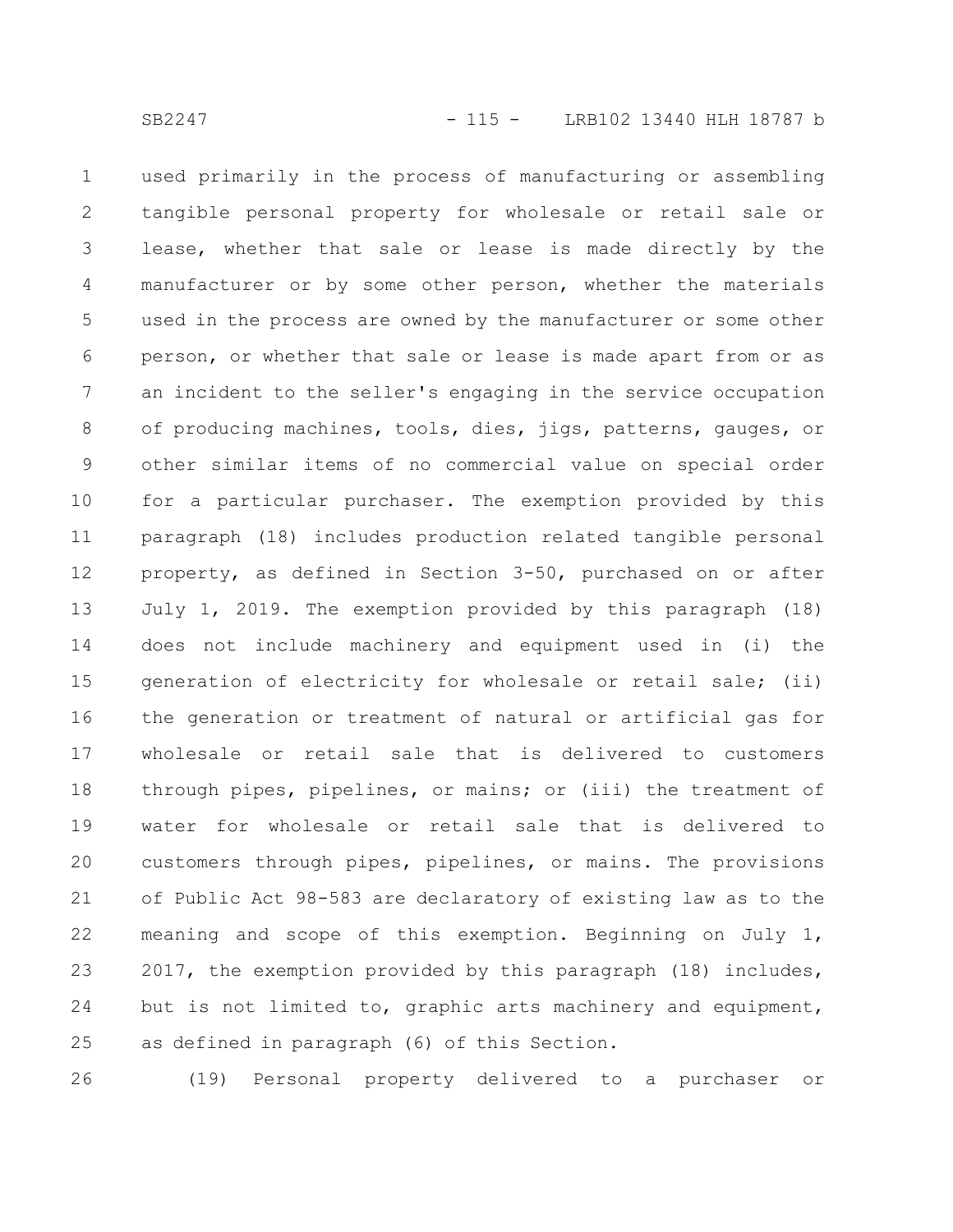used primarily in the process of manufacturing or assembling tangible personal property for wholesale or retail sale or lease, whether that sale or lease is made directly by the manufacturer or by some other person, whether the materials used in the process are owned by the manufacturer or some other person, or whether that sale or lease is made apart from or as an incident to the seller's engaging in the service occupation of producing machines, tools, dies, jigs, patterns, gauges, or other similar items of no commercial value on special order for a particular purchaser. The exemption provided by this paragraph (18) includes production related tangible personal property, as defined in Section 3-50, purchased on or after July 1, 2019. The exemption provided by this paragraph (18) does not include machinery and equipment used in (i) the generation of electricity for wholesale or retail sale; (ii) the generation or treatment of natural or artificial gas for wholesale or retail sale that is delivered to customers through pipes, pipelines, or mains; or (iii) the treatment of water for wholesale or retail sale that is delivered to customers through pipes, pipelines, or mains. The provisions of Public Act 98-583 are declaratory of existing law as to the meaning and scope of this exemption. Beginning on July 1, 2017, the exemption provided by this paragraph (18) includes, but is not limited to, graphic arts machinery and equipment, as defined in paragraph (6) of this Section.

(19) Personal property delivered to a purchaser or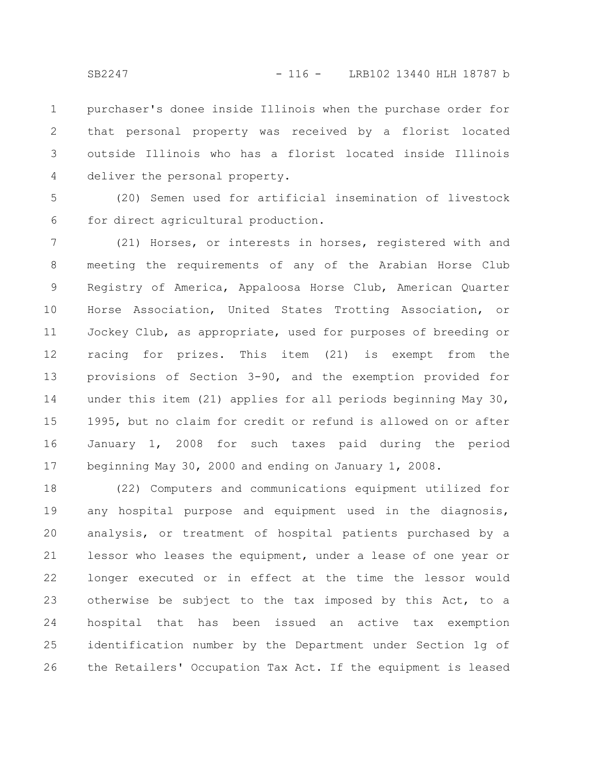purchaser's donee inside Illinois when the purchase order for that personal property was received by a florist located outside Illinois who has a florist located inside Illinois deliver the personal property.

(20) Semen used for artificial insemination of livestock for direct agricultural production.

(21) Horses, or interests in horses, registered with and meeting the requirements of any of the Arabian Horse Club Registry of America, Appaloosa Horse Club, American Quarter Horse Association, United States Trotting Association, or Jockey Club, as appropriate, used for purposes of breeding or racing for prizes. This item (21) is exempt from the provisions of Section 3-90, and the exemption provided for under this item (21) applies for all periods beginning May 30, 1995, but no claim for credit or refund is allowed on or after January 1, 2008 for such taxes paid during the period beginning May 30, 2000 and ending on January 1, 2008.

(22) Computers and communications equipment utilized for any hospital purpose and equipment used in the diagnosis, analysis, or treatment of hospital patients purchased by a lessor who leases the equipment, under a lease of one year or longer executed or in effect at the time the lessor would otherwise be subject to the tax imposed by this Act, to a hospital that has been issued an active tax exemption identification number by the Department under Section 1g of the Retailers' Occupation Tax Act. If the equipment is leased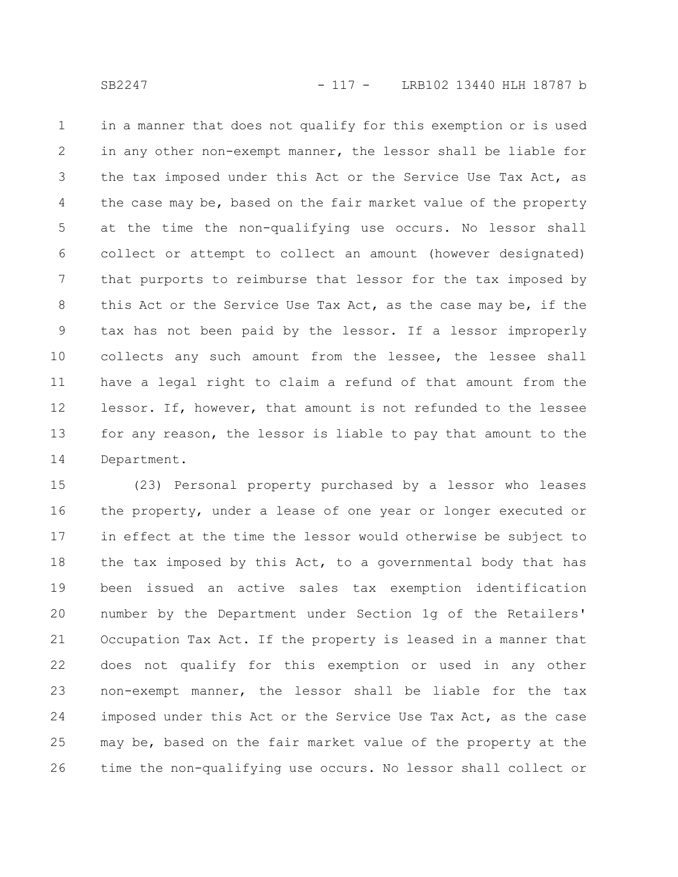in a manner that does not qualify for this exemption or is used in any other non-exempt manner, the lessor shall be liable for the tax imposed under this Act or the Service Use Tax Act, as the case may be, based on the fair market value of the property at the time the non-qualifying use occurs. No lessor shall collect or attempt to collect an amount (however designated) that purports to reimburse that lessor for the tax imposed by this Act or the Service Use Tax Act, as the case may be, if the tax has not been paid by the lessor. If a lessor improperly collects any such amount from the lessee, the lessee shall have a legal right to claim a refund of that amount from the lessor. If, however, that amount is not refunded to the lessee for any reason, the lessor is liable to pay that amount to the Department.

(23) Personal property purchased by a lessor who leases the property, under a lease of one year or longer executed or in effect at the time the lessor would otherwise be subject to the tax imposed by this Act, to a governmental body that has been issued an active sales tax exemption identification number by the Department under Section 1g of the Retailers' Occupation Tax Act. If the property is leased in a manner that does not qualify for this exemption or used in any other non-exempt manner, the lessor shall be liable for the tax imposed under this Act or the Service Use Tax Act, as the case may be, based on the fair market value of the property at the time the non-qualifying use occurs. No lessor shall collect or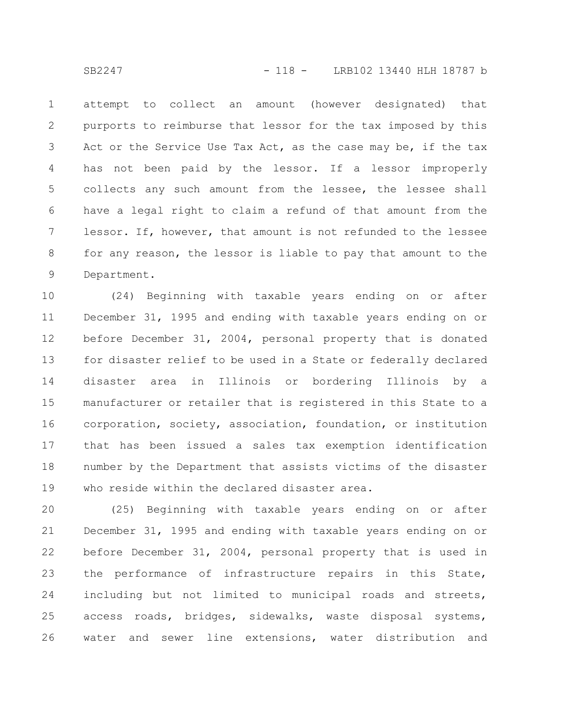attempt to collect an amount (however designated) that purports to reimburse that lessor for the tax imposed by this Act or the Service Use Tax Act, as the case may be, if the tax has not been paid by the lessor. If a lessor improperly collects any such amount from the lessee, the lessee shall have a legal right to claim a refund of that amount from the lessor. If, however, that amount is not refunded to the lessee for any reason, the lessor is liable to pay that amount to the Department.

(24) Beginning with taxable years ending on or after December 31, 1995 and ending with taxable years ending on or before December 31, 2004, personal property that is donated for disaster relief to be used in a State or federally declared disaster area in Illinois or bordering Illinois by a manufacturer or retailer that is registered in this State to a corporation, society, association, foundation, or institution that has been issued a sales tax exemption identification number by the Department that assists victims of the disaster who reside within the declared disaster area.

(25) Beginning with taxable years ending on or after December 31, 1995 and ending with taxable years ending on or before December 31, 2004, personal property that is used in the performance of infrastructure repairs in this State, including but not limited to municipal roads and streets, access roads, bridges, sidewalks, waste disposal systems, water and sewer line extensions, water distribution and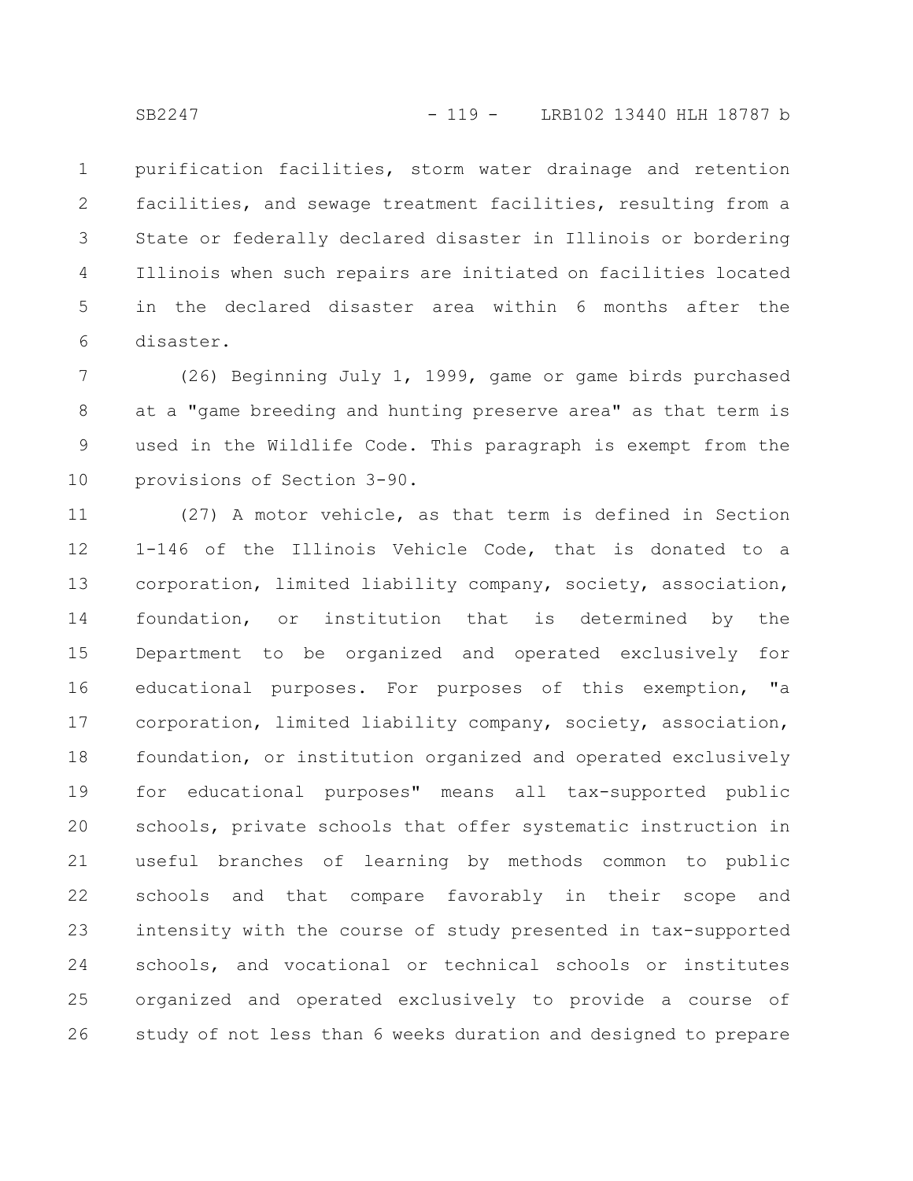purification facilities, storm water drainage and retention facilities, and sewage treatment facilities, resulting from a State or federally declared disaster in Illinois or bordering Illinois when such repairs are initiated on facilities located in the declared disaster area within 6 months after the disaster.

(26) Beginning July 1, 1999, game or game birds purchased at a "game breeding and hunting preserve area" as that term is used in the Wildlife Code. This paragraph is exempt from the provisions of Section 3-90.

(27) A motor vehicle, as that term is defined in Section 1-146 of the Illinois Vehicle Code, that is donated to a corporation, limited liability company, society, association, foundation, or institution that is determined by the Department to be organized and operated exclusively for educational purposes. For purposes of this exemption, "a corporation, limited liability company, society, association, foundation, or institution organized and operated exclusively for educational purposes" means all tax-supported public schools, private schools that offer systematic instruction in useful branches of learning by methods common to public schools and that compare favorably in their scope and intensity with the course of study presented in tax-supported schools, and vocational or technical schools or institutes organized and operated exclusively to provide a course of study of not less than 6 weeks duration and designed to prepare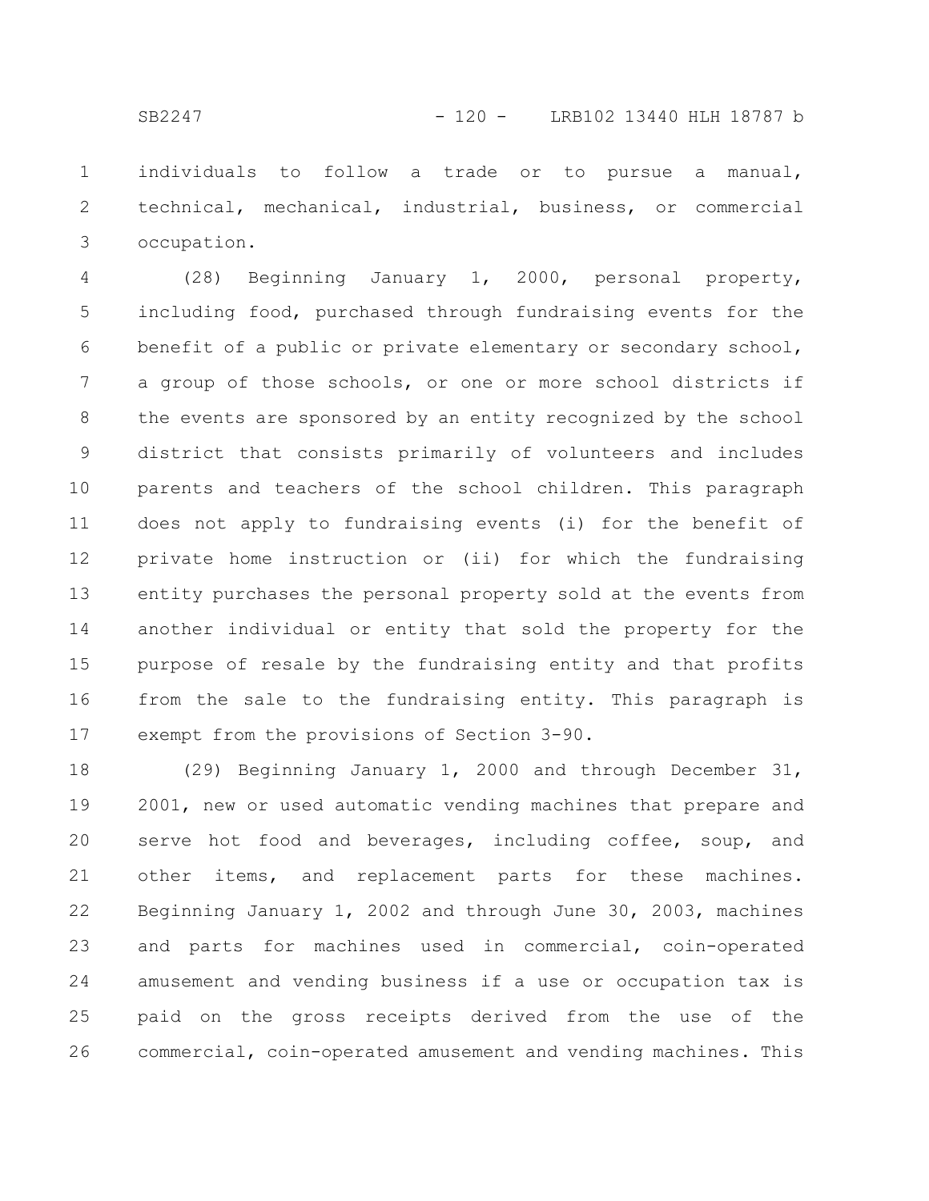individuals to follow a trade or to pursue a manual, technical, mechanical, industrial, business, or commercial occupation.

(28) Beginning January 1, 2000, personal property, including food, purchased through fundraising events for the benefit of a public or private elementary or secondary school, a group of those schools, or one or more school districts if the events are sponsored by an entity recognized by the school district that consists primarily of volunteers and includes parents and teachers of the school children. This paragraph does not apply to fundraising events (i) for the benefit of private home instruction or (ii) for which the fundraising entity purchases the personal property sold at the events from another individual or entity that sold the property for the purpose of resale by the fundraising entity and that profits from the sale to the fundraising entity. This paragraph is exempt from the provisions of Section 3-90.

(29) Beginning January 1, 2000 and through December 31, 2001, new or used automatic vending machines that prepare and serve hot food and beverages, including coffee, soup, and other items, and replacement parts for these machines. Beginning January 1, 2002 and through June 30, 2003, machines and parts for machines used in commercial, coin-operated amusement and vending business if a use or occupation tax is paid on the gross receipts derived from the use of the commercial, coin-operated amusement and vending machines. This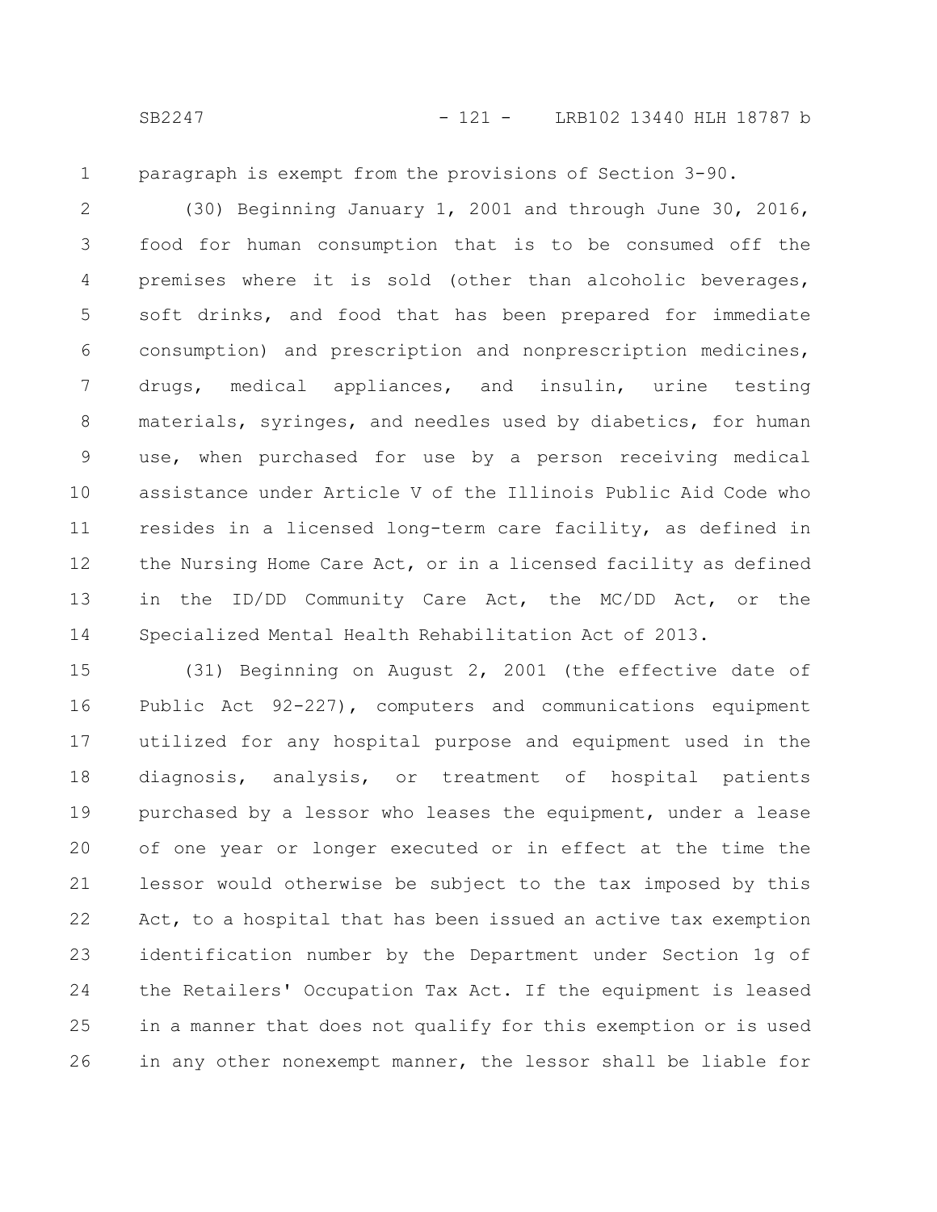paragraph is exempt from the provisions of Section 3-90.

(30) Beginning January 1, 2001 and through June 30, 2016, food for human consumption that is to be consumed off the premises where it is sold (other than alcoholic beverages, soft drinks, and food that has been prepared for immediate consumption) and prescription and nonprescription medicines, drugs, medical appliances, and insulin, urine testing materials, syringes, and needles used by diabetics, for human use, when purchased for use by a person receiving medical assistance under Article V of the Illinois Public Aid Code who resides in a licensed long-term care facility, as defined in the Nursing Home Care Act, or in a licensed facility as defined in the ID/DD Community Care Act, the MC/DD Act, or the Specialized Mental Health Rehabilitation Act of 2013.

(31) Beginning on August 2, 2001 (the effective date of Public Act 92-227), computers and communications equipment utilized for any hospital purpose and equipment used in the diagnosis, analysis, or treatment of hospital patients purchased by a lessor who leases the equipment, under a lease of one year or longer executed or in effect at the time the lessor would otherwise be subject to the tax imposed by this Act, to a hospital that has been issued an active tax exemption identification number by the Department under Section 1g of the Retailers' Occupation Tax Act. If the equipment is leased in a manner that does not qualify for this exemption or is used in any other nonexempt manner, the lessor shall be liable for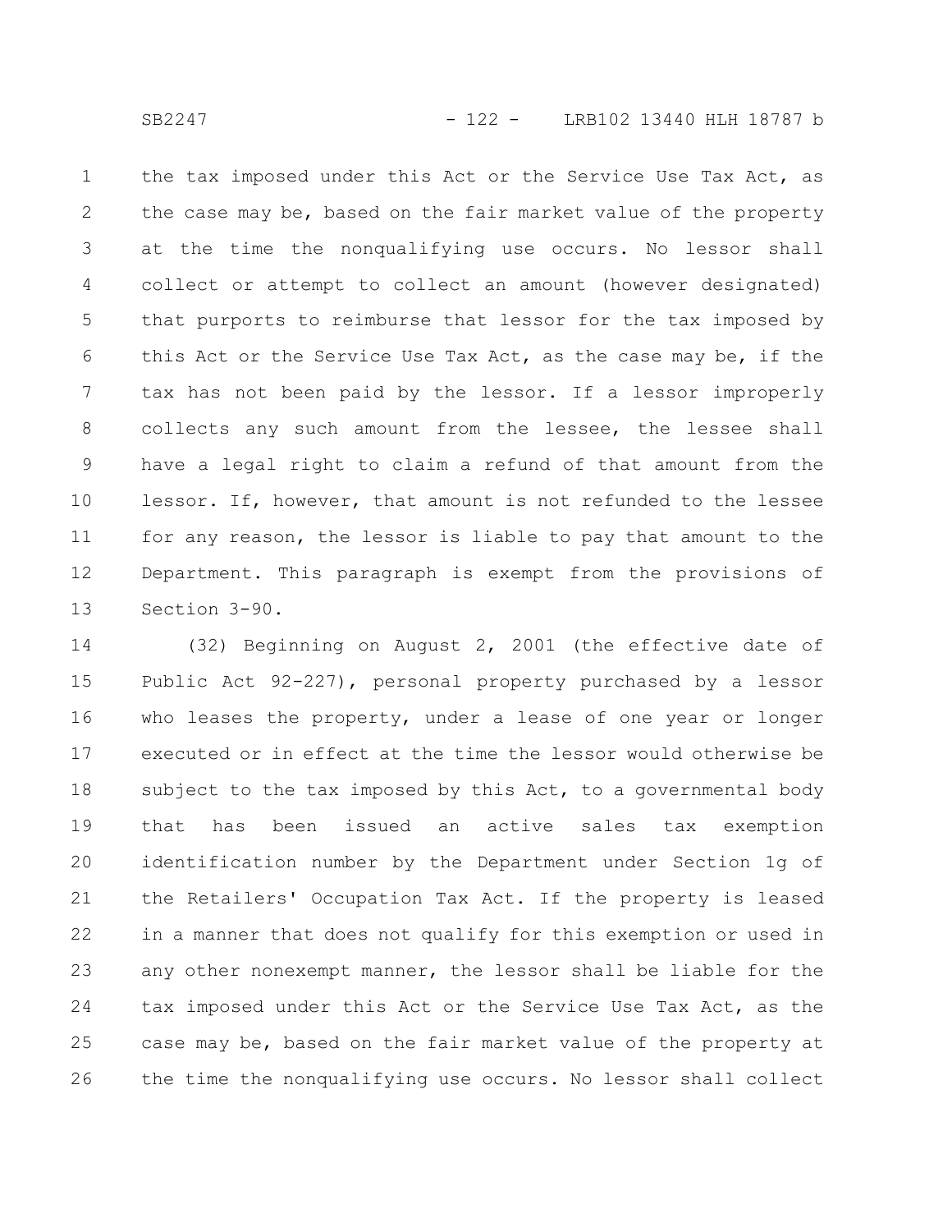the tax imposed under this Act or the Service Use Tax Act, as the case may be, based on the fair market value of the property at the time the nonqualifying use occurs. No lessor shall collect or attempt to collect an amount (however designated) that purports to reimburse that lessor for the tax imposed by this Act or the Service Use Tax Act, as the case may be, if the tax has not been paid by the lessor. If a lessor improperly collects any such amount from the lessee, the lessee shall have a legal right to claim a refund of that amount from the lessor. If, however, that amount is not refunded to the lessee for any reason, the lessor is liable to pay that amount to the Department. This paragraph is exempt from the provisions of Section 3-90.

(32) Beginning on August 2, 2001 (the effective date of Public Act 92-227), personal property purchased by a lessor who leases the property, under a lease of one year or longer executed or in effect at the time the lessor would otherwise be subject to the tax imposed by this Act, to a governmental body that has been issued an active sales tax exemption identification number by the Department under Section 1g of the Retailers' Occupation Tax Act. If the property is leased in a manner that does not qualify for this exemption or used in any other nonexempt manner, the lessor shall be liable for the tax imposed under this Act or the Service Use Tax Act, as the case may be, based on the fair market value of the property at the time the nonqualifying use occurs. No lessor shall collect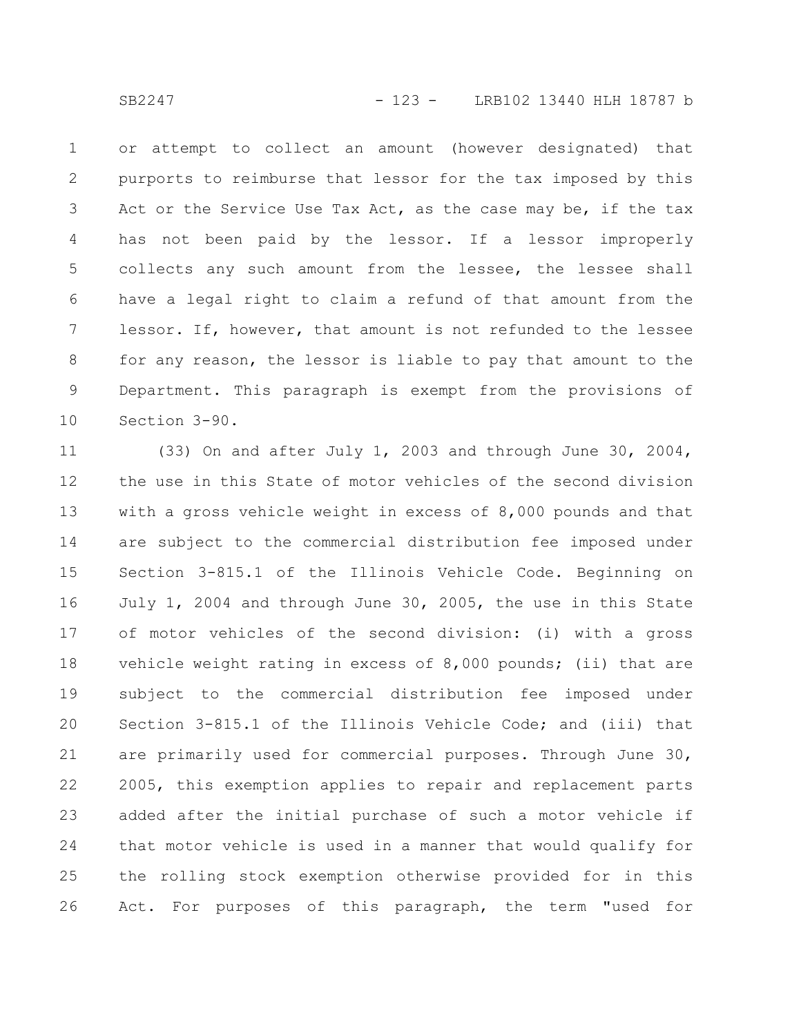or attempt to collect an amount (however designated) that purports to reimburse that lessor for the tax imposed by this Act or the Service Use Tax Act, as the case may be, if the tax has not been paid by the lessor. If a lessor improperly collects any such amount from the lessee, the lessee shall have a legal right to claim a refund of that amount from the lessor. If, however, that amount is not refunded to the lessee for any reason, the lessor is liable to pay that amount to the Department. This paragraph is exempt from the provisions of Section 3-90.

(33) On and after July 1, 2003 and through June 30, 2004, the use in this State of motor vehicles of the second division with a gross vehicle weight in excess of 8,000 pounds and that are subject to the commercial distribution fee imposed under Section 3-815.1 of the Illinois Vehicle Code. Beginning on July 1, 2004 and through June 30, 2005, the use in this State of motor vehicles of the second division: (i) with a gross vehicle weight rating in excess of 8,000 pounds; (ii) that are subject to the commercial distribution fee imposed under Section 3-815.1 of the Illinois Vehicle Code; and (iii) that are primarily used for commercial purposes. Through June 30, 2005, this exemption applies to repair and replacement parts added after the initial purchase of such a motor vehicle if that motor vehicle is used in a manner that would qualify for the rolling stock exemption otherwise provided for in this Act. For purposes of this paragraph, the term "used for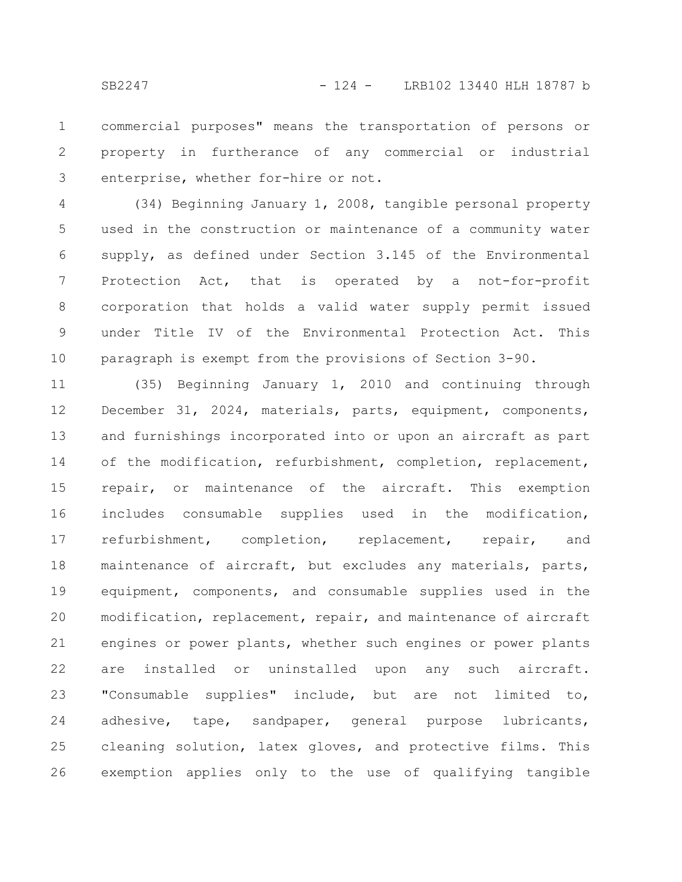commercial purposes" means the transportation of persons or property in furtherance of any commercial or industrial enterprise, whether for-hire or not.

(34) Beginning January 1, 2008, tangible personal property used in the construction or maintenance of a community water supply, as defined under Section 3.145 of the Environmental Protection Act, that is operated by a not-for-profit corporation that holds a valid water supply permit issued under Title IV of the Environmental Protection Act. This paragraph is exempt from the provisions of Section 3-90.

(35) Beginning January 1, 2010 and continuing through December 31, 2024, materials, parts, equipment, components, and furnishings incorporated into or upon an aircraft as part of the modification, refurbishment, completion, replacement, repair, or maintenance of the aircraft. This exemption includes consumable supplies used in the modification, refurbishment, completion, replacement, repair, and maintenance of aircraft, but excludes any materials, parts, equipment, components, and consumable supplies used in the modification, replacement, repair, and maintenance of aircraft engines or power plants, whether such engines or power plants are installed or uninstalled upon any such aircraft. "Consumable supplies" include, but are not limited to, adhesive, tape, sandpaper, general purpose lubricants, cleaning solution, latex gloves, and protective films. This exemption applies only to the use of qualifying tangible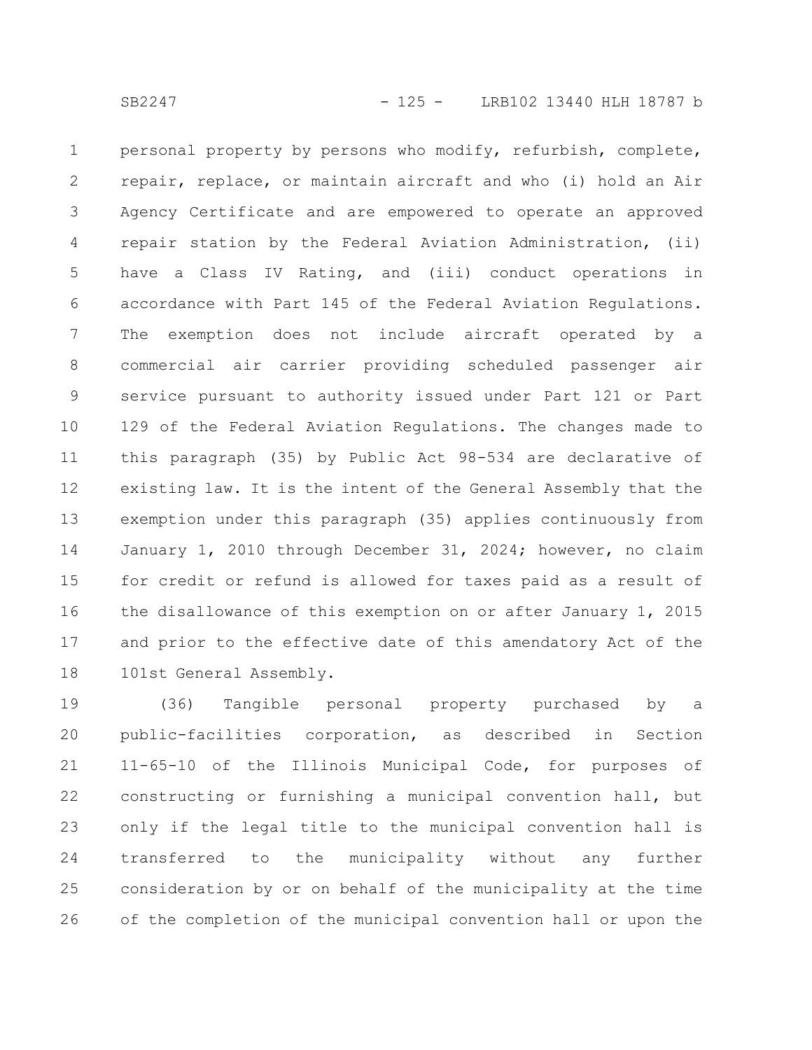personal property by persons who modify, refurbish, complete, repair, replace, or maintain aircraft and who (i) hold an Air Agency Certificate and are empowered to operate an approved repair station by the Federal Aviation Administration, (ii) have a Class IV Rating, and (iii) conduct operations in accordance with Part 145 of the Federal Aviation Regulations. The exemption does not include aircraft operated by a commercial air carrier providing scheduled passenger air service pursuant to authority issued under Part 121 or Part 129 of the Federal Aviation Regulations. The changes made to this paragraph (35) by Public Act 98-534 are declarative of existing law. It is the intent of the General Assembly that the exemption under this paragraph (35) applies continuously from January 1, 2010 through December 31, 2024; however, no claim for credit or refund is allowed for taxes paid as a result of the disallowance of this exemption on or after January 1, 2015 and prior to the effective date of this amendatory Act of the 101st General Assembly.

(36) Tangible personal property purchased by a public-facilities corporation, as described in Section 11-65-10 of the Illinois Municipal Code, for purposes of constructing or furnishing a municipal convention hall, but only if the legal title to the municipal convention hall is transferred to the municipality without any further consideration by or on behalf of the municipality at the time of the completion of the municipal convention hall or upon the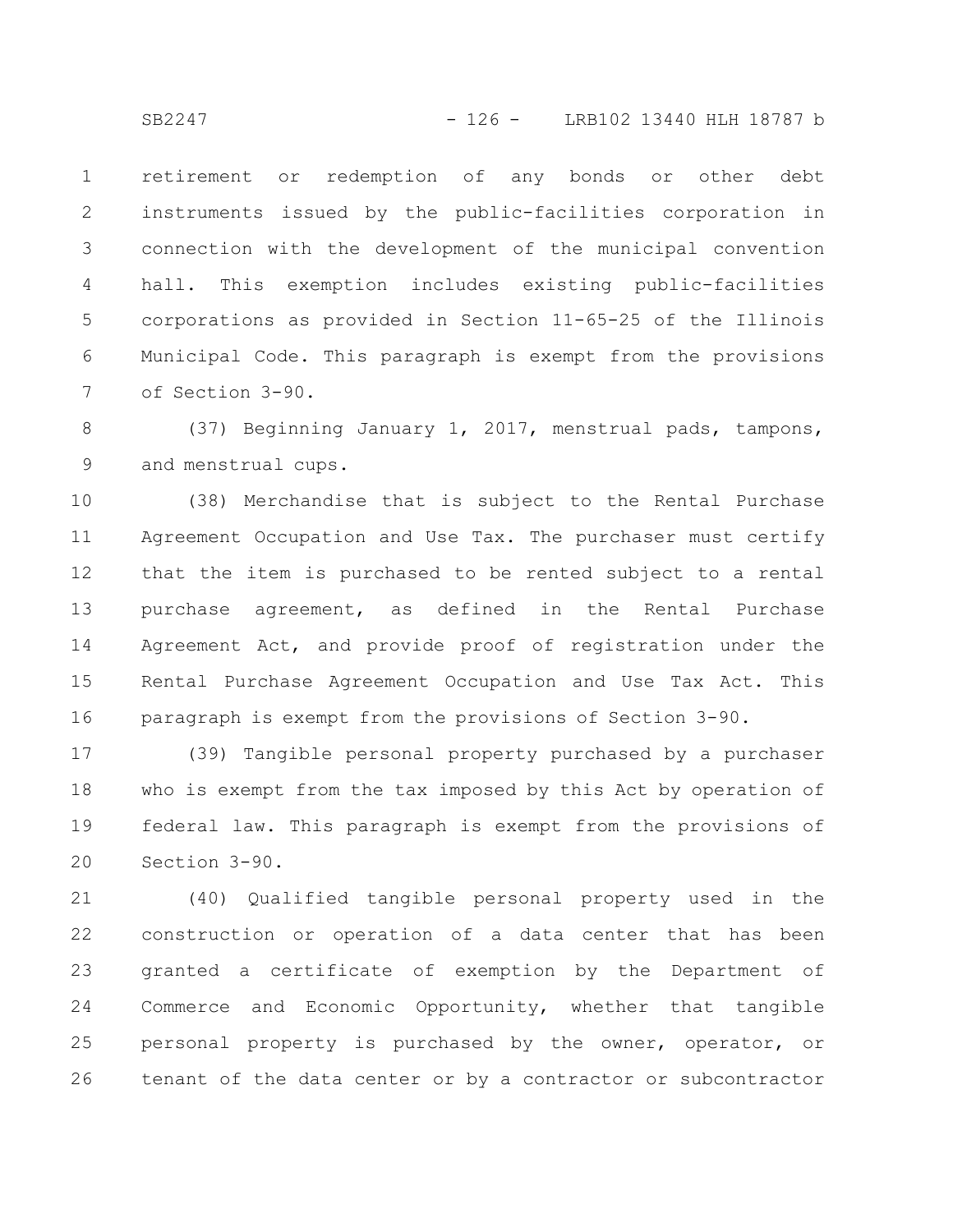retirement or redemption of any bonds or other debt instruments issued by the public-facilities corporation in connection with the development of the municipal convention hall. This exemption includes existing public-facilities corporations as provided in Section 11-65-25 of the Illinois Municipal Code. This paragraph is exempt from the provisions of Section 3-90.

(37) Beginning January 1, 2017, menstrual pads, tampons, and menstrual cups.

(38) Merchandise that is subject to the Rental Purchase Agreement Occupation and Use Tax. The purchaser must certify that the item is purchased to be rented subject to a rental purchase agreement, as defined in the Rental Purchase Agreement Act, and provide proof of registration under the Rental Purchase Agreement Occupation and Use Tax Act. This paragraph is exempt from the provisions of Section 3-90.

(39) Tangible personal property purchased by a purchaser who is exempt from the tax imposed by this Act by operation of federal law. This paragraph is exempt from the provisions of Section 3-90.

(40) Qualified tangible personal property used in the construction or operation of a data center that has been granted a certificate of exemption by the Department of Commerce and Economic Opportunity, whether that tangible personal property is purchased by the owner, operator, or tenant of the data center or by a contractor or subcontractor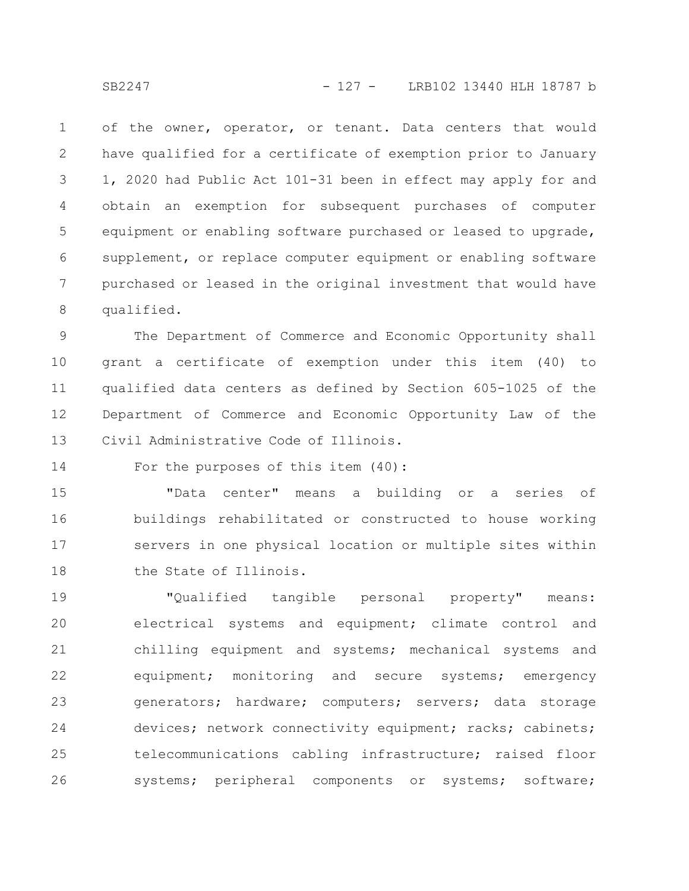of the owner, operator, or tenant. Data centers that would have qualified for a certificate of exemption prior to January 1, 2020 had Public Act 101-31 been in effect may apply for and obtain an exemption for subsequent purchases of computer equipment or enabling software purchased or leased to upgrade, supplement, or replace computer equipment or enabling software purchased or leased in the original investment that would have qualified.

The Department of Commerce and Economic Opportunity shall grant a certificate of exemption under this item (40) to qualified data centers as defined by Section 605-1025 of the Department of Commerce and Economic Opportunity Law of the Civil Administrative Code of Illinois.

For the purposes of this item (40):

"Data center" means a building or a series of buildings rehabilitated or constructed to house working servers in one physical location or multiple sites within the State of Illinois.

"Qualified tangible personal property" means: electrical systems and equipment; climate control and chilling equipment and systems; mechanical systems and equipment; monitoring and secure systems; emergency generators; hardware; computers; servers; data storage devices; network connectivity equipment; racks; cabinets; telecommunications cabling infrastructure; raised floor systems; peripheral components or systems; software;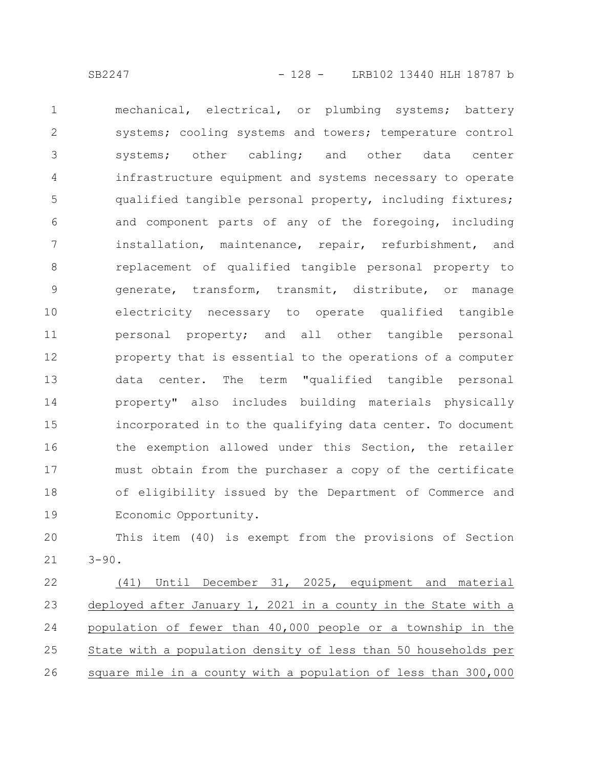mechanical, electrical, or plumbing systems; battery systems; cooling systems and towers; temperature control systems; other cabling; and other data center infrastructure equipment and systems necessary to operate qualified tangible personal property, including fixtures; and component parts of any of the foregoing, including installation, maintenance, repair, refurbishment, and replacement of qualified tangible personal property to generate, transform, transmit, distribute, or manage electricity necessary to operate qualified tangible personal property; and all other tangible personal property that is essential to the operations of a computer data center. The term "qualified tangible personal property" also includes building materials physically incorporated in to the qualifying data center. To document the exemption allowed under this Section, the retailer must obtain from the purchaser a copy of the certificate of eligibility issued by the Department of Commerce and Economic Opportunity.

This item (40) is exempt from the provisions of Section 3-90.

(41) Until December 31, 2025, equipment and material deployed after January 1, 2021 in a county in the State with a population of fewer than 40,000 people or a township in the State with a population density of less than 50 households per square mile in a county with a population of less than 300,000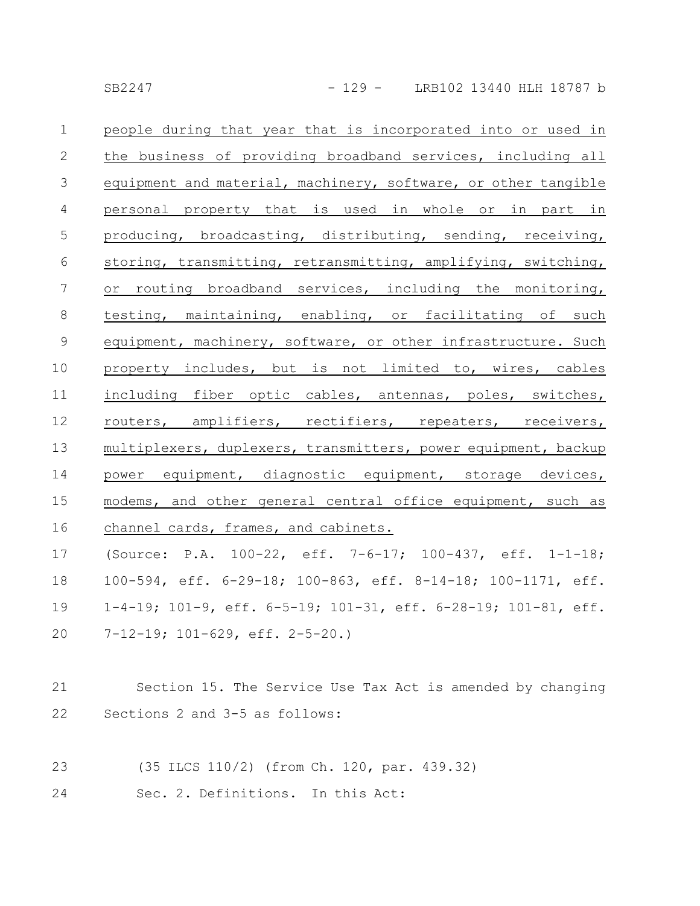people during that year that is incorporated into or used in the business of providing broadband services, including all equipment and material, machinery, software, or other tangible personal property that is used in whole or in part in producing, broadcasting, distributing, sending, receiving, storing, transmitting, retransmitting, amplifying, switching, or routing broadband services, including the monitoring, testing, maintaining, enabling, or facilitating of such equipment, machinery, software, or other infrastructure. Such property includes, but is not limited to, wires, cables including fiber optic cables, antennas, poles, switches, routers, amplifiers, rectifiers, repeaters, receivers, multiplexers, duplexers, transmitters, power equipment, backup power equipment, diagnostic equipment, storage devices, modems, and other general central office equipment, such as channel cards, frames, and cabinets.

(Source: P.A. 100-22, eff. 7-6-17; 100-437, eff. 1-1-18; 100-594, eff. 6-29-18; 100-863, eff. 8-14-18; 100-1171, eff. 1-4-19; 101-9, eff. 6-5-19; 101-31, eff. 6-28-19; 101-81, eff. 7-12-19; 101-629, eff. 2-5-20.)

Section 15. The Service Use Tax Act is amended by changing Sections 2 and 3-5 as follows:

(35 ILCS 110/2) (from Ch. 120, par. 439.32)

Sec. 2. Definitions. In this Act: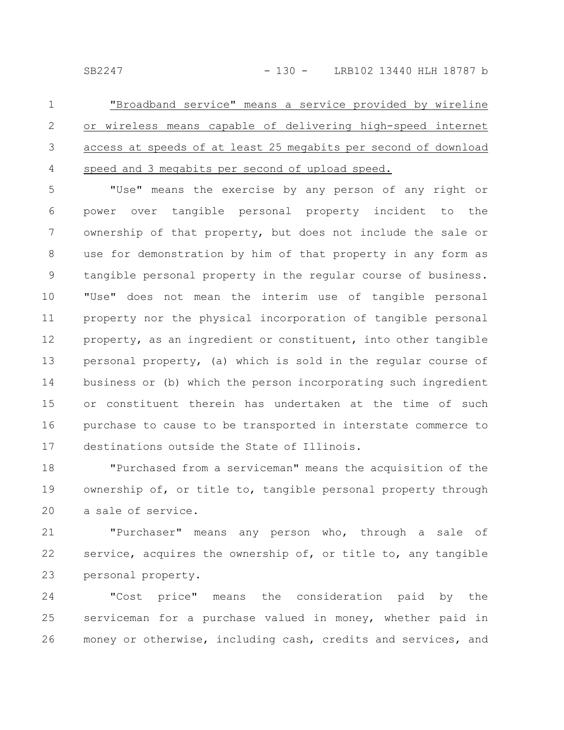"Broadband service" means a service provided by wireline or wireless means capable of delivering high-speed internet access at speeds of at least 25 megabits per second of download speed and 3 megabits per second of upload speed.

"Use" means the exercise by any person of any right or power over tangible personal property incident to the ownership of that property, but does not include the sale or use for demonstration by him of that property in any form as tangible personal property in the regular course of business. "Use" does not mean the interim use of tangible personal property nor the physical incorporation of tangible personal property, as an ingredient or constituent, into other tangible personal property, (a) which is sold in the regular course of business or (b) which the person incorporating such ingredient or constituent therein has undertaken at the time of such purchase to cause to be transported in interstate commerce to destinations outside the State of Illinois.

"Purchased from a serviceman" means the acquisition of the ownership of, or title to, tangible personal property through a sale of service.

"Purchaser" means any person who, through a sale of service, acquires the ownership of, or title to, any tangible personal property.

"Cost price" means the consideration paid by the serviceman for a purchase valued in money, whether paid in money or otherwise, including cash, credits and services, and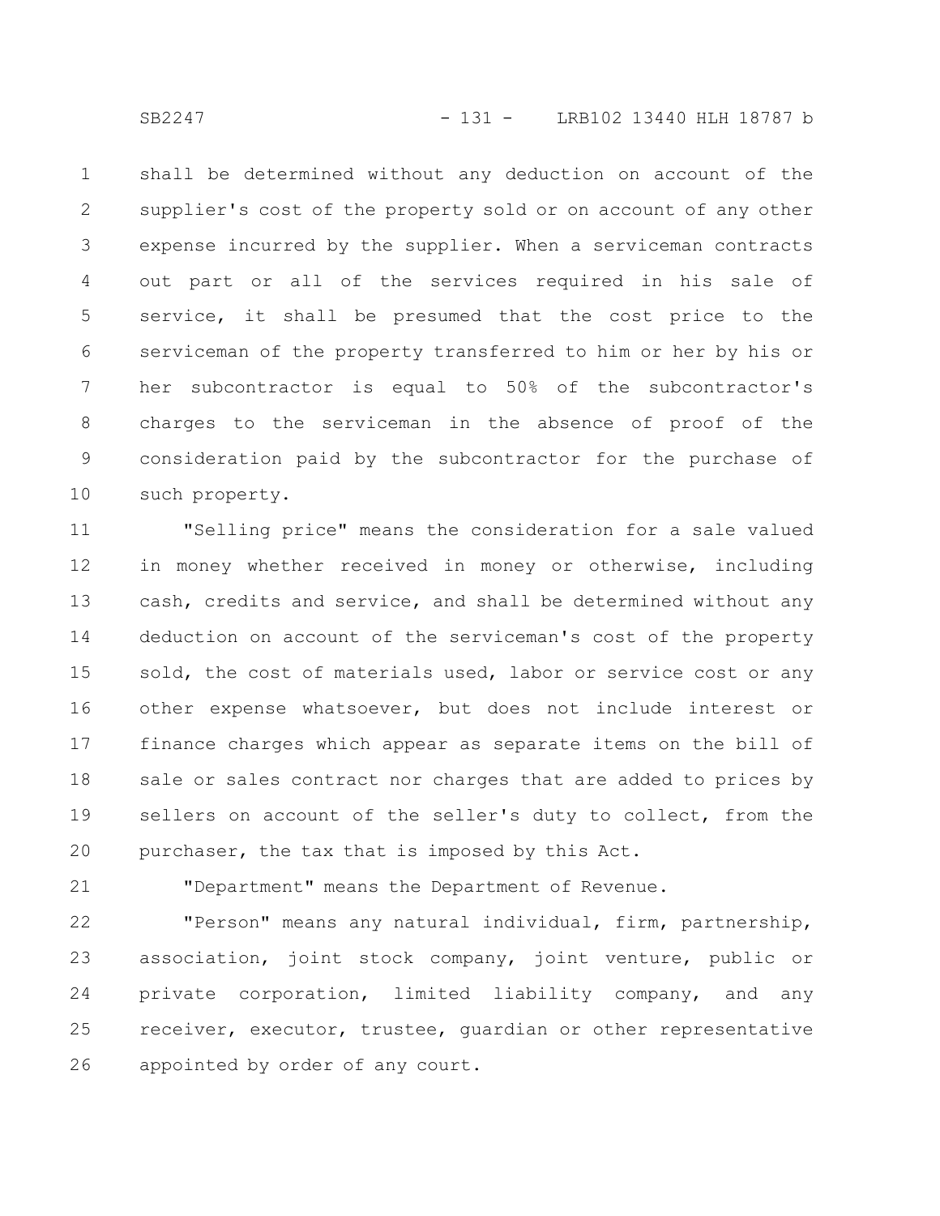shall be determined without any deduction on account of the supplier's cost of the property sold or on account of any other expense incurred by the supplier. When a serviceman contracts out part or all of the services required in his sale of service, it shall be presumed that the cost price to the serviceman of the property transferred to him or her by his or her subcontractor is equal to 50% of the subcontractor's charges to the serviceman in the absence of proof of the consideration paid by the subcontractor for the purchase of such property.

"Selling price" means the consideration for a sale valued in money whether received in money or otherwise, including cash, credits and service, and shall be determined without any deduction on account of the serviceman's cost of the property sold, the cost of materials used, labor or service cost or any other expense whatsoever, but does not include interest or finance charges which appear as separate items on the bill of sale or sales contract nor charges that are added to prices by sellers on account of the seller's duty to collect, from the purchaser, the tax that is imposed by this Act.

"Department" means the Department of Revenue.

"Person" means any natural individual, firm, partnership, association, joint stock company, joint venture, public or private corporation, limited liability company, and any receiver, executor, trustee, guardian or other representative appointed by order of any court.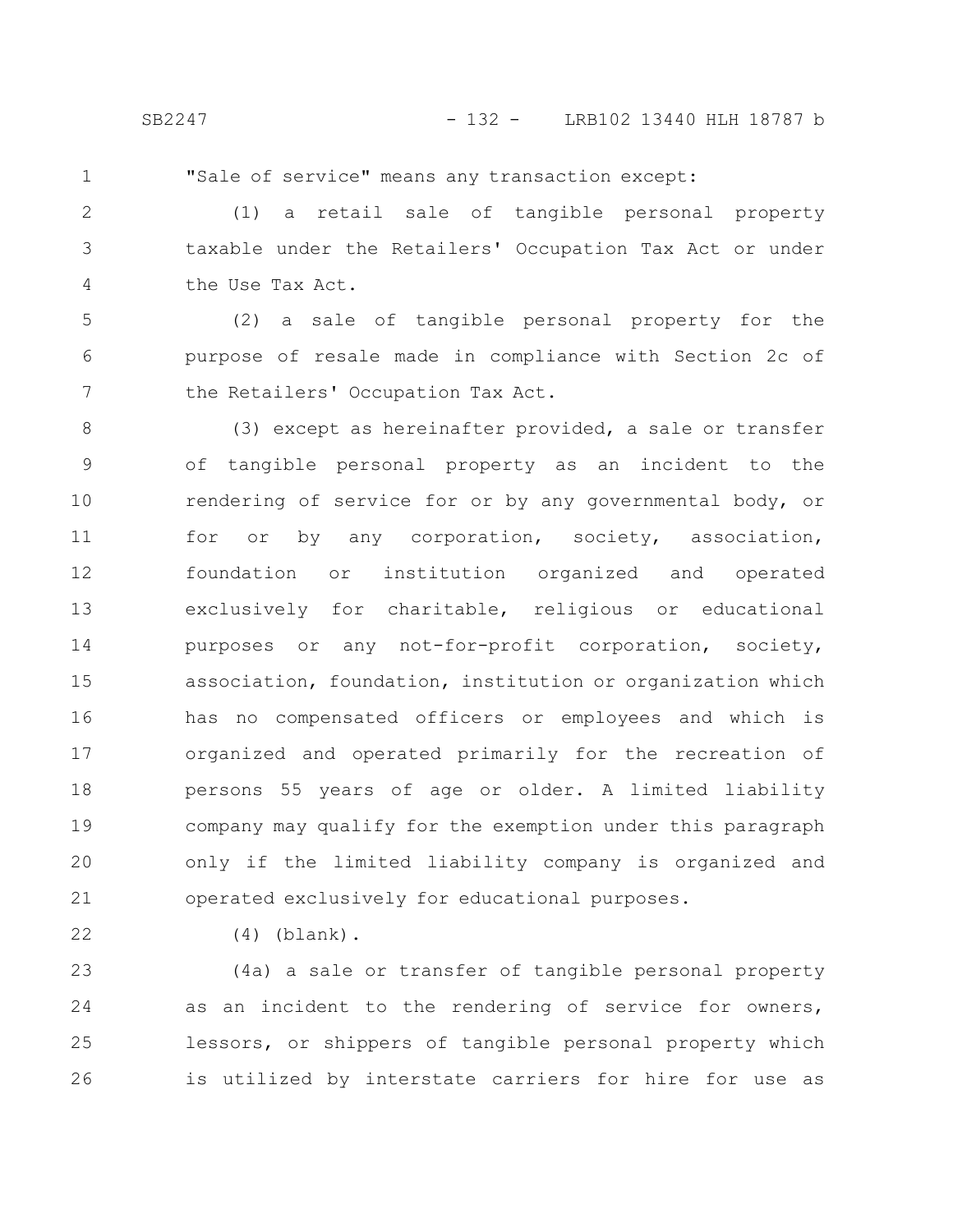"Sale of service" means any transaction except:

(1) a retail sale of tangible personal property taxable under the Retailers' Occupation Tax Act or under the Use Tax Act.

(2) a sale of tangible personal property for the purpose of resale made in compliance with Section 2c of the Retailers' Occupation Tax Act.

(3) except as hereinafter provided, a sale or transfer of tangible personal property as an incident to the rendering of service for or by any governmental body, or for or by any corporation, society, association, foundation or institution organized and operated exclusively for charitable, religious or educational purposes or any not-for-profit corporation, society, association, foundation, institution or organization which has no compensated officers or employees and which is organized and operated primarily for the recreation of persons 55 years of age or older. A limited liability company may qualify for the exemption under this paragraph only if the limited liability company is organized and operated exclusively for educational purposes.

(4) (blank).

(4a) a sale or transfer of tangible personal property as an incident to the rendering of service for owners, lessors, or shippers of tangible personal property which is utilized by interstate carriers for hire for use as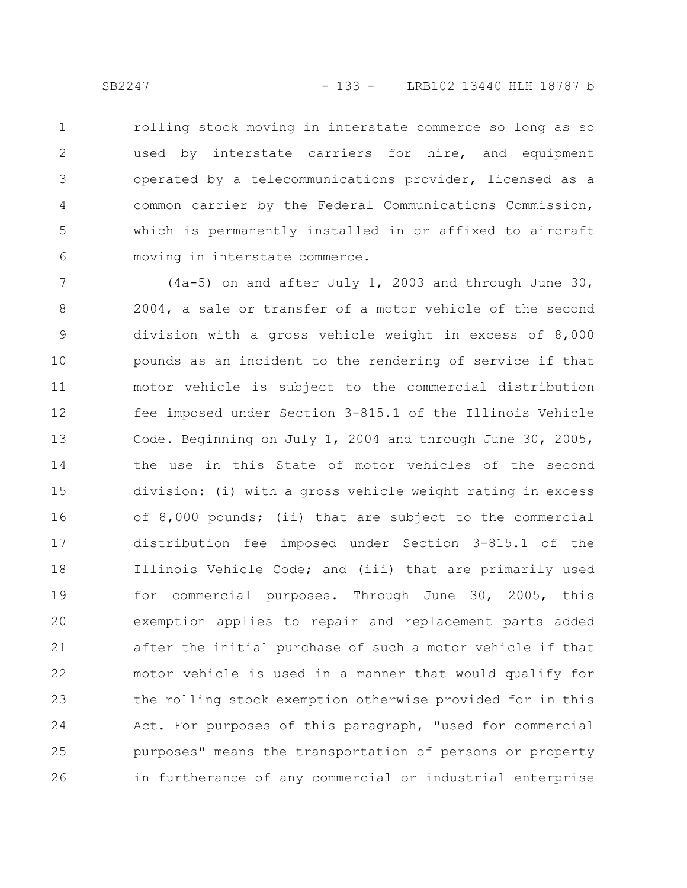rolling stock moving in interstate commerce so long as so used by interstate carriers for hire, and equipment operated by a telecommunications provider, licensed as a common carrier by the Federal Communications Commission, which is permanently installed in or affixed to aircraft moving in interstate commerce.

(4a-5) on and after July 1, 2003 and through June 30, 2004, a sale or transfer of a motor vehicle of the second division with a gross vehicle weight in excess of 8,000 pounds as an incident to the rendering of service if that motor vehicle is subject to the commercial distribution fee imposed under Section 3-815.1 of the Illinois Vehicle Code. Beginning on July 1, 2004 and through June 30, 2005, the use in this State of motor vehicles of the second division: (i) with a gross vehicle weight rating in excess of 8,000 pounds; (ii) that are subject to the commercial distribution fee imposed under Section 3-815.1 of the Illinois Vehicle Code; and (iii) that are primarily used for commercial purposes. Through June 30, 2005, this exemption applies to repair and replacement parts added after the initial purchase of such a motor vehicle if that motor vehicle is used in a manner that would qualify for the rolling stock exemption otherwise provided for in this Act. For purposes of this paragraph, "used for commercial purposes" means the transportation of persons or property in furtherance of any commercial or industrial enterprise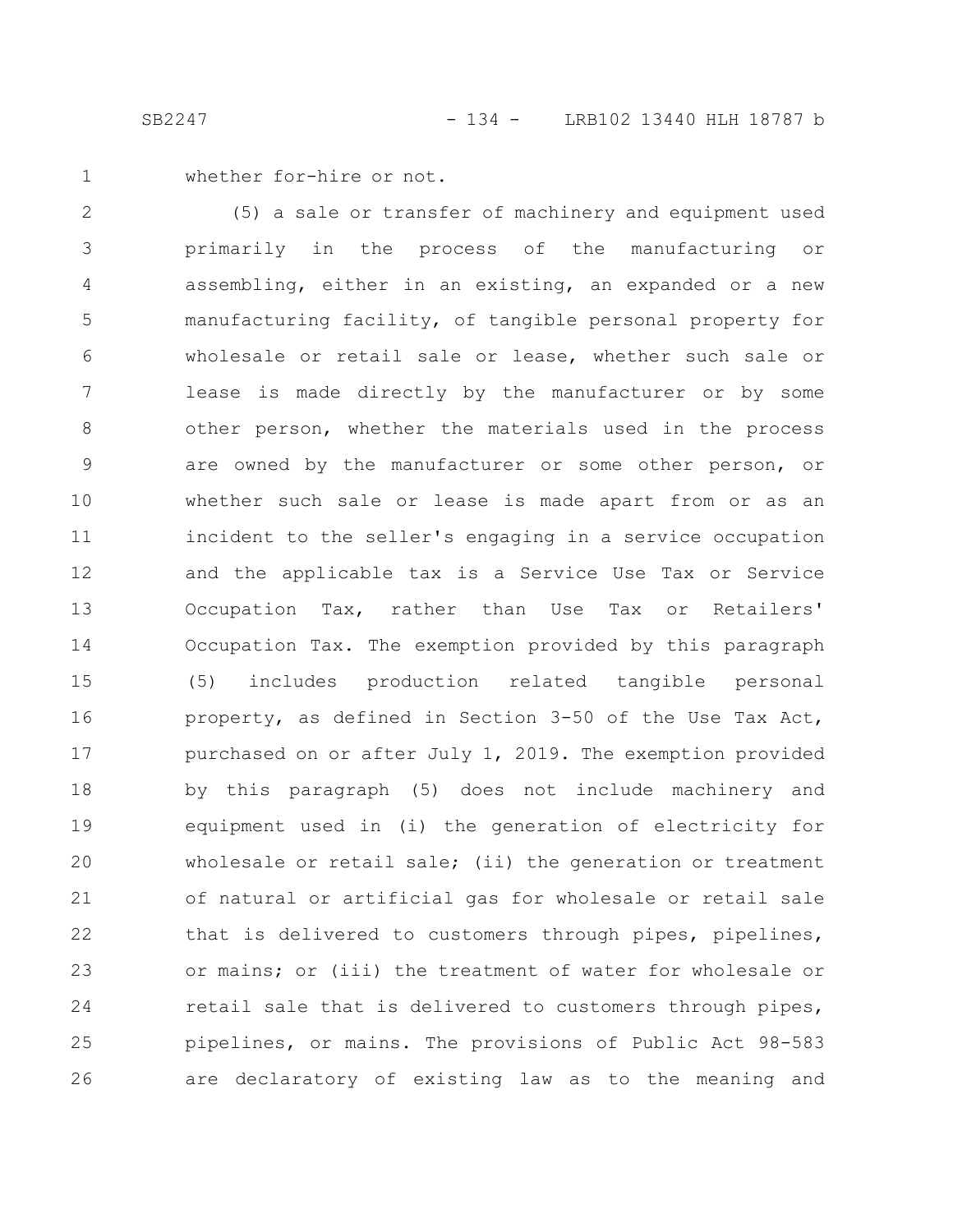whether for-hire or not.

(5) a sale or transfer of machinery and equipment used primarily in the process of the manufacturing or assembling, either in an existing, an expanded or a new manufacturing facility, of tangible personal property for wholesale or retail sale or lease, whether such sale or lease is made directly by the manufacturer or by some other person, whether the materials used in the process are owned by the manufacturer or some other person, or whether such sale or lease is made apart from or as an incident to the seller's engaging in a service occupation and the applicable tax is a Service Use Tax or Service Occupation Tax, rather than Use Tax or Retailers' Occupation Tax. The exemption provided by this paragraph (5) includes production related tangible personal property, as defined in Section 3-50 of the Use Tax Act, purchased on or after July 1, 2019. The exemption provided by this paragraph (5) does not include machinery and equipment used in (i) the generation of electricity for wholesale or retail sale; (ii) the generation or treatment of natural or artificial gas for wholesale or retail sale that is delivered to customers through pipes, pipelines, or mains; or (iii) the treatment of water for wholesale or retail sale that is delivered to customers through pipes, pipelines, or mains. The provisions of Public Act 98-583 are declaratory of existing law as to the meaning and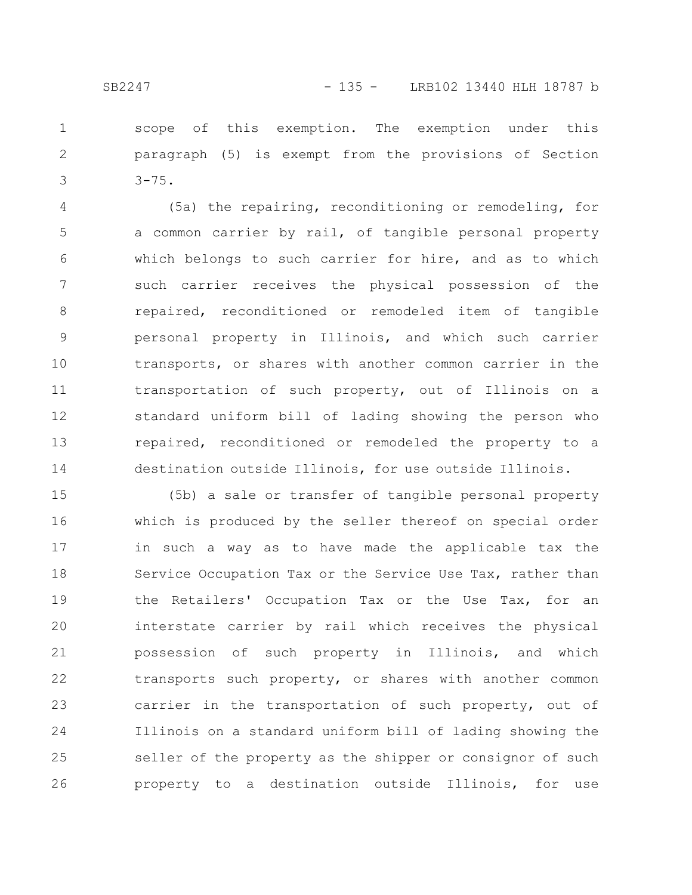scope of this exemption. The exemption under this paragraph (5) is exempt from the provisions of Section 3-75.

(5a) the repairing, reconditioning or remodeling, for a common carrier by rail, of tangible personal property which belongs to such carrier for hire, and as to which such carrier receives the physical possession of the repaired, reconditioned or remodeled item of tangible personal property in Illinois, and which such carrier transports, or shares with another common carrier in the transportation of such property, out of Illinois on a standard uniform bill of lading showing the person who repaired, reconditioned or remodeled the property to a destination outside Illinois, for use outside Illinois.

(5b) a sale or transfer of tangible personal property which is produced by the seller thereof on special order in such a way as to have made the applicable tax the Service Occupation Tax or the Service Use Tax, rather than the Retailers' Occupation Tax or the Use Tax, for an interstate carrier by rail which receives the physical possession of such property in Illinois, and which transports such property, or shares with another common carrier in the transportation of such property, out of Illinois on a standard uniform bill of lading showing the seller of the property as the shipper or consignor of such property to a destination outside Illinois, for use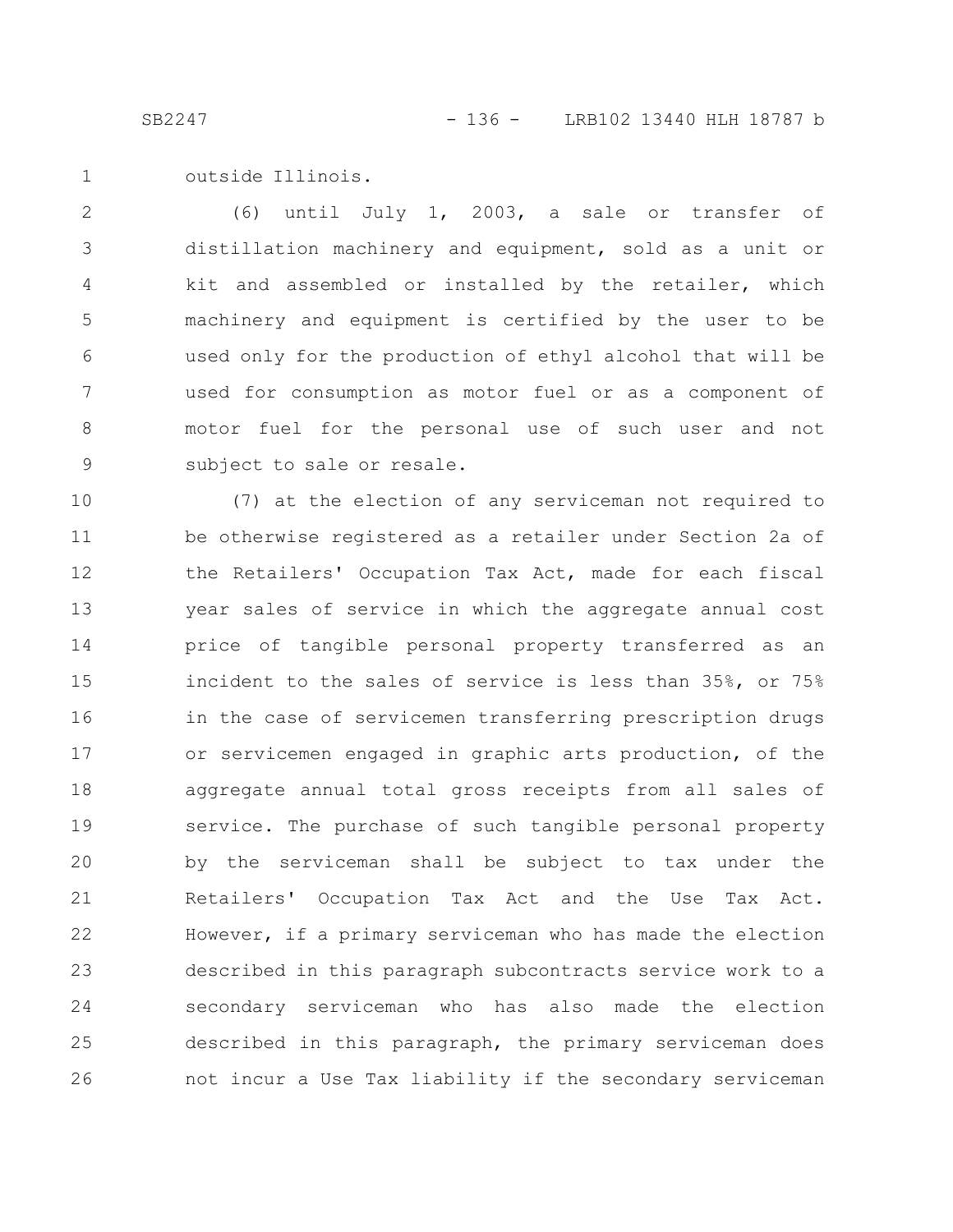outside Illinois.

(6) until July 1, 2003, a sale or transfer of distillation machinery and equipment, sold as a unit or kit and assembled or installed by the retailer, which machinery and equipment is certified by the user to be used only for the production of ethyl alcohol that will be used for consumption as motor fuel or as a component of motor fuel for the personal use of such user and not subject to sale or resale.

(7) at the election of any serviceman not required to be otherwise registered as a retailer under Section 2a of the Retailers' Occupation Tax Act, made for each fiscal year sales of service in which the aggregate annual cost price of tangible personal property transferred as an incident to the sales of service is less than 35%, or 75% in the case of servicemen transferring prescription drugs or servicemen engaged in graphic arts production, of the aggregate annual total gross receipts from all sales of service. The purchase of such tangible personal property by the serviceman shall be subject to tax under the Retailers' Occupation Tax Act and the Use Tax Act. However, if a primary serviceman who has made the election described in this paragraph subcontracts service work to a secondary serviceman who has also made the election described in this paragraph, the primary serviceman does not incur a Use Tax liability if the secondary serviceman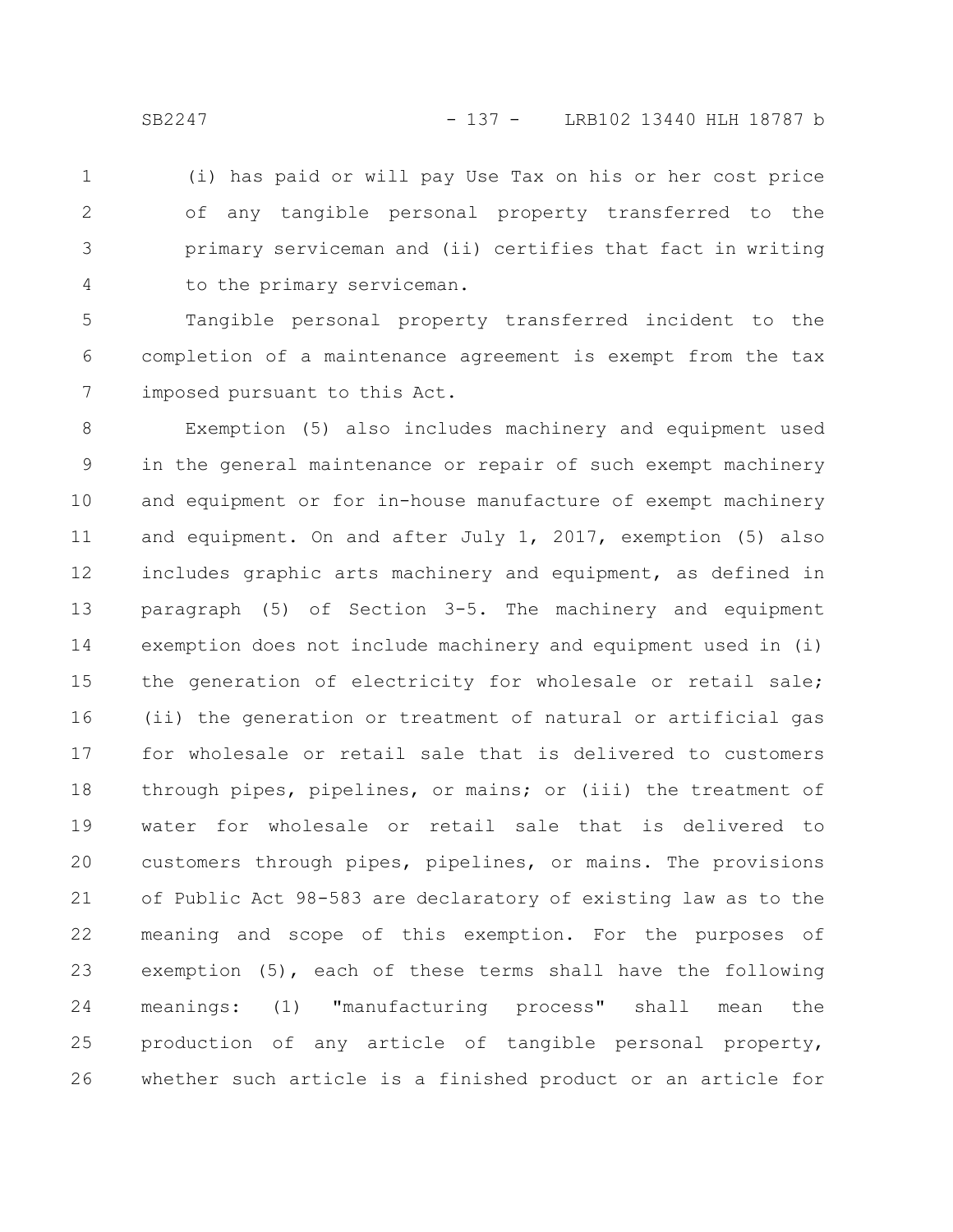(i) has paid or will pay Use Tax on his or her cost price of any tangible personal property transferred to the primary serviceman and (ii) certifies that fact in writing to the primary serviceman.

Tangible personal property transferred incident to the completion of a maintenance agreement is exempt from the tax imposed pursuant to this Act.

Exemption (5) also includes machinery and equipment used in the general maintenance or repair of such exempt machinery and equipment or for in-house manufacture of exempt machinery and equipment. On and after July 1, 2017, exemption (5) also includes graphic arts machinery and equipment, as defined in paragraph (5) of Section 3-5. The machinery and equipment exemption does not include machinery and equipment used in (i) the generation of electricity for wholesale or retail sale; (ii) the generation or treatment of natural or artificial gas for wholesale or retail sale that is delivered to customers through pipes, pipelines, or mains; or (iii) the treatment of water for wholesale or retail sale that is delivered to customers through pipes, pipelines, or mains. The provisions of Public Act 98-583 are declaratory of existing law as to the meaning and scope of this exemption. For the purposes of exemption (5), each of these terms shall have the following meanings: (1) "manufacturing process" shall mean the production of any article of tangible personal property, whether such article is a finished product or an article for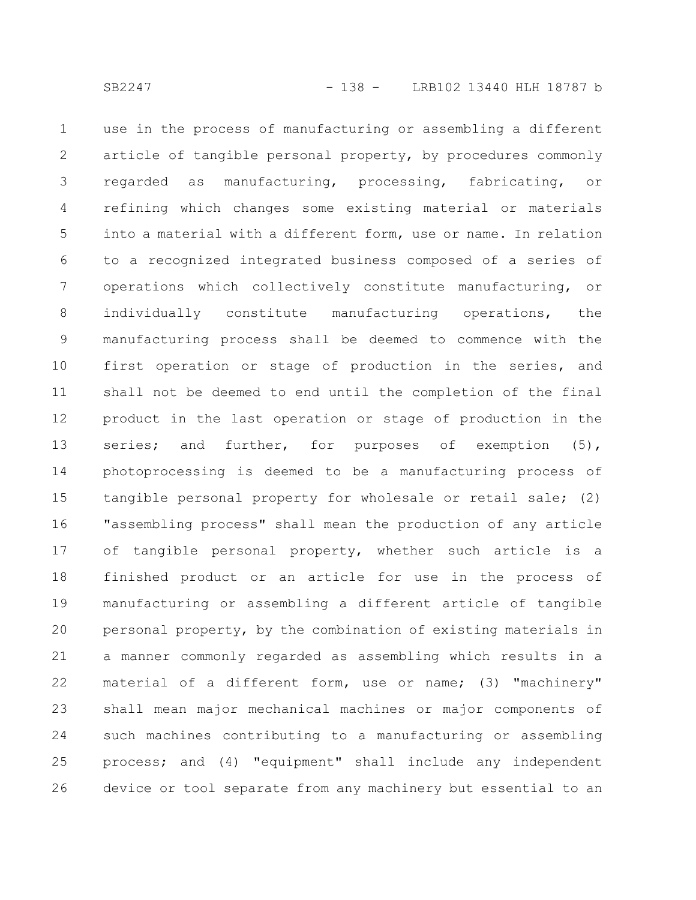use in the process of manufacturing or assembling a different article of tangible personal property, by procedures commonly regarded as manufacturing, processing, fabricating, or refining which changes some existing material or materials into a material with a different form, use or name. In relation to a recognized integrated business composed of a series of operations which collectively constitute manufacturing, or individually constitute manufacturing operations, the manufacturing process shall be deemed to commence with the first operation or stage of production in the series, and shall not be deemed to end until the completion of the final product in the last operation or stage of production in the series; and further, for purposes of exemption (5), photoprocessing is deemed to be a manufacturing process of tangible personal property for wholesale or retail sale; (2) "assembling process" shall mean the production of any article of tangible personal property, whether such article is a finished product or an article for use in the process of manufacturing or assembling a different article of tangible personal property, by the combination of existing materials in a manner commonly regarded as assembling which results in a material of a different form, use or name; (3) "machinery" shall mean major mechanical machines or major components of such machines contributing to a manufacturing or assembling process; and (4) "equipment" shall include any independent device or tool separate from any machinery but essential to an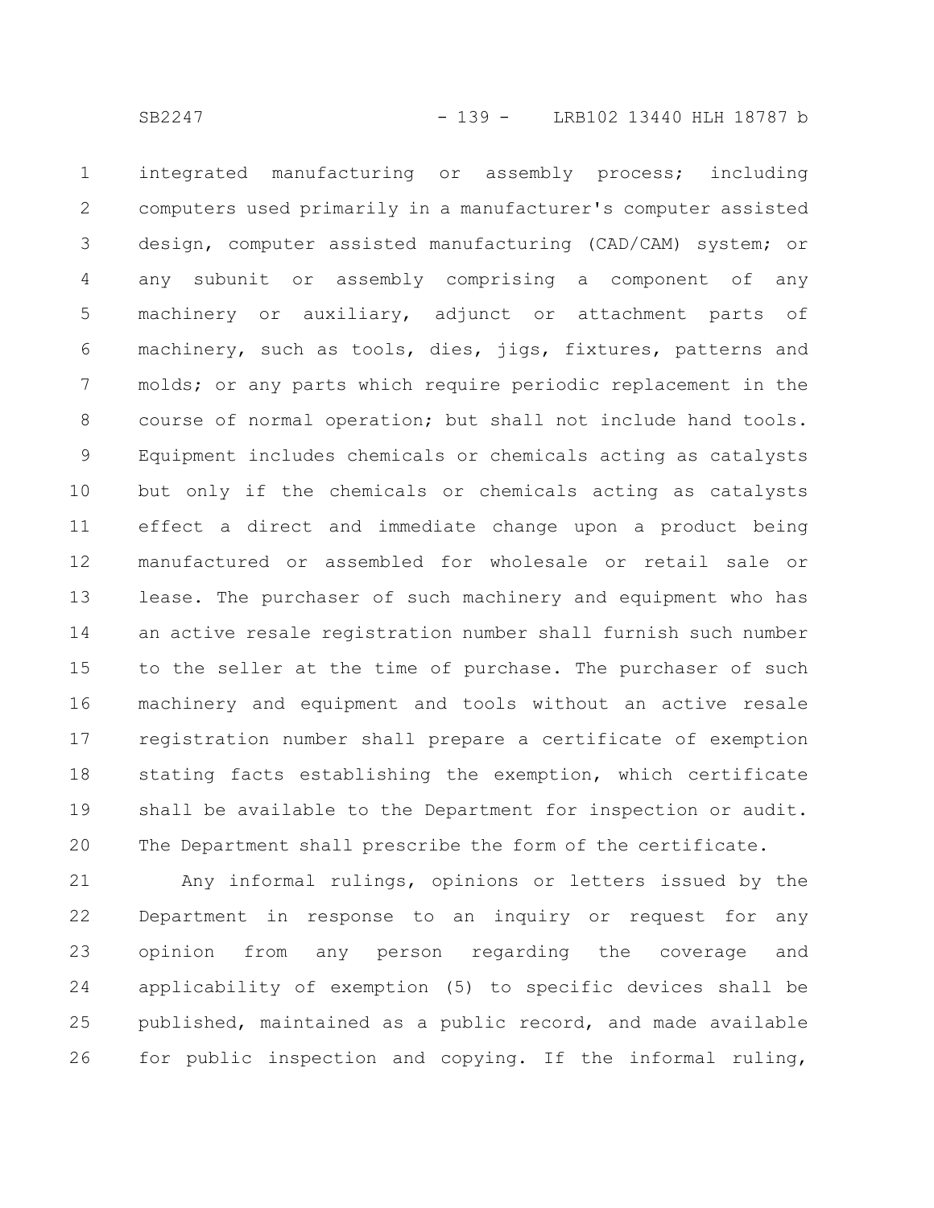integrated manufacturing or assembly process; including computers used primarily in a manufacturer's computer assisted design, computer assisted manufacturing (CAD/CAM) system; or any subunit or assembly comprising a component of any machinery or auxiliary, adjunct or attachment parts of machinery, such as tools, dies, jigs, fixtures, patterns and molds; or any parts which require periodic replacement in the course of normal operation; but shall not include hand tools. Equipment includes chemicals or chemicals acting as catalysts but only if the chemicals or chemicals acting as catalysts effect a direct and immediate change upon a product being manufactured or assembled for wholesale or retail sale or lease. The purchaser of such machinery and equipment who has an active resale registration number shall furnish such number to the seller at the time of purchase. The purchaser of such machinery and equipment and tools without an active resale registration number shall prepare a certificate of exemption stating facts establishing the exemption, which certificate shall be available to the Department for inspection or audit. The Department shall prescribe the form of the certificate.

Any informal rulings, opinions or letters issued by the Department in response to an inquiry or request for any opinion from any person regarding the coverage and applicability of exemption (5) to specific devices shall be published, maintained as a public record, and made available for public inspection and copying. If the informal ruling,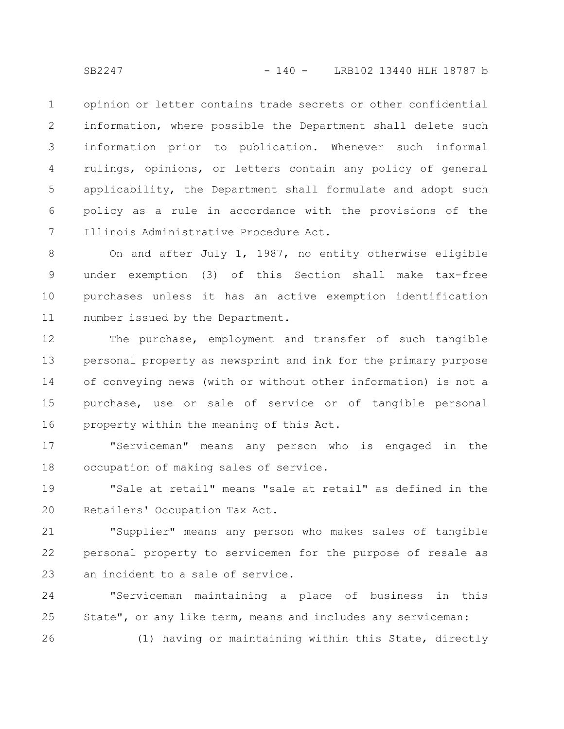opinion or letter contains trade secrets or other confidential information, where possible the Department shall delete such information prior to publication. Whenever such informal rulings, opinions, or letters contain any policy of general applicability, the Department shall formulate and adopt such policy as a rule in accordance with the provisions of the Illinois Administrative Procedure Act.

On and after July 1, 1987, no entity otherwise eligible under exemption (3) of this Section shall make tax-free purchases unless it has an active exemption identification number issued by the Department.

The purchase, employment and transfer of such tangible personal property as newsprint and ink for the primary purpose of conveying news (with or without other information) is not a purchase, use or sale of service or of tangible personal property within the meaning of this Act.

"Serviceman" means any person who is engaged in the occupation of making sales of service.

"Sale at retail" means "sale at retail" as defined in the Retailers' Occupation Tax Act.

"Supplier" means any person who makes sales of tangible personal property to servicemen for the purpose of resale as an incident to a sale of service.

"Serviceman maintaining a place of business in this State", or any like term, means and includes any serviceman:

(1) having or maintaining within this State, directly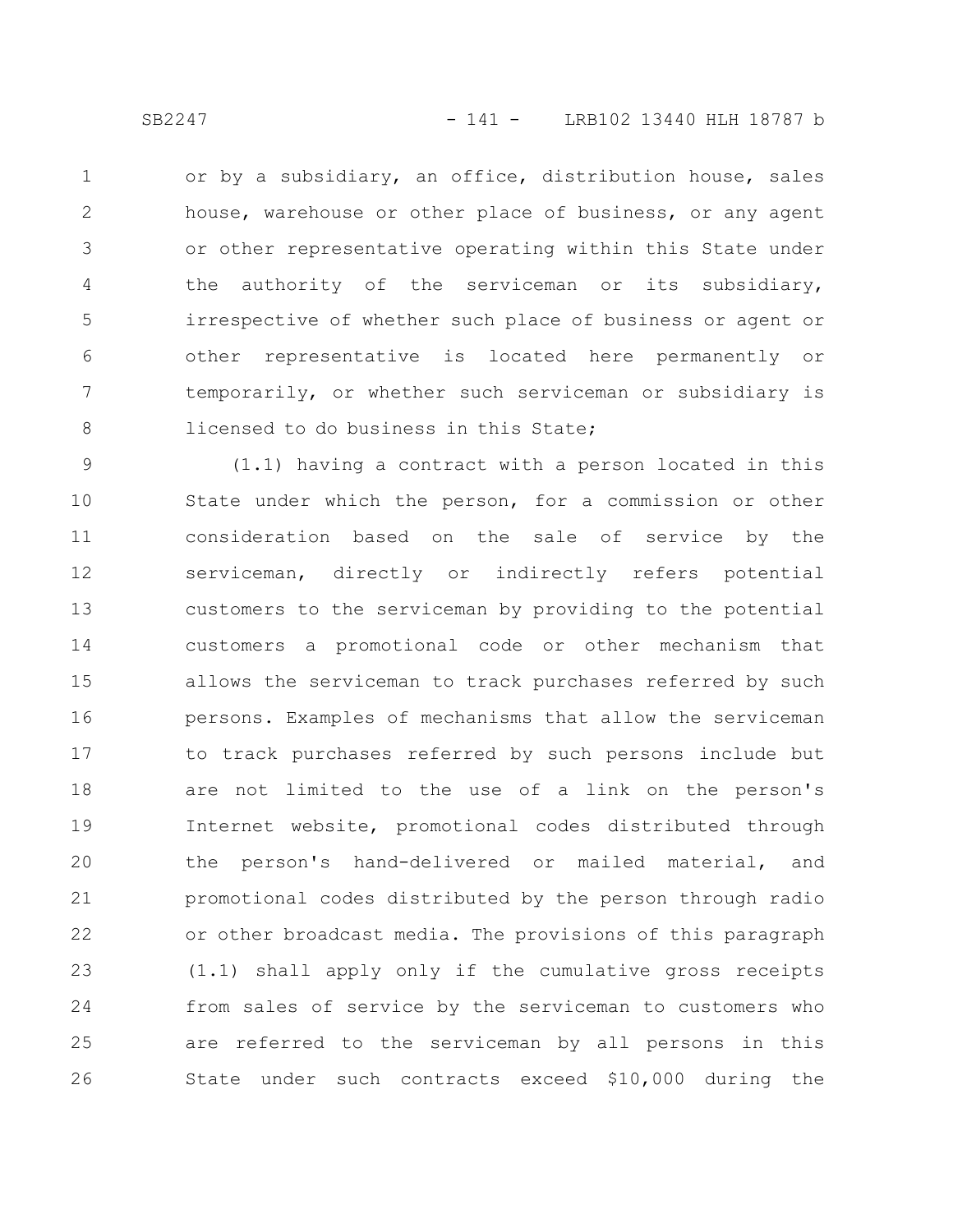or by a subsidiary, an office, distribution house, sales house, warehouse or other place of business, or any agent or other representative operating within this State under the authority of the serviceman or its subsidiary, irrespective of whether such place of business or agent or other representative is located here permanently or temporarily, or whether such serviceman or subsidiary is licensed to do business in this State;

(1.1) having a contract with a person located in this State under which the person, for a commission or other consideration based on the sale of service by the serviceman, directly or indirectly refers potential customers to the serviceman by providing to the potential customers a promotional code or other mechanism that allows the serviceman to track purchases referred by such persons. Examples of mechanisms that allow the serviceman to track purchases referred by such persons include but are not limited to the use of a link on the person's Internet website, promotional codes distributed through the person's hand-delivered or mailed material, and promotional codes distributed by the person through radio or other broadcast media. The provisions of this paragraph (1.1) shall apply only if the cumulative gross receipts from sales of service by the serviceman to customers who are referred to the serviceman by all persons in this State under such contracts exceed $10,000 during the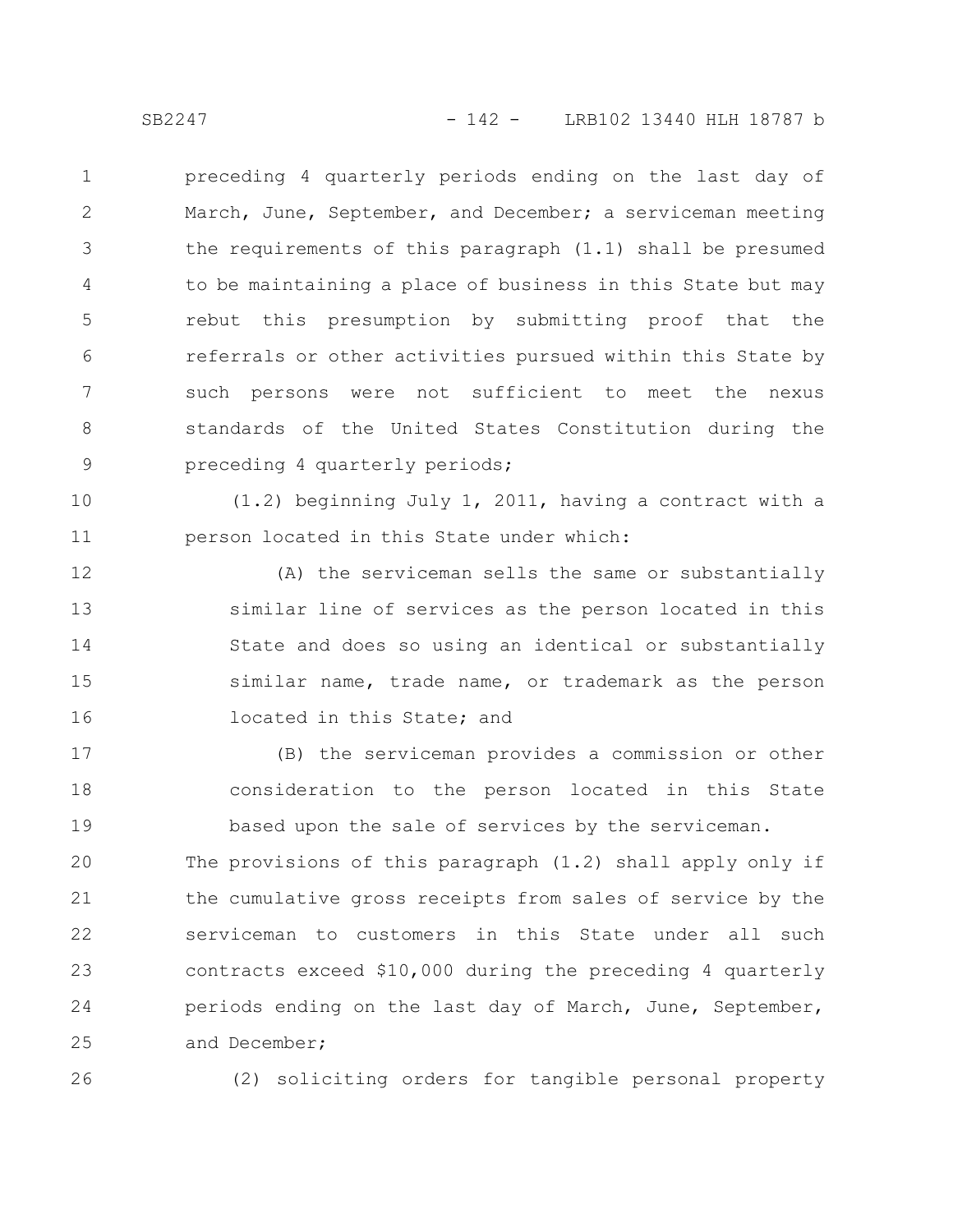preceding 4 quarterly periods ending on the last day of March, June, September, and December; a serviceman meeting the requirements of this paragraph (1.1) shall be presumed to be maintaining a place of business in this State but may rebut this presumption by submitting proof that the referrals or other activities pursued within this State by such persons were not sufficient to meet the nexus standards of the United States Constitution during the preceding 4 quarterly periods;

(1.2) beginning July 1, 2011, having a contract with a person located in this State under which:

(A) the serviceman sells the same or substantially similar line of services as the person located in this State and does so using an identical or substantially similar name, trade name, or trademark as the person located in this State; and

(B) the serviceman provides a commission or other consideration to the person located in this State based upon the sale of services by the serviceman.

The provisions of this paragraph (1.2) shall apply only if the cumulative gross receipts from sales of service by the serviceman to customers in this State under all such contracts exceed $10,000 during the preceding 4 quarterly periods ending on the last day of March, June, September, and December;

(2) soliciting orders for tangible personal property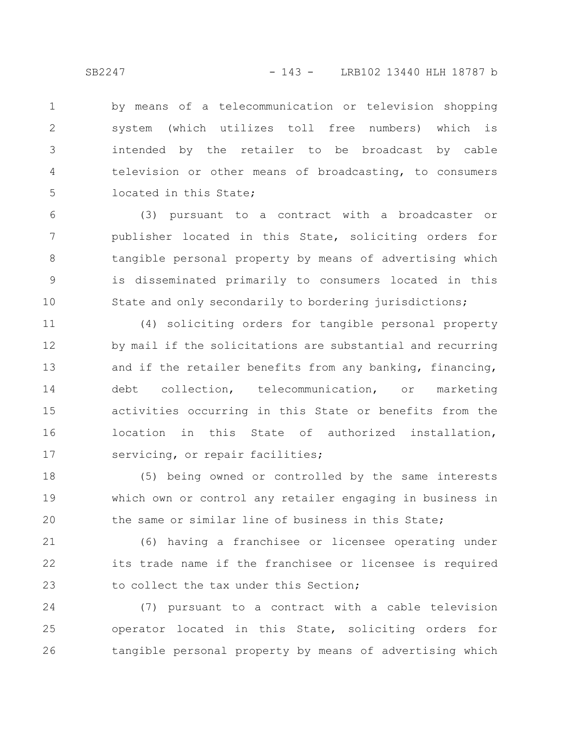by means of a telecommunication or television shopping system (which utilizes toll free numbers) which is intended by the retailer to be broadcast by cable television or other means of broadcasting, to consumers located in this State;

(3) pursuant to a contract with a broadcaster or publisher located in this State, soliciting orders for tangible personal property by means of advertising which is disseminated primarily to consumers located in this State and only secondarily to bordering jurisdictions;

(4) soliciting orders for tangible personal property by mail if the solicitations are substantial and recurring and if the retailer benefits from any banking, financing, debt collection, telecommunication, or marketing activities occurring in this State or benefits from the location in this State of authorized installation, servicing, or repair facilities;

(5) being owned or controlled by the same interests which own or control any retailer engaging in business in the same or similar line of business in this State;

(6) having a franchisee or licensee operating under its trade name if the franchisee or licensee is required to collect the tax under this Section;

(7) pursuant to a contract with a cable television operator located in this State, soliciting orders for tangible personal property by means of advertising which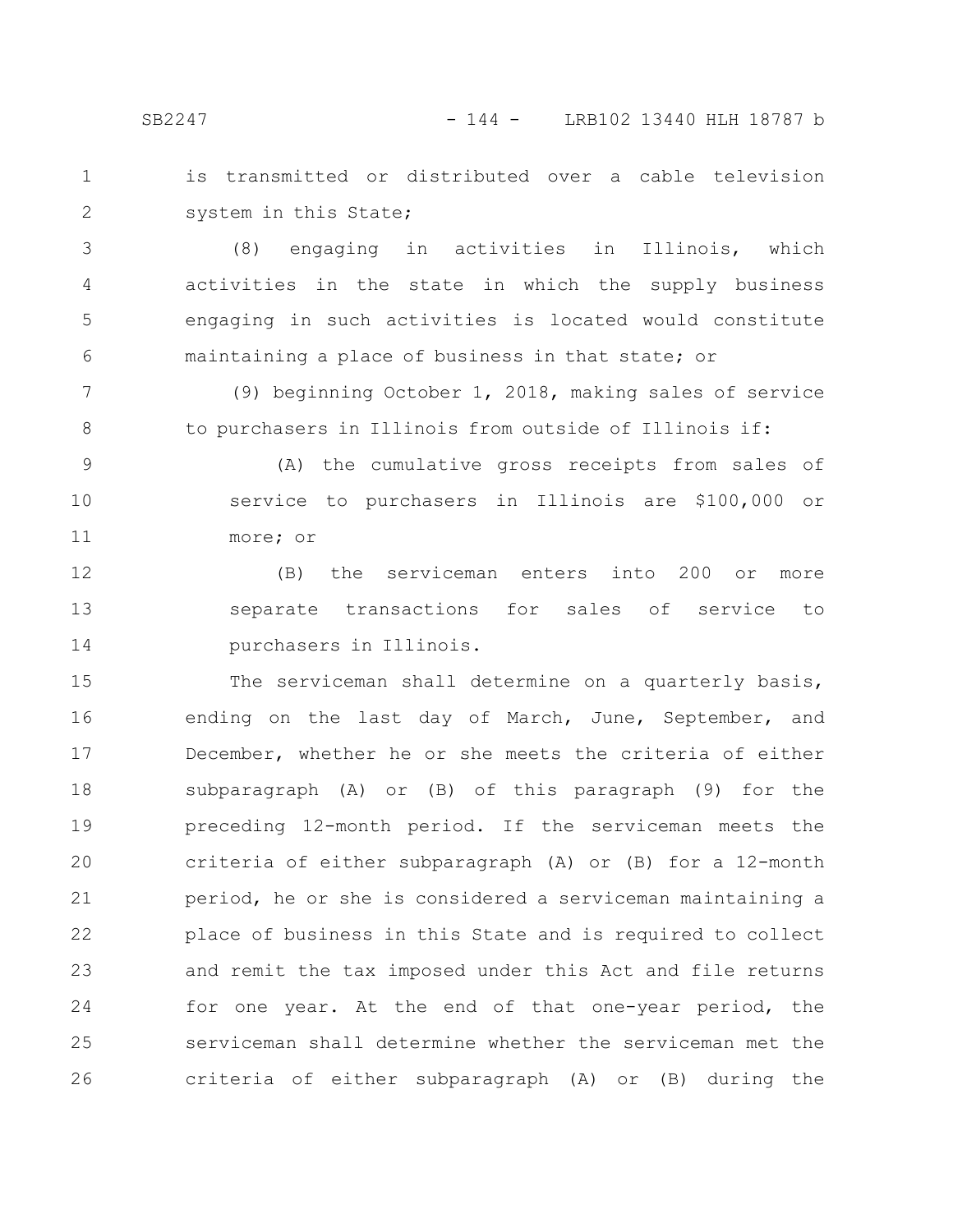is transmitted or distributed over a cable television system in this State;

(8) engaging in activities in Illinois, which activities in the state in which the supply business engaging in such activities is located would constitute maintaining a place of business in that state; or

(9) beginning October 1, 2018, making sales of service to purchasers in Illinois from outside of Illinois if:

(A) the cumulative gross receipts from sales of service to purchasers in Illinois are $100,000 or more; or

(B) the serviceman enters into 200 or more separate transactions for sales of service to purchasers in Illinois.

The serviceman shall determine on a quarterly basis, ending on the last day of March, June, September, and December, whether he or she meets the criteria of either subparagraph (A) or (B) of this paragraph (9) for the preceding 12-month period. If the serviceman meets the criteria of either subparagraph (A) or (B) for a 12-month period, he or she is considered a serviceman maintaining a place of business in this State and is required to collect and remit the tax imposed under this Act and file returns for one year. At the end of that one-year period, the serviceman shall determine whether the serviceman met the criteria of either subparagraph (A) or (B) during the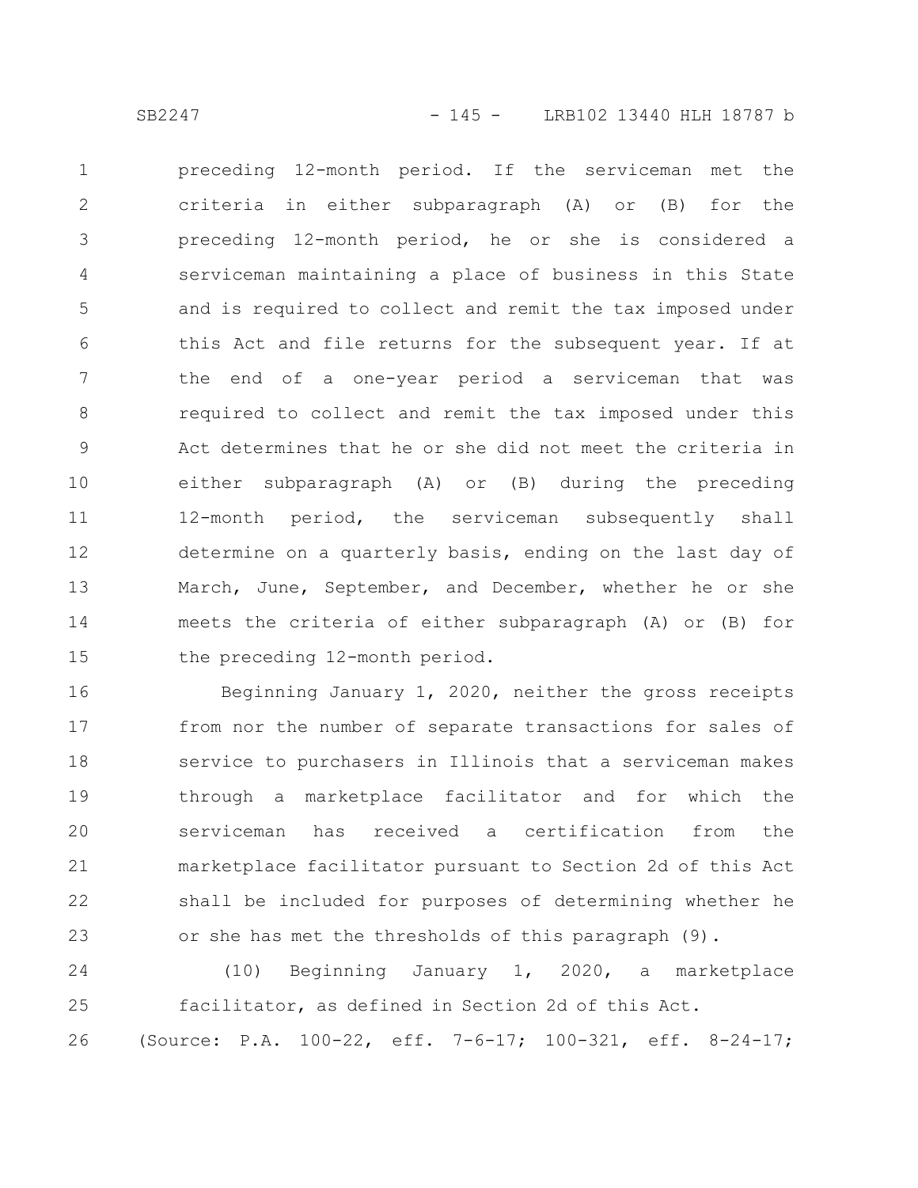preceding 12-month period. If the serviceman met the criteria in either subparagraph (A) or (B) for the preceding 12-month period, he or she is considered a serviceman maintaining a place of business in this State and is required to collect and remit the tax imposed under this Act and file returns for the subsequent year. If at the end of a one-year period a serviceman that was required to collect and remit the tax imposed under this Act determines that he or she did not meet the criteria in either subparagraph (A) or (B) during the preceding 12-month period, the serviceman subsequently shall determine on a quarterly basis, ending on the last day of March, June, September, and December, whether he or she meets the criteria of either subparagraph (A) or (B) for the preceding 12-month period.

Beginning January 1, 2020, neither the gross receipts from nor the number of separate transactions for sales of service to purchasers in Illinois that a serviceman makes through a marketplace facilitator and for which the serviceman has received a certification from the marketplace facilitator pursuant to Section 2d of this Act shall be included for purposes of determining whether he or she has met the thresholds of this paragraph (9).

(10) Beginning January 1, 2020, a marketplace facilitator, as defined in Section 2d of this Act.

(Source: P.A. 100-22, eff. 7-6-17; 100-321, eff. 8-24-17;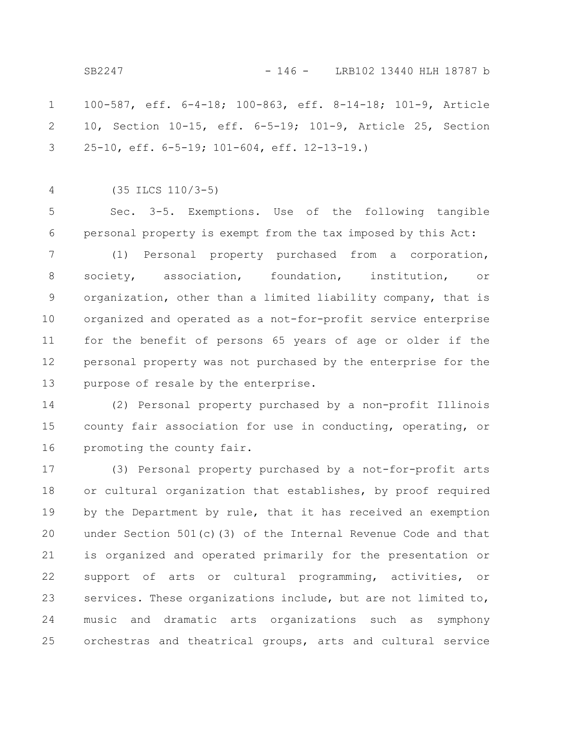100-587, eff. 6-4-18; 100-863, eff. 8-14-18; 101-9, Article 10, Section 10-15, eff. 6-5-19; 101-9, Article 25, Section 25-10, eff. 6-5-19; 101-604, eff. 12-13-19.)

(35 ILCS 110/3-5)

Sec. 3-5. Exemptions. Use of the following tangible personal property is exempt from the tax imposed by this Act:

(1) Personal property purchased from a corporation, society, association, foundation, institution, or organization, other than a limited liability company, that is organized and operated as a not-for-profit service enterprise for the benefit of persons 65 years of age or older if the personal property was not purchased by the enterprise for the purpose of resale by the enterprise.

(2) Personal property purchased by a non-profit Illinois county fair association for use in conducting, operating, or promoting the county fair.

(3) Personal property purchased by a not-for-profit arts or cultural organization that establishes, by proof required by the Department by rule, that it has received an exemption under Section 501(c)(3) of the Internal Revenue Code and that is organized and operated primarily for the presentation or support of arts or cultural programming, activities, or services. These organizations include, but are not limited to, music and dramatic arts organizations such as symphony orchestras and theatrical groups, arts and cultural service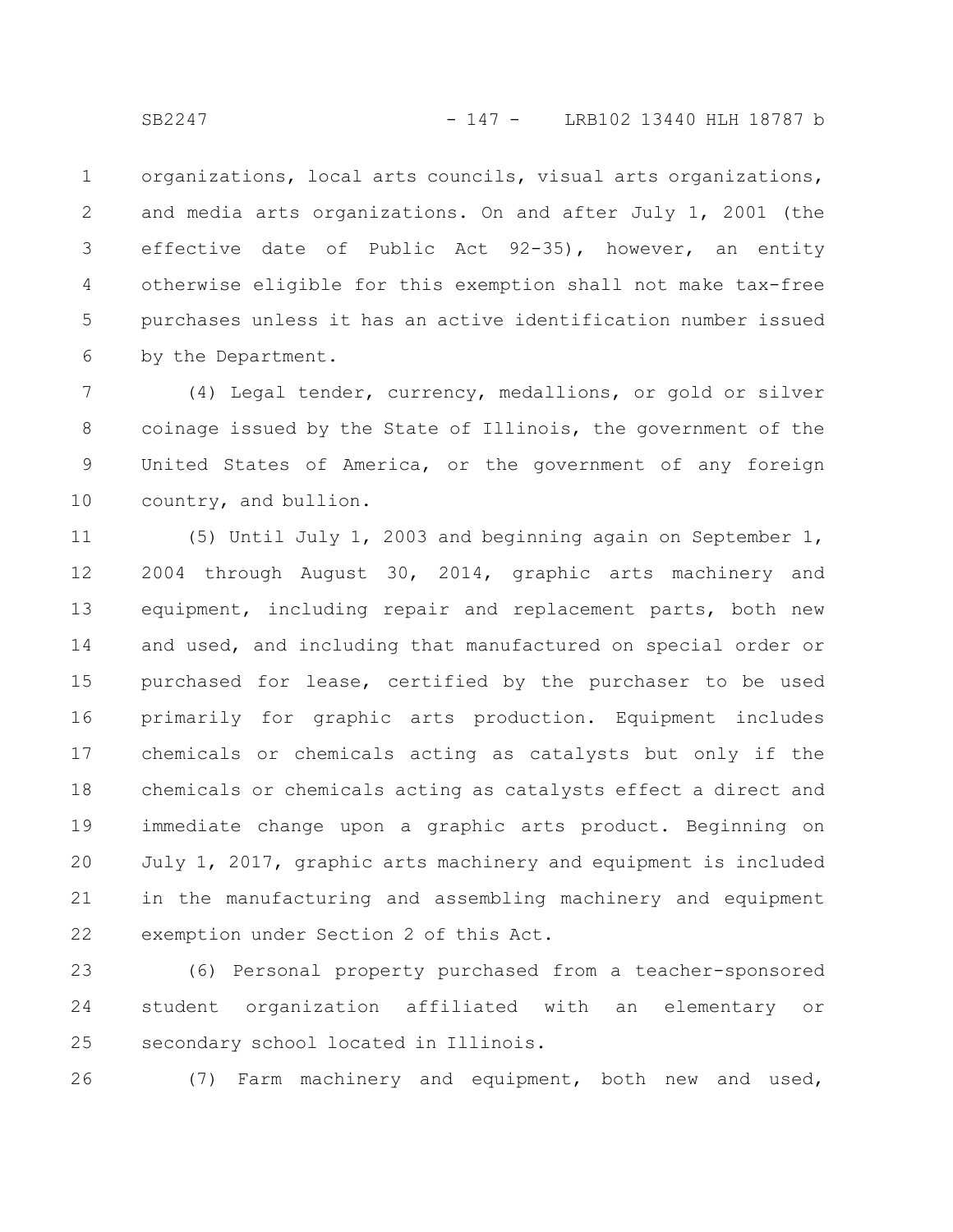organizations, local arts councils, visual arts organizations, and media arts organizations. On and after July 1, 2001 (the effective date of Public Act 92-35), however, an entity otherwise eligible for this exemption shall not make tax-free purchases unless it has an active identification number issued by the Department.

(4) Legal tender, currency, medallions, or gold or silver coinage issued by the State of Illinois, the government of the United States of America, or the government of any foreign country, and bullion.

(5) Until July 1, 2003 and beginning again on September 1, 2004 through August 30, 2014, graphic arts machinery and equipment, including repair and replacement parts, both new and used, and including that manufactured on special order or purchased for lease, certified by the purchaser to be used primarily for graphic arts production. Equipment includes chemicals or chemicals acting as catalysts but only if the chemicals or chemicals acting as catalysts effect a direct and immediate change upon a graphic arts product. Beginning on July 1, 2017, graphic arts machinery and equipment is included in the manufacturing and assembling machinery and equipment exemption under Section 2 of this Act.

(6) Personal property purchased from a teacher-sponsored student organization affiliated with an elementary or secondary school located in Illinois.

(7) Farm machinery and equipment, both new and used,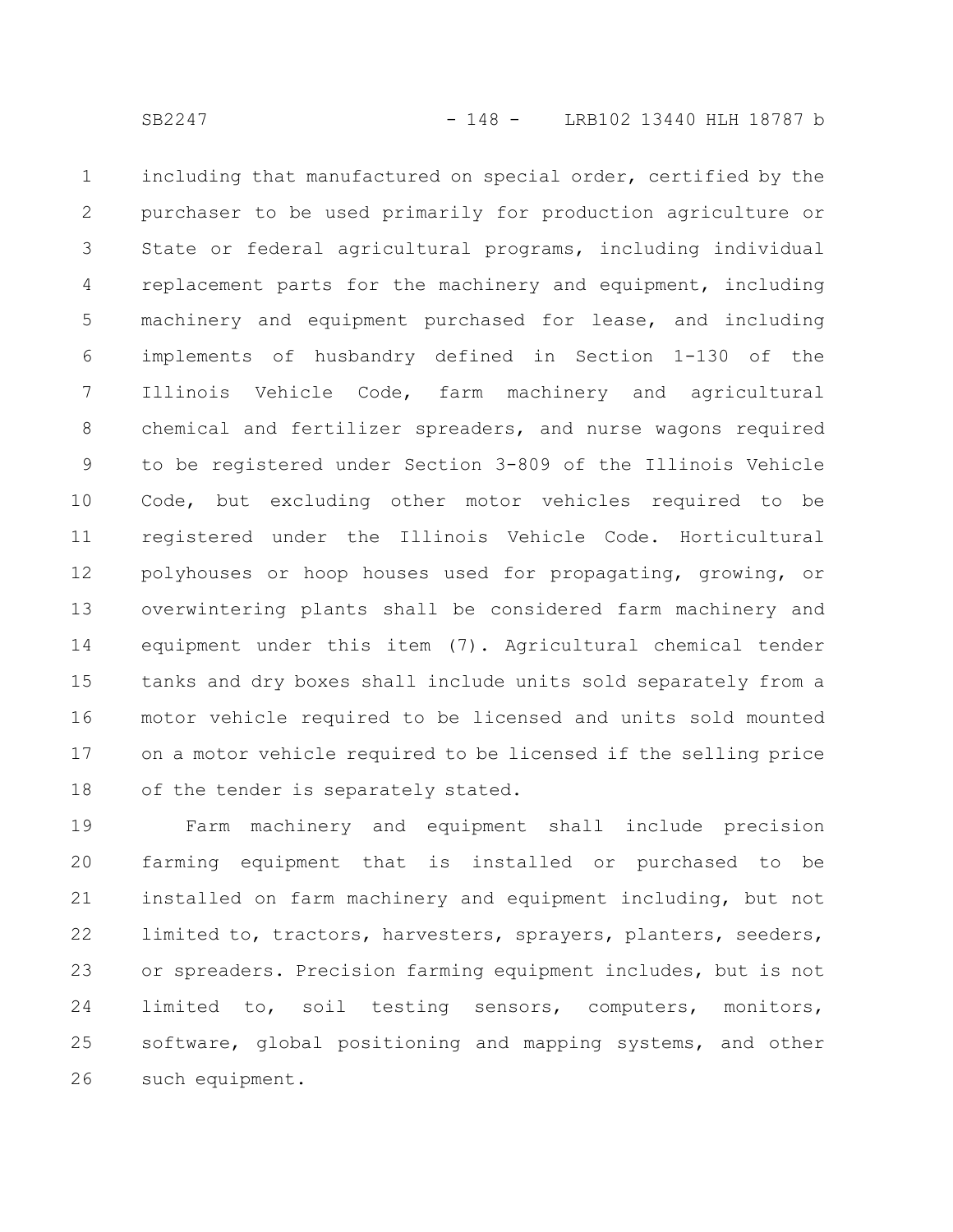including that manufactured on special order, certified by the purchaser to be used primarily for production agriculture or State or federal agricultural programs, including individual replacement parts for the machinery and equipment, including machinery and equipment purchased for lease, and including implements of husbandry defined in Section 1-130 of the Illinois Vehicle Code, farm machinery and agricultural chemical and fertilizer spreaders, and nurse wagons required to be registered under Section 3-809 of the Illinois Vehicle Code, but excluding other motor vehicles required to be registered under the Illinois Vehicle Code. Horticultural polyhouses or hoop houses used for propagating, growing, or overwintering plants shall be considered farm machinery and equipment under this item (7). Agricultural chemical tender tanks and dry boxes shall include units sold separately from a motor vehicle required to be licensed and units sold mounted on a motor vehicle required to be licensed if the selling price of the tender is separately stated.

Farm machinery and equipment shall include precision farming equipment that is installed or purchased to be installed on farm machinery and equipment including, but not limited to, tractors, harvesters, sprayers, planters, seeders, or spreaders. Precision farming equipment includes, but is not limited to, soil testing sensors, computers, monitors, software, global positioning and mapping systems, and other such equipment.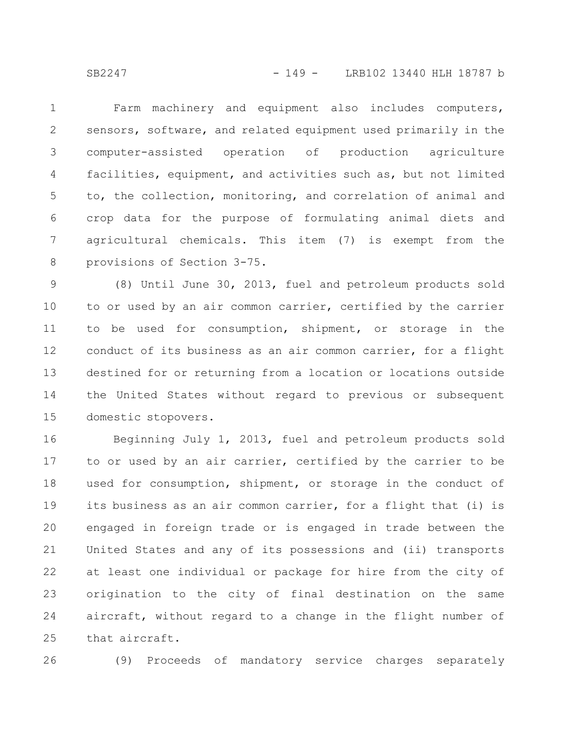Farm machinery and equipment also includes computers, sensors, software, and related equipment used primarily in the computer-assisted operation of production agriculture facilities, equipment, and activities such as, but not limited to, the collection, monitoring, and correlation of animal and crop data for the purpose of formulating animal diets and agricultural chemicals. This item (7) is exempt from the provisions of Section 3-75.

(8) Until June 30, 2013, fuel and petroleum products sold to or used by an air common carrier, certified by the carrier to be used for consumption, shipment, or storage in the conduct of its business as an air common carrier, for a flight destined for or returning from a location or locations outside the United States without regard to previous or subsequent domestic stopovers.

Beginning July 1, 2013, fuel and petroleum products sold to or used by an air carrier, certified by the carrier to be used for consumption, shipment, or storage in the conduct of its business as an air common carrier, for a flight that (i) is engaged in foreign trade or is engaged in trade between the United States and any of its possessions and (ii) transports at least one individual or package for hire from the city of origination to the city of final destination on the same aircraft, without regard to a change in the flight number of that aircraft.

(9) Proceeds of mandatory service charges separately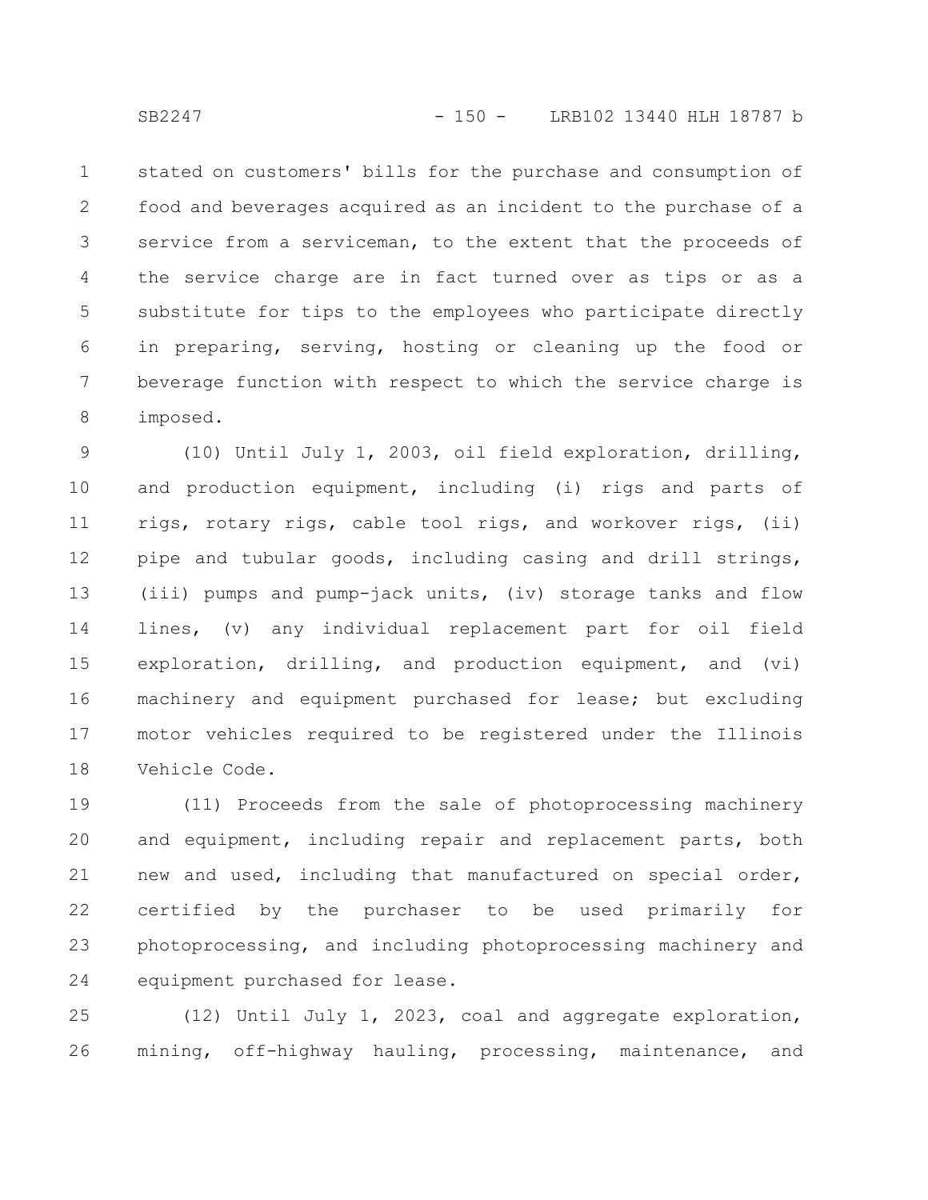stated on customers' bills for the purchase and consumption of food and beverages acquired as an incident to the purchase of a service from a serviceman, to the extent that the proceeds of the service charge are in fact turned over as tips or as a substitute for tips to the employees who participate directly in preparing, serving, hosting or cleaning up the food or beverage function with respect to which the service charge is imposed.

(10) Until July 1, 2003, oil field exploration, drilling, and production equipment, including (i) rigs and parts of rigs, rotary rigs, cable tool rigs, and workover rigs, (ii) pipe and tubular goods, including casing and drill strings, (iii) pumps and pump-jack units, (iv) storage tanks and flow lines, (v) any individual replacement part for oil field exploration, drilling, and production equipment, and (vi) machinery and equipment purchased for lease; but excluding motor vehicles required to be registered under the Illinois Vehicle Code.

(11) Proceeds from the sale of photoprocessing machinery and equipment, including repair and replacement parts, both new and used, including that manufactured on special order, certified by the purchaser to be used primarily for photoprocessing, and including photoprocessing machinery and equipment purchased for lease.

(12) Until July 1, 2023, coal and aggregate exploration, mining, off-highway hauling, processing, maintenance, and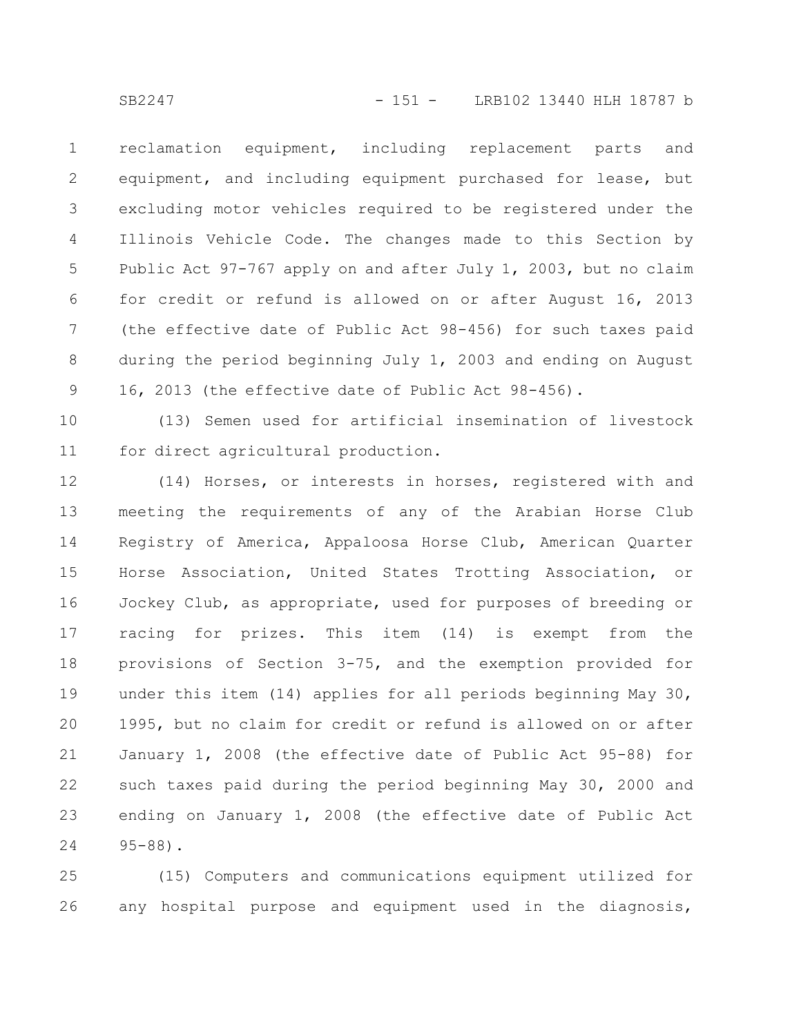reclamation equipment, including replacement parts and equipment, and including equipment purchased for lease, but excluding motor vehicles required to be registered under the Illinois Vehicle Code. The changes made to this Section by Public Act 97-767 apply on and after July 1, 2003, but no claim for credit or refund is allowed on or after August 16, 2013 (the effective date of Public Act 98-456) for such taxes paid during the period beginning July 1, 2003 and ending on August 16, 2013 (the effective date of Public Act 98-456).

(13) Semen used for artificial insemination of livestock for direct agricultural production.

(14) Horses, or interests in horses, registered with and meeting the requirements of any of the Arabian Horse Club Registry of America, Appaloosa Horse Club, American Quarter Horse Association, United States Trotting Association, or Jockey Club, as appropriate, used for purposes of breeding or racing for prizes. This item (14) is exempt from the provisions of Section 3-75, and the exemption provided for under this item (14) applies for all periods beginning May 30, 1995, but no claim for credit or refund is allowed on or after January 1, 2008 (the effective date of Public Act 95-88) for such taxes paid during the period beginning May 30, 2000 and ending on January 1, 2008 (the effective date of Public Act 95-88).

(15) Computers and communications equipment utilized for any hospital purpose and equipment used in the diagnosis,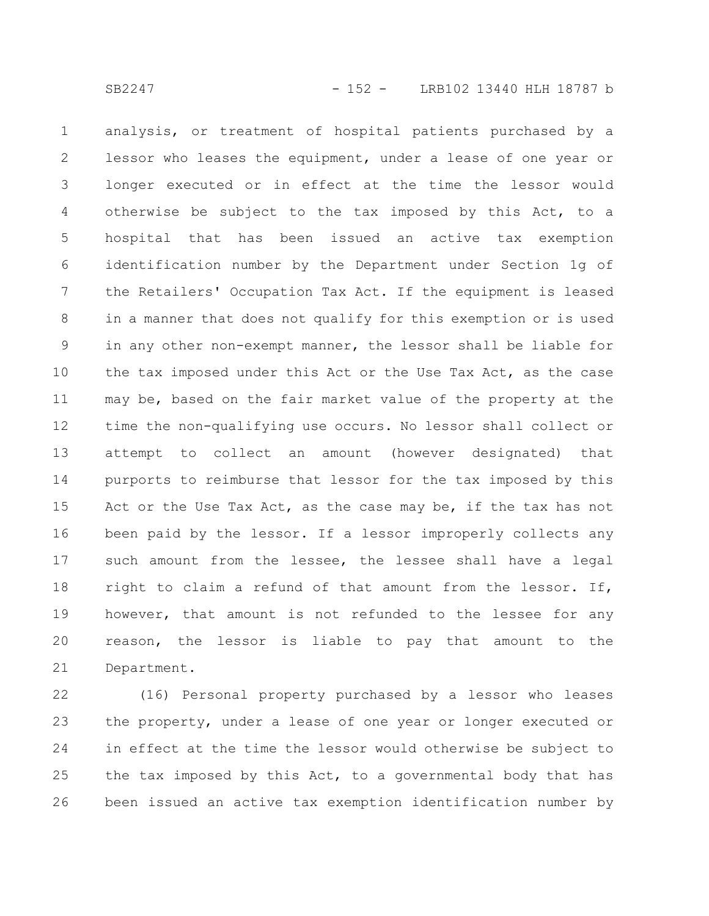analysis, or treatment of hospital patients purchased by a lessor who leases the equipment, under a lease of one year or longer executed or in effect at the time the lessor would otherwise be subject to the tax imposed by this Act, to a hospital that has been issued an active tax exemption identification number by the Department under Section 1g of the Retailers' Occupation Tax Act. If the equipment is leased in a manner that does not qualify for this exemption or is used in any other non-exempt manner, the lessor shall be liable for the tax imposed under this Act or the Use Tax Act, as the case may be, based on the fair market value of the property at the time the non-qualifying use occurs. No lessor shall collect or attempt to collect an amount (however designated) that purports to reimburse that lessor for the tax imposed by this Act or the Use Tax Act, as the case may be, if the tax has not been paid by the lessor. If a lessor improperly collects any such amount from the lessee, the lessee shall have a legal right to claim a refund of that amount from the lessor. If, however, that amount is not refunded to the lessee for any reason, the lessor is liable to pay that amount to the Department.

(16) Personal property purchased by a lessor who leases the property, under a lease of one year or longer executed or in effect at the time the lessor would otherwise be subject to the tax imposed by this Act, to a governmental body that has been issued an active tax exemption identification number by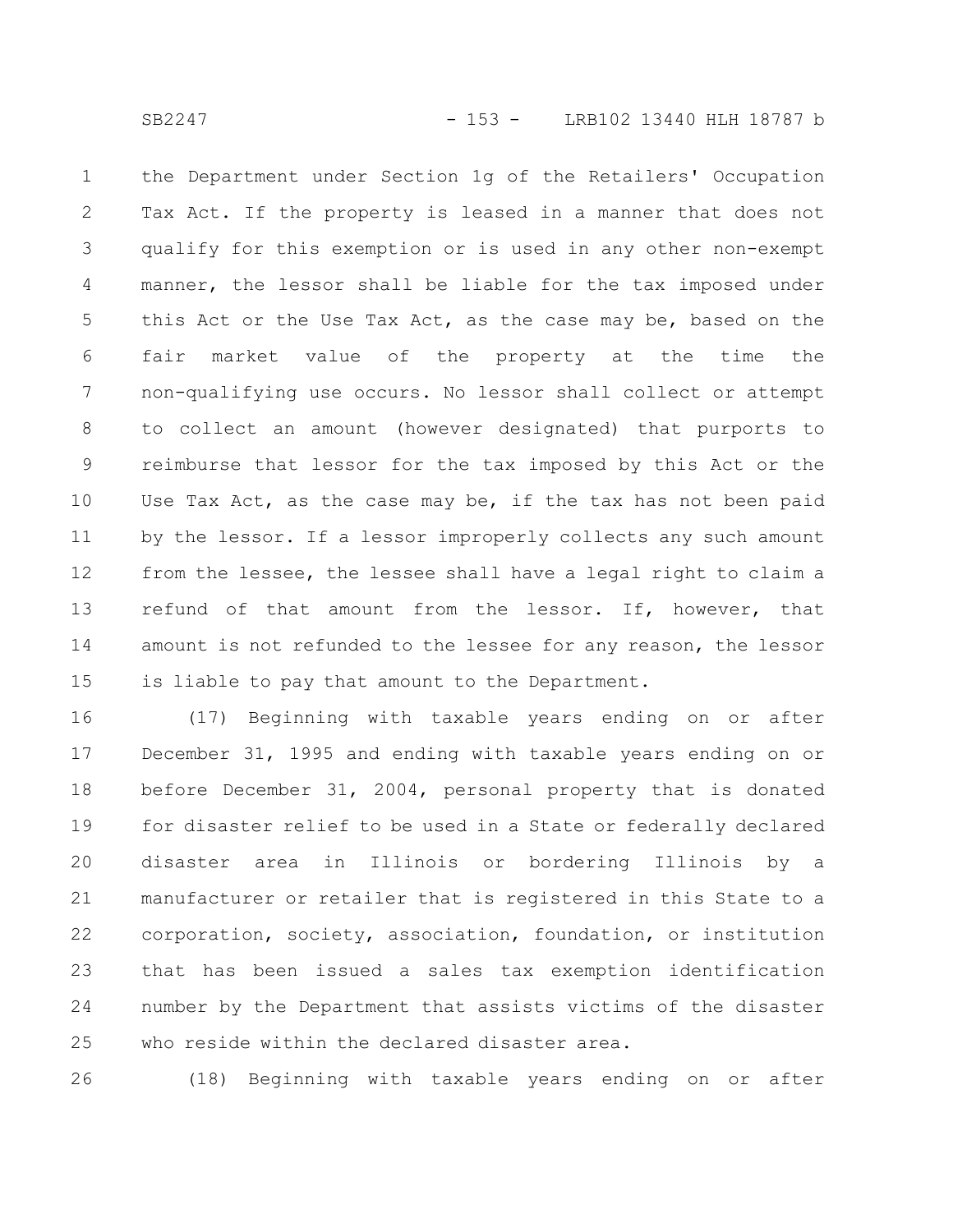the Department under Section 1g of the Retailers' Occupation Tax Act. If the property is leased in a manner that does not qualify for this exemption or is used in any other non-exempt manner, the lessor shall be liable for the tax imposed under this Act or the Use Tax Act, as the case may be, based on the fair market value of the property at the time the non-qualifying use occurs. No lessor shall collect or attempt to collect an amount (however designated) that purports to reimburse that lessor for the tax imposed by this Act or the Use Tax Act, as the case may be, if the tax has not been paid by the lessor. If a lessor improperly collects any such amount from the lessee, the lessee shall have a legal right to claim a refund of that amount from the lessor. If, however, that amount is not refunded to the lessee for any reason, the lessor is liable to pay that amount to the Department.

(17) Beginning with taxable years ending on or after December 31, 1995 and ending with taxable years ending on or before December 31, 2004, personal property that is donated for disaster relief to be used in a State or federally declared disaster area in Illinois or bordering Illinois by a manufacturer or retailer that is registered in this State to a corporation, society, association, foundation, or institution that has been issued a sales tax exemption identification number by the Department that assists victims of the disaster who reside within the declared disaster area.

(18) Beginning with taxable years ending on or after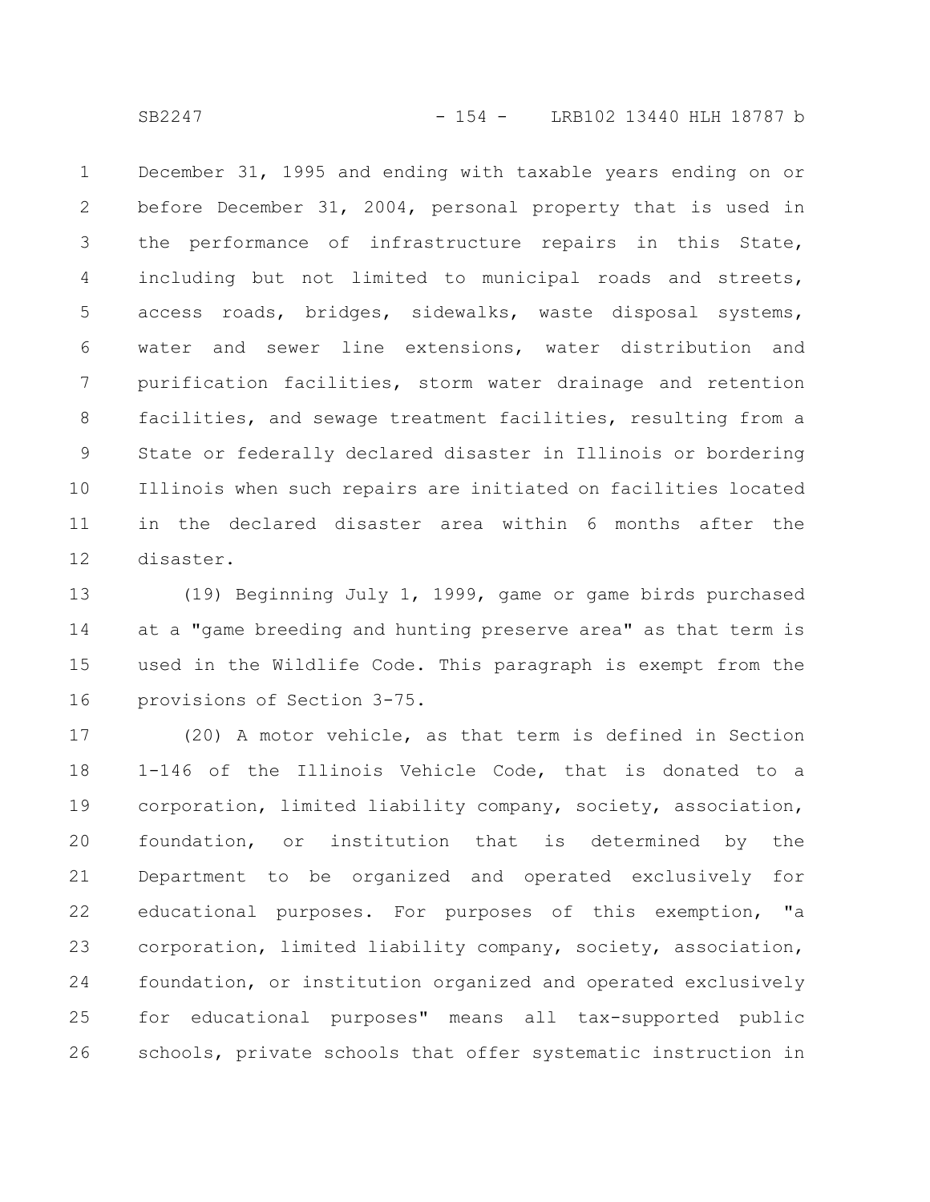December 31, 1995 and ending with taxable years ending on or before December 31, 2004, personal property that is used in the performance of infrastructure repairs in this State, including but not limited to municipal roads and streets, access roads, bridges, sidewalks, waste disposal systems, water and sewer line extensions, water distribution and purification facilities, storm water drainage and retention facilities, and sewage treatment facilities, resulting from a State or federally declared disaster in Illinois or bordering Illinois when such repairs are initiated on facilities located in the declared disaster area within 6 months after the disaster.

(19) Beginning July 1, 1999, game or game birds purchased at a "game breeding and hunting preserve area" as that term is used in the Wildlife Code. This paragraph is exempt from the provisions of Section 3-75.

(20) A motor vehicle, as that term is defined in Section 1-146 of the Illinois Vehicle Code, that is donated to a corporation, limited liability company, society, association, foundation, or institution that is determined by the Department to be organized and operated exclusively for educational purposes. For purposes of this exemption, "a corporation, limited liability company, society, association, foundation, or institution organized and operated exclusively for educational purposes" means all tax-supported public schools, private schools that offer systematic instruction in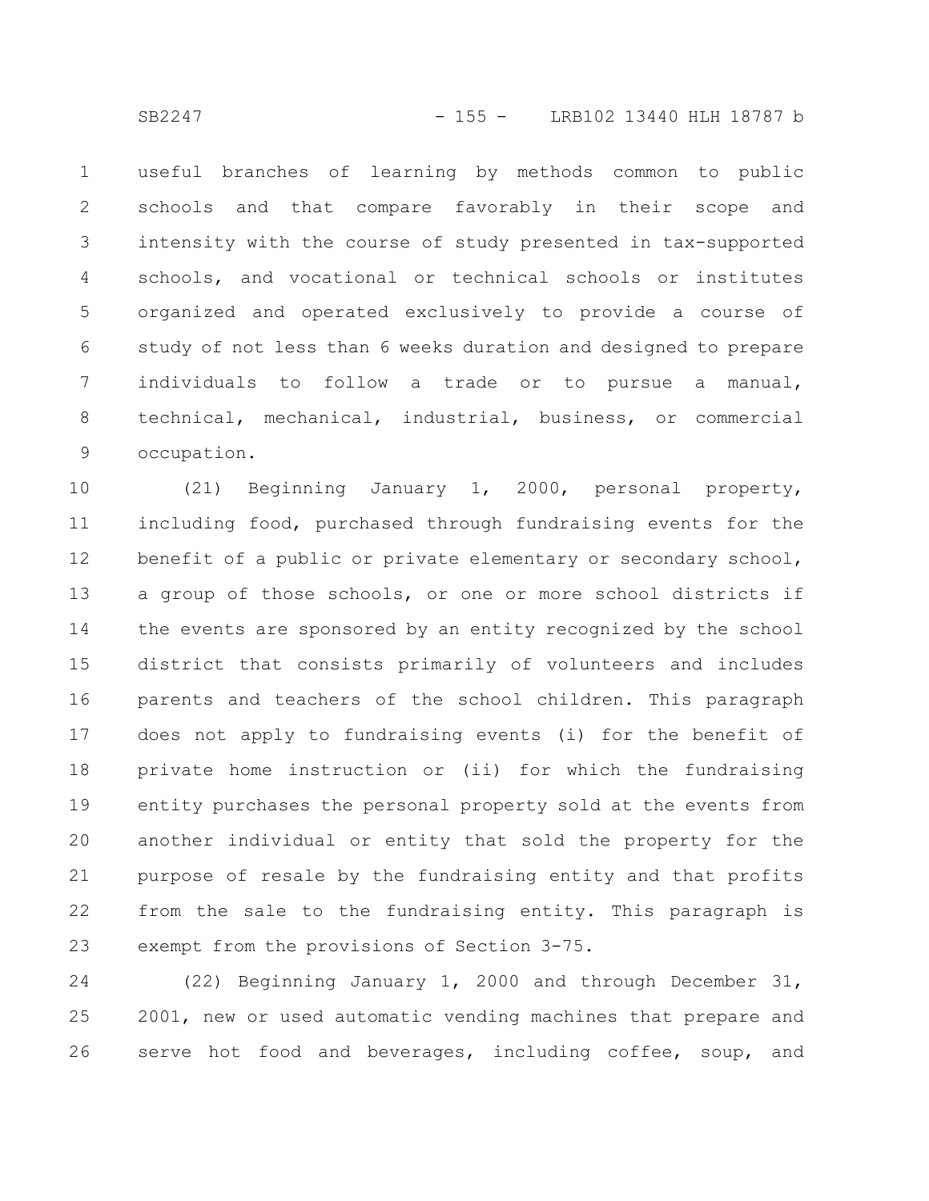useful branches of learning by methods common to public schools and that compare favorably in their scope and intensity with the course of study presented in tax-supported schools, and vocational or technical schools or institutes organized and operated exclusively to provide a course of study of not less than 6 weeks duration and designed to prepare individuals to follow a trade or to pursue a manual, technical, mechanical, industrial, business, or commercial occupation.

(21) Beginning January 1, 2000, personal property, including food, purchased through fundraising events for the benefit of a public or private elementary or secondary school, a group of those schools, or one or more school districts if the events are sponsored by an entity recognized by the school district that consists primarily of volunteers and includes parents and teachers of the school children. This paragraph does not apply to fundraising events (i) for the benefit of private home instruction or (ii) for which the fundraising entity purchases the personal property sold at the events from another individual or entity that sold the property for the purpose of resale by the fundraising entity and that profits from the sale to the fundraising entity. This paragraph is exempt from the provisions of Section 3-75.

(22) Beginning January 1, 2000 and through December 31, 2001, new or used automatic vending machines that prepare and serve hot food and beverages, including coffee, soup, and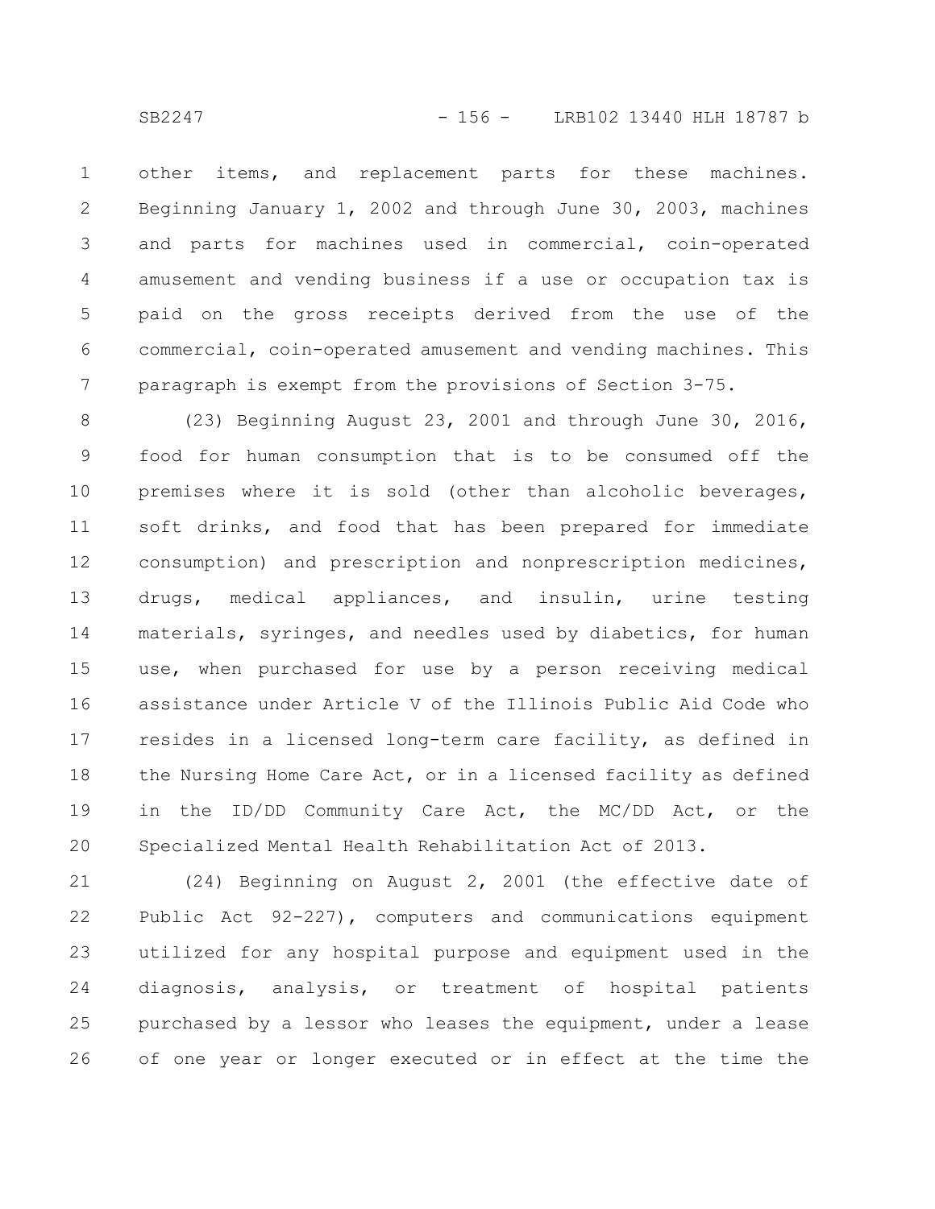other items, and replacement parts for these machines. Beginning January 1, 2002 and through June 30, 2003, machines and parts for machines used in commercial, coin-operated amusement and vending business if a use or occupation tax is paid on the gross receipts derived from the use of the commercial, coin-operated amusement and vending machines. This paragraph is exempt from the provisions of Section 3-75.

(23) Beginning August 23, 2001 and through June 30, 2016, food for human consumption that is to be consumed off the premises where it is sold (other than alcoholic beverages, soft drinks, and food that has been prepared for immediate consumption) and prescription and nonprescription medicines, drugs, medical appliances, and insulin, urine testing materials, syringes, and needles used by diabetics, for human use, when purchased for use by a person receiving medical assistance under Article V of the Illinois Public Aid Code who resides in a licensed long-term care facility, as defined in the Nursing Home Care Act, or in a licensed facility as defined in the ID/DD Community Care Act, the MC/DD Act, or the Specialized Mental Health Rehabilitation Act of 2013.

(24) Beginning on August 2, 2001 (the effective date of Public Act 92-227), computers and communications equipment utilized for any hospital purpose and equipment used in the diagnosis, analysis, or treatment of hospital patients purchased by a lessor who leases the equipment, under a lease of one year or longer executed or in effect at the time the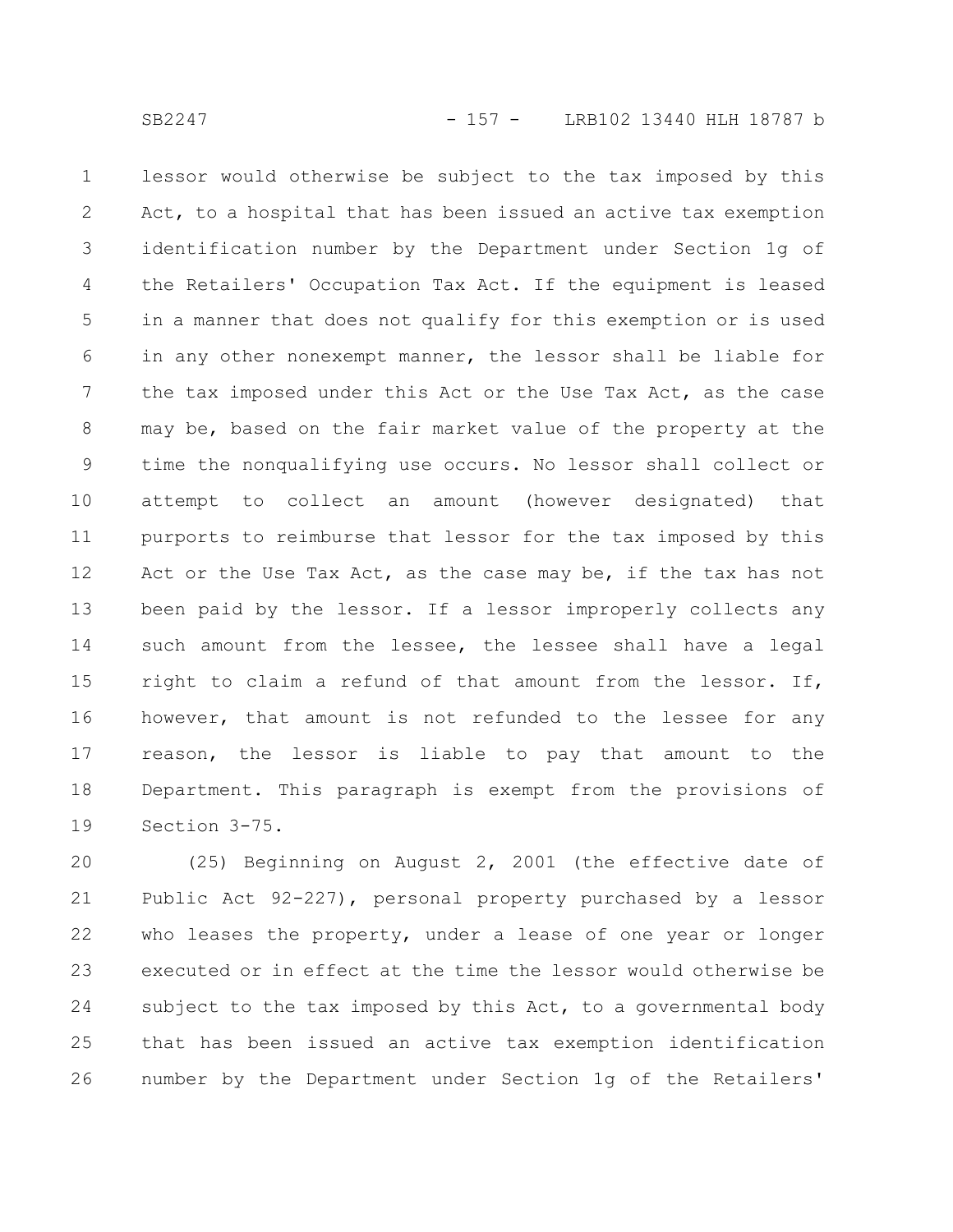lessor would otherwise be subject to the tax imposed by this Act, to a hospital that has been issued an active tax exemption identification number by the Department under Section 1g of the Retailers' Occupation Tax Act. If the equipment is leased in a manner that does not qualify for this exemption or is used in any other nonexempt manner, the lessor shall be liable for the tax imposed under this Act or the Use Tax Act, as the case may be, based on the fair market value of the property at the time the nonqualifying use occurs. No lessor shall collect or attempt to collect an amount (however designated) that purports to reimburse that lessor for the tax imposed by this Act or the Use Tax Act, as the case may be, if the tax has not been paid by the lessor. If a lessor improperly collects any such amount from the lessee, the lessee shall have a legal right to claim a refund of that amount from the lessor. If, however, that amount is not refunded to the lessee for any reason, the lessor is liable to pay that amount to the Department. This paragraph is exempt from the provisions of Section 3-75.

(25) Beginning on August 2, 2001 (the effective date of Public Act 92-227), personal property purchased by a lessor who leases the property, under a lease of one year or longer executed or in effect at the time the lessor would otherwise be subject to the tax imposed by this Act, to a governmental body that has been issued an active tax exemption identification number by the Department under Section 1g of the Retailers'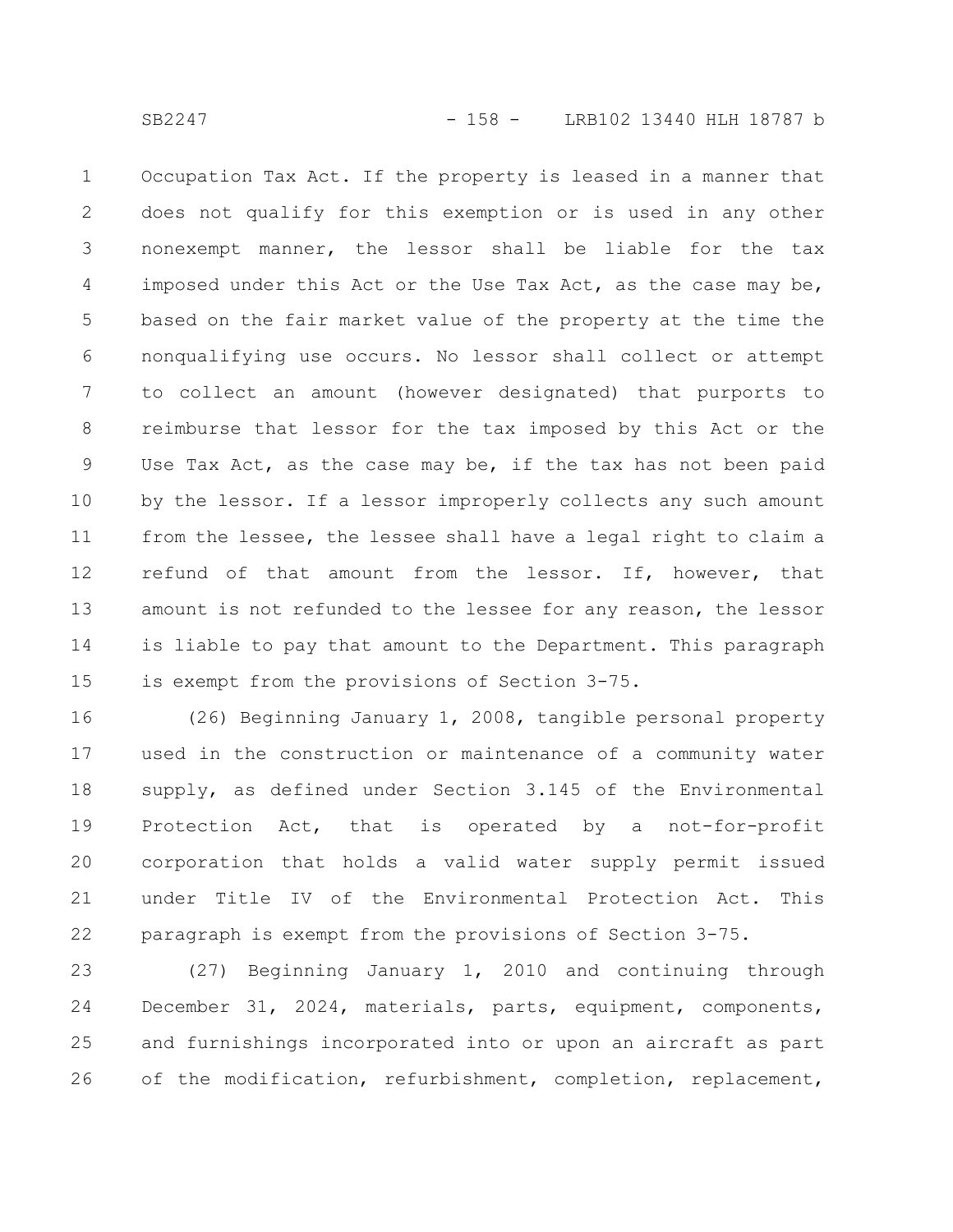Occupation Tax Act. If the property is leased in a manner that does not qualify for this exemption or is used in any other nonexempt manner, the lessor shall be liable for the tax imposed under this Act or the Use Tax Act, as the case may be, based on the fair market value of the property at the time the nonqualifying use occurs. No lessor shall collect or attempt to collect an amount (however designated) that purports to reimburse that lessor for the tax imposed by this Act or the Use Tax Act, as the case may be, if the tax has not been paid by the lessor. If a lessor improperly collects any such amount from the lessee, the lessee shall have a legal right to claim a refund of that amount from the lessor. If, however, that amount is not refunded to the lessee for any reason, the lessor is liable to pay that amount to the Department. This paragraph is exempt from the provisions of Section 3-75.

(26) Beginning January 1, 2008, tangible personal property used in the construction or maintenance of a community water supply, as defined under Section 3.145 of the Environmental Protection Act, that is operated by a not-for-profit corporation that holds a valid water supply permit issued under Title IV of the Environmental Protection Act. This paragraph is exempt from the provisions of Section 3-75.

(27) Beginning January 1, 2010 and continuing through December 31, 2024, materials, parts, equipment, components, and furnishings incorporated into or upon an aircraft as part of the modification, refurbishment, completion, replacement,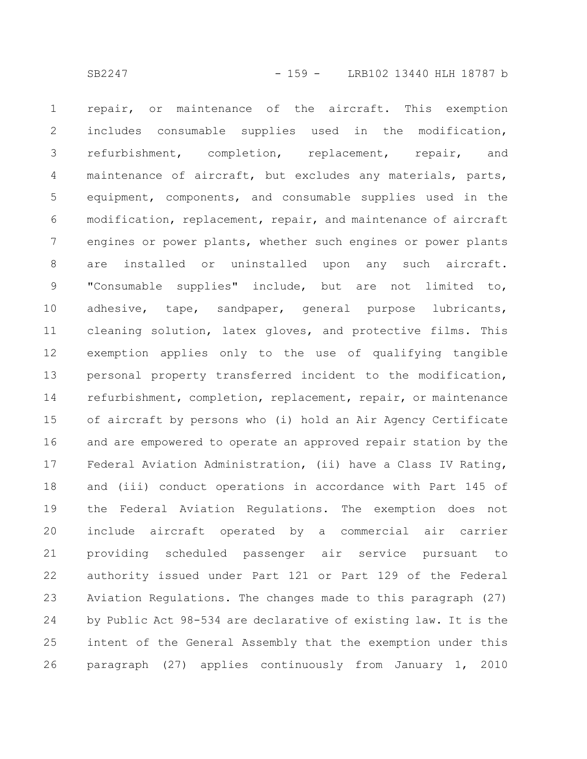repair, or maintenance of the aircraft. This exemption includes consumable supplies used in the modification, refurbishment, completion, replacement, repair, and maintenance of aircraft, but excludes any materials, parts, equipment, components, and consumable supplies used in the modification, replacement, repair, and maintenance of aircraft engines or power plants, whether such engines or power plants are installed or uninstalled upon any such aircraft. "Consumable supplies" include, but are not limited to, adhesive, tape, sandpaper, general purpose lubricants, cleaning solution, latex gloves, and protective films. This exemption applies only to the use of qualifying tangible personal property transferred incident to the modification, refurbishment, completion, replacement, repair, or maintenance of aircraft by persons who (i) hold an Air Agency Certificate and are empowered to operate an approved repair station by the Federal Aviation Administration, (ii) have a Class IV Rating, and (iii) conduct operations in accordance with Part 145 of the Federal Aviation Regulations. The exemption does not include aircraft operated by a commercial air carrier providing scheduled passenger air service pursuant to authority issued under Part 121 or Part 129 of the Federal Aviation Regulations. The changes made to this paragraph (27) by Public Act 98-534 are declarative of existing law. It is the intent of the General Assembly that the exemption under this paragraph (27) applies continuously from January 1, 2010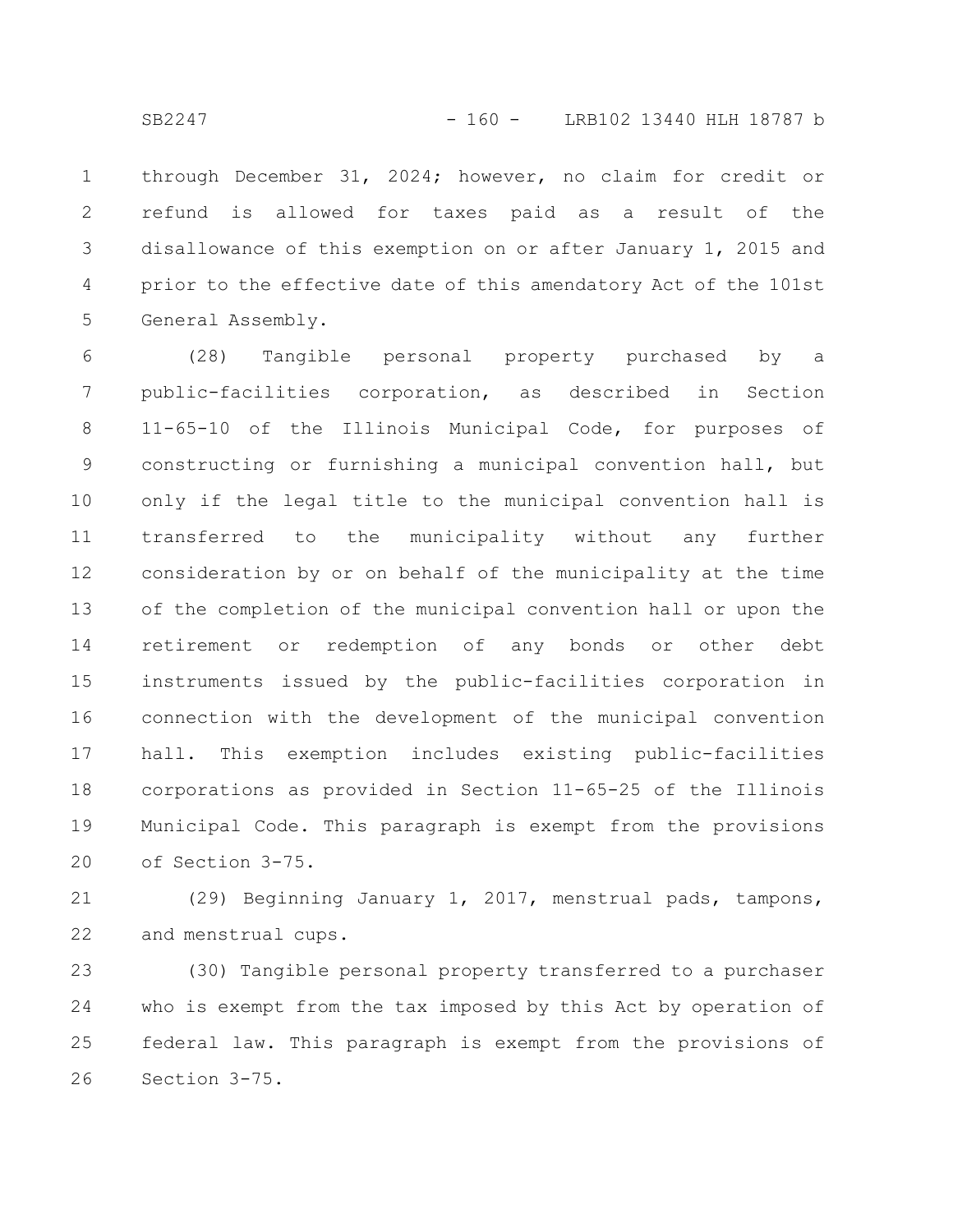through December 31, 2024; however, no claim for credit or refund is allowed for taxes paid as a result of the disallowance of this exemption on or after January 1, 2015 and prior to the effective date of this amendatory Act of the 101st General Assembly.

(28) Tangible personal property purchased by a public-facilities corporation, as described in Section 11-65-10 of the Illinois Municipal Code, for purposes of constructing or furnishing a municipal convention hall, but only if the legal title to the municipal convention hall is transferred to the municipality without any further consideration by or on behalf of the municipality at the time of the completion of the municipal convention hall or upon the retirement or redemption of any bonds or other debt instruments issued by the public-facilities corporation in connection with the development of the municipal convention hall. This exemption includes existing public-facilities corporations as provided in Section 11-65-25 of the Illinois Municipal Code. This paragraph is exempt from the provisions of Section 3-75.

(29) Beginning January 1, 2017, menstrual pads, tampons, and menstrual cups.

(30) Tangible personal property transferred to a purchaser who is exempt from the tax imposed by this Act by operation of federal law. This paragraph is exempt from the provisions of Section 3-75.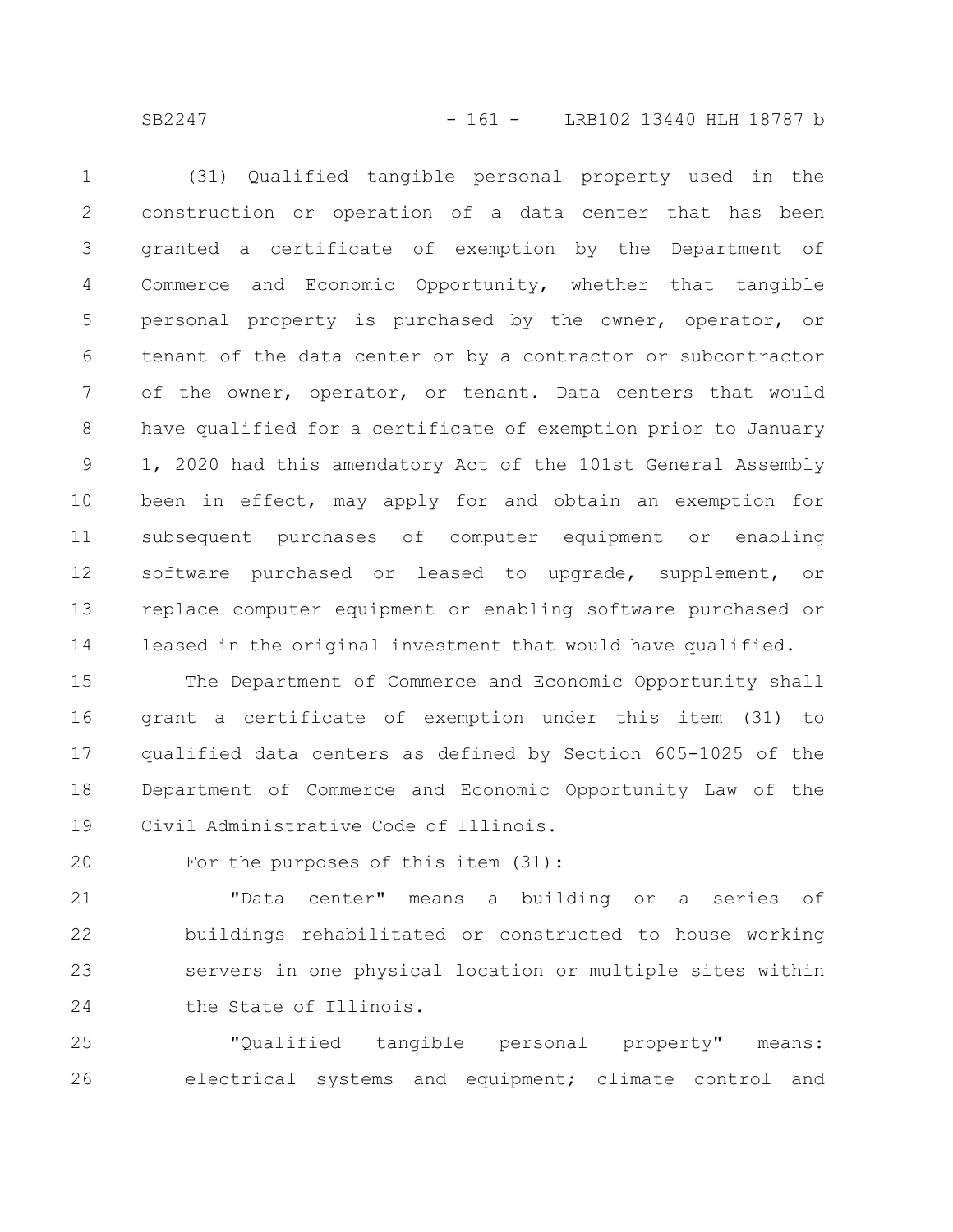(31) Qualified tangible personal property used in the construction or operation of a data center that has been granted a certificate of exemption by the Department of Commerce and Economic Opportunity, whether that tangible personal property is purchased by the owner, operator, or tenant of the data center or by a contractor or subcontractor of the owner, operator, or tenant. Data centers that would have qualified for a certificate of exemption prior to January 1, 2020 had this amendatory Act of the 101st General Assembly been in effect, may apply for and obtain an exemption for subsequent purchases of computer equipment or enabling software purchased or leased to upgrade, supplement, or replace computer equipment or enabling software purchased or leased in the original investment that would have qualified.

The Department of Commerce and Economic Opportunity shall grant a certificate of exemption under this item (31) to qualified data centers as defined by Section 605-1025 of the Department of Commerce and Economic Opportunity Law of the Civil Administrative Code of Illinois.

For the purposes of this item (31):

"Data center" means a building or a series of buildings rehabilitated or constructed to house working servers in one physical location or multiple sites within the State of Illinois.

"Qualified tangible personal property" means: electrical systems and equipment; climate control and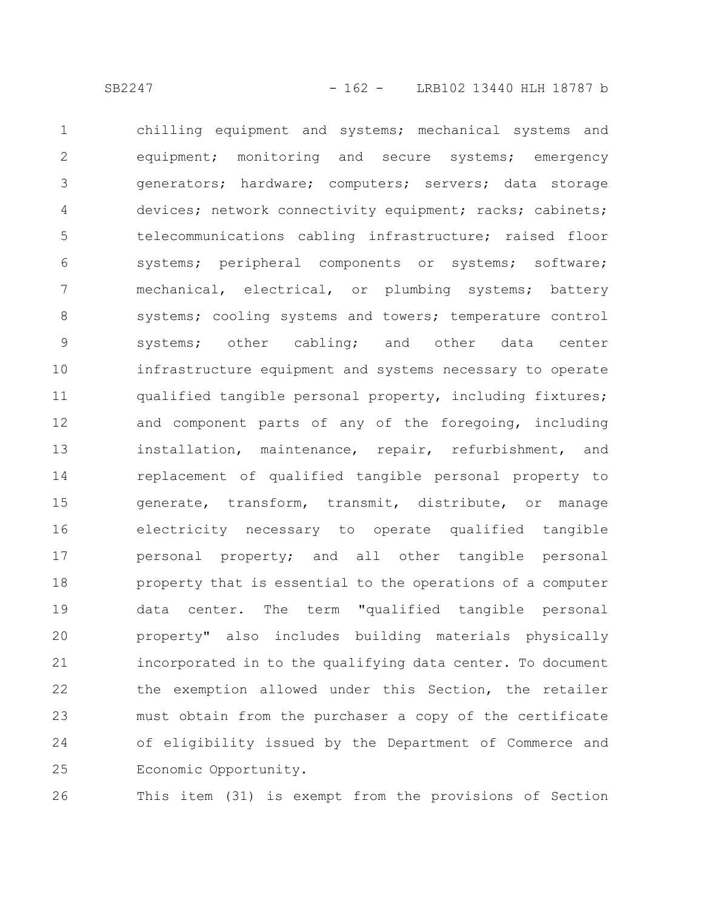chilling equipment and systems; mechanical systems and equipment; monitoring and secure systems; emergency generators; hardware; computers; servers; data storage devices; network connectivity equipment; racks; cabinets; telecommunications cabling infrastructure; raised floor systems; peripheral components or systems; software; mechanical, electrical, or plumbing systems; battery systems; cooling systems and towers; temperature control systems; other cabling; and other data center infrastructure equipment and systems necessary to operate qualified tangible personal property, including fixtures; and component parts of any of the foregoing, including installation, maintenance, repair, refurbishment, and replacement of qualified tangible personal property to generate, transform, transmit, distribute, or manage electricity necessary to operate qualified tangible personal property; and all other tangible personal property that is essential to the operations of a computer data center. The term "qualified tangible personal property" also includes building materials physically incorporated in to the qualifying data center. To document the exemption allowed under this Section, the retailer must obtain from the purchaser a copy of the certificate of eligibility issued by the Department of Commerce and Economic Opportunity.

This item (31) is exempt from the provisions of Section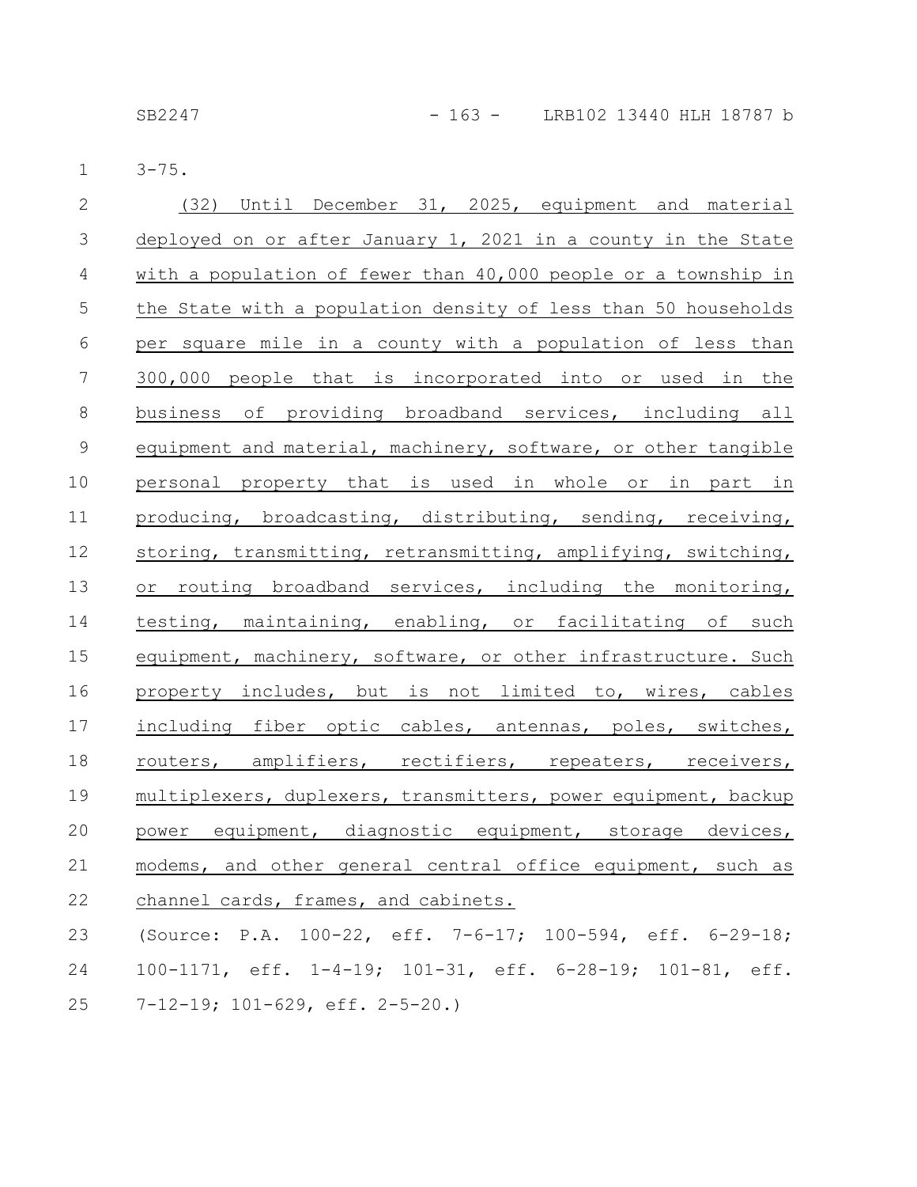3-75.

(32) Until December 31, 2025, equipment and material deployed on or after January 1, 2021 in a county in the State with a population of fewer than 40,000 people or a township in the State with a population density of less than 50 households per square mile in a county with a population of less than 300,000 people that is incorporated into or used in the business of providing broadband services, including all equipment and material, machinery, software, or other tangible personal property that is used in whole or in part in producing, broadcasting, distributing, sending, receiving, storing, transmitting, retransmitting, amplifying, switching, or routing broadband services, including the monitoring, testing, maintaining, enabling, or facilitating of such equipment, machinery, software, or other infrastructure. Such property includes, but is not limited to, wires, cables including fiber optic cables, antennas, poles, switches, routers, amplifiers, rectifiers, repeaters, receivers, multiplexers, duplexers, transmitters, power equipment, backup power equipment, diagnostic equipment, storage devices, modems, and other general central office equipment, such as channel cards, frames, and cabinets.

(Source: P.A. 100-22, eff. 7-6-17; 100-594, eff. 6-29-18; 100-1171, eff. 1-4-19; 101-31, eff. 6-28-19; 101-81, eff. 7-12-19; 101-629, eff. 2-5-20.)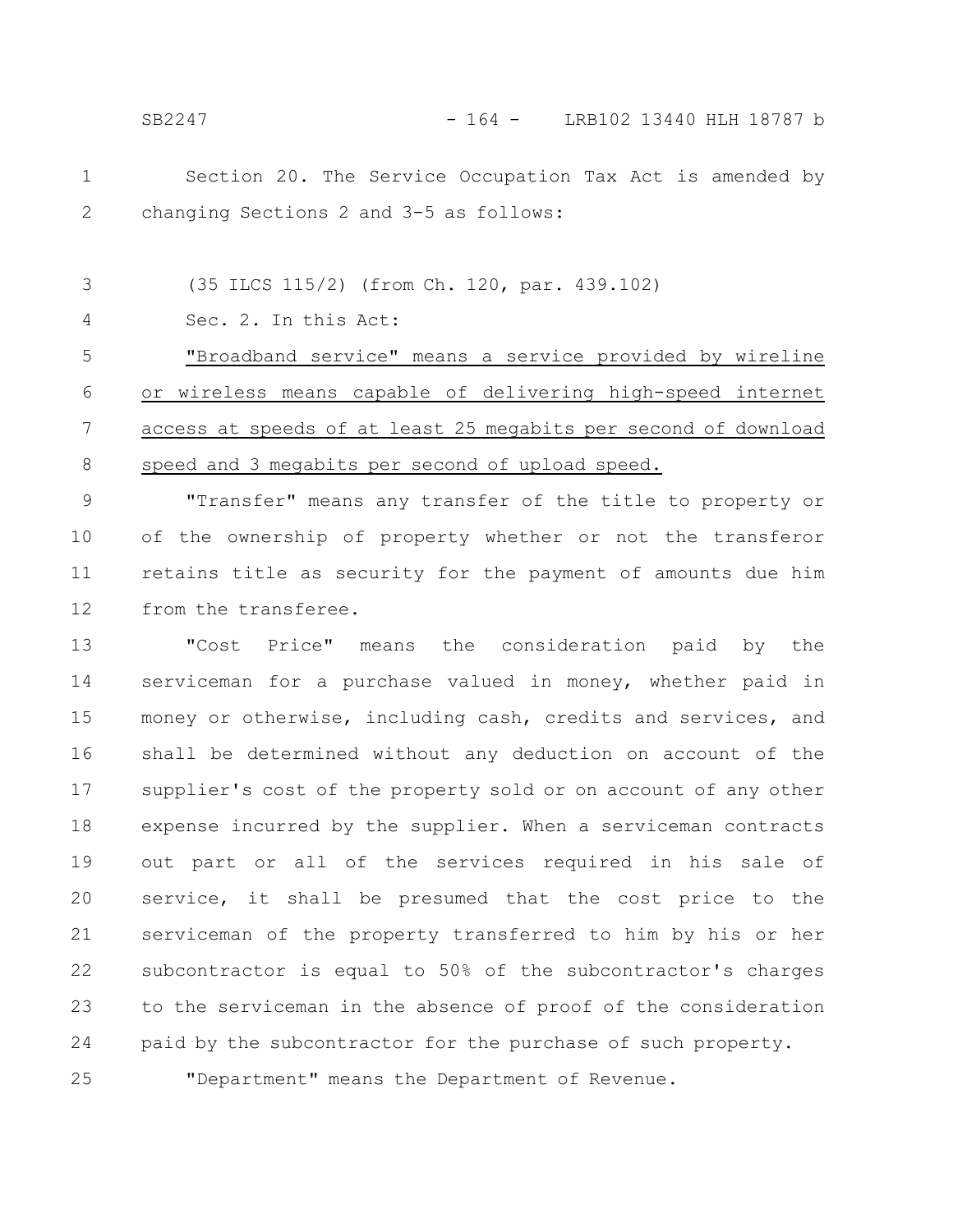Section 20. The Service Occupation Tax Act is amended by changing Sections 2 and 3-5 as follows:

(35 ILCS 115/2) (from Ch. 120, par. 439.102)

Sec. 2. In this Act:

"Broadband service" means a service provided by wireline or wireless means capable of delivering high-speed internet access at speeds of at least 25 megabits per second of download speed and 3 megabits per second of upload speed.

"Transfer" means any transfer of the title to property or of the ownership of property whether or not the transferor retains title as security for the payment of amounts due him from the transferee.

"Cost Price" means the consideration paid by the serviceman for a purchase valued in money, whether paid in money or otherwise, including cash, credits and services, and shall be determined without any deduction on account of the supplier's cost of the property sold or on account of any other expense incurred by the supplier. When a serviceman contracts out part or all of the services required in his sale of service, it shall be presumed that the cost price to the serviceman of the property transferred to him by his or her subcontractor is equal to 50% of the subcontractor's charges to the serviceman in the absence of proof of the consideration paid by the subcontractor for the purchase of such property.

"Department" means the Department of Revenue.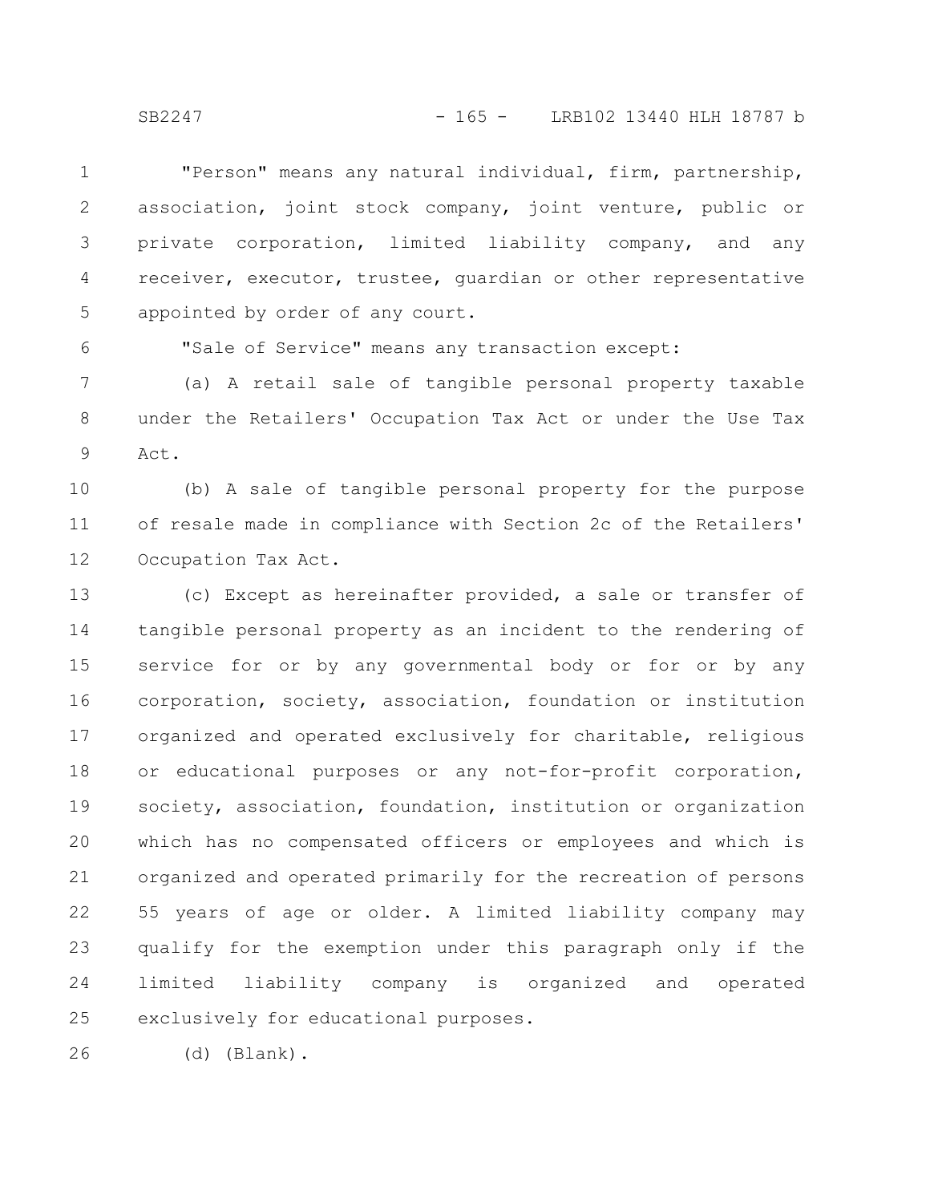"Person" means any natural individual, firm, partnership, association, joint stock company, joint venture, public or private corporation, limited liability company, and any receiver, executor, trustee, guardian or other representative appointed by order of any court.

"Sale of Service" means any transaction except:

(a) A retail sale of tangible personal property taxable under the Retailers' Occupation Tax Act or under the Use Tax Act.

(b) A sale of tangible personal property for the purpose of resale made in compliance with Section 2c of the Retailers' Occupation Tax Act.

(c) Except as hereinafter provided, a sale or transfer of tangible personal property as an incident to the rendering of service for or by any governmental body or for or by any corporation, society, association, foundation or institution organized and operated exclusively for charitable, religious or educational purposes or any not-for-profit corporation, society, association, foundation, institution or organization which has no compensated officers or employees and which is organized and operated primarily for the recreation of persons 55 years of age or older. A limited liability company may qualify for the exemption under this paragraph only if the limited liability company is organized and operated exclusively for educational purposes.

(d) (Blank).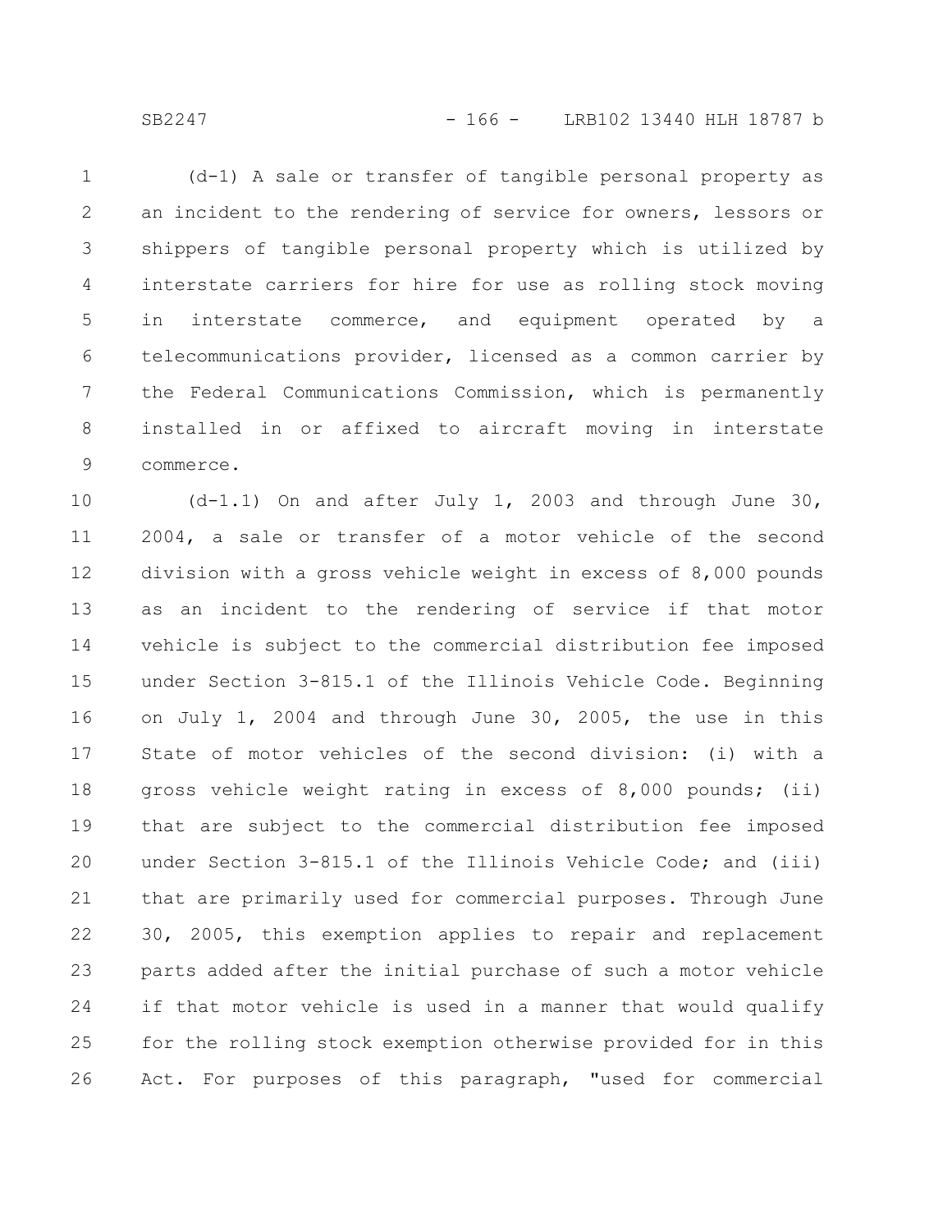(d-1) A sale or transfer of tangible personal property as an incident to the rendering of service for owners, lessors or shippers of tangible personal property which is utilized by interstate carriers for hire for use as rolling stock moving in interstate commerce, and equipment operated by a telecommunications provider, licensed as a common carrier by the Federal Communications Commission, which is permanently installed in or affixed to aircraft moving in interstate commerce.

(d-1.1) On and after July 1, 2003 and through June 30, 2004, a sale or transfer of a motor vehicle of the second division with a gross vehicle weight in excess of 8,000 pounds as an incident to the rendering of service if that motor vehicle is subject to the commercial distribution fee imposed under Section 3-815.1 of the Illinois Vehicle Code. Beginning on July 1, 2004 and through June 30, 2005, the use in this State of motor vehicles of the second division: (i) with a gross vehicle weight rating in excess of 8,000 pounds; (ii) that are subject to the commercial distribution fee imposed under Section 3-815.1 of the Illinois Vehicle Code; and (iii) that are primarily used for commercial purposes. Through June 30, 2005, this exemption applies to repair and replacement parts added after the initial purchase of such a motor vehicle if that motor vehicle is used in a manner that would qualify for the rolling stock exemption otherwise provided for in this Act. For purposes of this paragraph, "used for commercial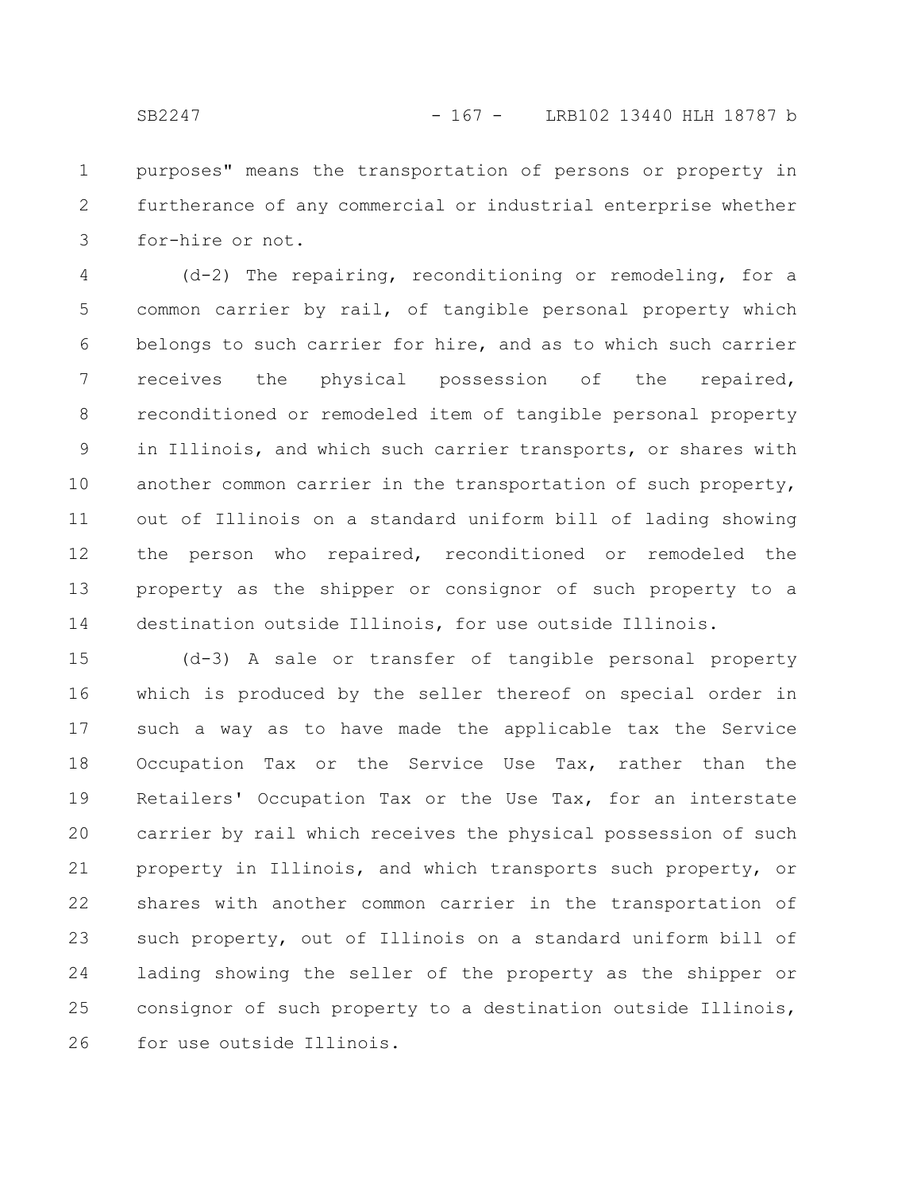purposes" means the transportation of persons or property in furtherance of any commercial or industrial enterprise whether for-hire or not.

(d-2) The repairing, reconditioning or remodeling, for a common carrier by rail, of tangible personal property which belongs to such carrier for hire, and as to which such carrier receives the physical possession of the repaired, reconditioned or remodeled item of tangible personal property in Illinois, and which such carrier transports, or shares with another common carrier in the transportation of such property, out of Illinois on a standard uniform bill of lading showing the person who repaired, reconditioned or remodeled the property as the shipper or consignor of such property to a destination outside Illinois, for use outside Illinois.

(d-3) A sale or transfer of tangible personal property which is produced by the seller thereof on special order in such a way as to have made the applicable tax the Service Occupation Tax or the Service Use Tax, rather than the Retailers' Occupation Tax or the Use Tax, for an interstate carrier by rail which receives the physical possession of such property in Illinois, and which transports such property, or shares with another common carrier in the transportation of such property, out of Illinois on a standard uniform bill of lading showing the seller of the property as the shipper or consignor of such property to a destination outside Illinois, for use outside Illinois.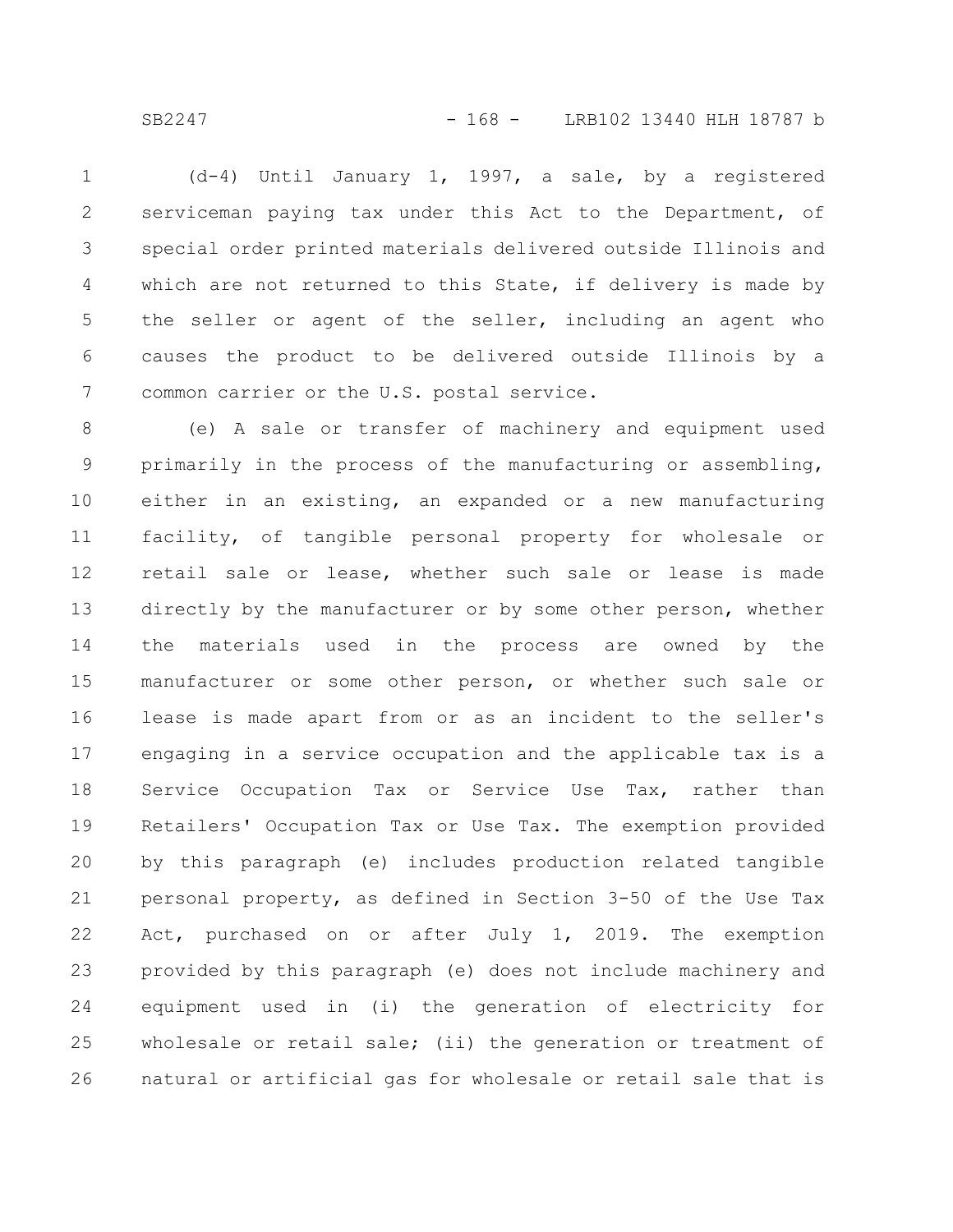(d-4) Until January 1, 1997, a sale, by a registered serviceman paying tax under this Act to the Department, of special order printed materials delivered outside Illinois and which are not returned to this State, if delivery is made by the seller or agent of the seller, including an agent who causes the product to be delivered outside Illinois by a common carrier or the U.S. postal service.

(e) A sale or transfer of machinery and equipment used primarily in the process of the manufacturing or assembling, either in an existing, an expanded or a new manufacturing facility, of tangible personal property for wholesale or retail sale or lease, whether such sale or lease is made directly by the manufacturer or by some other person, whether the materials used in the process are owned by the manufacturer or some other person, or whether such sale or lease is made apart from or as an incident to the seller's engaging in a service occupation and the applicable tax is a Service Occupation Tax or Service Use Tax, rather than Retailers' Occupation Tax or Use Tax. The exemption provided by this paragraph (e) includes production related tangible personal property, as defined in Section 3-50 of the Use Tax Act, purchased on or after July 1, 2019. The exemption provided by this paragraph (e) does not include machinery and equipment used in (i) the generation of electricity for wholesale or retail sale; (ii) the generation or treatment of natural or artificial gas for wholesale or retail sale that is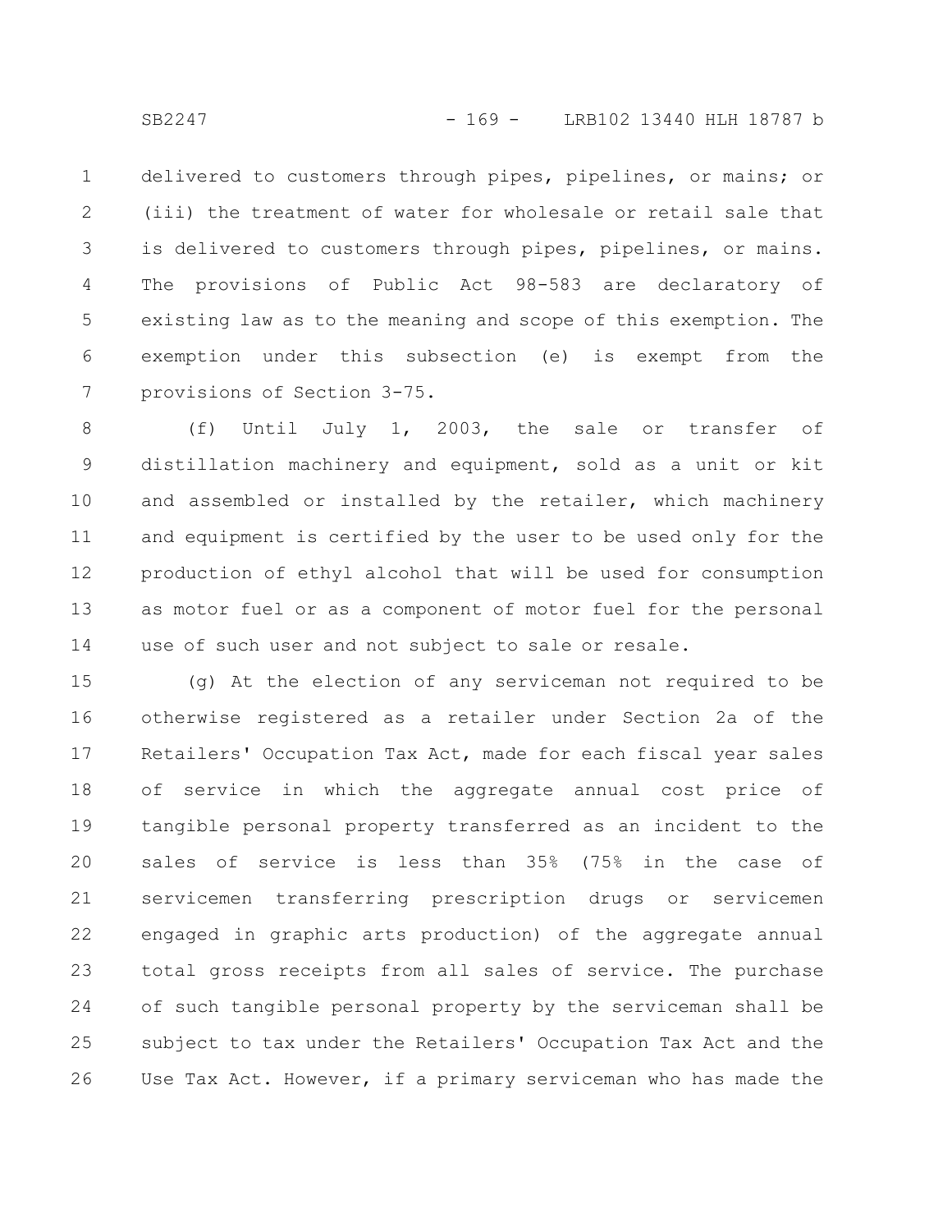delivered to customers through pipes, pipelines, or mains; or (iii) the treatment of water for wholesale or retail sale that is delivered to customers through pipes, pipelines, or mains. The provisions of Public Act 98-583 are declaratory of existing law as to the meaning and scope of this exemption. The exemption under this subsection (e) is exempt from the provisions of Section 3-75.

(f) Until July 1, 2003, the sale or transfer of distillation machinery and equipment, sold as a unit or kit and assembled or installed by the retailer, which machinery and equipment is certified by the user to be used only for the production of ethyl alcohol that will be used for consumption as motor fuel or as a component of motor fuel for the personal use of such user and not subject to sale or resale.

(g) At the election of any serviceman not required to be otherwise registered as a retailer under Section 2a of the Retailers' Occupation Tax Act, made for each fiscal year sales of service in which the aggregate annual cost price of tangible personal property transferred as an incident to the sales of service is less than 35% (75% in the case of servicemen transferring prescription drugs or servicemen engaged in graphic arts production) of the aggregate annual total gross receipts from all sales of service. The purchase of such tangible personal property by the serviceman shall be subject to tax under the Retailers' Occupation Tax Act and the Use Tax Act. However, if a primary serviceman who has made the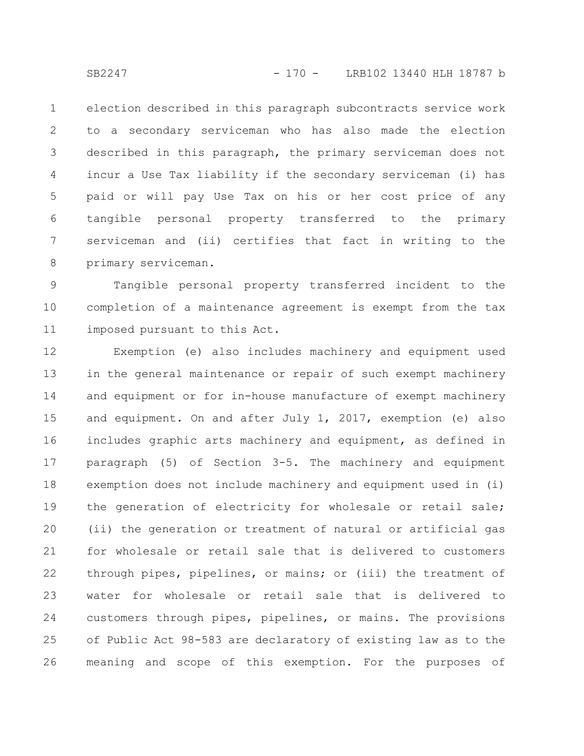election described in this paragraph subcontracts service work to a secondary serviceman who has also made the election described in this paragraph, the primary serviceman does not incur a Use Tax liability if the secondary serviceman (i) has paid or will pay Use Tax on his or her cost price of any tangible personal property transferred to the primary serviceman and (ii) certifies that fact in writing to the primary serviceman.

Tangible personal property transferred incident to the completion of a maintenance agreement is exempt from the tax imposed pursuant to this Act.

Exemption (e) also includes machinery and equipment used in the general maintenance or repair of such exempt machinery and equipment or for in-house manufacture of exempt machinery and equipment. On and after July 1, 2017, exemption (e) also includes graphic arts machinery and equipment, as defined in paragraph (5) of Section 3-5. The machinery and equipment exemption does not include machinery and equipment used in (i) the generation of electricity for wholesale or retail sale; (ii) the generation or treatment of natural or artificial gas for wholesale or retail sale that is delivered to customers through pipes, pipelines, or mains; or (iii) the treatment of water for wholesale or retail sale that is delivered to customers through pipes, pipelines, or mains. The provisions of Public Act 98-583 are declaratory of existing law as to the meaning and scope of this exemption. For the purposes of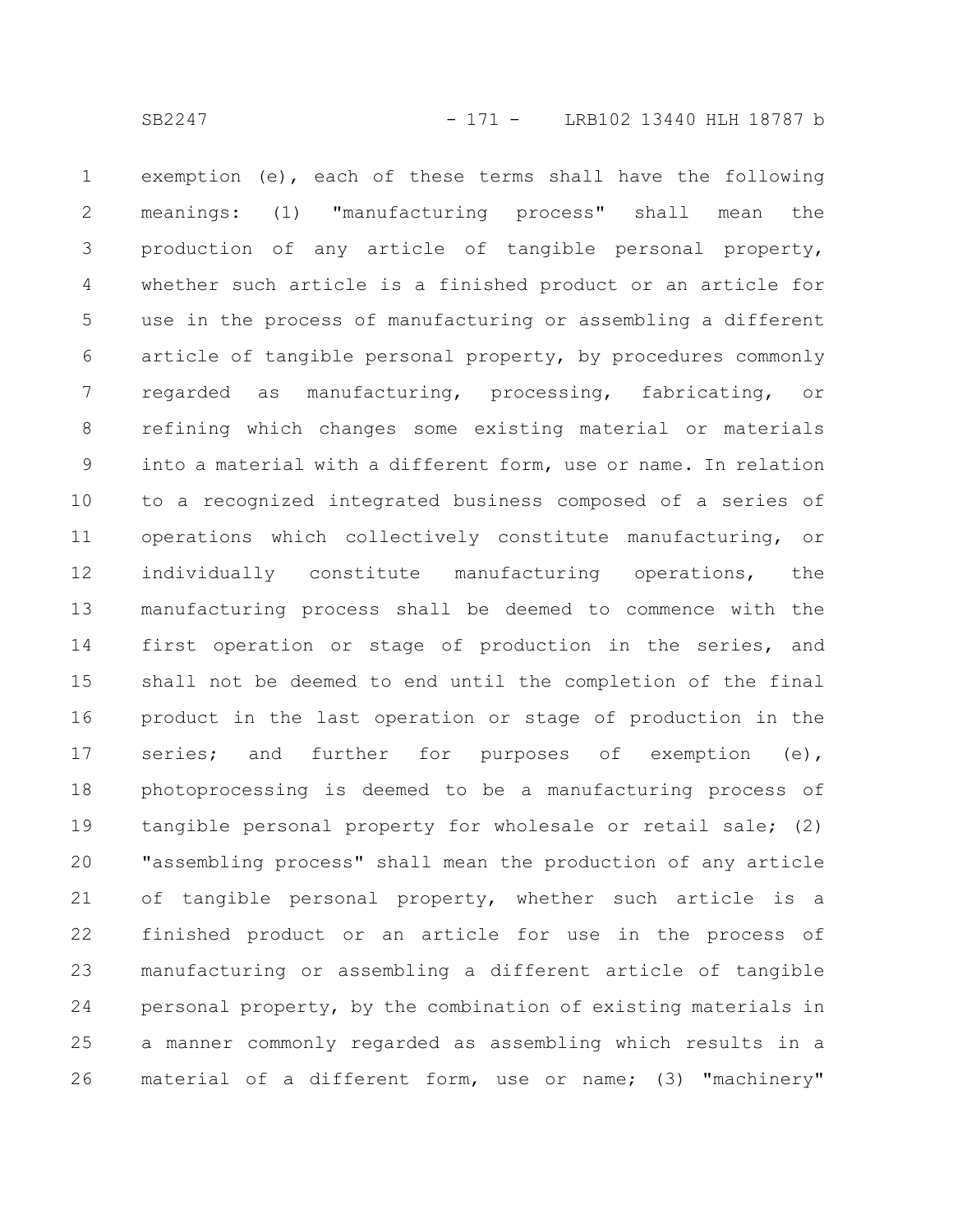exemption (e), each of these terms shall have the following meanings: (1) "manufacturing process" shall mean the production of any article of tangible personal property, whether such article is a finished product or an article for use in the process of manufacturing or assembling a different article of tangible personal property, by procedures commonly regarded as manufacturing, processing, fabricating, or refining which changes some existing material or materials into a material with a different form, use or name. In relation to a recognized integrated business composed of a series of operations which collectively constitute manufacturing, or individually constitute manufacturing operations, the manufacturing process shall be deemed to commence with the first operation or stage of production in the series, and shall not be deemed to end until the completion of the final product in the last operation or stage of production in the series; and further for purposes of exemption (e), photoprocessing is deemed to be a manufacturing process of tangible personal property for wholesale or retail sale; (2) "assembling process" shall mean the production of any article of tangible personal property, whether such article is a finished product or an article for use in the process of manufacturing or assembling a different article of tangible personal property, by the combination of existing materials in a manner commonly regarded as assembling which results in a material of a different form, use or name; (3) "machinery"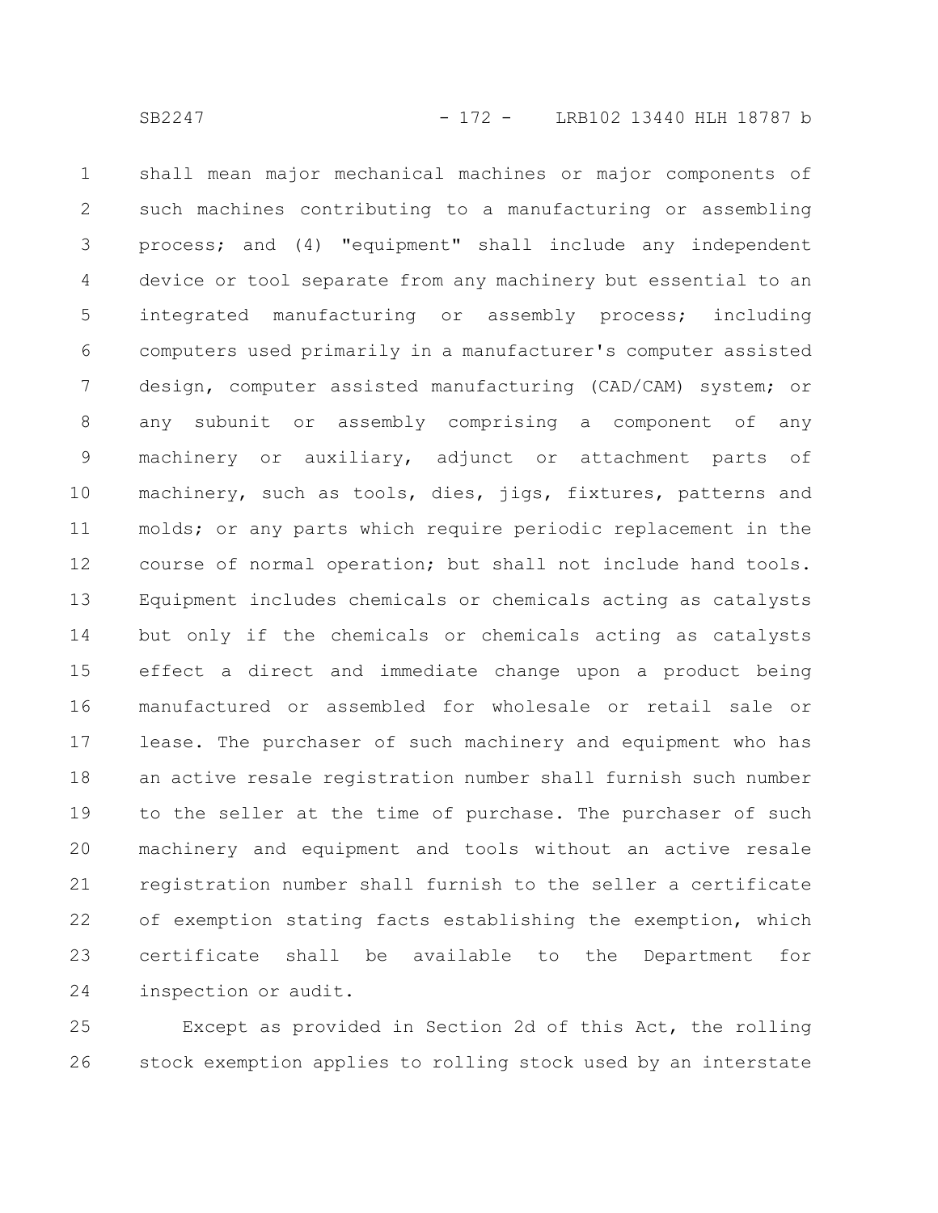shall mean major mechanical machines or major components of such machines contributing to a manufacturing or assembling process; and (4) "equipment" shall include any independent device or tool separate from any machinery but essential to an integrated manufacturing or assembly process; including computers used primarily in a manufacturer's computer assisted design, computer assisted manufacturing (CAD/CAM) system; or any subunit or assembly comprising a component of any machinery or auxiliary, adjunct or attachment parts of machinery, such as tools, dies, jigs, fixtures, patterns and molds; or any parts which require periodic replacement in the course of normal operation; but shall not include hand tools. Equipment includes chemicals or chemicals acting as catalysts but only if the chemicals or chemicals acting as catalysts effect a direct and immediate change upon a product being manufactured or assembled for wholesale or retail sale or lease. The purchaser of such machinery and equipment who has an active resale registration number shall furnish such number to the seller at the time of purchase. The purchaser of such machinery and equipment and tools without an active resale registration number shall furnish to the seller a certificate of exemption stating facts establishing the exemption, which certificate shall be available to the Department for inspection or audit.

Except as provided in Section 2d of this Act, the rolling stock exemption applies to rolling stock used by an interstate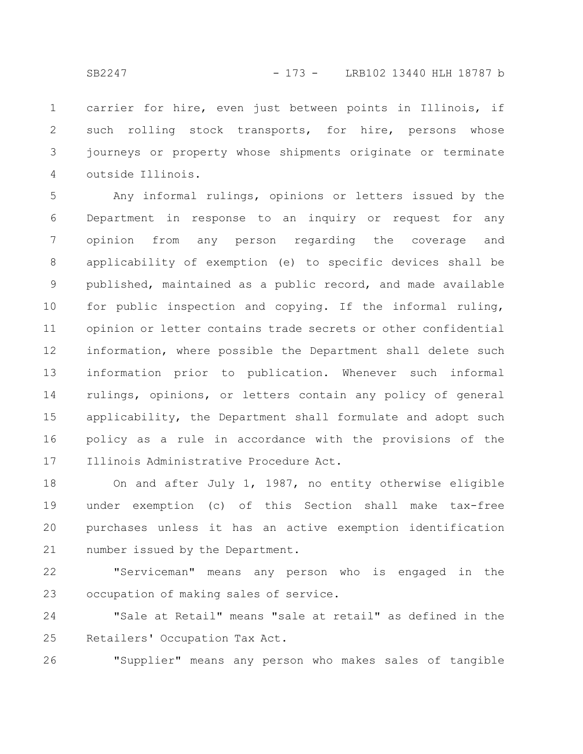carrier for hire, even just between points in Illinois, if such rolling stock transports, for hire, persons whose journeys or property whose shipments originate or terminate outside Illinois.

Any informal rulings, opinions or letters issued by the Department in response to an inquiry or request for any opinion from any person regarding the coverage and applicability of exemption (e) to specific devices shall be published, maintained as a public record, and made available for public inspection and copying. If the informal ruling, opinion or letter contains trade secrets or other confidential information, where possible the Department shall delete such information prior to publication. Whenever such informal rulings, opinions, or letters contain any policy of general applicability, the Department shall formulate and adopt such policy as a rule in accordance with the provisions of the Illinois Administrative Procedure Act.

On and after July 1, 1987, no entity otherwise eligible under exemption (c) of this Section shall make tax-free purchases unless it has an active exemption identification number issued by the Department.

"Serviceman" means any person who is engaged in the occupation of making sales of service.

"Sale at Retail" means "sale at retail" as defined in the Retailers' Occupation Tax Act.

"Supplier" means any person who makes sales of tangible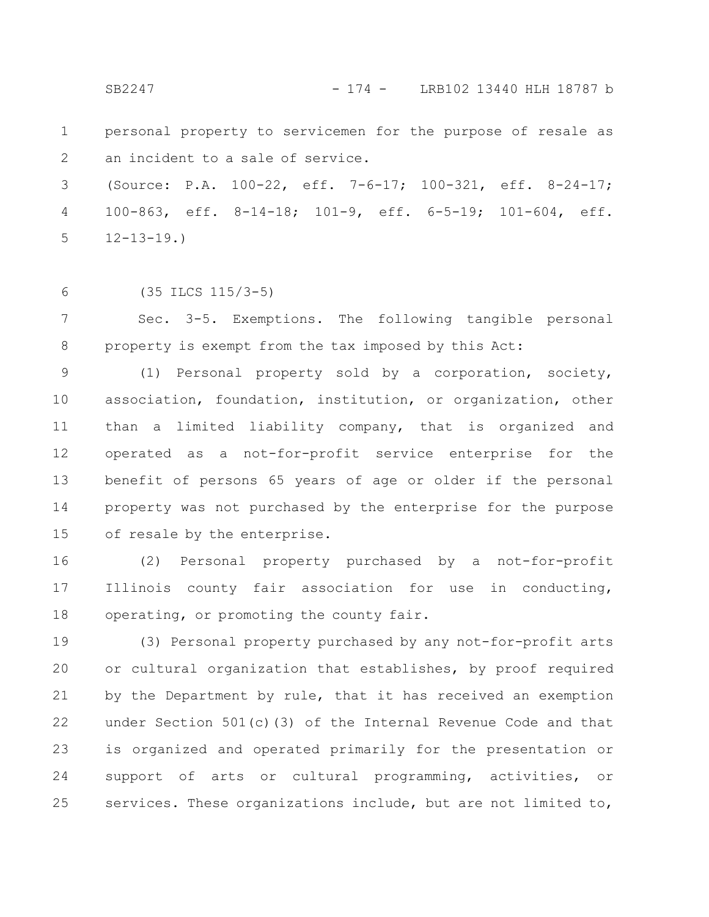personal property to servicemen for the purpose of resale as an incident to a sale of service.

(Source: P.A. 100-22, eff. 7-6-17; 100-321, eff. 8-24-17; 100-863, eff. 8-14-18; 101-9, eff. 6-5-19; 101-604, eff. 12-13-19.)

(35 ILCS 115/3-5)

Sec. 3-5. Exemptions. The following tangible personal property is exempt from the tax imposed by this Act:

(1) Personal property sold by a corporation, society, association, foundation, institution, or organization, other than a limited liability company, that is organized and operated as a not-for-profit service enterprise for the benefit of persons 65 years of age or older if the personal property was not purchased by the enterprise for the purpose of resale by the enterprise.

(2) Personal property purchased by a not-for-profit Illinois county fair association for use in conducting, operating, or promoting the county fair.

(3) Personal property purchased by any not-for-profit arts or cultural organization that establishes, by proof required by the Department by rule, that it has received an exemption under Section 501(c)(3) of the Internal Revenue Code and that is organized and operated primarily for the presentation or support of arts or cultural programming, activities, or services. These organizations include, but are not limited to,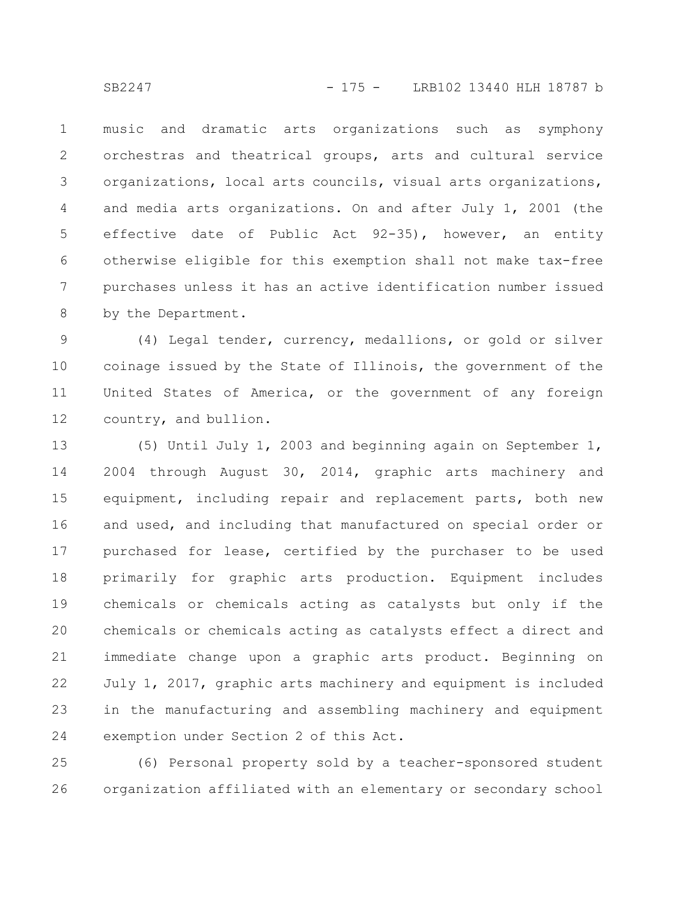music and dramatic arts organizations such as symphony orchestras and theatrical groups, arts and cultural service organizations, local arts councils, visual arts organizations, and media arts organizations. On and after July 1, 2001 (the effective date of Public Act 92-35), however, an entity otherwise eligible for this exemption shall not make tax-free purchases unless it has an active identification number issued by the Department.

(4) Legal tender, currency, medallions, or gold or silver coinage issued by the State of Illinois, the government of the United States of America, or the government of any foreign country, and bullion.

(5) Until July 1, 2003 and beginning again on September 1, 2004 through August 30, 2014, graphic arts machinery and equipment, including repair and replacement parts, both new and used, and including that manufactured on special order or purchased for lease, certified by the purchaser to be used primarily for graphic arts production. Equipment includes chemicals or chemicals acting as catalysts but only if the chemicals or chemicals acting as catalysts effect a direct and immediate change upon a graphic arts product. Beginning on July 1, 2017, graphic arts machinery and equipment is included in the manufacturing and assembling machinery and equipment exemption under Section 2 of this Act.

(6) Personal property sold by a teacher-sponsored student organization affiliated with an elementary or secondary school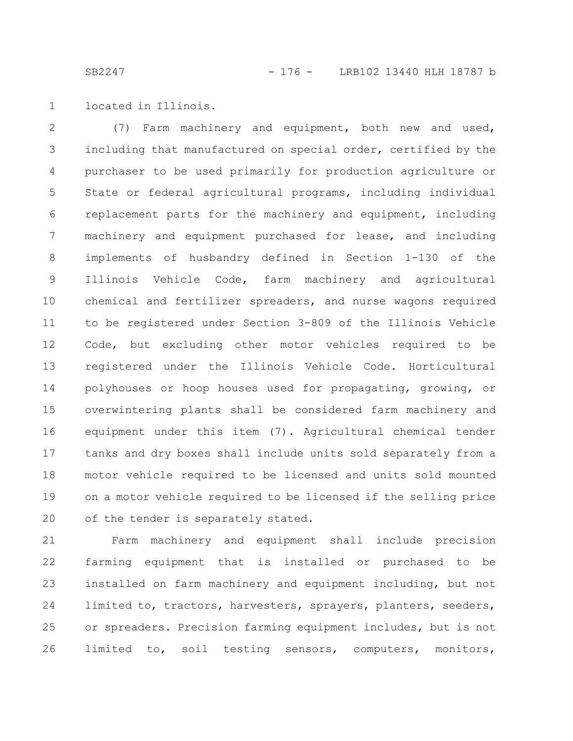located in Illinois.

(7) Farm machinery and equipment, both new and used, including that manufactured on special order, certified by the purchaser to be used primarily for production agriculture or State or federal agricultural programs, including individual replacement parts for the machinery and equipment, including machinery and equipment purchased for lease, and including implements of husbandry defined in Section 1-130 of the Illinois Vehicle Code, farm machinery and agricultural chemical and fertilizer spreaders, and nurse wagons required to be registered under Section 3-809 of the Illinois Vehicle Code, but excluding other motor vehicles required to be registered under the Illinois Vehicle Code. Horticultural polyhouses or hoop houses used for propagating, growing, or overwintering plants shall be considered farm machinery and equipment under this item (7). Agricultural chemical tender tanks and dry boxes shall include units sold separately from a motor vehicle required to be licensed and units sold mounted on a motor vehicle required to be licensed if the selling price of the tender is separately stated.

Farm machinery and equipment shall include precision farming equipment that is installed or purchased to be installed on farm machinery and equipment including, but not limited to, tractors, harvesters, sprayers, planters, seeders, or spreaders. Precision farming equipment includes, but is not limited to, soil testing sensors, computers, monitors,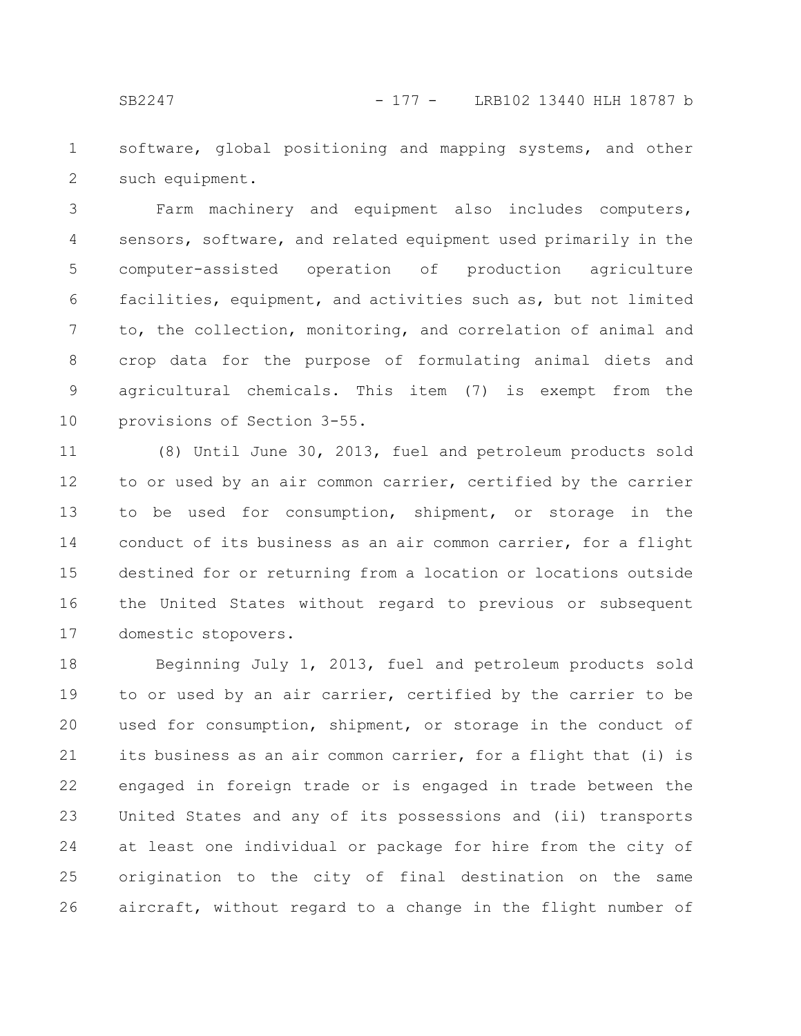software, global positioning and mapping systems, and other such equipment.

Farm machinery and equipment also includes computers, sensors, software, and related equipment used primarily in the computer-assisted operation of production agriculture facilities, equipment, and activities such as, but not limited to, the collection, monitoring, and correlation of animal and crop data for the purpose of formulating animal diets and agricultural chemicals. This item (7) is exempt from the provisions of Section 3-55.

(8) Until June 30, 2013, fuel and petroleum products sold to or used by an air common carrier, certified by the carrier to be used for consumption, shipment, or storage in the conduct of its business as an air common carrier, for a flight destined for or returning from a location or locations outside the United States without regard to previous or subsequent domestic stopovers.

Beginning July 1, 2013, fuel and petroleum products sold to or used by an air carrier, certified by the carrier to be used for consumption, shipment, or storage in the conduct of its business as an air common carrier, for a flight that (i) is engaged in foreign trade or is engaged in trade between the United States and any of its possessions and (ii) transports at least one individual or package for hire from the city of origination to the city of final destination on the same aircraft, without regard to a change in the flight number of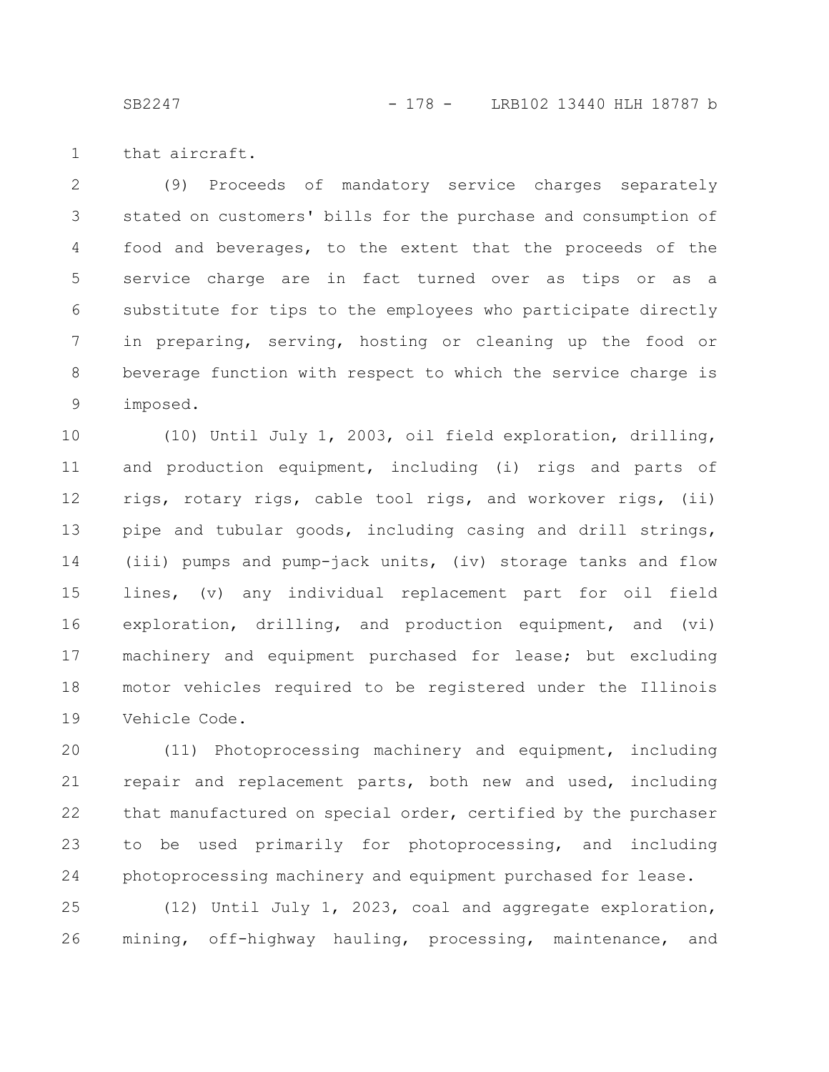that aircraft.

(9) Proceeds of mandatory service charges separately stated on customers' bills for the purchase and consumption of food and beverages, to the extent that the proceeds of the service charge are in fact turned over as tips or as a substitute for tips to the employees who participate directly in preparing, serving, hosting or cleaning up the food or beverage function with respect to which the service charge is imposed.

(10) Until July 1, 2003, oil field exploration, drilling, and production equipment, including (i) rigs and parts of rigs, rotary rigs, cable tool rigs, and workover rigs, (ii) pipe and tubular goods, including casing and drill strings, (iii) pumps and pump-jack units, (iv) storage tanks and flow lines, (v) any individual replacement part for oil field exploration, drilling, and production equipment, and (vi) machinery and equipment purchased for lease; but excluding motor vehicles required to be registered under the Illinois Vehicle Code.

(11) Photoprocessing machinery and equipment, including repair and replacement parts, both new and used, including that manufactured on special order, certified by the purchaser to be used primarily for photoprocessing, and including photoprocessing machinery and equipment purchased for lease.

(12) Until July 1, 2023, coal and aggregate exploration, mining, off-highway hauling, processing, maintenance, and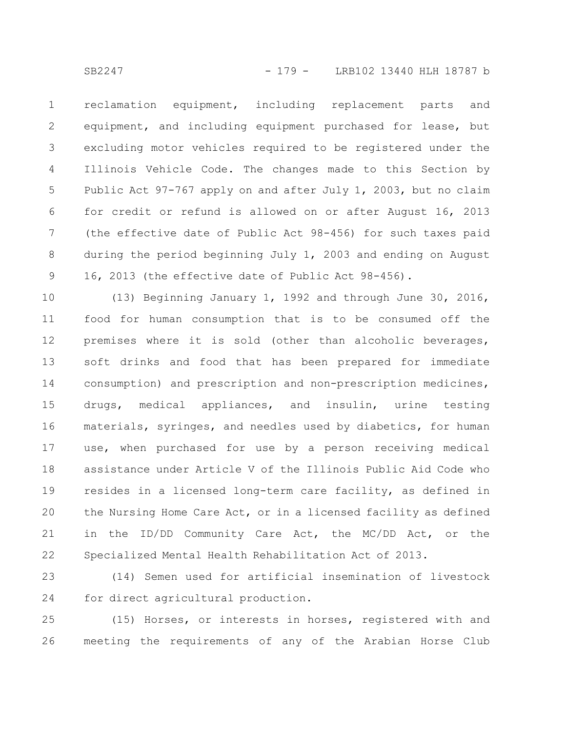reclamation equipment, including replacement parts and equipment, and including equipment purchased for lease, but excluding motor vehicles required to be registered under the Illinois Vehicle Code. The changes made to this Section by Public Act 97-767 apply on and after July 1, 2003, but no claim for credit or refund is allowed on or after August 16, 2013 (the effective date of Public Act 98-456) for such taxes paid during the period beginning July 1, 2003 and ending on August 16, 2013 (the effective date of Public Act 98-456).

(13) Beginning January 1, 1992 and through June 30, 2016, food for human consumption that is to be consumed off the premises where it is sold (other than alcoholic beverages, soft drinks and food that has been prepared for immediate consumption) and prescription and non-prescription medicines, drugs, medical appliances, and insulin, urine testing materials, syringes, and needles used by diabetics, for human use, when purchased for use by a person receiving medical assistance under Article V of the Illinois Public Aid Code who resides in a licensed long-term care facility, as defined in the Nursing Home Care Act, or in a licensed facility as defined in the ID/DD Community Care Act, the MC/DD Act, or the Specialized Mental Health Rehabilitation Act of 2013.

(14) Semen used for artificial insemination of livestock for direct agricultural production.

(15) Horses, or interests in horses, registered with and meeting the requirements of any of the Arabian Horse Club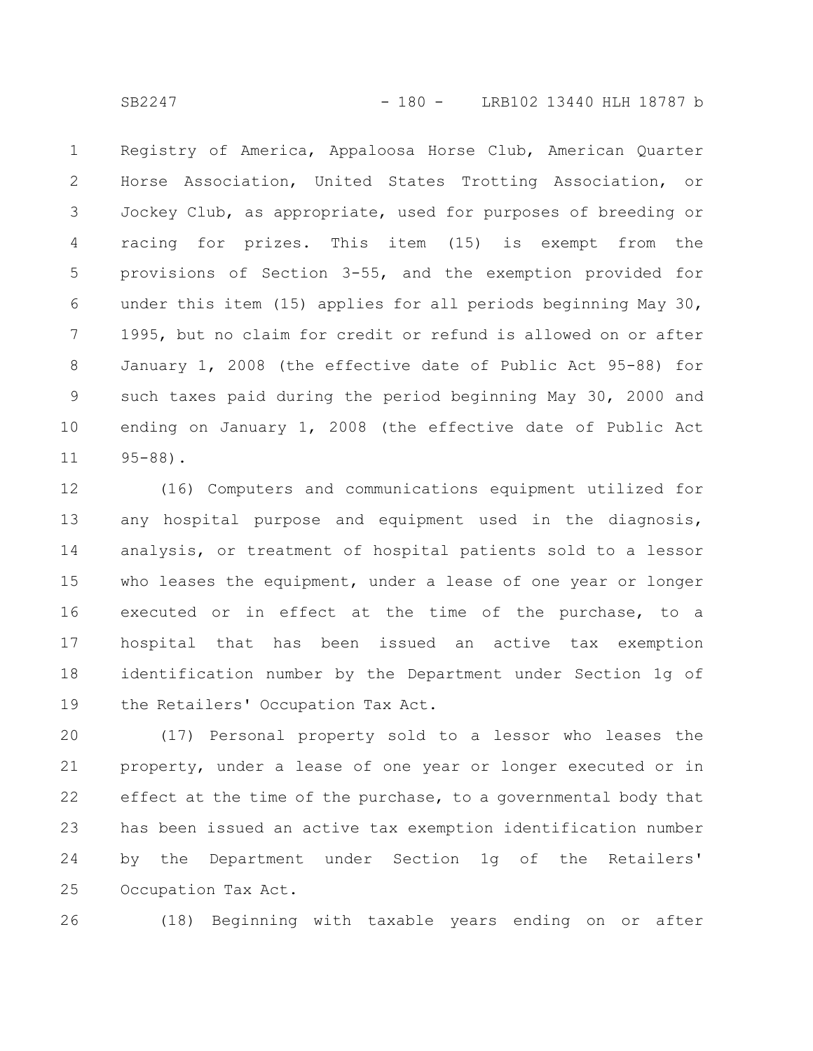Registry of America, Appaloosa Horse Club, American Quarter Horse Association, United States Trotting Association, or Jockey Club, as appropriate, used for purposes of breeding or racing for prizes. This item (15) is exempt from the provisions of Section 3-55, and the exemption provided for under this item (15) applies for all periods beginning May 30, 1995, but no claim for credit or refund is allowed on or after January 1, 2008 (the effective date of Public Act 95-88) for such taxes paid during the period beginning May 30, 2000 and ending on January 1, 2008 (the effective date of Public Act 95-88).

(16) Computers and communications equipment utilized for any hospital purpose and equipment used in the diagnosis, analysis, or treatment of hospital patients sold to a lessor who leases the equipment, under a lease of one year or longer executed or in effect at the time of the purchase, to a hospital that has been issued an active tax exemption identification number by the Department under Section 1g of the Retailers' Occupation Tax Act.

(17) Personal property sold to a lessor who leases the property, under a lease of one year or longer executed or in effect at the time of the purchase, to a governmental body that has been issued an active tax exemption identification number by the Department under Section 1g of the Retailers' Occupation Tax Act.

(18) Beginning with taxable years ending on or after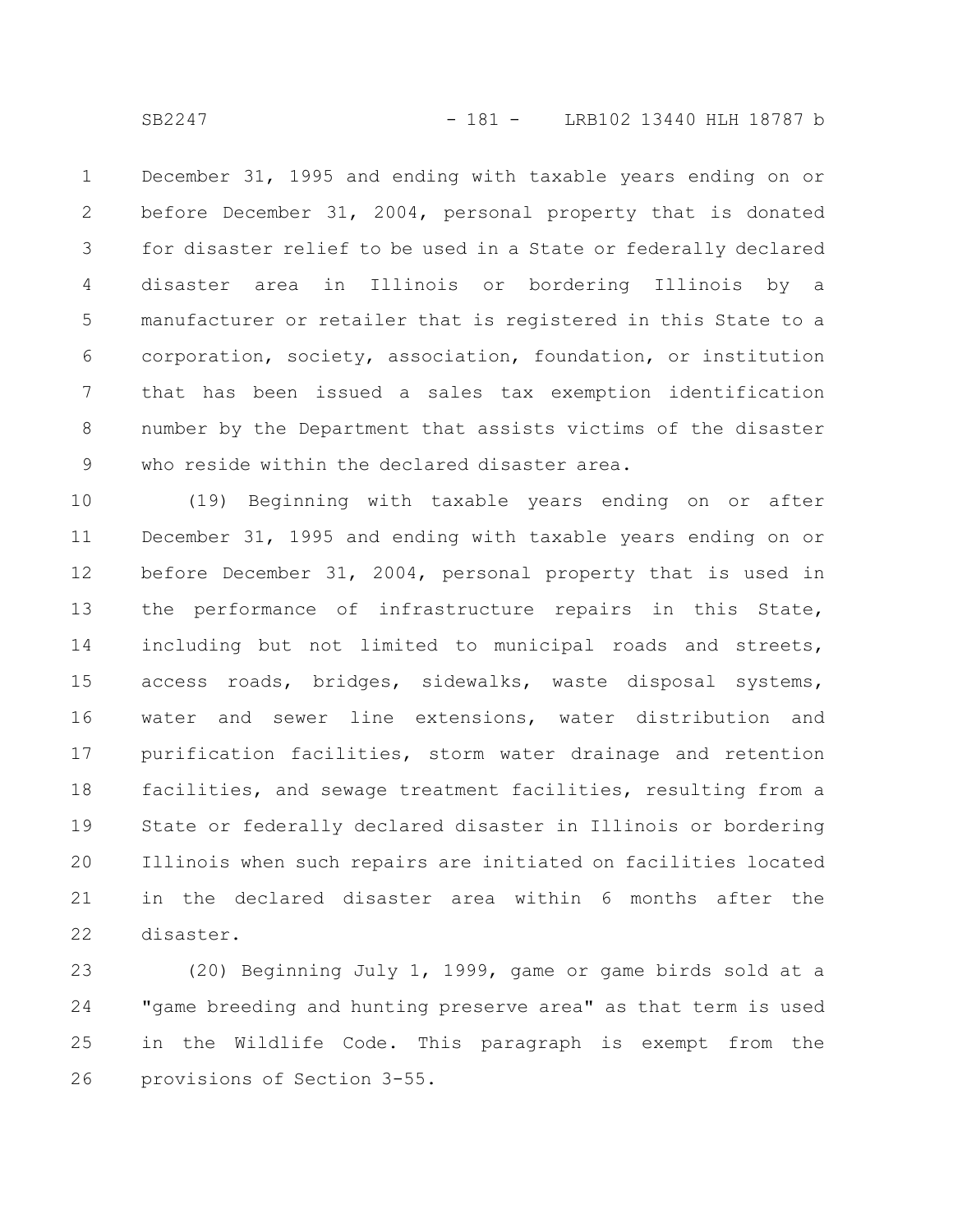December 31, 1995 and ending with taxable years ending on or before December 31, 2004, personal property that is donated for disaster relief to be used in a State or federally declared disaster area in Illinois or bordering Illinois by a manufacturer or retailer that is registered in this State to a corporation, society, association, foundation, or institution that has been issued a sales tax exemption identification number by the Department that assists victims of the disaster who reside within the declared disaster area.

(19) Beginning with taxable years ending on or after December 31, 1995 and ending with taxable years ending on or before December 31, 2004, personal property that is used in the performance of infrastructure repairs in this State, including but not limited to municipal roads and streets, access roads, bridges, sidewalks, waste disposal systems, water and sewer line extensions, water distribution and purification facilities, storm water drainage and retention facilities, and sewage treatment facilities, resulting from a State or federally declared disaster in Illinois or bordering Illinois when such repairs are initiated on facilities located in the declared disaster area within 6 months after the disaster.

(20) Beginning July 1, 1999, game or game birds sold at a "game breeding and hunting preserve area" as that term is used in the Wildlife Code. This paragraph is exempt from the provisions of Section 3-55.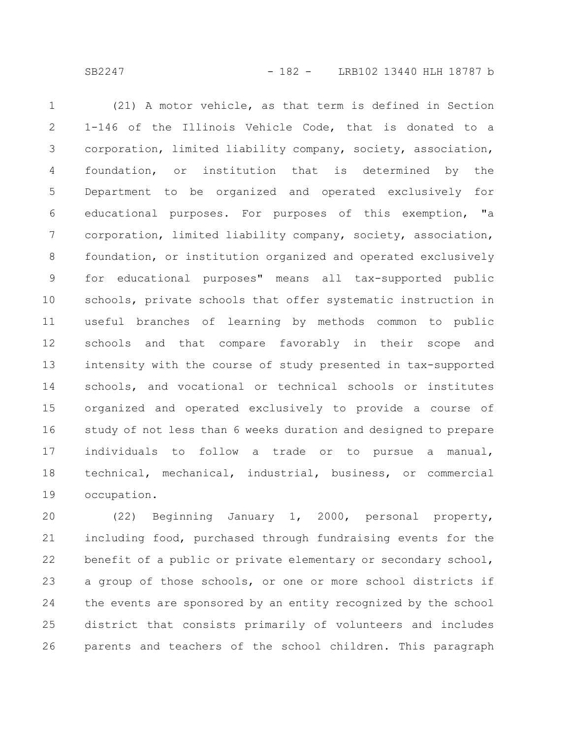(21) A motor vehicle, as that term is defined in Section 1-146 of the Illinois Vehicle Code, that is donated to a corporation, limited liability company, society, association, foundation, or institution that is determined by the Department to be organized and operated exclusively for educational purposes. For purposes of this exemption, "a corporation, limited liability company, society, association, foundation, or institution organized and operated exclusively for educational purposes" means all tax-supported public schools, private schools that offer systematic instruction in useful branches of learning by methods common to public schools and that compare favorably in their scope and intensity with the course of study presented in tax-supported schools, and vocational or technical schools or institutes organized and operated exclusively to provide a course of study of not less than 6 weeks duration and designed to prepare individuals to follow a trade or to pursue a manual, technical, mechanical, industrial, business, or commercial occupation.

(22) Beginning January 1, 2000, personal property, including food, purchased through fundraising events for the benefit of a public or private elementary or secondary school, a group of those schools, or one or more school districts if the events are sponsored by an entity recognized by the school district that consists primarily of volunteers and includes parents and teachers of the school children. This paragraph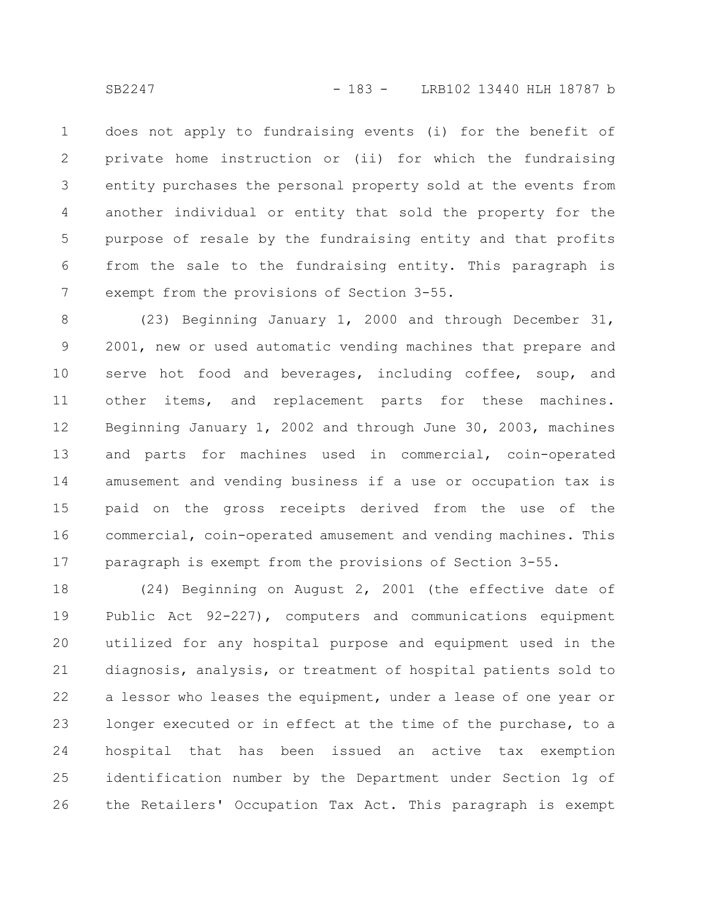does not apply to fundraising events (i) for the benefit of private home instruction or (ii) for which the fundraising entity purchases the personal property sold at the events from another individual or entity that sold the property for the purpose of resale by the fundraising entity and that profits from the sale to the fundraising entity. This paragraph is exempt from the provisions of Section 3-55.

(23) Beginning January 1, 2000 and through December 31, 2001, new or used automatic vending machines that prepare and serve hot food and beverages, including coffee, soup, and other items, and replacement parts for these machines. Beginning January 1, 2002 and through June 30, 2003, machines and parts for machines used in commercial, coin-operated amusement and vending business if a use or occupation tax is paid on the gross receipts derived from the use of the commercial, coin-operated amusement and vending machines. This paragraph is exempt from the provisions of Section 3-55.

(24) Beginning on August 2, 2001 (the effective date of Public Act 92-227), computers and communications equipment utilized for any hospital purpose and equipment used in the diagnosis, analysis, or treatment of hospital patients sold to a lessor who leases the equipment, under a lease of one year or longer executed or in effect at the time of the purchase, to a hospital that has been issued an active tax exemption identification number by the Department under Section 1g of the Retailers' Occupation Tax Act. This paragraph is exempt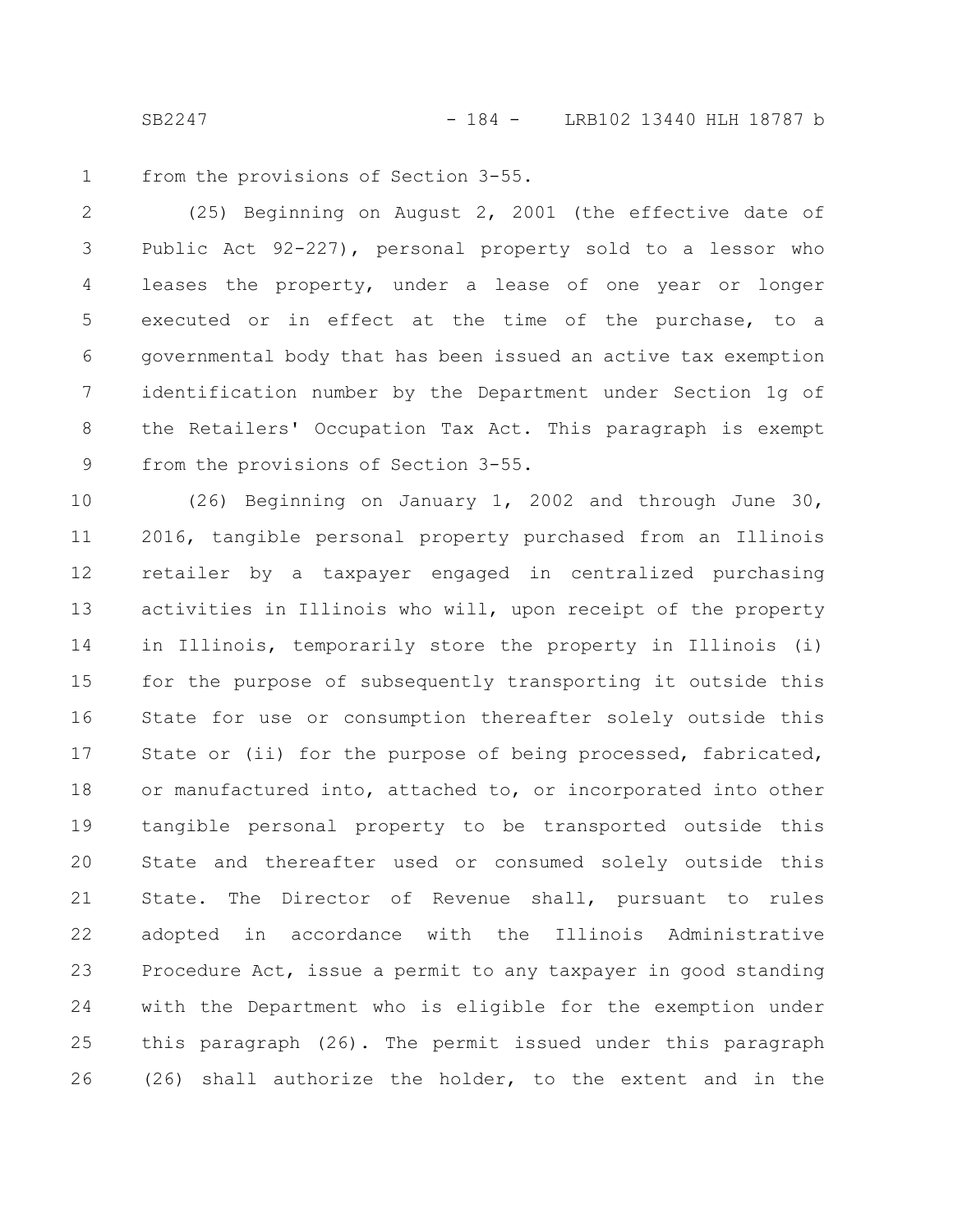from the provisions of Section 3-55.

(25) Beginning on August 2, 2001 (the effective date of Public Act 92-227), personal property sold to a lessor who leases the property, under a lease of one year or longer executed or in effect at the time of the purchase, to a governmental body that has been issued an active tax exemption identification number by the Department under Section 1g of the Retailers' Occupation Tax Act. This paragraph is exempt from the provisions of Section 3-55.

(26) Beginning on January 1, 2002 and through June 30, 2016, tangible personal property purchased from an Illinois retailer by a taxpayer engaged in centralized purchasing activities in Illinois who will, upon receipt of the property in Illinois, temporarily store the property in Illinois (i) for the purpose of subsequently transporting it outside this State for use or consumption thereafter solely outside this State or (ii) for the purpose of being processed, fabricated, or manufactured into, attached to, or incorporated into other tangible personal property to be transported outside this State and thereafter used or consumed solely outside this State. The Director of Revenue shall, pursuant to rules adopted in accordance with the Illinois Administrative Procedure Act, issue a permit to any taxpayer in good standing with the Department who is eligible for the exemption under this paragraph (26). The permit issued under this paragraph (26) shall authorize the holder, to the extent and in the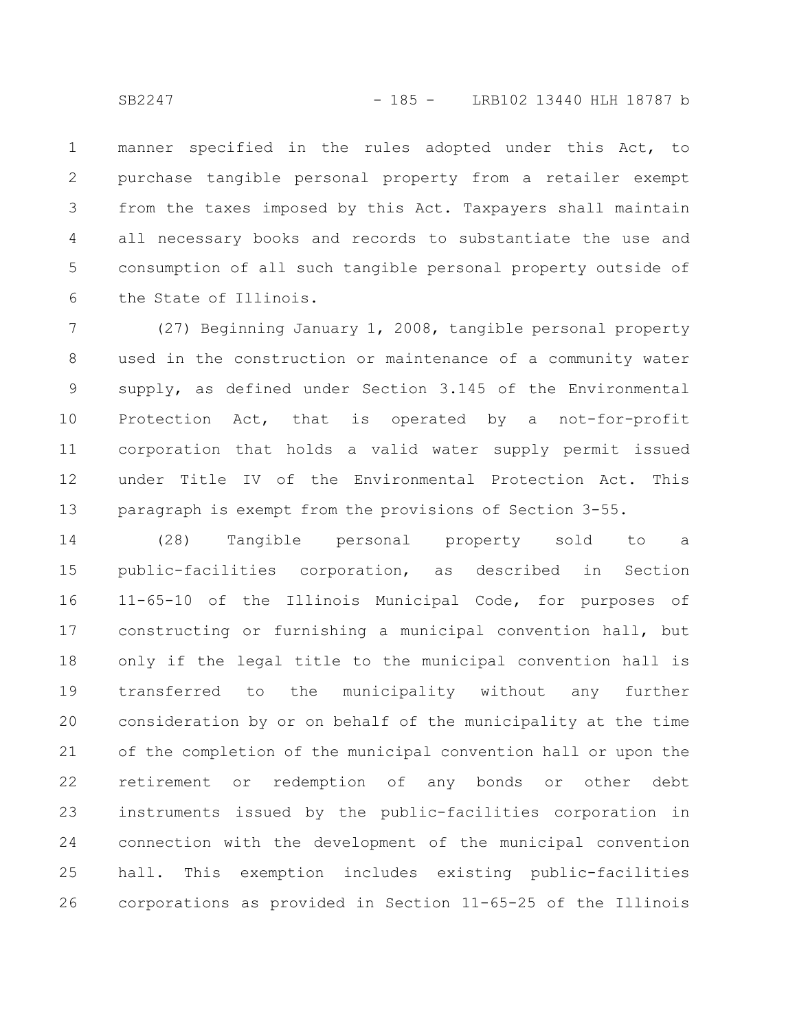manner specified in the rules adopted under this Act, to purchase tangible personal property from a retailer exempt from the taxes imposed by this Act. Taxpayers shall maintain all necessary books and records to substantiate the use and consumption of all such tangible personal property outside of the State of Illinois.

(27) Beginning January 1, 2008, tangible personal property used in the construction or maintenance of a community water supply, as defined under Section 3.145 of the Environmental Protection Act, that is operated by a not-for-profit corporation that holds a valid water supply permit issued under Title IV of the Environmental Protection Act. This paragraph is exempt from the provisions of Section 3-55.

(28) Tangible personal property sold to a public-facilities corporation, as described in Section 11-65-10 of the Illinois Municipal Code, for purposes of constructing or furnishing a municipal convention hall, but only if the legal title to the municipal convention hall is transferred to the municipality without any further consideration by or on behalf of the municipality at the time of the completion of the municipal convention hall or upon the retirement or redemption of any bonds or other debt instruments issued by the public-facilities corporation in connection with the development of the municipal convention hall. This exemption includes existing public-facilities corporations as provided in Section 11-65-25 of the Illinois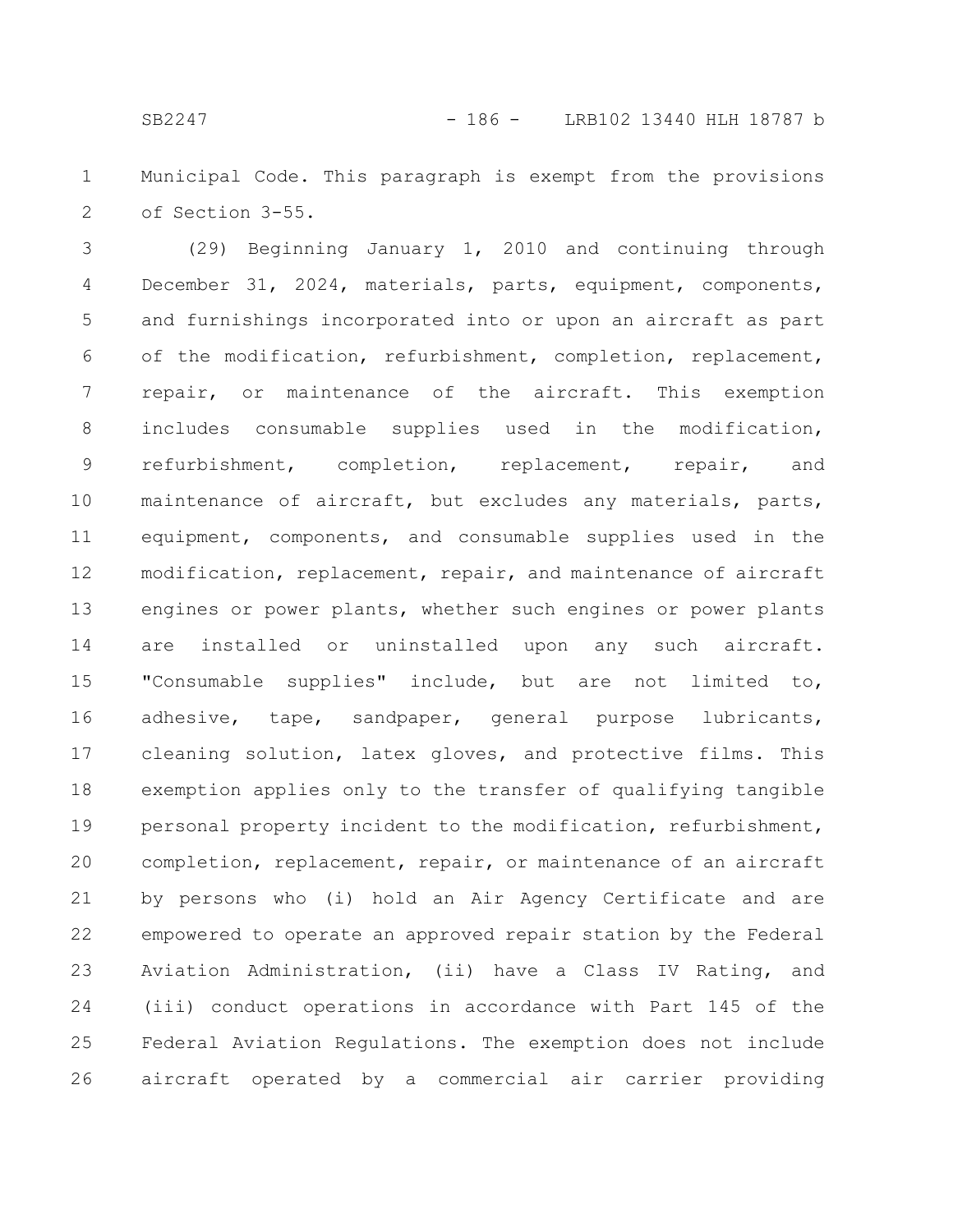Municipal Code. This paragraph is exempt from the provisions of Section 3-55.

(29) Beginning January 1, 2010 and continuing through December 31, 2024, materials, parts, equipment, components, and furnishings incorporated into or upon an aircraft as part of the modification, refurbishment, completion, replacement, repair, or maintenance of the aircraft. This exemption includes consumable supplies used in the modification, refurbishment, completion, replacement, repair, and maintenance of aircraft, but excludes any materials, parts, equipment, components, and consumable supplies used in the modification, replacement, repair, and maintenance of aircraft engines or power plants, whether such engines or power plants are installed or uninstalled upon any such aircraft. "Consumable supplies" include, but are not limited to, adhesive, tape, sandpaper, general purpose lubricants, cleaning solution, latex gloves, and protective films. This exemption applies only to the transfer of qualifying tangible personal property incident to the modification, refurbishment, completion, replacement, repair, or maintenance of an aircraft by persons who (i) hold an Air Agency Certificate and are empowered to operate an approved repair station by the Federal Aviation Administration, (ii) have a Class IV Rating, and (iii) conduct operations in accordance with Part 145 of the Federal Aviation Regulations. The exemption does not include aircraft operated by a commercial air carrier providing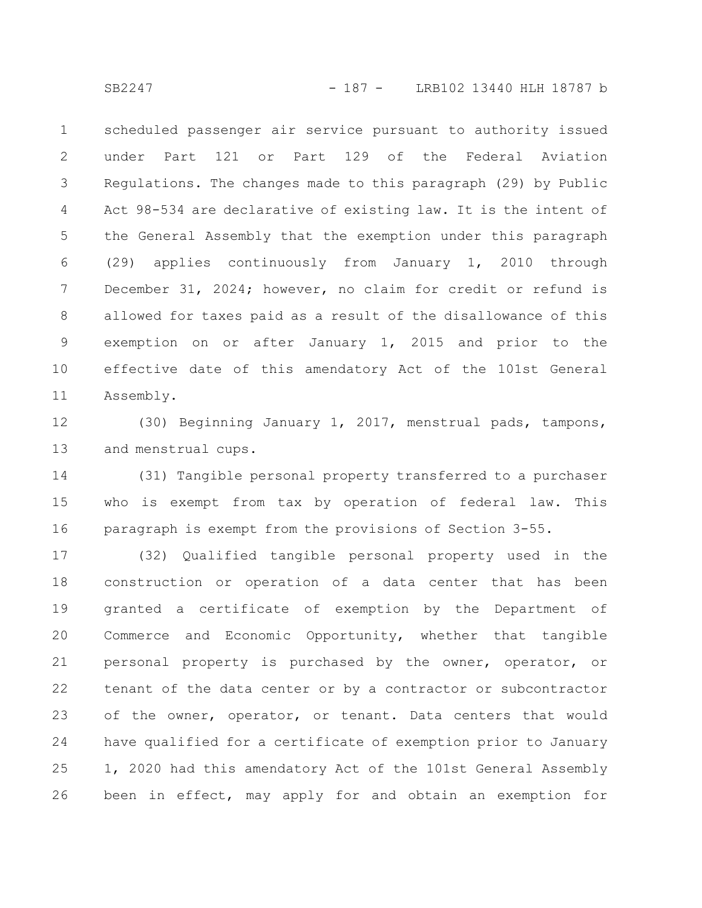scheduled passenger air service pursuant to authority issued under Part 121 or Part 129 of the Federal Aviation Regulations. The changes made to this paragraph (29) by Public Act 98-534 are declarative of existing law. It is the intent of the General Assembly that the exemption under this paragraph (29) applies continuously from January 1, 2010 through December 31, 2024; however, no claim for credit or refund is allowed for taxes paid as a result of the disallowance of this exemption on or after January 1, 2015 and prior to the effective date of this amendatory Act of the 101st General Assembly.

(30) Beginning January 1, 2017, menstrual pads, tampons, and menstrual cups.

(31) Tangible personal property transferred to a purchaser who is exempt from tax by operation of federal law. This paragraph is exempt from the provisions of Section 3-55.

(32) Qualified tangible personal property used in the construction or operation of a data center that has been granted a certificate of exemption by the Department of Commerce and Economic Opportunity, whether that tangible personal property is purchased by the owner, operator, or tenant of the data center or by a contractor or subcontractor of the owner, operator, or tenant. Data centers that would have qualified for a certificate of exemption prior to January 1, 2020 had this amendatory Act of the 101st General Assembly been in effect, may apply for and obtain an exemption for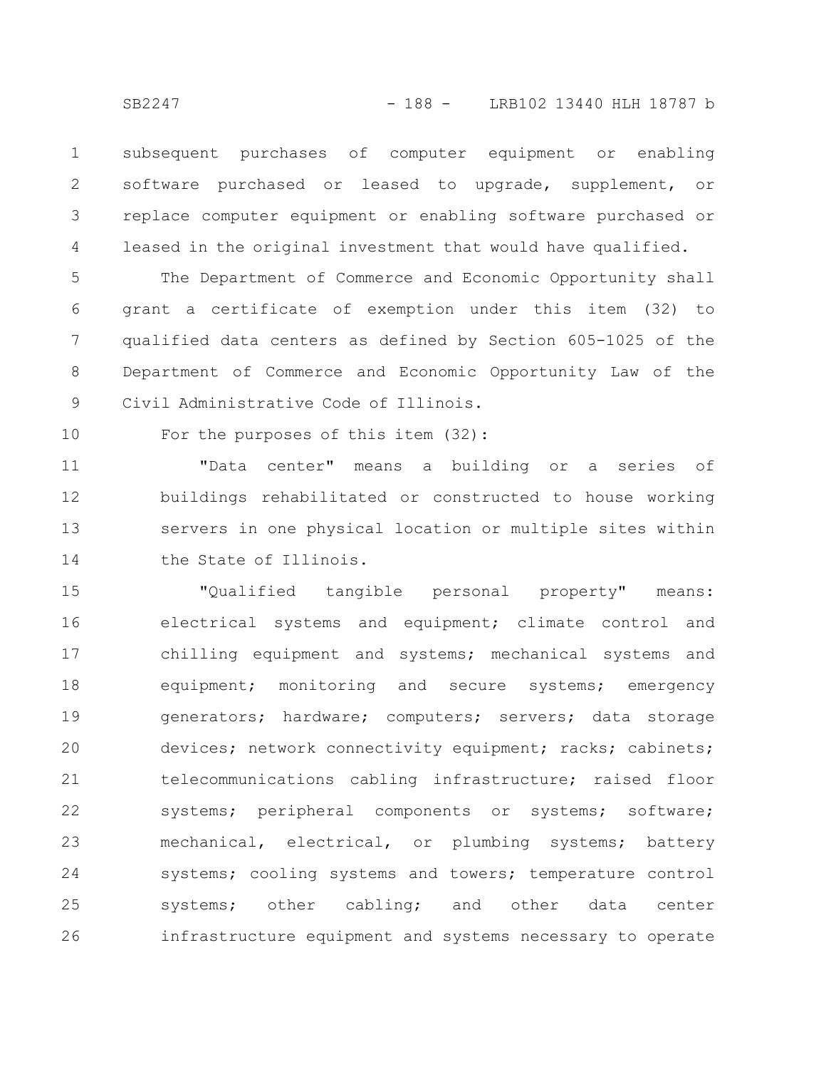subsequent purchases of computer equipment or enabling software purchased or leased to upgrade, supplement, or replace computer equipment or enabling software purchased or leased in the original investment that would have qualified.

The Department of Commerce and Economic Opportunity shall grant a certificate of exemption under this item (32) to qualified data centers as defined by Section 605-1025 of the Department of Commerce and Economic Opportunity Law of the Civil Administrative Code of Illinois.

For the purposes of this item (32):

"Data center" means a building or a series of buildings rehabilitated or constructed to house working servers in one physical location or multiple sites within the State of Illinois.

"Qualified tangible personal property" means: electrical systems and equipment; climate control and chilling equipment and systems; mechanical systems and equipment; monitoring and secure systems; emergency generators; hardware; computers; servers; data storage devices; network connectivity equipment; racks; cabinets; telecommunications cabling infrastructure; raised floor systems; peripheral components or systems; software; mechanical, electrical, or plumbing systems; battery systems; cooling systems and towers; temperature control systems; other cabling; and other data center infrastructure equipment and systems necessary to operate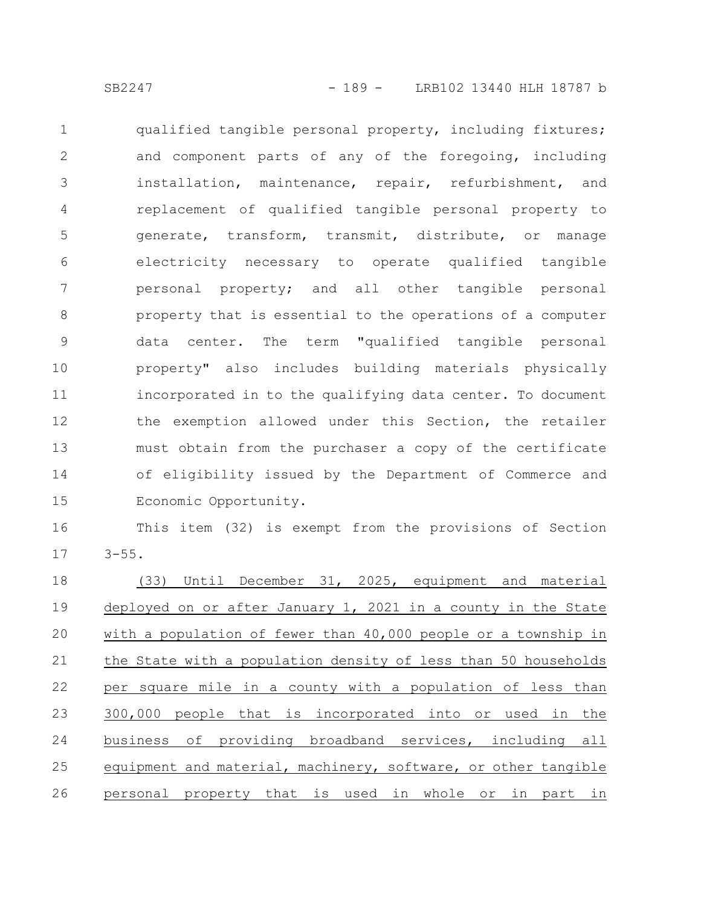qualified tangible personal property, including fixtures; and component parts of any of the foregoing, including installation, maintenance, repair, refurbishment, and replacement of qualified tangible personal property to generate, transform, transmit, distribute, or manage electricity necessary to operate qualified tangible personal property; and all other tangible personal property that is essential to the operations of a computer data center. The term "qualified tangible personal property" also includes building materials physically incorporated in to the qualifying data center. To document the exemption allowed under this Section, the retailer must obtain from the purchaser a copy of the certificate of eligibility issued by the Department of Commerce and Economic Opportunity.

This item (32) is exempt from the provisions of Section 3-55.

<u>(33) Until December 31, 2025, equipment and material deployed on or after January 1, 2021 in a county in the State with a population of fewer than 40,000 people or a township in the State with a population density of less than 50 households per square mile in a county with a population of less than 300,000 people that is incorporated into or used in the business of providing broadband services, including all equipment and material, machinery, software, or other tangible personal property that is used in whole or in part in</u>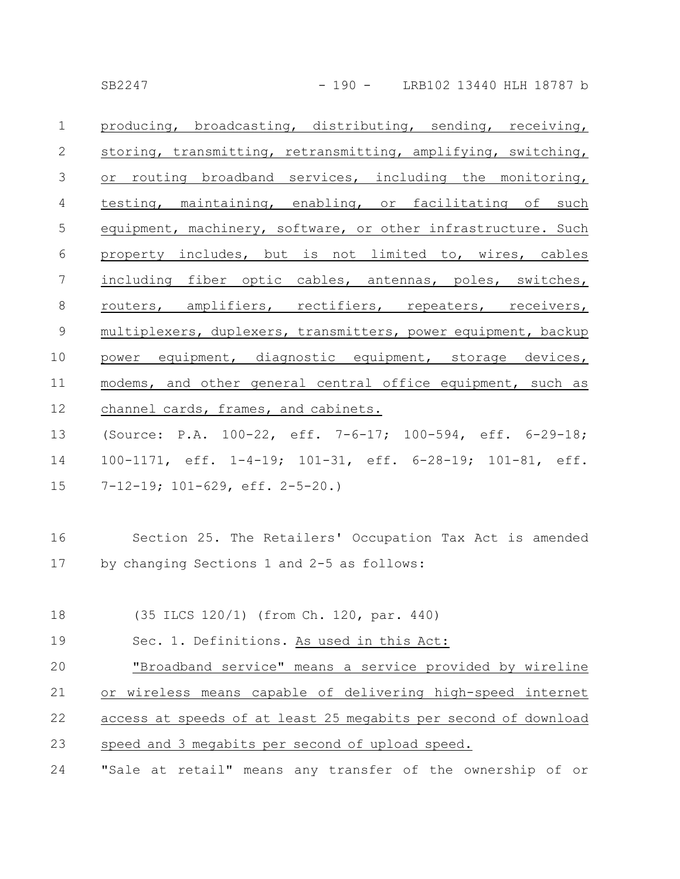producing, broadcasting, distributing, sending, receiving, storing, transmitting, retransmitting, amplifying, switching, or routing broadband services, including the monitoring, testing, maintaining, enabling, or facilitating of such equipment, machinery, software, or other infrastructure. Such property includes, but is not limited to, wires, cables including fiber optic cables, antennas, poles, switches, routers, amplifiers, rectifiers, repeaters, receivers, multiplexers, duplexers, transmitters, power equipment, backup power equipment, diagnostic equipment, storage devices, modems, and other general central office equipment, such as channel cards, frames, and cabinets.

(Source: P.A. 100-22, eff. 7-6-17; 100-594, eff. 6-29-18; 100-1171, eff. 1-4-19; 101-31, eff. 6-28-19; 101-81, eff. 7-12-19; 101-629, eff. 2-5-20.)

Section 25. The Retailers' Occupation Tax Act is amended by changing Sections 1 and 2-5 as follows:

(35 ILCS 120/1) (from Ch. 120, par. 440)

Sec. 1. Definitions. As used in this Act:

"Broadband service" means a service provided by wireline or wireless means capable of delivering high-speed internet access at speeds of at least 25 megabits per second of download speed and 3 megabits per second of upload speed.

"Sale at retail" means any transfer of the ownership of or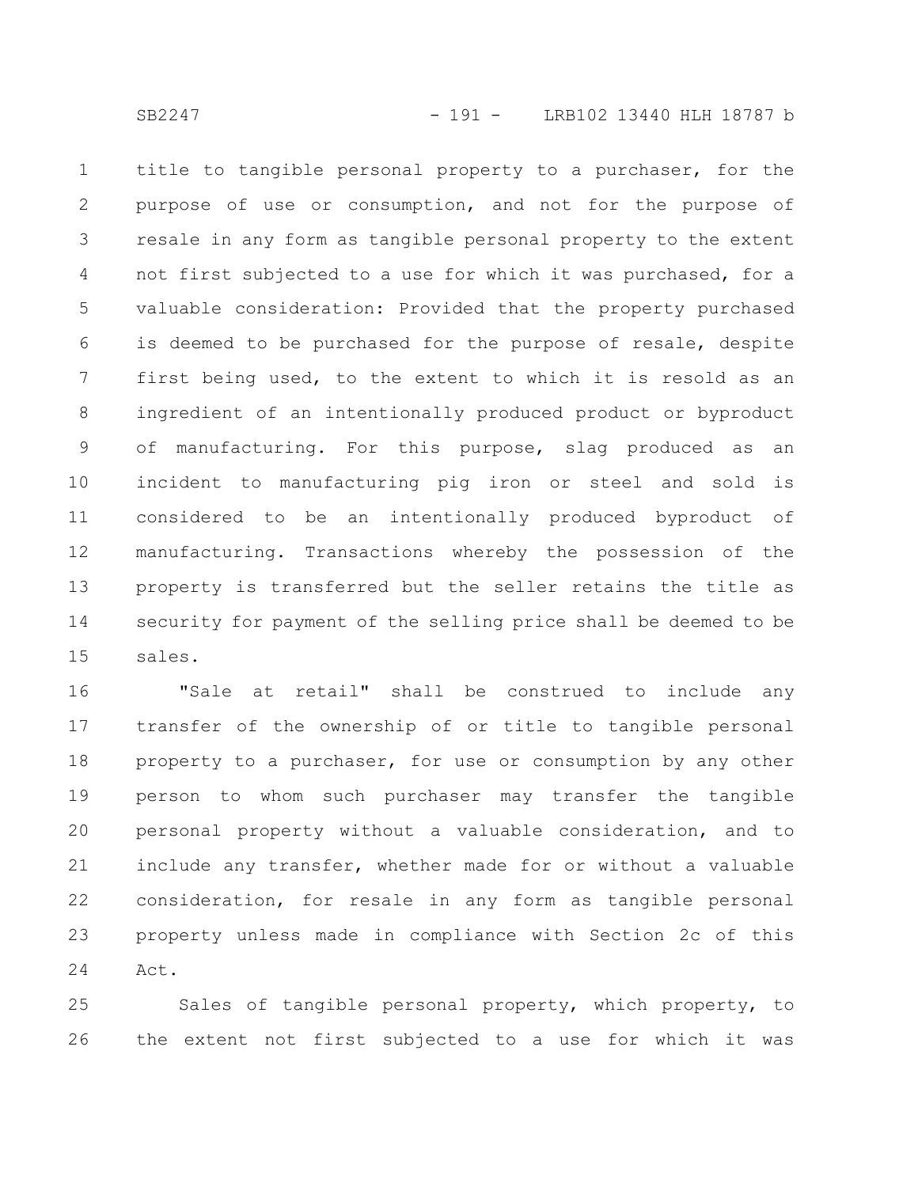title to tangible personal property to a purchaser, for the purpose of use or consumption, and not for the purpose of resale in any form as tangible personal property to the extent not first subjected to a use for which it was purchased, for a valuable consideration: Provided that the property purchased is deemed to be purchased for the purpose of resale, despite first being used, to the extent to which it is resold as an ingredient of an intentionally produced product or byproduct of manufacturing. For this purpose, slag produced as an incident to manufacturing pig iron or steel and sold is considered to be an intentionally produced byproduct of manufacturing. Transactions whereby the possession of the property is transferred but the seller retains the title as security for payment of the selling price shall be deemed to be sales.

"Sale at retail" shall be construed to include any transfer of the ownership of or title to tangible personal property to a purchaser, for use or consumption by any other person to whom such purchaser may transfer the tangible personal property without a valuable consideration, and to include any transfer, whether made for or without a valuable consideration, for resale in any form as tangible personal property unless made in compliance with Section 2c of this Act.

Sales of tangible personal property, which property, to the extent not first subjected to a use for which it was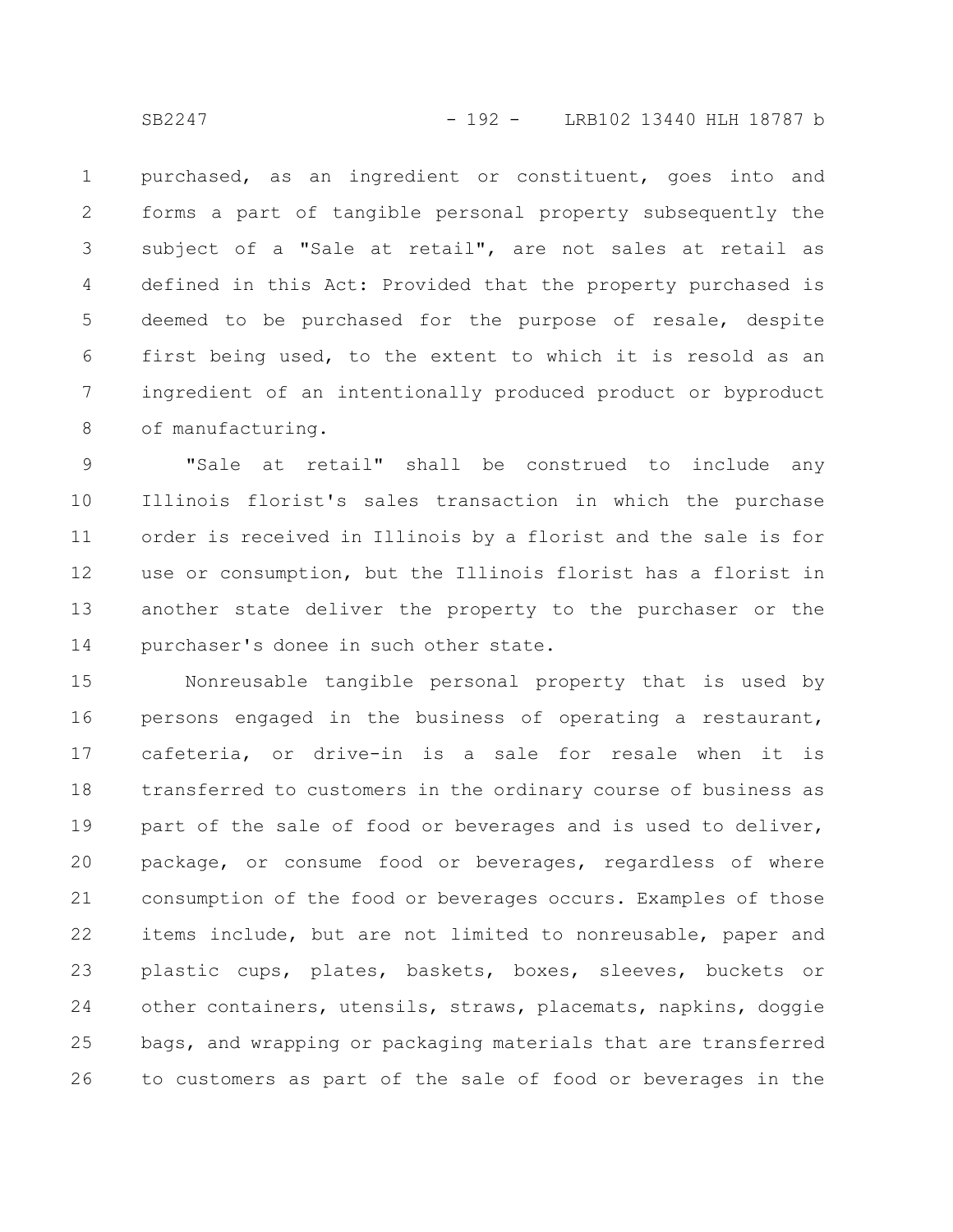purchased, as an ingredient or constituent, goes into and forms a part of tangible personal property subsequently the subject of a "Sale at retail", are not sales at retail as defined in this Act: Provided that the property purchased is deemed to be purchased for the purpose of resale, despite first being used, to the extent to which it is resold as an ingredient of an intentionally produced product or byproduct of manufacturing.

"Sale at retail" shall be construed to include any Illinois florist's sales transaction in which the purchase order is received in Illinois by a florist and the sale is for use or consumption, but the Illinois florist has a florist in another state deliver the property to the purchaser or the purchaser's donee in such other state.

Nonreusable tangible personal property that is used by persons engaged in the business of operating a restaurant, cafeteria, or drive-in is a sale for resale when it is transferred to customers in the ordinary course of business as part of the sale of food or beverages and is used to deliver, package, or consume food or beverages, regardless of where consumption of the food or beverages occurs. Examples of those items include, but are not limited to nonreusable, paper and plastic cups, plates, baskets, boxes, sleeves, buckets or other containers, utensils, straws, placemats, napkins, doggie bags, and wrapping or packaging materials that are transferred to customers as part of the sale of food or beverages in the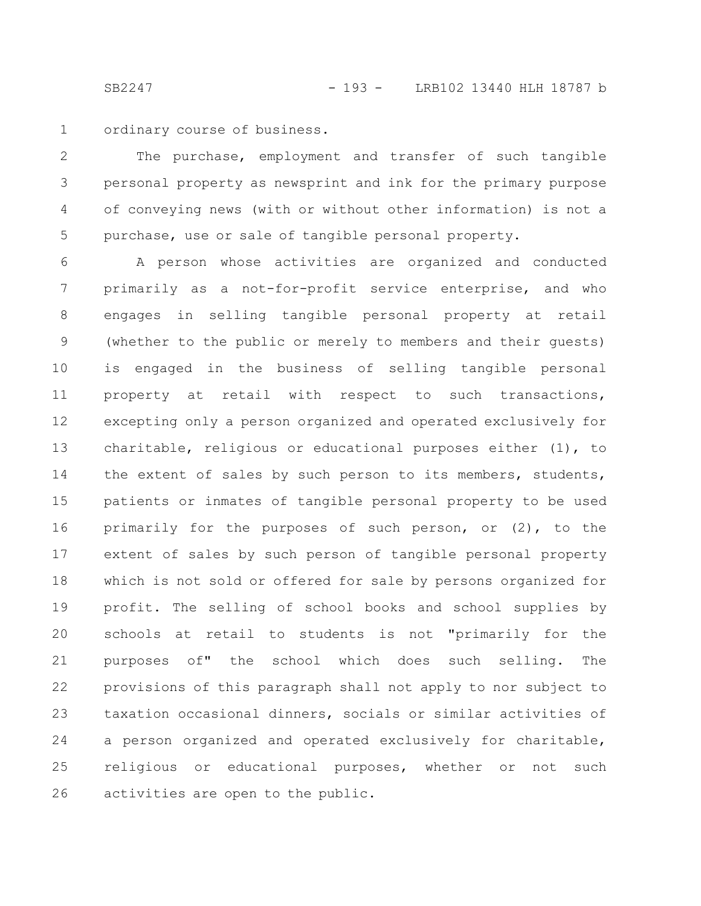ordinary course of business.

The purchase, employment and transfer of such tangible personal property as newsprint and ink for the primary purpose of conveying news (with or without other information) is not a purchase, use or sale of tangible personal property.

A person whose activities are organized and conducted primarily as a not-for-profit service enterprise, and who engages in selling tangible personal property at retail (whether to the public or merely to members and their guests) is engaged in the business of selling tangible personal property at retail with respect to such transactions, excepting only a person organized and operated exclusively for charitable, religious or educational purposes either (1), to the extent of sales by such person to its members, students, patients or inmates of tangible personal property to be used primarily for the purposes of such person, or (2), to the extent of sales by such person of tangible personal property which is not sold or offered for sale by persons organized for profit. The selling of school books and school supplies by schools at retail to students is not "primarily for the purposes of" the school which does such selling. The provisions of this paragraph shall not apply to nor subject to taxation occasional dinners, socials or similar activities of a person organized and operated exclusively for charitable, religious or educational purposes, whether or not such activities are open to the public.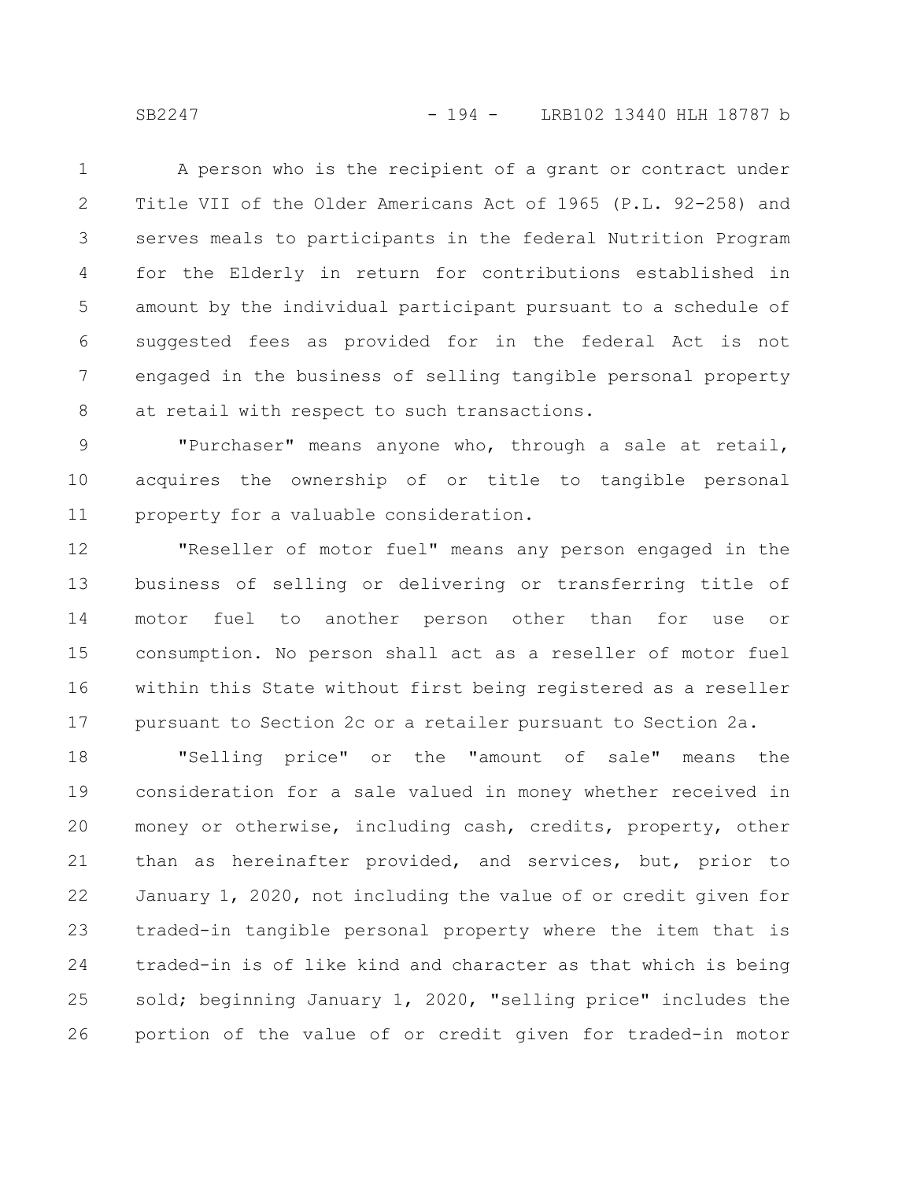A person who is the recipient of a grant or contract under Title VII of the Older Americans Act of 1965 (P.L. 92-258) and serves meals to participants in the federal Nutrition Program for the Elderly in return for contributions established in amount by the individual participant pursuant to a schedule of suggested fees as provided for in the federal Act is not engaged in the business of selling tangible personal property at retail with respect to such transactions.

"Purchaser" means anyone who, through a sale at retail, acquires the ownership of or title to tangible personal property for a valuable consideration.

"Reseller of motor fuel" means any person engaged in the business of selling or delivering or transferring title of motor fuel to another person other than for use or consumption. No person shall act as a reseller of motor fuel within this State without first being registered as a reseller pursuant to Section 2c or a retailer pursuant to Section 2a.

"Selling price" or the "amount of sale" means the consideration for a sale valued in money whether received in money or otherwise, including cash, credits, property, other than as hereinafter provided, and services, but, prior to January 1, 2020, not including the value of or credit given for traded-in tangible personal property where the item that is traded-in is of like kind and character as that which is being sold; beginning January 1, 2020, "selling price" includes the portion of the value of or credit given for traded-in motor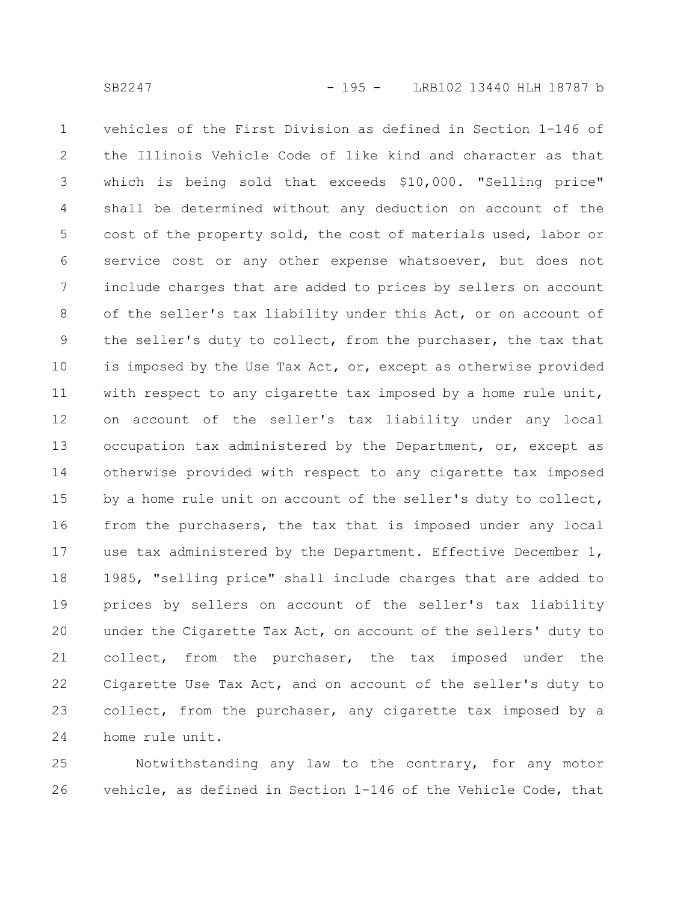vehicles of the First Division as defined in Section 1-146 of the Illinois Vehicle Code of like kind and character as that which is being sold that exceeds $10,000. "Selling price" shall be determined without any deduction on account of the cost of the property sold, the cost of materials used, labor or service cost or any other expense whatsoever, but does not include charges that are added to prices by sellers on account of the seller's tax liability under this Act, or on account of the seller's duty to collect, from the purchaser, the tax that is imposed by the Use Tax Act, or, except as otherwise provided with respect to any cigarette tax imposed by a home rule unit, on account of the seller's tax liability under any local occupation tax administered by the Department, or, except as otherwise provided with respect to any cigarette tax imposed by a home rule unit on account of the seller's duty to collect, from the purchasers, the tax that is imposed under any local use tax administered by the Department. Effective December 1, 1985, "selling price" shall include charges that are added to prices by sellers on account of the seller's tax liability under the Cigarette Tax Act, on account of the sellers' duty to collect, from the purchaser, the tax imposed under the Cigarette Use Tax Act, and on account of the seller's duty to collect, from the purchaser, any cigarette tax imposed by a home rule unit.

Notwithstanding any law to the contrary, for any motor vehicle, as defined in Section 1-146 of the Vehicle Code, that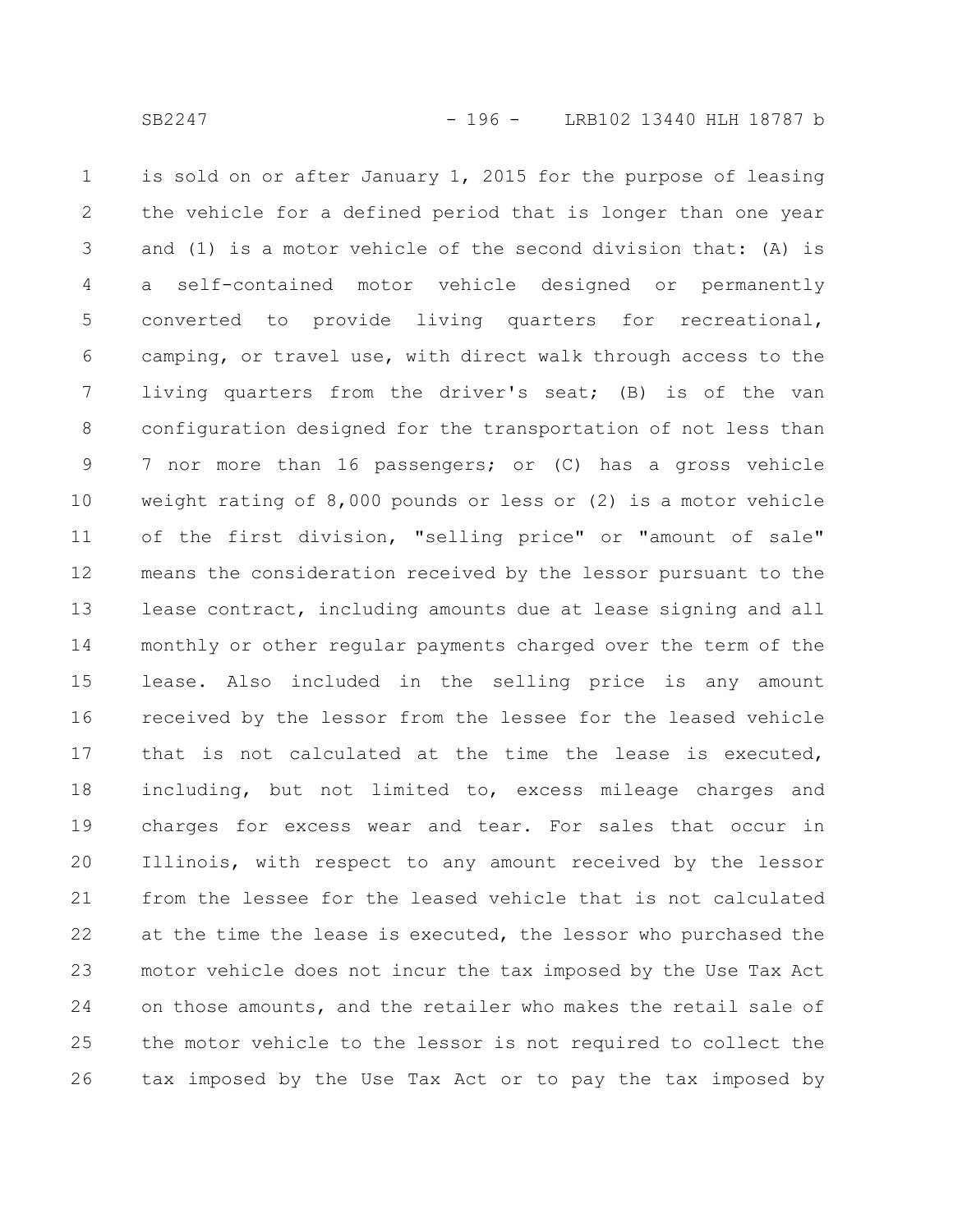is sold on or after January 1, 2015 for the purpose of leasing the vehicle for a defined period that is longer than one year and (1) is a motor vehicle of the second division that: (A) is a self-contained motor vehicle designed or permanently converted to provide living quarters for recreational, camping, or travel use, with direct walk through access to the living quarters from the driver's seat; (B) is of the van configuration designed for the transportation of not less than 7 nor more than 16 passengers; or (C) has a gross vehicle weight rating of 8,000 pounds or less or (2) is a motor vehicle of the first division, "selling price" or "amount of sale" means the consideration received by the lessor pursuant to the lease contract, including amounts due at lease signing and all monthly or other regular payments charged over the term of the lease. Also included in the selling price is any amount received by the lessor from the lessee for the leased vehicle that is not calculated at the time the lease is executed, including, but not limited to, excess mileage charges and charges for excess wear and tear. For sales that occur in Illinois, with respect to any amount received by the lessor from the lessee for the leased vehicle that is not calculated at the time the lease is executed, the lessor who purchased the motor vehicle does not incur the tax imposed by the Use Tax Act on those amounts, and the retailer who makes the retail sale of the motor vehicle to the lessor is not required to collect the tax imposed by the Use Tax Act or to pay the tax imposed by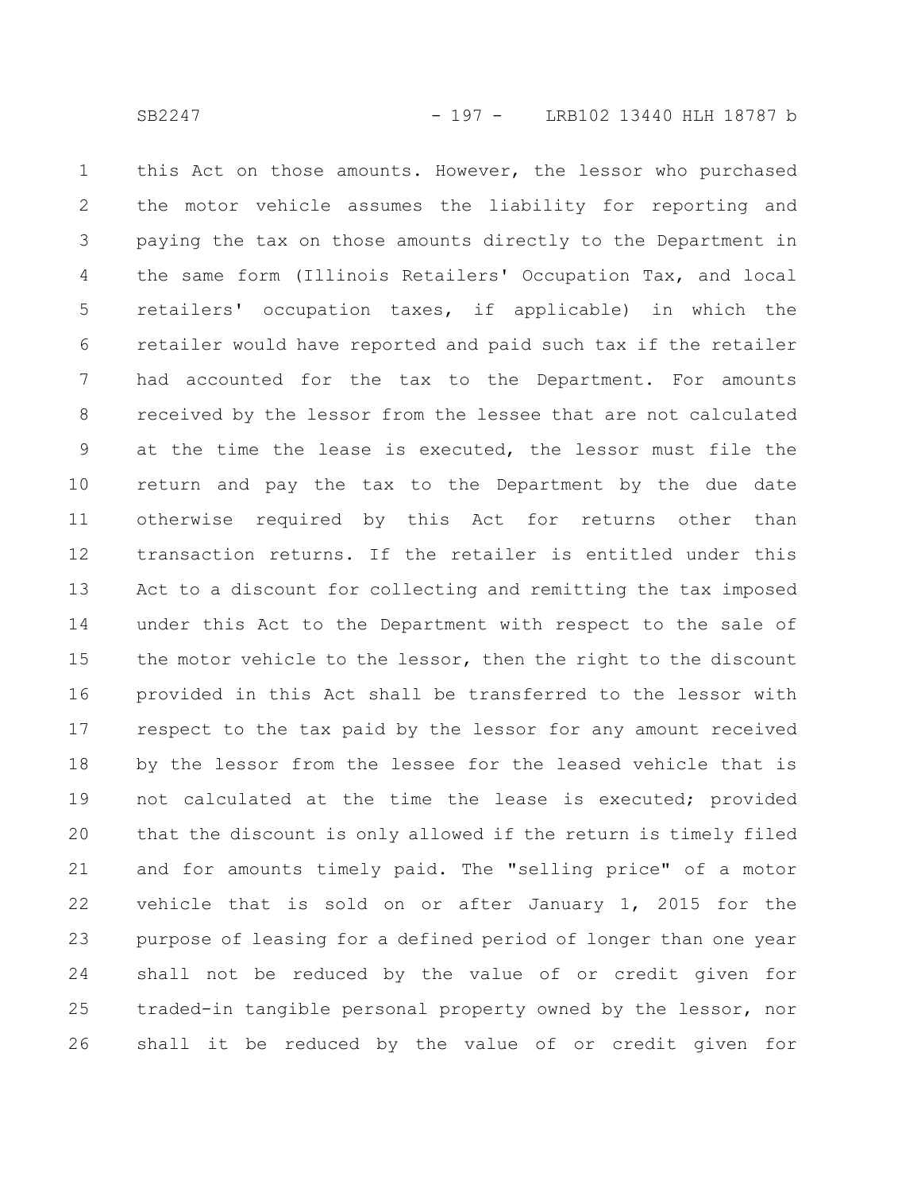this Act on those amounts. However, the lessor who purchased the motor vehicle assumes the liability for reporting and paying the tax on those amounts directly to the Department in the same form (Illinois Retailers' Occupation Tax, and local retailers' occupation taxes, if applicable) in which the retailer would have reported and paid such tax if the retailer had accounted for the tax to the Department. For amounts received by the lessor from the lessee that are not calculated at the time the lease is executed, the lessor must file the return and pay the tax to the Department by the due date otherwise required by this Act for returns other than transaction returns. If the retailer is entitled under this Act to a discount for collecting and remitting the tax imposed under this Act to the Department with respect to the sale of the motor vehicle to the lessor, then the right to the discount provided in this Act shall be transferred to the lessor with respect to the tax paid by the lessor for any amount received by the lessor from the lessee for the leased vehicle that is not calculated at the time the lease is executed; provided that the discount is only allowed if the return is timely filed and for amounts timely paid. The "selling price" of a motor vehicle that is sold on or after January 1, 2015 for the purpose of leasing for a defined period of longer than one year shall not be reduced by the value of or credit given for traded-in tangible personal property owned by the lessor, nor shall it be reduced by the value of or credit given for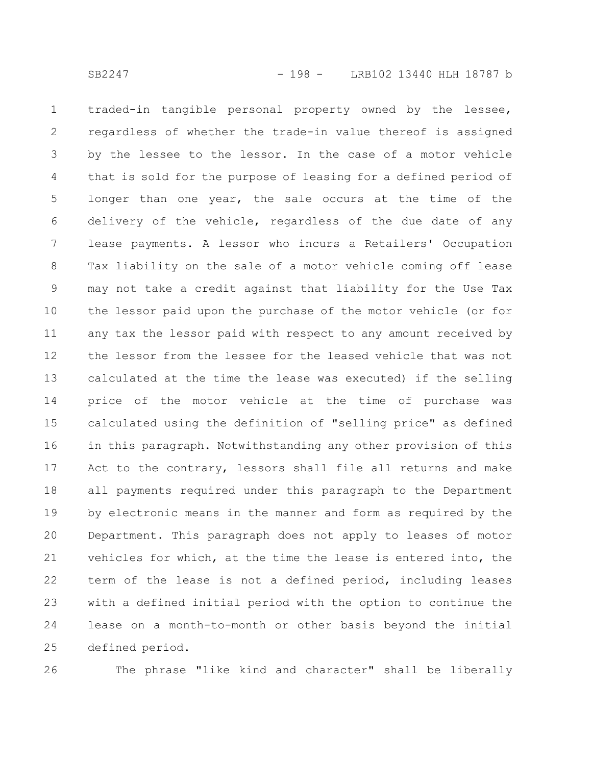traded-in tangible personal property owned by the lessee, regardless of whether the trade-in value thereof is assigned by the lessee to the lessor. In the case of a motor vehicle that is sold for the purpose of leasing for a defined period of longer than one year, the sale occurs at the time of the delivery of the vehicle, regardless of the due date of any lease payments. A lessor who incurs a Retailers' Occupation Tax liability on the sale of a motor vehicle coming off lease may not take a credit against that liability for the Use Tax the lessor paid upon the purchase of the motor vehicle (or for any tax the lessor paid with respect to any amount received by the lessor from the lessee for the leased vehicle that was not calculated at the time the lease was executed) if the selling price of the motor vehicle at the time of purchase was calculated using the definition of "selling price" as defined in this paragraph. Notwithstanding any other provision of this Act to the contrary, lessors shall file all returns and make all payments required under this paragraph to the Department by electronic means in the manner and form as required by the Department. This paragraph does not apply to leases of motor vehicles for which, at the time the lease is entered into, the term of the lease is not a defined period, including leases with a defined initial period with the option to continue the lease on a month-to-month or other basis beyond the initial defined period.

The phrase "like kind and character" shall be liberally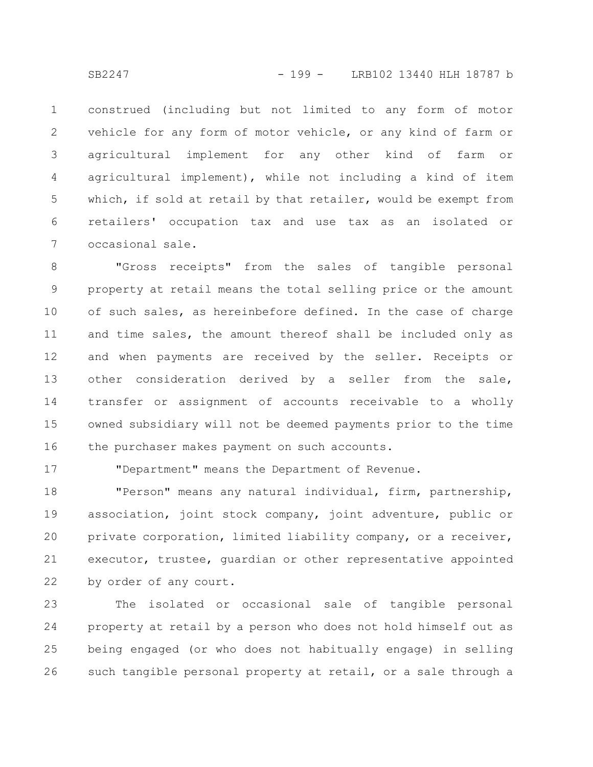construed (including but not limited to any form of motor vehicle for any form of motor vehicle, or any kind of farm or agricultural implement for any other kind of farm or agricultural implement), while not including a kind of item which, if sold at retail by that retailer, would be exempt from retailers' occupation tax and use tax as an isolated or occasional sale.

"Gross receipts" from the sales of tangible personal property at retail means the total selling price or the amount of such sales, as hereinbefore defined. In the case of charge and time sales, the amount thereof shall be included only as and when payments are received by the seller. Receipts or other consideration derived by a seller from the sale, transfer or assignment of accounts receivable to a wholly owned subsidiary will not be deemed payments prior to the time the purchaser makes payment on such accounts.

"Department" means the Department of Revenue.

"Person" means any natural individual, firm, partnership, association, joint stock company, joint adventure, public or private corporation, limited liability company, or a receiver, executor, trustee, guardian or other representative appointed by order of any court.

The isolated or occasional sale of tangible personal property at retail by a person who does not hold himself out as being engaged (or who does not habitually engage) in selling such tangible personal property at retail, or a sale through a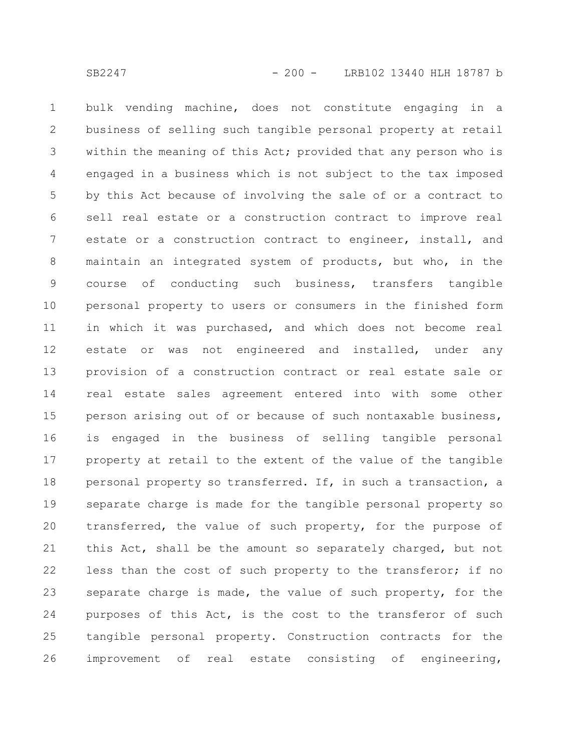bulk vending machine, does not constitute engaging in a business of selling such tangible personal property at retail within the meaning of this Act; provided that any person who is engaged in a business which is not subject to the tax imposed by this Act because of involving the sale of or a contract to sell real estate or a construction contract to improve real estate or a construction contract to engineer, install, and maintain an integrated system of products, but who, in the course of conducting such business, transfers tangible personal property to users or consumers in the finished form in which it was purchased, and which does not become real estate or was not engineered and installed, under any provision of a construction contract or real estate sale or real estate sales agreement entered into with some other person arising out of or because of such nontaxable business, is engaged in the business of selling tangible personal property at retail to the extent of the value of the tangible personal property so transferred. If, in such a transaction, a separate charge is made for the tangible personal property so transferred, the value of such property, for the purpose of this Act, shall be the amount so separately charged, but not less than the cost of such property to the transferor; if no separate charge is made, the value of such property, for the purposes of this Act, is the cost to the transferor of such tangible personal property. Construction contracts for the improvement of real estate consisting of engineering,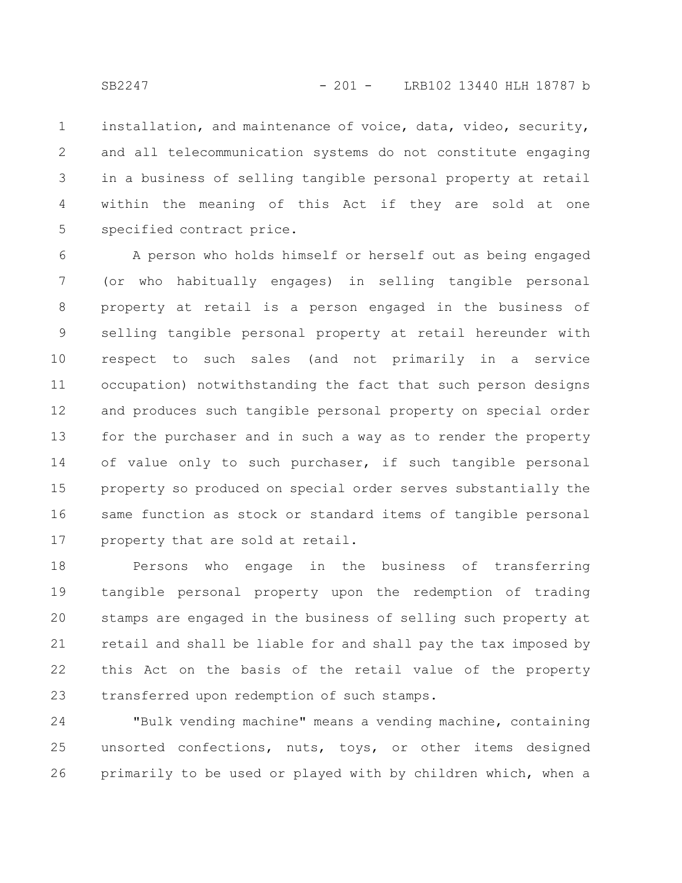installation, and maintenance of voice, data, video, security, and all telecommunication systems do not constitute engaging in a business of selling tangible personal property at retail within the meaning of this Act if they are sold at one specified contract price.

A person who holds himself or herself out as being engaged (or who habitually engages) in selling tangible personal property at retail is a person engaged in the business of selling tangible personal property at retail hereunder with respect to such sales (and not primarily in a service occupation) notwithstanding the fact that such person designs and produces such tangible personal property on special order for the purchaser and in such a way as to render the property of value only to such purchaser, if such tangible personal property so produced on special order serves substantially the same function as stock or standard items of tangible personal property that are sold at retail.

Persons who engage in the business of transferring tangible personal property upon the redemption of trading stamps are engaged in the business of selling such property at retail and shall be liable for and shall pay the tax imposed by this Act on the basis of the retail value of the property transferred upon redemption of such stamps.

"Bulk vending machine" means a vending machine, containing unsorted confections, nuts, toys, or other items designed primarily to be used or played with by children which, when a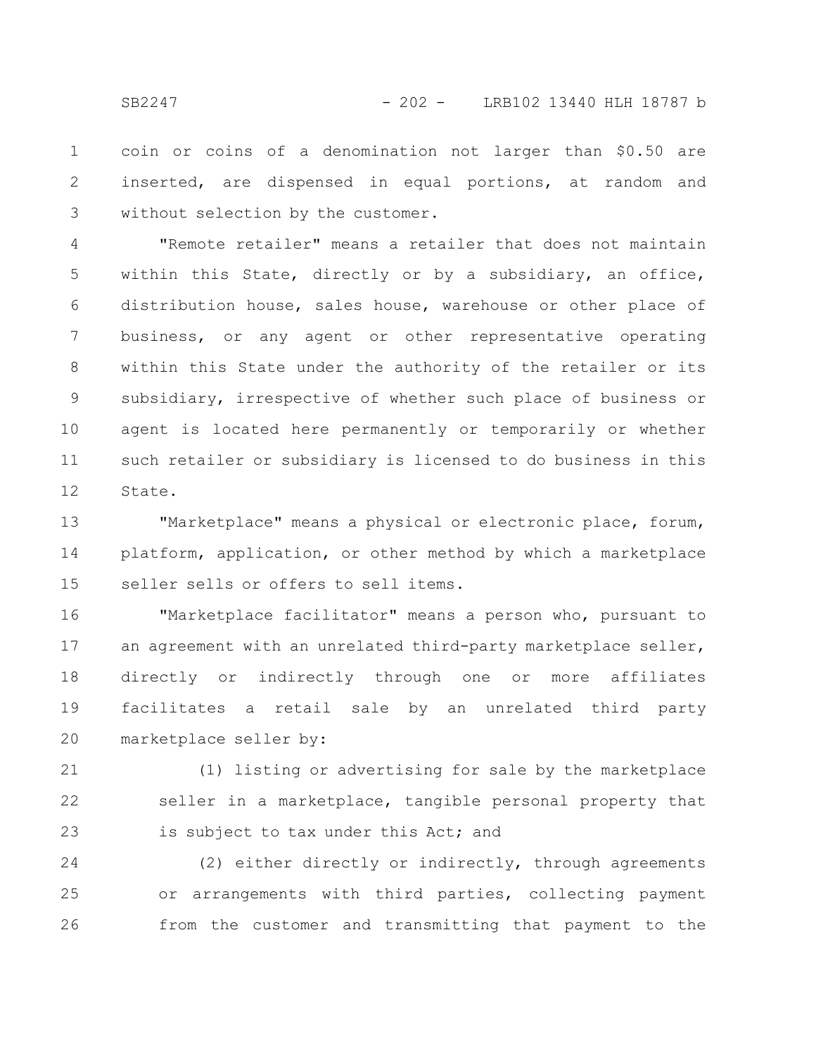coin or coins of a denomination not larger than $0.50 are inserted, are dispensed in equal portions, at random and without selection by the customer.

"Remote retailer" means a retailer that does not maintain within this State, directly or by a subsidiary, an office, distribution house, sales house, warehouse or other place of business, or any agent or other representative operating within this State under the authority of the retailer or its subsidiary, irrespective of whether such place of business or agent is located here permanently or temporarily or whether such retailer or subsidiary is licensed to do business in this State.

"Marketplace" means a physical or electronic place, forum, platform, application, or other method by which a marketplace seller sells or offers to sell items.

"Marketplace facilitator" means a person who, pursuant to an agreement with an unrelated third-party marketplace seller, directly or indirectly through one or more affiliates facilitates a retail sale by an unrelated third party marketplace seller by:

(1) listing or advertising for sale by the marketplace seller in a marketplace, tangible personal property that is subject to tax under this Act; and

(2) either directly or indirectly, through agreements or arrangements with third parties, collecting payment from the customer and transmitting that payment to the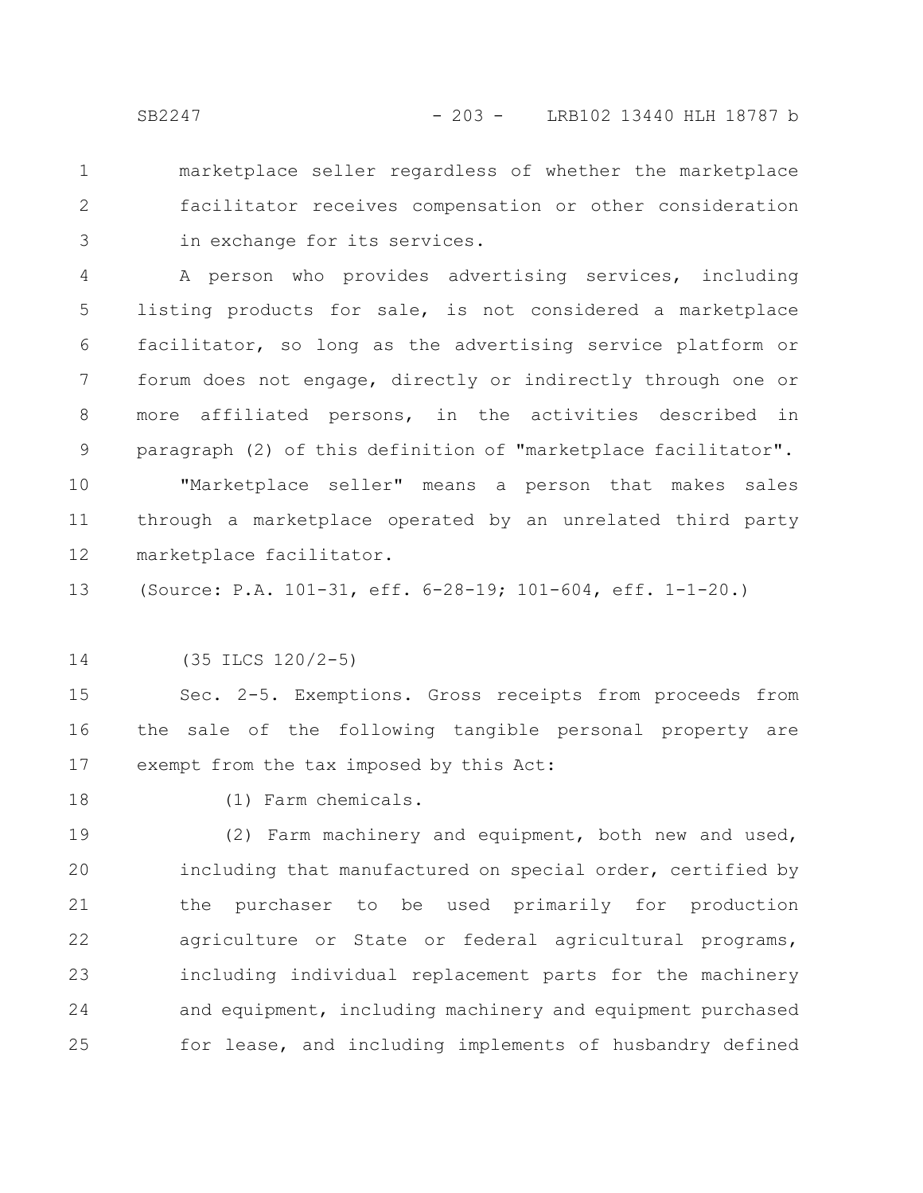marketplace seller regardless of whether the marketplace facilitator receives compensation or other consideration in exchange for its services.

A person who provides advertising services, including listing products for sale, is not considered a marketplace facilitator, so long as the advertising service platform or forum does not engage, directly or indirectly through one or more affiliated persons, in the activities described in paragraph (2) of this definition of "marketplace facilitator".

"Marketplace seller" means a person that makes sales through a marketplace operated by an unrelated third party marketplace facilitator.

(Source: P.A. 101-31, eff. 6-28-19; 101-604, eff. 1-1-20.)

(35 ILCS 120/2-5)

Sec. 2-5. Exemptions. Gross receipts from proceeds from the sale of the following tangible personal property are exempt from the tax imposed by this Act:

(1) Farm chemicals.

(2) Farm machinery and equipment, both new and used, including that manufactured on special order, certified by the purchaser to be used primarily for production agriculture or State or federal agricultural programs, including individual replacement parts for the machinery and equipment, including machinery and equipment purchased for lease, and including implements of husbandry defined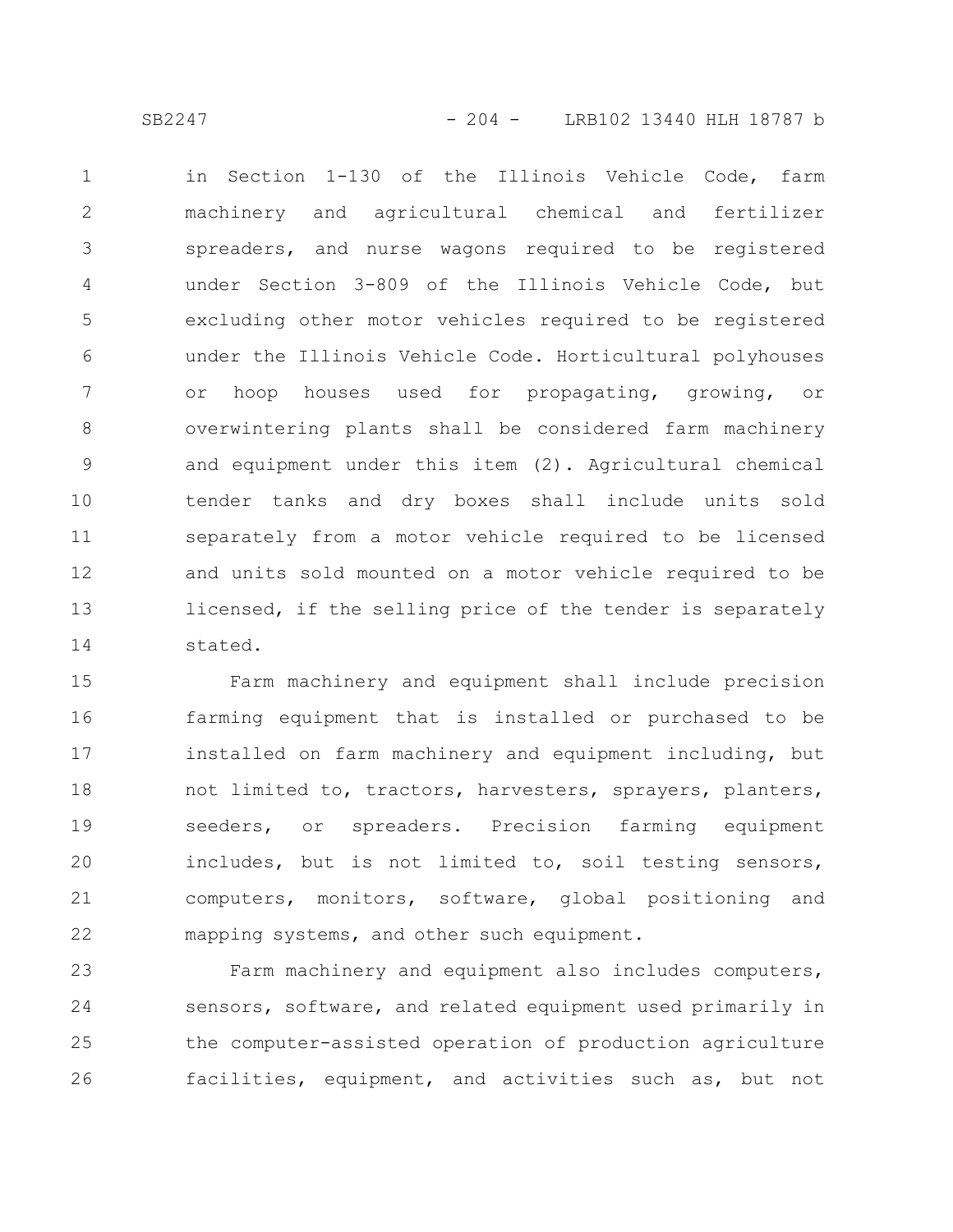in Section 1-130 of the Illinois Vehicle Code, farm machinery and agricultural chemical and fertilizer spreaders, and nurse wagons required to be registered under Section 3-809 of the Illinois Vehicle Code, but excluding other motor vehicles required to be registered under the Illinois Vehicle Code. Horticultural polyhouses or hoop houses used for propagating, growing, or overwintering plants shall be considered farm machinery and equipment under this item (2). Agricultural chemical tender tanks and dry boxes shall include units sold separately from a motor vehicle required to be licensed and units sold mounted on a motor vehicle required to be licensed, if the selling price of the tender is separately stated.

Farm machinery and equipment shall include precision farming equipment that is installed or purchased to be installed on farm machinery and equipment including, but not limited to, tractors, harvesters, sprayers, planters, seeders, or spreaders. Precision farming equipment includes, but is not limited to, soil testing sensors, computers, monitors, software, global positioning and mapping systems, and other such equipment.

Farm machinery and equipment also includes computers, sensors, software, and related equipment used primarily in the computer-assisted operation of production agriculture facilities, equipment, and activities such as, but not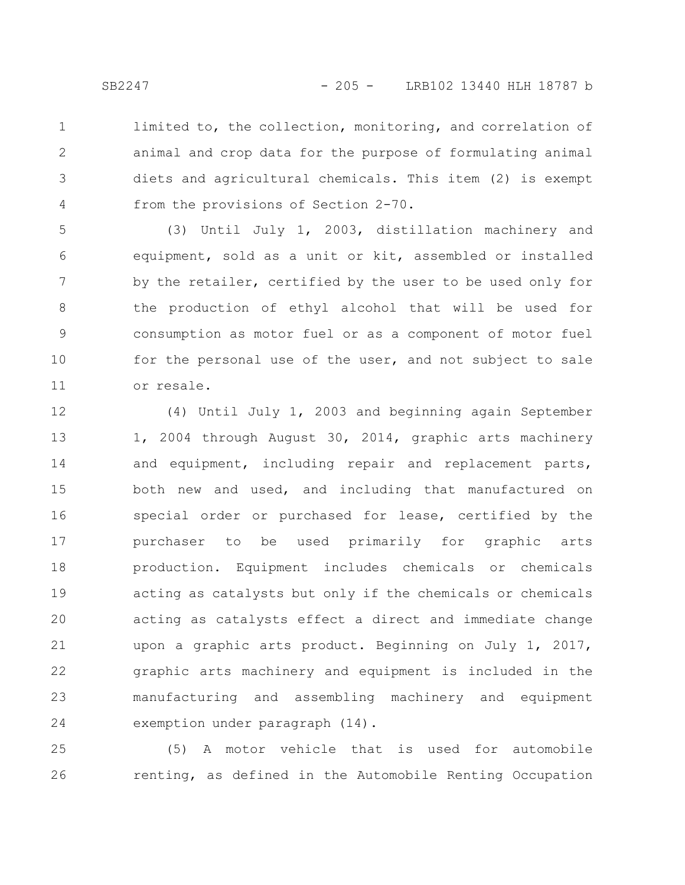limited to, the collection, monitoring, and correlation of animal and crop data for the purpose of formulating animal diets and agricultural chemicals. This item (2) is exempt from the provisions of Section 2-70.

(3) Until July 1, 2003, distillation machinery and equipment, sold as a unit or kit, assembled or installed by the retailer, certified by the user to be used only for the production of ethyl alcohol that will be used for consumption as motor fuel or as a component of motor fuel for the personal use of the user, and not subject to sale or resale.

(4) Until July 1, 2003 and beginning again September 1, 2004 through August 30, 2014, graphic arts machinery and equipment, including repair and replacement parts, both new and used, and including that manufactured on special order or purchased for lease, certified by the purchaser to be used primarily for graphic arts production. Equipment includes chemicals or chemicals acting as catalysts but only if the chemicals or chemicals acting as catalysts effect a direct and immediate change upon a graphic arts product. Beginning on July 1, 2017, graphic arts machinery and equipment is included in the manufacturing and assembling machinery and equipment exemption under paragraph (14).

(5) A motor vehicle that is used for automobile renting, as defined in the Automobile Renting Occupation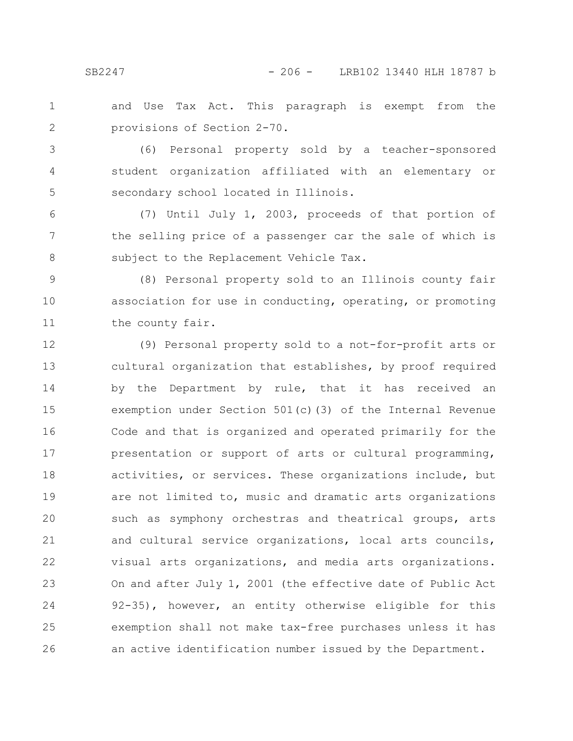and Use Tax Act. This paragraph is exempt from the provisions of Section 2-70.

(6) Personal property sold by a teacher-sponsored student organization affiliated with an elementary or secondary school located in Illinois.

(7) Until July 1, 2003, proceeds of that portion of the selling price of a passenger car the sale of which is subject to the Replacement Vehicle Tax.

(8) Personal property sold to an Illinois county fair association for use in conducting, operating, or promoting the county fair.

(9) Personal property sold to a not-for-profit arts or cultural organization that establishes, by proof required by the Department by rule, that it has received an exemption under Section 501(c)(3) of the Internal Revenue Code and that is organized and operated primarily for the presentation or support of arts or cultural programming, activities, or services. These organizations include, but are not limited to, music and dramatic arts organizations such as symphony orchestras and theatrical groups, arts and cultural service organizations, local arts councils, visual arts organizations, and media arts organizations. On and after July 1, 2001 (the effective date of Public Act 92-35), however, an entity otherwise eligible for this exemption shall not make tax-free purchases unless it has an active identification number issued by the Department.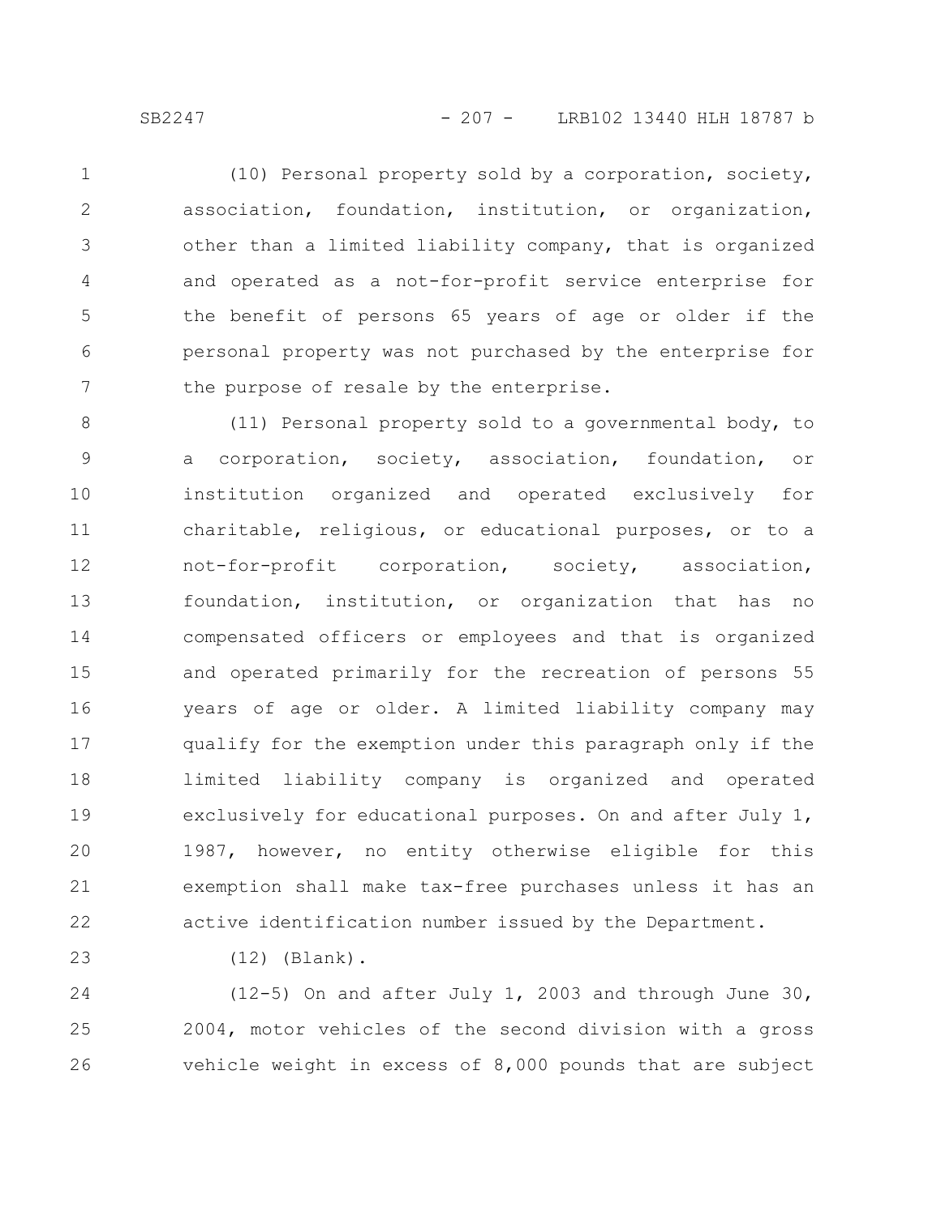(10) Personal property sold by a corporation, society, association, foundation, institution, or organization, other than a limited liability company, that is organized and operated as a not-for-profit service enterprise for the benefit of persons 65 years of age or older if the personal property was not purchased by the enterprise for the purpose of resale by the enterprise.

(11) Personal property sold to a governmental body, to a corporation, society, association, foundation, or institution organized and operated exclusively for charitable, religious, or educational purposes, or to a not-for-profit corporation, society, association, foundation, institution, or organization that has no compensated officers or employees and that is organized and operated primarily for the recreation of persons 55 years of age or older. A limited liability company may qualify for the exemption under this paragraph only if the limited liability company is organized and operated exclusively for educational purposes. On and after July 1, 1987, however, no entity otherwise eligible for this exemption shall make tax-free purchases unless it has an active identification number issued by the Department.

(12) (Blank).

(12-5) On and after July 1, 2003 and through June 30, 2004, motor vehicles of the second division with a gross vehicle weight in excess of 8,000 pounds that are subject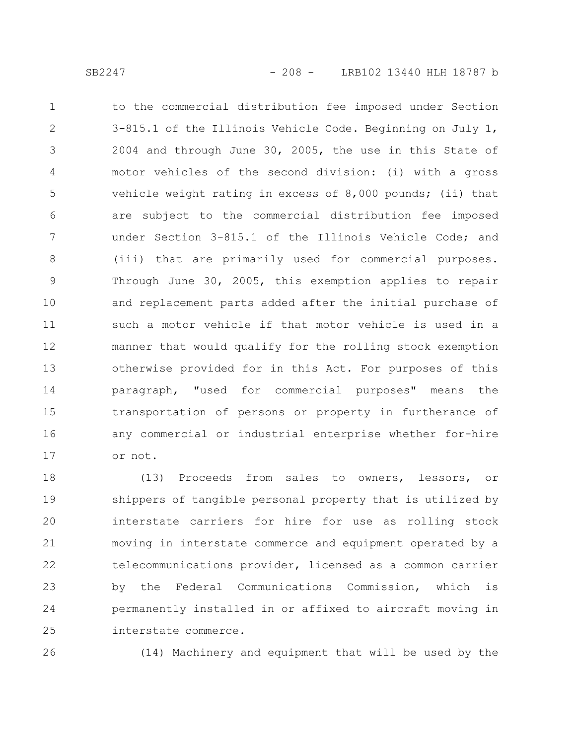to the commercial distribution fee imposed under Section 3-815.1 of the Illinois Vehicle Code. Beginning on July 1, 2004 and through June 30, 2005, the use in this State of motor vehicles of the second division: (i) with a gross vehicle weight rating in excess of 8,000 pounds; (ii) that are subject to the commercial distribution fee imposed under Section 3-815.1 of the Illinois Vehicle Code; and (iii) that are primarily used for commercial purposes. Through June 30, 2005, this exemption applies to repair and replacement parts added after the initial purchase of such a motor vehicle if that motor vehicle is used in a manner that would qualify for the rolling stock exemption otherwise provided for in this Act. For purposes of this paragraph, "used for commercial purposes" means the transportation of persons or property in furtherance of any commercial or industrial enterprise whether for-hire or not.

(13) Proceeds from sales to owners, lessors, or shippers of tangible personal property that is utilized by interstate carriers for hire for use as rolling stock moving in interstate commerce and equipment operated by a telecommunications provider, licensed as a common carrier by the Federal Communications Commission, which is permanently installed in or affixed to aircraft moving in interstate commerce.

(14) Machinery and equipment that will be used by the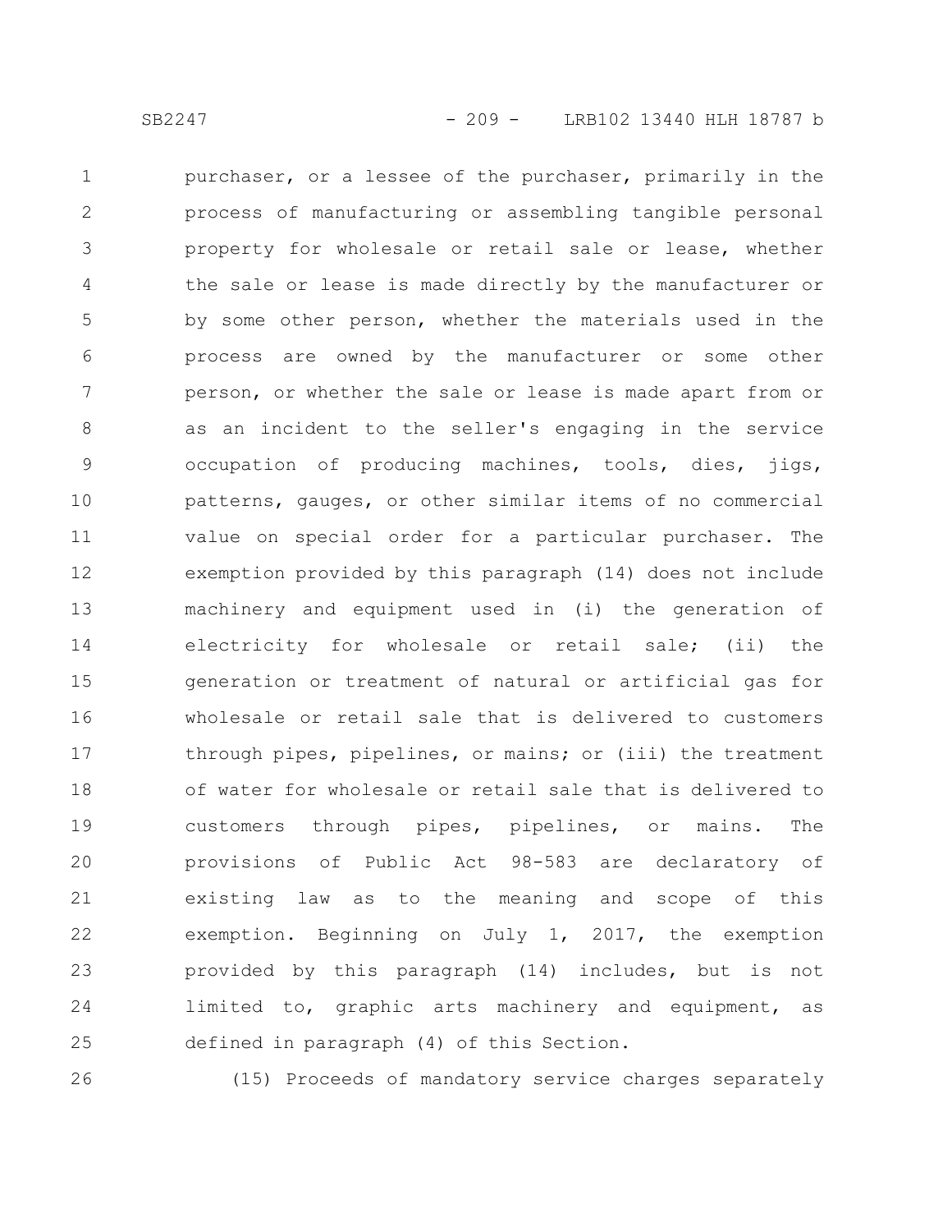purchaser, or a lessee of the purchaser, primarily in the process of manufacturing or assembling tangible personal property for wholesale or retail sale or lease, whether the sale or lease is made directly by the manufacturer or by some other person, whether the materials used in the process are owned by the manufacturer or some other person, or whether the sale or lease is made apart from or as an incident to the seller's engaging in the service occupation of producing machines, tools, dies, jigs, patterns, gauges, or other similar items of no commercial value on special order for a particular purchaser. The exemption provided by this paragraph (14) does not include machinery and equipment used in (i) the generation of electricity for wholesale or retail sale; (ii) the generation or treatment of natural or artificial gas for wholesale or retail sale that is delivered to customers through pipes, pipelines, or mains; or (iii) the treatment of water for wholesale or retail sale that is delivered to customers through pipes, pipelines, or mains. The provisions of Public Act 98-583 are declaratory of existing law as to the meaning and scope of this exemption. Beginning on July 1, 2017, the exemption provided by this paragraph (14) includes, but is not limited to, graphic arts machinery and equipment, as defined in paragraph (4) of this Section.

(15) Proceeds of mandatory service charges separately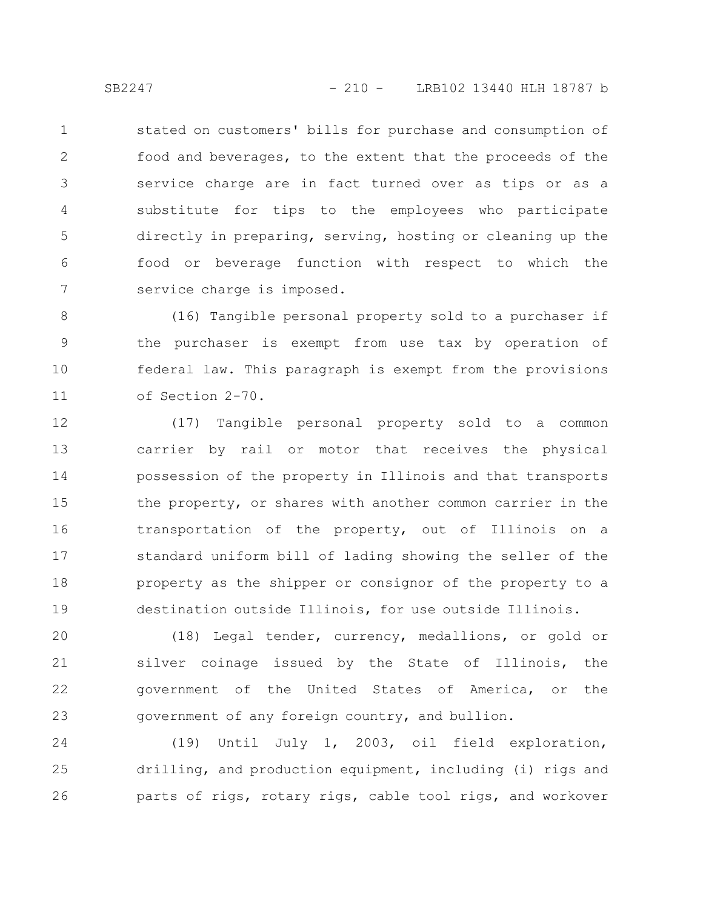stated on customers' bills for purchase and consumption of food and beverages, to the extent that the proceeds of the service charge are in fact turned over as tips or as a substitute for tips to the employees who participate directly in preparing, serving, hosting or cleaning up the food or beverage function with respect to which the service charge is imposed.

(16) Tangible personal property sold to a purchaser if the purchaser is exempt from use tax by operation of federal law. This paragraph is exempt from the provisions of Section 2-70.

(17) Tangible personal property sold to a common carrier by rail or motor that receives the physical possession of the property in Illinois and that transports the property, or shares with another common carrier in the transportation of the property, out of Illinois on a standard uniform bill of lading showing the seller of the property as the shipper or consignor of the property to a destination outside Illinois, for use outside Illinois.

(18) Legal tender, currency, medallions, or gold or silver coinage issued by the State of Illinois, the government of the United States of America, or the government of any foreign country, and bullion.

(19) Until July 1, 2003, oil field exploration, drilling, and production equipment, including (i) rigs and parts of rigs, rotary rigs, cable tool rigs, and workover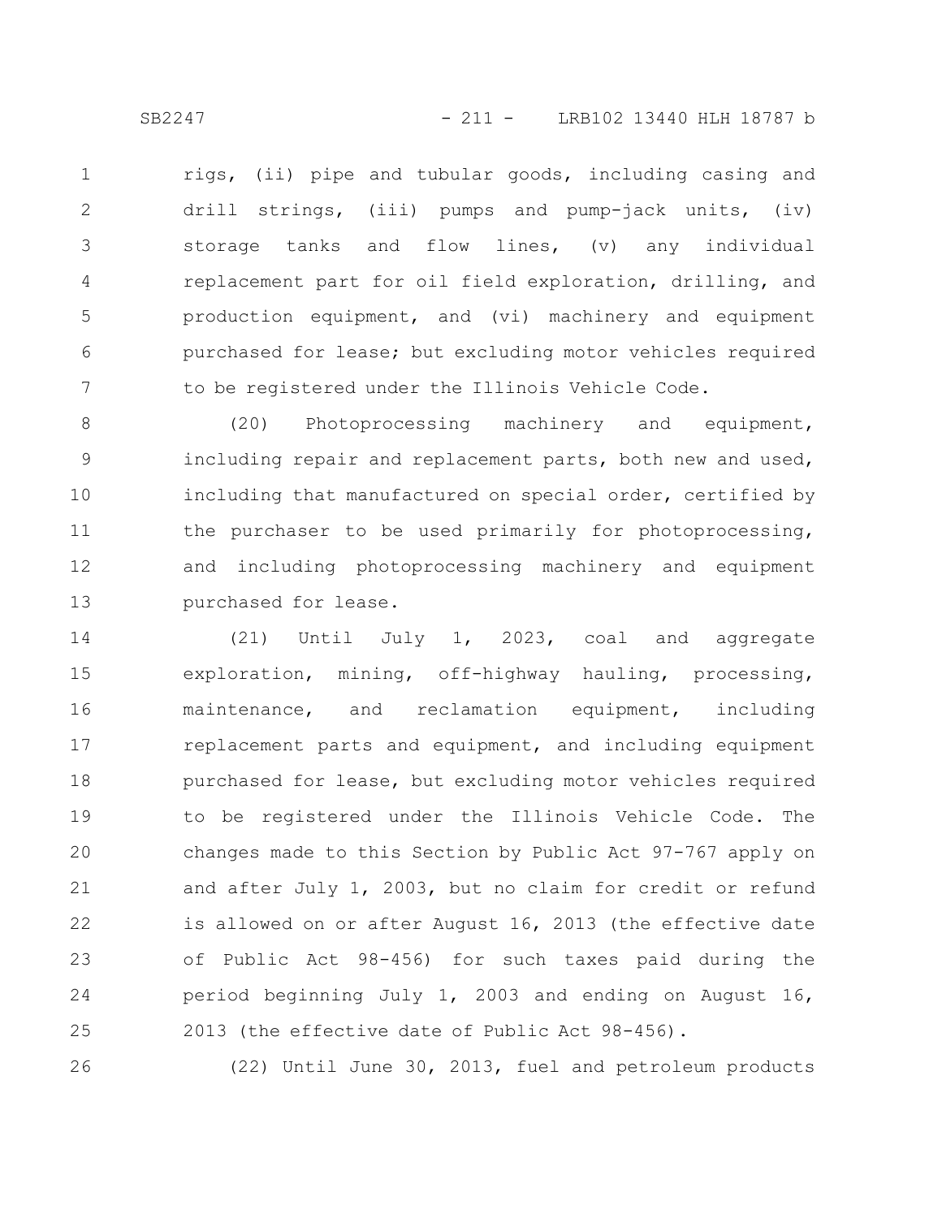rigs, (ii) pipe and tubular goods, including casing and drill strings, (iii) pumps and pump-jack units, (iv) storage tanks and flow lines, (v) any individual replacement part for oil field exploration, drilling, and production equipment, and (vi) machinery and equipment purchased for lease; but excluding motor vehicles required to be registered under the Illinois Vehicle Code.

(20) Photoprocessing machinery and equipment, including repair and replacement parts, both new and used, including that manufactured on special order, certified by the purchaser to be used primarily for photoprocessing, and including photoprocessing machinery and equipment purchased for lease.

(21) Until July 1, 2023, coal and aggregate exploration, mining, off-highway hauling, processing, maintenance, and reclamation equipment, including replacement parts and equipment, and including equipment purchased for lease, but excluding motor vehicles required to be registered under the Illinois Vehicle Code. The changes made to this Section by Public Act 97-767 apply on and after July 1, 2003, but no claim for credit or refund is allowed on or after August 16, 2013 (the effective date of Public Act 98-456) for such taxes paid during the period beginning July 1, 2003 and ending on August 16, 2013 (the effective date of Public Act 98-456).

(22) Until June 30, 2013, fuel and petroleum products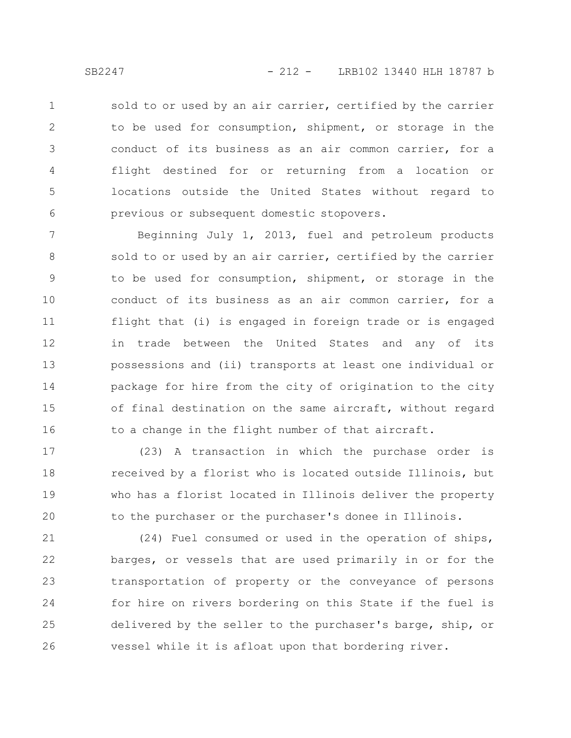sold to or used by an air carrier, certified by the carrier to be used for consumption, shipment, or storage in the conduct of its business as an air common carrier, for a flight destined for or returning from a location or locations outside the United States without regard to previous or subsequent domestic stopovers.

Beginning July 1, 2013, fuel and petroleum products sold to or used by an air carrier, certified by the carrier to be used for consumption, shipment, or storage in the conduct of its business as an air common carrier, for a flight that (i) is engaged in foreign trade or is engaged in trade between the United States and any of its possessions and (ii) transports at least one individual or package for hire from the city of origination to the city of final destination on the same aircraft, without regard to a change in the flight number of that aircraft.

(23) A transaction in which the purchase order is received by a florist who is located outside Illinois, but who has a florist located in Illinois deliver the property to the purchaser or the purchaser's donee in Illinois.

(24) Fuel consumed or used in the operation of ships, barges, or vessels that are used primarily in or for the transportation of property or the conveyance of persons for hire on rivers bordering on this State if the fuel is delivered by the seller to the purchaser's barge, ship, or vessel while it is afloat upon that bordering river.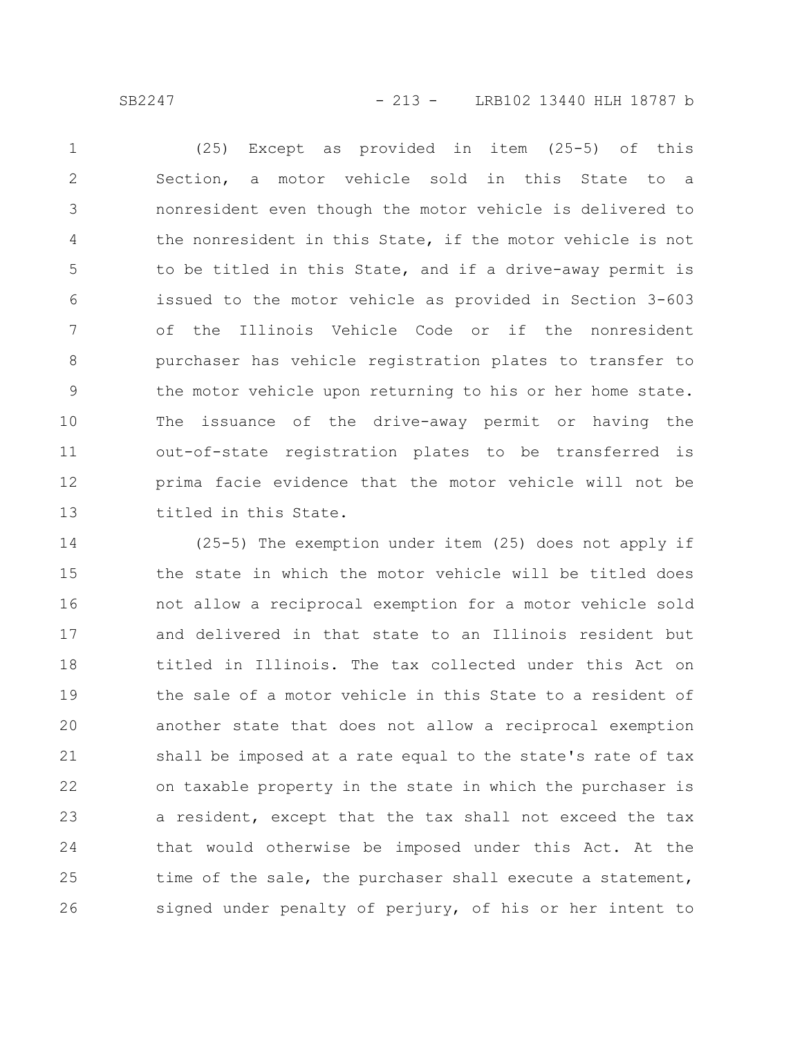(25) Except as provided in item (25-5) of this Section, a motor vehicle sold in this State to a nonresident even though the motor vehicle is delivered to the nonresident in this State, if the motor vehicle is not to be titled in this State, and if a drive-away permit is issued to the motor vehicle as provided in Section 3-603 of the Illinois Vehicle Code or if the nonresident purchaser has vehicle registration plates to transfer to the motor vehicle upon returning to his or her home state. The issuance of the drive-away permit or having the out-of-state registration plates to be transferred is prima facie evidence that the motor vehicle will not be titled in this State.

(25-5) The exemption under item (25) does not apply if the state in which the motor vehicle will be titled does not allow a reciprocal exemption for a motor vehicle sold and delivered in that state to an Illinois resident but titled in Illinois. The tax collected under this Act on the sale of a motor vehicle in this State to a resident of another state that does not allow a reciprocal exemption shall be imposed at a rate equal to the state's rate of tax on taxable property in the state in which the purchaser is a resident, except that the tax shall not exceed the tax that would otherwise be imposed under this Act. At the time of the sale, the purchaser shall execute a statement, signed under penalty of perjury, of his or her intent to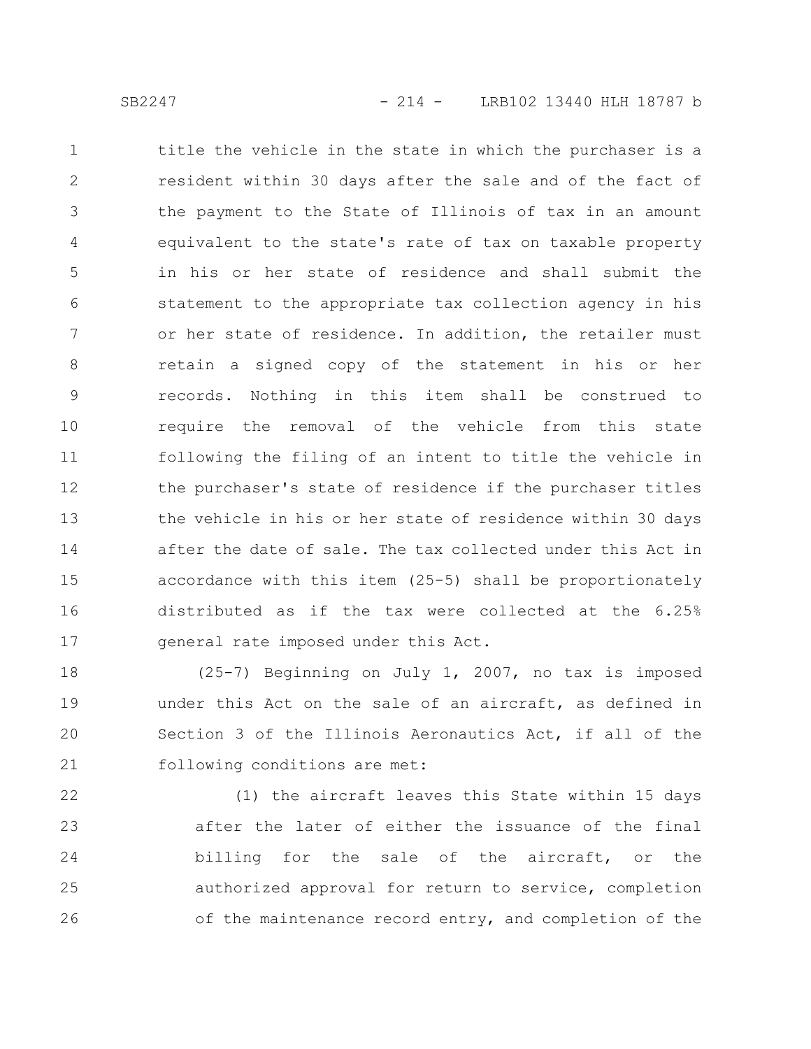title the vehicle in the state in which the purchaser is a resident within 30 days after the sale and of the fact of the payment to the State of Illinois of tax in an amount equivalent to the state's rate of tax on taxable property in his or her state of residence and shall submit the statement to the appropriate tax collection agency in his or her state of residence. In addition, the retailer must retain a signed copy of the statement in his or her records. Nothing in this item shall be construed to require the removal of the vehicle from this state following the filing of an intent to title the vehicle in the purchaser's state of residence if the purchaser titles the vehicle in his or her state of residence within 30 days after the date of sale. The tax collected under this Act in accordance with this item (25-5) shall be proportionately distributed as if the tax were collected at the 6.25% general rate imposed under this Act.

(25-7) Beginning on July 1, 2007, no tax is imposed under this Act on the sale of an aircraft, as defined in Section 3 of the Illinois Aeronautics Act, if all of the following conditions are met:

(1) the aircraft leaves this State within 15 days after the later of either the issuance of the final billing for the sale of the aircraft, or the authorized approval for return to service, completion of the maintenance record entry, and completion of the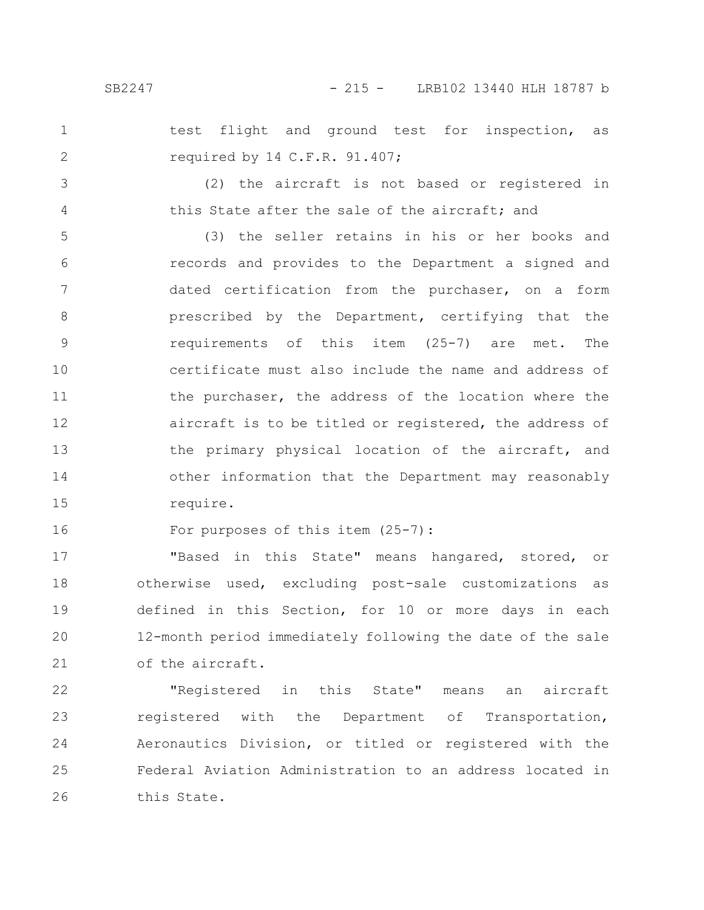test flight and ground test for inspection, as required by 14 C.F.R. 91.407;

(2) the aircraft is not based or registered in this State after the sale of the aircraft; and

(3) the seller retains in his or her books and records and provides to the Department a signed and dated certification from the purchaser, on a form prescribed by the Department, certifying that the requirements of this item (25-7) are met. The certificate must also include the name and address of the purchaser, the address of the location where the aircraft is to be titled or registered, the address of the primary physical location of the aircraft, and other information that the Department may reasonably require.

For purposes of this item (25-7):

"Based in this State" means hangared, stored, or otherwise used, excluding post-sale customizations as defined in this Section, for 10 or more days in each 12-month period immediately following the date of the sale of the aircraft.

"Registered in this State" means an aircraft registered with the Department of Transportation, Aeronautics Division, or titled or registered with the Federal Aviation Administration to an address located in this State.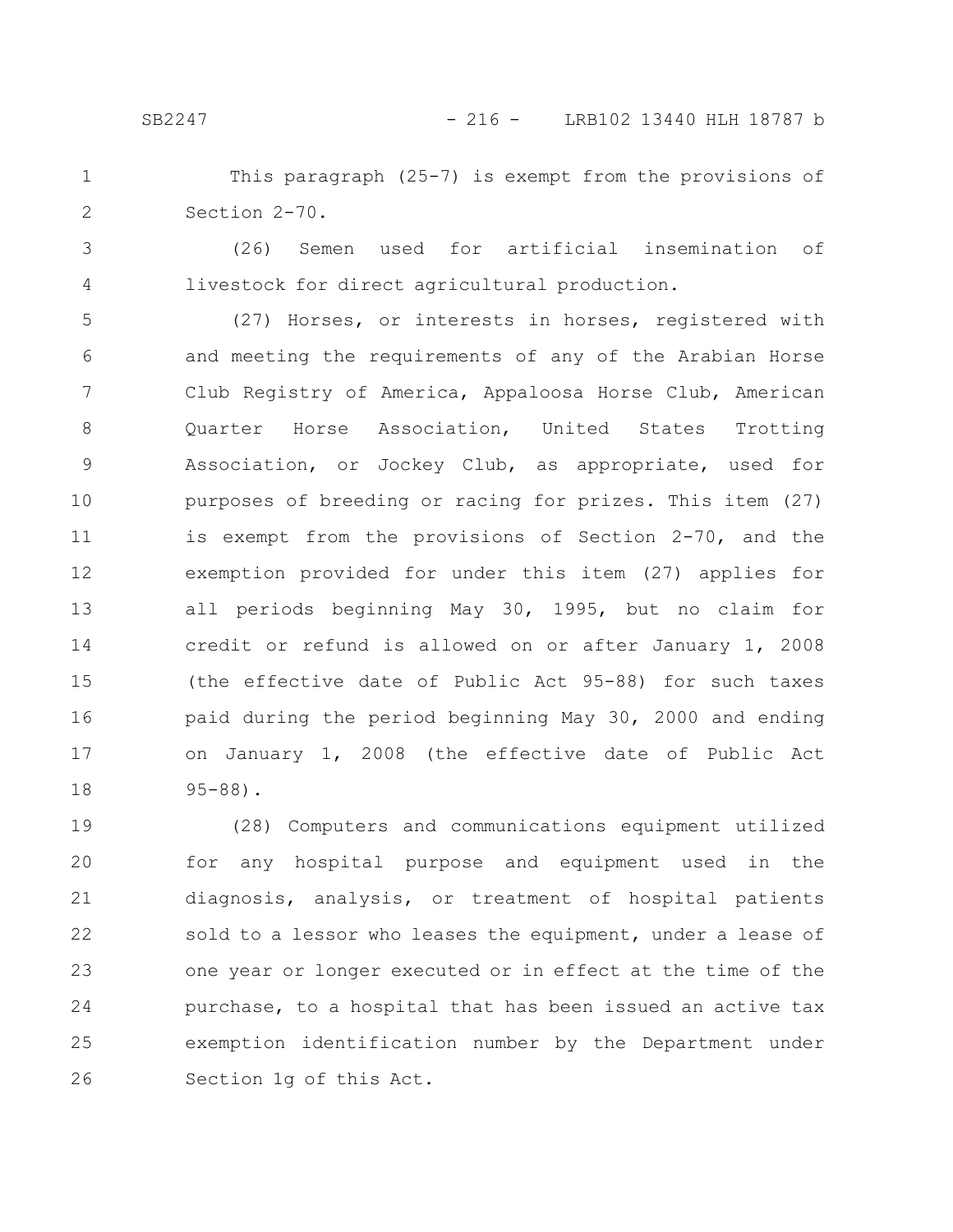This paragraph (25-7) is exempt from the provisions of Section 2-70.

(26) Semen used for artificial insemination of livestock for direct agricultural production.

(27) Horses, or interests in horses, registered with and meeting the requirements of any of the Arabian Horse Club Registry of America, Appaloosa Horse Club, American Quarter Horse Association, United States Trotting Association, or Jockey Club, as appropriate, used for purposes of breeding or racing for prizes. This item (27) is exempt from the provisions of Section 2-70, and the exemption provided for under this item (27) applies for all periods beginning May 30, 1995, but no claim for credit or refund is allowed on or after January 1, 2008 (the effective date of Public Act 95-88) for such taxes paid during the period beginning May 30, 2000 and ending on January 1, 2008 (the effective date of Public Act 95-88).

(28) Computers and communications equipment utilized for any hospital purpose and equipment used in the diagnosis, analysis, or treatment of hospital patients sold to a lessor who leases the equipment, under a lease of one year or longer executed or in effect at the time of the purchase, to a hospital that has been issued an active tax exemption identification number by the Department under Section 1g of this Act.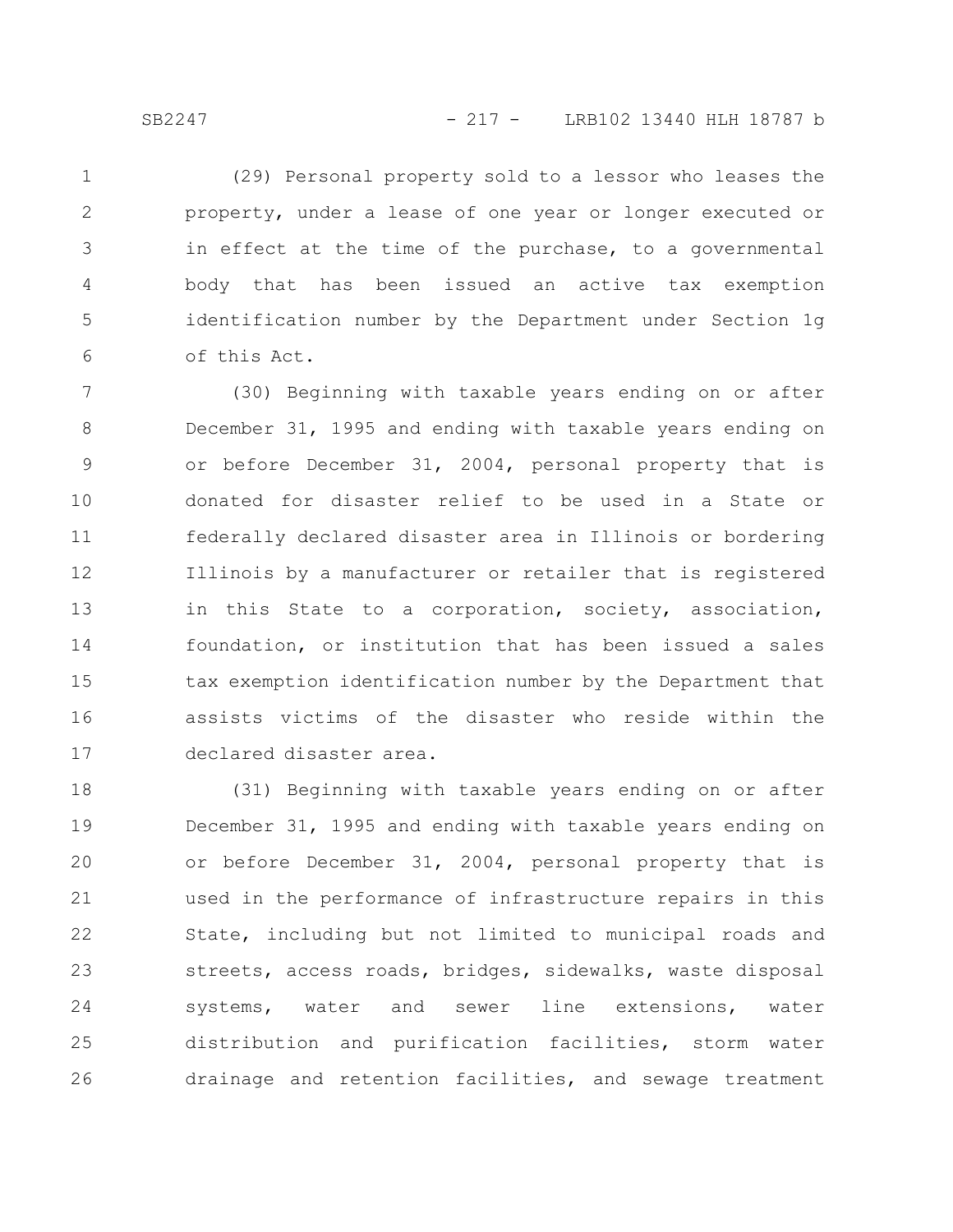(29) Personal property sold to a lessor who leases the property, under a lease of one year or longer executed or in effect at the time of the purchase, to a governmental body that has been issued an active tax exemption identification number by the Department under Section 1g of this Act.

(30) Beginning with taxable years ending on or after December 31, 1995 and ending with taxable years ending on or before December 31, 2004, personal property that is donated for disaster relief to be used in a State or federally declared disaster area in Illinois or bordering Illinois by a manufacturer or retailer that is registered in this State to a corporation, society, association, foundation, or institution that has been issued a sales tax exemption identification number by the Department that assists victims of the disaster who reside within the declared disaster area.

(31) Beginning with taxable years ending on or after December 31, 1995 and ending with taxable years ending on or before December 31, 2004, personal property that is used in the performance of infrastructure repairs in this State, including but not limited to municipal roads and streets, access roads, bridges, sidewalks, waste disposal systems, water and sewer line extensions, water distribution and purification facilities, storm water drainage and retention facilities, and sewage treatment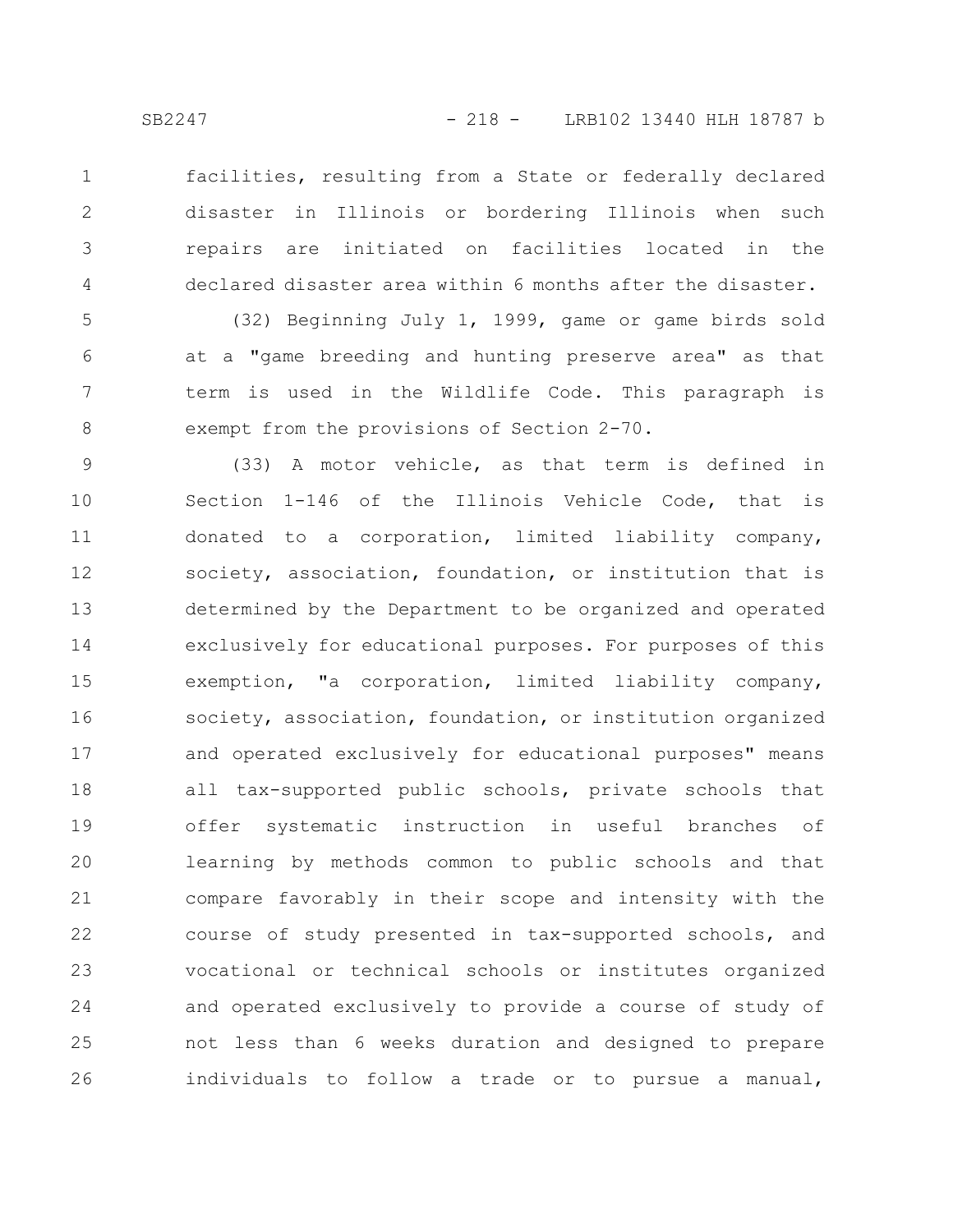facilities, resulting from a State or federally declared disaster in Illinois or bordering Illinois when such repairs are initiated on facilities located in the declared disaster area within 6 months after the disaster.

(32) Beginning July 1, 1999, game or game birds sold at a "game breeding and hunting preserve area" as that term is used in the Wildlife Code. This paragraph is exempt from the provisions of Section 2-70.

(33) A motor vehicle, as that term is defined in Section 1-146 of the Illinois Vehicle Code, that is donated to a corporation, limited liability company, society, association, foundation, or institution that is determined by the Department to be organized and operated exclusively for educational purposes. For purposes of this exemption, "a corporation, limited liability company, society, association, foundation, or institution organized and operated exclusively for educational purposes" means all tax-supported public schools, private schools that offer systematic instruction in useful branches of learning by methods common to public schools and that compare favorably in their scope and intensity with the course of study presented in tax-supported schools, and vocational or technical schools or institutes organized and operated exclusively to provide a course of study of not less than 6 weeks duration and designed to prepare individuals to follow a trade or to pursue a manual,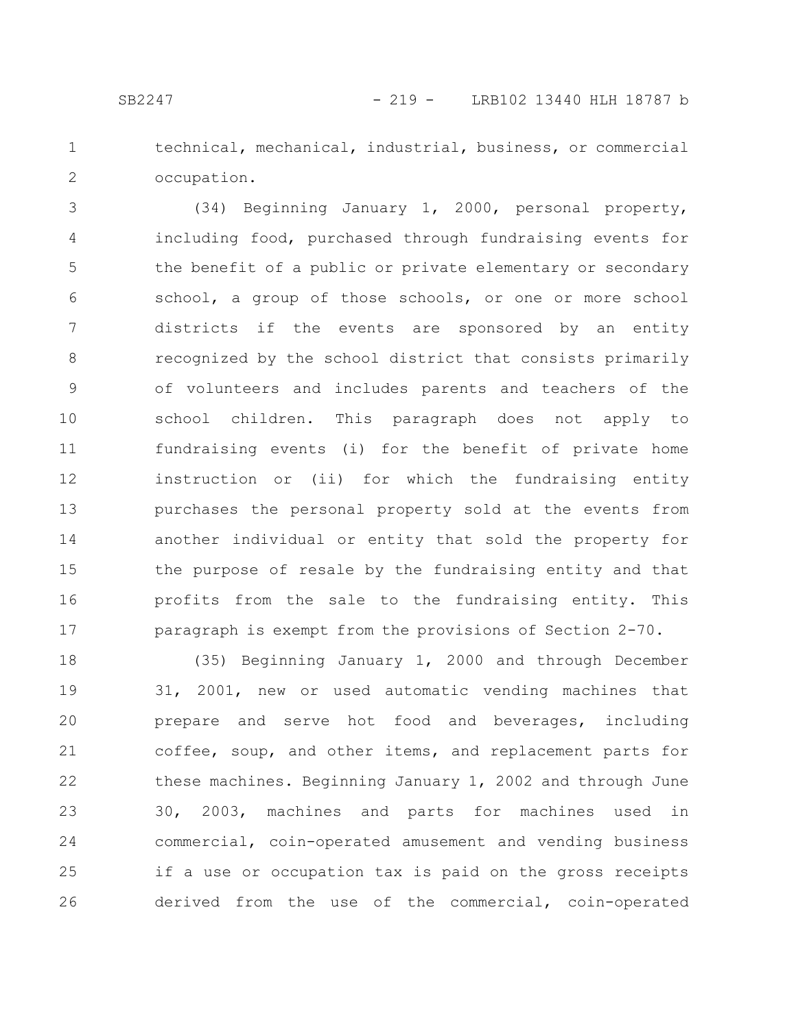technical, mechanical, industrial, business, or commercial occupation.

(34) Beginning January 1, 2000, personal property, including food, purchased through fundraising events for the benefit of a public or private elementary or secondary school, a group of those schools, or one or more school districts if the events are sponsored by an entity recognized by the school district that consists primarily of volunteers and includes parents and teachers of the school children. This paragraph does not apply to fundraising events (i) for the benefit of private home instruction or (ii) for which the fundraising entity purchases the personal property sold at the events from another individual or entity that sold the property for the purpose of resale by the fundraising entity and that profits from the sale to the fundraising entity. This paragraph is exempt from the provisions of Section 2-70.

(35) Beginning January 1, 2000 and through December 31, 2001, new or used automatic vending machines that prepare and serve hot food and beverages, including coffee, soup, and other items, and replacement parts for these machines. Beginning January 1, 2002 and through June 30, 2003, machines and parts for machines used in commercial, coin-operated amusement and vending business if a use or occupation tax is paid on the gross receipts derived from the use of the commercial, coin-operated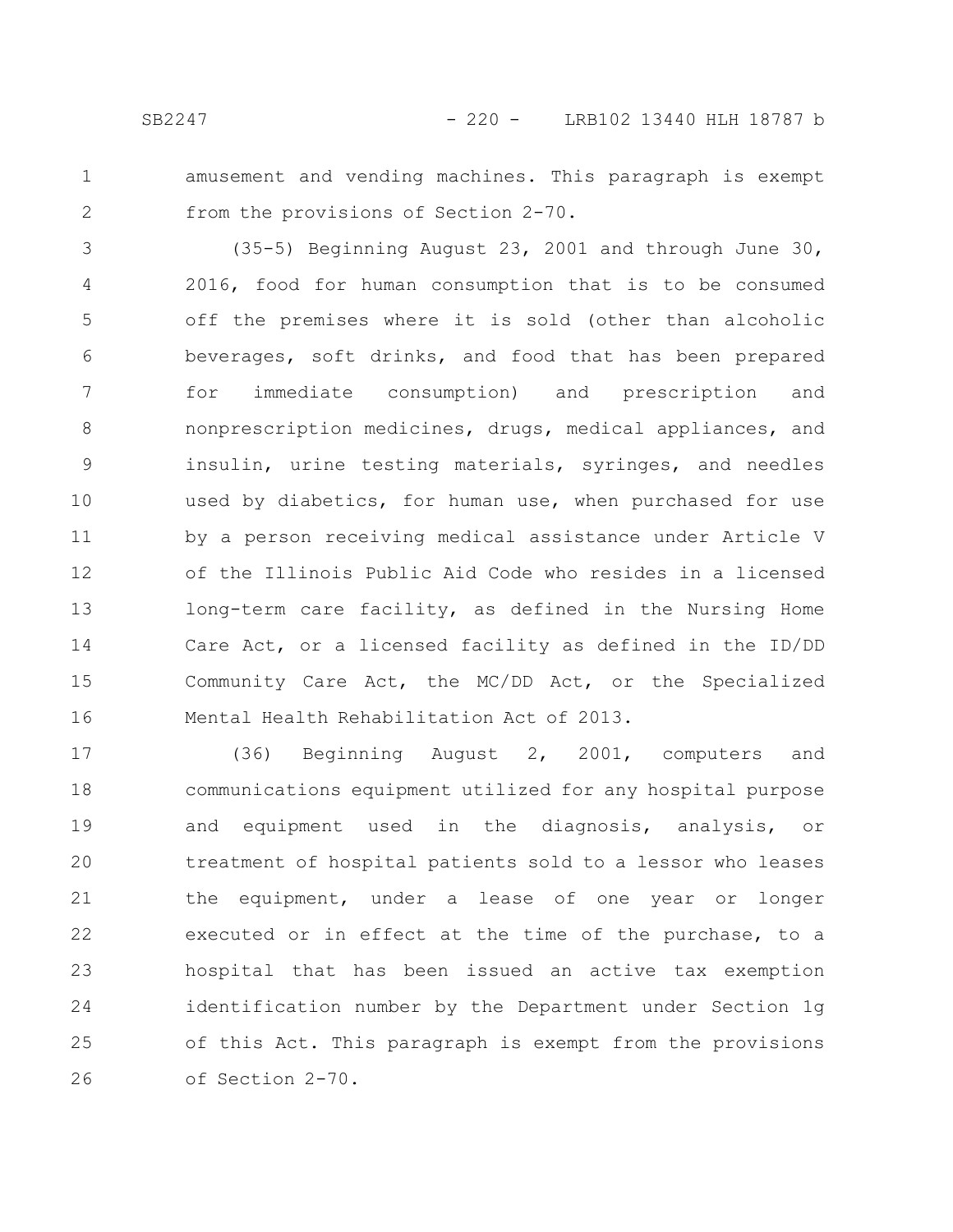amusement and vending machines. This paragraph is exempt from the provisions of Section 2-70.

(35-5) Beginning August 23, 2001 and through June 30, 2016, food for human consumption that is to be consumed off the premises where it is sold (other than alcoholic beverages, soft drinks, and food that has been prepared for immediate consumption) and prescription and nonprescription medicines, drugs, medical appliances, and insulin, urine testing materials, syringes, and needles used by diabetics, for human use, when purchased for use by a person receiving medical assistance under Article V of the Illinois Public Aid Code who resides in a licensed long-term care facility, as defined in the Nursing Home Care Act, or a licensed facility as defined in the ID/DD Community Care Act, the MC/DD Act, or the Specialized Mental Health Rehabilitation Act of 2013.

(36) Beginning August 2, 2001, computers and communications equipment utilized for any hospital purpose and equipment used in the diagnosis, analysis, or treatment of hospital patients sold to a lessor who leases the equipment, under a lease of one year or longer executed or in effect at the time of the purchase, to a hospital that has been issued an active tax exemption identification number by the Department under Section 1g of this Act. This paragraph is exempt from the provisions of Section 2-70.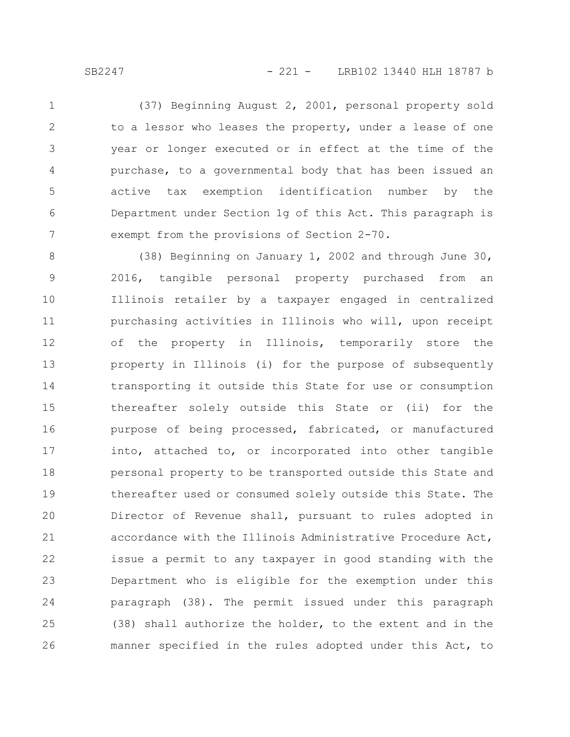(37) Beginning August 2, 2001, personal property sold to a lessor who leases the property, under a lease of one year or longer executed or in effect at the time of the purchase, to a governmental body that has been issued an active tax exemption identification number by the Department under Section 1g of this Act. This paragraph is exempt from the provisions of Section 2-70.

(38) Beginning on January 1, 2002 and through June 30, 2016, tangible personal property purchased from an Illinois retailer by a taxpayer engaged in centralized purchasing activities in Illinois who will, upon receipt of the property in Illinois, temporarily store the property in Illinois (i) for the purpose of subsequently transporting it outside this State for use or consumption thereafter solely outside this State or (ii) for the purpose of being processed, fabricated, or manufactured into, attached to, or incorporated into other tangible personal property to be transported outside this State and thereafter used or consumed solely outside this State. The Director of Revenue shall, pursuant to rules adopted in accordance with the Illinois Administrative Procedure Act, issue a permit to any taxpayer in good standing with the Department who is eligible for the exemption under this paragraph (38). The permit issued under this paragraph (38) shall authorize the holder, to the extent and in the manner specified in the rules adopted under this Act, to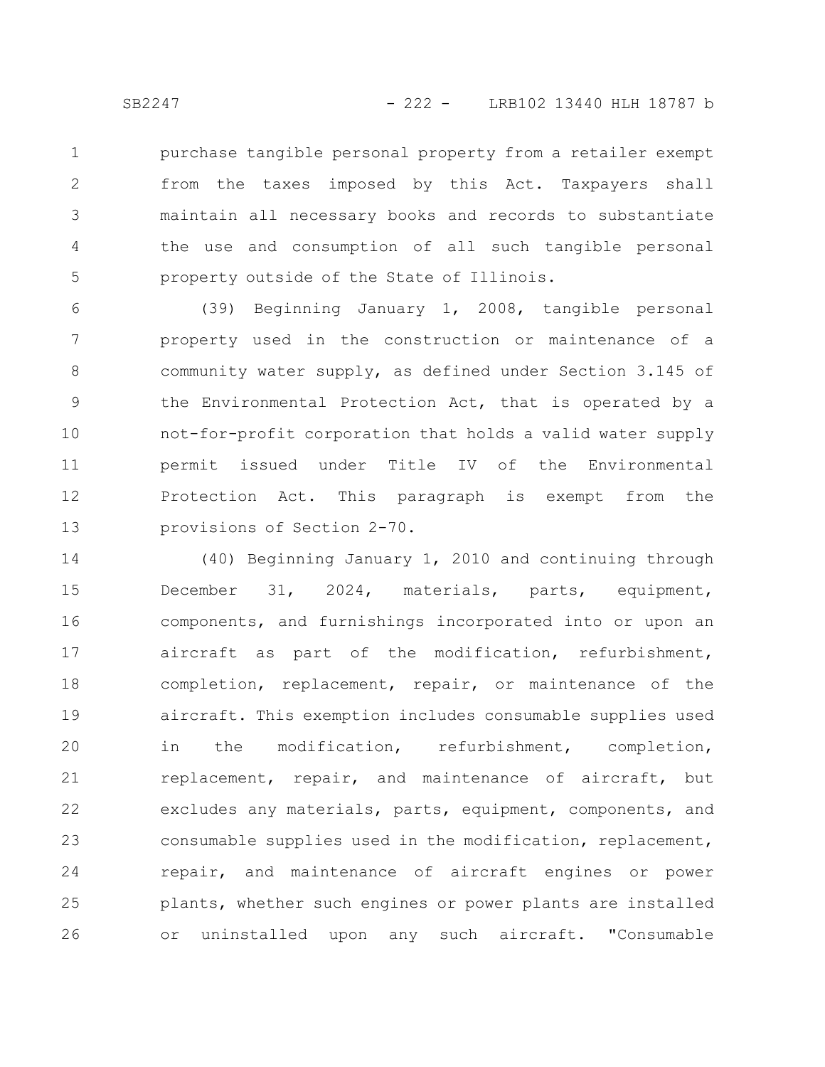purchase tangible personal property from a retailer exempt from the taxes imposed by this Act. Taxpayers shall maintain all necessary books and records to substantiate the use and consumption of all such tangible personal property outside of the State of Illinois.

(39) Beginning January 1, 2008, tangible personal property used in the construction or maintenance of a community water supply, as defined under Section 3.145 of the Environmental Protection Act, that is operated by a not-for-profit corporation that holds a valid water supply permit issued under Title IV of the Environmental Protection Act. This paragraph is exempt from the provisions of Section 2-70.

(40) Beginning January 1, 2010 and continuing through December 31, 2024, materials, parts, equipment, components, and furnishings incorporated into or upon an aircraft as part of the modification, refurbishment, completion, replacement, repair, or maintenance of the aircraft. This exemption includes consumable supplies used in the modification, refurbishment, completion, replacement, repair, and maintenance of aircraft, but excludes any materials, parts, equipment, components, and consumable supplies used in the modification, replacement, repair, and maintenance of aircraft engines or power plants, whether such engines or power plants are installed or uninstalled upon any such aircraft. "Consumable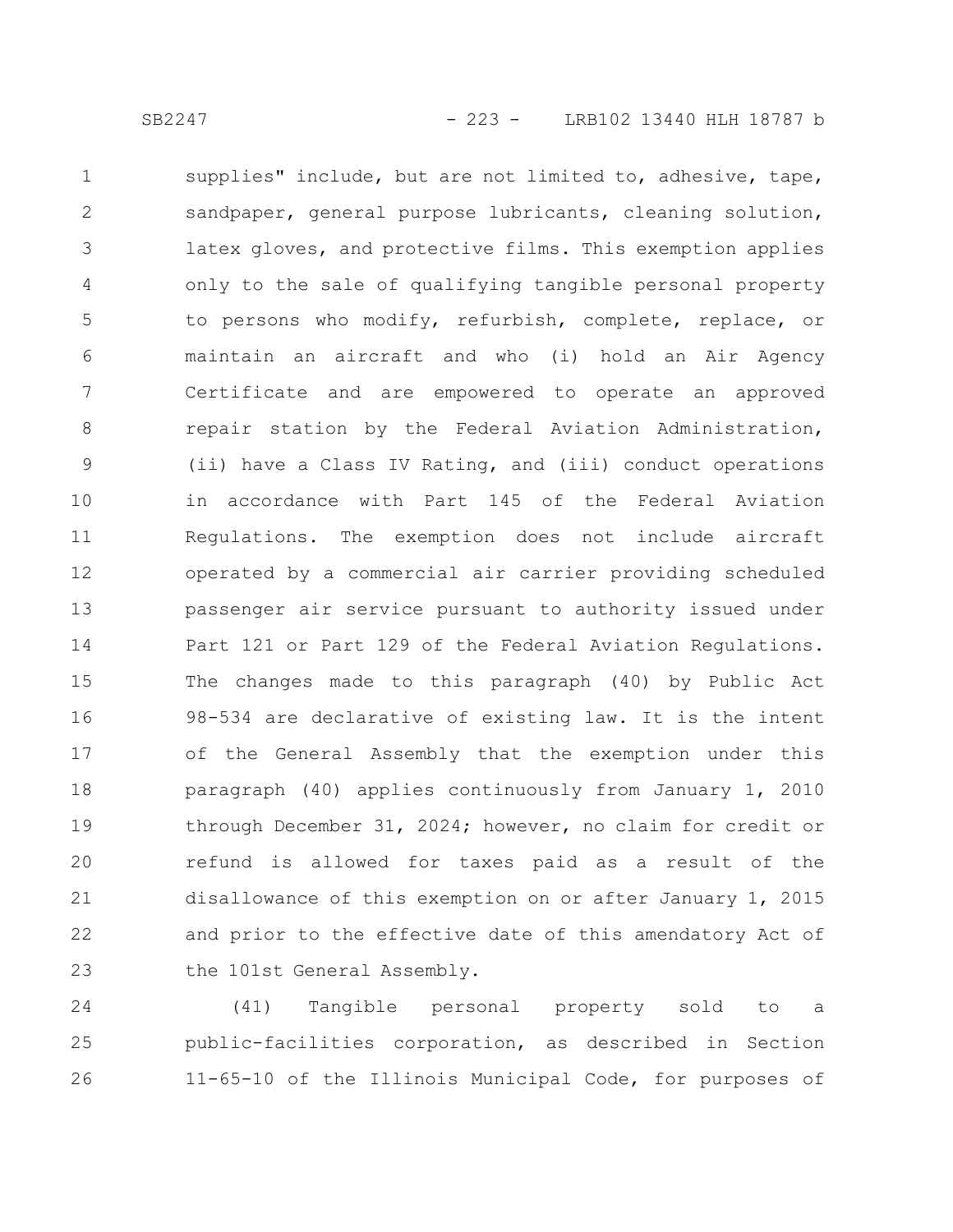supplies" include, but are not limited to, adhesive, tape, sandpaper, general purpose lubricants, cleaning solution, latex gloves, and protective films. This exemption applies only to the sale of qualifying tangible personal property to persons who modify, refurbish, complete, replace, or maintain an aircraft and who (i) hold an Air Agency Certificate and are empowered to operate an approved repair station by the Federal Aviation Administration, (ii) have a Class IV Rating, and (iii) conduct operations in accordance with Part 145 of the Federal Aviation Regulations. The exemption does not include aircraft operated by a commercial air carrier providing scheduled passenger air service pursuant to authority issued under Part 121 or Part 129 of the Federal Aviation Regulations. The changes made to this paragraph (40) by Public Act 98-534 are declarative of existing law. It is the intent of the General Assembly that the exemption under this paragraph (40) applies continuously from January 1, 2010 through December 31, 2024; however, no claim for credit or refund is allowed for taxes paid as a result of the disallowance of this exemption on or after January 1, 2015 and prior to the effective date of this amendatory Act of the 101st General Assembly.

(41) Tangible personal property sold to a public-facilities corporation, as described in Section 11-65-10 of the Illinois Municipal Code, for purposes of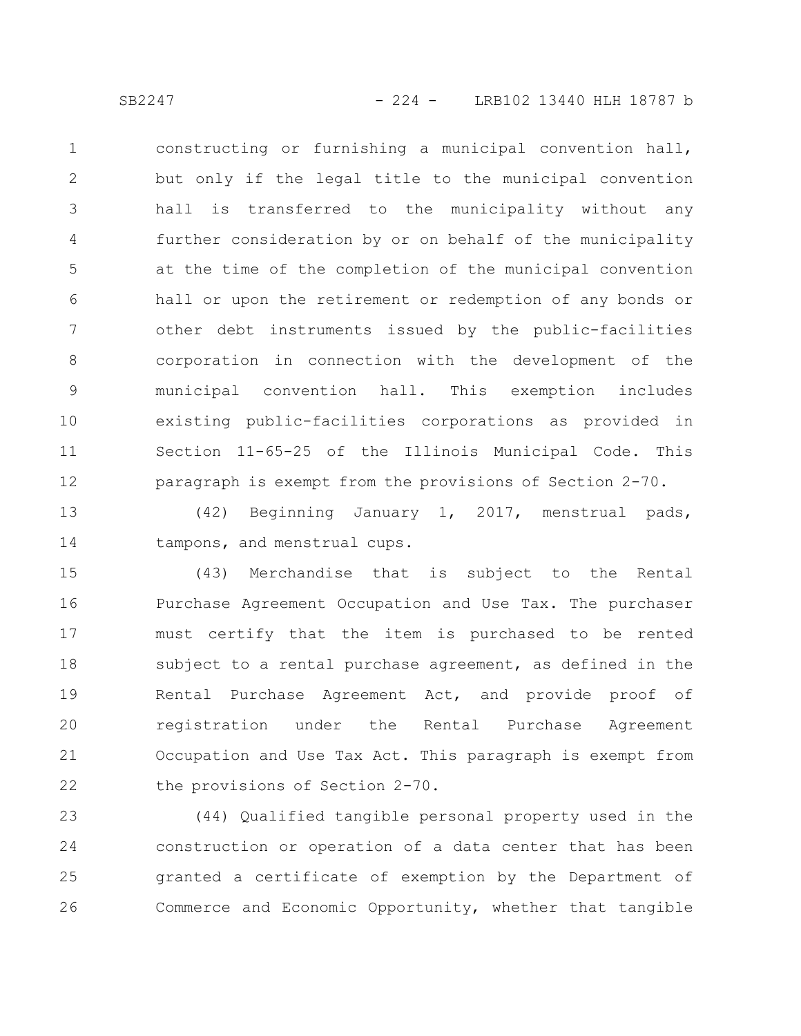constructing or furnishing a municipal convention hall, but only if the legal title to the municipal convention hall is transferred to the municipality without any further consideration by or on behalf of the municipality at the time of the completion of the municipal convention hall or upon the retirement or redemption of any bonds or other debt instruments issued by the public-facilities corporation in connection with the development of the municipal convention hall. This exemption includes existing public-facilities corporations as provided in Section 11-65-25 of the Illinois Municipal Code. This paragraph is exempt from the provisions of Section 2-70.

(42) Beginning January 1, 2017, menstrual pads, tampons, and menstrual cups.

(43) Merchandise that is subject to the Rental Purchase Agreement Occupation and Use Tax. The purchaser must certify that the item is purchased to be rented subject to a rental purchase agreement, as defined in the Rental Purchase Agreement Act, and provide proof of registration under the Rental Purchase Agreement Occupation and Use Tax Act. This paragraph is exempt from the provisions of Section 2-70.

(44) Qualified tangible personal property used in the construction or operation of a data center that has been granted a certificate of exemption by the Department of Commerce and Economic Opportunity, whether that tangible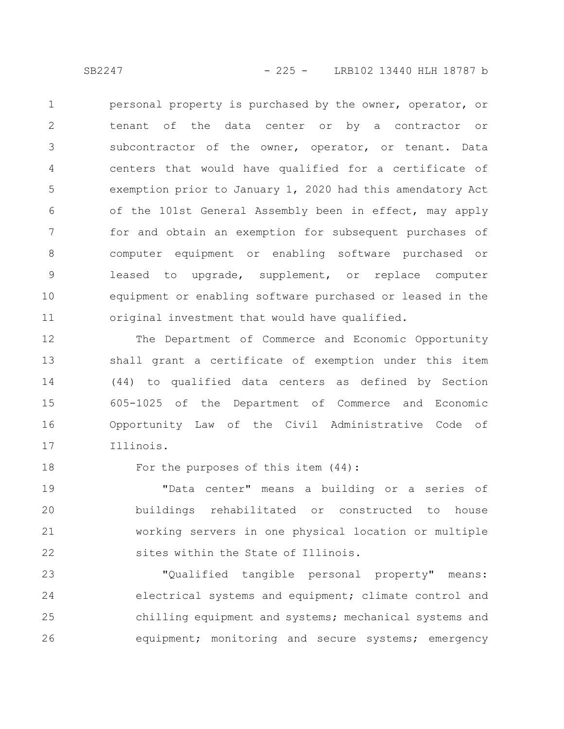personal property is purchased by the owner, operator, or tenant of the data center or by a contractor or subcontractor of the owner, operator, or tenant. Data centers that would have qualified for a certificate of exemption prior to January 1, 2020 had this amendatory Act of the 101st General Assembly been in effect, may apply for and obtain an exemption for subsequent purchases of computer equipment or enabling software purchased or leased to upgrade, supplement, or replace computer equipment or enabling software purchased or leased in the original investment that would have qualified.

The Department of Commerce and Economic Opportunity shall grant a certificate of exemption under this item (44) to qualified data centers as defined by Section 605-1025 of the Department of Commerce and Economic Opportunity Law of the Civil Administrative Code of Illinois.

For the purposes of this item (44):

"Data center" means a building or a series of buildings rehabilitated or constructed to house working servers in one physical location or multiple sites within the State of Illinois.

"Qualified tangible personal property" means: electrical systems and equipment; climate control and chilling equipment and systems; mechanical systems and equipment; monitoring and secure systems; emergency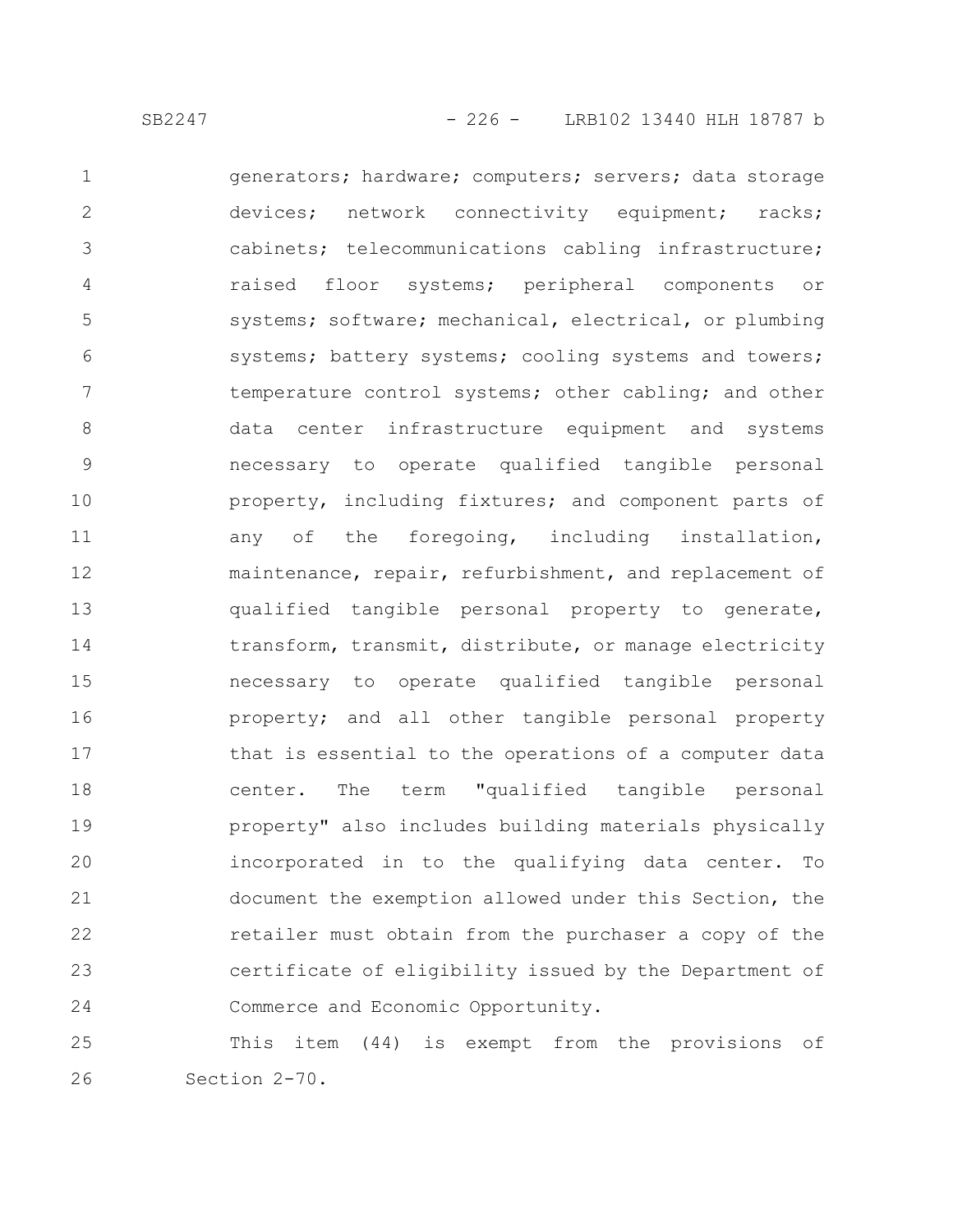generators; hardware; computers; servers; data storage devices; network connectivity equipment; racks; cabinets; telecommunications cabling infrastructure; raised floor systems; peripheral components or systems; software; mechanical, electrical, or plumbing systems; battery systems; cooling systems and towers; temperature control systems; other cabling; and other data center infrastructure equipment and systems necessary to operate qualified tangible personal property, including fixtures; and component parts of any of the foregoing, including installation, maintenance, repair, refurbishment, and replacement of qualified tangible personal property to generate, transform, transmit, distribute, or manage electricity necessary to operate qualified tangible personal property; and all other tangible personal property that is essential to the operations of a computer data center. The term "qualified tangible personal property" also includes building materials physically incorporated in to the qualifying data center. To document the exemption allowed under this Section, the retailer must obtain from the purchaser a copy of the certificate of eligibility issued by the Department of Commerce and Economic Opportunity.

This item (44) is exempt from the provisions of Section 2-70.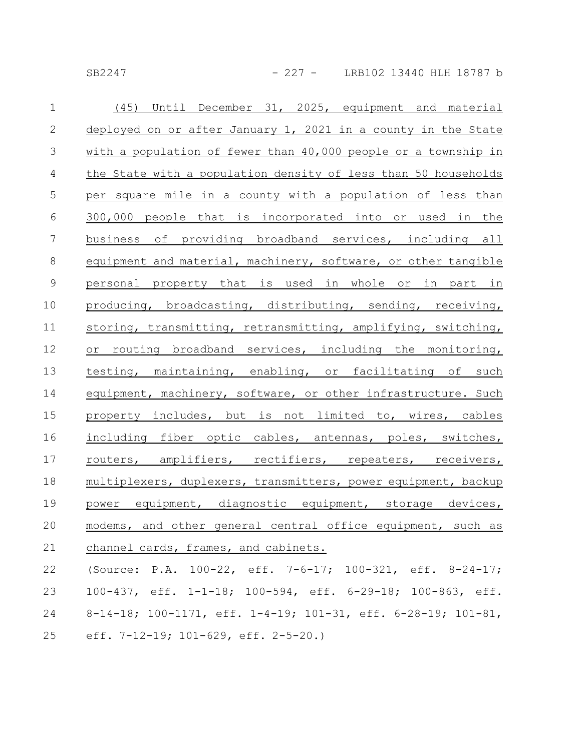(45) Until December 31, 2025, equipment and material deployed on or after January 1, 2021 in a county in the State with a population of fewer than 40,000 people or a township in the State with a population density of less than 50 households per square mile in a county with a population of less than 300,000 people that is incorporated into or used in the business of providing broadband services, including all equipment and material, machinery, software, or other tangible personal property that is used in whole or in part in producing, broadcasting, distributing, sending, receiving, storing, transmitting, retransmitting, amplifying, switching, or routing broadband services, including the monitoring, testing, maintaining, enabling, or facilitating of such equipment, machinery, software, or other infrastructure. Such property includes, but is not limited to, wires, cables including fiber optic cables, antennas, poles, switches, routers, amplifiers, rectifiers, repeaters, receivers, multiplexers, duplexers, transmitters, power equipment, backup power equipment, diagnostic equipment, storage devices, modems, and other general central office equipment, such as channel cards, frames, and cabinets.

(Source: P.A. 100-22, eff. 7-6-17; 100-321, eff. 8-24-17; 100-437, eff. 1-1-18; 100-594, eff. 6-29-18; 100-863, eff. 8-14-18; 100-1171, eff. 1-4-19; 101-31, eff. 6-28-19; 101-81, eff. 7-12-19; 101-629, eff. 2-5-20.)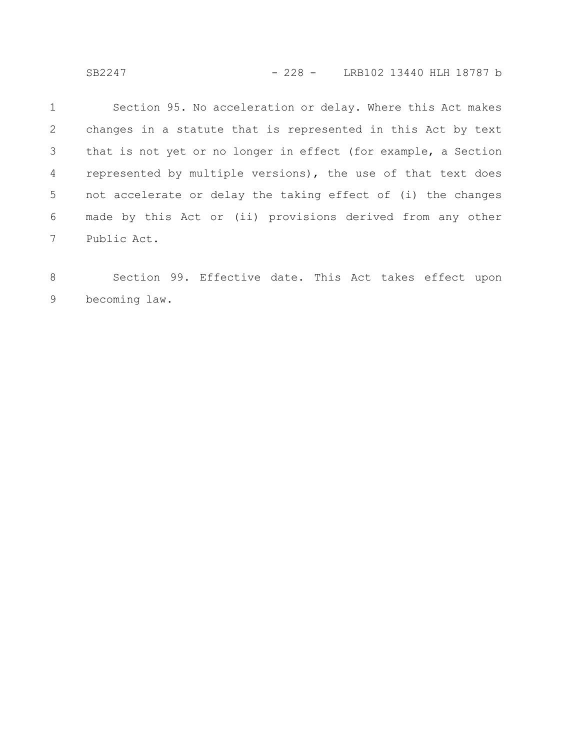Section 95. No acceleration or delay. Where this Act makes changes in a statute that is represented in this Act by text that is not yet or no longer in effect (for example, a Section represented by multiple versions), the use of that text does not accelerate or delay the taking effect of (i) the changes made by this Act or (ii) provisions derived from any other Public Act.

Section 99. Effective date. This Act takes effect upon becoming law.